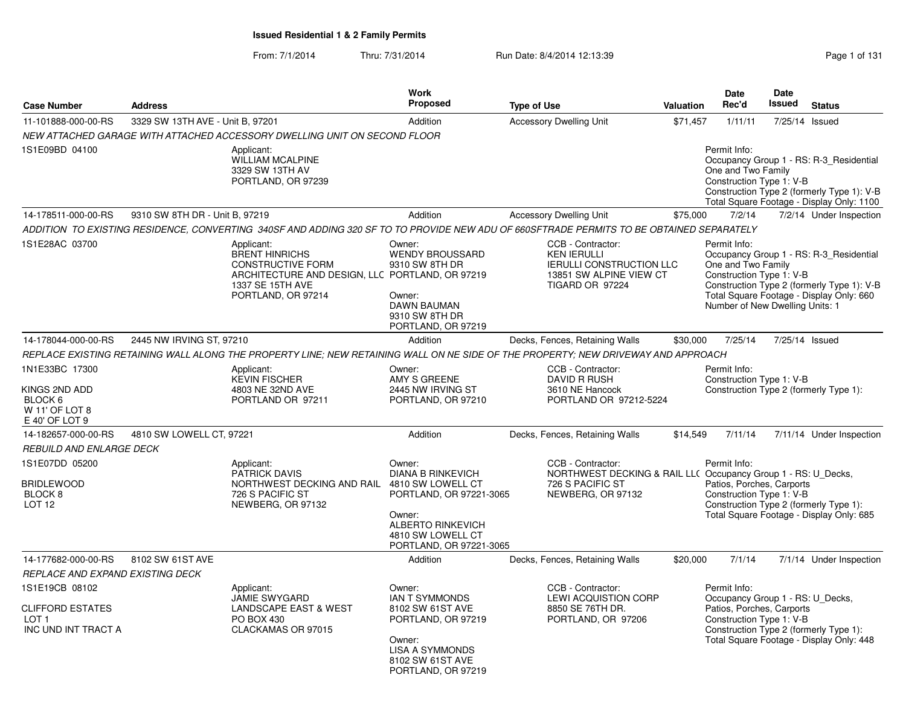# Issued Residential 1 & 2 Family Permits

From: 7/1/2014 Thru: 7/31/2014 Run Date: 8/4/2014 12:13:39

| Case Number | Address | Work Proposed | Type of Use | Valuation | Date Rec'd | Date Issued | Status |
|---|---|---|---|---|---|---|---|
| 11-101888-000-00-RS | 3329 SW 13TH AVE - Unit B, 97201 | Addition | Accessory Dwelling Unit | $71,457 | 1/11/11 | 7/25/14 | Issued |

*NEW ATTACHED GARAGE WITH ATTACHED ACCESSORY DWELLING UNIT ON SECOND FLOOR*

1S1E09BD 04100

Applicant:
WILLIAM MCALPINE
3329 SW 13TH AV
PORTLAND, OR 97239

Permit Info:
Occupancy Group 1 - RS: R-3_Residential One and Two Family
Construction Type 1: V-B
Construction Type 2 (formerly Type 1): V-B
Total Square Footage - Display Only: 1100

---

| Case Number | Address | Work Proposed | Type of Use | Valuation | Date Rec'd | Date Issued | Status |
|---|---|---|---|---|---|---|---|
| 14-178511-000-00-RS | 9310 SW 8TH DR - Unit B, 97219 | Addition | Accessory Dwelling Unit | $75,000 | 7/2/14 | 7/2/14 | Under Inspection |

*ADDITION TO EXISTING RESIDENCE, CONVERTING 340SF AND ADDING 320 SF TO TO PROVIDE NEW ADU OF 660SFTRADE PERMITS TO BE OBTAINED SEPARATELY*

1S1E28AC 03700

Applicant:
BRENT HINRICHS
CONSTRUCTIVE FORM ARCHITECTURE AND DESIGN, LLC
1337 SE 15TH AVE
PORTLAND, OR 97214

Owner:
WENDY BROUSSARD
9310 SW 8TH DR
PORTLAND, OR 97219

Owner:
DAWN BAUMAN
9310 SW 8TH DR
PORTLAND, OR 97219

CCB - Contractor:
KEN IERULLI
IERULLI CONSTRUCTION LLC
13851 SW ALPINE VIEW CT
TIGARD OR 97224

Permit Info:
Occupancy Group 1 - RS: R-3_Residential One and Two Family
Construction Type 1: V-B
Construction Type 2 (formerly Type 1): V-B
Total Square Footage - Display Only: 660
Number of New Dwelling Units: 1

---

| Case Number | Address | Work Proposed | Type of Use | Valuation | Date Rec'd | Date Issued | Status |
|---|---|---|---|---|---|---|---|
| 14-178044-000-00-RS | 2445 NW IRVING ST, 97210 | Addition | Decks, Fences, Retaining Walls | $30,000 | 7/25/14 | 7/25/14 | Issued |

*REPLACE EXISTING RETAINING WALL ALONG THE PROPERTY LINE; NEW RETAINING WALL ON NE SIDE OF THE PROPERTY; NEW DRIVEWAY AND APPROACH*

1N1E33BC 17300

KINGS 2ND ADD
BLOCK 6
W 11' OF LOT 8
E 40' OF LOT 9

Applicant:
KEVIN FISCHER
4803 NE 32ND AVE
PORTLAND OR 97211

Owner:
AMY S GREENE
2445 NW IRVING ST
PORTLAND, OR 97210

CCB - Contractor:
DAVID R RUSH
3610 NE Hancock
PORTLAND OR 97212-5224

Permit Info:
Construction Type 1: V-B
Construction Type 2 (formerly Type 1):

---

| Case Number | Address | Work Proposed | Type of Use | Valuation | Date Rec'd | Date Issued | Status |
|---|---|---|---|---|---|---|---|
| 14-182657-000-00-RS | 4810 SW LOWELL CT, 97221 | Addition | Decks, Fences, Retaining Walls | $14,549 | 7/11/14 | 7/11/14 | Under Inspection |

*REBUILD AND ENLARGE DECK*

1S1E07DD 05200

BRIDLEWOOD
BLOCK 8
LOT 12

Applicant:
PATRICK DAVIS
NORTHWEST DECKING AND RAIL
726 S PACIFIC ST
NEWBERG, OR 97132

Owner:
DIANA B RINKEVICH
4810 SW LOWELL CT
PORTLAND, OR 97221-3065

Owner:
ALBERTO RINKEVICH
4810 SW LOWELL CT
PORTLAND, OR 97221-3065

CCB - Contractor:
NORTHWEST DECKING & RAIL LLC
726 S PACIFIC ST
NEWBERG, OR 97132

Permit Info:
Occupancy Group 1 - RS: U_Decks, Patios, Porches, Carports
Construction Type 1: V-B
Construction Type 2 (formerly Type 1):
Total Square Footage - Display Only: 685

---

| Case Number | Address | Work Proposed | Type of Use | Valuation | Date Rec'd | Date Issued | Status |
|---|---|---|---|---|---|---|---|
| 14-177682-000-00-RS | 8102 SW 61ST AVE | Addition | Decks, Fences, Retaining Walls | $20,000 | 7/1/14 | 7/1/14 | Under Inspection |

*REPLACE AND EXPAND EXISTING DECK*

1S1E19CB 08102

CLIFFORD ESTATES
LOT 1
INC UND INT TRACT A

Applicant:
JAMIE SWYGARD
LANDSCAPE EAST & WEST
PO BOX 430
CLACKAMAS OR 97015

Owner:
IAN T SYMMONDS
8102 SW 61ST AVE
PORTLAND, OR 97219

Owner:
LISA A SYMMONDS
8102 SW 61ST AVE
PORTLAND, OR 97219

CCB - Contractor:
LEWI ACQUISTION CORP
8850 SE 76TH DR.
PORTLAND, OR 97206

Permit Info:
Occupancy Group 1 - RS: U_Decks, Patios, Porches, Carports
Construction Type 1: V-B
Construction Type 2 (formerly Type 1):
Total Square Footage - Display Only: 448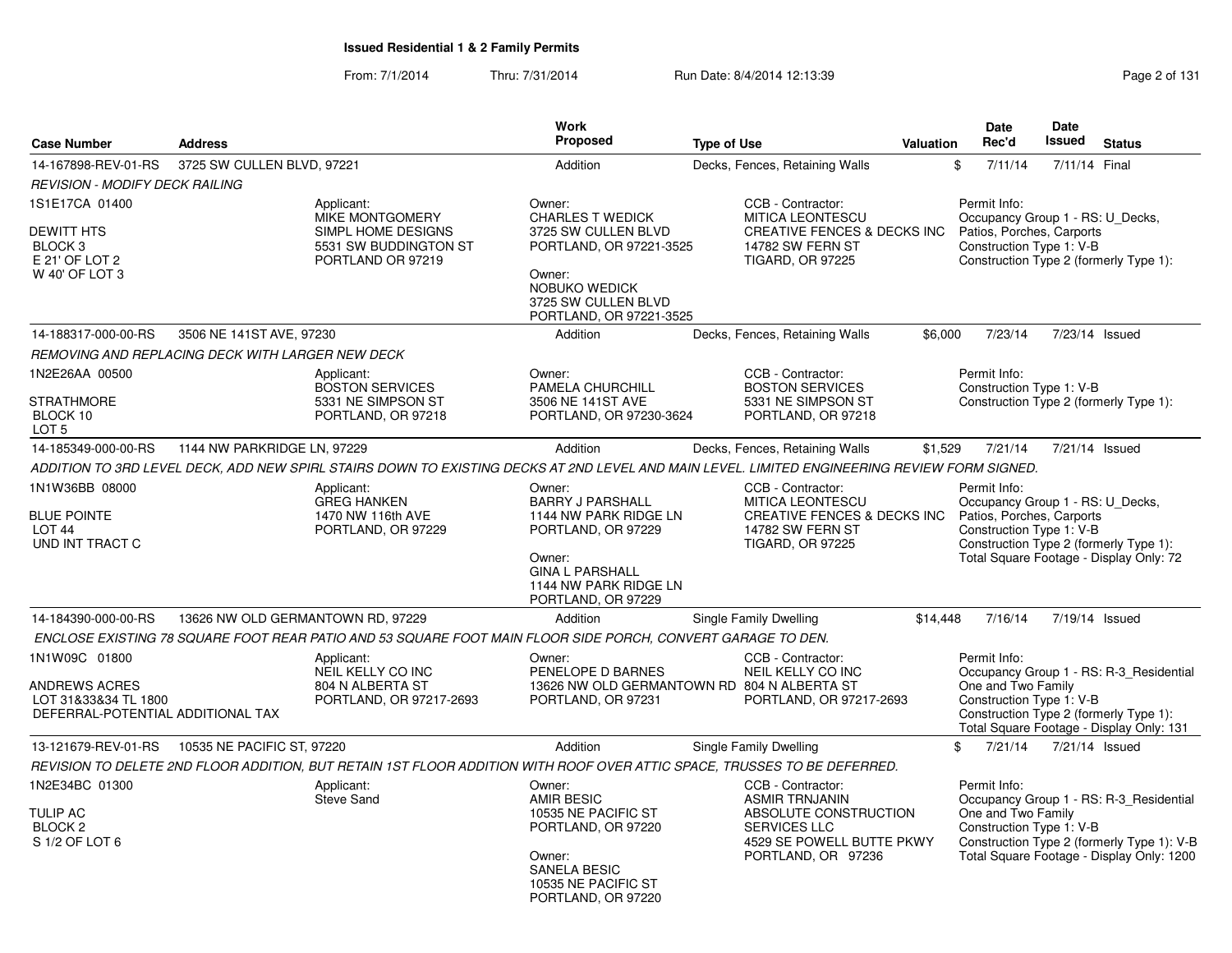**Issued Residential 1 & 2 Family Permits**

From: 7/1/2014 Thru: 7/31/2014 Run Date: 8/4/2014 12:13:39

| Case Number | Address | Work Proposed | Type of Use | Valuation | Date Rec'd | Date Issued | Status |
|---|---|---|---|---|---|---|---|
| 14-167898-REV-01-RS | 3725 SW CULLEN BLVD, 97221 | Addition | Decks, Fences, Retaining Walls | $ | 7/11/14 | 7/11/14 | Final |

*REVISION - MODIFY DECK RAILING*

1S1E17CA 01400
DEWITT HTS
BLOCK 3
E 21' OF LOT 2
W 40' OF LOT 3

Applicant: MIKE MONTGOMERY, SIMPL HOME DESIGNS, 5531 SW BUDDINGTON ST, PORTLAND OR 97219

Owner: CHARLES T WEDICK, 3725 SW CULLEN BLVD, PORTLAND, OR 97221-3525
Owner: NOBUKO WEDICK, 3725 SW CULLEN BLVD, PORTLAND, OR 97221-3525

CCB - Contractor: MITICA LEONTESCU, CREATIVE FENCES & DECKS INC, 14782 SW FERN ST, TIGARD, OR 97225

Permit Info: Occupancy Group 1 - RS: U_Decks, Patios, Porches, Carports; Construction Type 1: V-B; Construction Type 2 (formerly Type 1):

| Case Number | Address | Work Proposed | Type of Use | Valuation | Date Rec'd | Date Issued | Status |
|---|---|---|---|---|---|---|---|
| 14-188317-000-00-RS | 3506 NE 141ST AVE, 97230 | Addition | Decks, Fences, Retaining Walls | $6,000 | 7/23/14 | 7/23/14 | Issued |

*REMOVING AND REPLACING DECK WITH LARGER NEW DECK*

1N2E26AA 00500
STRATHMORE
BLOCK 10
LOT 5

Applicant: BOSTON SERVICES, 5331 NE SIMPSON ST, PORTLAND, OR 97218

Owner: PAMELA CHURCHILL, 3506 NE 141ST AVE, PORTLAND, OR 97230-3624

CCB - Contractor: BOSTON SERVICES, 5331 NE SIMPSON ST, PORTLAND, OR 97218

Permit Info: Construction Type 1: V-B; Construction Type 2 (formerly Type 1):

| Case Number | Address | Work Proposed | Type of Use | Valuation | Date Rec'd | Date Issued | Status |
|---|---|---|---|---|---|---|---|
| 14-185349-000-00-RS | 1144 NW PARKRIDGE LN, 97229 | Addition | Decks, Fences, Retaining Walls | $1,529 | 7/21/14 | 7/21/14 | Issued |

*ADDITION TO 3RD LEVEL DECK, ADD NEW SPIRL STAIRS DOWN TO EXISTING DECKS AT 2ND LEVEL AND MAIN LEVEL. LIMITED ENGINEERING REVIEW FORM SIGNED.*

1N1W36BB 08000
BLUE POINTE
LOT 44
UND INT TRACT C

Applicant: GREG HANKEN, 1470 NW 116th AVE, PORTLAND, OR 97229

Owner: BARRY J PARSHALL, 1144 NW PARK RIDGE LN, PORTLAND, OR 97229
Owner: GINA L PARSHALL, 1144 NW PARK RIDGE LN, PORTLAND, OR 97229

CCB - Contractor: MITICA LEONTESCU, CREATIVE FENCES & DECKS INC, 14782 SW FERN ST, TIGARD, OR 97225

Permit Info: Occupancy Group 1 - RS: U_Decks, Patios, Porches, Carports; Construction Type 1: V-B; Construction Type 2 (formerly Type 1):; Total Square Footage - Display Only: 72

| Case Number | Address | Work Proposed | Type of Use | Valuation | Date Rec'd | Date Issued | Status |
|---|---|---|---|---|---|---|---|
| 14-184390-000-00-RS | 13626 NW OLD GERMANTOWN RD, 97229 | Addition | Single Family Dwelling | $14,448 | 7/16/14 | 7/19/14 | Issued |

*ENCLOSE EXISTING 78 SQUARE FOOT REAR PATIO AND 53 SQUARE FOOT MAIN FLOOR SIDE PORCH, CONVERT GARAGE TO DEN.*

1N1W09C 01800
ANDREWS ACRES
LOT 31&33&34 TL 1800
DEFERRAL-POTENTIAL ADDITIONAL TAX

Applicant: NEIL KELLY CO INC, 804 N ALBERTA ST, PORTLAND, OR 97217-2693

Owner: PENELOPE D BARNES, 13626 NW OLD GERMANTOWN RD, PORTLAND, OR 97231

CCB - Contractor: NEIL KELLY CO INC, 804 N ALBERTA ST, PORTLAND, OR 97217-2693

Permit Info: Occupancy Group 1 - RS: R-3_Residential One and Two Family; Construction Type 1: V-B; Construction Type 2 (formerly Type 1):; Total Square Footage - Display Only: 131

| Case Number | Address | Work Proposed | Type of Use | Valuation | Date Rec'd | Date Issued | Status |
|---|---|---|---|---|---|---|---|
| 13-121679-REV-01-RS | 10535 NE PACIFIC ST, 97220 | Addition | Single Family Dwelling | $ | 7/21/14 | 7/21/14 | Issued |

*REVISION TO DELETE 2ND FLOOR ADDITION, BUT RETAIN 1ST FLOOR ADDITION WITH ROOF OVER ATTIC SPACE, TRUSSES TO BE DEFERRED.*

1N2E34BC 01300
TULIP AC
BLOCK 2
S 1/2 OF LOT 6

Applicant: Steve Sand

Owner: AMIR BESIC, 10535 NE PACIFIC ST, PORTLAND, OR 97220
Owner: SANELA BESIC, 10535 NE PACIFIC ST, PORTLAND, OR 97220

CCB - Contractor: ASMIR TRNJANIN, ABSOLUTE CONSTRUCTION SERVICES LLC, 4529 SE POWELL BUTTE PKWY, PORTLAND, OR 97236

Permit Info: Occupancy Group 1 - RS: R-3_Residential One and Two Family; Construction Type 1: V-B; Construction Type 2 (formerly Type 1): V-B; Total Square Footage - Display Only: 1200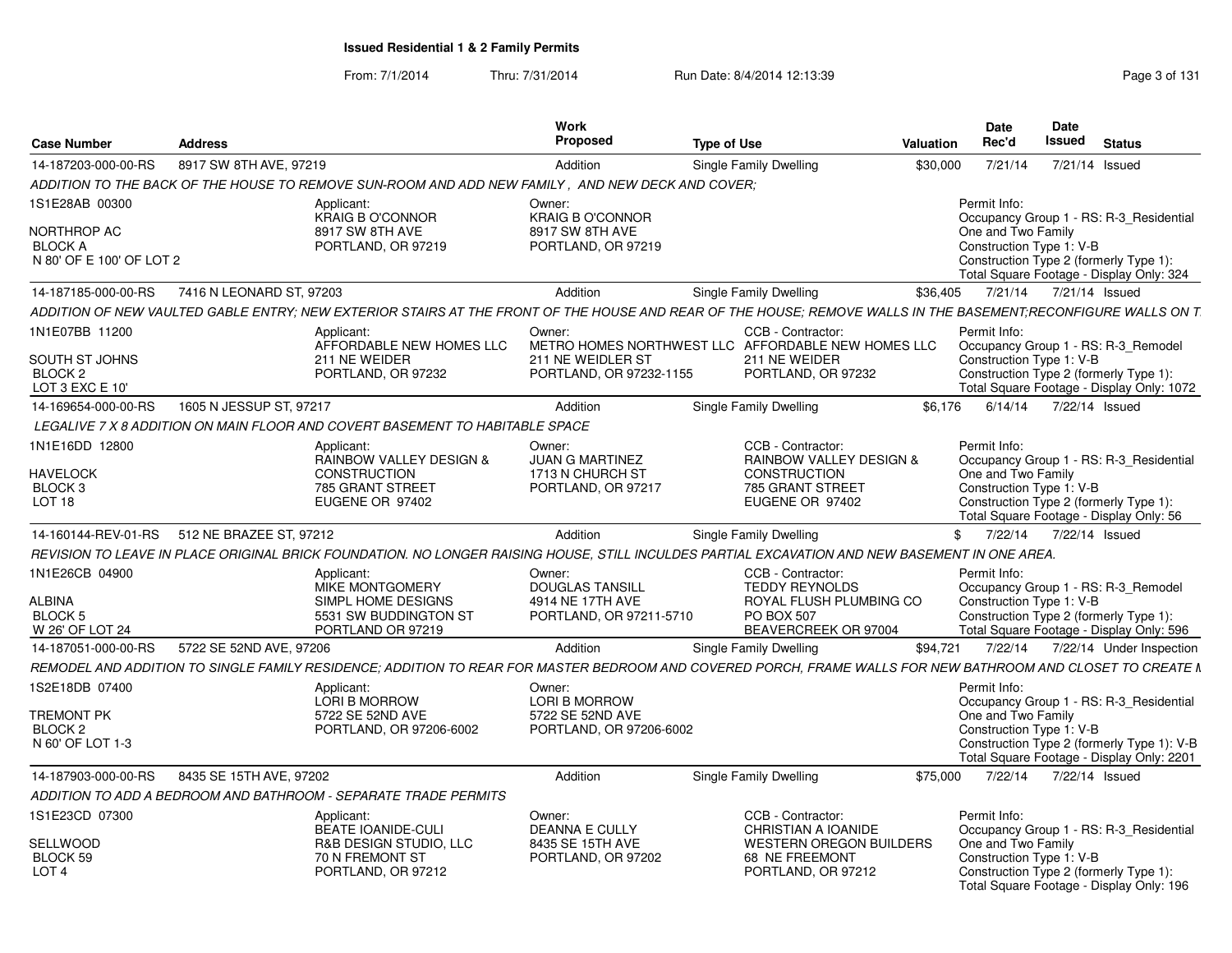**Issued Residential 1 & 2 Family Permits**

From: 7/1/2014 Thru: 7/31/2014 Run Date: 8/4/2014 12:13:39

| Case Number | Address | Work Proposed | Type of Use | Valuation | Date Rec'd | Date Issued | Status |
|---|---|---|---|---|---|---|---|
| 14-187203-000-00-RS | 8917 SW 8TH AVE, 97219 | Addition | Single Family Dwelling | $30,000 | 7/21/14 | 7/21/14 | Issued |

*ADDITION TO THE BACK OF THE HOUSE TO REMOVE SUN-ROOM AND ADD NEW FAMILY , AND NEW DECK AND COVER;*

1S1E28AB 00300
NORTHROP AC
BLOCK A
N 80' OF E 100' OF LOT 2

Applicant: KRAIG B O'CONNOR, 8917 SW 8TH AVE, PORTLAND, OR 97219
Owner: KRAIG B O'CONNOR, 8917 SW 8TH AVE, PORTLAND, OR 97219

Permit Info:
Occupancy Group 1 - RS: R-3_Residential One and Two Family
Construction Type 1: V-B
Construction Type 2 (formerly Type 1):
Total Square Footage - Display Only: 324

| Case Number | Address | Work Proposed | Type of Use | Valuation | Date Rec'd | Date Issued | Status |
|---|---|---|---|---|---|---|---|
| 14-187185-000-00-RS | 7416 N LEONARD ST, 97203 | Addition | Single Family Dwelling | $36,405 | 7/21/14 | 7/21/14 | Issued |

*ADDITION OF NEW VAULTED GABLE ENTRY; NEW EXTERIOR STAIRS AT THE FRONT OF THE HOUSE AND REAR OF THE HOUSE; REMOVE WALLS IN THE BASEMENT;RECONFIGURE WALLS ON T*

1N1E07BB 11200
SOUTH ST JOHNS
BLOCK 2
LOT 3 EXC E 10'

Applicant: AFFORDABLE NEW HOMES LLC, 211 NE WEIDER, PORTLAND, OR 97232
Owner: METRO HOMES NORTHWEST LLC, 211 NE WEIDLER ST, PORTLAND, OR 97232-1155
CCB - Contractor: AFFORDABLE NEW HOMES LLC, 211 NE WEIDER, PORTLAND, OR 97232

Permit Info:
Occupancy Group 1 - RS: R-3_Remodel
Construction Type 1: V-B
Construction Type 2 (formerly Type 1):
Total Square Footage - Display Only: 1072

| Case Number | Address | Work Proposed | Type of Use | Valuation | Date Rec'd | Date Issued | Status |
|---|---|---|---|---|---|---|---|
| 14-169654-000-00-RS | 1605 N JESSUP ST, 97217 | Addition | Single Family Dwelling | $6,176 | 6/14/14 | 7/22/14 | Issued |

*LEGALIVE 7 X 8 ADDITION ON MAIN FLOOR AND COVERT BASEMENT TO HABITABLE SPACE*

1N1E16DD 12800
HAVELOCK
BLOCK 3
LOT 18

Applicant: RAINBOW VALLEY DESIGN & CONSTRUCTION, 785 GRANT STREET, EUGENE OR 97402
Owner: JUAN G MARTINEZ, 1713 N CHURCH ST, PORTLAND, OR 97217
CCB - Contractor: RAINBOW VALLEY DESIGN & CONSTRUCTION, 785 GRANT STREET, EUGENE OR 97402

Permit Info:
Occupancy Group 1 - RS: R-3_Residential One and Two Family
Construction Type 1: V-B
Construction Type 2 (formerly Type 1):
Total Square Footage - Display Only: 56

| Case Number | Address | Work Proposed | Type of Use | Valuation | Date Rec'd | Date Issued | Status |
|---|---|---|---|---|---|---|---|
| 14-160144-REV-01-RS | 512 NE BRAZEE ST, 97212 | Addition | Single Family Dwelling | $ | 7/22/14 | 7/22/14 | Issued |

*REVISION TO LEAVE IN PLACE ORIGINAL BRICK FOUNDATION. NO LONGER RAISING HOUSE, STILL INCULDES PARTIAL EXCAVATION AND NEW BASEMENT IN ONE AREA.*

1N1E26CB 04900
ALBINA
BLOCK 5
W 26' OF LOT 24

Applicant: MIKE MONTGOMERY, SIMPL HOME DESIGNS, 5531 SW BUDDINGTON ST, PORTLAND OR 97219
Owner: DOUGLAS TANSILL, 4914 NE 17TH AVE, PORTLAND, OR 97211-5710
CCB - Contractor: TEDDY REYNOLDS, ROYAL FLUSH PLUMBING CO, PO BOX 507, BEAVERCREEK OR 97004

Permit Info:
Occupancy Group 1 - RS: R-3_Remodel
Construction Type 1: V-B
Construction Type 2 (formerly Type 1):
Total Square Footage - Display Only: 596

| Case Number | Address | Work Proposed | Type of Use | Valuation | Date Rec'd | Date Issued | Status |
|---|---|---|---|---|---|---|---|
| 14-187051-000-00-RS | 5722 SE 52ND AVE, 97206 | Addition | Single Family Dwelling | $94,721 | 7/22/14 | 7/22/14 | Under Inspection |

*REMODEL AND ADDITION TO SINGLE FAMILY RESIDENCE; ADDITION TO REAR FOR MASTER BEDROOM AND COVERED PORCH, FRAME WALLS FOR NEW BATHROOM AND CLOSET TO CREATE I*

1S2E18DB 07400
TREMONT PK
BLOCK 2
N 60' OF LOT 1-3

Applicant: LORI B MORROW, 5722 SE 52ND AVE, PORTLAND, OR 97206-6002
Owner: LORI B MORROW, 5722 SE 52ND AVE, PORTLAND, OR 97206-6002

Permit Info:
Occupancy Group 1 - RS: R-3_Residential One and Two Family
Construction Type 1: V-B
Construction Type 2 (formerly Type 1): V-B
Total Square Footage - Display Only: 2201

| Case Number | Address | Work Proposed | Type of Use | Valuation | Date Rec'd | Date Issued | Status |
|---|---|---|---|---|---|---|---|
| 14-187903-000-00-RS | 8435 SE 15TH AVE, 97202 | Addition | Single Family Dwelling | $75,000 | 7/22/14 | 7/22/14 | Issued |

*ADDITION TO ADD A BEDROOM AND BATHROOM - SEPARATE TRADE PERMITS*

1S1E23CD 07300
SELLWOOD
BLOCK 59
LOT 4

Applicant: BEATE IOANIDE-CULI, R&B DESIGN STUDIO, LLC, 70 N FREMONT ST, PORTLAND, OR 97212
Owner: DEANNA E CULLY, 8435 SE 15TH AVE, PORTLAND, OR 97202
CCB - Contractor: CHRISTIAN A IOANIDE, WESTERN OREGON BUILDERS, 68 NE FREEMONT, PORTLAND, OR 97212

Permit Info:
Occupancy Group 1 - RS: R-3_Residential One and Two Family
Construction Type 1: V-B
Construction Type 2 (formerly Type 1):
Total Square Footage - Display Only: 196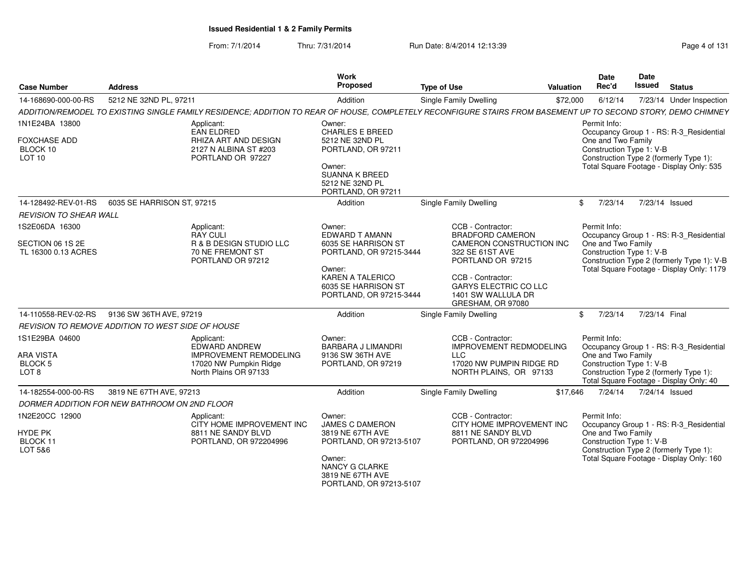**Issued Residential 1 & 2 Family Permits**

From: 7/1/2014 Thru: 7/31/2014 Run Date: 8/4/2014 12:13:39

| Case Number | Address | Work Proposed | Type of Use | Valuation | Date Rec'd | Date Issued | Status |
|---|---|---|---|---|---|---|---|
| 14-168690-000-00-RS | 5212 NE 32ND PL, 97211 | Addition | Single Family Dwelling | $72,000 | 6/12/14 | 7/23/14 | Under Inspection |

ADDITION/REMODEL TO EXISTING SINGLE FAMILY RESIDENCE; ADDITION TO REAR OF HOUSE, COMPLETELY RECONFIGURE STAIRS FROM BASEMENT UP TO SECOND STORY, DEMO CHIMNEY

1N1E24BA 13800
FOXCHASE ADD
BLOCK 10
LOT 10

Applicant:
EAN ELDRED
RHIZA ART AND DESIGN
2127 N ALBINA ST #203
PORTLAND OR 97227

Owner:
CHARLES E BREED
5212 NE 32ND PL
PORTLAND, OR 97211

Owner:
SUANNA K BREED
5212 NE 32ND PL
PORTLAND, OR 97211

Permit Info:
Occupancy Group 1 - RS: R-3_Residential One and Two Family
Construction Type 1: V-B
Construction Type 2 (formerly Type 1):
Total Square Footage - Display Only: 535

| Case Number | Address | Work Proposed | Type of Use | Valuation | Date Rec'd | Date Issued | Status |
|---|---|---|---|---|---|---|---|
| 14-128492-REV-01-RS | 6035 SE HARRISON ST, 97215 | Addition | Single Family Dwelling | $ | 7/23/14 | 7/23/14 | Issued |

*REVISION TO SHEAR WALL*

1S2E06DA 16300
SECTION 06 1S 2E
TL 16300 0.13 ACRES

Applicant:
RAY CULI
R & B DESIGN STUDIO LLC
70 NE FREMONT ST
PORTLAND OR 97212

Owner:
EDWARD T AMANN
6035 SE HARRISON ST
PORTLAND, OR 97215-3444

Owner:
KAREN A TALERICO
6035 SE HARRISON ST
PORTLAND, OR 97215-3444

CCB - Contractor:
BRADFORD CAMERON
CAMERON CONSTRUCTION INC
322 SE 61ST AVE
PORTLAND OR 97215

CCB - Contractor:
GARYS ELECTRIC CO LLC
1401 SW WALLULA DR
GRESHAM, OR 97080

Permit Info:
Occupancy Group 1 - RS: R-3_Residential One and Two Family
Construction Type 1: V-B
Construction Type 2 (formerly Type 1): V-B
Total Square Footage - Display Only: 1179

| Case Number | Address | Work Proposed | Type of Use | Valuation | Date Rec'd | Date Issued | Status |
|---|---|---|---|---|---|---|---|
| 14-110558-REV-02-RS | 9136 SW 36TH AVE, 97219 | Addition | Single Family Dwelling | $ | 7/23/14 | 7/23/14 | Final |

*REVISION TO REMOVE ADDITION TO WEST SIDE OF HOUSE*

1S1E29BA 04600
ARA VISTA
BLOCK 5
LOT 8

Applicant:
EDWARD ANDREW
IMPROVEMENT REMODELING
17020 NW Pumpkin Ridge
North Plains OR 97133

Owner:
BARBARA J LIMANDRI
9136 SW 36TH AVE
PORTLAND, OR 97219

CCB - Contractor:
IMPROVEMENT REDMODELING LLC
17020 NW PUMPIN RIDGE RD
NORTH PLAINS, OR 97133

Permit Info:
Occupancy Group 1 - RS: R-3_Residential One and Two Family
Construction Type 1: V-B
Construction Type 2 (formerly Type 1):
Total Square Footage - Display Only: 40

| Case Number | Address | Work Proposed | Type of Use | Valuation | Date Rec'd | Date Issued | Status |
|---|---|---|---|---|---|---|---|
| 14-182554-000-00-RS | 3819 NE 67TH AVE, 97213 | Addition | Single Family Dwelling | $17,646 | 7/24/14 | 7/24/14 | Issued |

*DORMER ADDITION FOR NEW BATHROOM ON 2ND FLOOR*

1N2E20CC 12900
HYDE PK
BLOCK 11
LOT 5&6

Applicant:
CITY HOME IMPROVEMENT INC
8811 NE SANDY BLVD
PORTLAND, OR 972204996

Owner:
JAMES C DAMERON
3819 NE 67TH AVE
PORTLAND, OR 97213-5107

Owner:
NANCY G CLARKE
3819 NE 67TH AVE
PORTLAND, OR 97213-5107

CCB - Contractor:
CITY HOME IMPROVEMENT INC
8811 NE SANDY BLVD
PORTLAND, OR 972204996

Permit Info:
Occupancy Group 1 - RS: R-3_Residential One and Two Family
Construction Type 1: V-B
Construction Type 2 (formerly Type 1):
Total Square Footage - Display Only: 160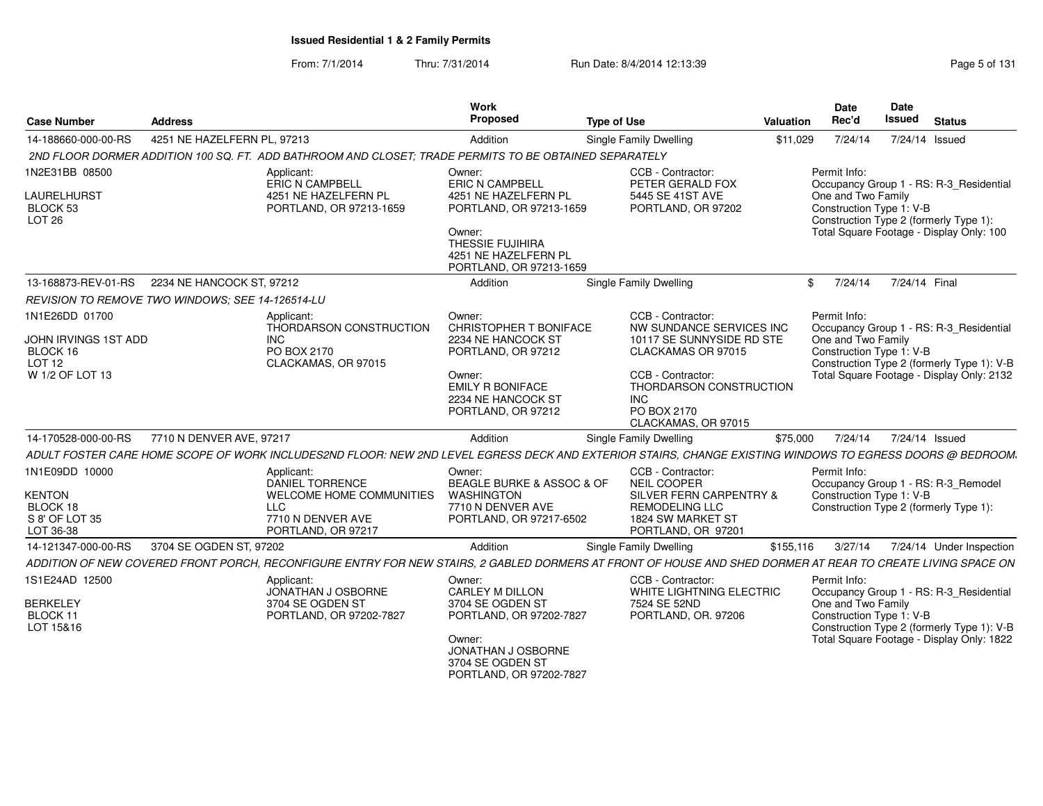# Issued Residential 1 & 2 Family Permits

From: 7/1/2014 Thru: 7/31/2014 Run Date: 8/4/2014 12:13:39

| Case Number | Address | Work Proposed | Type of Use | Valuation | Date Rec'd | Date Issued | Status |
|---|---|---|---|---|---|---|---|
| 14-188660-000-00-RS | 4251 NE HAZELFERN PL, 97213 | Addition | Single Family Dwelling | $11,029 | 7/24/14 | 7/24/14 | Issued |

2ND FLOOR DORMER ADDITION 100 SQ. FT. ADD BATHROOM AND CLOSET; TRADE PERMITS TO BE OBTAINED SEPARATELY

1N2E31BB 08500
LAURELHURST
BLOCK 53
LOT 26

Applicant:
ERIC N CAMPBELL
4251 NE HAZELFERN PL
PORTLAND, OR 97213-1659

Owner:
ERIC N CAMPBELL
4251 NE HAZELFERN PL
PORTLAND, OR 97213-1659

Owner:
THESSIE FUJIHIRA
4251 NE HAZELFERN PL
PORTLAND, OR 97213-1659

CCB - Contractor:
PETER GERALD FOX
5445 SE 41ST AVE
PORTLAND, OR 97202

Permit Info:
Occupancy Group 1 - RS: R-3_Residential One and Two Family
Construction Type 1: V-B
Construction Type 2 (formerly Type 1):
Total Square Footage - Display Only: 100

| Case Number | Address | Work Proposed | Type of Use | Valuation | Date Rec'd | Date Issued | Status |
|---|---|---|---|---|---|---|---|
| 13-168873-REV-01-RS | 2234 NE HANCOCK ST, 97212 | Addition | Single Family Dwelling | $ | 7/24/14 | 7/24/14 | Final |

REVISION TO REMOVE TWO WINDOWS; SEE 14-126514-LU

1N1E26DD 01700
JOHN IRVINGS 1ST ADD
BLOCK 16
LOT 12
W 1/2 OF LOT 13

Applicant:
THORDARSON CONSTRUCTION INC
PO BOX 2170
CLACKAMAS, OR 97015

Owner:
CHRISTOPHER T BONIFACE
2234 NE HANCOCK ST
PORTLAND, OR 97212

Owner:
EMILY R BONIFACE
2234 NE HANCOCK ST
PORTLAND, OR 97212

CCB - Contractor:
NW SUNDANCE SERVICES INC
10117 SE SUNNYSIDE RD STE
CLACKAMAS OR 97015

CCB - Contractor:
THORDARSON CONSTRUCTION INC
PO BOX 2170
CLACKAMAS, OR 97015

Permit Info:
Occupancy Group 1 - RS: R-3_Residential One and Two Family
Construction Type 1: V-B
Construction Type 2 (formerly Type 1): V-B
Total Square Footage - Display Only: 2132

| Case Number | Address | Work Proposed | Type of Use | Valuation | Date Rec'd | Date Issued | Status |
|---|---|---|---|---|---|---|---|
| 14-170528-000-00-RS | 7710 N DENVER AVE, 97217 | Addition | Single Family Dwelling | $75,000 | 7/24/14 | 7/24/14 | Issued |

ADULT FOSTER CARE HOME SCOPE OF WORK INCLUDES2ND FLOOR: NEW 2ND LEVEL EGRESS DECK AND EXTERIOR STAIRS, CHANGE EXISTING WINDOWS TO EGRESS DOORS @ BEDROOM.

1N1E09DD 10000
KENTON
BLOCK 18
S 8' OF LOT 35
LOT 36-38

Applicant:
DANIEL TORRENCE
WELCOME HOME COMMUNITIES LLC
7710 N DENVER AVE
PORTLAND, OR 97217

Owner:
BEAGLE BURKE & ASSOC & OF WASHINGTON
7710 N DENVER AVE
PORTLAND, OR 97217-6502

CCB - Contractor:
NEIL COOPER
SILVER FERN CARPENTRY & REMODELING LLC
1824 SW MARKET ST
PORTLAND, OR 97201

Permit Info:
Occupancy Group 1 - RS: R-3_Remodel
Construction Type 1: V-B
Construction Type 2 (formerly Type 1):

| Case Number | Address | Work Proposed | Type of Use | Valuation | Date Rec'd | Date Issued | Status |
|---|---|---|---|---|---|---|---|
| 14-121347-000-00-RS | 3704 SE OGDEN ST, 97202 | Addition | Single Family Dwelling | $155,116 | 3/27/14 | 7/24/14 | Under Inspection |

ADDITION OF NEW COVERED FRONT PORCH, RECONFIGURE ENTRY FOR NEW STAIRS, 2 GABLED DORMERS AT FRONT OF HOUSE AND SHED DORMER AT REAR TO CREATE LIVING SPACE ON

1S1E24AD 12500
BERKELEY
BLOCK 11
LOT 15&16

Applicant:
JONATHAN J OSBORNE
3704 SE OGDEN ST
PORTLAND, OR 97202-7827

Owner:
CARLEY M DILLON
3704 SE OGDEN ST
PORTLAND, OR 97202-7827

Owner:
JONATHAN J OSBORNE
3704 SE OGDEN ST
PORTLAND, OR 97202-7827

CCB - Contractor:
WHITE LIGHTNING ELECTRIC
7524 SE 52ND
PORTLAND, OR. 97206

Permit Info:
Occupancy Group 1 - RS: R-3_Residential One and Two Family
Construction Type 1: V-B
Construction Type 2 (formerly Type 1): V-B
Total Square Footage - Display Only: 1822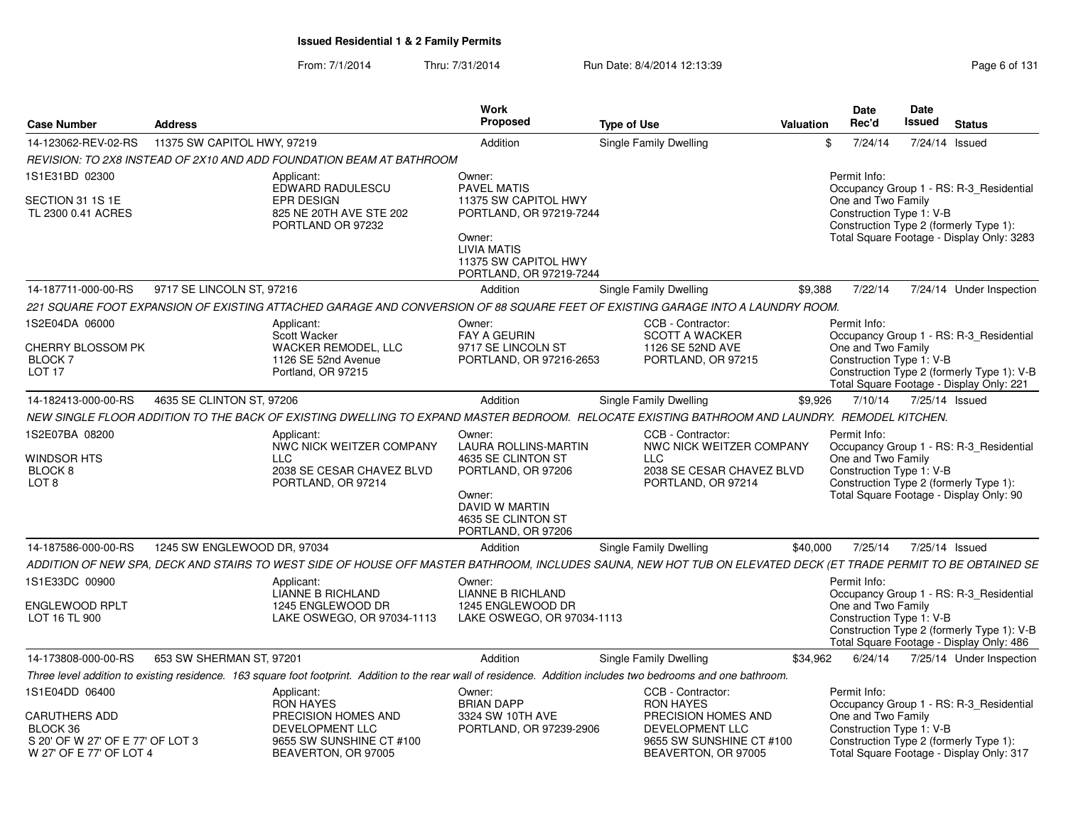# Issued Residential 1 & 2 Family Permits

From: 7/1/2014 Thru: 7/31/2014 Run Date: 8/4/2014 12:13:39

| Case Number | Address | Work Proposed | Type of Use | Valuation | Date Rec'd | Date Issued | Status |
|---|---|---|---|---|---|---|---|
| 14-123062-REV-02-RS | 11375 SW CAPITOL HWY, 97219 | Addition | Single Family Dwelling | $ | 7/24/14 | 7/24/14 | Issued |
| *REVISION: TO 2X8 INSTEAD OF 2X10 AND ADD FOUNDATION BEAM AT BATHROOM* | | | | | | | |
| 1S1E31BD 02300<br>SECTION 31 1S 1E<br>TL 2300 0.41 ACRES | Applicant:<br>EDWARD RADULESCU<br>EPR DESIGN<br>825 NE 20TH AVE STE 202<br>PORTLAND OR 97232 | Owner:<br>PAVEL MATIS<br>11375 SW CAPITOL HWY<br>PORTLAND, OR 97219-7244<br>Owner:<br>LIVIA MATIS<br>11375 SW CAPITOL HWY<br>PORTLAND, OR 97219-7244 | | Permit Info:<br>Occupancy Group 1 - RS: R-3_Residential One and Two Family<br>Construction Type 1: V-B<br>Construction Type 2 (formerly Type 1):<br>Total Square Footage - Display Only: 3283 | | | |
| 14-187711-000-00-RS | 9717 SE LINCOLN ST, 97216 | Addition | Single Family Dwelling | $9,388 | 7/22/14 | 7/24/14 | Under Inspection |
| *221 SQUARE FOOT EXPANSION OF EXISTING ATTACHED GARAGE AND CONVERSION OF 88 SQUARE FEET OF EXISTING GARAGE INTO A LAUNDRY ROOM.* | | | | | | | |
| 1S2E04DA 06000<br>CHERRY BLOSSOM PK<br>BLOCK 7<br>LOT 17 | Applicant:<br>Scott Wacker<br>WACKER REMODEL, LLC<br>1126 SE 52nd Avenue<br>Portland, OR 97215 | Owner:<br>FAY A GEURIN<br>9717 SE LINCOLN ST<br>PORTLAND, OR 97216-2653 | CCB - Contractor:<br>SCOTT A WACKER<br>1126 SE 52ND AVE<br>PORTLAND, OR 97215 | Permit Info:<br>Occupancy Group 1 - RS: R-3_Residential One and Two Family<br>Construction Type 1: V-B<br>Construction Type 2 (formerly Type 1): V-B<br>Total Square Footage - Display Only: 221 | | | |
| 14-182413-000-00-RS | 4635 SE CLINTON ST, 97206 | Addition | Single Family Dwelling | $9,926 | 7/10/14 | 7/25/14 | Issued |
| *NEW SINGLE FLOOR ADDITION TO THE BACK OF EXISTING DWELLING TO EXPAND MASTER BEDROOM. RELOCATE EXISTING BATHROOM AND LAUNDRY. REMODEL KITCHEN.* | | | | | | | |
| 1S2E07BA 08200<br>WINDSOR HTS<br>BLOCK 8<br>LOT 8 | Applicant:<br>NWC NICK WEITZER COMPANY LLC<br>2038 SE CESAR CHAVEZ BLVD<br>PORTLAND, OR 97214 | Owner:<br>LAURA ROLLINS-MARTIN<br>4635 SE CLINTON ST<br>PORTLAND, OR 97206<br>Owner:<br>DAVID W MARTIN<br>4635 SE CLINTON ST<br>PORTLAND, OR 97206 | CCB - Contractor:<br>NWC NICK WEITZER COMPANY LLC<br>2038 SE CESAR CHAVEZ BLVD<br>PORTLAND, OR 97214 | Permit Info:<br>Occupancy Group 1 - RS: R-3_Residential One and Two Family<br>Construction Type 1: V-B<br>Construction Type 2 (formerly Type 1):<br>Total Square Footage - Display Only: 90 | | | |
| 14-187586-000-00-RS | 1245 SW ENGLEWOOD DR, 97034 | Addition | Single Family Dwelling | $40,000 | 7/25/14 | 7/25/14 | Issued |
| *ADDITION OF NEW SPA, DECK AND STAIRS TO WEST SIDE OF HOUSE OFF MASTER BATHROOM, INCLUDES SAUNA, NEW HOT TUB ON ELEVATED DECK (ET TRADE PERMIT TO BE OBTAINED SE* | | | | | | | |
| 1S1E33DC 00900<br>ENGLEWOOD RPLT<br>LOT 16 TL 900 | Applicant:<br>LIANNE B RICHLAND<br>1245 ENGLEWOOD DR<br>LAKE OSWEGO, OR 97034-1113 | Owner:<br>LIANNE B RICHLAND<br>1245 ENGLEWOOD DR<br>LAKE OSWEGO, OR 97034-1113 | | Permit Info:<br>Occupancy Group 1 - RS: R-3_Residential One and Two Family<br>Construction Type 1: V-B<br>Construction Type 2 (formerly Type 1): V-B<br>Total Square Footage - Display Only: 486 | | | |
| 14-173808-000-00-RS | 653 SW SHERMAN ST, 97201 | Addition | Single Family Dwelling | $34,962 | 6/24/14 | 7/25/14 | Under Inspection |
| *Three level addition to existing residence. 163 square foot footprint. Addition to the rear wall of residence. Addition includes two bedrooms and one bathroom.* | | | | | | | |
| 1S1E04DD 06400<br>CARUTHERS ADD<br>BLOCK 36<br>S 20' OF W 27' OF E 77' OF LOT 3<br>W 27' OF E 77' OF LOT 4 | Applicant:<br>RON HAYES<br>PRECISION HOMES AND DEVELOPMENT LLC<br>9655 SW SUNSHINE CT #100<br>BEAVERTON, OR 97005 | Owner:<br>BRIAN DAPP<br>3324 SW 10TH AVE<br>PORTLAND, OR 97239-2906 | CCB - Contractor:<br>RON HAYES<br>PRECISION HOMES AND DEVELOPMENT LLC<br>9655 SW SUNSHINE CT #100<br>BEAVERTON, OR 97005 | Permit Info:<br>Occupancy Group 1 - RS: R-3_Residential One and Two Family<br>Construction Type 1: V-B<br>Construction Type 2 (formerly Type 1):<br>Total Square Footage - Display Only: 317 | | | |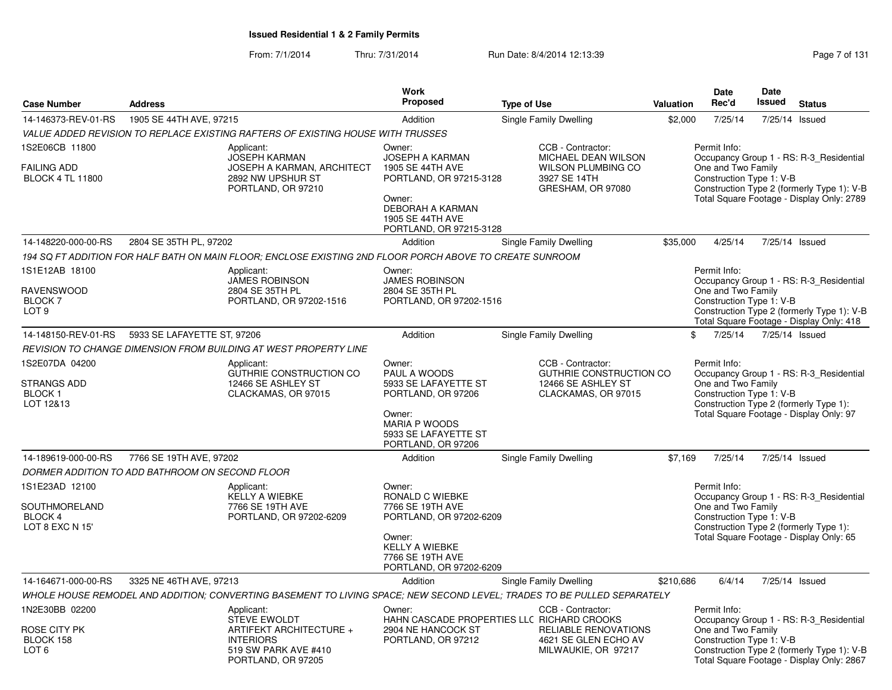**Issued Residential 1 & 2 Family Permits**

From: 7/1/2014 Thru: 7/31/2014 Run Date: 8/4/2014 12:13:39

| Case Number | Address | Work Proposed | Type of Use | Valuation | Date Rec'd | Date Issued | Status |
|---|---|---|---|---|---|---|---|
| 14-146373-REV-01-RS | 1905 SE 44TH AVE, 97215 | Addition | Single Family Dwelling | $2,000 | 7/25/14 | 7/25/14 | Issued |

*VALUE ADDED REVISION TO REPLACE EXISTING RAFTERS OF EXISTING HOUSE WITH TRUSSES*

1S2E06CB 11800
FAILING ADD
BLOCK 4 TL 11800

Applicant: JOSEPH KARMAN, JOSEPH A KARMAN, ARCHITECT, 2892 NW UPSHUR ST, PORTLAND, OR 97210

Owner: JOSEPH A KARMAN, 1905 SE 44TH AVE, PORTLAND, OR 97215-3128

Owner: DEBORAH A KARMAN, 1905 SE 44TH AVE, PORTLAND, OR 97215-3128

CCB - Contractor: MICHAEL DEAN WILSON, WILSON PLUMBING CO, 3927 SE 14TH, GRESHAM, OR 97080

Permit Info: Occupancy Group 1 - RS: R-3_Residential One and Two Family; Construction Type 1: V-B; Construction Type 2 (formerly Type 1): V-B; Total Square Footage - Display Only: 2789

| Case Number | Address | Work Proposed | Type of Use | Valuation | Date Rec'd | Date Issued | Status |
|---|---|---|---|---|---|---|---|
| 14-148220-000-00-RS | 2804 SE 35TH PL, 97202 | Addition | Single Family Dwelling | $35,000 | 4/25/14 | 7/25/14 | Issued |

*194 SQ FT ADDITION FOR HALF BATH ON MAIN FLOOR; ENCLOSE EXISTING 2ND FLOOR PORCH ABOVE TO CREATE SUNROOM*

1S1E12AB 18100
RAVENSWOOD
BLOCK 7
LOT 9

Applicant: JAMES ROBINSON, 2804 SE 35TH PL, PORTLAND, OR 97202-1516

Owner: JAMES ROBINSON, 2804 SE 35TH PL, PORTLAND, OR 97202-1516

Permit Info: Occupancy Group 1 - RS: R-3_Residential One and Two Family; Construction Type 1: V-B; Construction Type 2 (formerly Type 1): V-B; Total Square Footage - Display Only: 418

| Case Number | Address | Work Proposed | Type of Use | Valuation | Date Rec'd | Date Issued | Status |
|---|---|---|---|---|---|---|---|
| 14-148150-REV-01-RS | 5933 SE LAFAYETTE ST, 97206 | Addition | Single Family Dwelling | $ | 7/25/14 | 7/25/14 | Issued |

*REVISION TO CHANGE DIMENSION FROM BUILDING AT WEST PROPERTY LINE*

1S2E07DA 04200
STRANGS ADD
BLOCK 1
LOT 12&13

Applicant: GUTHRIE CONSTRUCTION CO, 12466 SE ASHLEY ST, CLACKAMAS, OR 97015

Owner: PAUL A WOODS, 5933 SE LAFAYETTE ST, PORTLAND, OR 97206

Owner: MARIA P WOODS, 5933 SE LAFAYETTE ST, PORTLAND, OR 97206

CCB - Contractor: GUTHRIE CONSTRUCTION CO, 12466 SE ASHLEY ST, CLACKAMAS, OR 97015

Permit Info: Occupancy Group 1 - RS: R-3_Residential One and Two Family; Construction Type 1: V-B; Construction Type 2 (formerly Type 1):; Total Square Footage - Display Only: 97

| Case Number | Address | Work Proposed | Type of Use | Valuation | Date Rec'd | Date Issued | Status |
|---|---|---|---|---|---|---|---|
| 14-189619-000-00-RS | 7766 SE 19TH AVE, 97202 | Addition | Single Family Dwelling | $7,169 | 7/25/14 | 7/25/14 | Issued |

*DORMER ADDITION TO ADD BATHROOM ON SECOND FLOOR*

1S1E23AD 12100
SOUTHMORELAND
BLOCK 4
LOT 8 EXC N 15'

Applicant: KELLY A WIEBKE, 7766 SE 19TH AVE, PORTLAND, OR 97202-6209

Owner: RONALD C WIEBKE, 7766 SE 19TH AVE, PORTLAND, OR 97202-6209

Owner: KELLY A WIEBKE, 7766 SE 19TH AVE, PORTLAND, OR 97202-6209

Permit Info: Occupancy Group 1 - RS: R-3_Residential One and Two Family; Construction Type 1: V-B; Construction Type 2 (formerly Type 1):; Total Square Footage - Display Only: 65

| Case Number | Address | Work Proposed | Type of Use | Valuation | Date Rec'd | Date Issued | Status |
|---|---|---|---|---|---|---|---|
| 14-164671-000-00-RS | 3325 NE 46TH AVE, 97213 | Addition | Single Family Dwelling | $210,686 | 6/4/14 | 7/25/14 | Issued |

*WHOLE HOUSE REMODEL AND ADDITION; CONVERTING BASEMENT TO LIVING SPACE; NEW SECOND LEVEL; TRADES TO BE PULLED SEPARATELY*

1N2E30BB 02200
ROSE CITY PK
BLOCK 158
LOT 6

Applicant: STEVE EWOLDT, ARTIFEKT ARCHITECTURE + INTERIORS, 519 SW PARK AVE #410, PORTLAND, OR 97205

Owner: HAHN CASCADE PROPERTIES LLC, 2904 NE HANCOCK ST, PORTLAND, OR 97212

CCB - Contractor: RICHARD CROOKS, RELIABLE RENOVATIONS, 4621 SE GLEN ECHO AV, MILWAUKIE, OR 97217

Permit Info: Occupancy Group 1 - RS: R-3_Residential One and Two Family; Construction Type 1: V-B; Construction Type 2 (formerly Type 1): V-B; Total Square Footage - Display Only: 2867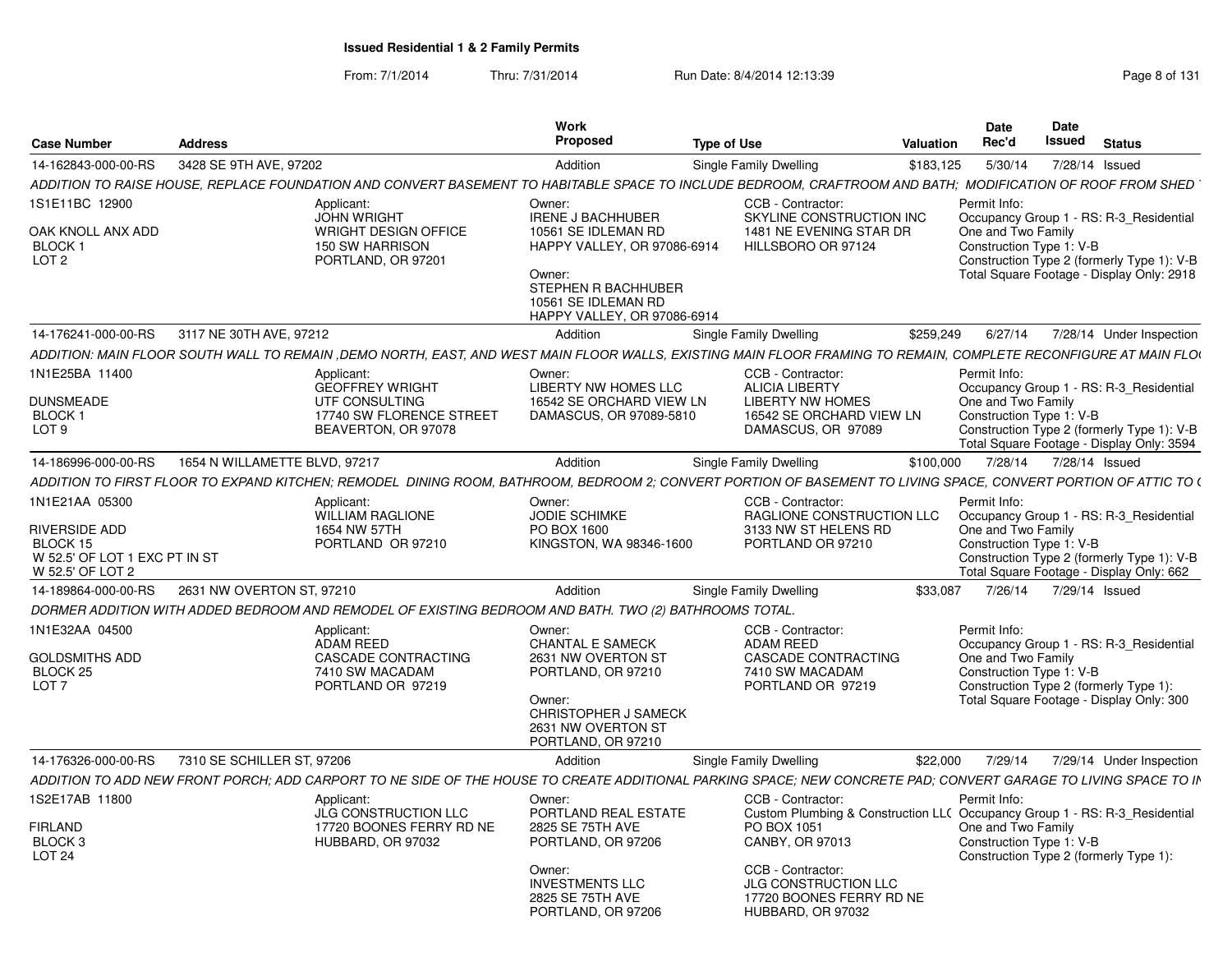**Issued Residential 1 & 2 Family Permits**

From: 7/1/2014 Thru: 7/31/2014 Run Date: 8/4/2014 12:13:39

| Case Number | Address | Work Proposed | Type of Use | Valuation | Date Rec'd | Date Issued | Status |
|---|---|---|---|---|---|---|---|
| 14-162843-000-00-RS | 3428 SE 9TH AVE, 97202 | Addition | Single Family Dwelling | $183,125 | 5/30/14 | 7/28/14 | Issued |

ADDITION TO RAISE HOUSE, REPLACE FOUNDATION AND CONVERT BASEMENT TO HABITABLE SPACE TO INCLUDE BEDROOM, CRAFTROOM AND BATH; MODIFICATION OF ROOF FROM SHED

1S1E11BC 12900
OAK KNOLL ANX ADD
BLOCK 1
LOT 2

Applicant: JOHN WRIGHT, WRIGHT DESIGN OFFICE, 150 SW HARRISON, PORTLAND, OR 97201

Owner: IRENE J BACHHUBER, 10561 SE IDLEMAN RD, HAPPY VALLEY, OR 97086-6914
Owner: STEPHEN R BACHHUBER, 10561 SE IDLEMAN RD, HAPPY VALLEY, OR 97086-6914

CCB - Contractor: SKYLINE CONSTRUCTION INC, 1481 NE EVENING STAR DR, HILLSBORO OR 97124

Permit Info:
Occupancy Group 1 - RS: R-3_Residential One and Two Family
Construction Type 1: V-B
Construction Type 2 (formerly Type 1): V-B
Total Square Footage - Display Only: 2918

| Case Number | Address | Work Proposed | Type of Use | Valuation | Date Rec'd | Date Issued | Status |
|---|---|---|---|---|---|---|---|
| 14-176241-000-00-RS | 3117 NE 30TH AVE, 97212 | Addition | Single Family Dwelling | $259,249 | 6/27/14 | 7/28/14 | Under Inspection |

ADDITION: MAIN FLOOR SOUTH WALL TO REMAIN ,DEMO NORTH, EAST, AND WEST MAIN FLOOR WALLS, EXISTING MAIN FLOOR FRAMING TO REMAIN, COMPLETE RECONFIGURE AT MAIN FLO

1N1E25BA 11400
DUNSMEADE
BLOCK 1
LOT 9

Applicant: GEOFFREY WRIGHT, UTF CONSULTING, 17740 SW FLORENCE STREET, BEAVERTON, OR 97078

Owner: LIBERTY NW HOMES LLC, 16542 SE ORCHARD VIEW LN, DAMASCUS, OR 97089-5810

CCB - Contractor: ALICIA LIBERTY, LIBERTY NW HOMES, 16542 SE ORCHARD VIEW LN, DAMASCUS, OR 97089

Permit Info:
Occupancy Group 1 - RS: R-3_Residential One and Two Family
Construction Type 1: V-B
Construction Type 2 (formerly Type 1): V-B
Total Square Footage - Display Only: 3594

| Case Number | Address | Work Proposed | Type of Use | Valuation | Date Rec'd | Date Issued | Status |
|---|---|---|---|---|---|---|---|
| 14-186996-000-00-RS | 1654 N WILLAMETTE BLVD, 97217 | Addition | Single Family Dwelling | $100,000 | 7/28/14 | 7/28/14 | Issued |

ADDITION TO FIRST FLOOR TO EXPAND KITCHEN; REMODEL DINING ROOM, BATHROOM, BEDROOM 2; CONVERT PORTION OF BASEMENT TO LIVING SPACE, CONVERT PORTION OF ATTIC TO (

1N1E21AA 05300
RIVERSIDE ADD
BLOCK 15
W 52.5' OF LOT 1 EXC PT IN ST
W 52.5' OF LOT 2

Applicant: WILLIAM RAGLIONE, 1654 NW 57TH, PORTLAND OR 97210

Owner: JODIE SCHIMKE, PO BOX 1600, KINGSTON, WA 98346-1600

CCB - Contractor: RAGLIONE CONSTRUCTION LLC, 3133 NW ST HELENS RD, PORTLAND OR 97210

Permit Info:
Occupancy Group 1 - RS: R-3_Residential One and Two Family
Construction Type 1: V-B
Construction Type 2 (formerly Type 1): V-B
Total Square Footage - Display Only: 662

| Case Number | Address | Work Proposed | Type of Use | Valuation | Date Rec'd | Date Issued | Status |
|---|---|---|---|---|---|---|---|
| 14-189864-000-00-RS | 2631 NW OVERTON ST, 97210 | Addition | Single Family Dwelling | $33,087 | 7/26/14 | 7/29/14 | Issued |

DORMER ADDITION WITH ADDED BEDROOM AND REMODEL OF EXISTING BEDROOM AND BATH. TWO (2) BATHROOMS TOTAL.

1N1E32AA 04500
GOLDSMITHS ADD
BLOCK 25
LOT 7

Applicant: ADAM REED, CASCADE CONTRACTING, 7410 SW MACADAM, PORTLAND OR 97219

Owner: CHANTAL E SAMECK, 2631 NW OVERTON ST, PORTLAND, OR 97210
Owner: CHRISTOPHER J SAMECK, 2631 NW OVERTON ST, PORTLAND, OR 97210

CCB - Contractor: ADAM REED, CASCADE CONTRACTING, 7410 SW MACADAM, PORTLAND OR 97219

Permit Info:
Occupancy Group 1 - RS: R-3_Residential One and Two Family
Construction Type 1: V-B
Construction Type 2 (formerly Type 1):
Total Square Footage - Display Only: 300

| Case Number | Address | Work Proposed | Type of Use | Valuation | Date Rec'd | Date Issued | Status |
|---|---|---|---|---|---|---|---|
| 14-176326-000-00-RS | 7310 SE SCHILLER ST, 97206 | Addition | Single Family Dwelling | $22,000 | 7/29/14 | 7/29/14 | Under Inspection |

ADDITION TO ADD NEW FRONT PORCH; ADD CARPORT TO NE SIDE OF THE HOUSE TO CREATE ADDITIONAL PARKING SPACE; NEW CONCRETE PAD; CONVERT GARAGE TO LIVING SPACE TO IN

1S2E17AB 11800
FIRLAND
BLOCK 3
LOT 24

Applicant: JLG CONSTRUCTION LLC, 17720 BOONES FERRY RD NE, HUBBARD, OR 97032

Owner: PORTLAND REAL ESTATE, 2825 SE 75TH AVE, PORTLAND, OR 97206
Owner: INVESTMENTS LLC, 2825 SE 75TH AVE, PORTLAND, OR 97206

CCB - Contractor: Custom Plumbing & Construction LL( PO BOX 1051, CANBY, OR 97013
CCB - Contractor: JLG CONSTRUCTION LLC, 17720 BOONES FERRY RD NE, HUBBARD, OR 97032

Permit Info:
Occupancy Group 1 - RS: R-3_Residential One and Two Family
Construction Type 1: V-B
Construction Type 2 (formerly Type 1):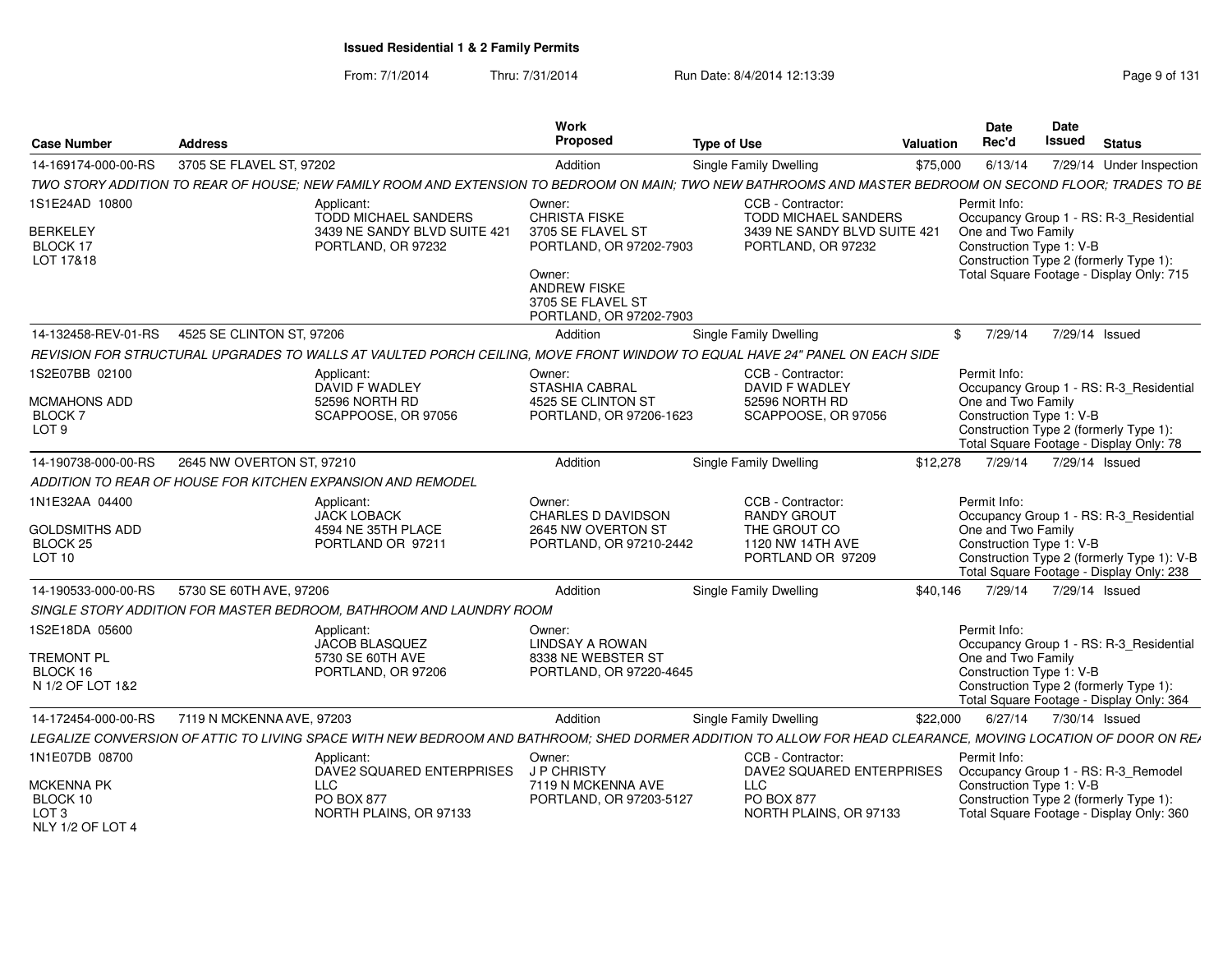**Issued Residential 1 & 2 Family Permits**

From: 7/1/2014 Thru: 7/31/2014 Run Date: 8/4/2014 12:13:39

| Case Number | Address | Work Proposed | Type of Use | Valuation | Date Rec'd | Date Issued | Status |
|---|---|---|---|---|---|---|---|
| 14-169174-000-00-RS | 3705 SE FLAVEL ST, 97202 | Addition | Single Family Dwelling | $75,000 | 6/13/14 | 7/29/14 | Under Inspection |

TWO STORY ADDITION TO REAR OF HOUSE; NEW FAMILY ROOM AND EXTENSION TO BEDROOM ON MAIN; TWO NEW BATHROOMS AND MASTER BEDROOM ON SECOND FLOOR; TRADES TO BE

1S1E24AD 10800
BERKELEY
BLOCK 17
LOT 17&18

Applicant:
TODD MICHAEL SANDERS
3439 NE SANDY BLVD SUITE 421
PORTLAND, OR 97232

Owner:
CHRISTA FISKE
3705 SE FLAVEL ST
PORTLAND, OR 97202-7903

Owner:
ANDREW FISKE
3705 SE FLAVEL ST
PORTLAND, OR 97202-7903

CCB - Contractor:
TODD MICHAEL SANDERS
3439 NE SANDY BLVD SUITE 421
PORTLAND, OR 97232

Permit Info:
Occupancy Group 1 - RS: R-3_Residential One and Two Family
Construction Type 1: V-B
Construction Type 2 (formerly Type 1):
Total Square Footage - Display Only: 715

| Case Number | Address | Work Proposed | Type of Use | Valuation | Date Rec'd | Date Issued | Status |
|---|---|---|---|---|---|---|---|
| 14-132458-REV-01-RS | 4525 SE CLINTON ST, 97206 | Addition | Single Family Dwelling | $ | 7/29/14 | 7/29/14 | Issued |

REVISION FOR STRUCTURAL UPGRADES TO WALLS AT VAULTED PORCH CEILING, MOVE FRONT WINDOW TO EQUAL HAVE 24" PANEL ON EACH SIDE

1S2E07BB 02100
MCMAHONS ADD
BLOCK 7
LOT 9

Applicant:
DAVID F WADLEY
52596 NORTH RD
SCAPPOOSE, OR 97056

Owner:
STASHIA CABRAL
4525 SE CLINTON ST
PORTLAND, OR 97206-1623

CCB - Contractor:
DAVID F WADLEY
52596 NORTH RD
SCAPPOOSE, OR 97056

Permit Info:
Occupancy Group 1 - RS: R-3_Residential One and Two Family
Construction Type 1: V-B
Construction Type 2 (formerly Type 1):
Total Square Footage - Display Only: 78

| Case Number | Address | Work Proposed | Type of Use | Valuation | Date Rec'd | Date Issued | Status |
|---|---|---|---|---|---|---|---|
| 14-190738-000-00-RS | 2645 NW OVERTON ST, 97210 | Addition | Single Family Dwelling | $12,278 | 7/29/14 | 7/29/14 | Issued |

ADDITION TO REAR OF HOUSE FOR KITCHEN EXPANSION AND REMODEL

1N1E32AA 04400
GOLDSMITHS ADD
BLOCK 25
LOT 10

Applicant:
JACK LOBACK
4594 NE 35TH PLACE
PORTLAND OR 97211

Owner:
CHARLES D DAVIDSON
2645 NW OVERTON ST
PORTLAND, OR 97210-2442

CCB - Contractor:
RANDY GROUT
THE GROUT CO
1120 NW 14TH AVE
PORTLAND OR 97209

Permit Info:
Occupancy Group 1 - RS: R-3_Residential One and Two Family
Construction Type 1: V-B
Construction Type 2 (formerly Type 1): V-B
Total Square Footage - Display Only: 238

| Case Number | Address | Work Proposed | Type of Use | Valuation | Date Rec'd | Date Issued | Status |
|---|---|---|---|---|---|---|---|
| 14-190533-000-00-RS | 5730 SE 60TH AVE, 97206 | Addition | Single Family Dwelling | $40,146 | 7/29/14 | 7/29/14 | Issued |

SINGLE STORY ADDITION FOR MASTER BEDROOM, BATHROOM AND LAUNDRY ROOM

1S2E18DA 05600
TREMONT PL
BLOCK 16
N 1/2 OF LOT 1&2

Applicant:
JACOB BLASQUEZ
5730 SE 60TH AVE
PORTLAND, OR 97206

Owner:
LINDSAY A ROWAN
8338 NE WEBSTER ST
PORTLAND, OR 97220-4645

Permit Info:
Occupancy Group 1 - RS: R-3_Residential One and Two Family
Construction Type 1: V-B
Construction Type 2 (formerly Type 1):
Total Square Footage - Display Only: 364

| Case Number | Address | Work Proposed | Type of Use | Valuation | Date Rec'd | Date Issued | Status |
|---|---|---|---|---|---|---|---|
| 14-172454-000-00-RS | 7119 N MCKENNA AVE, 97203 | Addition | Single Family Dwelling | $22,000 | 6/27/14 | 7/30/14 | Issued |

LEGALIZE CONVERSION OF ATTIC TO LIVING SPACE WITH NEW BEDROOM AND BATHROOM; SHED DORMER ADDITION TO ALLOW FOR HEAD CLEARANCE, MOVING LOCATION OF DOOR ON REA

1N1E07DB 08700
MCKENNA PK
BLOCK 10
LOT 3
NLY 1/2 OF LOT 4

Applicant:
DAVE2 SQUARED ENTERPRISES LLC
PO BOX 877
NORTH PLAINS, OR 97133

Owner:
J P CHRISTY
7119 N MCKENNA AVE
PORTLAND, OR 97203-5127

CCB - Contractor:
DAVE2 SQUARED ENTERPRISES LLC
PO BOX 877
NORTH PLAINS, OR 97133

Permit Info:
Occupancy Group 1 - RS: R-3_Remodel
Construction Type 1: V-B
Construction Type 2 (formerly Type 1):
Total Square Footage - Display Only: 360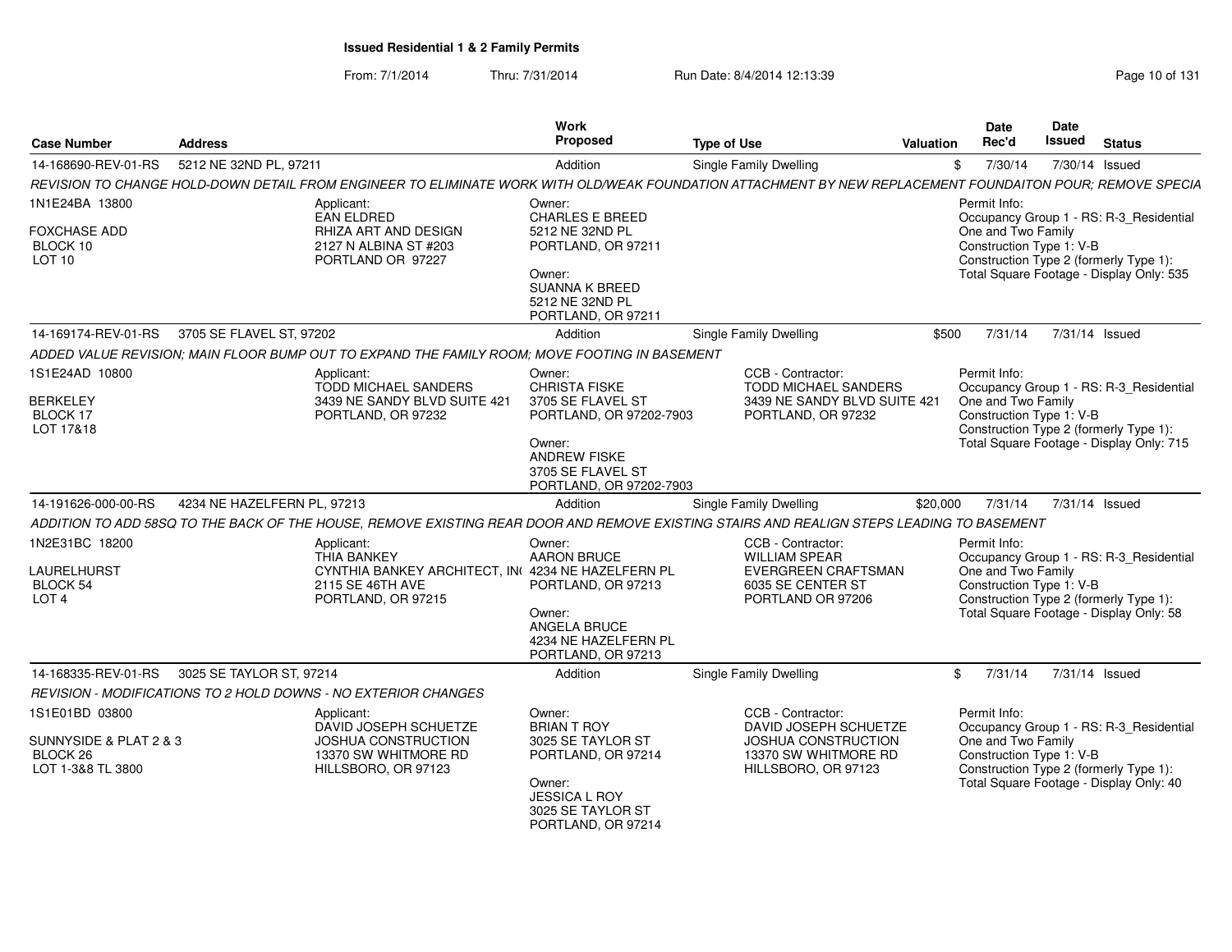# Issued Residential 1 & 2 Family Permits

From: 7/1/2014 Thru: 7/31/2014 Run Date: 8/4/2014 12:13:39

| Case Number | Address | Work Proposed | Type of Use | Valuation | Date Rec'd | Date Issued | Status |
|---|---|---|---|---|---|---|---|
| 14-168690-REV-01-RS | 5212 NE 32ND PL, 97211 | Addition | Single Family Dwelling | $ | 7/30/14 | 7/30/14 | Issued |

*REVISION TO CHANGE HOLD-DOWN DETAIL FROM ENGINEER TO ELIMINATE WORK WITH OLD/WEAK FOUNDATION ATTACHMENT BY NEW REPLACEMENT FOUNDAITON POUR; REMOVE SPECIA*

1N1E24BA 13800
FOXCHASE ADD
BLOCK 10
LOT 10

Applicant:
EAN ELDRED
RHIZA ART AND DESIGN
2127 N ALBINA ST #203
PORTLAND OR 97227

Owner:
CHARLES E BREED
5212 NE 32ND PL
PORTLAND, OR 97211

Owner:
SUANNA K BREED
5212 NE 32ND PL
PORTLAND, OR 97211

Permit Info:
Occupancy Group 1 - RS: R-3_Residential One and Two Family
Construction Type 1: V-B
Construction Type 2 (formerly Type 1):
Total Square Footage - Display Only: 535

| Case Number | Address | Work Proposed | Type of Use | Valuation | Date Rec'd | Date Issued | Status |
|---|---|---|---|---|---|---|---|
| 14-169174-REV-01-RS | 3705 SE FLAVEL ST, 97202 | Addition | Single Family Dwelling | $500 | 7/31/14 | 7/31/14 | Issued |

*ADDED VALUE REVISION; MAIN FLOOR BUMP OUT TO EXPAND THE FAMILY ROOM; MOVE FOOTING IN BASEMENT*

1S1E24AD 10800
BERKELEY
BLOCK 17
LOT 17&18

Applicant:
TODD MICHAEL SANDERS
3439 NE SANDY BLVD SUITE 421
PORTLAND, OR 97232

Owner:
CHRISTA FISKE
3705 SE FLAVEL ST
PORTLAND, OR 97202-7903

Owner:
ANDREW FISKE
3705 SE FLAVEL ST
PORTLAND, OR 97202-7903

CCB - Contractor:
TODD MICHAEL SANDERS
3439 NE SANDY BLVD SUITE 421
PORTLAND, OR 97232

Permit Info:
Occupancy Group 1 - RS: R-3_Residential One and Two Family
Construction Type 1: V-B
Construction Type 2 (formerly Type 1):
Total Square Footage - Display Only: 715

| Case Number | Address | Work Proposed | Type of Use | Valuation | Date Rec'd | Date Issued | Status |
|---|---|---|---|---|---|---|---|
| 14-191626-000-00-RS | 4234 NE HAZELFERN PL, 97213 | Addition | Single Family Dwelling | $20,000 | 7/31/14 | 7/31/14 | Issued |

*ADDITION TO ADD 58SQ TO THE BACK OF THE HOUSE, REMOVE EXISTING REAR DOOR AND REMOVE EXISTING STAIRS AND REALIGN STEPS LEADING TO BASEMENT*

1N2E31BC 18200
LAURELHURST
BLOCK 54
LOT 4

Applicant:
THIA BANKEY
CYNTHIA BANKEY ARCHITECT, IN(
2115 SE 46TH AVE
PORTLAND, OR 97215

Owner:
AARON BRUCE
4234 NE HAZELFERN PL
PORTLAND, OR 97213

Owner:
ANGELA BRUCE
4234 NE HAZELFERN PL
PORTLAND, OR 97213

CCB - Contractor:
WILLIAM SPEAR
EVERGREEN CRAFTSMAN
6035 SE CENTER ST
PORTLAND OR 97206

Permit Info:
Occupancy Group 1 - RS: R-3_Residential One and Two Family
Construction Type 1: V-B
Construction Type 2 (formerly Type 1):
Total Square Footage - Display Only: 58

| Case Number | Address | Work Proposed | Type of Use | Valuation | Date Rec'd | Date Issued | Status |
|---|---|---|---|---|---|---|---|
| 14-168335-REV-01-RS | 3025 SE TAYLOR ST, 97214 | Addition | Single Family Dwelling | $ | 7/31/14 | 7/31/14 | Issued |

*REVISION - MODIFICATIONS TO 2 HOLD DOWNS - NO EXTERIOR CHANGES*

1S1E01BD 03800
SUNNYSIDE & PLAT 2 & 3
BLOCK 26
LOT 1-3&8 TL 3800

Applicant:
DAVID JOSEPH SCHUETZE
JOSHUA CONSTRUCTION
13370 SW WHITMORE RD
HILLSBORO, OR 97123

Owner:
BRIAN T ROY
3025 SE TAYLOR ST
PORTLAND, OR 97214

Owner:
JESSICA L ROY
3025 SE TAYLOR ST
PORTLAND, OR 97214

CCB - Contractor:
DAVID JOSEPH SCHUETZE
JOSHUA CONSTRUCTION
13370 SW WHITMORE RD
HILLSBORO, OR 97123

Permit Info:
Occupancy Group 1 - RS: R-3_Residential One and Two Family
Construction Type 1: V-B
Construction Type 2 (formerly Type 1):
Total Square Footage - Display Only: 40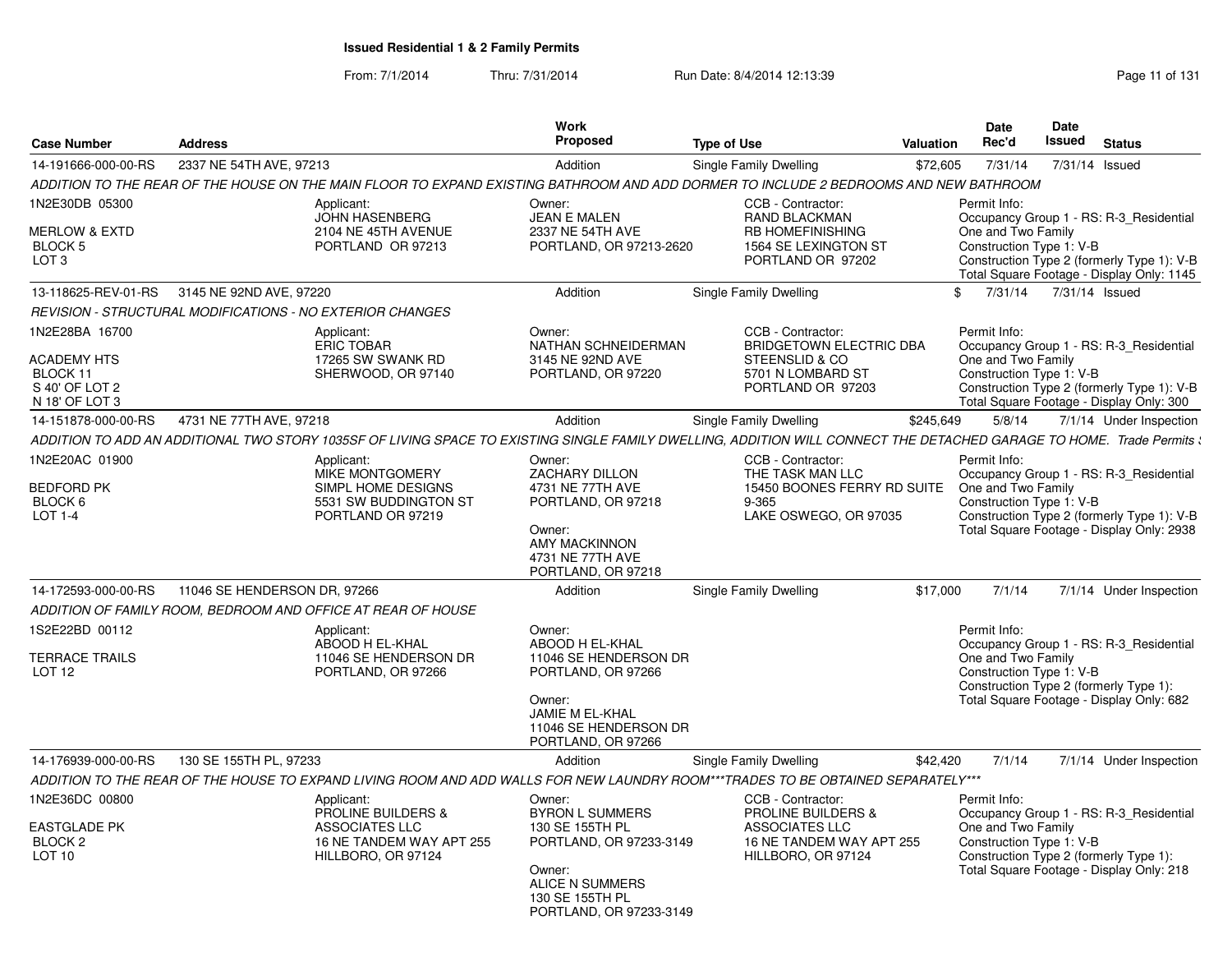## Issued Residential 1 & 2 Family Permits

From: 7/1/2014 Thru: 7/31/2014 Run Date: 8/4/2014 12:13:39

| Case Number | Address | Work Proposed | Type of Use | Valuation | Date Rec'd | Date Issued | Status |
|---|---|---|---|---|---|---|---|
| 14-191666-000-00-RS | 2337 NE 54TH AVE, 97213 | Addition | Single Family Dwelling | $72,605 | 7/31/14 | 7/31/14 | Issued |

*ADDITION TO THE REAR OF THE HOUSE ON THE MAIN FLOOR TO EXPAND EXISTING BATHROOM AND ADD DORMER TO INCLUDE 2 BEDROOMS AND NEW BATHROOM*

1N2E30DB 05300
MERLOW & EXTD
BLOCK 5
LOT 3

Applicant:
JOHN HASENBERG
2104 NE 45TH AVENUE
PORTLAND OR 97213

Owner:
JEAN E MALEN
2337 NE 54TH AVE
PORTLAND, OR 97213-2620

CCB - Contractor:
RAND BLACKMAN
RB HOMEFINISHING
1564 SE LEXINGTON ST
PORTLAND OR 97202

Permit Info:
Occupancy Group 1 - RS: R-3_Residential One and Two Family
Construction Type 1: V-B
Construction Type 2 (formerly Type 1): V-B
Total Square Footage - Display Only: 1145

| Case Number | Address | Work Proposed | Type of Use | Valuation | Date Rec'd | Date Issued | Status |
|---|---|---|---|---|---|---|---|
| 13-118625-REV-01-RS | 3145 NE 92ND AVE, 97220 | Addition | Single Family Dwelling | $ | 7/31/14 | 7/31/14 | Issued |

*REVISION - STRUCTURAL MODIFICATIONS - NO EXTERIOR CHANGES*

1N2E28BA 16700
ACADEMY HTS
BLOCK 11
S 40' OF LOT 2
N 18' OF LOT 3

Applicant:
ERIC TOBAR
17265 SW SWANK RD
SHERWOOD, OR 97140

Owner:
NATHAN SCHNEIDERMAN
3145 NE 92ND AVE
PORTLAND, OR 97220

CCB - Contractor:
BRIDGETOWN ELECTRIC DBA
STEENSLID & CO
5701 N LOMBARD ST
PORTLAND OR 97203

Permit Info:
Occupancy Group 1 - RS: R-3_Residential One and Two Family
Construction Type 1: V-B
Construction Type 2 (formerly Type 1): V-B
Total Square Footage - Display Only: 300

| Case Number | Address | Work Proposed | Type of Use | Valuation | Date Rec'd | Date Issued | Status |
|---|---|---|---|---|---|---|---|
| 14-151878-000-00-RS | 4731 NE 77TH AVE, 97218 | Addition | Single Family Dwelling | $245,649 | 5/8/14 | 7/1/14 | Under Inspection |

*ADDITION TO ADD AN ADDITIONAL TWO STORY 1035SF OF LIVING SPACE TO EXISTING SINGLE FAMILY DWELLING, ADDITION WILL CONNECT THE DETACHED GARAGE TO HOME. Trade Permits*

1N2E20AC 01900
BEDFORD PK
BLOCK 6
LOT 1-4

Applicant:
MIKE MONTGOMERY
SIMPL HOME DESIGNS
5531 SW BUDDINGTON ST
PORTLAND OR 97219

Owner:
ZACHARY DILLON
4731 NE 77TH AVE
PORTLAND, OR 97218

Owner:
AMY MACKINNON
4731 NE 77TH AVE
PORTLAND, OR 97218

CCB - Contractor:
THE TASK MAN LLC
15450 BOONES FERRY RD SUITE 9-365
LAKE OSWEGO, OR 97035

Permit Info:
Occupancy Group 1 - RS: R-3_Residential One and Two Family
Construction Type 1: V-B
Construction Type 2 (formerly Type 1): V-B
Total Square Footage - Display Only: 2938

| Case Number | Address | Work Proposed | Type of Use | Valuation | Date Rec'd | Date Issued | Status |
|---|---|---|---|---|---|---|---|
| 14-172593-000-00-RS | 11046 SE HENDERSON DR, 97266 | Addition | Single Family Dwelling | $17,000 | 7/1/14 | 7/1/14 | Under Inspection |

*ADDITION OF FAMILY ROOM, BEDROOM AND OFFICE AT REAR OF HOUSE*

1S2E22BD 00112
TERRACE TRAILS
LOT 12

Applicant:
ABOOD H EL-KHAL
11046 SE HENDERSON DR
PORTLAND, OR 97266

Owner:
ABOOD H EL-KHAL
11046 SE HENDERSON DR
PORTLAND, OR 97266

Owner:
JAMIE M EL-KHAL
11046 SE HENDERSON DR
PORTLAND, OR 97266

Permit Info:
Occupancy Group 1 - RS: R-3_Residential One and Two Family
Construction Type 1: V-B
Construction Type 2 (formerly Type 1):
Total Square Footage - Display Only: 682

| Case Number | Address | Work Proposed | Type of Use | Valuation | Date Rec'd | Date Issued | Status |
|---|---|---|---|---|---|---|---|
| 14-176939-000-00-RS | 130 SE 155TH PL, 97233 | Addition | Single Family Dwelling | $42,420 | 7/1/14 | 7/1/14 | Under Inspection |

*ADDITION TO THE REAR OF THE HOUSE TO EXPAND LIVING ROOM AND ADD WALLS FOR NEW LAUNDRY ROOM***TRADES TO BE OBTAINED SEPARATELY****

1N2E36DC 00800
EASTGLADE PK
BLOCK 2
LOT 10

Applicant:
PROLINE BUILDERS &
ASSOCIATES LLC
16 NE TANDEM WAY APT 255
HILLBORO, OR 97124

Owner:
BYRON L SUMMERS
130 SE 155TH PL
PORTLAND, OR 97233-3149

Owner:
ALICE N SUMMERS
130 SE 155TH PL
PORTLAND, OR 97233-3149

CCB - Contractor:
PROLINE BUILDERS &
ASSOCIATES LLC
16 NE TANDEM WAY APT 255
HILLBORO, OR 97124

Permit Info:
Occupancy Group 1 - RS: R-3_Residential One and Two Family
Construction Type 1: V-B
Construction Type 2 (formerly Type 1):
Total Square Footage - Display Only: 218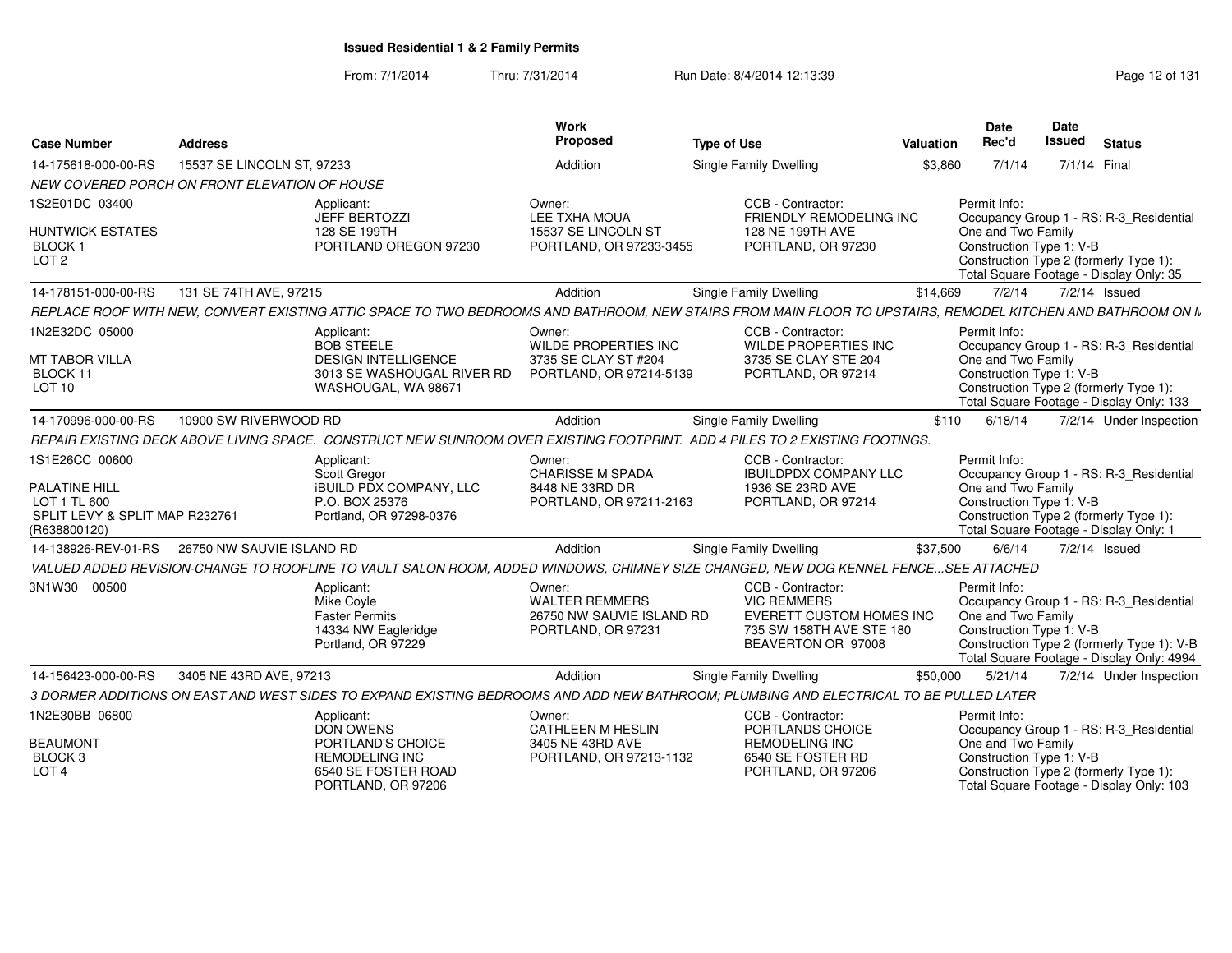# Issued Residential 1 & 2 Family Permits

From: 7/1/2014 Thru: 7/31/2014 Run Date: 8/4/2014 12:13:39

| Case Number | Address | Work Proposed | Type of Use | Valuation | Date Rec'd | Date Issued | Status |
|---|---|---|---|---|---|---|---|
| 14-175618-000-00-RS | 15537 SE LINCOLN ST, 97233 | Addition | Single Family Dwelling | $3,860 | 7/1/14 | 7/1/14 | Final |
| 14-178151-000-00-RS | 131 SE 74TH AVE, 97215 | Addition | Single Family Dwelling | $14,669 | 7/2/14 | 7/2/14 | Issued |
| 14-170996-000-00-RS | 10900 SW RIVERWOOD RD | Addition | Single Family Dwelling | $110 | 6/18/14 | 7/2/14 | Under Inspection |
| 14-138926-REV-01-RS | 26750 NW SAUVIE ISLAND RD | Addition | Single Family Dwelling | $37,500 | 6/6/14 | 7/2/14 | Issued |
| 14-156423-000-00-RS | 3405 NE 43RD AVE, 97213 | Addition | Single Family Dwelling | $50,000 | 5/21/14 | 7/2/14 | Under Inspection |

**14-175618-000-00-RS** — 15537 SE LINCOLN ST, 97233

*NEW COVERED PORCH ON FRONT ELEVATION OF HOUSE*

1S2E01DC 03400
HUNTWICK ESTATES
BLOCK 1
LOT 2

Applicant: JEFF BERTOZZI, 128 SE 199TH, PORTLAND OREGON 97230

Owner: LEE TXHA MOUA, 15537 SE LINCOLN ST, PORTLAND, OR 97233-3455

CCB - Contractor: FRIENDLY REMODELING INC, 128 NE 199TH AVE, PORTLAND, OR 97230

Permit Info: Occupancy Group 1 - RS: R-3_Residential One and Two Family; Construction Type 1: V-B; Construction Type 2 (formerly Type 1):; Total Square Footage - Display Only: 35

**14-178151-000-00-RS** — 131 SE 74TH AVE, 97215

*REPLACE ROOF WITH NEW, CONVERT EXISTING ATTIC SPACE TO TWO BEDROOMS AND BATHROOM, NEW STAIRS FROM MAIN FLOOR TO UPSTAIRS, REMODEL KITCHEN AND BATHROOM ON M*

1N2E32DC 05000
MT TABOR VILLA
BLOCK 11
LOT 10

Applicant: BOB STEELE, DESIGN INTELLIGENCE, 3013 SE WASHOUGAL RIVER RD, WASHOUGAL, WA 98671

Owner: WILDE PROPERTIES INC, 3735 SE CLAY ST #204, PORTLAND, OR 97214-5139

CCB - Contractor: WILDE PROPERTIES INC, 3735 SE CLAY STE 204, PORTLAND, OR 97214

Permit Info: Occupancy Group 1 - RS: R-3_Residential One and Two Family; Construction Type 1: V-B; Construction Type 2 (formerly Type 1):; Total Square Footage - Display Only: 133

**14-170996-000-00-RS** — 10900 SW RIVERWOOD RD

*REPAIR EXISTING DECK ABOVE LIVING SPACE. CONSTRUCT NEW SUNROOM OVER EXISTING FOOTPRINT. ADD 4 PILES TO 2 EXISTING FOOTINGS.*

1S1E26CC 00600
PALATINE HILL
LOT 1 TL 600
SPLIT LEVY & SPLIT MAP R232761 (R638800120)

Applicant: Scott Gregor, iBUILD PDX COMPANY, LLC, P.O. BOX 25376, Portland, OR 97298-0376

Owner: CHARISSE M SPADA, 8448 NE 33RD DR, PORTLAND, OR 97211-2163

CCB - Contractor: IBUILDPDX COMPANY LLC, 1936 SE 23RD AVE, PORTLAND, OR 97214

Permit Info: Occupancy Group 1 - RS: R-3_Residential One and Two Family; Construction Type 1: V-B; Construction Type 2 (formerly Type 1):; Total Square Footage - Display Only: 1

**14-138926-REV-01-RS** — 26750 NW SAUVIE ISLAND RD

*VALUED ADDED REVISION-CHANGE TO ROOFLINE TO VAULT SALON ROOM, ADDED WINDOWS, CHIMNEY SIZE CHANGED, NEW DOG KENNEL FENCE...SEE ATTACHED*

3N1W30 00500

Applicant: Mike Coyle, Faster Permits, 14334 NW Eagleridge, Portland, OR 97229

Owner: WALTER REMMERS, 26750 NW SAUVIE ISLAND RD, PORTLAND, OR 97231

CCB - Contractor: VIC REMMERS, EVERETT CUSTOM HOMES INC, 735 SW 158TH AVE STE 180, BEAVERTON OR 97008

Permit Info: Occupancy Group 1 - RS: R-3_Residential One and Two Family; Construction Type 1: V-B; Construction Type 2 (formerly Type 1): V-B; Total Square Footage - Display Only: 4994

**14-156423-000-00-RS** — 3405 NE 43RD AVE, 97213

*3 DORMER ADDITIONS ON EAST AND WEST SIDES TO EXPAND EXISTING BEDROOMS AND ADD NEW BATHROOM; PLUMBING AND ELECTRICAL TO BE PULLED LATER*

1N2E30BB 06800
BEAUMONT
BLOCK 3
LOT 4

Applicant: DON OWENS, PORTLAND'S CHOICE REMODELING INC, 6540 SE FOSTER ROAD, PORTLAND, OR 97206

Owner: CATHLEEN M HESLIN, 3405 NE 43RD AVE, PORTLAND, OR 97213-1132

CCB - Contractor: PORTLANDS CHOICE REMODELING INC, 6540 SE FOSTER RD, PORTLAND, OR 97206

Permit Info: Occupancy Group 1 - RS: R-3_Residential One and Two Family; Construction Type 1: V-B; Construction Type 2 (formerly Type 1):; Total Square Footage - Display Only: 103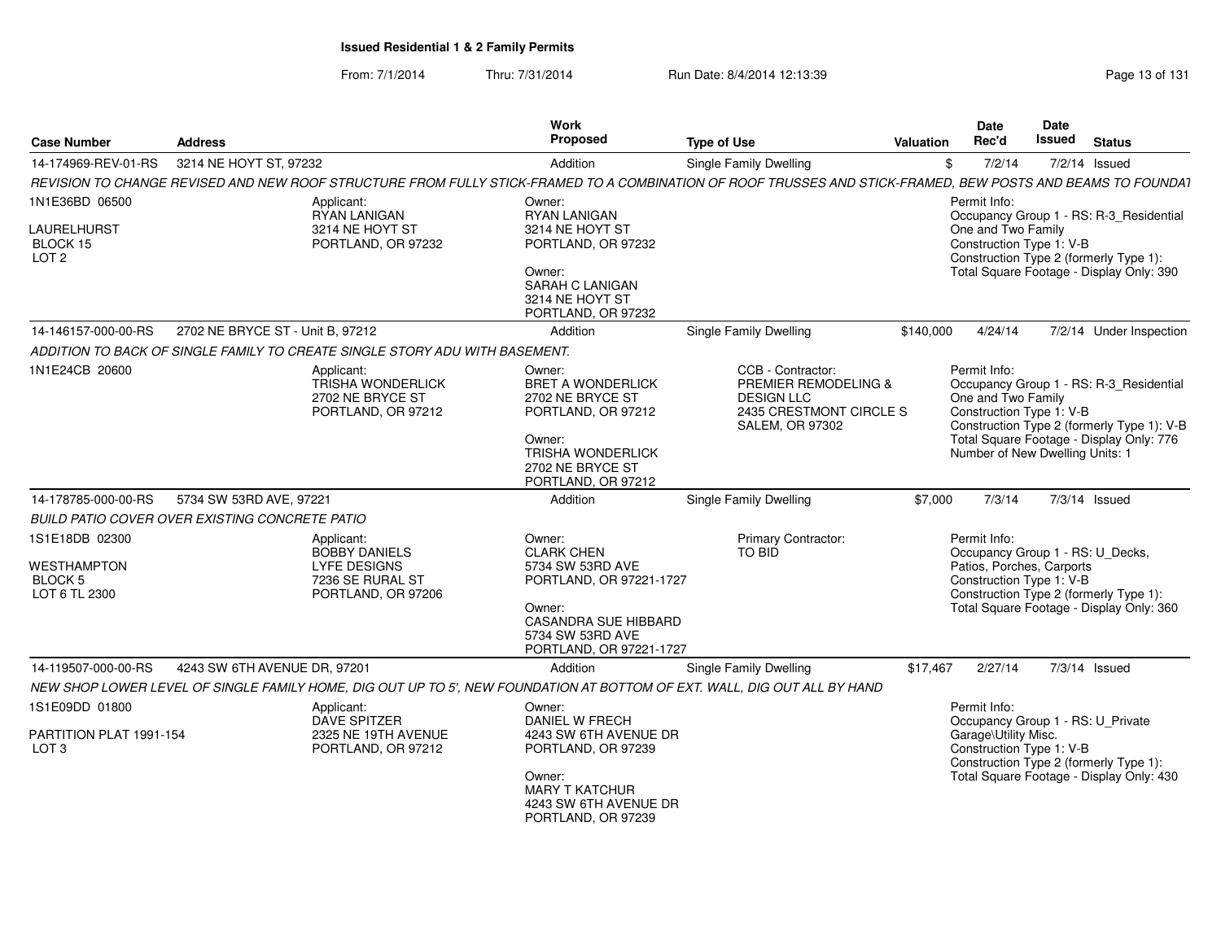**Issued Residential 1 & 2 Family Permits**

From: 7/1/2014 Thru: 7/31/2014 Run Date: 8/4/2014 12:13:39

| Case Number | Address | Work Proposed | Type of Use | Valuation | Date Rec'd | Date Issued | Status |
|---|---|---|---|---|---|---|---|
| 14-174969-REV-01-RS | 3214 NE HOYT ST, 97232 | Addition | Single Family Dwelling | $ | 7/2/14 | 7/2/14 | Issued |

REVISION TO CHANGE REVISED AND NEW ROOF STRUCTURE FROM FULLY STICK-FRAMED TO A COMBINATION OF ROOF TRUSSES AND STICK-FRAMED, BEW POSTS AND BEAMS TO FOUNDAT

1N1E36BD 06500
LAURELHURST
BLOCK 15
LOT 2

Applicant:
RYAN LANIGAN
3214 NE HOYT ST
PORTLAND, OR 97232

Owner:
RYAN LANIGAN
3214 NE HOYT ST
PORTLAND, OR 97232

Owner:
SARAH C LANIGAN
3214 NE HOYT ST
PORTLAND, OR 97232

Permit Info:
Occupancy Group 1 - RS: R-3_Residential One and Two Family
Construction Type 1: V-B
Construction Type 2 (formerly Type 1):
Total Square Footage - Display Only: 390

| Case Number | Address | Work Proposed | Type of Use | Valuation | Date Rec'd | Date Issued | Status |
|---|---|---|---|---|---|---|---|
| 14-146157-000-00-RS | 2702 NE BRYCE ST - Unit B, 97212 | Addition | Single Family Dwelling | $140,000 | 4/24/14 | 7/2/14 | Under Inspection |

ADDITION TO BACK OF SINGLE FAMILY TO CREATE SINGLE STORY ADU WITH BASEMENT.

1N1E24CB 20600

Applicant:
TRISHA WONDERLICK
2702 NE BRYCE ST
PORTLAND, OR 97212

Owner:
BRET A WONDERLICK
2702 NE BRYCE ST
PORTLAND, OR 97212

Owner:
TRISHA WONDERLICK
2702 NE BRYCE ST
PORTLAND, OR 97212

CCB - Contractor:
PREMIER REMODELING & DESIGN LLC
2435 CRESTMONT CIRCLE S
SALEM, OR 97302

Permit Info:
Occupancy Group 1 - RS: R-3_Residential One and Two Family
Construction Type 1: V-B
Construction Type 2 (formerly Type 1): V-B
Total Square Footage - Display Only: 776
Number of New Dwelling Units: 1

| Case Number | Address | Work Proposed | Type of Use | Valuation | Date Rec'd | Date Issued | Status |
|---|---|---|---|---|---|---|---|
| 14-178785-000-00-RS | 5734 SW 53RD AVE, 97221 | Addition | Single Family Dwelling | $7,000 | 7/3/14 | 7/3/14 | Issued |

BUILD PATIO COVER OVER EXISTING CONCRETE PATIO

1S1E18DB 02300
WESTHAMPTON
BLOCK 5
LOT 6 TL 2300

Applicant:
BOBBY DANIELS
LYFE DESIGNS
7236 SE RURAL ST
PORTLAND, OR 97206

Owner:
CLARK CHEN
5734 SW 53RD AVE
PORTLAND, OR 97221-1727

Owner:
CASANDRA SUE HIBBARD
5734 SW 53RD AVE
PORTLAND, OR 97221-1727

Primary Contractor:
TO BID

Permit Info:
Occupancy Group 1 - RS: U_Decks, Patios, Porches, Carports
Construction Type 1: V-B
Construction Type 2 (formerly Type 1):
Total Square Footage - Display Only: 360

| Case Number | Address | Work Proposed | Type of Use | Valuation | Date Rec'd | Date Issued | Status |
|---|---|---|---|---|---|---|---|
| 14-119507-000-00-RS | 4243 SW 6TH AVENUE DR, 97201 | Addition | Single Family Dwelling | $17,467 | 2/27/14 | 7/3/14 | Issued |

NEW SHOP LOWER LEVEL OF SINGLE FAMILY HOME, DIG OUT UP TO 5', NEW FOUNDATION AT BOTTOM OF EXT. WALL, DIG OUT ALL BY HAND

1S1E09DD 01800
PARTITION PLAT 1991-154
LOT 3

Applicant:
DAVE SPITZER
2325 NE 19TH AVENUE
PORTLAND, OR 97212

Owner:
DANIEL W FRECH
4243 SW 6TH AVENUE DR
PORTLAND, OR 97239

Owner:
MARY T KATCHUR
4243 SW 6TH AVENUE DR
PORTLAND, OR 97239

Permit Info:
Occupancy Group 1 - RS: U_Private Garage\Utility Misc.
Construction Type 1: V-B
Construction Type 2 (formerly Type 1):
Total Square Footage - Display Only: 430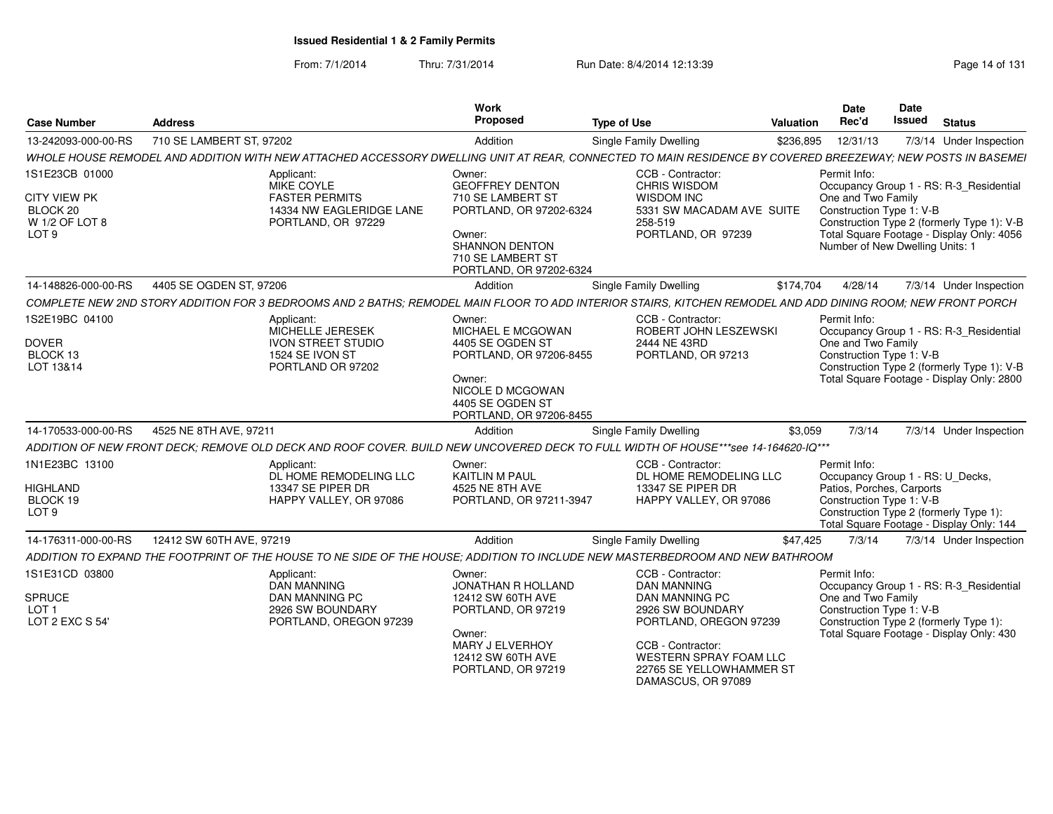# Issued Residential 1 & 2 Family Permits

From: 7/1/2014 Thru: 7/31/2014 Run Date: 8/4/2014 12:13:39

| Case Number | Address | Work Proposed | Type of Use | Valuation | Date Rec'd | Date Issued | Status |
|---|---|---|---|---|---|---|---|
| 13-242093-000-00-RS | 710 SE LAMBERT ST, 97202 | Addition | Single Family Dwelling | $236,895 | 12/31/13 | 7/3/14 | Under Inspection |

WHOLE HOUSE REMODEL AND ADDITION WITH NEW ATTACHED ACCESSORY DWELLING UNIT AT REAR, CONNECTED TO MAIN RESIDENCE BY COVERED BREEZEWAY; NEW POSTS IN BASEMEI

1S1E23CB 01000
CITY VIEW PK
BLOCK 20
W 1/2 OF LOT 8
LOT 9

Applicant:
MIKE COYLE
FASTER PERMITS
14334 NW EAGLERIDGE LANE
PORTLAND, OR 97229

Owner:
GEOFFREY DENTON
710 SE LAMBERT ST
PORTLAND, OR 97202-6324

Owner:
SHANNON DENTON
710 SE LAMBERT ST
PORTLAND, OR 97202-6324

CCB - Contractor:
CHRIS WISDOM
WISDOM INC
5331 SW MACADAM AVE SUITE 258-519
PORTLAND, OR 97239

Permit Info:
Occupancy Group 1 - RS: R-3_Residential One and Two Family
Construction Type 1: V-B
Construction Type 2 (formerly Type 1): V-B
Total Square Footage - Display Only: 4056
Number of New Dwelling Units: 1

| Case Number | Address | Work Proposed | Type of Use | Valuation | Date Rec'd | Date Issued | Status |
|---|---|---|---|---|---|---|---|
| 14-148826-000-00-RS | 4405 SE OGDEN ST, 97206 | Addition | Single Family Dwelling | $174,704 | 4/28/14 | 7/3/14 | Under Inspection |

COMPLETE NEW 2ND STORY ADDITION FOR 3 BEDROOMS AND 2 BATHS; REMODEL MAIN FLOOR TO ADD INTERIOR STAIRS, KITCHEN REMODEL AND ADD DINING ROOM; NEW FRONT PORCH

1S2E19BC 04100
DOVER
BLOCK 13
LOT 13&14

Applicant:
MICHELLE JERESEK
IVON STREET STUDIO
1524 SE IVON ST
PORTLAND OR 97202

Owner:
MICHAEL E MCGOWAN
4405 SE OGDEN ST
PORTLAND, OR 97206-8455

Owner:
NICOLE D MCGOWAN
4405 SE OGDEN ST
PORTLAND, OR 97206-8455

CCB - Contractor:
ROBERT JOHN LESZEWSKI
2444 NE 43RD
PORTLAND, OR 97213

Permit Info:
Occupancy Group 1 - RS: R-3_Residential One and Two Family
Construction Type 1: V-B
Construction Type 2 (formerly Type 1): V-B
Total Square Footage - Display Only: 2800

| Case Number | Address | Work Proposed | Type of Use | Valuation | Date Rec'd | Date Issued | Status |
|---|---|---|---|---|---|---|---|
| 14-170533-000-00-RS | 4525 NE 8TH AVE, 97211 | Addition | Single Family Dwelling | $3,059 | 7/3/14 | 7/3/14 | Under Inspection |

ADDITION OF NEW FRONT DECK; REMOVE OLD DECK AND ROOF COVER. BUILD NEW UNCOVERED DECK TO FULL WIDTH OF HOUSE***see 14-164620-IQ***

1N1E23BC 13100
HIGHLAND
BLOCK 19
LOT 9

Applicant:
DL HOME REMODELING LLC
13347 SE PIPER DR
HAPPY VALLEY, OR 97086

Owner:
KAITLIN M PAUL
4525 NE 8TH AVE
PORTLAND, OR 97211-3947

CCB - Contractor:
DL HOME REMODELING LLC
13347 SE PIPER DR
HAPPY VALLEY, OR 97086

Permit Info:
Occupancy Group 1 - RS: U_Decks, Patios, Porches, Carports
Construction Type 1: V-B
Construction Type 2 (formerly Type 1):
Total Square Footage - Display Only: 144

| Case Number | Address | Work Proposed | Type of Use | Valuation | Date Rec'd | Date Issued | Status |
|---|---|---|---|---|---|---|---|
| 14-176311-000-00-RS | 12412 SW 60TH AVE, 97219 | Addition | Single Family Dwelling | $47,425 | 7/3/14 | 7/3/14 | Under Inspection |

ADDITION TO EXPAND THE FOOTPRINT OF THE HOUSE TO NE SIDE OF THE HOUSE; ADDITION TO INCLUDE NEW MASTERBEDROOM AND NEW BATHROOM

1S1E31CD 03800
SPRUCE
LOT 1
LOT 2 EXC S 54'

Applicant:
DAN MANNING
DAN MANNING PC
2926 SW BOUNDARY
PORTLAND, OREGON 97239

Owner:
JONATHAN R HOLLAND
12412 SW 60TH AVE
PORTLAND, OR 97219

Owner:
MARY J ELVERHOY
12412 SW 60TH AVE
PORTLAND, OR 97219

CCB - Contractor:
DAN MANNING
DAN MANNING PC
2926 SW BOUNDARY
PORTLAND, OREGON 97239

CCB - Contractor:
WESTERN SPRAY FOAM LLC
22765 SE YELLOWHAMMER ST
DAMASCUS, OR 97089

Permit Info:
Occupancy Group 1 - RS: R-3_Residential One and Two Family
Construction Type 1: V-B
Construction Type 2 (formerly Type 1):
Total Square Footage - Display Only: 430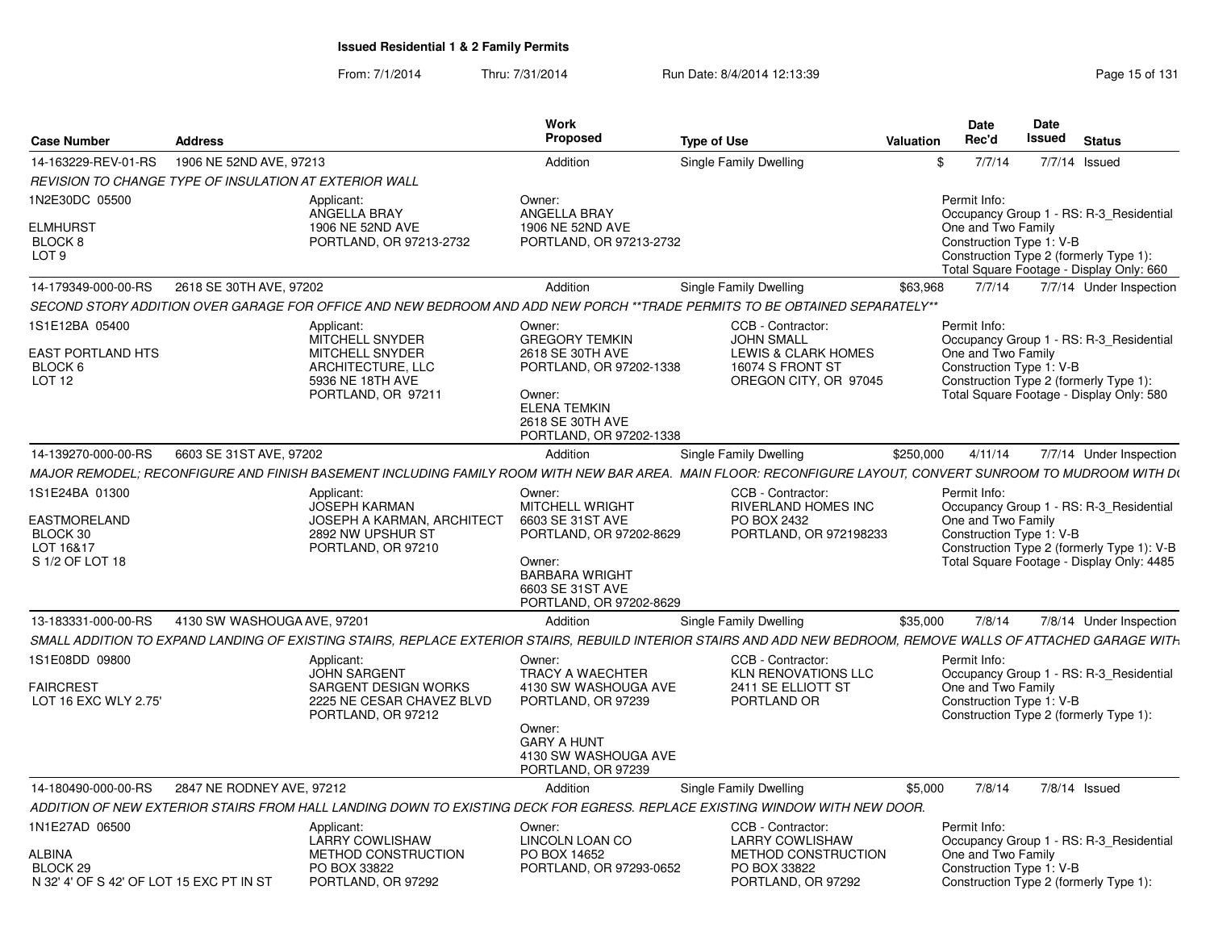# Issued Residential 1 & 2 Family Permits

From: 7/1/2014 Thru: 7/31/2014 Run Date: 8/4/2014 12:13:39

| Case Number | Address | Work Proposed | Type of Use | Valuation | Date Rec'd | Date Issued | Status |
|---|---|---|---|---|---|---|---|
| 14-163229-REV-01-RS | 1906 NE 52ND AVE, 97213 | Addition | Single Family Dwelling | $ | 7/7/14 | 7/7/14 | Issued |

*REVISION TO CHANGE TYPE OF INSULATION AT EXTERIOR WALL*

1N2E30DC 05500
ELMHURST
BLOCK 8
LOT 9

Applicant:
ANGELLA BRAY
1906 NE 52ND AVE
PORTLAND, OR 97213-2732

Owner:
ANGELLA BRAY
1906 NE 52ND AVE
PORTLAND, OR 97213-2732

Permit Info:
Occupancy Group 1 - RS: R-3_Residential One and Two Family
Construction Type 1: V-B
Construction Type 2 (formerly Type 1):
Total Square Footage - Display Only: 660

---

| Case Number | Address | Work Proposed | Type of Use | Valuation | Date Rec'd | Date Issued | Status |
|---|---|---|---|---|---|---|---|
| 14-179349-000-00-RS | 2618 SE 30TH AVE, 97202 | Addition | Single Family Dwelling | $63,968 | 7/7/14 | 7/7/14 | Under Inspection |

*SECOND STORY ADDITION OVER GARAGE FOR OFFICE AND NEW BEDROOM AND ADD NEW PORCH **TRADE PERMITS TO BE OBTAINED SEPARATELY***

1S1E12BA 05400
EAST PORTLAND HTS
BLOCK 6
LOT 12

Applicant:
MITCHELL SNYDER
MITCHELL SNYDER ARCHITECTURE, LLC
5936 NE 18TH AVE
PORTLAND, OR 97211

Owner:
GREGORY TEMKIN
2618 SE 30TH AVE
PORTLAND, OR 97202-1338

Owner:
ELENA TEMKIN
2618 SE 30TH AVE
PORTLAND, OR 97202-1338

CCB - Contractor:
JOHN SMALL
LEWIS & CLARK HOMES
16074 S FRONT ST
OREGON CITY, OR 97045

Permit Info:
Occupancy Group 1 - RS: R-3_Residential One and Two Family
Construction Type 1: V-B
Construction Type 2 (formerly Type 1):
Total Square Footage - Display Only: 580

---

| Case Number | Address | Work Proposed | Type of Use | Valuation | Date Rec'd | Date Issued | Status |
|---|---|---|---|---|---|---|---|
| 14-139270-000-00-RS | 6603 SE 31ST AVE, 97202 | Addition | Single Family Dwelling | $250,000 | 4/11/14 | 7/7/14 | Under Inspection |

*MAJOR REMODEL; RECONFIGURE AND FINISH BASEMENT INCLUDING FAMILY ROOM WITH NEW BAR AREA. MAIN FLOOR: RECONFIGURE LAYOUT, CONVERT SUNROOM TO MUDROOM WITH DO*

1S1E24BA 01300
EASTMORELAND
BLOCK 30
LOT 16&17
S 1/2 OF LOT 18

Applicant:
JOSEPH KARMAN
JOSEPH A KARMAN, ARCHITECT
2892 NW UPSHUR ST
PORTLAND, OR 97210

Owner:
MITCHELL WRIGHT
6603 SE 31ST AVE
PORTLAND, OR 97202-8629

Owner:
BARBARA WRIGHT
6603 SE 31ST AVE
PORTLAND, OR 97202-8629

CCB - Contractor:
RIVERLAND HOMES INC
PO BOX 2432
PORTLAND, OR 972198233

Permit Info:
Occupancy Group 1 - RS: R-3_Residential One and Two Family
Construction Type 1: V-B
Construction Type 2 (formerly Type 1): V-B
Total Square Footage - Display Only: 4485

---

| Case Number | Address | Work Proposed | Type of Use | Valuation | Date Rec'd | Date Issued | Status |
|---|---|---|---|---|---|---|---|
| 13-183331-000-00-RS | 4130 SW WASHOUGA AVE, 97201 | Addition | Single Family Dwelling | $35,000 | 7/8/14 | 7/8/14 | Under Inspection |

*SMALL ADDITION TO EXPAND LANDING OF EXISTING STAIRS, REPLACE EXTERIOR STAIRS, REBUILD INTERIOR STAIRS AND ADD NEW BEDROOM, REMOVE WALLS OF ATTACHED GARAGE WITH*

1S1E08DD 09800
FAIRCREST
LOT 16 EXC WLY 2.75'

Applicant:
JOHN SARGENT
SARGENT DESIGN WORKS
2225 NE CESAR CHAVEZ BLVD
PORTLAND, OR 97212

Owner:
TRACY A WAECHTER
4130 SW WASHOUGA AVE
PORTLAND, OR 97239

Owner:
GARY A HUNT
4130 SW WASHOUGA AVE
PORTLAND, OR 97239

CCB - Contractor:
KLN RENOVATIONS LLC
2411 SE ELLIOTT ST
PORTLAND OR

Permit Info:
Occupancy Group 1 - RS: R-3_Residential One and Two Family
Construction Type 1: V-B
Construction Type 2 (formerly Type 1):

---

| Case Number | Address | Work Proposed | Type of Use | Valuation | Date Rec'd | Date Issued | Status |
|---|---|---|---|---|---|---|---|
| 14-180490-000-00-RS | 2847 NE RODNEY AVE, 97212 | Addition | Single Family Dwelling | $5,000 | 7/8/14 | 7/8/14 | Issued |

*ADDITION OF NEW EXTERIOR STAIRS FROM HALL LANDING DOWN TO EXISTING DECK FOR EGRESS. REPLACE EXISTING WINDOW WITH NEW DOOR.*

1N1E27AD 06500
ALBINA
BLOCK 29
N 32' 4' OF S 42' OF LOT 15 EXC PT IN ST

Applicant:
LARRY COWLISHAW
METHOD CONSTRUCTION
PO BOX 33822
PORTLAND, OR 97292

Owner:
LINCOLN LOAN CO
PO BOX 14652
PORTLAND, OR 97293-0652

CCB - Contractor:
LARRY COWLISHAW
METHOD CONSTRUCTION
PO BOX 33822
PORTLAND, OR 97292

Permit Info:
Occupancy Group 1 - RS: R-3_Residential One and Two Family
Construction Type 1: V-B
Construction Type 2 (formerly Type 1):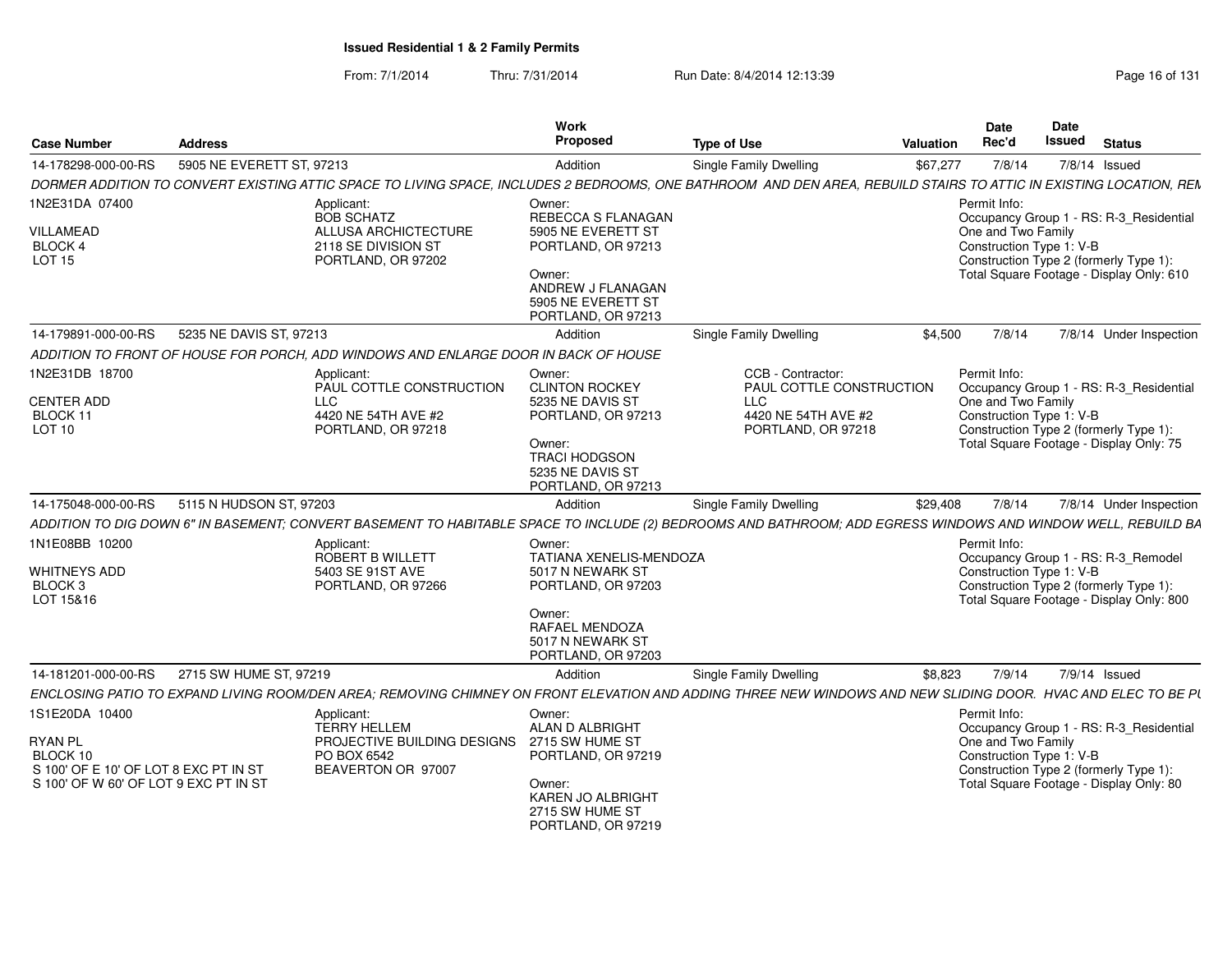# Issued Residential 1 & 2 Family Permits

From: 7/1/2014 Thru: 7/31/2014 Run Date: 8/4/2014 12:13:39

| Case Number | Address | Work Proposed | Type of Use | Valuation | Date Rec'd | Date Issued | Status |
|---|---|---|---|---|---|---|---|
| 14-178298-000-00-RS | 5905 NE EVERETT ST, 97213 | Addition | Single Family Dwelling | $67,277 | 7/8/14 | 7/8/14 | Issued |

*DORMER ADDITION TO CONVERT EXISTING ATTIC SPACE TO LIVING SPACE, INCLUDES 2 BEDROOMS, ONE BATHROOM AND DEN AREA, REBUILD STAIRS TO ATTIC IN EXISTING LOCATION, REM*

1N2E31DA 07400
VILLAMEAD
BLOCK 4
LOT 15

Applicant:
BOB SCHATZ
ALLUSA ARCHICTECTURE
2118 SE DIVISION ST
PORTLAND, OR 97202

Owner:
REBECCA S FLANAGAN
5905 NE EVERETT ST
PORTLAND, OR 97213

Owner:
ANDREW J FLANAGAN
5905 NE EVERETT ST
PORTLAND, OR 97213

Permit Info:
Occupancy Group 1 - RS: R-3_Residential One and Two Family
Construction Type 1: V-B
Construction Type 2 (formerly Type 1):
Total Square Footage - Display Only: 610

| Case Number | Address | Work Proposed | Type of Use | Valuation | Date Rec'd | Date Issued | Status |
|---|---|---|---|---|---|---|---|
| 14-179891-000-00-RS | 5235 NE DAVIS ST, 97213 | Addition | Single Family Dwelling | $4,500 | 7/8/14 | 7/8/14 | Under Inspection |

*ADDITION TO FRONT OF HOUSE FOR PORCH, ADD WINDOWS AND ENLARGE DOOR IN BACK OF HOUSE*

1N2E31DB 18700
CENTER ADD
BLOCK 11
LOT 10

Applicant:
PAUL COTTLE CONSTRUCTION LLC
4420 NE 54TH AVE #2
PORTLAND, OR 97218

Owner:
CLINTON ROCKEY
5235 NE DAVIS ST
PORTLAND, OR 97213

Owner:
TRACI HODGSON
5235 NE DAVIS ST
PORTLAND, OR 97213

CCB - Contractor:
PAUL COTTLE CONSTRUCTION LLC
4420 NE 54TH AVE #2
PORTLAND, OR 97218

Permit Info:
Occupancy Group 1 - RS: R-3_Residential One and Two Family
Construction Type 1: V-B
Construction Type 2 (formerly Type 1):
Total Square Footage - Display Only: 75

| Case Number | Address | Work Proposed | Type of Use | Valuation | Date Rec'd | Date Issued | Status |
|---|---|---|---|---|---|---|---|
| 14-175048-000-00-RS | 5115 N HUDSON ST, 97203 | Addition | Single Family Dwelling | $29,408 | 7/8/14 | 7/8/14 | Under Inspection |

*ADDITION TO DIG DOWN 6" IN BASEMENT; CONVERT BASEMENT TO HABITABLE SPACE TO INCLUDE (2) BEDROOMS AND BATHROOM; ADD EGRESS WINDOWS AND WINDOW WELL, REBUILD BA*

1N1E08BB 10200
WHITNEYS ADD
BLOCK 3
LOT 15&16

Applicant:
ROBERT B WILLETT
5403 SE 91ST AVE
PORTLAND, OR 97266

Owner:
TATIANA XENELIS-MENDOZA
5017 N NEWARK ST
PORTLAND, OR 97203

Owner:
RAFAEL MENDOZA
5017 N NEWARK ST
PORTLAND, OR 97203

Permit Info:
Occupancy Group 1 - RS: R-3_Remodel
Construction Type 1: V-B
Construction Type 2 (formerly Type 1):
Total Square Footage - Display Only: 800

| Case Number | Address | Work Proposed | Type of Use | Valuation | Date Rec'd | Date Issued | Status |
|---|---|---|---|---|---|---|---|
| 14-181201-000-00-RS | 2715 SW HUME ST, 97219 | Addition | Single Family Dwelling | $8,823 | 7/9/14 | 7/9/14 | Issued |

*ENCLOSING PATIO TO EXPAND LIVING ROOM/DEN AREA; REMOVING CHIMNEY ON FRONT ELEVATION AND ADDING THREE NEW WINDOWS AND NEW SLIDING DOOR. HVAC AND ELEC TO BE PL*

1S1E20DA 10400
RYAN PL
BLOCK 10
S 100' OF E 10' OF LOT 8 EXC PT IN ST
S 100' OF W 60' OF LOT 9 EXC PT IN ST

Applicant:
TERRY HELLEM
PROJECTIVE BUILDING DESIGNS
PO BOX 6542
BEAVERTON OR 97007

Owner:
ALAN D ALBRIGHT
2715 SW HUME ST
PORTLAND, OR 97219

Owner:
KAREN JO ALBRIGHT
2715 SW HUME ST
PORTLAND, OR 97219

Permit Info:
Occupancy Group 1 - RS: R-3_Residential One and Two Family
Construction Type 1: V-B
Construction Type 2 (formerly Type 1):
Total Square Footage - Display Only: 80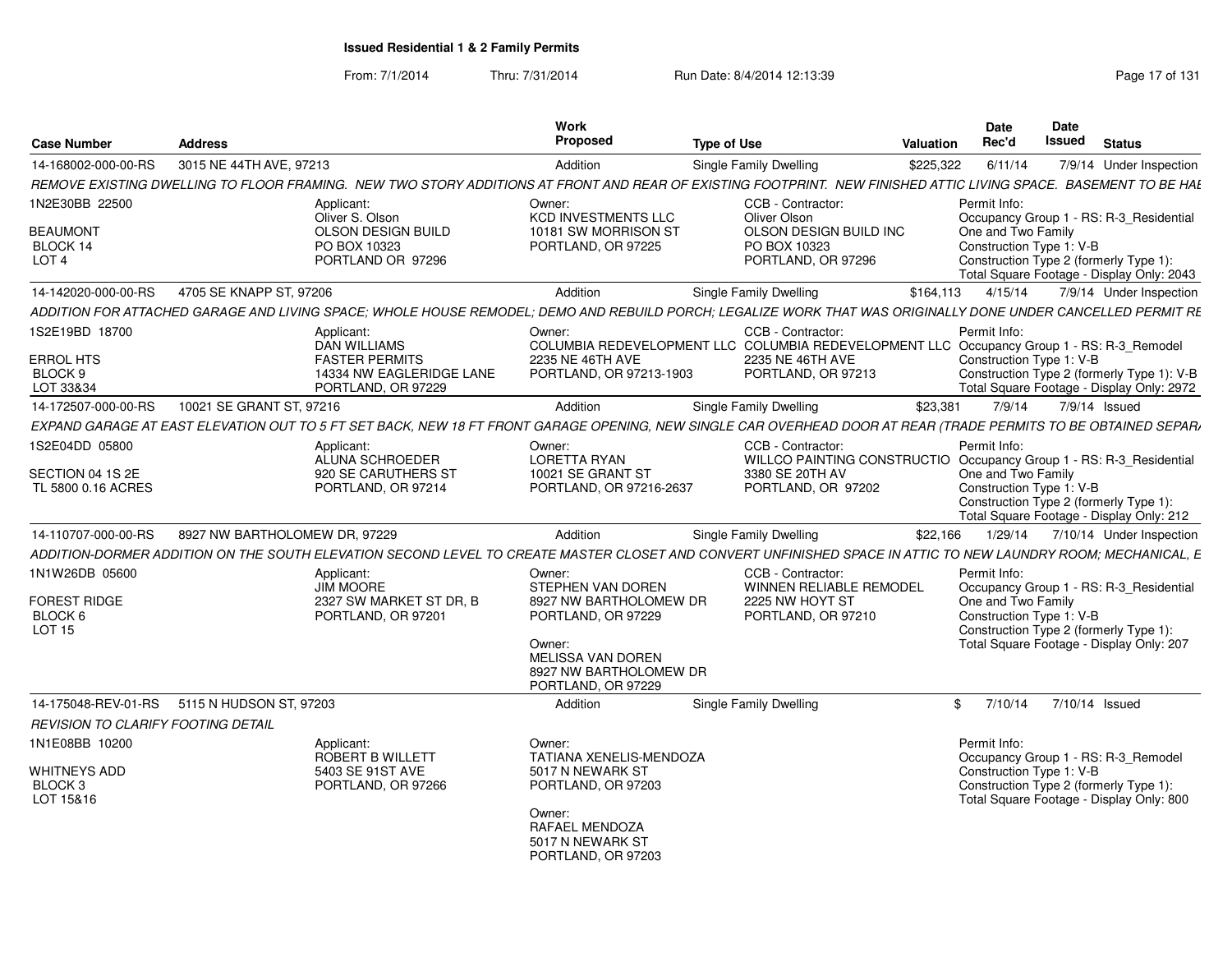**Issued Residential 1 & 2 Family Permits**

From: 7/1/2014 Thru: 7/31/2014 Run Date: 8/4/2014 12:13:39

| Case Number | Address | Work Proposed | Type of Use | Valuation | Date Rec'd | Date Issued | Status |
|---|---|---|---|---|---|---|---|
| 14-168002-000-00-RS | 3015 NE 44TH AVE, 97213 | Addition | Single Family Dwelling | $225,322 | 6/11/14 | 7/9/14 | Under Inspection |

REMOVE EXISTING DWELLING TO FLOOR FRAMING. NEW TWO STORY ADDITIONS AT FRONT AND REAR OF EXISTING FOOTPRINT. NEW FINISHED ATTIC LIVING SPACE. BASEMENT TO BE HAB

1N2E30BB 22500
BEAUMONT
BLOCK 14
LOT 4

Applicant: Oliver S. Olson, OLSON DESIGN BUILD, PO BOX 10323, PORTLAND OR 97296

Owner: KCD INVESTMENTS LLC, 10181 SW MORRISON ST, PORTLAND, OR 97225

CCB - Contractor: Oliver Olson, OLSON DESIGN BUILD INC, PO BOX 10323, PORTLAND, OR 97296

Permit Info: Occupancy Group 1 - RS: R-3_Residential One and Two Family; Construction Type 1: V-B; Construction Type 2 (formerly Type 1):; Total Square Footage - Display Only: 2043

| Case Number | Address | Work Proposed | Type of Use | Valuation | Date Rec'd | Date Issued | Status |
|---|---|---|---|---|---|---|---|
| 14-142020-000-00-RS | 4705 SE KNAPP ST, 97206 | Addition | Single Family Dwelling | $164,113 | 4/15/14 | 7/9/14 | Under Inspection |

ADDITION FOR ATTACHED GARAGE AND LIVING SPACE; WHOLE HOUSE REMODEL; DEMO AND REBUILD PORCH; LEGALIZE WORK THAT WAS ORIGINALLY DONE UNDER CANCELLED PERMIT RE

1S2E19BD 18700
ERROL HTS
BLOCK 9
LOT 33&34

Applicant: DAN WILLIAMS, FASTER PERMITS, 14334 NW EAGLERIDGE LANE, PORTLAND, OR 97229

Owner: COLUMBIA REDEVELOPMENT LLC, 2235 NE 46TH AVE, PORTLAND, OR 97213-1903

CCB - Contractor: COLUMBIA REDEVELOPMENT LLC, 2235 NE 46TH AVE, PORTLAND, OR 97213

Permit Info: Occupancy Group 1 - RS: R-3_Remodel; Construction Type 1: V-B; Construction Type 2 (formerly Type 1): V-B; Total Square Footage - Display Only: 2972

| Case Number | Address | Work Proposed | Type of Use | Valuation | Date Rec'd | Date Issued | Status |
|---|---|---|---|---|---|---|---|
| 14-172507-000-00-RS | 10021 SE GRANT ST, 97216 | Addition | Single Family Dwelling | $23,381 | 7/9/14 | 7/9/14 | Issued |

EXPAND GARAGE AT EAST ELEVATION OUT TO 5 FT SET BACK, NEW 18 FT FRONT GARAGE OPENING, NEW SINGLE CAR OVERHEAD DOOR AT REAR (TRADE PERMITS TO BE OBTAINED SEPAR

1S2E04DD 05800
SECTION 04 1S 2E
TL 5800 0.16 ACRES

Applicant: ALUNA SCHROEDER, 920 SE CARUTHERS ST, PORTLAND, OR 97214

Owner: LORETTA RYAN, 10021 SE GRANT ST, PORTLAND, OR 97216-2637

CCB - Contractor: WILLCO PAINTING CONSTRUCTIO, 3380 SE 20TH AV, PORTLAND, OR 97202

Permit Info: Occupancy Group 1 - RS: R-3_Residential One and Two Family; Construction Type 1: V-B; Construction Type 2 (formerly Type 1):; Total Square Footage - Display Only: 212

| Case Number | Address | Work Proposed | Type of Use | Valuation | Date Rec'd | Date Issued | Status |
|---|---|---|---|---|---|---|---|
| 14-110707-000-00-RS | 8927 NW BARTHOLOMEW DR, 97229 | Addition | Single Family Dwelling | $22,166 | 1/29/14 | 7/10/14 | Under Inspection |

ADDITION-DORMER ADDITION ON THE SOUTH ELEVATION SECOND LEVEL TO CREATE MASTER CLOSET AND CONVERT UNFINISHED SPACE IN ATTIC TO NEW LAUNDRY ROOM; MECHANICAL, E

1N1W26DB 05600
FOREST RIDGE
BLOCK 6
LOT 15

Applicant: JIM MOORE, 2327 SW MARKET ST DR, B, PORTLAND, OR 97201

Owner: STEPHEN VAN DOREN, 8927 NW BARTHOLOMEW DR, PORTLAND, OR 97229

Owner: MELISSA VAN DOREN, 8927 NW BARTHOLOMEW DR, PORTLAND, OR 97229

CCB - Contractor: WINNEN RELIABLE REMODEL, 2225 NW HOYT ST, PORTLAND, OR 97210

Permit Info: Occupancy Group 1 - RS: R-3_Residential One and Two Family; Construction Type 1: V-B; Construction Type 2 (formerly Type 1):; Total Square Footage - Display Only: 207

| Case Number | Address | Work Proposed | Type of Use | Valuation | Date Rec'd | Date Issued | Status |
|---|---|---|---|---|---|---|---|
| 14-175048-REV-01-RS | 5115 N HUDSON ST, 97203 | Addition | Single Family Dwelling | $ | 7/10/14 | 7/10/14 | Issued |

REVISION TO CLARIFY FOOTING DETAIL

1N1E08BB 10200
WHITNEYS ADD
BLOCK 3
LOT 15&16

Applicant: ROBERT B WILLETT, 5403 SE 91ST AVE, PORTLAND, OR 97266

Owner: TATIANA XENELIS-MENDOZA, 5017 N NEWARK ST, PORTLAND, OR 97203

Owner: RAFAEL MENDOZA, 5017 N NEWARK ST, PORTLAND, OR 97203

Permit Info: Occupancy Group 1 - RS: R-3_Remodel; Construction Type 1: V-B; Construction Type 2 (formerly Type 1):; Total Square Footage - Display Only: 800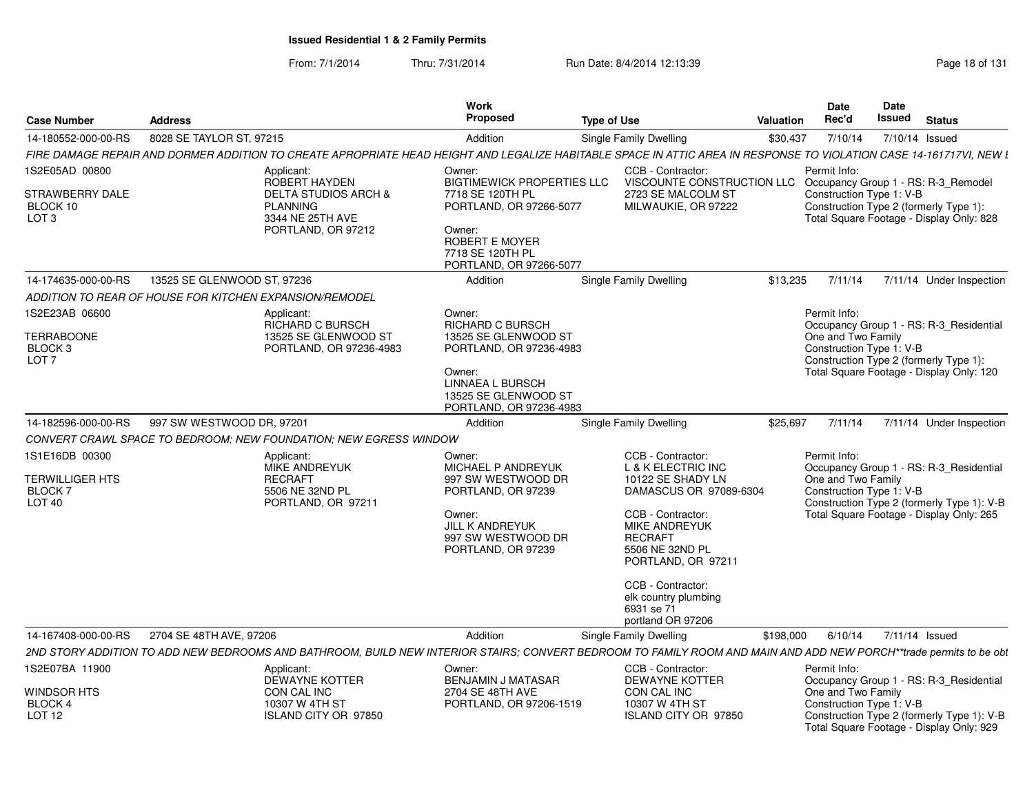# Issued Residential 1 & 2 Family Permits

From: 7/1/2014 Thru: 7/31/2014 Run Date: 8/4/2014 12:13:39

| Case Number | Address | Work Proposed | Type of Use | Valuation | Date Rec'd | Date Issued | Status |
|---|---|---|---|---|---|---|---|
| 14-180552-000-00-RS | 8028 SE TAYLOR ST, 97215 | Addition | Single Family Dwelling | $30,437 | 7/10/14 | 7/10/14 | Issued |

*FIRE DAMAGE REPAIR AND DORMER ADDITION TO CREATE APROPRIATE HEAD HEIGHT AND LEGALIZE HABITABLE SPACE IN ATTIC AREA IN RESPONSE TO VIOLATION CASE 14-161717VI, NEW I*

1S2E05AD 00800
STRAWBERRY DALE
BLOCK 10
LOT 3

Applicant:
ROBERT HAYDEN
DELTA STUDIOS ARCH & PLANNING
3344 NE 25TH AVE
PORTLAND, OR 97212

Owner:
BIGTIMEWICK PROPERTIES LLC
7718 SE 120TH PL
PORTLAND, OR 97266-5077

Owner:
ROBERT E MOYER
7718 SE 120TH PL
PORTLAND, OR 97266-5077

CCB - Contractor:
VISCOUNTE CONSTRUCTION LLC
2723 SE MALCOLM ST
MILWAUKIE, OR 97222

Permit Info:
Occupancy Group 1 - RS: R-3_Remodel
Construction Type 1: V-B
Construction Type 2 (formerly Type 1):
Total Square Footage - Display Only: 828

| Case Number | Address | Work Proposed | Type of Use | Valuation | Date Rec'd | Date Issued | Status |
|---|---|---|---|---|---|---|---|
| 14-174635-000-00-RS | 13525 SE GLENWOOD ST, 97236 | Addition | Single Family Dwelling | $13,235 | 7/11/14 | 7/11/14 | Under Inspection |

*ADDITION TO REAR OF HOUSE FOR KITCHEN EXPANSION/REMODEL*

1S2E23AB 06600
TERRABOONE
BLOCK 3
LOT 7

Applicant:
RICHARD C BURSCH
13525 SE GLENWOOD ST
PORTLAND, OR 97236-4983

Owner:
RICHARD C BURSCH
13525 SE GLENWOOD ST
PORTLAND, OR 97236-4983

Owner:
LINNAEA L BURSCH
13525 SE GLENWOOD ST
PORTLAND, OR 97236-4983

Permit Info:
Occupancy Group 1 - RS: R-3_Residential One and Two Family
Construction Type 1: V-B
Construction Type 2 (formerly Type 1):
Total Square Footage - Display Only: 120

| Case Number | Address | Work Proposed | Type of Use | Valuation | Date Rec'd | Date Issued | Status |
|---|---|---|---|---|---|---|---|
| 14-182596-000-00-RS | 997 SW WESTWOOD DR, 97201 | Addition | Single Family Dwelling | $25,697 | 7/11/14 | 7/11/14 | Under Inspection |

*CONVERT CRAWL SPACE TO BEDROOM; NEW FOUNDATION; NEW EGRESS WINDOW*

1S1E16DB 00300
TERWILLIGER HTS
BLOCK 7
LOT 40

Applicant:
MIKE ANDREYUK
RECRAFT
5506 NE 32ND PL
PORTLAND, OR 97211

Owner:
MICHAEL P ANDREYUK
997 SW WESTWOOD DR
PORTLAND, OR 97239

Owner:
JILL K ANDREYUK
997 SW WESTWOOD DR
PORTLAND, OR 97239

CCB - Contractor:
L & K ELECTRIC INC
10122 SE SHADY LN
DAMASCUS OR 97089-6304

CCB - Contractor:
MIKE ANDREYUK
RECRAFT
5506 NE 32ND PL
PORTLAND, OR 97211

CCB - Contractor:
elk country plumbing
6931 se 71
portland OR 97206

Permit Info:
Occupancy Group 1 - RS: R-3_Residential One and Two Family
Construction Type 1: V-B
Construction Type 2 (formerly Type 1): V-B
Total Square Footage - Display Only: 265

| Case Number | Address | Work Proposed | Type of Use | Valuation | Date Rec'd | Date Issued | Status |
|---|---|---|---|---|---|---|---|
| 14-167408-000-00-RS | 2704 SE 48TH AVE, 97206 | Addition | Single Family Dwelling | $198,000 | 6/10/14 | 7/11/14 | Issued |

*2ND STORY ADDITION TO ADD NEW BEDROOMS AND BATHROOM, BUILD NEW INTERIOR STAIRS; CONVERT BEDROOM TO FAMILY ROOM AND MAIN AND ADD NEW PORCH**trade permits to be obt*

1S2E07BA 11900
WINDSOR HTS
BLOCK 4
LOT 12

Applicant:
DEWAYNE KOTTER
CON CAL INC
10307 W 4TH ST
ISLAND CITY OR 97850

Owner:
BENJAMIN J MATASAR
2704 SE 48TH AVE
PORTLAND, OR 97206-1519

CCB - Contractor:
DEWAYNE KOTTER
CON CAL INC
10307 W 4TH ST
ISLAND CITY OR 97850

Permit Info:
Occupancy Group 1 - RS: R-3_Residential One and Two Family
Construction Type 1: V-B
Construction Type 2 (formerly Type 1): V-B
Total Square Footage - Display Only: 929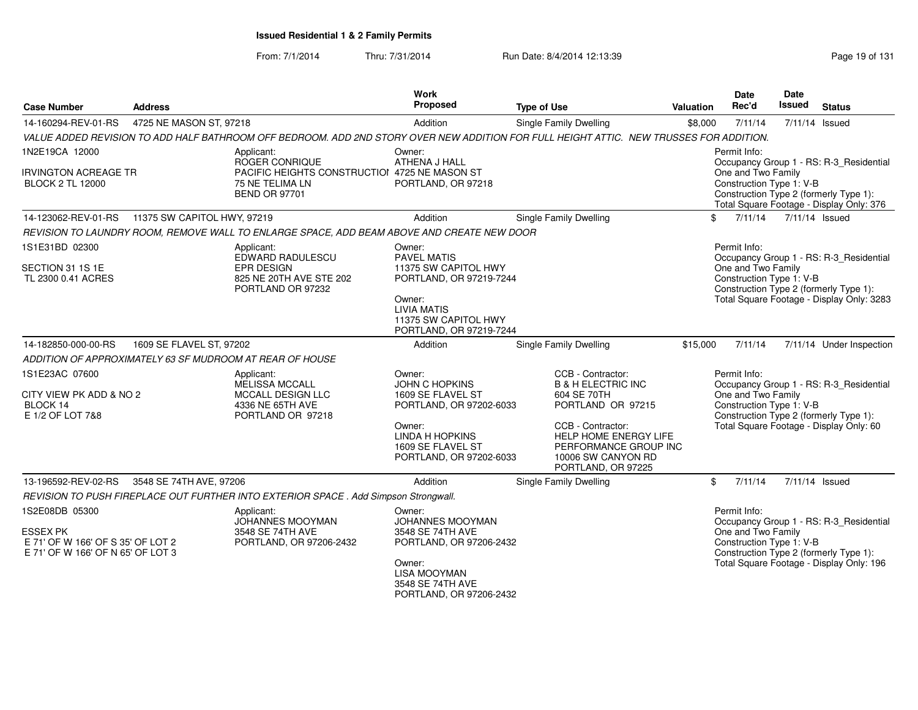# Issued Residential 1 & 2 Family Permits

From: 7/1/2014 Thru: 7/31/2014 Run Date: 8/4/2014 12:13:39

| Case Number | Address | Work Proposed | Type of Use | Valuation | Date Rec'd | Date Issued | Status |
|---|---|---|---|---|---|---|---|
| 14-160294-REV-01-RS | 4725 NE MASON ST, 97218 | Addition | Single Family Dwelling | $8,000 | 7/11/14 | 7/11/14 | Issued |

*VALUE ADDED REVISION TO ADD HALF BATHROOM OFF BEDROOM. ADD 2ND STORY OVER NEW ADDITION FOR FULL HEIGHT ATTIC. NEW TRUSSES FOR ADDITION.*

1N2E19CA 12000
IRVINGTON ACREAGE TR
BLOCK 2 TL 12000

Applicant:
ROGER CONRIQUE
PACIFIC HEIGHTS CONSTRUCTIOI
75 NE TELIMA LN
BEND OR 97701

Owner:
ATHENA J HALL
4725 NE MASON ST
PORTLAND, OR 97218

Permit Info:
Occupancy Group 1 - RS: R-3_Residential One and Two Family
Construction Type 1: V-B
Construction Type 2 (formerly Type 1):
Total Square Footage - Display Only: 376

| Case Number | Address | Work Proposed | Type of Use | Valuation | Date Rec'd | Date Issued | Status |
|---|---|---|---|---|---|---|---|
| 14-123062-REV-01-RS | 11375 SW CAPITOL HWY, 97219 | Addition | Single Family Dwelling | $ | 7/11/14 | 7/11/14 | Issued |

*REVISION TO LAUNDRY ROOM, REMOVE WALL TO ENLARGE SPACE, ADD BEAM ABOVE AND CREATE NEW DOOR*

1S1E31BD 02300
SECTION 31 1S 1E
TL 2300 0.41 ACRES

Applicant:
EDWARD RADULESCU
EPR DESIGN
825 NE 20TH AVE STE 202
PORTLAND OR 97232

Owner:
PAVEL MATIS
11375 SW CAPITOL HWY
PORTLAND, OR 97219-7244

Owner:
LIVIA MATIS
11375 SW CAPITOL HWY
PORTLAND, OR 97219-7244

Permit Info:
Occupancy Group 1 - RS: R-3_Residential One and Two Family
Construction Type 1: V-B
Construction Type 2 (formerly Type 1):
Total Square Footage - Display Only: 3283

| Case Number | Address | Work Proposed | Type of Use | Valuation | Date Rec'd | Date Issued | Status |
|---|---|---|---|---|---|---|---|
| 14-182850-000-00-RS | 1609 SE FLAVEL ST, 97202 | Addition | Single Family Dwelling | $15,000 | 7/11/14 | 7/11/14 | Under Inspection |

*ADDITION OF APPROXIMATELY 63 SF MUDROOM AT REAR OF HOUSE*

1S1E23AC 07600
CITY VIEW PK ADD & NO 2
BLOCK 14
E 1/2 OF LOT 7&8

Applicant:
MELISSA MCCALL
MCCALL DESIGN LLC
4336 NE 65TH AVE
PORTLAND OR 97218

Owner:
JOHN C HOPKINS
1609 SE FLAVEL ST
PORTLAND, OR 97202-6033

Owner:
LINDA H HOPKINS
1609 SE FLAVEL ST
PORTLAND, OR 97202-6033

CCB - Contractor:
B & H ELECTRIC INC
604 SE 70TH
PORTLAND OR 97215

CCB - Contractor:
HELP HOME ENERGY LIFE PERFORMANCE GROUP INC
10006 SW CANYON RD
PORTLAND, OR 97225

Permit Info:
Occupancy Group 1 - RS: R-3_Residential One and Two Family
Construction Type 1: V-B
Construction Type 2 (formerly Type 1):
Total Square Footage - Display Only: 60

| Case Number | Address | Work Proposed | Type of Use | Valuation | Date Rec'd | Date Issued | Status |
|---|---|---|---|---|---|---|---|
| 13-196592-REV-02-RS | 3548 SE 74TH AVE, 97206 | Addition | Single Family Dwelling | $ | 7/11/14 | 7/11/14 | Issued |

*REVISION TO PUSH FIREPLACE OUT FURTHER INTO EXTERIOR SPACE . Add Simpson Strongwall.*

1S2E08DB 05300
ESSEX PK
E 71' OF W 166' OF S 35' OF LOT 2
E 71' OF W 166' OF N 65' OF LOT 3

Applicant:
JOHANNES MOOYMAN
3548 SE 74TH AVE
PORTLAND, OR 97206-2432

Owner:
JOHANNES MOOYMAN
3548 SE 74TH AVE
PORTLAND, OR 97206-2432

Owner:
LISA MOOYMAN
3548 SE 74TH AVE
PORTLAND, OR 97206-2432

Permit Info:
Occupancy Group 1 - RS: R-3_Residential One and Two Family
Construction Type 1: V-B
Construction Type 2 (formerly Type 1):
Total Square Footage - Display Only: 196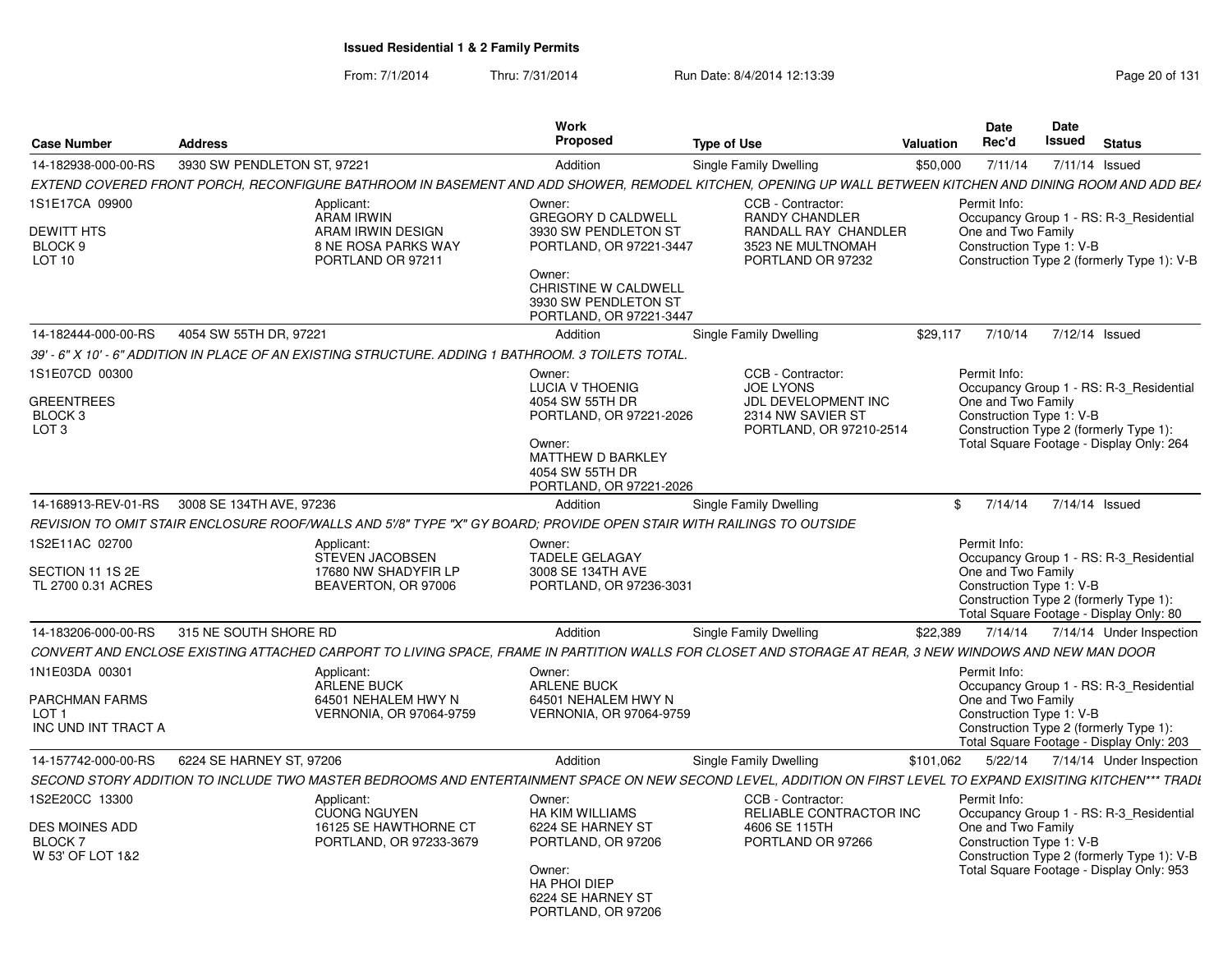## Issued Residential 1 & 2 Family Permits

From: 7/1/2014 Thru: 7/31/2014 Run Date: 8/4/2014 12:13:39

| Case Number | Address | Work Proposed | Type of Use | Valuation | Date Rec'd | Date Issued | Status |
|---|---|---|---|---|---|---|---|
| 14-182938-000-00-RS | 3930 SW PENDLETON ST, 97221 | Addition | Single Family Dwelling | $50,000 | 7/11/14 | 7/11/14 | Issued |

*EXTEND COVERED FRONT PORCH, RECONFIGURE BATHROOM IN BASEMENT AND ADD SHOWER, REMODEL KITCHEN, OPENING UP WALL BETWEEN KITCHEN AND DINING ROOM AND ADD BEA*

1S1E17CA 09900
DEWITT HTS
BLOCK 9
LOT 10

Applicant:
ARAM IRWIN
ARAM IRWIN DESIGN
8 NE ROSA PARKS WAY
PORTLAND OR 97211

Owner:
GREGORY D CALDWELL
3930 SW PENDLETON ST
PORTLAND, OR 97221-3447

Owner:
CHRISTINE W CALDWELL
3930 SW PENDLETON ST
PORTLAND, OR 97221-3447

CCB - Contractor:
RANDY CHANDLER
RANDALL RAY CHANDLER
3523 NE MULTNOMAH
PORTLAND OR 97232

Permit Info:
Occupancy Group 1 - RS: R-3_Residential One and Two Family
Construction Type 1: V-B
Construction Type 2 (formerly Type 1): V-B

| Case Number | Address | Work Proposed | Type of Use | Valuation | Date Rec'd | Date Issued | Status |
|---|---|---|---|---|---|---|---|
| 14-182444-000-00-RS | 4054 SW 55TH DR, 97221 | Addition | Single Family Dwelling | $29,117 | 7/10/14 | 7/12/14 | Issued |

*39' - 6" X 10' - 6" ADDITION IN PLACE OF AN EXISTING STRUCTURE. ADDING 1 BATHROOM. 3 TOILETS TOTAL.*

1S1E07CD 00300
GREENTREES
BLOCK 3
LOT 3

Owner:
LUCIA V THOENIG
4054 SW 55TH DR
PORTLAND, OR 97221-2026

Owner:
MATTHEW D BARKLEY
4054 SW 55TH DR
PORTLAND, OR 97221-2026

CCB - Contractor:
JOE LYONS
JDL DEVELOPMENT INC
2314 NW SAVIER ST
PORTLAND, OR 97210-2514

Permit Info:
Occupancy Group 1 - RS: R-3_Residential One and Two Family
Construction Type 1: V-B
Construction Type 2 (formerly Type 1):
Total Square Footage - Display Only: 264

| Case Number | Address | Work Proposed | Type of Use | Valuation | Date Rec'd | Date Issued | Status |
|---|---|---|---|---|---|---|---|
| 14-168913-REV-01-RS | 3008 SE 134TH AVE, 97236 | Addition | Single Family Dwelling | $ | 7/14/14 | 7/14/14 | Issued |

*REVISION TO OMIT STAIR ENCLOSURE ROOF/WALLS AND 5'/8" TYPE "X" GY BOARD; PROVIDE OPEN STAIR WITH RAILINGS TO OUTSIDE*

1S2E11AC 02700
SECTION 11 1S 2E
TL 2700 0.31 ACRES

Applicant:
STEVEN JACOBSEN
17680 NW SHADYFIR LP
BEAVERTON, OR 97006

Owner:
TADELE GELAGAY
3008 SE 134TH AVE
PORTLAND, OR 97236-3031

Permit Info:
Occupancy Group 1 - RS: R-3_Residential One and Two Family
Construction Type 1: V-B
Construction Type 2 (formerly Type 1):
Total Square Footage - Display Only: 80

| Case Number | Address | Work Proposed | Type of Use | Valuation | Date Rec'd | Date Issued | Status |
|---|---|---|---|---|---|---|---|
| 14-183206-000-00-RS | 315 NE SOUTH SHORE RD | Addition | Single Family Dwelling | $22,389 | 7/14/14 | 7/14/14 | Under Inspection |

*CONVERT AND ENCLOSE EXISTING ATTACHED CARPORT TO LIVING SPACE, FRAME IN PARTITION WALLS FOR CLOSET AND STORAGE AT REAR, 3 NEW WINDOWS AND NEW MAN DOOR*

1N1E03DA 00301
PARCHMAN FARMS
LOT 1
INC UND INT TRACT A

Applicant:
ARLENE BUCK
64501 NEHALEM HWY N
VERNONIA, OR 97064-9759

Owner:
ARLENE BUCK
64501 NEHALEM HWY N
VERNONIA, OR 97064-9759

Permit Info:
Occupancy Group 1 - RS: R-3_Residential One and Two Family
Construction Type 1: V-B
Construction Type 2 (formerly Type 1):
Total Square Footage - Display Only: 203

| Case Number | Address | Work Proposed | Type of Use | Valuation | Date Rec'd | Date Issued | Status |
|---|---|---|---|---|---|---|---|
| 14-157742-000-00-RS | 6224 SE HARNEY ST, 97206 | Addition | Single Family Dwelling | $101,062 | 5/22/14 | 7/14/14 | Under Inspection |

*SECOND STORY ADDITION TO INCLUDE TWO MASTER BEDROOMS AND ENTERTAINMENT SPACE ON NEW SECOND LEVEL, ADDITION ON FIRST LEVEL TO EXPAND EXISITING KITCHEN*** TRADE*

1S2E20CC 13300
DES MOINES ADD
BLOCK 7
W 53' OF LOT 1&2

Applicant:
CUONG NGUYEN
16125 SE HAWTHORNE CT
PORTLAND, OR 97233-3679

Owner:
HA KIM WILLIAMS
6224 SE HARNEY ST
PORTLAND, OR 97206

Owner:
HA PHOI DIEP
6224 SE HARNEY ST
PORTLAND, OR 97206

CCB - Contractor:
RELIABLE CONTRACTOR INC
4606 SE 115TH
PORTLAND OR 97266

Permit Info:
Occupancy Group 1 - RS: R-3_Residential One and Two Family
Construction Type 1: V-B
Construction Type 2 (formerly Type 1): V-B
Total Square Footage - Display Only: 953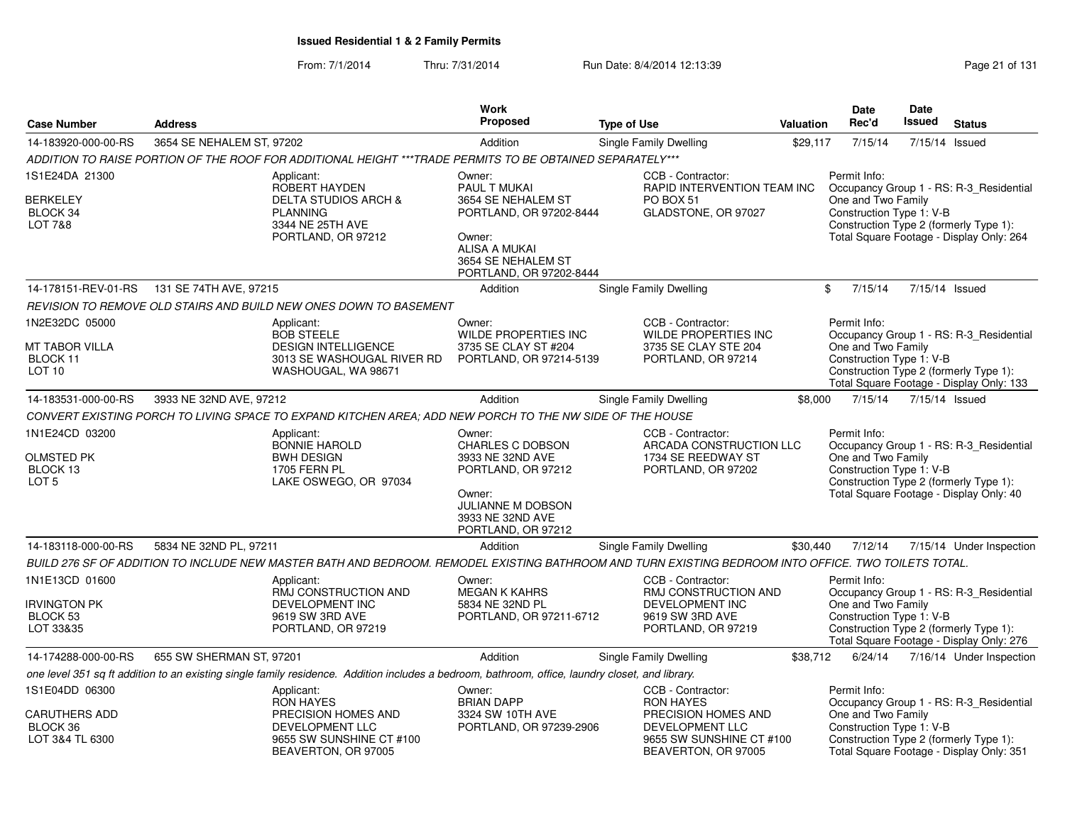**Issued Residential 1 & 2 Family Permits**

From: 7/1/2014 Thru: 7/31/2014 Run Date: 8/4/2014 12:13:39

| Case Number | Address | Work Proposed | Type of Use | Valuation | Date Rec'd | Date Issued | Status |
|---|---|---|---|---|---|---|---|
| 14-183920-000-00-RS | 3654 SE NEHALEM ST, 97202 | Addition | Single Family Dwelling | $29,117 | 7/15/14 | 7/15/14 | Issued |

ADDITION TO RAISE PORTION OF THE ROOF FOR ADDITIONAL HEIGHT ***TRADE PERMITS TO BE OBTAINED SEPARATELY***

1S1E24DA 21300
BERKELEY
BLOCK 34
LOT 7&8

Applicant: ROBERT HAYDEN, DELTA STUDIOS ARCH & PLANNING, 3344 NE 25TH AVE, PORTLAND, OR 97212

Owner: PAUL T MUKAI, 3654 SE NEHALEM ST, PORTLAND, OR 97202-8444
Owner: ALISA A MUKAI, 3654 SE NEHALEM ST, PORTLAND, OR 97202-8444

CCB - Contractor: RAPID INTERVENTION TEAM INC, PO BOX 51, GLADSTONE, OR 97027

Permit Info: Occupancy Group 1 - RS: R-3_Residential One and Two Family; Construction Type 1: V-B; Construction Type 2 (formerly Type 1):; Total Square Footage - Display Only: 264

| Case Number | Address | Work Proposed | Type of Use | Valuation | Date Rec'd | Date Issued | Status |
|---|---|---|---|---|---|---|---|
| 14-178151-REV-01-RS | 131 SE 74TH AVE, 97215 | Addition | Single Family Dwelling | $ | 7/15/14 | 7/15/14 | Issued |

REVISION TO REMOVE OLD STAIRS AND BUILD NEW ONES DOWN TO BASEMENT

1N2E32DC 05000
MT TABOR VILLA
BLOCK 11
LOT 10

Applicant: BOB STEELE, DESIGN INTELLIGENCE, 3013 SE WASHOUGAL RIVER RD, WASHOUGAL, WA 98671

Owner: WILDE PROPERTIES INC, 3735 SE CLAY ST #204, PORTLAND, OR 97214-5139

CCB - Contractor: WILDE PROPERTIES INC, 3735 SE CLAY STE 204, PORTLAND, OR 97214

Permit Info: Occupancy Group 1 - RS: R-3_Residential One and Two Family; Construction Type 1: V-B; Construction Type 2 (formerly Type 1):; Total Square Footage - Display Only: 133

| Case Number | Address | Work Proposed | Type of Use | Valuation | Date Rec'd | Date Issued | Status |
|---|---|---|---|---|---|---|---|
| 14-183531-000-00-RS | 3933 NE 32ND AVE, 97212 | Addition | Single Family Dwelling | $8,000 | 7/15/14 | 7/15/14 | Issued |

CONVERT EXISTING PORCH TO LIVING SPACE TO EXPAND KITCHEN AREA; ADD NEW PORCH TO THE NW SIDE OF THE HOUSE

1N1E24CD 03200
OLMSTED PK
BLOCK 13
LOT 5

Applicant: BONNIE HAROLD, BWH DESIGN, 1705 FERN PL, LAKE OSWEGO, OR 97034

Owner: CHARLES C DOBSON, 3933 NE 32ND AVE, PORTLAND, OR 97212
Owner: JULIANNE M DOBSON, 3933 NE 32ND AVE, PORTLAND, OR 97212

CCB - Contractor: ARCADA CONSTRUCTION LLC, 1734 SE REEDWAY ST, PORTLAND, OR 97202

Permit Info: Occupancy Group 1 - RS: R-3_Residential One and Two Family; Construction Type 1: V-B; Construction Type 2 (formerly Type 1):; Total Square Footage - Display Only: 40

| Case Number | Address | Work Proposed | Type of Use | Valuation | Date Rec'd | Date Issued | Status |
|---|---|---|---|---|---|---|---|
| 14-183118-000-00-RS | 5834 NE 32ND PL, 97211 | Addition | Single Family Dwelling | $30,440 | 7/12/14 | 7/15/14 | Under Inspection |

BUILD 276 SF OF ADDITION TO INCLUDE NEW MASTER BATH AND BEDROOM. REMODEL EXISTING BATHROOM AND TURN EXISTING BEDROOM INTO OFFICE. TWO TOILETS TOTAL.

1N1E13CD 01600
IRVINGTON PK
BLOCK 53
LOT 33&35

Applicant: RMJ CONSTRUCTION AND DEVELOPMENT INC, 9619 SW 3RD AVE, PORTLAND, OR 97219

Owner: MEGAN K KAHRS, 5834 NE 32ND PL, PORTLAND, OR 97211-6712

CCB - Contractor: RMJ CONSTRUCTION AND DEVELOPMENT INC, 9619 SW 3RD AVE, PORTLAND, OR 97219

Permit Info: Occupancy Group 1 - RS: R-3_Residential One and Two Family; Construction Type 1: V-B; Construction Type 2 (formerly Type 1):; Total Square Footage - Display Only: 276

| Case Number | Address | Work Proposed | Type of Use | Valuation | Date Rec'd | Date Issued | Status |
|---|---|---|---|---|---|---|---|
| 14-174288-000-00-RS | 655 SW SHERMAN ST, 97201 | Addition | Single Family Dwelling | $38,712 | 6/24/14 | 7/16/14 | Under Inspection |

one level 351 sq ft addition to an existing single family residence. Addition includes a bedroom, bathroom, office, laundry closet, and library.

1S1E04DD 06300
CARUTHERS ADD
BLOCK 36
LOT 3&4 TL 6300

Applicant: RON HAYES, PRECISION HOMES AND DEVELOPMENT LLC, 9655 SW SUNSHINE CT #100, BEAVERTON, OR 97005

Owner: BRIAN DAPP, 3324 SW 10TH AVE, PORTLAND, OR 97239-2906

CCB - Contractor: RON HAYES, PRECISION HOMES AND DEVELOPMENT LLC, 9655 SW SUNSHINE CT #100, BEAVERTON, OR 97005

Permit Info: Occupancy Group 1 - RS: R-3_Residential One and Two Family; Construction Type 1: V-B; Construction Type 2 (formerly Type 1):; Total Square Footage - Display Only: 351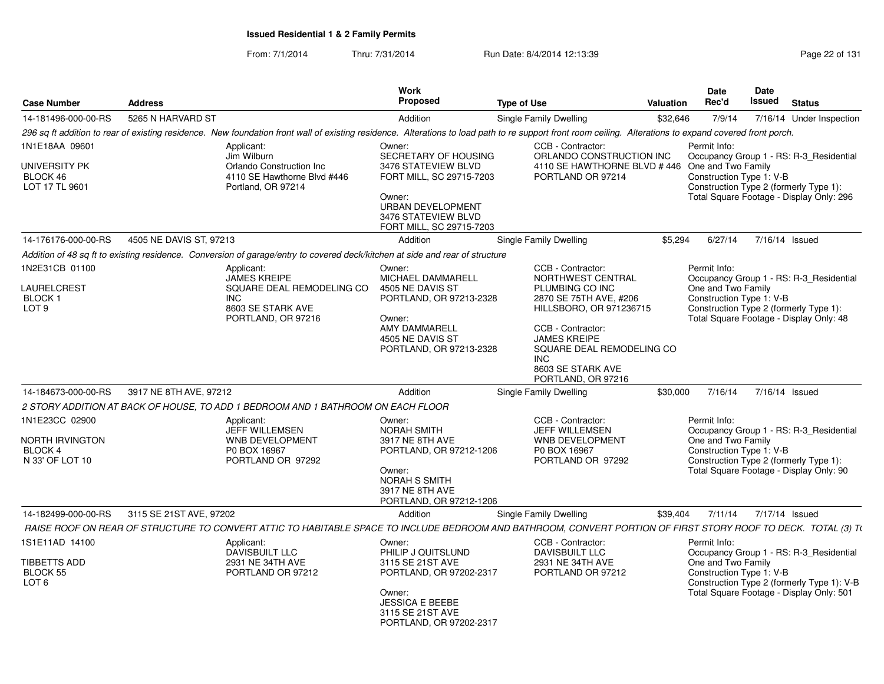**Issued Residential 1 & 2 Family Permits**

From: 7/1/2014 Thru: 7/31/2014 Run Date: 8/4/2014 12:13:39

| Case Number | Address | Work Proposed | Type of Use | Valuation | Date Rec'd | Date Issued | Status |
|---|---|---|---|---|---|---|---|
| 14-181496-000-00-RS | 5265 N HARVARD ST | Addition | Single Family Dwelling | $32,646 | 7/9/14 | 7/16/14 | Under Inspection |

*296 sq ft addition to rear of existing residence. New foundation front wall of existing residence. Alterations to load path to re support front room ceiling. Alterations to expand covered front porch.*

1N1E18AA 09601
UNIVERSITY PK
BLOCK 46
LOT 17 TL 9601

Applicant:
Jim Wilburn
Orlando Construction Inc
4110 SE Hawthorne Blvd #446
Portland, OR 97214

Owner:
SECRETARY OF HOUSING
3476 STATEVIEW BLVD
FORT MILL, SC 29715-7203

Owner:
URBAN DEVELOPMENT
3476 STATEVIEW BLVD
FORT MILL, SC 29715-7203

CCB - Contractor:
ORLANDO CONSTRUCTION INC
4110 SE HAWTHORNE BLVD # 446
PORTLAND OR 97214

Permit Info:
Occupancy Group 1 - RS: R-3_Residential One and Two Family
Construction Type 1: V-B
Construction Type 2 (formerly Type 1):
Total Square Footage - Display Only: 296

| Case Number | Address | Work Proposed | Type of Use | Valuation | Date Rec'd | Date Issued | Status |
|---|---|---|---|---|---|---|---|
| 14-176176-000-00-RS | 4505 NE DAVIS ST, 97213 | Addition | Single Family Dwelling | $5,294 | 6/27/14 | 7/16/14 | Issued |

*Addition of 48 sq ft to existing residence. Conversion of garage/entry to covered deck/kitchen at side and rear of structure*

1N2E31CB 01100
LAURELCREST
BLOCK 1
LOT 9

Applicant:
JAMES KREIPE
SQUARE DEAL REMODELING CO INC
8603 SE STARK AVE
PORTLAND, OR 97216

Owner:
MICHAEL DAMMARELL
4505 NE DAVIS ST
PORTLAND, OR 97213-2328

Owner:
AMY DAMMARELL
4505 NE DAVIS ST
PORTLAND, OR 97213-2328

CCB - Contractor:
NORTHWEST CENTRAL PLUMBING CO INC
2870 SE 75TH AVE, #206
HILLSBORO, OR 971236715

CCB - Contractor:
JAMES KREIPE
SQUARE DEAL REMODELING CO INC
8603 SE STARK AVE
PORTLAND, OR 97216

Permit Info:
Occupancy Group 1 - RS: R-3_Residential One and Two Family
Construction Type 1: V-B
Construction Type 2 (formerly Type 1):
Total Square Footage - Display Only: 48

| Case Number | Address | Work Proposed | Type of Use | Valuation | Date Rec'd | Date Issued | Status |
|---|---|---|---|---|---|---|---|
| 14-184673-000-00-RS | 3917 NE 8TH AVE, 97212 | Addition | Single Family Dwelling | $30,000 | 7/16/14 | 7/16/14 | Issued |

*2 STORY ADDITION AT BACK OF HOUSE, TO ADD 1 BEDROOM AND 1 BATHROOM ON EACH FLOOR*

1N1E23CC 02900
NORTH IRVINGTON
BLOCK 4
N 33' OF LOT 10

Applicant:
JEFF WILLEMSEN
WNB DEVELOPMENT
P0 BOX 16967
PORTLAND OR 97292

Owner:
NORAH SMITH
3917 NE 8TH AVE
PORTLAND, OR 97212-1206

Owner:
NORAH S SMITH
3917 NE 8TH AVE
PORTLAND, OR 97212-1206

CCB - Contractor:
JEFF WILLEMSEN
WNB DEVELOPMENT
P0 BOX 16967
PORTLAND OR 97292

Permit Info:
Occupancy Group 1 - RS: R-3_Residential One and Two Family
Construction Type 1: V-B
Construction Type 2 (formerly Type 1):
Total Square Footage - Display Only: 90

| Case Number | Address | Work Proposed | Type of Use | Valuation | Date Rec'd | Date Issued | Status |
|---|---|---|---|---|---|---|---|
| 14-182499-000-00-RS | 3115 SE 21ST AVE, 97202 | Addition | Single Family Dwelling | $39,404 | 7/11/14 | 7/17/14 | Issued |

*RAISE ROOF ON REAR OF STRUCTURE TO CONVERT ATTIC TO HABITABLE SPACE TO INCLUDE BEDROOM AND BATHROOM, CONVERT PORTION OF FIRST STORY ROOF TO DECK. TOTAL (3) T*

1S1E11AD 14100
TIBBETTS ADD
BLOCK 55
LOT 6

Applicant:
DAVISBUILT LLC
2931 NE 34TH AVE
PORTLAND OR 97212

Owner:
PHILIP J QUITSLUND
3115 SE 21ST AVE
PORTLAND, OR 97202-2317

Owner:
JESSICA E BEEBE
3115 SE 21ST AVE
PORTLAND, OR 97202-2317

CCB - Contractor:
DAVISBUILT LLC
2931 NE 34TH AVE
PORTLAND OR 97212

Permit Info:
Occupancy Group 1 - RS: R-3_Residential One and Two Family
Construction Type 1: V-B
Construction Type 2 (formerly Type 1): V-B
Total Square Footage - Display Only: 501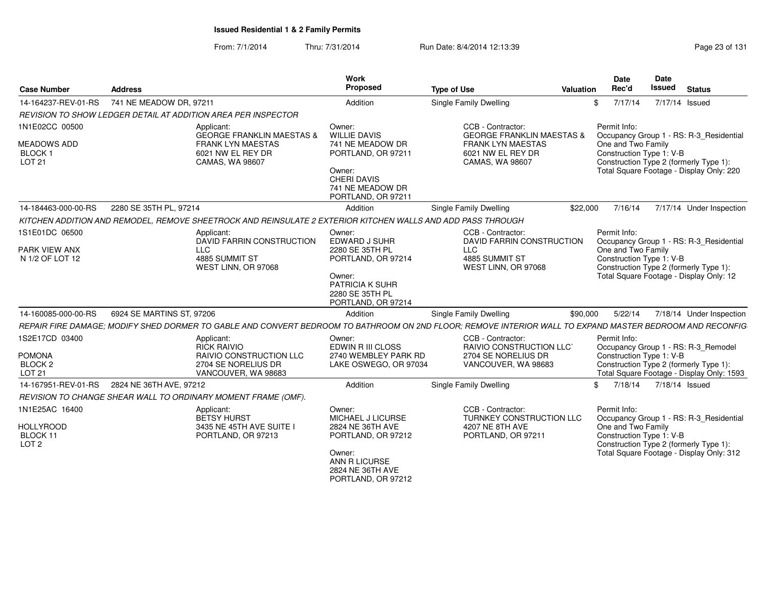**Issued Residential 1 & 2 Family Permits**

From: 7/1/2014 Thru: 7/31/2014 Run Date: 8/4/2014 12:13:39

| Case Number | Address | Work Proposed | Type of Use | Valuation | Date Rec'd | Date Issued | Status |
|---|---|---|---|---|---|---|---|
| 14-164237-REV-01-RS | 741 NE MEADOW DR, 97211 | Addition | Single Family Dwelling | $ | 7/17/14 | 7/17/14 | Issued |

*REVISION TO SHOW LEDGER DETAIL AT ADDITION AREA PER INSPECTOR*

1N1E02CC 00500
MEADOWS ADD
BLOCK 1
LOT 21

Applicant: GEORGE FRANKLIN MAESTAS & FRANK LYN MAESTAS, 6021 NW EL REY DR, CAMAS, WA 98607

Owner: WILLIE DAVIS, 741 NE MEADOW DR, PORTLAND, OR 97211
Owner: CHERI DAVIS, 741 NE MEADOW DR, PORTLAND, OR 97211

CCB - Contractor: GEORGE FRANKLIN MAESTAS & FRANK LYN MAESTAS, 6021 NW EL REY DR, CAMAS, WA 98607

Permit Info: Occupancy Group 1 - RS: R-3_Residential One and Two Family; Construction Type 1: V-B; Construction Type 2 (formerly Type 1):; Total Square Footage - Display Only: 220

| Case Number | Address | Work Proposed | Type of Use | Valuation | Date Rec'd | Date Issued | Status |
|---|---|---|---|---|---|---|---|
| 14-184463-000-00-RS | 2280 SE 35TH PL, 97214 | Addition | Single Family Dwelling | $22,000 | 7/16/14 | 7/17/14 | Under Inspection |

*KITCHEN ADDITION AND REMODEL, REMOVE SHEETROCK AND REINSULATE 2 EXTERIOR KITCHEN WALLS AND ADD PASS THROUGH*

1S1E01DC 06500
PARK VIEW ANX
N 1/2 OF LOT 12

Applicant: DAVID FARRIN CONSTRUCTION LLC, 4885 SUMMIT ST, WEST LINN, OR 97068

Owner: EDWARD J SUHR, 2280 SE 35TH PL, PORTLAND, OR 97214
Owner: PATRICIA K SUHR, 2280 SE 35TH PL, PORTLAND, OR 97214

CCB - Contractor: DAVID FARRIN CONSTRUCTION LLC, 4885 SUMMIT ST, WEST LINN, OR 97068

Permit Info: Occupancy Group 1 - RS: R-3_Residential One and Two Family; Construction Type 1: V-B; Construction Type 2 (formerly Type 1):; Total Square Footage - Display Only: 12

| Case Number | Address | Work Proposed | Type of Use | Valuation | Date Rec'd | Date Issued | Status |
|---|---|---|---|---|---|---|---|
| 14-160085-000-00-RS | 6924 SE MARTINS ST, 97206 | Addition | Single Family Dwelling | $90,000 | 5/22/14 | 7/18/14 | Under Inspection |

*REPAIR FIRE DAMAGE; MODIFY SHED DORMER TO GABLE AND CONVERT BEDROOM TO BATHROOM ON 2ND FLOOR; REMOVE INTERIOR WALL TO EXPAND MASTER BEDROOM AND RECONFIG*

1S2E17CD 03400
POMONA
BLOCK 2
LOT 21

Applicant: RICK RAIVIO, RAIVIO CONSTRUCTION LLC, 2704 SE NORELIUS DR, VANCOUVER, WA 98683

Owner: EDWIN R III CLOSS, 2740 WEMBLEY PARK RD, LAKE OSWEGO, OR 97034

CCB - Contractor: RAIVIO CONSTRUCTION LLC`, 2704 SE NORELIUS DR, VANCOUVER, WA 98683

Permit Info: Occupancy Group 1 - RS: R-3_Remodel; Construction Type 1: V-B; Construction Type 2 (formerly Type 1):; Total Square Footage - Display Only: 1593

| Case Number | Address | Work Proposed | Type of Use | Valuation | Date Rec'd | Date Issued | Status |
|---|---|---|---|---|---|---|---|
| 14-167951-REV-01-RS | 2824 NE 36TH AVE, 97212 | Addition | Single Family Dwelling | $ | 7/18/14 | 7/18/14 | Issued |

*REVISION TO CHANGE SHEAR WALL TO ORDINARY MOMENT FRAME (OMF).*

1N1E25AC 16400
HOLLYROOD
BLOCK 11
LOT 2

Applicant: BETSY HURST, 3435 NE 45TH AVE SUITE I, PORTLAND, OR 97213

Owner: MICHAEL J LICURSE, 2824 NE 36TH AVE, PORTLAND, OR 97212
Owner: ANN R LICURSE, 2824 NE 36TH AVE, PORTLAND, OR 97212

CCB - Contractor: TURNKEY CONSTRUCTION LLC, 4207 NE 8TH AVE, PORTLAND, OR 97211

Permit Info: Occupancy Group 1 - RS: R-3_Residential One and Two Family; Construction Type 1: V-B; Construction Type 2 (formerly Type 1):; Total Square Footage - Display Only: 312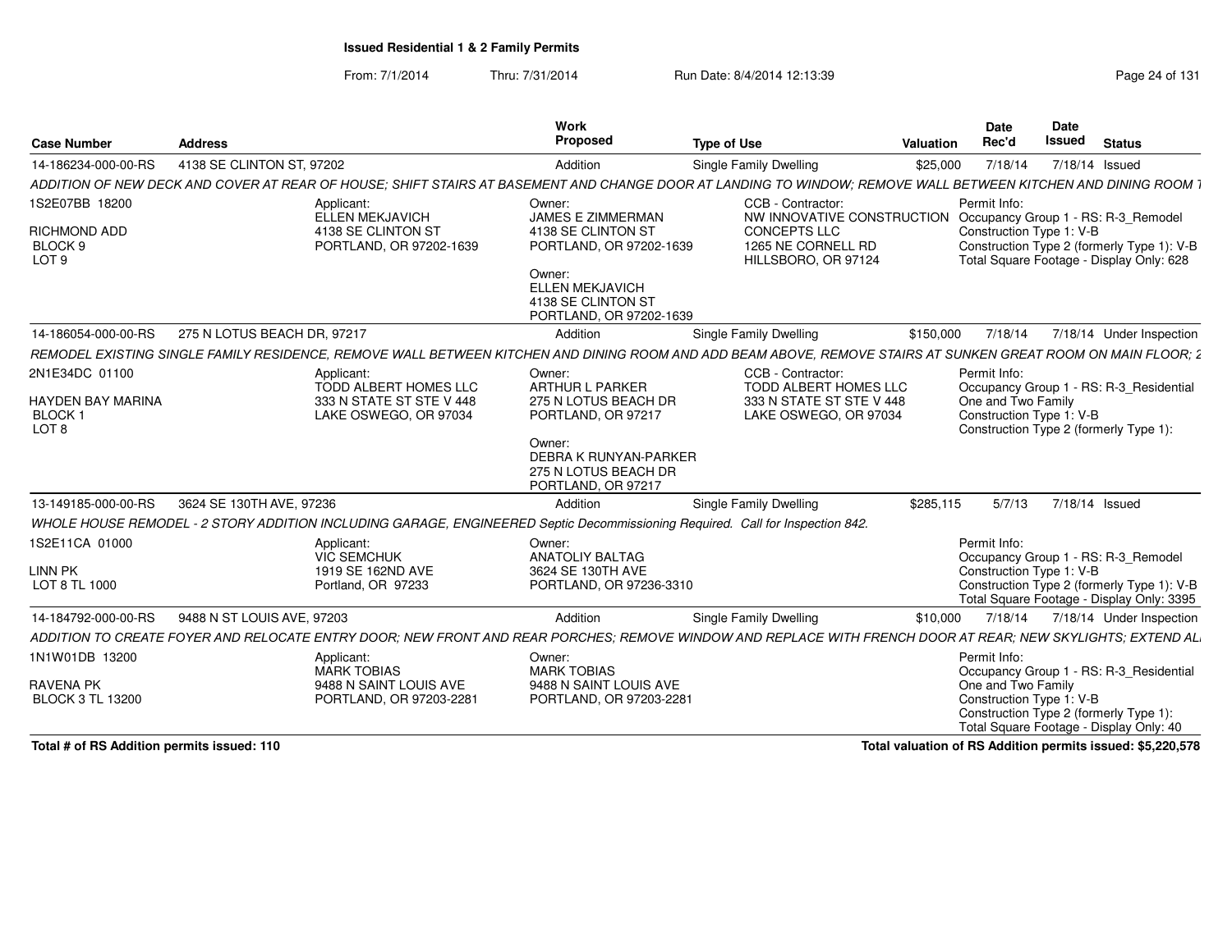**Issued Residential 1 & 2 Family Permits**

From: 7/1/2014 Thru: 7/31/2014 Run Date: 8/4/2014 12:13:39

| Case Number | Address | Work Proposed | Type of Use | Valuation | Date Rec'd | Date Issued | Status |
|---|---|---|---|---|---|---|---|
| 14-186234-000-00-RS | 4138 SE CLINTON ST, 97202 | Addition | Single Family Dwelling | $25,000 | 7/18/14 | 7/18/14 | Issued |

*ADDITION OF NEW DECK AND COVER AT REAR OF HOUSE; SHIFT STAIRS AT BASEMENT AND CHANGE DOOR AT LANDING TO WINDOW; REMOVE WALL BETWEEN KITCHEN AND DINING ROOM T*

1S2E07BB 18200
RICHMOND ADD
BLOCK 9
LOT 9

Applicant:
ELLEN MEKJAVICH
4138 SE CLINTON ST
PORTLAND, OR 97202-1639

Owner:
JAMES E ZIMMERMAN
4138 SE CLINTON ST
PORTLAND, OR 97202-1639

Owner:
ELLEN MEKJAVICH
4138 SE CLINTON ST
PORTLAND, OR 97202-1639

CCB - Contractor:
NW INNOVATIVE CONSTRUCTION CONCEPTS LLC
1265 NE CORNELL RD
HILLSBORO, OR 97124

Permit Info:
Occupancy Group 1 - RS: R-3_Remodel
Construction Type 1: V-B
Construction Type 2 (formerly Type 1): V-B
Total Square Footage - Display Only: 628

| Case Number | Address | Work Proposed | Type of Use | Valuation | Date Rec'd | Date Issued | Status |
|---|---|---|---|---|---|---|---|
| 14-186054-000-00-RS | 275 N LOTUS BEACH DR, 97217 | Addition | Single Family Dwelling | $150,000 | 7/18/14 | 7/18/14 | Under Inspection |

*REMODEL EXISTING SINGLE FAMILY RESIDENCE, REMOVE WALL BETWEEN KITCHEN AND DINING ROOM AND ADD BEAM ABOVE, REMOVE STAIRS AT SUNKEN GREAT ROOM ON MAIN FLOOR; 2*

2N1E34DC 01100
HAYDEN BAY MARINA
BLOCK 1
LOT 8

Applicant:
TODD ALBERT HOMES LLC
333 N STATE ST STE V 448
LAKE OSWEGO, OR 97034

Owner:
ARTHUR L PARKER
275 N LOTUS BEACH DR
PORTLAND, OR 97217

Owner:
DEBRA K RUNYAN-PARKER
275 N LOTUS BEACH DR
PORTLAND, OR 97217

CCB - Contractor:
TODD ALBERT HOMES LLC
333 N STATE ST STE V 448
LAKE OSWEGO, OR 97034

Permit Info:
Occupancy Group 1 - RS: R-3_Residential One and Two Family
Construction Type 1: V-B
Construction Type 2 (formerly Type 1):

| Case Number | Address | Work Proposed | Type of Use | Valuation | Date Rec'd | Date Issued | Status |
|---|---|---|---|---|---|---|---|
| 13-149185-000-00-RS | 3624 SE 130TH AVE, 97236 | Addition | Single Family Dwelling | $285,115 | 5/7/13 | 7/18/14 | Issued |

*WHOLE HOUSE REMODEL - 2 STORY ADDITION INCLUDING GARAGE, ENGINEERED Septic Decommissioning Required. Call for Inspection 842.*

1S2E11CA 01000
LINN PK
LOT 8 TL 1000

Applicant:
VIC SEMCHUK
1919 SE 162ND AVE
Portland, OR 97233

Owner:
ANATOLIY BALTAG
3624 SE 130TH AVE
PORTLAND, OR 97236-3310

Permit Info:
Occupancy Group 1 - RS: R-3_Remodel
Construction Type 1: V-B
Construction Type 2 (formerly Type 1): V-B
Total Square Footage - Display Only: 3395

| Case Number | Address | Work Proposed | Type of Use | Valuation | Date Rec'd | Date Issued | Status |
|---|---|---|---|---|---|---|---|
| 14-184792-000-00-RS | 9488 N ST LOUIS AVE, 97203 | Addition | Single Family Dwelling | $10,000 | 7/18/14 | 7/18/14 | Under Inspection |

*ADDITION TO CREATE FOYER AND RELOCATE ENTRY DOOR; NEW FRONT AND REAR PORCHES; REMOVE WINDOW AND REPLACE WITH FRENCH DOOR AT REAR; NEW SKYLIGHTS; EXTEND AL*

1N1W01DB 13200
RAVENA PK
BLOCK 3 TL 13200

Applicant:
MARK TOBIAS
9488 N SAINT LOUIS AVE
PORTLAND, OR 97203-2281

Owner:
MARK TOBIAS
9488 N SAINT LOUIS AVE
PORTLAND, OR 97203-2281

Permit Info:
Occupancy Group 1 - RS: R-3_Residential One and Two Family
Construction Type 1: V-B
Construction Type 2 (formerly Type 1):
Total Square Footage - Display Only: 40

**Total # of RS Addition permits issued: 110**

**Total valuation of RS Addition permits issued: $5,220,578**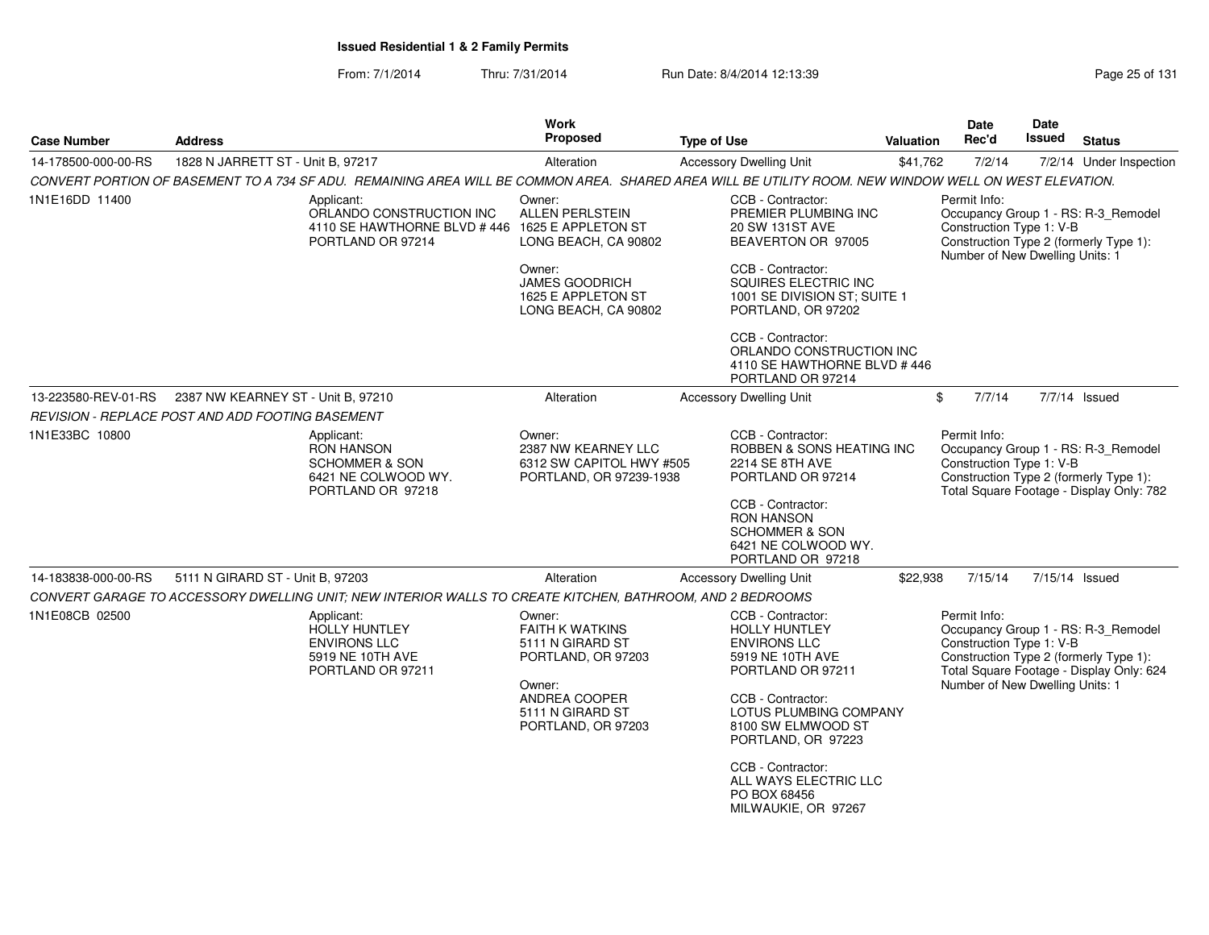**Issued Residential 1 & 2 Family Permits**

From: 7/1/2014 Thru: 7/31/2014 Run Date: 8/4/2014 12:13:39

| Case Number | Address | Work Proposed | Type of Use | Valuation | Date Rec'd | Date Issued | Status |
|---|---|---|---|---|---|---|---|
| 14-178500-000-00-RS | 1828 N JARRETT ST - Unit B, 97217 | Alteration | Accessory Dwelling Unit | $41,762 | 7/2/14 | 7/2/14 | Under Inspection |

*CONVERT PORTION OF BASEMENT TO A 734 SF ADU. REMAINING AREA WILL BE COMMON AREA. SHARED AREA WILL BE UTILITY ROOM. NEW WINDOW WELL ON WEST ELEVATION.*

1N1E16DD 11400

Applicant:
ORLANDO CONSTRUCTION INC
4110 SE HAWTHORNE BLVD # 446
PORTLAND OR 97214

Owner:
ALLEN PERLSTEIN
1625 E APPLETON ST
LONG BEACH, CA 90802

Owner:
JAMES GOODRICH
1625 E APPLETON ST
LONG BEACH, CA 90802

CCB - Contractor:
PREMIER PLUMBING INC
20 SW 131ST AVE
BEAVERTON OR 97005

CCB - Contractor:
SQUIRES ELECTRIC INC
1001 SE DIVISION ST; SUITE 1
PORTLAND, OR 97202

CCB - Contractor:
ORLANDO CONSTRUCTION INC
4110 SE HAWTHORNE BLVD # 446
PORTLAND OR 97214

Permit Info:
Occupancy Group 1 - RS: R-3_Remodel
Construction Type 1: V-B
Construction Type 2 (formerly Type 1):
Number of New Dwelling Units: 1

| Case Number | Address | Work Proposed | Type of Use | Valuation | Date Rec'd | Date Issued | Status |
|---|---|---|---|---|---|---|---|
| 13-223580-REV-01-RS | 2387 NW KEARNEY ST - Unit B, 97210 | Alteration | Accessory Dwelling Unit | $ | 7/7/14 | 7/7/14 | Issued |

*REVISION - REPLACE POST AND ADD FOOTING BASEMENT*

1N1E33BC 10800

Applicant:
RON HANSON
SCHOMMER & SON
6421 NE COLWOOD WY.
PORTLAND OR 97218

Owner:
2387 NW KEARNEY LLC
6312 SW CAPITOL HWY #505
PORTLAND, OR 97239-1938

CCB - Contractor:
ROBBEN & SONS HEATING INC
2214 SE 8TH AVE
PORTLAND OR 97214

CCB - Contractor:
RON HANSON
SCHOMMER & SON
6421 NE COLWOOD WY.
PORTLAND OR 97218

Permit Info:
Occupancy Group 1 - RS: R-3_Remodel
Construction Type 1: V-B
Construction Type 2 (formerly Type 1):
Total Square Footage - Display Only: 782

| Case Number | Address | Work Proposed | Type of Use | Valuation | Date Rec'd | Date Issued | Status |
|---|---|---|---|---|---|---|---|
| 14-183838-000-00-RS | 5111 N GIRARD ST - Unit B, 97203 | Alteration | Accessory Dwelling Unit | $22,938 | 7/15/14 | 7/15/14 | Issued |

*CONVERT GARAGE TO ACCESSORY DWELLING UNIT; NEW INTERIOR WALLS TO CREATE KITCHEN, BATHROOM, AND 2 BEDROOMS*

1N1E08CB 02500

Applicant:
HOLLY HUNTLEY
ENVIRONS LLC
5919 NE 10TH AVE
PORTLAND OR 97211

Owner:
FAITH K WATKINS
5111 N GIRARD ST
PORTLAND, OR 97203

Owner:
ANDREA COOPER
5111 N GIRARD ST
PORTLAND, OR 97203

CCB - Contractor:
HOLLY HUNTLEY
ENVIRONS LLC
5919 NE 10TH AVE
PORTLAND OR 97211

CCB - Contractor:
LOTUS PLUMBING COMPANY
8100 SW ELMWOOD ST
PORTLAND, OR 97223

CCB - Contractor:
ALL WAYS ELECTRIC LLC
PO BOX 68456
MILWAUKIE, OR 97267

Permit Info:
Occupancy Group 1 - RS: R-3_Remodel
Construction Type 1: V-B
Construction Type 2 (formerly Type 1):
Total Square Footage - Display Only: 624
Number of New Dwelling Units: 1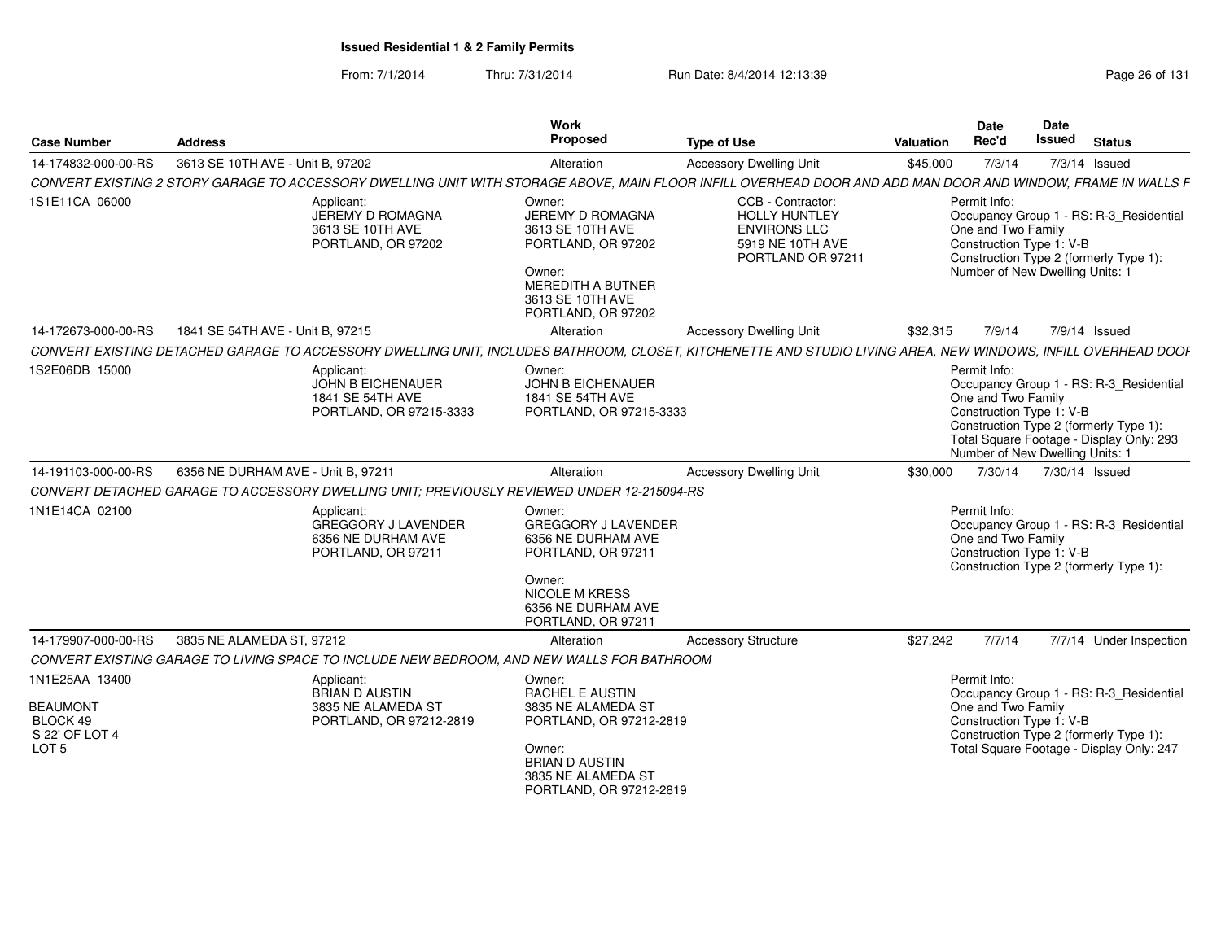**Issued Residential 1 & 2 Family Permits**

From: 7/1/2014 Thru: 7/31/2014 Run Date: 8/4/2014 12:13:39

| Case Number | Address | Work Proposed | Type of Use | Valuation | Date Rec'd | Date Issued | Status |
|---|---|---|---|---|---|---|---|
| 14-174832-000-00-RS | 3613 SE 10TH AVE - Unit B, 97202 | Alteration | Accessory Dwelling Unit | $45,000 | 7/3/14 | 7/3/14 | Issued |

*CONVERT EXISTING 2 STORY GARAGE TO ACCESSORY DWELLING UNIT WITH STORAGE ABOVE, MAIN FLOOR INFILL OVERHEAD DOOR AND ADD MAN DOOR AND WINDOW, FRAME IN WALLS F*

1S1E11CA 06000

Applicant: JEREMY D ROMAGNA, 3613 SE 10TH AVE, PORTLAND, OR 97202

Owner: JEREMY D ROMAGNA, 3613 SE 10TH AVE, PORTLAND, OR 97202

Owner: MEREDITH A BUTNER, 3613 SE 10TH AVE, PORTLAND, OR 97202

CCB - Contractor: HOLLY HUNTLEY, ENVIRONS LLC, 5919 NE 10TH AVE, PORTLAND OR 97211

Permit Info: Occupancy Group 1 - RS: R-3_Residential One and Two Family; Construction Type 1: V-B; Construction Type 2 (formerly Type 1):; Number of New Dwelling Units: 1

| Case Number | Address | Work Proposed | Type of Use | Valuation | Date Rec'd | Date Issued | Status |
|---|---|---|---|---|---|---|---|
| 14-172673-000-00-RS | 1841 SE 54TH AVE - Unit B, 97215 | Alteration | Accessory Dwelling Unit | $32,315 | 7/9/14 | 7/9/14 | Issued |

*CONVERT EXISTING DETACHED GARAGE TO ACCESSORY DWELLING UNIT, INCLUDES BATHROOM, CLOSET, KITCHENETTE AND STUDIO LIVING AREA, NEW WINDOWS, INFILL OVERHEAD DOOF*

1S2E06DB 15000

Applicant: JOHN B EICHENAUER, 1841 SE 54TH AVE, PORTLAND, OR 97215-3333

Owner: JOHN B EICHENAUER, 1841 SE 54TH AVE, PORTLAND, OR 97215-3333

Permit Info: Occupancy Group 1 - RS: R-3_Residential One and Two Family; Construction Type 1: V-B; Construction Type 2 (formerly Type 1):; Total Square Footage - Display Only: 293; Number of New Dwelling Units: 1

| Case Number | Address | Work Proposed | Type of Use | Valuation | Date Rec'd | Date Issued | Status |
|---|---|---|---|---|---|---|---|
| 14-191103-000-00-RS | 6356 NE DURHAM AVE - Unit B, 97211 | Alteration | Accessory Dwelling Unit | $30,000 | 7/30/14 | 7/30/14 | Issued |

*CONVERT DETACHED GARAGE TO ACCESSORY DWELLING UNIT; PREVIOUSLY REVIEWED UNDER 12-215094-RS*

1N1E14CA 02100

Applicant: GREGGORY J LAVENDER, 6356 NE DURHAM AVE, PORTLAND, OR 97211

Owner: GREGGORY J LAVENDER, 6356 NE DURHAM AVE, PORTLAND, OR 97211

Owner: NICOLE M KRESS, 6356 NE DURHAM AVE, PORTLAND, OR 97211

Permit Info: Occupancy Group 1 - RS: R-3_Residential One and Two Family; Construction Type 1: V-B; Construction Type 2 (formerly Type 1):

| Case Number | Address | Work Proposed | Type of Use | Valuation | Date Rec'd | Date Issued | Status |
|---|---|---|---|---|---|---|---|
| 14-179907-000-00-RS | 3835 NE ALAMEDA ST, 97212 | Alteration | Accessory Structure | $27,242 | 7/7/14 | 7/7/14 | Under Inspection |

*CONVERT EXISTING GARAGE TO LIVING SPACE TO INCLUDE NEW BEDROOM, AND NEW WALLS FOR BATHROOM*

1N1E25AA 13400

BEAUMONT
BLOCK 49
S 22' OF LOT 4
LOT 5

Applicant: BRIAN D AUSTIN, 3835 NE ALAMEDA ST, PORTLAND, OR 97212-2819

Owner: RACHEL E AUSTIN, 3835 NE ALAMEDA ST, PORTLAND, OR 97212-2819

Owner: BRIAN D AUSTIN, 3835 NE ALAMEDA ST, PORTLAND, OR 97212-2819

Permit Info: Occupancy Group 1 - RS: R-3_Residential One and Two Family; Construction Type 1: V-B; Construction Type 2 (formerly Type 1):; Total Square Footage - Display Only: 247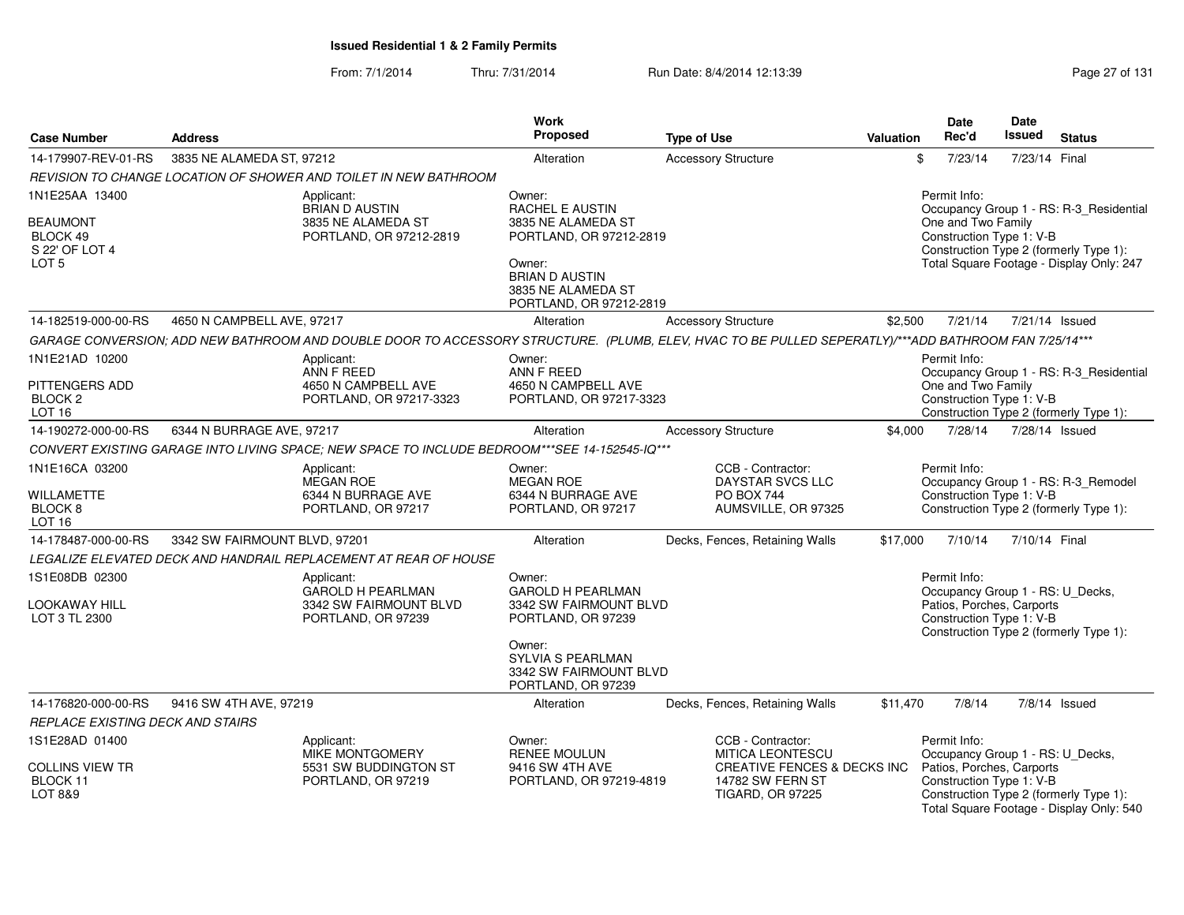# Issued Residential 1 & 2 Family Permits

From: 7/1/2014 Thru: 7/31/2014 Run Date: 8/4/2014 12:13:39

| Case Number | Address | Work Proposed | Type of Use | Valuation | Date Rec'd | Date Issued | Status |
|---|---|---|---|---|---|---|---|
| 14-179907-REV-01-RS | 3835 NE ALAMEDA ST, 97212 | Alteration | Accessory Structure | $ | 7/23/14 | 7/23/14 | Final |

*REVISION TO CHANGE LOCATION OF SHOWER AND TOILET IN NEW BATHROOM*

1N1E25AA 13400
BEAUMONT
BLOCK 49
S 22' OF LOT 4
LOT 5

Applicant:
BRIAN D AUSTIN
3835 NE ALAMEDA ST
PORTLAND, OR 97212-2819

Owner:
RACHEL E AUSTIN
3835 NE ALAMEDA ST
PORTLAND, OR 97212-2819

Owner:
BRIAN D AUSTIN
3835 NE ALAMEDA ST
PORTLAND, OR 97212-2819

Permit Info:
Occupancy Group 1 - RS: R-3_Residential One and Two Family
Construction Type 1: V-B
Construction Type 2 (formerly Type 1):
Total Square Footage - Display Only: 247

| Case Number | Address | Work Proposed | Type of Use | Valuation | Date Rec'd | Date Issued | Status |
|---|---|---|---|---|---|---|---|
| 14-182519-000-00-RS | 4650 N CAMPBELL AVE, 97217 | Alteration | Accessory Structure | $2,500 | 7/21/14 | 7/21/14 | Issued |

*GARAGE CONVERSION; ADD NEW BATHROOM AND DOUBLE DOOR TO ACCESSORY STRUCTURE. (PLUMB, ELEV, HVAC TO BE PULLED SEPERATLY)/***ADD BATHROOM FAN 7/25/14****

1N1E21AD 10200
PITTENGERS ADD
BLOCK 2
LOT 16

Applicant:
ANN F REED
4650 N CAMPBELL AVE
PORTLAND, OR 97217-3323

Owner:
ANN F REED
4650 N CAMPBELL AVE
PORTLAND, OR 97217-3323

Permit Info:
Occupancy Group 1 - RS: R-3_Residential One and Two Family
Construction Type 1: V-B
Construction Type 2 (formerly Type 1):

| Case Number | Address | Work Proposed | Type of Use | Valuation | Date Rec'd | Date Issued | Status |
|---|---|---|---|---|---|---|---|
| 14-190272-000-00-RS | 6344 N BURRAGE AVE, 97217 | Alteration | Accessory Structure | $4,000 | 7/28/14 | 7/28/14 | Issued |

*CONVERT EXISTING GARAGE INTO LIVING SPACE; NEW SPACE TO INCLUDE BEDROOM***SEE 14-152545-IQ****

1N1E16CA 03200
WILLAMETTE
BLOCK 8
LOT 16

Applicant:
MEGAN ROE
6344 N BURRAGE AVE
PORTLAND, OR 97217

Owner:
MEGAN ROE
6344 N BURRAGE AVE
PORTLAND, OR 97217

CCB - Contractor:
DAYSTAR SVCS LLC
PO BOX 744
AUMSVILLE, OR 97325

Permit Info:
Occupancy Group 1 - RS: R-3_Remodel
Construction Type 1: V-B
Construction Type 2 (formerly Type 1):

| Case Number | Address | Work Proposed | Type of Use | Valuation | Date Rec'd | Date Issued | Status |
|---|---|---|---|---|---|---|---|
| 14-178487-000-00-RS | 3342 SW FAIRMOUNT BLVD, 97201 | Alteration | Decks, Fences, Retaining Walls | $17,000 | 7/10/14 | 7/10/14 | Final |

*LEGALIZE ELEVATED DECK AND HANDRAIL REPLACEMENT AT REAR OF HOUSE*

1S1E08DB 02300
LOOKAWAY HILL
LOT 3 TL 2300

Applicant:
GAROLD H PEARLMAN
3342 SW FAIRMOUNT BLVD
PORTLAND, OR 97239

Owner:
GAROLD H PEARLMAN
3342 SW FAIRMOUNT BLVD
PORTLAND, OR 97239

Owner:
SYLVIA S PEARLMAN
3342 SW FAIRMOUNT BLVD
PORTLAND, OR 97239

Permit Info:
Occupancy Group 1 - RS: U_Decks, Patios, Porches, Carports
Construction Type 1: V-B
Construction Type 2 (formerly Type 1):

| Case Number | Address | Work Proposed | Type of Use | Valuation | Date Rec'd | Date Issued | Status |
|---|---|---|---|---|---|---|---|
| 14-176820-000-00-RS | 9416 SW 4TH AVE, 97219 | Alteration | Decks, Fences, Retaining Walls | $11,470 | 7/8/14 | 7/8/14 | Issued |

*REPLACE EXISTING DECK AND STAIRS*

1S1E28AD 01400
COLLINS VIEW TR
BLOCK 11
LOT 8&9

Applicant:
MIKE MONTGOMERY
5531 SW BUDDINGTON ST
PORTLAND, OR 97219

Owner:
RENEE MOULUN
9416 SW 4TH AVE
PORTLAND, OR 97219-4819

CCB - Contractor:
MITICA LEONTESCU
CREATIVE FENCES & DECKS INC
14782 SW FERN ST
TIGARD, OR 97225

Permit Info:
Occupancy Group 1 - RS: U_Decks, Patios, Porches, Carports
Construction Type 1: V-B
Construction Type 2 (formerly Type 1):
Total Square Footage - Display Only: 540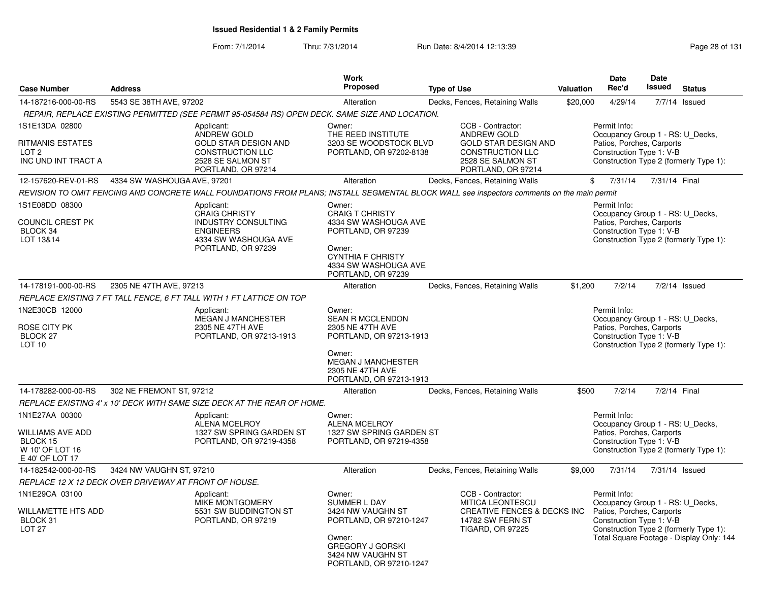# Issued Residential 1 & 2 Family Permits

From: 7/1/2014 Thru: 7/31/2014 Run Date: 8/4/2014 12:13:39

| Case Number | Address | Work Proposed | Type of Use | Valuation | Date Rec'd | Date Issued | Status |
|---|---|---|---|---|---|---|---|
| 14-187216-000-00-RS | 5543 SE 38TH AVE, 97202 | Alteration | Decks, Fences, Retaining Walls | $20,000 | 4/29/14 | 7/7/14 | Issued |

*REPAIR, REPLACE EXISTING PERMITTED (SEE PERMIT 95-054584 RS) OPEN DECK. SAME SIZE AND LOCATION.*

1S1E13DA 02800
RITMANIS ESTATES
LOT 2
INC UND INT TRACT A

Applicant:
ANDREW GOLD
GOLD STAR DESIGN AND CONSTRUCTION LLC
2528 SE SALMON ST
PORTLAND, OR 97214

Owner:
THE REED INSTITUTE
3203 SE WOODSTOCK BLVD
PORTLAND, OR 97202-8138

CCB - Contractor:
ANDREW GOLD
GOLD STAR DESIGN AND CONSTRUCTION LLC
2528 SE SALMON ST
PORTLAND, OR 97214

Permit Info:
Occupancy Group 1 - RS: U_Decks, Patios, Porches, Carports
Construction Type 1: V-B
Construction Type 2 (formerly Type 1):

---

| Case Number | Address | Work Proposed | Type of Use | Valuation | Date Rec'd | Date Issued | Status |
|---|---|---|---|---|---|---|---|
| 12-157620-REV-01-RS | 4334 SW WASHOUGA AVE, 97201 | Alteration | Decks, Fences, Retaining Walls | $ | 7/31/14 | 7/31/14 | Final |

*REVISION TO OMIT FENCING AND CONCRETE WALL FOUNDATIONS FROM PLANS; INSTALL SEGMENTAL BLOCK WALL see inspectors comments on the main permit*

1S1E08DD 08300
COUNCIL CREST PK
BLOCK 34
LOT 13&14

Applicant:
CRAIG CHRISTY
INDUSTRY CONSULTING ENGINEERS
4334 SW WASHOUGA AVE
PORTLAND, OR 97239

Owner:
CRAIG T CHRISTY
4334 SW WASHOUGA AVE
PORTLAND, OR 97239

Owner:
CYNTHIA F CHRISTY
4334 SW WASHOUGA AVE
PORTLAND, OR 97239

Permit Info:
Occupancy Group 1 - RS: U_Decks, Patios, Porches, Carports
Construction Type 1: V-B
Construction Type 2 (formerly Type 1):

---

| Case Number | Address | Work Proposed | Type of Use | Valuation | Date Rec'd | Date Issued | Status |
|---|---|---|---|---|---|---|---|
| 14-178191-000-00-RS | 2305 NE 47TH AVE, 97213 | Alteration | Decks, Fences, Retaining Walls | $1,200 | 7/2/14 | 7/2/14 | Issued |

*REPLACE EXISTING 7 FT TALL FENCE, 6 FT TALL WITH 1 FT LATTICE ON TOP*

1N2E30CB 12000
ROSE CITY PK
BLOCK 27
LOT 10

Applicant:
MEGAN J MANCHESTER
2305 NE 47TH AVE
PORTLAND, OR 97213-1913

Owner:
SEAN R MCCLENDON
2305 NE 47TH AVE
PORTLAND, OR 97213-1913

Owner:
MEGAN J MANCHESTER
2305 NE 47TH AVE
PORTLAND, OR 97213-1913

Permit Info:
Occupancy Group 1 - RS: U_Decks, Patios, Porches, Carports
Construction Type 1: V-B
Construction Type 2 (formerly Type 1):

---

| Case Number | Address | Work Proposed | Type of Use | Valuation | Date Rec'd | Date Issued | Status |
|---|---|---|---|---|---|---|---|
| 14-178282-000-00-RS | 302 NE FREMONT ST, 97212 | Alteration | Decks, Fences, Retaining Walls | $500 | 7/2/14 | 7/2/14 | Final |

*REPLACE EXISTING 4' x 10' DECK WITH SAME SIZE DECK AT THE REAR OF HOME.*

1N1E27AA 00300
WILLIAMS AVE ADD
BLOCK 15
W 10' OF LOT 16
E 40' OF LOT 17

Applicant:
ALENA MCELROY
1327 SW SPRING GARDEN ST
PORTLAND, OR 97219-4358

Owner:
ALENA MCELROY
1327 SW SPRING GARDEN ST
PORTLAND, OR 97219-4358

Permit Info:
Occupancy Group 1 - RS: U_Decks, Patios, Porches, Carports
Construction Type 1: V-B
Construction Type 2 (formerly Type 1):

---

| Case Number | Address | Work Proposed | Type of Use | Valuation | Date Rec'd | Date Issued | Status |
|---|---|---|---|---|---|---|---|
| 14-182542-000-00-RS | 3424 NW VAUGHN ST, 97210 | Alteration | Decks, Fences, Retaining Walls | $9,000 | 7/31/14 | 7/31/14 | Issued |

*REPLACE 12 X 12 DECK OVER DRIVEWAY AT FRONT OF HOUSE.*

1N1E29CA 03100
WILLAMETTE HTS ADD
BLOCK 31
LOT 27

Applicant:
MIKE MONTGOMERY
5531 SW BUDDINGTON ST
PORTLAND, OR 97219

Owner:
SUMMER L DAY
3424 NW VAUGHN ST
PORTLAND, OR 97210-1247

Owner:
GREGORY J GORSKI
3424 NW VAUGHN ST
PORTLAND, OR 97210-1247

CCB - Contractor:
MITICA LEONTESCU
CREATIVE FENCES & DECKS INC
14782 SW FERN ST
TIGARD, OR 97225

Permit Info:
Occupancy Group 1 - RS: U_Decks, Patios, Porches, Carports
Construction Type 1: V-B
Construction Type 2 (formerly Type 1):
Total Square Footage - Display Only: 144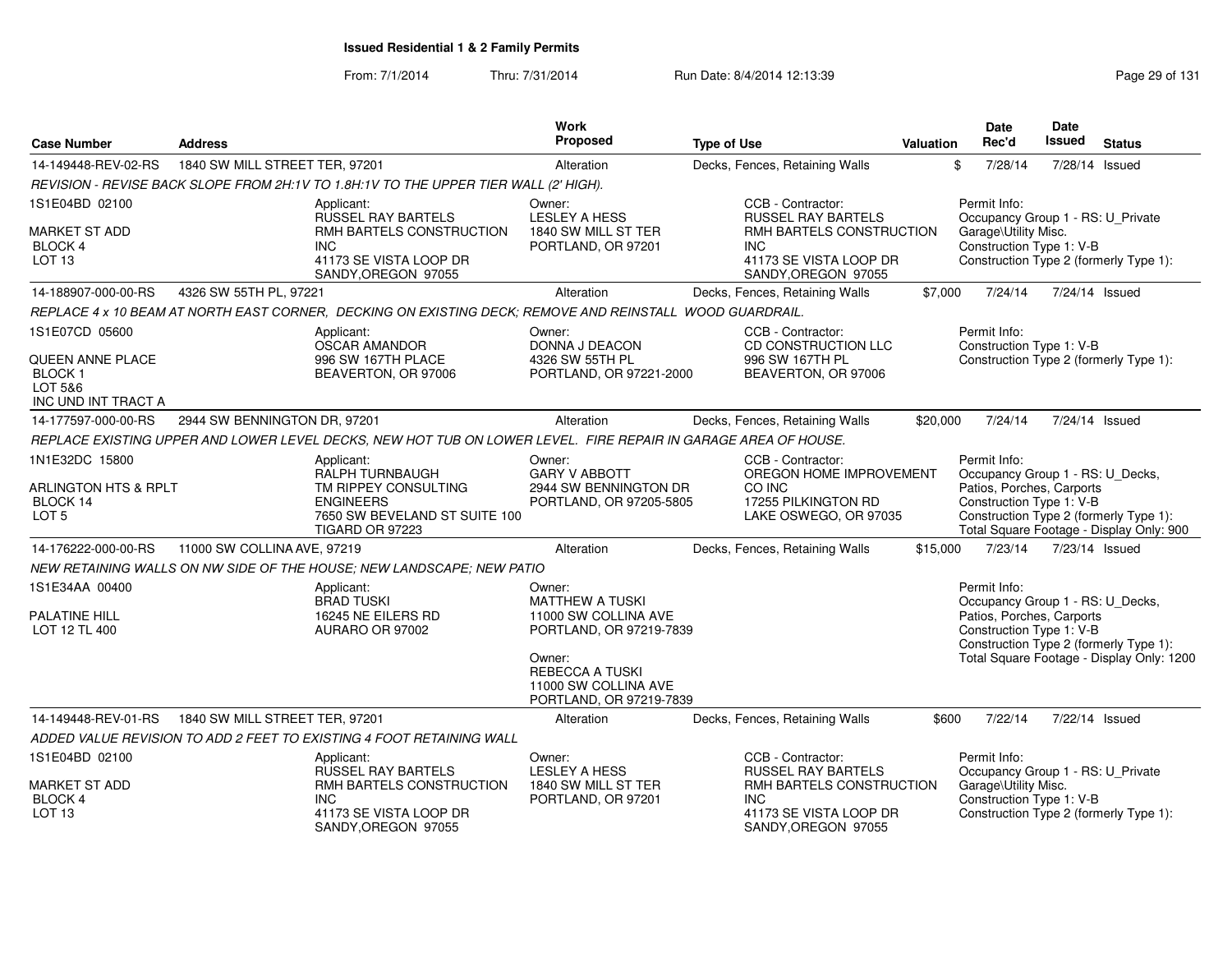# Issued Residential 1 & 2 Family Permits

From: 7/1/2014 Thru: 7/31/2014 Run Date: 8/4/2014 12:13:39

| Case Number | Address | Work Proposed | Type of Use | Valuation | Date Rec'd | Date Issued | Status |
|---|---|---|---|---|---|---|---|
| 14-149448-REV-02-RS | 1840 SW MILL STREET TER, 97201 | Alteration | Decks, Fences, Retaining Walls | $ | 7/28/14 | 7/28/14 | Issued |

*REVISION - REVISE BACK SLOPE FROM 2H:1V TO 1.8H:1V TO THE UPPER TIER WALL (2' HIGH).*

1S1E04BD 02100
MARKET ST ADD
BLOCK 4
LOT 13

Applicant: RUSSEL RAY BARTELS, RMH BARTELS CONSTRUCTION INC, 41173 SE VISTA LOOP DR, SANDY,OREGON 97055

Owner: LESLEY A HESS, 1840 SW MILL ST TER, PORTLAND, OR 97201

CCB - Contractor: RUSSEL RAY BARTELS, RMH BARTELS CONSTRUCTION INC, 41173 SE VISTA LOOP DR, SANDY,OREGON 97055

Permit Info: Occupancy Group 1 - RS: U_Private Garage\Utility Misc. Construction Type 1: V-B Construction Type 2 (formerly Type 1):

---

| Case Number | Address | Work Proposed | Type of Use | Valuation | Date Rec'd | Date Issued | Status |
|---|---|---|---|---|---|---|---|
| 14-188907-000-00-RS | 4326 SW 55TH PL, 97221 | Alteration | Decks, Fences, Retaining Walls | $7,000 | 7/24/14 | 7/24/14 | Issued |

*REPLACE 4 x 10 BEAM AT NORTH EAST CORNER, DECKING ON EXISTING DECK; REMOVE AND REINSTALL WOOD GUARDRAIL.*

1S1E07CD 05600
QUEEN ANNE PLACE
BLOCK 1
LOT 5&6
INC UND INT TRACT A

Applicant: OSCAR AMANDOR, 996 SW 167TH PLACE, BEAVERTON, OR 97006

Owner: DONNA J DEACON, 4326 SW 55TH PL, PORTLAND, OR 97221-2000

CCB - Contractor: CD CONSTRUCTION LLC, 996 SW 167TH PL, BEAVERTON, OR 97006

Permit Info: Construction Type 1: V-B Construction Type 2 (formerly Type 1):

---

| Case Number | Address | Work Proposed | Type of Use | Valuation | Date Rec'd | Date Issued | Status |
|---|---|---|---|---|---|---|---|
| 14-177597-000-00-RS | 2944 SW BENNINGTON DR, 97201 | Alteration | Decks, Fences, Retaining Walls | $20,000 | 7/24/14 | 7/24/14 | Issued |

*REPLACE EXISTING UPPER AND LOWER LEVEL DECKS, NEW HOT TUB ON LOWER LEVEL. FIRE REPAIR IN GARAGE AREA OF HOUSE.*

1N1E32DC 15800
ARLINGTON HTS & RPLT
BLOCK 14
LOT 5

Applicant: RALPH TURNBAUGH, TM RIPPEY CONSULTING ENGINEERS, 7650 SW BEVELAND ST SUITE 100, TIGARD OR 97223

Owner: GARY V ABBOTT, 2944 SW BENNINGTON DR, PORTLAND, OR 97205-5805

CCB - Contractor: OREGON HOME IMPROVEMENT CO INC, 17255 PILKINGTON RD, LAKE OSWEGO, OR 97035

Permit Info: Occupancy Group 1 - RS: U_Decks, Patios, Porches, Carports Construction Type 1: V-B Construction Type 2 (formerly Type 1): Total Square Footage - Display Only: 900

---

| Case Number | Address | Work Proposed | Type of Use | Valuation | Date Rec'd | Date Issued | Status |
|---|---|---|---|---|---|---|---|
| 14-176222-000-00-RS | 11000 SW COLLINA AVE, 97219 | Alteration | Decks, Fences, Retaining Walls | $15,000 | 7/23/14 | 7/23/14 | Issued |

*NEW RETAINING WALLS ON NW SIDE OF THE HOUSE; NEW LANDSCAPE; NEW PATIO*

1S1E34AA 00400
PALATINE HILL
LOT 12 TL 400

Applicant: BRAD TUSKI, 16245 NE EILERS RD, AURARO OR 97002

Owner: MATTHEW A TUSKI, 11000 SW COLLINA AVE, PORTLAND, OR 97219-7839

Owner: REBECCA A TUSKI, 11000 SW COLLINA AVE, PORTLAND, OR 97219-7839

Permit Info: Occupancy Group 1 - RS: U_Decks, Patios, Porches, Carports Construction Type 1: V-B Construction Type 2 (formerly Type 1): Total Square Footage - Display Only: 1200

---

| Case Number | Address | Work Proposed | Type of Use | Valuation | Date Rec'd | Date Issued | Status |
|---|---|---|---|---|---|---|---|
| 14-149448-REV-01-RS | 1840 SW MILL STREET TER, 97201 | Alteration | Decks, Fences, Retaining Walls | $600 | 7/22/14 | 7/22/14 | Issued |

*ADDED VALUE REVISION TO ADD 2 FEET TO EXISTING 4 FOOT RETAINING WALL*

1S1E04BD 02100
MARKET ST ADD
BLOCK 4
LOT 13

Applicant: RUSSEL RAY BARTELS, RMH BARTELS CONSTRUCTION INC, 41173 SE VISTA LOOP DR, SANDY,OREGON 97055

Owner: LESLEY A HESS, 1840 SW MILL ST TER, PORTLAND, OR 97201

CCB - Contractor: RUSSEL RAY BARTELS, RMH BARTELS CONSTRUCTION INC, 41173 SE VISTA LOOP DR, SANDY,OREGON 97055

Permit Info: Occupancy Group 1 - RS: U_Private Garage\Utility Misc. Construction Type 1: V-B Construction Type 2 (formerly Type 1):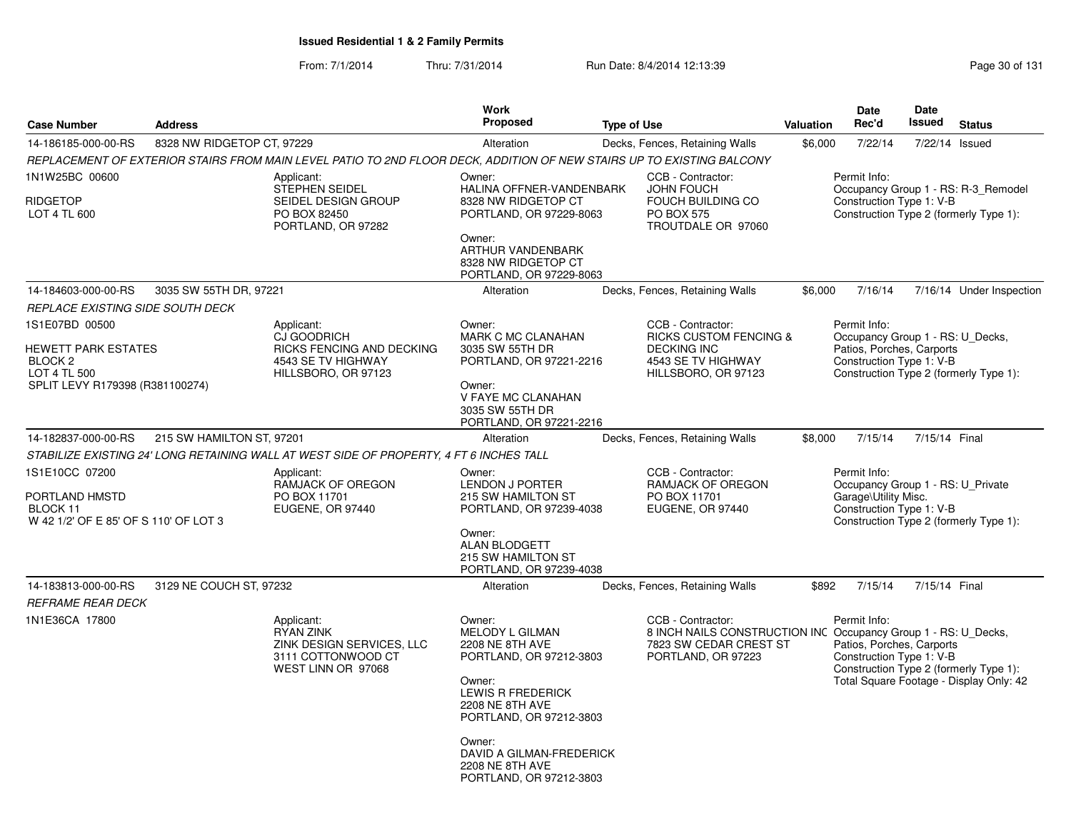# Issued Residential 1 & 2 Family Permits

From: 7/1/2014 Thru: 7/31/2014 Run Date: 8/4/2014 12:13:39

| Case Number | Address | Work Proposed | Type of Use | Valuation | Date Rec'd | Date Issued | Status |
|---|---|---|---|---|---|---|---|
| 14-186185-000-00-RS | 8328 NW RIDGETOP CT, 97229 | Alteration | Decks, Fences, Retaining Walls | $6,000 | 7/22/14 | 7/22/14 | Issued |

*REPLACEMENT OF EXTERIOR STAIRS FROM MAIN LEVEL PATIO TO 2ND FLOOR DECK, ADDITION OF NEW STAIRS UP TO EXISTING BALCONY*

1N1W25BC 00600
RIDGETOP
LOT 4 TL 600

Applicant: STEPHEN SEIDEL, SEIDEL DESIGN GROUP, PO BOX 82450, PORTLAND, OR 97282

Owner: HALINA OFFNER-VANDENBARK, 8328 NW RIDGETOP CT, PORTLAND, OR 97229-8063

Owner: ARTHUR VANDENBARK, 8328 NW RIDGETOP CT, PORTLAND, OR 97229-8063

CCB - Contractor: JOHN FOUCH, FOUCH BUILDING CO, PO BOX 575, TROUTDALE OR 97060

Permit Info: Occupancy Group 1 - RS: R-3_Remodel; Construction Type 1: V-B; Construction Type 2 (formerly Type 1):

---

| Case Number | Address | Work Proposed | Type of Use | Valuation | Date Rec'd | Date Issued | Status |
|---|---|---|---|---|---|---|---|
| 14-184603-000-00-RS | 3035 SW 55TH DR, 97221 | Alteration | Decks, Fences, Retaining Walls | $6,000 | 7/16/14 | 7/16/14 | Under Inspection |

*REPLACE EXISTING SIDE SOUTH DECK*

1S1E07BD 00500
HEWETT PARK ESTATES
BLOCK 2
LOT 4 TL 500
SPLIT LEVY R179398 (R381100274)

Applicant: CJ GOODRICH, RICKS FENCING AND DECKING, 4543 SE TV HIGHWAY, HILLSBORO, OR 97123

Owner: MARK C MC CLANAHAN, 3035 SW 55TH DR, PORTLAND, OR 97221-2216

Owner: V FAYE MC CLANAHAN, 3035 SW 55TH DR, PORTLAND, OR 97221-2216

CCB - Contractor: RICKS CUSTOM FENCING & DECKING INC, 4543 SE TV HIGHWAY, HILLSBORO, OR 97123

Permit Info: Occupancy Group 1 - RS: U_Decks, Patios, Porches, Carports; Construction Type 1: V-B; Construction Type 2 (formerly Type 1):

---

| Case Number | Address | Work Proposed | Type of Use | Valuation | Date Rec'd | Date Issued | Status |
|---|---|---|---|---|---|---|---|
| 14-182837-000-00-RS | 215 SW HAMILTON ST, 97201 | Alteration | Decks, Fences, Retaining Walls | $8,000 | 7/15/14 | 7/15/14 | Final |

*STABILIZE EXISTING 24' LONG RETAINING WALL AT WEST SIDE OF PROPERTY, 4 FT 6 INCHES TALL*

1S1E10CC 07200
PORTLAND HMSTD
BLOCK 11
W 42 1/2' OF E 85' OF S 110' OF LOT 3

Applicant: RAMJACK OF OREGON, PO BOX 11701, EUGENE, OR 97440

Owner: LENDON J PORTER, 215 SW HAMILTON ST, PORTLAND, OR 97239-4038

Owner: ALAN BLODGETT, 215 SW HAMILTON ST, PORTLAND, OR 97239-4038

CCB - Contractor: RAMJACK OF OREGON, PO BOX 11701, EUGENE, OR 97440

Permit Info: Occupancy Group 1 - RS: U_Private Garage\Utility Misc.; Construction Type 1: V-B; Construction Type 2 (formerly Type 1):

---

| Case Number | Address | Work Proposed | Type of Use | Valuation | Date Rec'd | Date Issued | Status |
|---|---|---|---|---|---|---|---|
| 14-183813-000-00-RS | 3129 NE COUCH ST, 97232 | Alteration | Decks, Fences, Retaining Walls | $892 | 7/15/14 | 7/15/14 | Final |

*REFRAME REAR DECK*

1N1E36CA 17800

Applicant: RYAN ZINK, ZINK DESIGN SERVICES, LLC, 3111 COTTONWOOD CT, WEST LINN OR 97068

Owner: MELODY L GILMAN, 2208 NE 8TH AVE, PORTLAND, OR 97212-3803

Owner: LEWIS R FREDERICK, 2208 NE 8TH AVE, PORTLAND, OR 97212-3803

Owner: DAVID A GILMAN-FREDERICK, 2208 NE 8TH AVE, PORTLAND, OR 97212-3803

CCB - Contractor: 8 INCH NAILS CONSTRUCTION INC, 7823 SW CEDAR CREST ST, PORTLAND, OR 97223

Permit Info: Occupancy Group 1 - RS: U_Decks, Patios, Porches, Carports; Construction Type 1: V-B; Construction Type 2 (formerly Type 1):; Total Square Footage - Display Only: 42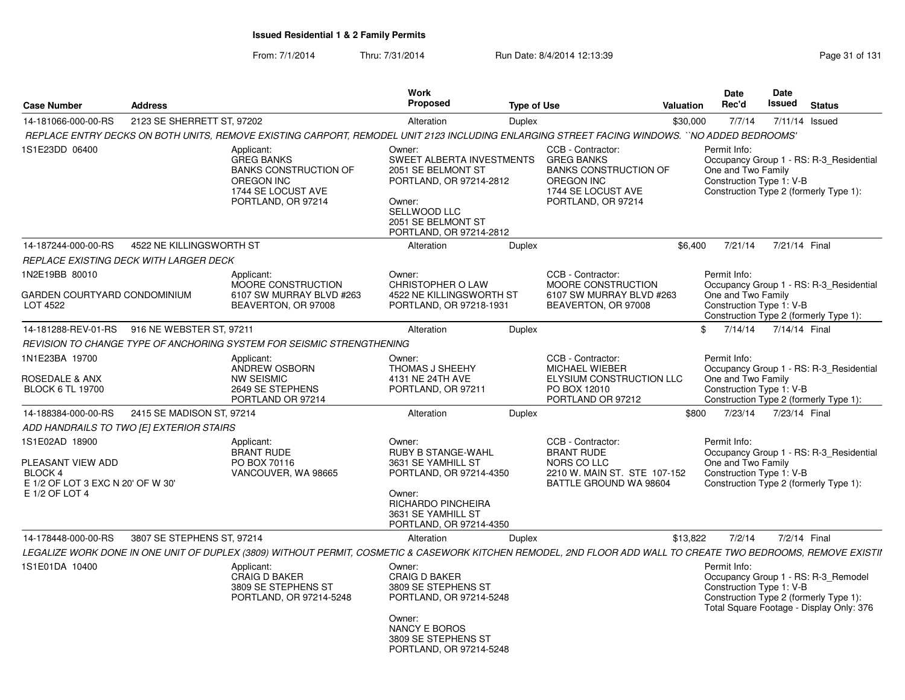**Issued Residential 1 & 2 Family Permits**

From: 7/1/2014 Thru: 7/31/2014 Run Date: 8/4/2014 12:13:39

| Case Number | Address | Work Proposed | Type of Use | Valuation | Date Rec'd | Date Issued | Status |
|---|---|---|---|---|---|---|---|
| 14-181066-000-00-RS | 2123 SE SHERRETT ST, 97202 | Alteration | Duplex | $30,000 | 7/7/14 | 7/11/14 | Issued |

*REPLACE ENTRY DECKS ON BOTH UNITS, REMOVE EXISTING CARPORT, REMODEL UNIT 2123 INCLUDING ENLARGING STREET FACING WINDOWS. ``NO ADDED BEDROOMS'*

1S1E23DD 06400

Applicant: GREG BANKS, BANKS CONSTRUCTION OF OREGON INC, 1744 SE LOCUST AVE, PORTLAND, OR 97214

Owner: SWEET ALBERTA INVESTMENTS, 2051 SE BELMONT ST, PORTLAND, OR 97214-2812

Owner: SELLWOOD LLC, 2051 SE BELMONT ST, PORTLAND, OR 97214-2812

CCB - Contractor: GREG BANKS, BANKS CONSTRUCTION OF OREGON INC, 1744 SE LOCUST AVE, PORTLAND, OR 97214

Permit Info: Occupancy Group 1 - RS: R-3_Residential One and Two Family; Construction Type 1: V-B; Construction Type 2 (formerly Type 1):

| Case Number | Address | Work Proposed | Type of Use | Valuation | Date Rec'd | Date Issued | Status |
|---|---|---|---|---|---|---|---|
| 14-187244-000-00-RS | 4522 NE KILLINGSWORTH ST | Alteration | Duplex | $6,400 | 7/21/14 | 7/21/14 | Final |

*REPLACE EXISTING DECK WITH LARGER DECK*

1N2E19BB 80010

GARDEN COURTYARD CONDOMINIUM LOT 4522

Applicant: MOORE CONSTRUCTION, 6107 SW MURRAY BLVD #263, BEAVERTON, OR 97008

Owner: CHRISTOPHER O LAW, 4522 NE KILLINGSWORTH ST, PORTLAND, OR 97218-1931

CCB - Contractor: MOORE CONSTRUCTION, 6107 SW MURRAY BLVD #263, BEAVERTON, OR 97008

Permit Info: Occupancy Group 1 - RS: R-3_Residential One and Two Family; Construction Type 1: V-B; Construction Type 2 (formerly Type 1):

| Case Number | Address | Work Proposed | Type of Use | Valuation | Date Rec'd | Date Issued | Status |
|---|---|---|---|---|---|---|---|
| 14-181288-REV-01-RS | 916 NE WEBSTER ST, 97211 | Alteration | Duplex | $ | 7/14/14 | 7/14/14 | Final |

*REVISION TO CHANGE TYPE OF ANCHORING SYSTEM FOR SEISMIC STRENGTHENING*

1N1E23BA 19700

ROSEDALE & ANX BLOCK 6 TL 19700

Applicant: ANDREW OSBORN, NW SEISMIC, 2649 SE STEPHENS, PORTLAND OR 97214

Owner: THOMAS J SHEEHY, 4131 NE 24TH AVE, PORTLAND, OR 97211

CCB - Contractor: MICHAEL WIEBER, ELYSIUM CONSTRUCTION LLC, PO BOX 12010, PORTLAND OR 97212

Permit Info: Occupancy Group 1 - RS: R-3_Residential One and Two Family; Construction Type 1: V-B; Construction Type 2 (formerly Type 1):

| Case Number | Address | Work Proposed | Type of Use | Valuation | Date Rec'd | Date Issued | Status |
|---|---|---|---|---|---|---|---|
| 14-188384-000-00-RS | 2415 SE MADISON ST, 97214 | Alteration | Duplex | $800 | 7/23/14 | 7/23/14 | Final |

*ADD HANDRAILS TO TWO [E] EXTERIOR STAIRS*

1S1E02AD 18900

PLEASANT VIEW ADD BLOCK 4 E 1/2 OF LOT 3 EXC N 20' OF W 30' E 1/2 OF LOT 4

Applicant: BRANT RUDE, PO BOX 70116, VANCOUVER, WA 98665

Owner: RUBY B STANGE-WAHL, 3631 SE YAMHILL ST, PORTLAND, OR 97214-4350

Owner: RICHARDO PINCHEIRA, 3631 SE YAMHILL ST, PORTLAND, OR 97214-4350

CCB - Contractor: BRANT RUDE, NORS CO LLC, 2210 W. MAIN ST. STE 107-152, BATTLE GROUND WA 98604

Permit Info: Occupancy Group 1 - RS: R-3_Residential One and Two Family; Construction Type 1: V-B; Construction Type 2 (formerly Type 1):

| Case Number | Address | Work Proposed | Type of Use | Valuation | Date Rec'd | Date Issued | Status |
|---|---|---|---|---|---|---|---|
| 14-178448-000-00-RS | 3807 SE STEPHENS ST, 97214 | Alteration | Duplex | $13,822 | 7/2/14 | 7/2/14 | Final |

*LEGALIZE WORK DONE IN ONE UNIT OF DUPLEX (3809) WITHOUT PERMIT, COSMETIC & CASEWORK KITCHEN REMODEL, 2ND FLOOR ADD WALL TO CREATE TWO BEDROOMS, REMOVE EXISTII*

1S1E01DA 10400

Applicant: CRAIG D BAKER, 3809 SE STEPHENS ST, PORTLAND, OR 97214-5248

Owner: CRAIG D BAKER, 3809 SE STEPHENS ST, PORTLAND, OR 97214-5248

Owner: NANCY E BOROS, 3809 SE STEPHENS ST, PORTLAND, OR 97214-5248

Permit Info: Occupancy Group 1 - RS: R-3_Remodel; Construction Type 1: V-B; Construction Type 2 (formerly Type 1):; Total Square Footage - Display Only: 376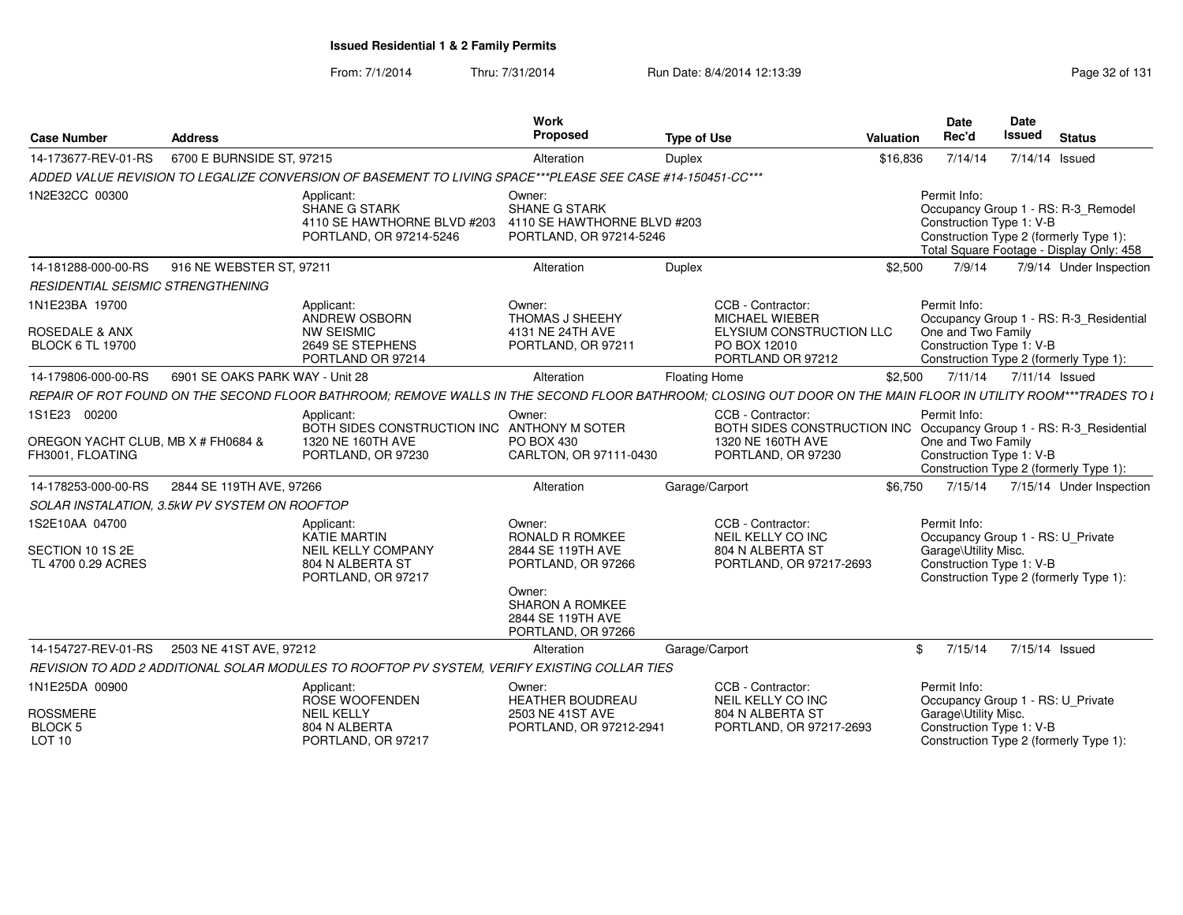**Issued Residential 1 & 2 Family Permits**

From: 7/1/2014 Thru: 7/31/2014 Run Date: 8/4/2014 12:13:39

| Case Number | Address | | Work Proposed | Type of Use | | Valuation | Date Rec'd | Date Issued | Status |
|---|---|---|---|---|---|---|---|---|---|
| 14-173677-REV-01-RS | 6700 E BURNSIDE ST, 97215 | | Alteration | Duplex | | $16,836 | 7/14/14 | 7/14/14 | Issued |
| ADDED VALUE REVISION TO LEGALIZE CONVERSION OF BASEMENT TO LIVING SPACE***PLEASE SEE CASE #14-150451-CC*** | | | | | | | | | |
| 1N2E32CC 00300 | | Applicant: SHANE G STARK 4110 SE HAWTHORNE BLVD #203 PORTLAND, OR 97214-5246 | Owner: SHANE G STARK 4110 SE HAWTHORNE BLVD #203 PORTLAND, OR 97214-5246 | | | | Permit Info: Occupancy Group 1 - RS: R-3_Remodel Construction Type 1: V-B Construction Type 2 (formerly Type 1): Total Square Footage - Display Only: 458 | | |
| 14-181288-000-00-RS | 916 NE WEBSTER ST, 97211 | | Alteration | Duplex | | $2,500 | 7/9/14 | 7/9/14 | Under Inspection |
| RESIDENTIAL SEISMIC STRENGTHENING | | | | | | | | | |
| 1N1E23BA 19700 ROSEDALE & ANX BLOCK 6 TL 19700 | | Applicant: ANDREW OSBORN NW SEISMIC 2649 SE STEPHENS PORTLAND OR 97214 | Owner: THOMAS J SHEEHY 4131 NE 24TH AVE PORTLAND, OR 97211 | CCB - Contractor: MICHAEL WIEBER ELYSIUM CONSTRUCTION LLC PO BOX 12010 PORTLAND OR 97212 | | | Permit Info: Occupancy Group 1 - RS: R-3_Residential One and Two Family Construction Type 1: V-B Construction Type 2 (formerly Type 1): | | |
| 14-179806-000-00-RS | 6901 SE OAKS PARK WAY - Unit 28 | | Alteration | Floating Home | | $2,500 | 7/11/14 | 7/11/14 | Issued |
| REPAIR OF ROT FOUND ON THE SECOND FLOOR BATHROOM; REMOVE WALLS IN THE SECOND FLOOR BATHROOM; CLOSING OUT DOOR ON THE MAIN FLOOR IN UTILITY ROOM***TRADES TO I | | | | | | | | | |
| 1S1E23 00200 OREGON YACHT CLUB, MB X # FH0684 & FH3001, FLOATING | | Applicant: BOTH SIDES CONSTRUCTION INC 1320 NE 160TH AVE PORTLAND, OR 97230 | Owner: ANTHONY M SOTER PO BOX 430 CARLTON, OR 97111-0430 | CCB - Contractor: BOTH SIDES CONSTRUCTION INC 1320 NE 160TH AVE PORTLAND, OR 97230 | | | Permit Info: Occupancy Group 1 - RS: R-3_Residential One and Two Family Construction Type 1: V-B Construction Type 2 (formerly Type 1): | | |
| 14-178253-000-00-RS | 2844 SE 119TH AVE, 97266 | | Alteration | Garage/Carport | | $6,750 | 7/15/14 | 7/15/14 | Under Inspection |
| SOLAR INSTALATION, 3.5kW PV SYSTEM ON ROOFTOP | | | | | | | | | |
| 1S2E10AA 04700 SECTION 10 1S 2E TL 4700 0.29 ACRES | | Applicant: KATIE MARTIN NEIL KELLY COMPANY 804 N ALBERTA ST PORTLAND, OR 97217 | Owner: RONALD R ROMKEE 2844 SE 119TH AVE PORTLAND, OR 97266 Owner: SHARON A ROMKEE 2844 SE 119TH AVE PORTLAND, OR 97266 | CCB - Contractor: NEIL KELLY CO INC 804 N ALBERTA ST PORTLAND, OR 97217-2693 | | | Permit Info: Occupancy Group 1 - RS: U_Private Garage\Utility Misc. Construction Type 1: V-B Construction Type 2 (formerly Type 1): | | |
| 14-154727-REV-01-RS | 2503 NE 41ST AVE, 97212 | | Alteration | Garage/Carport | | $ | 7/15/14 | 7/15/14 | Issued |
| REVISION TO ADD 2 ADDITIONAL SOLAR MODULES TO ROOFTOP PV SYSTEM, VERIFY EXISTING COLLAR TIES | | | | | | | | | |
| 1N1E25DA 00900 ROSSMERE BLOCK 5 LOT 10 | | Applicant: ROSE WOOFENDEN NEIL KELLY 804 N ALBERTA PORTLAND, OR 97217 | Owner: HEATHER BOUDREAU 2503 NE 41ST AVE PORTLAND, OR 97212-2941 | CCB - Contractor: NEIL KELLY CO INC 804 N ALBERTA ST PORTLAND, OR 97217-2693 | | | Permit Info: Occupancy Group 1 - RS: U_Private Garage\Utility Misc. Construction Type 1: V-B Construction Type 2 (formerly Type 1): | | |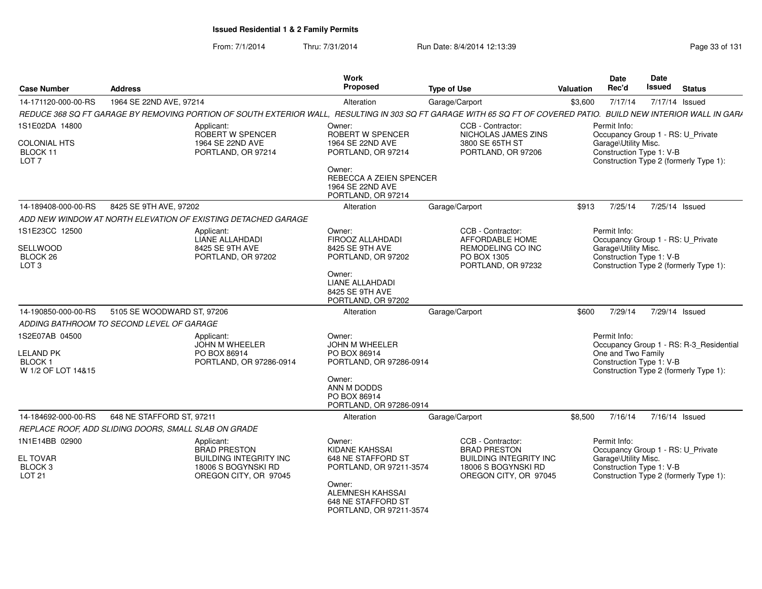## Issued Residential 1 & 2 Family Permits

From: 7/1/2014 Thru: 7/31/2014 Run Date: 8/4/2014 12:13:39

| Case Number | Address | Work Proposed | Type of Use | Valuation | Date Rec'd | Date Issued | Status |
|---|---|---|---|---|---|---|---|
| 14-171120-000-00-RS | 1964 SE 22ND AVE, 97214 | Alteration | Garage/Carport | $3,600 | 7/17/14 | 7/17/14 | Issued |

REDUCE 368 SQ FT GARAGE BY REMOVING PORTION OF SOUTH EXTERIOR WALL, RESULTING IN 303 SQ FT GARAGE WITH 65 SQ FT OF COVERED PATIO. BUILD NEW INTERIOR WALL IN GARA

1S1E02DA 14800
COLONIAL HTS
BLOCK 11
LOT 7

Applicant:
ROBERT W SPENCER
1964 SE 22ND AVE
PORTLAND, OR 97214

Owner:
ROBERT W SPENCER
1964 SE 22ND AVE
PORTLAND, OR 97214

Owner:
REBECCA A ZEIEN SPENCER
1964 SE 22ND AVE
PORTLAND, OR 97214

CCB - Contractor:
NICHOLAS JAMES ZINS
3800 SE 65TH ST
PORTLAND, OR 97206

Permit Info:
Occupancy Group 1 - RS: U_Private Garage\Utility Misc.
Construction Type 1: V-B
Construction Type 2 (formerly Type 1):

| Case Number | Address | Work Proposed | Type of Use | Valuation | Date Rec'd | Date Issued | Status |
|---|---|---|---|---|---|---|---|
| 14-189408-000-00-RS | 8425 SE 9TH AVE, 97202 | Alteration | Garage/Carport | $913 | 7/25/14 | 7/25/14 | Issued |

ADD NEW WINDOW AT NORTH ELEVATION OF EXISTING DETACHED GARAGE

1S1E23CC 12500
SELLWOOD
BLOCK 26
LOT 3

Applicant:
LIANE ALLAHDADI
8425 SE 9TH AVE
PORTLAND, OR 97202

Owner:
FIROOZ ALLAHDADI
8425 SE 9TH AVE
PORTLAND, OR 97202

Owner:
LIANE ALLAHDADI
8425 SE 9TH AVE
PORTLAND, OR 97202

CCB - Contractor:
AFFORDABLE HOME REMODELING CO INC
PO BOX 1305
PORTLAND, OR 97232

Permit Info:
Occupancy Group 1 - RS: U_Private Garage\Utility Misc.
Construction Type 1: V-B
Construction Type 2 (formerly Type 1):

| Case Number | Address | Work Proposed | Type of Use | Valuation | Date Rec'd | Date Issued | Status |
|---|---|---|---|---|---|---|---|
| 14-190850-000-00-RS | 5105 SE WOODWARD ST, 97206 | Alteration | Garage/Carport | $600 | 7/29/14 | 7/29/14 | Issued |

ADDING BATHROOM TO SECOND LEVEL OF GARAGE

1S2E07AB 04500
LELAND PK
BLOCK 1
W 1/2 OF LOT 14&15

Applicant:
JOHN M WHEELER
PO BOX 86914
PORTLAND, OR 97286-0914

Owner:
JOHN M WHEELER
PO BOX 86914
PORTLAND, OR 97286-0914

Owner:
ANN M DODDS
PO BOX 86914
PORTLAND, OR 97286-0914

Permit Info:
Occupancy Group 1 - RS: R-3_Residential One and Two Family
Construction Type 1: V-B
Construction Type 2 (formerly Type 1):

| Case Number | Address | Work Proposed | Type of Use | Valuation | Date Rec'd | Date Issued | Status |
|---|---|---|---|---|---|---|---|
| 14-184692-000-00-RS | 648 NE STAFFORD ST, 97211 | Alteration | Garage/Carport | $8,500 | 7/16/14 | 7/16/14 | Issued |

REPLACE ROOF, ADD SLIDING DOORS, SMALL SLAB ON GRADE

1N1E14BB 02900
EL TOVAR
BLOCK 3
LOT 21

Applicant:
BRAD PRESTON
BUILDING INTEGRITY INC
18006 S BOGYNSKI RD
OREGON CITY, OR 97045

Owner:
KIDANE KAHSSAI
648 NE STAFFORD ST
PORTLAND, OR 97211-3574

Owner:
ALEMNESH KAHSSAI
648 NE STAFFORD ST
PORTLAND, OR 97211-3574

CCB - Contractor:
BRAD PRESTON
BUILDING INTEGRITY INC
18006 S BOGYNSKI RD
OREGON CITY, OR 97045

Permit Info:
Occupancy Group 1 - RS: U_Private Garage\Utility Misc.
Construction Type 1: V-B
Construction Type 2 (formerly Type 1):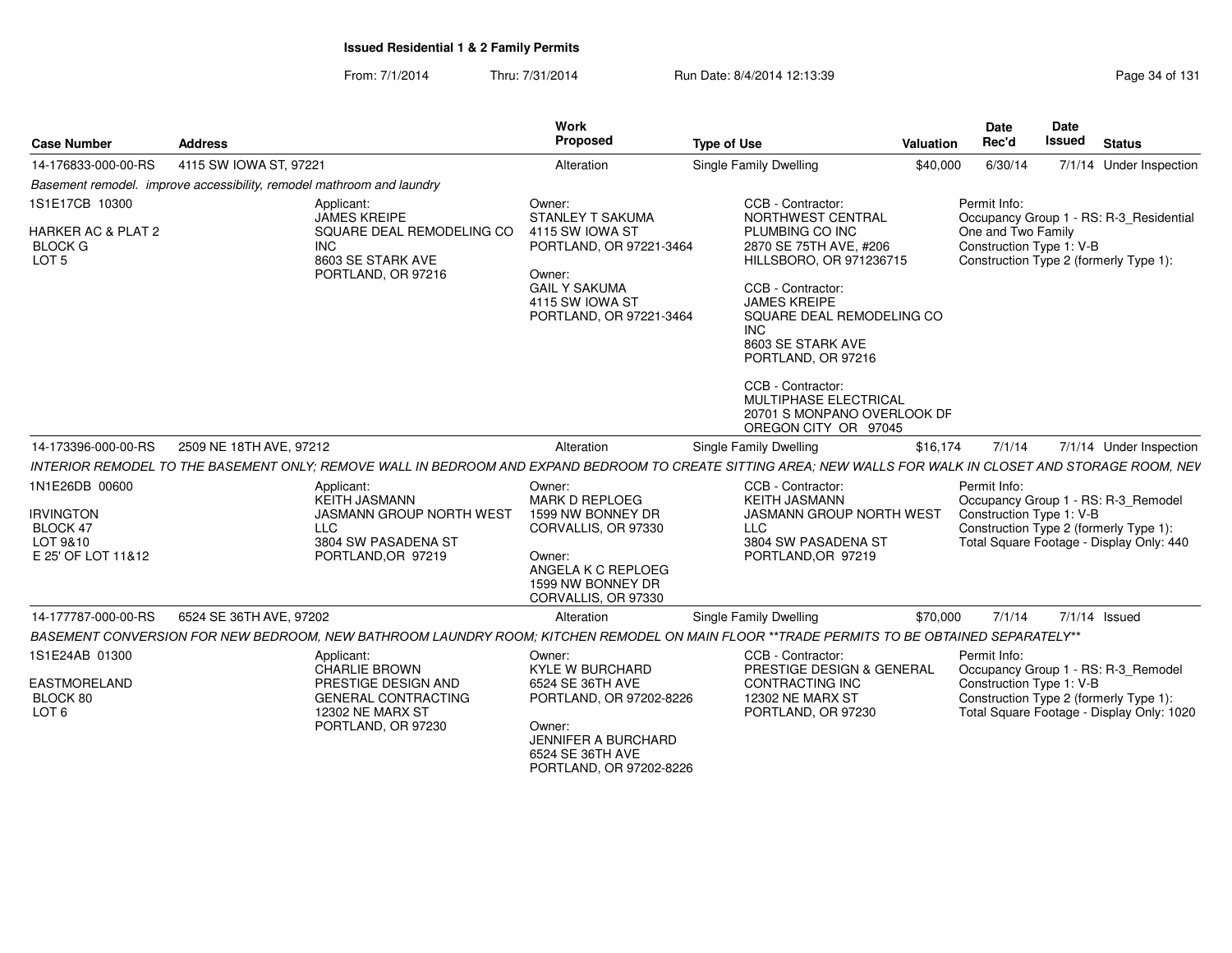# Issued Residential 1 & 2 Family Permits

From: 7/1/2014 Thru: 7/31/2014 Run Date: 8/4/2014 12:13:39

| Case Number | Address | Work Proposed | Type of Use | Valuation | Date Rec'd | Date Issued | Status |
|---|---|---|---|---|---|---|---|
| 14-176833-000-00-RS | 4115 SW IOWA ST, 97221 | Alteration | Single Family Dwelling | $40,000 | 6/30/14 | 7/1/14 | Under Inspection |

*Basement remodel. improve accessibility, remodel mathroom and laundry*

1S1E17CB 10300

HARKER AC & PLAT 2
BLOCK G
LOT 5

Applicant:
JAMES KREIPE
SQUARE DEAL REMODELING CO INC
8603 SE STARK AVE
PORTLAND, OR 97216

Owner:
STANLEY T SAKUMA
4115 SW IOWA ST
PORTLAND, OR 97221-3464

Owner:
GAIL Y SAKUMA
4115 SW IOWA ST
PORTLAND, OR 97221-3464

CCB - Contractor:
NORTHWEST CENTRAL PLUMBING CO INC
2870 SE 75TH AVE, #206
HILLSBORO, OR 971236715

CCB - Contractor:
JAMES KREIPE
SQUARE DEAL REMODELING CO INC
8603 SE STARK AVE
PORTLAND, OR 97216

CCB - Contractor:
MULTIPHASE ELECTRICAL
20701 S MONPANO OVERLOOK DF
OREGON CITY OR 97045

Permit Info:
Occupancy Group 1 - RS: R-3_Residential One and Two Family
Construction Type 1: V-B
Construction Type 2 (formerly Type 1):

| Case Number | Address | Work Proposed | Type of Use | Valuation | Date Rec'd | Date Issued | Status |
|---|---|---|---|---|---|---|---|
| 14-173396-000-00-RS | 2509 NE 18TH AVE, 97212 | Alteration | Single Family Dwelling | $16,174 | 7/1/14 | 7/1/14 | Under Inspection |

*INTERIOR REMODEL TO THE BASEMENT ONLY; REMOVE WALL IN BEDROOM AND EXPAND BEDROOM TO CREATE SITTING AREA; NEW WALLS FOR WALK IN CLOSET AND STORAGE ROOM, NEV*

1N1E26DB 00600

IRVINGTON
BLOCK 47
LOT 9&10
E 25' OF LOT 11&12

Applicant:
KEITH JASMANN
JASMANN GROUP NORTH WEST LLC
3804 SW PASADENA ST
PORTLAND,OR 97219

Owner:
MARK D REPLOEG
1599 NW BONNEY DR
CORVALLIS, OR 97330

Owner:
ANGELA K C REPLOEG
1599 NW BONNEY DR
CORVALLIS, OR 97330

CCB - Contractor:
KEITH JASMANN
JASMANN GROUP NORTH WEST LLC
3804 SW PASADENA ST
PORTLAND,OR 97219

Permit Info:
Occupancy Group 1 - RS: R-3_Remodel
Construction Type 1: V-B
Construction Type 2 (formerly Type 1):
Total Square Footage - Display Only: 440

| Case Number | Address | Work Proposed | Type of Use | Valuation | Date Rec'd | Date Issued | Status |
|---|---|---|---|---|---|---|---|
| 14-177787-000-00-RS | 6524 SE 36TH AVE, 97202 | Alteration | Single Family Dwelling | $70,000 | 7/1/14 | 7/1/14 | Issued |

*BASEMENT CONVERSION FOR NEW BEDROOM, NEW BATHROOM LAUNDRY ROOM; KITCHEN REMODEL ON MAIN FLOOR **TRADE PERMITS TO BE OBTAINED SEPARATELY***

1S1E24AB 01300

EASTMORELAND
BLOCK 80
LOT 6

Applicant:
CHARLIE BROWN
PRESTIGE DESIGN AND GENERAL CONTRACTING
12302 NE MARX ST
PORTLAND, OR 97230

Owner:
KYLE W BURCHARD
6524 SE 36TH AVE
PORTLAND, OR 97202-8226

Owner:
JENNIFER A BURCHARD
6524 SE 36TH AVE
PORTLAND, OR 97202-8226

CCB - Contractor:
PRESTIGE DESIGN & GENERAL CONTRACTING INC
12302 NE MARX ST
PORTLAND, OR 97230

Permit Info:
Occupancy Group 1 - RS: R-3_Remodel
Construction Type 1: V-B
Construction Type 2 (formerly Type 1):
Total Square Footage - Display Only: 1020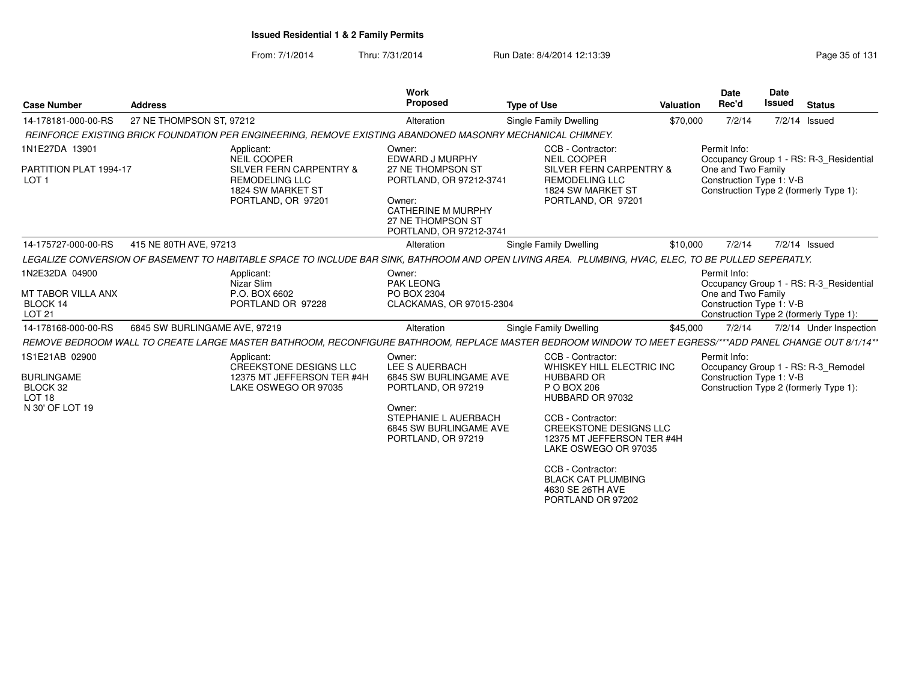**Issued Residential 1 & 2 Family Permits**

From: 7/1/2014 Thru: 7/31/2014 Run Date: 8/4/2014 12:13:39

| Case Number | Address | Work Proposed | Type of Use | Valuation | Date Rec'd | Date Issued | Status |
|---|---|---|---|---|---|---|---|
| 14-178181-000-00-RS | 27 NE THOMPSON ST, 97212 | Alteration | Single Family Dwelling | $70,000 | 7/2/14 | 7/2/14 | Issued |

*REINFORCE EXISTING BRICK FOUNDATION PER ENGINEERING, REMOVE EXISTING ABANDONED MASONRY MECHANICAL CHIMNEY.*

1N1E27DA 13901
PARTITION PLAT 1994-17
LOT 1

Applicant:
NEIL COOPER
SILVER FERN CARPENTRY &
REMODELING LLC
1824 SW MARKET ST
PORTLAND, OR 97201

Owner:
EDWARD J MURPHY
27 NE THOMPSON ST
PORTLAND, OR 97212-3741

Owner:
CATHERINE M MURPHY
27 NE THOMPSON ST
PORTLAND, OR 97212-3741

CCB - Contractor:
NEIL COOPER
SILVER FERN CARPENTRY &
REMODELING LLC
1824 SW MARKET ST
PORTLAND, OR 97201

Permit Info:
Occupancy Group 1 - RS: R-3_Residential One and Two Family
Construction Type 1: V-B
Construction Type 2 (formerly Type 1):

| Case Number | Address | Work Proposed | Type of Use | Valuation | Date Rec'd | Date Issued | Status |
|---|---|---|---|---|---|---|---|
| 14-175727-000-00-RS | 415 NE 80TH AVE, 97213 | Alteration | Single Family Dwelling | $10,000 | 7/2/14 | 7/2/14 | Issued |

*LEGALIZE CONVERSION OF BASEMENT TO HABITABLE SPACE TO INCLUDE BAR SINK, BATHROOM AND OPEN LIVING AREA. PLUMBING, HVAC, ELEC, TO BE PULLED SEPERATLY.*

1N2E32DA 04900
MT TABOR VILLA ANX
BLOCK 14
LOT 21

Applicant:
Nizar Slim
P.O. BOX 6602
PORTLAND OR 97228

Owner:
PAK LEONG
PO BOX 2304
CLACKAMAS, OR 97015-2304

Permit Info:
Occupancy Group 1 - RS: R-3_Residential One and Two Family
Construction Type 1: V-B
Construction Type 2 (formerly Type 1):

| Case Number | Address | Work Proposed | Type of Use | Valuation | Date Rec'd | Date Issued | Status |
|---|---|---|---|---|---|---|---|
| 14-178168-000-00-RS | 6845 SW BURLINGAME AVE, 97219 | Alteration | Single Family Dwelling | $45,000 | 7/2/14 | 7/2/14 | Under Inspection |

*REMOVE BEDROOM WALL TO CREATE LARGE MASTER BATHROOM, RECONFIGURE BATHROOM, REPLACE MASTER BEDROOM WINDOW TO MEET EGRESS/***ADD PANEL CHANGE OUT 8/1/14***

1S1E21AB 02900
BURLINGAME
BLOCK 32
LOT 18
N 30' OF LOT 19

Applicant:
CREEKSTONE DESIGNS LLC
12375 MT JEFFERSON TER #4H
LAKE OSWEGO OR 97035

Owner:
LEE S AUERBACH
6845 SW BURLINGAME AVE
PORTLAND, OR 97219

Owner:
STEPHANIE L AUERBACH
6845 SW BURLINGAME AVE
PORTLAND, OR 97219

CCB - Contractor:
WHISKEY HILL ELECTRIC INC
HUBBARD OR
P O BOX 206
HUBBARD OR 97032

CCB - Contractor:
CREEKSTONE DESIGNS LLC
12375 MT JEFFERSON TER #4H
LAKE OSWEGO OR 97035

CCB - Contractor:
BLACK CAT PLUMBING
4630 SE 26TH AVE
PORTLAND OR 97202

Permit Info:
Occupancy Group 1 - RS: R-3_Remodel
Construction Type 1: V-B
Construction Type 2 (formerly Type 1):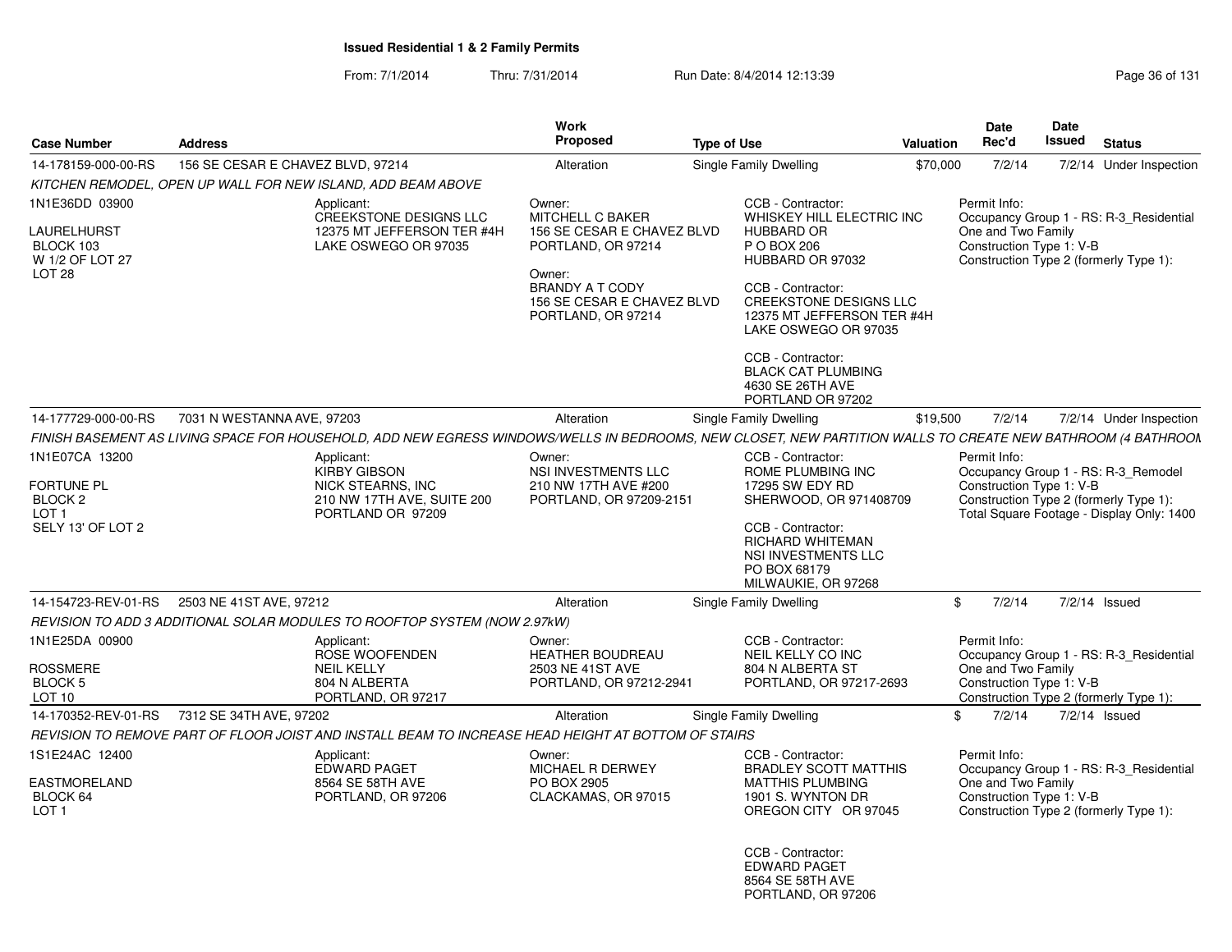**Issued Residential 1 & 2 Family Permits**

From: 7/1/2014 Thru: 7/31/2014 Run Date: 8/4/2014 12:13:39

| Case Number | Address | Work Proposed | Type of Use | Valuation | Date Rec'd | Date Issued | Status |
|---|---|---|---|---|---|---|---|
| 14-178159-000-00-RS | 156 SE CESAR E CHAVEZ BLVD, 97214 | Alteration | Single Family Dwelling | $70,000 | 7/2/14 | 7/2/14 | Under Inspection |

*KITCHEN REMODEL, OPEN UP WALL FOR NEW ISLAND, ADD BEAM ABOVE*

1N1E36DD 03900
LAURELHURST
BLOCK 103
W 1/2 OF LOT 27
LOT 28

Applicant:
CREEKSTONE DESIGNS LLC
12375 MT JEFFERSON TER #4H
LAKE OSWEGO OR 97035

Owner:
MITCHELL C BAKER
156 SE CESAR E CHAVEZ BLVD
PORTLAND, OR 97214

Owner:
BRANDY A T CODY
156 SE CESAR E CHAVEZ BLVD
PORTLAND, OR 97214

CCB - Contractor:
WHISKEY HILL ELECTRIC INC
HUBBARD OR
P O BOX 206
HUBBARD OR 97032

CCB - Contractor:
CREEKSTONE DESIGNS LLC
12375 MT JEFFERSON TER #4H
LAKE OSWEGO OR 97035

CCB - Contractor:
BLACK CAT PLUMBING
4630 SE 26TH AVE
PORTLAND OR 97202

Permit Info:
Occupancy Group 1 - RS: R-3_Residential One and Two Family
Construction Type 1: V-B
Construction Type 2 (formerly Type 1):

| Case Number | Address | Work Proposed | Type of Use | Valuation | Date Rec'd | Date Issued | Status |
|---|---|---|---|---|---|---|---|
| 14-177729-000-00-RS | 7031 N WESTANNA AVE, 97203 | Alteration | Single Family Dwelling | $19,500 | 7/2/14 | 7/2/14 | Under Inspection |

*FINISH BASEMENT AS LIVING SPACE FOR HOUSEHOLD, ADD NEW EGRESS WINDOWS/WELLS IN BEDROOMS, NEW CLOSET, NEW PARTITION WALLS TO CREATE NEW BATHROOM (4 BATHROOM*

1N1E07CA 13200
FORTUNE PL
BLOCK 2
LOT 1
SELY 13' OF LOT 2

Applicant:
KIRBY GIBSON
NICK STEARNS, INC
210 NW 17TH AVE, SUITE 200
PORTLAND OR 97209

Owner:
NSI INVESTMENTS LLC
210 NW 17TH AVE #200
PORTLAND, OR 97209-2151

CCB - Contractor:
ROME PLUMBING INC
17295 SW EDY RD
SHERWOOD, OR 971408709

CCB - Contractor:
RICHARD WHITEMAN
NSI INVESTMENTS LLC
PO BOX 68179
MILWAUKIE, OR 97268

Permit Info:
Occupancy Group 1 - RS: R-3_Remodel
Construction Type 1: V-B
Construction Type 2 (formerly Type 1):
Total Square Footage - Display Only: 1400

| Case Number | Address | Work Proposed | Type of Use | Valuation | Date Rec'd | Date Issued | Status |
|---|---|---|---|---|---|---|---|
| 14-154723-REV-01-RS | 2503 NE 41ST AVE, 97212 | Alteration | Single Family Dwelling | $ | 7/2/14 | 7/2/14 | Issued |

*REVISION TO ADD 3 ADDITIONAL SOLAR MODULES TO ROOFTOP SYSTEM (NOW 2.97kW)*

1N1E25DA 00900
ROSSMERE
BLOCK 5
LOT 10

Applicant:
ROSE WOOFENDEN
NEIL KELLY
804 N ALBERTA
PORTLAND, OR 97217

Owner:
HEATHER BOUDREAU
2503 NE 41ST AVE
PORTLAND, OR 97212-2941

CCB - Contractor:
NEIL KELLY CO INC
804 N ALBERTA ST
PORTLAND, OR 97217-2693

Permit Info:
Occupancy Group 1 - RS: R-3_Residential One and Two Family
Construction Type 1: V-B
Construction Type 2 (formerly Type 1):

| Case Number | Address | Work Proposed | Type of Use | Valuation | Date Rec'd | Date Issued | Status |
|---|---|---|---|---|---|---|---|
| 14-170352-REV-01-RS | 7312 SE 34TH AVE, 97202 | Alteration | Single Family Dwelling | $ | 7/2/14 | 7/2/14 | Issued |

*REVISION TO REMOVE PART OF FLOOR JOIST AND INSTALL BEAM TO INCREASE HEAD HEIGHT AT BOTTOM OF STAIRS*

1S1E24AC 12400
EASTMORELAND
BLOCK 64
LOT 1

Applicant:
EDWARD PAGET
8564 SE 58TH AVE
PORTLAND, OR 97206

Owner:
MICHAEL R DERWEY
PO BOX 2905
CLACKAMAS, OR 97015

CCB - Contractor:
BRADLEY SCOTT MATTHIS
MATTHIS PLUMBING
1901 S. WYNTON DR
OREGON CITY OR 97045

CCB - Contractor:
EDWARD PAGET
8564 SE 58TH AVE
PORTLAND, OR 97206

Permit Info:
Occupancy Group 1 - RS: R-3_Residential One and Two Family
Construction Type 1: V-B
Construction Type 2 (formerly Type 1):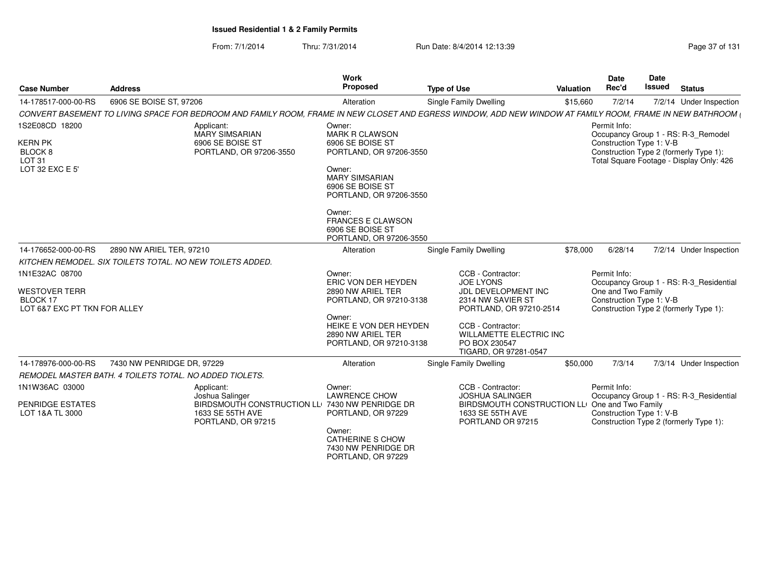**Issued Residential 1 & 2 Family Permits**

From: 7/1/2014 Thru: 7/31/2014 Run Date: 8/4/2014 12:13:39

| Case Number | Address | Work Proposed | Type of Use | Valuation | Date Rec'd | Date Issued | Status |
|---|---|---|---|---|---|---|---|
| 14-178517-000-00-RS | 6906 SE BOISE ST, 97206 | Alteration | Single Family Dwelling | $15,660 | 7/2/14 | 7/2/14 | Under Inspection |

CONVERT BASEMENT TO LIVING SPACE FOR BEDROOM AND FAMILY ROOM, FRAME IN NEW CLOSET AND EGRESS WINDOW, ADD NEW WINDOW AT FAMILY ROOM, FRAME IN NEW BATHROOM (

1S2E08CD 18200
KERN PK
BLOCK 8
LOT 31
LOT 32 EXC E 5'

Applicant:
MARY SIMSARIAN
6906 SE BOISE ST
PORTLAND, OR 97206-3550

Owner:
MARK R CLAWSON
6906 SE BOISE ST
PORTLAND, OR 97206-3550

Owner:
MARY SIMSARIAN
6906 SE BOISE ST
PORTLAND, OR 97206-3550

Owner:
FRANCES E CLAWSON
6906 SE BOISE ST
PORTLAND, OR 97206-3550

Permit Info:
Occupancy Group 1 - RS: R-3_Remodel
Construction Type 1: V-B
Construction Type 2 (formerly Type 1):
Total Square Footage - Display Only: 426

| Case Number | Address | Work Proposed | Type of Use | Valuation | Date Rec'd | Date Issued | Status |
|---|---|---|---|---|---|---|---|
| 14-176652-000-00-RS | 2890 NW ARIEL TER, 97210 | Alteration | Single Family Dwelling | $78,000 | 6/28/14 | 7/2/14 | Under Inspection |

KITCHEN REMODEL. SIX TOILETS TOTAL. NO NEW TOILETS ADDED.

1N1E32AC 08700
WESTOVER TERR
BLOCK 17
LOT 6&7 EXC PT TKN FOR ALLEY

Owner:
ERIC VON DER HEYDEN
2890 NW ARIEL TER
PORTLAND, OR 97210-3138

Owner:
HEIKE E VON DER HEYDEN
2890 NW ARIEL TER
PORTLAND, OR 97210-3138

CCB - Contractor:
JOE LYONS
JDL DEVELOPMENT INC
2314 NW SAVIER ST
PORTLAND, OR 97210-2514

CCB - Contractor:
WILLAMETTE ELECTRIC INC
PO BOX 230547
TIGARD, OR 97281-0547

Permit Info:
Occupancy Group 1 - RS: R-3_Residential One and Two Family
Construction Type 1: V-B
Construction Type 2 (formerly Type 1):

| Case Number | Address | Work Proposed | Type of Use | Valuation | Date Rec'd | Date Issued | Status |
|---|---|---|---|---|---|---|---|
| 14-178976-000-00-RS | 7430 NW PENRIDGE DR, 97229 | Alteration | Single Family Dwelling | $50,000 | 7/3/14 | 7/3/14 | Under Inspection |

REMODEL MASTER BATH. 4 TOILETS TOTAL. NO ADDED TIOLETS.

1N1W36AC 03000
PENRIDGE ESTATES
LOT 1&A TL 3000

Applicant:
Joshua Salinger
BIRDSMOUTH CONSTRUCTION LL
1633 SE 55TH AVE
PORTLAND, OR 97215

Owner:
LAWRENCE CHOW
7430 NW PENRIDGE DR
PORTLAND, OR 97229

Owner:
CATHERINE S CHOW
7430 NW PENRIDGE DR
PORTLAND, OR 97229

CCB - Contractor:
JOSHUA SALINGER
BIRDSMOUTH CONSTRUCTION LL
1633 SE 55TH AVE
PORTLAND OR 97215

Permit Info:
Occupancy Group 1 - RS: R-3_Residential One and Two Family
Construction Type 1: V-B
Construction Type 2 (formerly Type 1):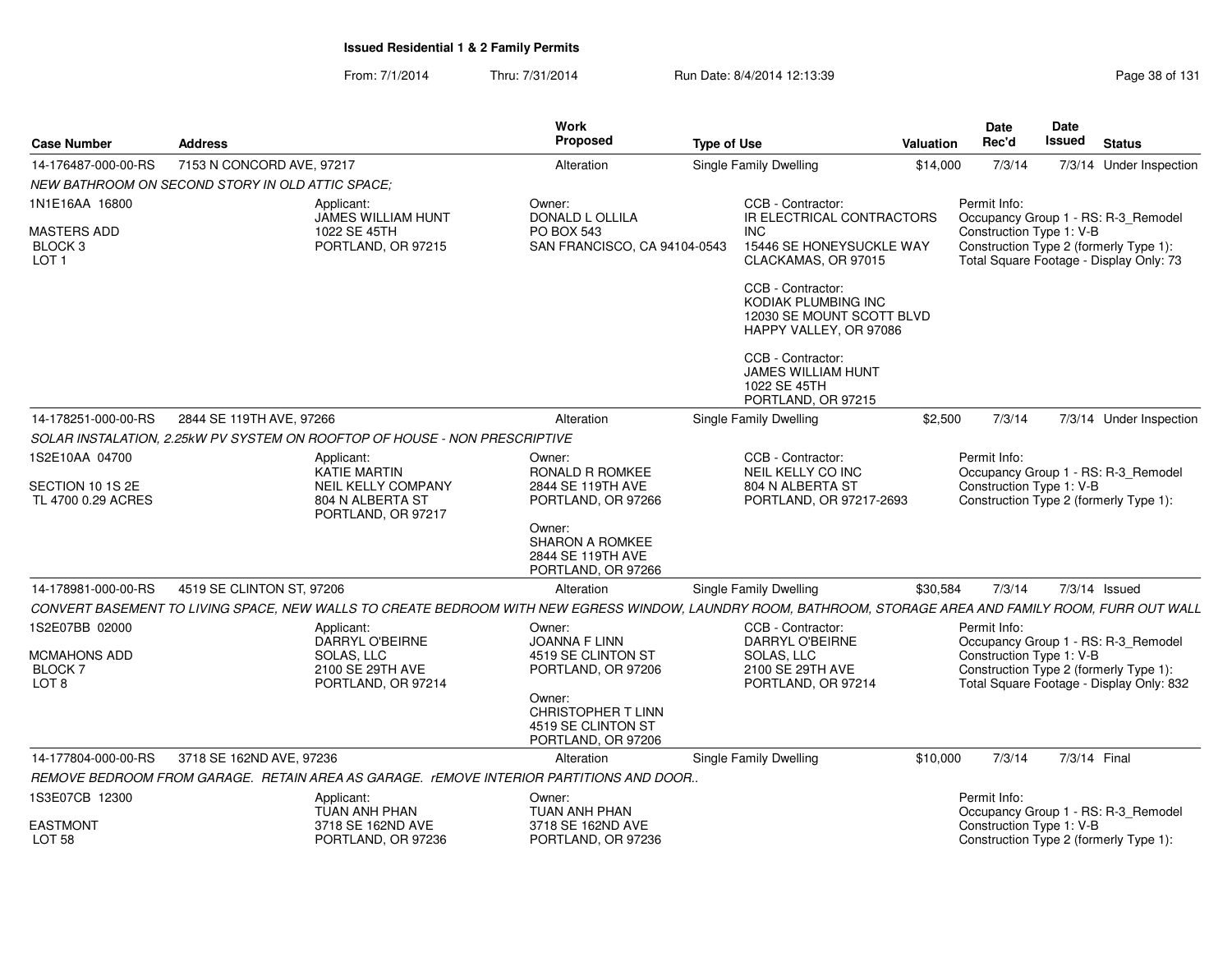**Issued Residential 1 & 2 Family Permits**

From: 7/1/2014 Thru: 7/31/2014 Run Date: 8/4/2014 12:13:39

| Case Number | Address | Work Proposed | Type of Use | Valuation | Date Rec'd | Date Issued | Status |
|---|---|---|---|---|---|---|---|
| 14-176487-000-00-RS | 7153 N CONCORD AVE, 97217 | Alteration | Single Family Dwelling | $14,000 | 7/3/14 | 7/3/14 | Under Inspection |

*NEW BATHROOM ON SECOND STORY IN OLD ATTIC SPACE;*

1N1E16AA 16800
MASTERS ADD
BLOCK 3
LOT 1

Applicant:
JAMES WILLIAM HUNT
1022 SE 45TH
PORTLAND, OR 97215

Owner:
DONALD L OLLILA
PO BOX 543
SAN FRANCISCO, CA 94104-0543

CCB - Contractor:
IR ELECTRICAL CONTRACTORS INC
15446 SE HONEYSUCKLE WAY
CLACKAMAS, OR 97015

CCB - Contractor:
KODIAK PLUMBING INC
12030 SE MOUNT SCOTT BLVD
HAPPY VALLEY, OR 97086

CCB - Contractor:
JAMES WILLIAM HUNT
1022 SE 45TH
PORTLAND, OR 97215

Permit Info:
Occupancy Group 1 - RS: R-3_Remodel
Construction Type 1: V-B
Construction Type 2 (formerly Type 1):
Total Square Footage - Display Only: 73

| Case Number | Address | Work Proposed | Type of Use | Valuation | Date Rec'd | Date Issued | Status |
|---|---|---|---|---|---|---|---|
| 14-178251-000-00-RS | 2844 SE 119TH AVE, 97266 | Alteration | Single Family Dwelling | $2,500 | 7/3/14 | 7/3/14 | Under Inspection |

*SOLAR INSTALATION, 2.25kW PV SYSTEM ON ROOFTOP OF HOUSE - NON PRESCRIPTIVE*

1S2E10AA 04700
SECTION 10 1S 2E
TL 4700 0.29 ACRES

Applicant:
KATIE MARTIN
NEIL KELLY COMPANY
804 N ALBERTA ST
PORTLAND, OR 97217

Owner:
RONALD R ROMKEE
2844 SE 119TH AVE
PORTLAND, OR 97266

Owner:
SHARON A ROMKEE
2844 SE 119TH AVE
PORTLAND, OR 97266

CCB - Contractor:
NEIL KELLY CO INC
804 N ALBERTA ST
PORTLAND, OR 97217-2693

Permit Info:
Occupancy Group 1 - RS: R-3_Remodel
Construction Type 1: V-B
Construction Type 2 (formerly Type 1):

| Case Number | Address | Work Proposed | Type of Use | Valuation | Date Rec'd | Date Issued | Status |
|---|---|---|---|---|---|---|---|
| 14-178981-000-00-RS | 4519 SE CLINTON ST, 97206 | Alteration | Single Family Dwelling | $30,584 | 7/3/14 | 7/3/14 | Issued |

*CONVERT BASEMENT TO LIVING SPACE, NEW WALLS TO CREATE BEDROOM WITH NEW EGRESS WINDOW, LAUNDRY ROOM, BATHROOM, STORAGE AREA AND FAMILY ROOM, FURR OUT WALL*

1S2E07BB 02000
MCMAHONS ADD
BLOCK 7
LOT 8

Applicant:
DARRYL O'BEIRNE
SOLAS, LLC
2100 SE 29TH AVE
PORTLAND, OR 97214

Owner:
JOANNA F LINN
4519 SE CLINTON ST
PORTLAND, OR 97206

Owner:
CHRISTOPHER T LINN
4519 SE CLINTON ST
PORTLAND, OR 97206

CCB - Contractor:
DARRYL O'BEIRNE
SOLAS, LLC
2100 SE 29TH AVE
PORTLAND, OR 97214

Permit Info:
Occupancy Group 1 - RS: R-3_Remodel
Construction Type 1: V-B
Construction Type 2 (formerly Type 1):
Total Square Footage - Display Only: 832

| Case Number | Address | Work Proposed | Type of Use | Valuation | Date Rec'd | Date Issued | Status |
|---|---|---|---|---|---|---|---|
| 14-177804-000-00-RS | 3718 SE 162ND AVE, 97236 | Alteration | Single Family Dwelling | $10,000 | 7/3/14 | 7/3/14 | Final |

*REMOVE BEDROOM FROM GARAGE. RETAIN AREA AS GARAGE. rEMOVE INTERIOR PARTITIONS AND DOOR..*

1S3E07CB 12300
EASTMONT
LOT 58

Applicant:
TUAN ANH PHAN
3718 SE 162ND AVE
PORTLAND, OR 97236

Owner:
TUAN ANH PHAN
3718 SE 162ND AVE
PORTLAND, OR 97236

Permit Info:
Occupancy Group 1 - RS: R-3_Remodel
Construction Type 1: V-B
Construction Type 2 (formerly Type 1):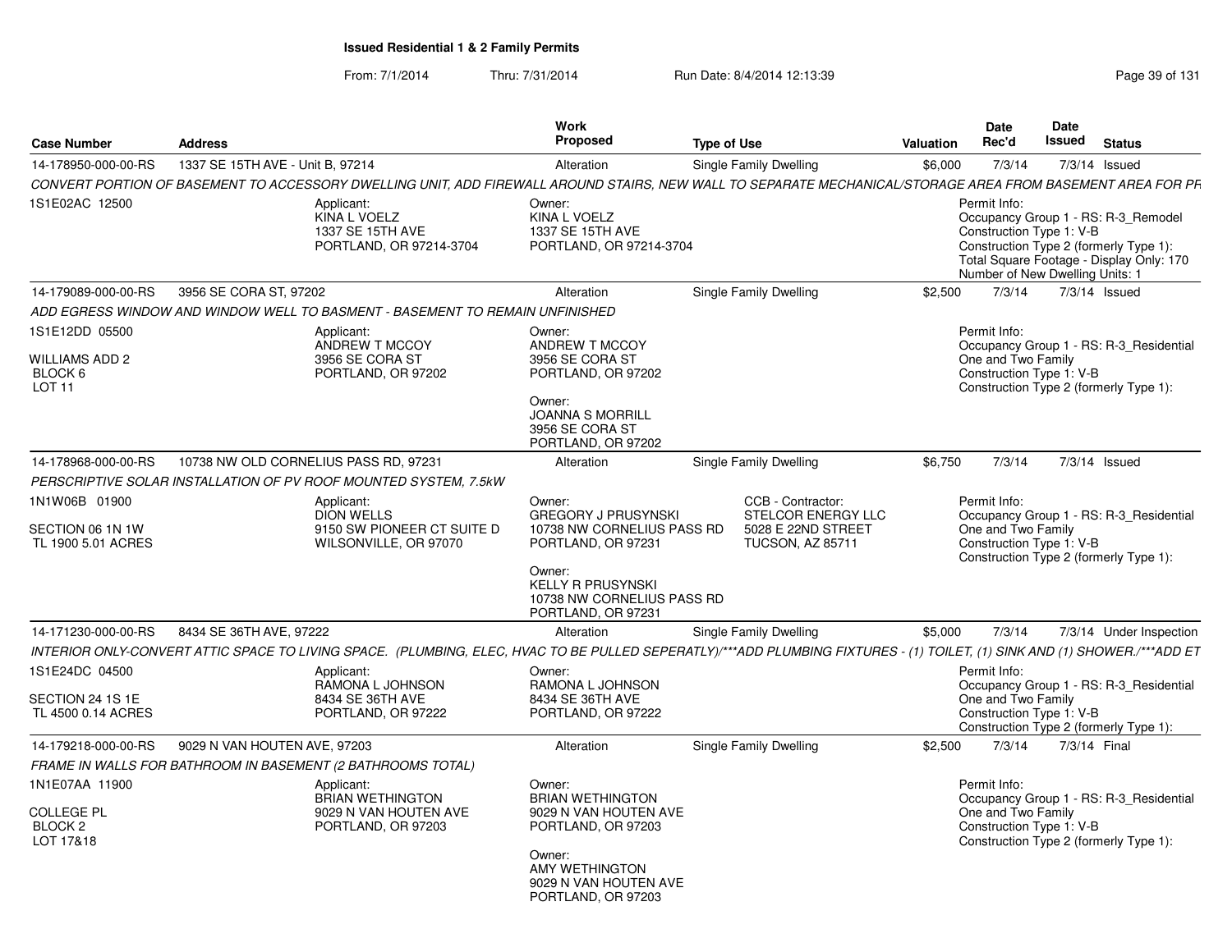# Issued Residential 1 & 2 Family Permits

From: 7/1/2014 Thru: 7/31/2014 Run Date: 8/4/2014 12:13:39

| Case Number | Address | Work Proposed | Type of Use | Valuation | Date Rec'd | Date Issued | Status |
|---|---|---|---|---|---|---|---|
| 14-178950-000-00-RS | 1337 SE 15TH AVE - Unit B, 97214 | Alteration | Single Family Dwelling | $6,000 | 7/3/14 | 7/3/14 | Issued |

*CONVERT PORTION OF BASEMENT TO ACCESSORY DWELLING UNIT, ADD FIREWALL AROUND STAIRS, NEW WALL TO SEPARATE MECHANICAL/STORAGE AREA FROM BASEMENT AREA FOR PR*

1S1E02AC 12500

Applicant:
KINA L VOELZ
1337 SE 15TH AVE
PORTLAND, OR 97214-3704

Owner:
KINA L VOELZ
1337 SE 15TH AVE
PORTLAND, OR 97214-3704

Permit Info:
Occupancy Group 1 - RS: R-3_Remodel
Construction Type 1: V-B
Construction Type 2 (formerly Type 1):
Total Square Footage - Display Only: 170
Number of New Dwelling Units: 1

| Case Number | Address | Work Proposed | Type of Use | Valuation | Date Rec'd | Date Issued | Status |
|---|---|---|---|---|---|---|---|
| 14-179089-000-00-RS | 3956 SE CORA ST, 97202 | Alteration | Single Family Dwelling | $2,500 | 7/3/14 | 7/3/14 | Issued |

*ADD EGRESS WINDOW AND WINDOW WELL TO BASMENT - BASEMENT TO REMAIN UNFINISHED*

1S1E12DD 05500
WILLIAMS ADD 2
BLOCK 6
LOT 11

Applicant:
ANDREW T MCCOY
3956 SE CORA ST
PORTLAND, OR 97202

Owner:
ANDREW T MCCOY
3956 SE CORA ST
PORTLAND, OR 97202

Owner:
JOANNA S MORRILL
3956 SE CORA ST
PORTLAND, OR 97202

Permit Info:
Occupancy Group 1 - RS: R-3_Residential One and Two Family
Construction Type 1: V-B
Construction Type 2 (formerly Type 1):

| Case Number | Address | Work Proposed | Type of Use | Valuation | Date Rec'd | Date Issued | Status |
|---|---|---|---|---|---|---|---|
| 14-178968-000-00-RS | 10738 NW OLD CORNELIUS PASS RD, 97231 | Alteration | Single Family Dwelling | $6,750 | 7/3/14 | 7/3/14 | Issued |

*PERSCRIPTIVE SOLAR INSTALLATION OF PV ROOF MOUNTED SYSTEM, 7.5kW*

1N1W06B 01900
SECTION 06 1N 1W
TL 1900 5.01 ACRES

Applicant:
DION WELLS
9150 SW PIONEER CT SUITE D
WILSONVILLE, OR 97070

Owner:
GREGORY J PRUSYNSKI
10738 NW CORNELIUS PASS RD
PORTLAND, OR 97231

Owner:
KELLY R PRUSYNSKI
10738 NW CORNELIUS PASS RD
PORTLAND, OR 97231

CCB - Contractor:
STELCOR ENERGY LLC
5028 E 22ND STREET
TUCSON, AZ 85711

Permit Info:
Occupancy Group 1 - RS: R-3_Residential One and Two Family
Construction Type 1: V-B
Construction Type 2 (formerly Type 1):

| Case Number | Address | Work Proposed | Type of Use | Valuation | Date Rec'd | Date Issued | Status |
|---|---|---|---|---|---|---|---|
| 14-171230-000-00-RS | 8434 SE 36TH AVE, 97222 | Alteration | Single Family Dwelling | $5,000 | 7/3/14 | 7/3/14 | Under Inspection |

*INTERIOR ONLY-CONVERT ATTIC SPACE TO LIVING SPACE. (PLUMBING, ELEC, HVAC TO BE PULLED SEPERATLY)/***ADD PLUMBING FIXTURES - (1) TOILET, (1) SINK AND (1) SHOWER./***ADD ET*

1S1E24DC 04500
SECTION 24 1S 1E
TL 4500 0.14 ACRES

Applicant:
RAMONA L JOHNSON
8434 SE 36TH AVE
PORTLAND, OR 97222

Owner:
RAMONA L JOHNSON
8434 SE 36TH AVE
PORTLAND, OR 97222

Permit Info:
Occupancy Group 1 - RS: R-3_Residential One and Two Family
Construction Type 1: V-B
Construction Type 2 (formerly Type 1):

| Case Number | Address | Work Proposed | Type of Use | Valuation | Date Rec'd | Date Issued | Status |
|---|---|---|---|---|---|---|---|
| 14-179218-000-00-RS | 9029 N VAN HOUTEN AVE, 97203 | Alteration | Single Family Dwelling | $2,500 | 7/3/14 | 7/3/14 | Final |

*FRAME IN WALLS FOR BATHROOM IN BASEMENT (2 BATHROOMS TOTAL)*

1N1E07AA 11900
COLLEGE PL
BLOCK 2
LOT 17&18

Applicant:
BRIAN WETHINGTON
9029 N VAN HOUTEN AVE
PORTLAND, OR 97203

Owner:
BRIAN WETHINGTON
9029 N VAN HOUTEN AVE
PORTLAND, OR 97203

Owner:
AMY WETHINGTON
9029 N VAN HOUTEN AVE
PORTLAND, OR 97203

Permit Info:
Occupancy Group 1 - RS: R-3_Residential One and Two Family
Construction Type 1: V-B
Construction Type 2 (formerly Type 1):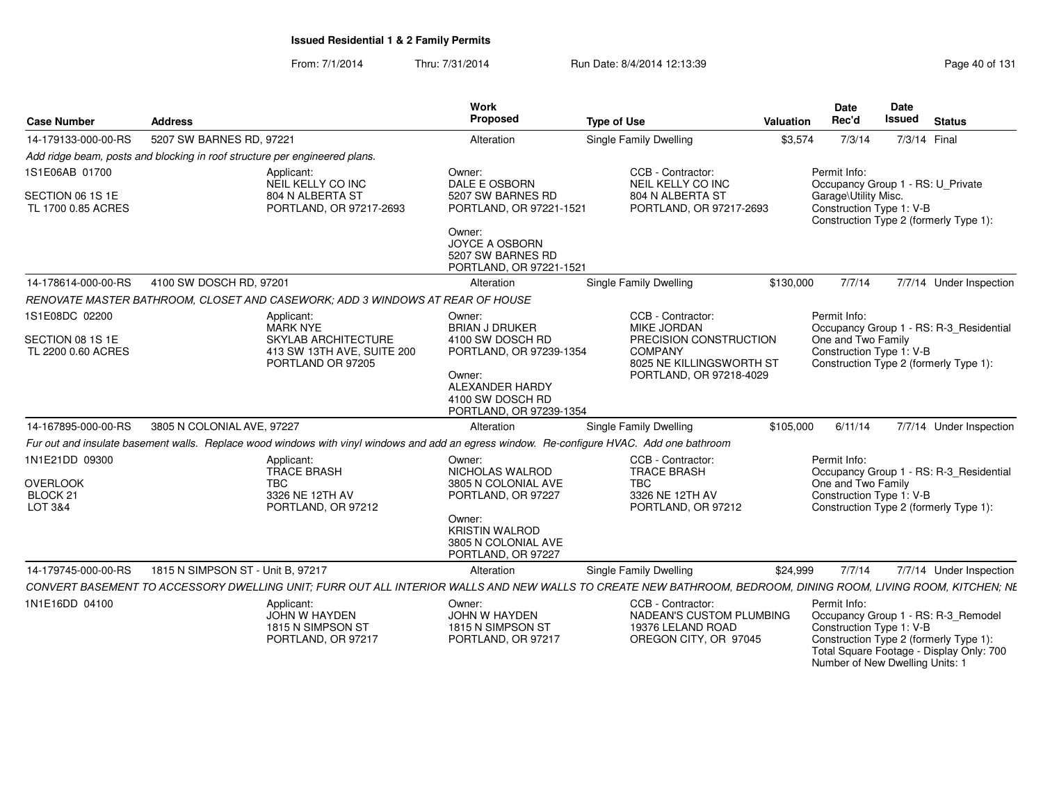**Issued Residential 1 & 2 Family Permits**

From: 7/1/2014 Thru: 7/31/2014 Run Date: 8/4/2014 12:13:39

| Case Number | Address | Work Proposed | Type of Use | Valuation | Date Rec'd | Date Issued | Status |
|---|---|---|---|---|---|---|---|
| 14-179133-000-00-RS | 5207 SW BARNES RD, 97221 | Alteration | Single Family Dwelling | $3,574 | 7/3/14 | 7/3/14 | Final |

*Add ridge beam, posts and blocking in roof structure per engineered plans.*

1S1E06AB 01700

SECTION 06 1S 1E
TL 1700 0.85 ACRES

Applicant:
NEIL KELLY CO INC
804 N ALBERTA ST
PORTLAND, OR 97217-2693

Owner:
DALE E OSBORN
5207 SW BARNES RD
PORTLAND, OR 97221-1521

Owner:
JOYCE A OSBORN
5207 SW BARNES RD
PORTLAND, OR 97221-1521

CCB - Contractor:
NEIL KELLY CO INC
804 N ALBERTA ST
PORTLAND, OR 97217-2693

Permit Info:
Occupancy Group 1 - RS: U_Private Garage\Utility Misc.
Construction Type 1: V-B
Construction Type 2 (formerly Type 1):

| Case Number | Address | Work Proposed | Type of Use | Valuation | Date Rec'd | Date Issued | Status |
|---|---|---|---|---|---|---|---|
| 14-178614-000-00-RS | 4100 SW DOSCH RD, 97201 | Alteration | Single Family Dwelling | $130,000 | 7/7/14 | 7/7/14 | Under Inspection |

*RENOVATE MASTER BATHROOM, CLOSET AND CASEWORK; ADD 3 WINDOWS AT REAR OF HOUSE*

1S1E08DC 02200

SECTION 08 1S 1E
TL 2200 0.60 ACRES

Applicant:
MARK NYE
SKYLAB ARCHITECTURE
413 SW 13TH AVE, SUITE 200
PORTLAND OR 97205

Owner:
BRIAN J DRUKER
4100 SW DOSCH RD
PORTLAND, OR 97239-1354

Owner:
ALEXANDER HARDY
4100 SW DOSCH RD
PORTLAND, OR 97239-1354

CCB - Contractor:
MIKE JORDAN
PRECISION CONSTRUCTION COMPANY
8025 NE KILLINGSWORTH ST
PORTLAND, OR 97218-4029

Permit Info:
Occupancy Group 1 - RS: R-3_Residential One and Two Family
Construction Type 1: V-B
Construction Type 2 (formerly Type 1):

| Case Number | Address | Work Proposed | Type of Use | Valuation | Date Rec'd | Date Issued | Status |
|---|---|---|---|---|---|---|---|
| 14-167895-000-00-RS | 3805 N COLONIAL AVE, 97227 | Alteration | Single Family Dwelling | $105,000 | 6/11/14 | 7/7/14 | Under Inspection |

*Fur out and insulate basement walls. Replace wood windows with vinyl windows and add an egress window. Re-configure HVAC. Add one bathroom*

1N1E21DD 09300

OVERLOOK
BLOCK 21
LOT 3&4

Applicant:
TRACE BRASH
TBC
3326 NE 12TH AV
PORTLAND, OR 97212

Owner:
NICHOLAS WALROD
3805 N COLONIAL AVE
PORTLAND, OR 97227

Owner:
KRISTIN WALROD
3805 N COLONIAL AVE
PORTLAND, OR 97227

CCB - Contractor:
TRACE BRASH
TBC
3326 NE 12TH AV
PORTLAND, OR 97212

Permit Info:
Occupancy Group 1 - RS: R-3_Residential One and Two Family
Construction Type 1: V-B
Construction Type 2 (formerly Type 1):

| Case Number | Address | Work Proposed | Type of Use | Valuation | Date Rec'd | Date Issued | Status |
|---|---|---|---|---|---|---|---|
| 14-179745-000-00-RS | 1815 N SIMPSON ST - Unit B, 97217 | Alteration | Single Family Dwelling | $24,999 | 7/7/14 | 7/7/14 | Under Inspection |

*CONVERT BASEMENT TO ACCESSORY DWELLING UNIT; FURR OUT ALL INTERIOR WALLS AND NEW WALLS TO CREATE NEW BATHROOM, BEDROOM, DINING ROOM, LIVING ROOM, KITCHEN; NE*

1N1E16DD 04100

Applicant:
JOHN W HAYDEN
1815 N SIMPSON ST
PORTLAND, OR 97217

Owner:
JOHN W HAYDEN
1815 N SIMPSON ST
PORTLAND, OR 97217

CCB - Contractor:
NADEAN'S CUSTOM PLUMBING
19376 LELAND ROAD
OREGON CITY, OR 97045

Permit Info:
Occupancy Group 1 - RS: R-3_Remodel
Construction Type 1: V-B
Construction Type 2 (formerly Type 1):
Total Square Footage - Display Only: 700
Number of New Dwelling Units: 1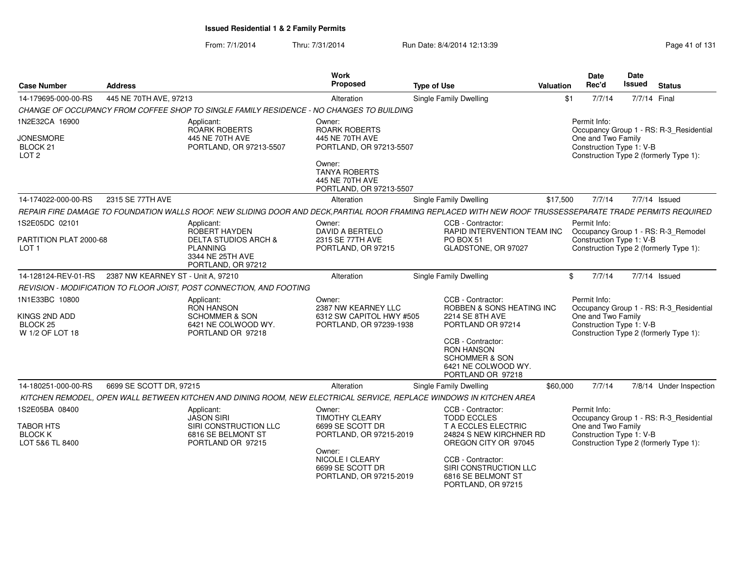## Issued Residential 1 & 2 Family Permits

From: 7/1/2014 Thru: 7/31/2014 Run Date: 8/4/2014 12:13:39

| Case Number | Address | Work Proposed | Type of Use | Valuation | Date Rec'd | Date Issued | Status |
|---|---|---|---|---|---|---|---|
| 14-179695-000-00-RS | 445 NE 70TH AVE, 97213 | Alteration | Single Family Dwelling | $1 | 7/7/14 | 7/7/14 | Final |

*CHANGE OF OCCUPANCY FROM COFFEE SHOP TO SINGLE FAMILY RESIDENCE - NO CHANGES TO BUILDING*

1N2E32CA 16900
JONESMORE
BLOCK 21
LOT 2

Applicant:
ROARK ROBERTS
445 NE 70TH AVE
PORTLAND, OR 97213-5507

Owner:
ROARK ROBERTS
445 NE 70TH AVE
PORTLAND, OR 97213-5507

Owner:
TANYA ROBERTS
445 NE 70TH AVE
PORTLAND, OR 97213-5507

Permit Info:
Occupancy Group 1 - RS: R-3_Residential One and Two Family
Construction Type 1: V-B
Construction Type 2 (formerly Type 1):

| Case Number | Address | Work Proposed | Type of Use | Valuation | Date Rec'd | Date Issued | Status |
|---|---|---|---|---|---|---|---|
| 14-174022-000-00-RS | 2315 SE 77TH AVE | Alteration | Single Family Dwelling | $17,500 | 7/7/14 | 7/7/14 | Issued |

*REPAIR FIRE DAMAGE TO FOUNDATION WALLS ROOF. NEW SLIDING DOOR AND DECK,PARTIAL ROOR FRAMING REPLACED WITH NEW ROOF TRUSSESSEPARATE TRADE PERMITS REQUIRED*

1S2E05DC 02101
PARTITION PLAT 2000-68
LOT 1

Applicant:
ROBERT HAYDEN
DELTA STUDIOS ARCH & PLANNING
3344 NE 25TH AVE
PORTLAND, OR 97212

Owner:
DAVID A BERTELO
2315 SE 77TH AVE
PORTLAND, OR 97215

CCB - Contractor:
RAPID INTERVENTION TEAM INC
PO BOX 51
GLADSTONE, OR 97027

Permit Info:
Occupancy Group 1 - RS: R-3_Remodel
Construction Type 1: V-B
Construction Type 2 (formerly Type 1):

| Case Number | Address | Work Proposed | Type of Use | Valuation | Date Rec'd | Date Issued | Status |
|---|---|---|---|---|---|---|---|
| 14-128124-REV-01-RS | 2387 NW KEARNEY ST - Unit A, 97210 | Alteration | Single Family Dwelling | $ | 7/7/14 | 7/7/14 | Issued |

*REVISION - MODIFICATION TO FLOOR JOIST, POST CONNECTION, AND FOOTING*

1N1E33BC 10800
KINGS 2ND ADD
BLOCK 25
W 1/2 OF LOT 18

Applicant:
RON HANSON
SCHOMMER & SON
6421 NE COLWOOD WY.
PORTLAND OR 97218

Owner:
2387 NW KEARNEY LLC
6312 SW CAPITOL HWY #505
PORTLAND, OR 97239-1938

CCB - Contractor:
ROBBEN & SONS HEATING INC
2214 SE 8TH AVE
PORTLAND OR 97214

CCB - Contractor:
RON HANSON
SCHOMMER & SON
6421 NE COLWOOD WY.
PORTLAND OR 97218

Permit Info:
Occupancy Group 1 - RS: R-3_Residential One and Two Family
Construction Type 1: V-B
Construction Type 2 (formerly Type 1):

| Case Number | Address | Work Proposed | Type of Use | Valuation | Date Rec'd | Date Issued | Status |
|---|---|---|---|---|---|---|---|
| 14-180251-000-00-RS | 6699 SE SCOTT DR, 97215 | Alteration | Single Family Dwelling | $60,000 | 7/7/14 | 7/8/14 | Under Inspection |

*KITCHEN REMODEL, OPEN WALL BETWEEN KITCHEN AND DINING ROOM, NEW ELECTRICAL SERVICE, REPLACE WINDOWS IN KITCHEN AREA*

1S2E05BA 08400
TABOR HTS
BLOCK K
LOT 5&6 TL 8400

Applicant:
JASON SIRI
SIRI CONSTRUCTION LLC
6816 SE BELMONT ST
PORTLAND OR 97215

Owner:
TIMOTHY CLEARY
6699 SE SCOTT DR
PORTLAND, OR 97215-2019

Owner:
NICOLE I CLEARY
6699 SE SCOTT DR
PORTLAND, OR 97215-2019

CCB - Contractor:
TODD ECCLES
T A ECCLES ELECTRIC
24824 S NEW KIRCHNER RD
OREGON CITY OR 97045

CCB - Contractor:
SIRI CONSTRUCTION LLC
6816 SE BELMONT ST
PORTLAND, OR 97215

Permit Info:
Occupancy Group 1 - RS: R-3_Residential One and Two Family
Construction Type 1: V-B
Construction Type 2 (formerly Type 1):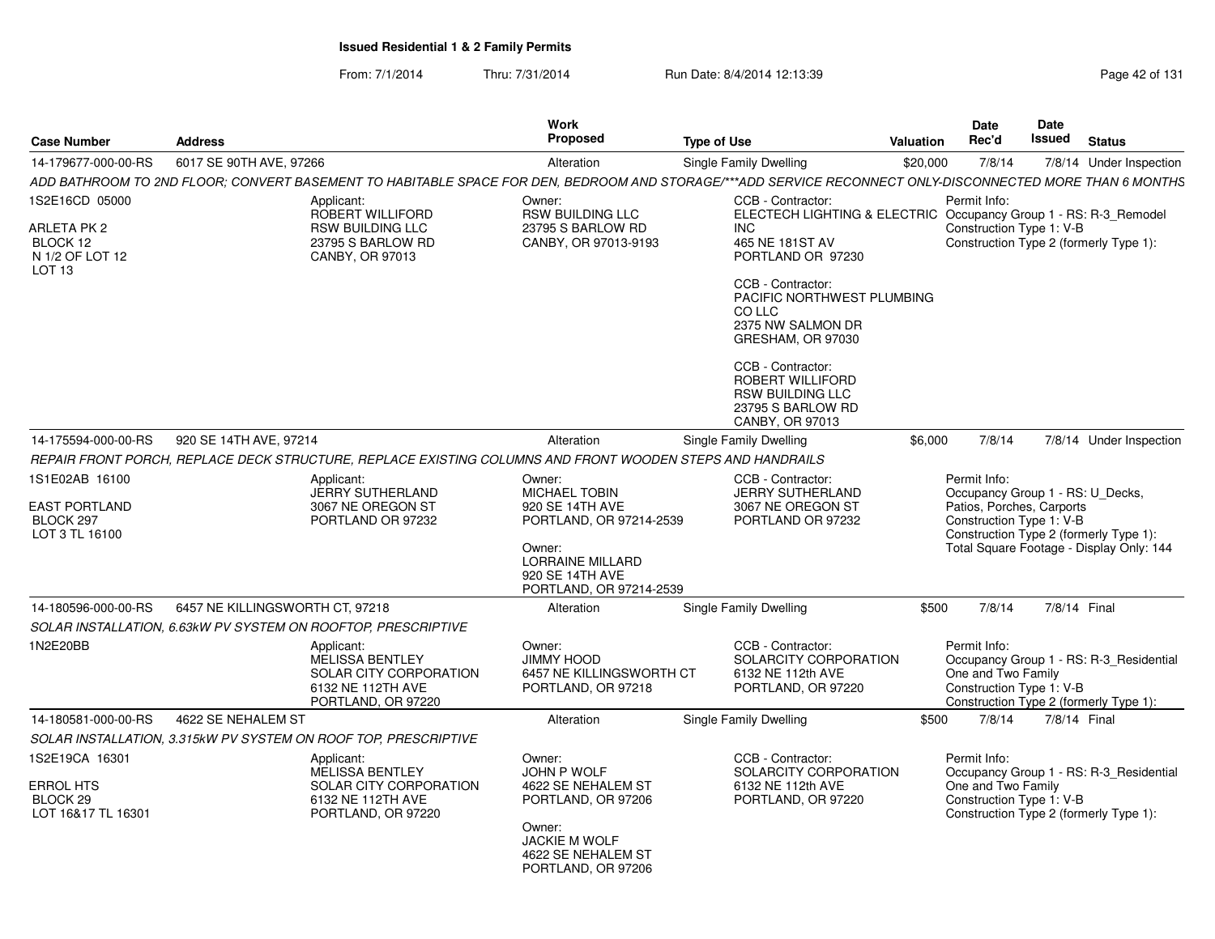**Issued Residential 1 & 2 Family Permits**

From: 7/1/2014 Thru: 7/31/2014 Run Date: 8/4/2014 12:13:39

| Case Number | Address | Work Proposed | Type of Use | Valuation | Date Rec'd | Date Issued | Status |
|---|---|---|---|---|---|---|---|
| 14-179677-000-00-RS | 6017 SE 90TH AVE, 97266 | Alteration | Single Family Dwelling | $20,000 | 7/8/14 | 7/8/14 | Under Inspection |

*ADD BATHROOM TO 2ND FLOOR; CONVERT BASEMENT TO HABITABLE SPACE FOR DEN, BEDROOM AND STORAGE/***ADD SERVICE RECONNECT ONLY-DISCONNECTED MORE THAN 6 MONTHS*

1S2E16CD 05000
ARLETA PK 2
BLOCK 12
N 1/2 OF LOT 12
LOT 13

Applicant:
ROBERT WILLIFORD
RSW BUILDING LLC
23795 S BARLOW RD
CANBY, OR 97013

Owner:
RSW BUILDING LLC
23795 S BARLOW RD
CANBY, OR 97013-9193

CCB - Contractor:
ELECTECH LIGHTING & ELECTRIC INC
465 NE 181ST AV
PORTLAND OR 97230

CCB - Contractor:
PACIFIC NORTHWEST PLUMBING CO LLC
2375 NW SALMON DR
GRESHAM, OR 97030

CCB - Contractor:
ROBERT WILLIFORD
RSW BUILDING LLC
23795 S BARLOW RD
CANBY, OR 97013

Permit Info:
Occupancy Group 1 - RS: R-3_Remodel
Construction Type 1: V-B
Construction Type 2 (formerly Type 1):

| Case Number | Address | Work Proposed | Type of Use | Valuation | Date Rec'd | Date Issued | Status |
|---|---|---|---|---|---|---|---|
| 14-175594-000-00-RS | 920 SE 14TH AVE, 97214 | Alteration | Single Family Dwelling | $6,000 | 7/8/14 | 7/8/14 | Under Inspection |

*REPAIR FRONT PORCH, REPLACE DECK STRUCTURE, REPLACE EXISTING COLUMNS AND FRONT WOODEN STEPS AND HANDRAILS*

1S1E02AB 16100
EAST PORTLAND
BLOCK 297
LOT 3 TL 16100

Applicant:
JERRY SUTHERLAND
3067 NE OREGON ST
PORTLAND OR 97232

Owner:
MICHAEL TOBIN
920 SE 14TH AVE
PORTLAND, OR 97214-2539

Owner:
LORRAINE MILLARD
920 SE 14TH AVE
PORTLAND, OR 97214-2539

CCB - Contractor:
JERRY SUTHERLAND
3067 NE OREGON ST
PORTLAND OR 97232

Permit Info:
Occupancy Group 1 - RS: U_Decks, Patios, Porches, Carports
Construction Type 1: V-B
Construction Type 2 (formerly Type 1):
Total Square Footage - Display Only: 144

| Case Number | Address | Work Proposed | Type of Use | Valuation | Date Rec'd | Date Issued | Status |
|---|---|---|---|---|---|---|---|
| 14-180596-000-00-RS | 6457 NE KILLINGSWORTH CT, 97218 | Alteration | Single Family Dwelling | $500 | 7/8/14 | 7/8/14 | Final |

*SOLAR INSTALLATION, 6.63kW PV SYSTEM ON ROOFTOP, PRESCRIPTIVE*

1N2E20BB

Applicant:
MELISSA BENTLEY
SOLAR CITY CORPORATION
6132 NE 112TH AVE
PORTLAND, OR 97220

Owner:
JIMMY HOOD
6457 NE KILLINGSWORTH CT
PORTLAND, OR 97218

CCB - Contractor:
SOLARCITY CORPORATION
6132 NE 112th AVE
PORTLAND, OR 97220

Permit Info:
Occupancy Group 1 - RS: R-3_Residential One and Two Family
Construction Type 1: V-B
Construction Type 2 (formerly Type 1):

| Case Number | Address | Work Proposed | Type of Use | Valuation | Date Rec'd | Date Issued | Status |
|---|---|---|---|---|---|---|---|
| 14-180581-000-00-RS | 4622 SE NEHALEM ST | Alteration | Single Family Dwelling | $500 | 7/8/14 | 7/8/14 | Final |

*SOLAR INSTALLATION, 3.315kW PV SYSTEM ON ROOF TOP, PRESCRIPTIVE*

1S2E19CA 16301
ERROL HTS
BLOCK 29
LOT 16&17 TL 16301

Applicant:
MELISSA BENTLEY
SOLAR CITY CORPORATION
6132 NE 112TH AVE
PORTLAND, OR 97220

Owner:
JOHN P WOLF
4622 SE NEHALEM ST
PORTLAND, OR 97206

Owner:
JACKIE M WOLF
4622 SE NEHALEM ST
PORTLAND, OR 97206

CCB - Contractor:
SOLARCITY CORPORATION
6132 NE 112th AVE
PORTLAND, OR 97220

Permit Info:
Occupancy Group 1 - RS: R-3_Residential One and Two Family
Construction Type 1: V-B
Construction Type 2 (formerly Type 1):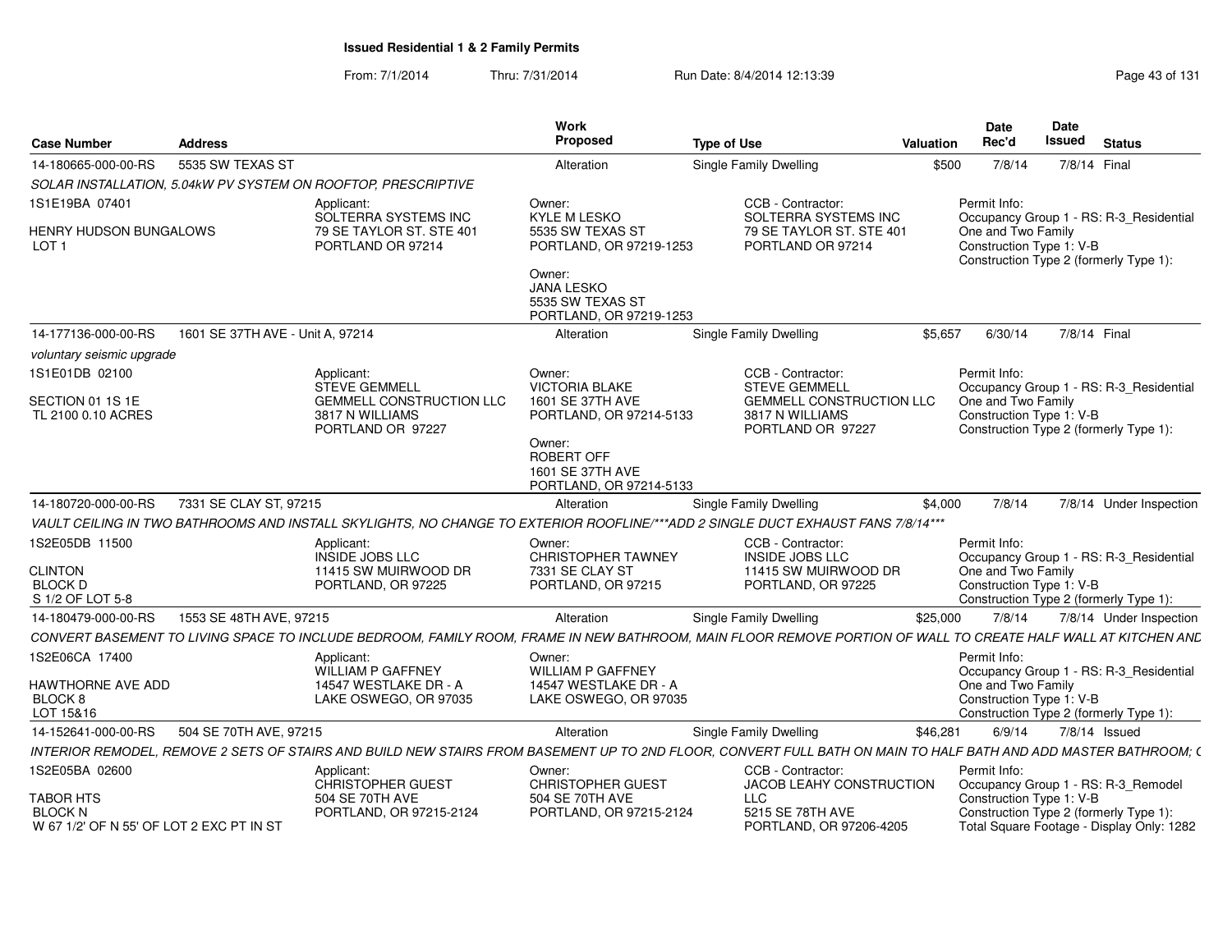# Issued Residential 1 & 2 Family Permits

From: 7/1/2014 Thru: 7/31/2014 Run Date: 8/4/2014 12:13:39

| Case Number | Address | Work Proposed | Type of Use | Valuation | Date Rec'd | Date Issued | Status |
|---|---|---|---|---|---|---|---|
| 14-180665-000-00-RS | 5535 SW TEXAS ST | Alteration | Single Family Dwelling | $500 | 7/8/14 | 7/8/14 | Final |

*SOLAR INSTALLATION, 5.04kW PV SYSTEM ON ROOFTOP, PRESCRIPTIVE*

1S1E19BA 07401
HENRY HUDSON BUNGALOWS
LOT 1

Applicant:
SOLTERRA SYSTEMS INC
79 SE TAYLOR ST. STE 401
PORTLAND OR 97214

Owner:
KYLE M LESKO
5535 SW TEXAS ST
PORTLAND, OR 97219-1253

Owner:
JANA LESKO
5535 SW TEXAS ST
PORTLAND, OR 97219-1253

CCB - Contractor:
SOLTERRA SYSTEMS INC
79 SE TAYLOR ST. STE 401
PORTLAND OR 97214

Permit Info:
Occupancy Group 1 - RS: R-3_Residential One and Two Family
Construction Type 1: V-B
Construction Type 2 (formerly Type 1):

| Case Number | Address | Work Proposed | Type of Use | Valuation | Date Rec'd | Date Issued | Status |
|---|---|---|---|---|---|---|---|
| 14-177136-000-00-RS | 1601 SE 37TH AVE - Unit A, 97214 | Alteration | Single Family Dwelling | $5,657 | 6/30/14 | 7/8/14 | Final |

*voluntary seismic upgrade*

1S1E01DB 02100
SECTION 01 1S 1E
TL 2100 0.10 ACRES

Applicant:
STEVE GEMMELL
GEMMELL CONSTRUCTION LLC
3817 N WILLIAMS
PORTLAND OR 97227

Owner:
VICTORIA BLAKE
1601 SE 37TH AVE
PORTLAND, OR 97214-5133

Owner:
ROBERT OFF
1601 SE 37TH AVE
PORTLAND, OR 97214-5133

CCB - Contractor:
STEVE GEMMELL
GEMMELL CONSTRUCTION LLC
3817 N WILLIAMS
PORTLAND OR 97227

Permit Info:
Occupancy Group 1 - RS: R-3_Residential One and Two Family
Construction Type 1: V-B
Construction Type 2 (formerly Type 1):

| Case Number | Address | Work Proposed | Type of Use | Valuation | Date Rec'd | Date Issued | Status |
|---|---|---|---|---|---|---|---|
| 14-180720-000-00-RS | 7331 SE CLAY ST, 97215 | Alteration | Single Family Dwelling | $4,000 | 7/8/14 | 7/8/14 | Under Inspection |

*VAULT CEILING IN TWO BATHROOMS AND INSTALL SKYLIGHTS, NO CHANGE TO EXTERIOR ROOFLINE/***ADD 2 SINGLE DUCT EXHAUST FANS 7/8/14****

1S2E05DB 11500
CLINTON
BLOCK D
S 1/2 OF LOT 5-8

Applicant:
INSIDE JOBS LLC
11415 SW MUIRWOOD DR
PORTLAND, OR 97225

Owner:
CHRISTOPHER TAWNEY
7331 SE CLAY ST
PORTLAND, OR 97215

CCB - Contractor:
INSIDE JOBS LLC
11415 SW MUIRWOOD DR
PORTLAND, OR 97225

Permit Info:
Occupancy Group 1 - RS: R-3_Residential One and Two Family
Construction Type 1: V-B
Construction Type 2 (formerly Type 1):

| Case Number | Address | Work Proposed | Type of Use | Valuation | Date Rec'd | Date Issued | Status |
|---|---|---|---|---|---|---|---|
| 14-180479-000-00-RS | 1553 SE 48TH AVE, 97215 | Alteration | Single Family Dwelling | $25,000 | 7/8/14 | 7/8/14 | Under Inspection |

*CONVERT BASEMENT TO LIVING SPACE TO INCLUDE BEDROOM, FAMILY ROOM, FRAME IN NEW BATHROOM, MAIN FLOOR REMOVE PORTION OF WALL TO CREATE HALF WALL AT KITCHEN AND*

1S2E06CA 17400
HAWTHORNE AVE ADD
BLOCK 8
LOT 15&16

Applicant:
WILLIAM P GAFFNEY
14547 WESTLAKE DR - A
LAKE OSWEGO, OR 97035

Owner:
WILLIAM P GAFFNEY
14547 WESTLAKE DR - A
LAKE OSWEGO, OR 97035

Permit Info:
Occupancy Group 1 - RS: R-3_Residential One and Two Family
Construction Type 1: V-B
Construction Type 2 (formerly Type 1):

| Case Number | Address | Work Proposed | Type of Use | Valuation | Date Rec'd | Date Issued | Status |
|---|---|---|---|---|---|---|---|
| 14-152641-000-00-RS | 504 SE 70TH AVE, 97215 | Alteration | Single Family Dwelling | $46,281 | 6/9/14 | 7/8/14 | Issued |

*INTERIOR REMODEL, REMOVE 2 SETS OF STAIRS AND BUILD NEW STAIRS FROM BASEMENT UP TO 2ND FLOOR, CONVERT FULL BATH ON MAIN TO HALF BATH AND ADD MASTER BATHROOM; (*

1S2E05BA 02600
TABOR HTS
BLOCK N
W 67 1/2' OF N 55' OF LOT 2 EXC PT IN ST

Applicant:
CHRISTOPHER GUEST
504 SE 70TH AVE
PORTLAND, OR 97215-2124

Owner:
CHRISTOPHER GUEST
504 SE 70TH AVE
PORTLAND, OR 97215-2124

CCB - Contractor:
JACOB LEAHY CONSTRUCTION LLC
5215 SE 78TH AVE
PORTLAND, OR 97206-4205

Permit Info:
Occupancy Group 1 - RS: R-3_Remodel
Construction Type 1: V-B
Construction Type 2 (formerly Type 1):
Total Square Footage - Display Only: 1282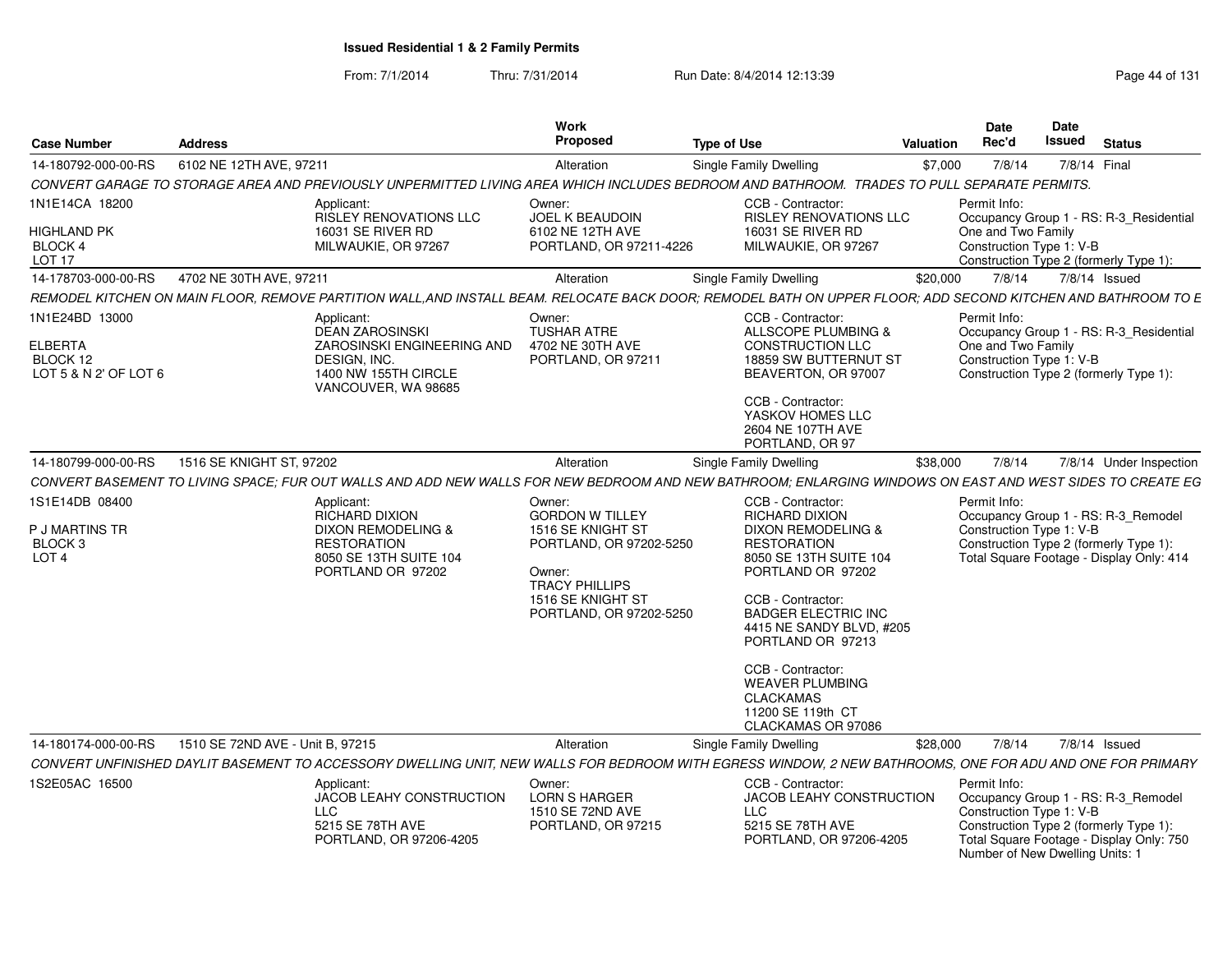**Issued Residential 1 & 2 Family Permits**

From: 7/1/2014 Thru: 7/31/2014 Run Date: 8/4/2014 12:13:39

| Case Number | Address | Work Proposed | Type of Use | Valuation | Date Rec'd | Date Issued | Status |
|---|---|---|---|---|---|---|---|
| 14-180792-000-00-RS | 6102 NE 12TH AVE, 97211 | Alteration | Single Family Dwelling | $7,000 | 7/8/14 | 7/8/14 | Final |

CONVERT GARAGE TO STORAGE AREA AND PREVIOUSLY UNPERMITTED LIVING AREA WHICH INCLUDES BEDROOM AND BATHROOM. TRADES TO PULL SEPARATE PERMITS.

1N1E14CA 18200
HIGHLAND PK
BLOCK 4
LOT 17

Applicant:
RISLEY RENOVATIONS LLC
16031 SE RIVER RD
MILWAUKIE, OR 97267

Owner:
JOEL K BEAUDOIN
6102 NE 12TH AVE
PORTLAND, OR 97211-4226

CCB - Contractor:
RISLEY RENOVATIONS LLC
16031 SE RIVER RD
MILWAUKIE, OR 97267

Permit Info:
Occupancy Group 1 - RS: R-3_Residential One and Two Family
Construction Type 1: V-B
Construction Type 2 (formerly Type 1):

| Case Number | Address | Work Proposed | Type of Use | Valuation | Date Rec'd | Date Issued | Status |
|---|---|---|---|---|---|---|---|
| 14-178703-000-00-RS | 4702 NE 30TH AVE, 97211 | Alteration | Single Family Dwelling | $20,000 | 7/8/14 | 7/8/14 | Issued |

REMODEL KITCHEN ON MAIN FLOOR, REMOVE PARTITION WALL,AND INSTALL BEAM. RELOCATE BACK DOOR; REMODEL BATH ON UPPER FLOOR; ADD SECOND KITCHEN AND BATHROOM TO E

1N1E24BD 13000
ELBERTA
BLOCK 12
LOT 5 & N 2' OF LOT 6

Applicant:
DEAN ZAROSINSKI
ZAROSINSKI ENGINEERING AND DESIGN, INC.
1400 NW 155TH CIRCLE
VANCOUVER, WA 98685

Owner:
TUSHAR ATRE
4702 NE 30TH AVE
PORTLAND, OR 97211

CCB - Contractor:
ALLSCOPE PLUMBING & CONSTRUCTION LLC
18859 SW BUTTERNUT ST
BEAVERTON, OR 97007

CCB - Contractor:
YASKOV HOMES LLC
2604 NE 107TH AVE
PORTLAND, OR 97

Permit Info:
Occupancy Group 1 - RS: R-3_Residential One and Two Family
Construction Type 1: V-B
Construction Type 2 (formerly Type 1):

| Case Number | Address | Work Proposed | Type of Use | Valuation | Date Rec'd | Date Issued | Status |
|---|---|---|---|---|---|---|---|
| 14-180799-000-00-RS | 1516 SE KNIGHT ST, 97202 | Alteration | Single Family Dwelling | $38,000 | 7/8/14 | 7/8/14 | Under Inspection |

CONVERT BASEMENT TO LIVING SPACE; FUR OUT WALLS AND ADD NEW WALLS FOR NEW BEDROOM AND NEW BATHROOM; ENLARGING WINDOWS ON EAST AND WEST SIDES TO CREATE EG

1S1E14DB 08400
P J MARTINS TR
BLOCK 3
LOT 4

Applicant:
RICHARD DIXION
DIXON REMODELING & RESTORATION
8050 SE 13TH SUITE 104
PORTLAND OR 97202

Owner:
GORDON W TILLEY
1516 SE KNIGHT ST
PORTLAND, OR 97202-5250

Owner:
TRACY PHILLIPS
1516 SE KNIGHT ST
PORTLAND, OR 97202-5250

CCB - Contractor:
RICHARD DIXION
DIXON REMODELING & RESTORATION
8050 SE 13TH SUITE 104
PORTLAND OR 97202

CCB - Contractor:
BADGER ELECTRIC INC
4415 NE SANDY BLVD, #205
PORTLAND OR 97213

CCB - Contractor:
WEAVER PLUMBING CLACKAMAS
11200 SE 119th CT
CLACKAMAS OR 97086

Permit Info:
Occupancy Group 1 - RS: R-3_Remodel
Construction Type 1: V-B
Construction Type 2 (formerly Type 1):
Total Square Footage - Display Only: 414

| Case Number | Address | Work Proposed | Type of Use | Valuation | Date Rec'd | Date Issued | Status |
|---|---|---|---|---|---|---|---|
| 14-180174-000-00-RS | 1510 SE 72ND AVE - Unit B, 97215 | Alteration | Single Family Dwelling | $28,000 | 7/8/14 | 7/8/14 | Issued |

CONVERT UNFINISHED DAYLIT BASEMENT TO ACCESSORY DWELLING UNIT, NEW WALLS FOR BEDROOM WITH EGRESS WINDOW, 2 NEW BATHROOMS, ONE FOR ADU AND ONE FOR PRIMARY

1S2E05AC 16500

Applicant:
JACOB LEAHY CONSTRUCTION LLC
5215 SE 78TH AVE
PORTLAND, OR 97206-4205

Owner:
LORN S HARGER
1510 SE 72ND AVE
PORTLAND, OR 97215

CCB - Contractor:
JACOB LEAHY CONSTRUCTION LLC
5215 SE 78TH AVE
PORTLAND, OR 97206-4205

Permit Info:
Occupancy Group 1 - RS: R-3_Remodel
Construction Type 1: V-B
Construction Type 2 (formerly Type 1):
Total Square Footage - Display Only: 750
Number of New Dwelling Units: 1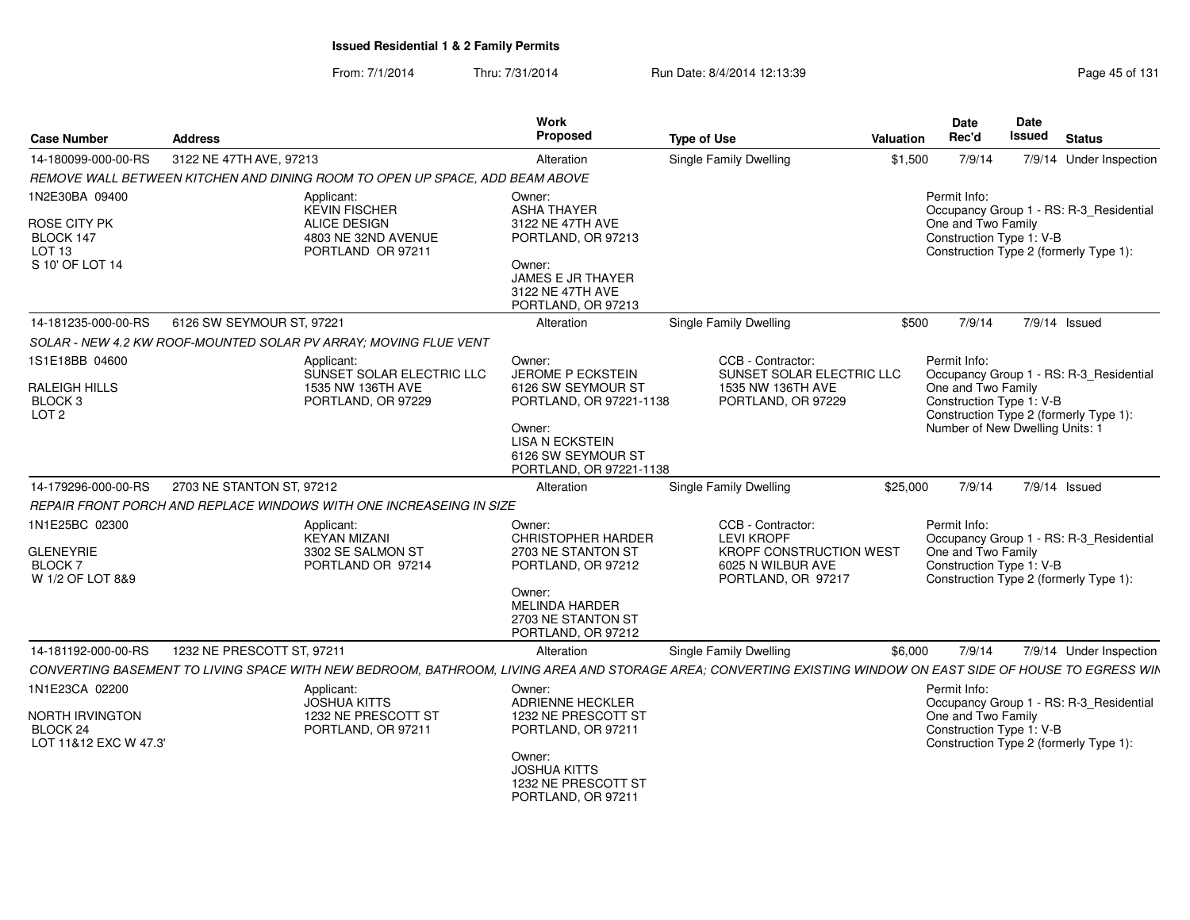**Issued Residential 1 & 2 Family Permits**

From: 7/1/2014 Thru: 7/31/2014 Run Date: 8/4/2014 12:13:39

| Case Number | Address | Work Proposed | Type of Use | Valuation | Date Rec'd | Date Issued | Status |
|---|---|---|---|---|---|---|---|
| 14-180099-000-00-RS | 3122 NE 47TH AVE, 97213 | Alteration | Single Family Dwelling | $1,500 | 7/9/14 | 7/9/14 | Under Inspection |

*REMOVE WALL BETWEEN KITCHEN AND DINING ROOM TO OPEN UP SPACE, ADD BEAM ABOVE*

1N2E30BA 09400
ROSE CITY PK
BLOCK 147
LOT 13
S 10' OF LOT 14

Applicant:
KEVIN FISCHER
ALICE DESIGN
4803 NE 32ND AVENUE
PORTLAND OR 97211

Owner:
ASHA THAYER
3122 NE 47TH AVE
PORTLAND, OR 97213

Owner:
JAMES E JR THAYER
3122 NE 47TH AVE
PORTLAND, OR 97213

Permit Info:
Occupancy Group 1 - RS: R-3_Residential One and Two Family
Construction Type 1: V-B
Construction Type 2 (formerly Type 1):

| Case Number | Address | Work Proposed | Type of Use | Valuation | Date Rec'd | Date Issued | Status |
|---|---|---|---|---|---|---|---|
| 14-181235-000-00-RS | 6126 SW SEYMOUR ST, 97221 | Alteration | Single Family Dwelling | $500 | 7/9/14 | 7/9/14 | Issued |

*SOLAR - NEW 4.2 KW ROOF-MOUNTED SOLAR PV ARRAY; MOVING FLUE VENT*

1S1E18BB 04600
RALEIGH HILLS
BLOCK 3
LOT 2

Applicant:
SUNSET SOLAR ELECTRIC LLC
1535 NW 136TH AVE
PORTLAND, OR 97229

Owner:
JEROME P ECKSTEIN
6126 SW SEYMOUR ST
PORTLAND, OR 97221-1138

Owner:
LISA N ECKSTEIN
6126 SW SEYMOUR ST
PORTLAND, OR 97221-1138

CCB - Contractor:
SUNSET SOLAR ELECTRIC LLC
1535 NW 136TH AVE
PORTLAND, OR 97229

Permit Info:
Occupancy Group 1 - RS: R-3_Residential One and Two Family
Construction Type 1: V-B
Construction Type 2 (formerly Type 1):
Number of New Dwelling Units: 1

| Case Number | Address | Work Proposed | Type of Use | Valuation | Date Rec'd | Date Issued | Status |
|---|---|---|---|---|---|---|---|
| 14-179296-000-00-RS | 2703 NE STANTON ST, 97212 | Alteration | Single Family Dwelling | $25,000 | 7/9/14 | 7/9/14 | Issued |

*REPAIR FRONT PORCH AND REPLACE WINDOWS WITH ONE INCREASEING IN SIZE*

1N1E25BC 02300
GLENEYRIE
BLOCK 7
W 1/2 OF LOT 8&9

Applicant:
KEYAN MIZANI
3302 SE SALMON ST
PORTLAND OR 97214

Owner:
CHRISTOPHER HARDER
2703 NE STANTON ST
PORTLAND, OR 97212

Owner:
MELINDA HARDER
2703 NE STANTON ST
PORTLAND, OR 97212

CCB - Contractor:
LEVI KROPF
KROPF CONSTRUCTION WEST
6025 N WILBUR AVE
PORTLAND, OR 97217

Permit Info:
Occupancy Group 1 - RS: R-3_Residential One and Two Family
Construction Type 1: V-B
Construction Type 2 (formerly Type 1):

| Case Number | Address | Work Proposed | Type of Use | Valuation | Date Rec'd | Date Issued | Status |
|---|---|---|---|---|---|---|---|
| 14-181192-000-00-RS | 1232 NE PRESCOTT ST, 97211 | Alteration | Single Family Dwelling | $6,000 | 7/9/14 | 7/9/14 | Under Inspection |

*CONVERTING BASEMENT TO LIVING SPACE WITH NEW BEDROOM, BATHROOM, LIVING AREA AND STORAGE AREA; CONVERTING EXISTING WINDOW ON EAST SIDE OF HOUSE TO EGRESS WIN*

1N1E23CA 02200
NORTH IRVINGTON
BLOCK 24
LOT 11&12 EXC W 47.3'

Applicant:
JOSHUA KITTS
1232 NE PRESCOTT ST
PORTLAND, OR 97211

Owner:
ADRIENNE HECKLER
1232 NE PRESCOTT ST
PORTLAND, OR 97211

Owner:
JOSHUA KITTS
1232 NE PRESCOTT ST
PORTLAND, OR 97211

Permit Info:
Occupancy Group 1 - RS: R-3_Residential One and Two Family
Construction Type 1: V-B
Construction Type 2 (formerly Type 1):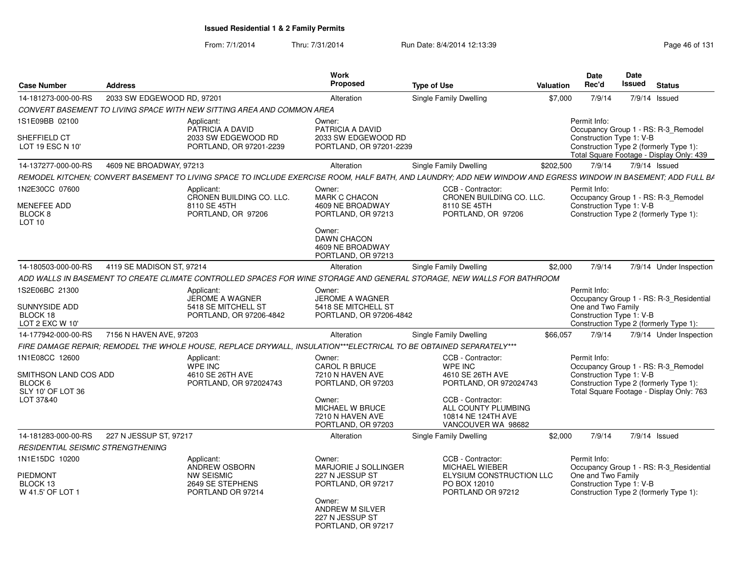# Issued Residential 1 & 2 Family Permits

From: 7/1/2014 Thru: 7/31/2014 Run Date: 8/4/2014 12:13:39

| Case Number | Address | Work Proposed | Type of Use | Valuation | Date Rec'd | Date Issued | Status |
|---|---|---|---|---|---|---|---|
| 14-181273-000-00-RS | 2033 SW EDGEWOOD RD, 97201 | Alteration | Single Family Dwelling | $7,000 | 7/9/14 | 7/9/14 | Issued |

*CONVERT BASEMENT TO LIVING SPACE WITH NEW SITTING AREA AND COMMON AREA*

1S1E09BB 02100
SHEFFIELD CT
LOT 19 ESC N 10'

Applicant:
PATRICIA A DAVID
2033 SW EDGEWOOD RD
PORTLAND, OR 97201-2239

Owner:
PATRICIA A DAVID
2033 SW EDGEWOOD RD
PORTLAND, OR 97201-2239

Permit Info:
Occupancy Group 1 - RS: R-3_Remodel
Construction Type 1: V-B
Construction Type 2 (formerly Type 1):
Total Square Footage - Display Only: 439

| Case Number | Address | Work Proposed | Type of Use | Valuation | Date Rec'd | Date Issued | Status |
|---|---|---|---|---|---|---|---|
| 14-137277-000-00-RS | 4609 NE BROADWAY, 97213 | Alteration | Single Family Dwelling | $202,500 | 7/9/14 | 7/9/14 | Issued |

*REMODEL KITCHEN; CONVERT BASEMENT TO LIVING SPACE TO INCLUDE EXERCISE ROOM, HALF BATH, AND LAUNDRY; ADD NEW WINDOW AND EGRESS WINDOW IN BASEMENT; ADD FULL BA*

1N2E30CC 07600
MENEFEE ADD
BLOCK 8
LOT 10

Applicant:
CRONEN BUILDING CO. LLC.
8110 SE 45TH
PORTLAND, OR 97206

Owner:
MARK C CHACON
4609 NE BROADWAY
PORTLAND, OR 97213

Owner:
DAWN CHACON
4609 NE BROADWAY
PORTLAND, OR 97213

CCB - Contractor:
CRONEN BUILDING CO. LLC.
8110 SE 45TH
PORTLAND, OR 97206

Permit Info:
Occupancy Group 1 - RS: R-3_Remodel
Construction Type 1: V-B
Construction Type 2 (formerly Type 1):

| Case Number | Address | Work Proposed | Type of Use | Valuation | Date Rec'd | Date Issued | Status |
|---|---|---|---|---|---|---|---|
| 14-180503-000-00-RS | 4119 SE MADISON ST, 97214 | Alteration | Single Family Dwelling | $2,000 | 7/9/14 | 7/9/14 | Under Inspection |

*ADD WALLS IN BASEMENT TO CREATE CLIMATE CONTROLLED SPACES FOR WINE STORAGE AND GENERAL STORAGE, NEW WALLS FOR BATHROOM*

1S2E06BC 21300
SUNNYSIDE ADD
BLOCK 18
LOT 2 EXC W 10'

Applicant:
JEROME A WAGNER
5418 SE MITCHELL ST
PORTLAND, OR 97206-4842

Owner:
JEROME A WAGNER
5418 SE MITCHELL ST
PORTLAND, OR 97206-4842

Permit Info:
Occupancy Group 1 - RS: R-3_Residential One and Two Family
Construction Type 1: V-B
Construction Type 2 (formerly Type 1):

| Case Number | Address | Work Proposed | Type of Use | Valuation | Date Rec'd | Date Issued | Status |
|---|---|---|---|---|---|---|---|
| 14-177942-000-00-RS | 7156 N HAVEN AVE, 97203 | Alteration | Single Family Dwelling | $66,057 | 7/9/14 | 7/9/14 | Under Inspection |

*FIRE DAMAGE REPAIR; REMODEL THE WHOLE HOUSE, REPLACE DRYWALL, INSULATION\*\*\*ELECTRICAL TO BE OBTAINED SEPARATELY\*\*\**

1N1E08CC 12600
SMITHSON LAND COS ADD
BLOCK 6
SLY 10' OF LOT 36
LOT 37&40

Applicant:
WPE INC
4610 SE 26TH AVE
PORTLAND, OR 972024743

Owner:
CAROL R BRUCE
7210 N HAVEN AVE
PORTLAND, OR 97203

Owner:
MICHAEL W BRUCE
7210 N HAVEN AVE
PORTLAND, OR 97203

CCB - Contractor:
WPE INC
4610 SE 26TH AVE
PORTLAND, OR 972024743

CCB - Contractor:
ALL COUNTY PLUMBING
10814 NE 124TH AVE
VANCOUVER WA 98682

Permit Info:
Occupancy Group 1 - RS: R-3_Remodel
Construction Type 1: V-B
Construction Type 2 (formerly Type 1):
Total Square Footage - Display Only: 763

| Case Number | Address | Work Proposed | Type of Use | Valuation | Date Rec'd | Date Issued | Status |
|---|---|---|---|---|---|---|---|
| 14-181283-000-00-RS | 227 N JESSUP ST, 97217 | Alteration | Single Family Dwelling | $2,000 | 7/9/14 | 7/9/14 | Issued |

*RESIDENTIAL SEISMIC STRENGTHENING*

1N1E15DC 10200
PIEDMONT
BLOCK 13
W 41.5' OF LOT 1

Applicant:
ANDREW OSBORN
NW SEISMIC
2649 SE STEPHENS
PORTLAND OR 97214

Owner:
MARJORIE J SOLLINGER
227 N JESSUP ST
PORTLAND, OR 97217

Owner:
ANDREW M SILVER
227 N JESSUP ST
PORTLAND, OR 97217

CCB - Contractor:
MICHAEL WIEBER
ELYSIUM CONSTRUCTION LLC
PO BOX 12010
PORTLAND OR 97212

Permit Info:
Occupancy Group 1 - RS: R-3_Residential One and Two Family
Construction Type 1: V-B
Construction Type 2 (formerly Type 1):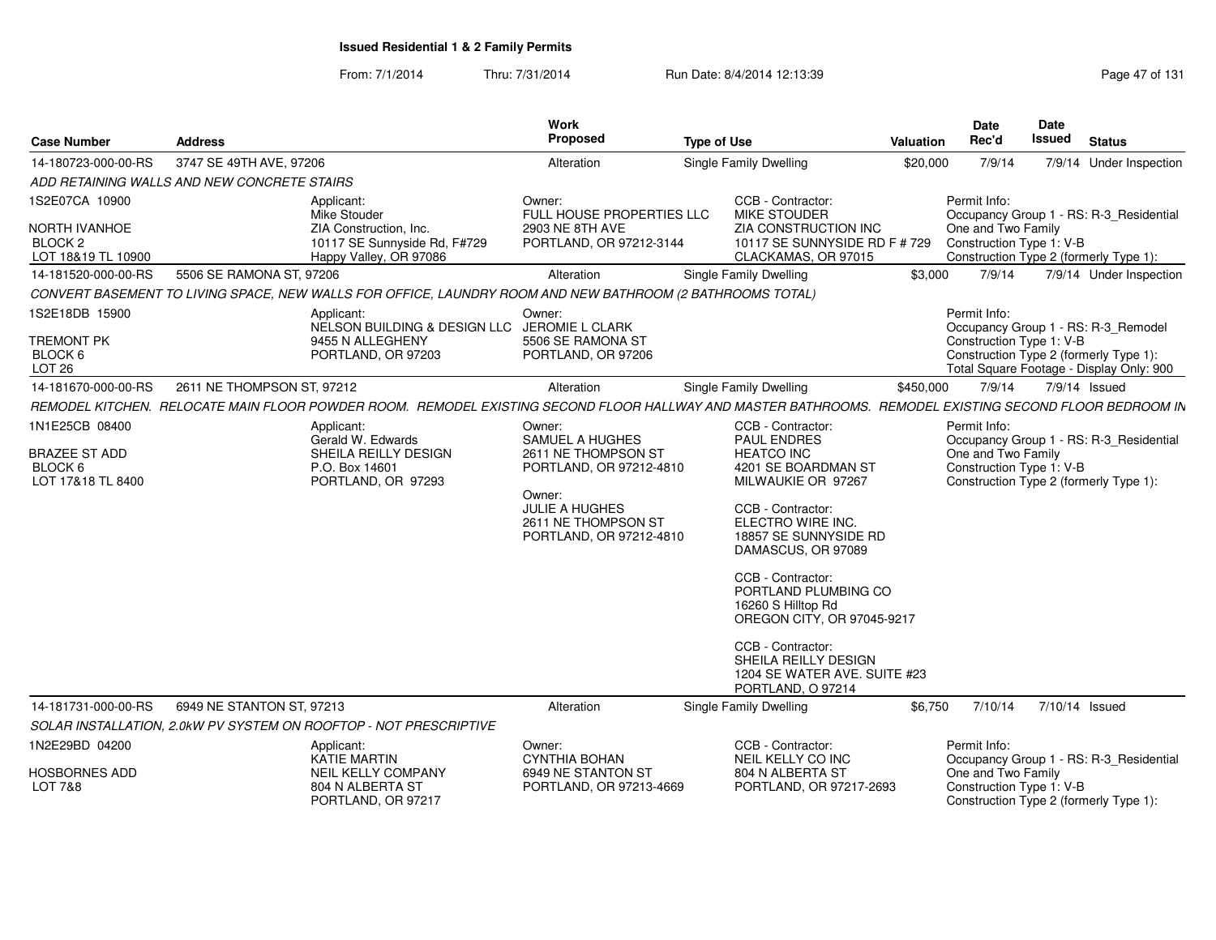# Issued Residential 1 & 2 Family Permits

From: 7/1/2014 Thru: 7/31/2014 Run Date: 8/4/2014 12:13:39

| Case Number | Address | Work Proposed | Type of Use | Valuation | Date Rec'd | Date Issued | Status |
|---|---|---|---|---|---|---|---|
| 14-180723-000-00-RS | 3747 SE 49TH AVE, 97206 | Alteration | Single Family Dwelling | $20,000 | 7/9/14 | 7/9/14 | Under Inspection |

ADD RETAINING WALLS AND NEW CONCRETE STAIRS

1S2E07CA 10900
NORTH IVANHOE
BLOCK 2
LOT 18&19 TL 10900

Applicant:
Mike Stouder
ZIA Construction, Inc.
10117 SE Sunnyside Rd, F#729
Happy Valley, OR 97086

Owner:
FULL HOUSE PROPERTIES LLC
2903 NE 8TH AVE
PORTLAND, OR 97212-3144

CCB - Contractor:
MIKE STOUDER
ZIA CONSTRUCTION INC
10117 SE SUNNYSIDE RD F # 729
CLACKAMAS, OR 97015

Permit Info:
Occupancy Group 1 - RS: R-3_Residential One and Two Family
Construction Type 1: V-B
Construction Type 2 (formerly Type 1):

| Case Number | Address | Work Proposed | Type of Use | Valuation | Date Rec'd | Date Issued | Status |
|---|---|---|---|---|---|---|---|
| 14-181520-000-00-RS | 5506 SE RAMONA ST, 97206 | Alteration | Single Family Dwelling | $3,000 | 7/9/14 | 7/9/14 | Under Inspection |

CONVERT BASEMENT TO LIVING SPACE, NEW WALLS FOR OFFICE, LAUNDRY ROOM AND NEW BATHROOM (2 BATHROOMS TOTAL)

1S2E18DB 15900
TREMONT PK
BLOCK 6
LOT 26

Applicant:
NELSON BUILDING & DESIGN LLC
9455 N ALLEGHENY
PORTLAND, OR 97203

Owner:
JEROMIE L CLARK
5506 SE RAMONA ST
PORTLAND, OR 97206

Permit Info:
Occupancy Group 1 - RS: R-3_Remodel
Construction Type 1: V-B
Construction Type 2 (formerly Type 1):
Total Square Footage - Display Only: 900

| Case Number | Address | Work Proposed | Type of Use | Valuation | Date Rec'd | Date Issued | Status |
|---|---|---|---|---|---|---|---|
| 14-181670-000-00-RS | 2611 NE THOMPSON ST, 97212 | Alteration | Single Family Dwelling | $450,000 | 7/9/14 | 7/9/14 | Issued |

REMODEL KITCHEN. RELOCATE MAIN FLOOR POWDER ROOM. REMODEL EXISTING SECOND FLOOR HALLWAY AND MASTER BATHROOMS. REMODEL EXISTING SECOND FLOOR BEDROOM IN

1N1E25CB 08400
BRAZEE ST ADD
BLOCK 6
LOT 17&18 TL 8400

Applicant:
Gerald W. Edwards
SHEILA REILLY DESIGN
P.O. Box 14601
PORTLAND, OR 97293

Owner:
SAMUEL A HUGHES
2611 NE THOMPSON ST
PORTLAND, OR 97212-4810

Owner:
JULIE A HUGHES
2611 NE THOMPSON ST
PORTLAND, OR 97212-4810

CCB - Contractor:
PAUL ENDRES
HEATCO INC
4201 SE BOARDMAN ST
MILWAUKIE OR 97267

CCB - Contractor:
ELECTRO WIRE INC.
18857 SE SUNNYSIDE RD
DAMASCUS, OR 97089

CCB - Contractor:
PORTLAND PLUMBING CO
16260 S Hilltop Rd
OREGON CITY, OR 97045-9217

CCB - Contractor:
SHEILA REILLY DESIGN
1204 SE WATER AVE. SUITE #23
PORTLAND, O 97214

Permit Info:
Occupancy Group 1 - RS: R-3_Residential One and Two Family
Construction Type 1: V-B
Construction Type 2 (formerly Type 1):

| Case Number | Address | Work Proposed | Type of Use | Valuation | Date Rec'd | Date Issued | Status |
|---|---|---|---|---|---|---|---|
| 14-181731-000-00-RS | 6949 NE STANTON ST, 97213 | Alteration | Single Family Dwelling | $6,750 | 7/10/14 | 7/10/14 | Issued |

SOLAR INSTALLATION, 2.0kW PV SYSTEM ON ROOFTOP - NOT PRESCRIPTIVE

1N2E29BD 04200
HOSBORNES ADD
LOT 7&8

Applicant:
KATIE MARTIN
NEIL KELLY COMPANY
804 N ALBERTA ST
PORTLAND, OR 97217

Owner:
CYNTHIA BOHAN
6949 NE STANTON ST
PORTLAND, OR 97213-4669

CCB - Contractor:
NEIL KELLY CO INC
804 N ALBERTA ST
PORTLAND, OR 97217-2693

Permit Info:
Occupancy Group 1 - RS: R-3_Residential One and Two Family
Construction Type 1: V-B
Construction Type 2 (formerly Type 1):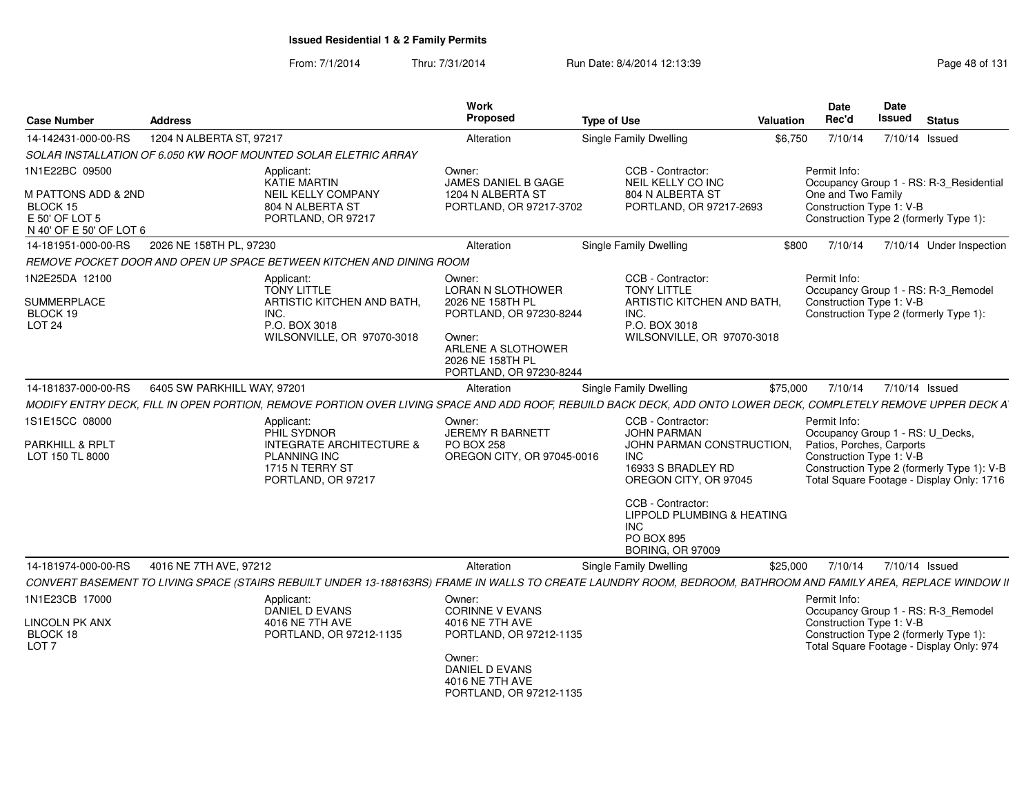**Issued Residential 1 & 2 Family Permits**

From: 7/1/2014 Thru: 7/31/2014 Run Date: 8/4/2014 12:13:39

| Case Number | Address | Work Proposed | Type of Use | Valuation | Date Rec'd | Date Issued | Status |
|---|---|---|---|---|---|---|---|
| 14-142431-000-00-RS | 1204 N ALBERTA ST, 97217 | Alteration | Single Family Dwelling | $6,750 | 7/10/14 | 7/10/14 | Issued |

SOLAR INSTALLATION OF 6.050 KW ROOF MOUNTED SOLAR ELETRIC ARRAY

1N1E22BC 09500 — M PATTONS ADD & 2ND, BLOCK 15, E 50' OF LOT 5, N 40' OF E 50' OF LOT 6

Applicant: KATIE MARTIN, NEIL KELLY COMPANY, 804 N ALBERTA ST, PORTLAND, OR 97217

Owner: JAMES DANIEL B GAGE, 1204 N ALBERTA ST, PORTLAND, OR 97217-3702

CCB - Contractor: NEIL KELLY CO INC, 804 N ALBERTA ST, PORTLAND, OR 97217-2693

Permit Info: Occupancy Group 1 - RS: R-3_Residential One and Two Family; Construction Type 1: V-B; Construction Type 2 (formerly Type 1):

| Case Number | Address | Work Proposed | Type of Use | Valuation | Date Rec'd | Date Issued | Status |
|---|---|---|---|---|---|---|---|
| 14-181951-000-00-RS | 2026 NE 158TH PL, 97230 | Alteration | Single Family Dwelling | $800 | 7/10/14 | 7/10/14 | Under Inspection |

REMOVE POCKET DOOR AND OPEN UP SPACE BETWEEN KITCHEN AND DINING ROOM

1N2E25DA 12100 — SUMMERPLACE, BLOCK 19, LOT 24

Applicant: TONY LITTLE, ARTISTIC KITCHEN AND BATH, INC., P.O. BOX 3018, WILSONVILLE, OR 97070-3018

Owner: LORAN N SLOTHOWER, 2026 NE 158TH PL, PORTLAND, OR 97230-8244

Owner: ARLENE A SLOTHOWER, 2026 NE 158TH PL, PORTLAND, OR 97230-8244

CCB - Contractor: TONY LITTLE, ARTISTIC KITCHEN AND BATH, INC., P.O. BOX 3018, WILSONVILLE, OR 97070-3018

Permit Info: Occupancy Group 1 - RS: R-3_Remodel; Construction Type 1: V-B; Construction Type 2 (formerly Type 1):

| Case Number | Address | Work Proposed | Type of Use | Valuation | Date Rec'd | Date Issued | Status |
|---|---|---|---|---|---|---|---|
| 14-181837-000-00-RS | 6405 SW PARKHILL WAY, 97201 | Alteration | Single Family Dwelling | $75,000 | 7/10/14 | 7/10/14 | Issued |

MODIFY ENTRY DECK, FILL IN OPEN PORTION, REMOVE PORTION OVER LIVING SPACE AND ADD ROOF, REBUILD BACK DECK, ADD ONTO LOWER DECK, COMPLETELY REMOVE UPPER DECK A

1S1E15CC 08000 — PARKHILL & RPLT, LOT 150 TL 8000

Applicant: PHIL SYDNOR, INTEGRATE ARCHITECTURE & PLANNING INC, 1715 N TERRY ST, PORTLAND, OR 97217

Owner: JEREMY R BARNETT, PO BOX 258, OREGON CITY, OR 97045-0016

CCB - Contractor: JOHN PARMAN, JOHN PARMAN CONSTRUCTION, INC, 16933 S BRADLEY RD, OREGON CITY, OR 97045

CCB - Contractor: LIPPOLD PLUMBING & HEATING INC, PO BOX 895, BORING, OR 97009

Permit Info: Occupancy Group 1 - RS: U_Decks, Patios, Porches, Carports; Construction Type 1: V-B; Construction Type 2 (formerly Type 1): V-B; Total Square Footage - Display Only: 1716

| Case Number | Address | Work Proposed | Type of Use | Valuation | Date Rec'd | Date Issued | Status |
|---|---|---|---|---|---|---|---|
| 14-181974-000-00-RS | 4016 NE 7TH AVE, 97212 | Alteration | Single Family Dwelling | $25,000 | 7/10/14 | 7/10/14 | Issued |

CONVERT BASEMENT TO LIVING SPACE (STAIRS REBUILT UNDER 13-188163RS) FRAME IN WALLS TO CREATE LAUNDRY ROOM, BEDROOM, BATHROOM AND FAMILY AREA, REPLACE WINDOW II

1N1E23CB 17000 — LINCOLN PK ANX, BLOCK 18, LOT 7

Applicant: DANIEL D EVANS, 4016 NE 7TH AVE, PORTLAND, OR 97212-1135

Owner: CORINNE V EVANS, 4016 NE 7TH AVE, PORTLAND, OR 97212-1135

Owner: DANIEL D EVANS, 4016 NE 7TH AVE, PORTLAND, OR 97212-1135

Permit Info: Occupancy Group 1 - RS: R-3_Remodel; Construction Type 1: V-B; Construction Type 2 (formerly Type 1):; Total Square Footage - Display Only: 974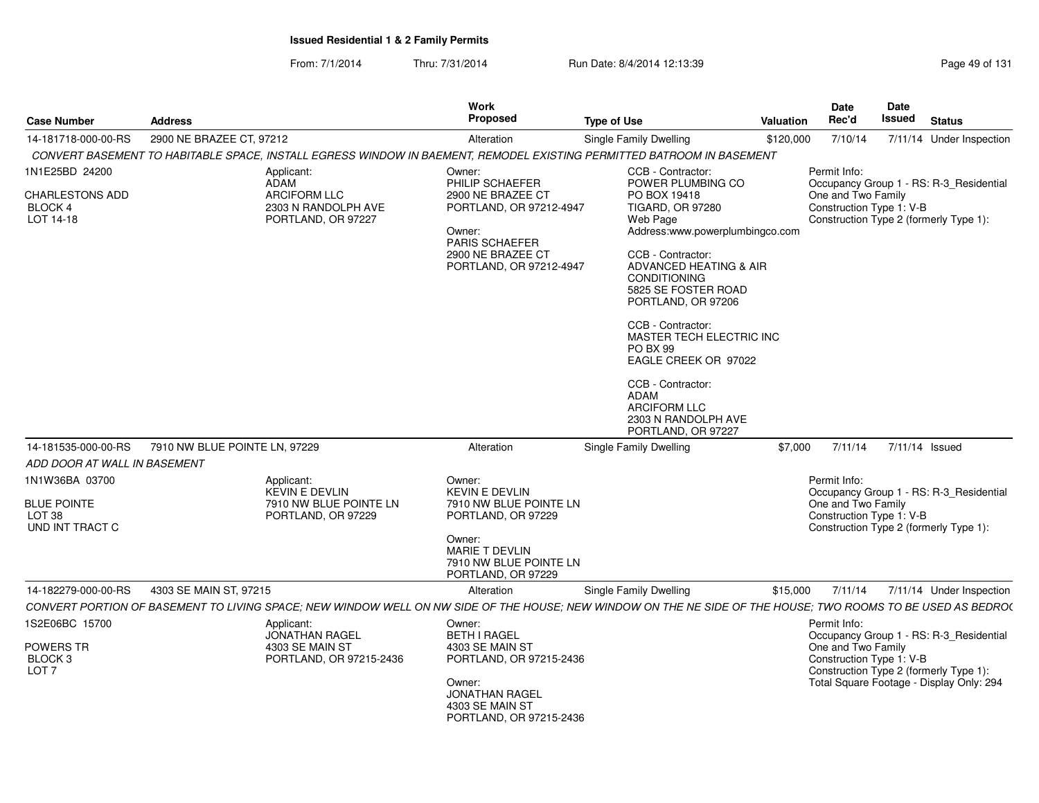**Issued Residential 1 & 2 Family Permits**

From: 7/1/2014 Thru: 7/31/2014 Run Date: 8/4/2014 12:13:39

| Case Number | Address | Work Proposed | Type of Use | Valuation | Date Rec'd | Date Issued | Status |
|---|---|---|---|---|---|---|---|
| 14-181718-000-00-RS | 2900 NE BRAZEE CT, 97212 | Alteration | Single Family Dwelling | $120,000 | 7/10/14 | 7/11/14 | Under Inspection |

*CONVERT BASEMENT TO HABITABLE SPACE, INSTALL EGRESS WINDOW IN BAEMENT, REMODEL EXISTING PERMITTED BATROOM IN BASEMENT*

1N1E25BD 24200
CHARLESTONS ADD
BLOCK 4
LOT 14-18

Applicant:
ADAM
ARCIFORM LLC
2303 N RANDOLPH AVE
PORTLAND, OR 97227

Owner:
PHILIP SCHAEFER
2900 NE BRAZEE CT
PORTLAND, OR 97212-4947

Owner:
PARIS SCHAEFER
2900 NE BRAZEE CT
PORTLAND, OR 97212-4947

CCB - Contractor:
POWER PLUMBING CO
PO BOX 19418
TIGARD, OR 97280
Web Page
Address:www.powerplumbingco.com

CCB - Contractor:
ADVANCED HEATING & AIR CONDITIONING
5825 SE FOSTER ROAD
PORTLAND, OR 97206

CCB - Contractor:
MASTER TECH ELECTRIC INC
PO BX 99
EAGLE CREEK OR 97022

CCB - Contractor:
ADAM
ARCIFORM LLC
2303 N RANDOLPH AVE
PORTLAND, OR 97227

Permit Info:
Occupancy Group 1 - RS: R-3_Residential One and Two Family
Construction Type 1: V-B
Construction Type 2 (formerly Type 1):

| Case Number | Address | Work Proposed | Type of Use | Valuation | Date Rec'd | Date Issued | Status |
|---|---|---|---|---|---|---|---|
| 14-181535-000-00-RS | 7910 NW BLUE POINTE LN, 97229 | Alteration | Single Family Dwelling | $7,000 | 7/11/14 | 7/11/14 | Issued |

*ADD DOOR AT WALL IN BASEMENT*

1N1W36BA 03700
BLUE POINTE
LOT 38
UND INT TRACT C

Applicant:
KEVIN E DEVLIN
7910 NW BLUE POINTE LN
PORTLAND, OR 97229

Owner:
KEVIN E DEVLIN
7910 NW BLUE POINTE LN
PORTLAND, OR 97229

Owner:
MARIE T DEVLIN
7910 NW BLUE POINTE LN
PORTLAND, OR 97229

Permit Info:
Occupancy Group 1 - RS: R-3_Residential One and Two Family
Construction Type 1: V-B
Construction Type 2 (formerly Type 1):

| Case Number | Address | Work Proposed | Type of Use | Valuation | Date Rec'd | Date Issued | Status |
|---|---|---|---|---|---|---|---|
| 14-182279-000-00-RS | 4303 SE MAIN ST, 97215 | Alteration | Single Family Dwelling | $15,000 | 7/11/14 | 7/11/14 | Under Inspection |

*CONVERT PORTION OF BASEMENT TO LIVING SPACE; NEW WINDOW WELL ON NW SIDE OF THE HOUSE; NEW WINDOW ON THE NE SIDE OF THE HOUSE; TWO ROOMS TO BE USED AS BEDRO(*

1S2E06BC 15700
POWERS TR
BLOCK 3
LOT 7

Applicant:
JONATHAN RAGEL
4303 SE MAIN ST
PORTLAND, OR 97215-2436

Owner:
BETH I RAGEL
4303 SE MAIN ST
PORTLAND, OR 97215-2436

Owner:
JONATHAN RAGEL
4303 SE MAIN ST
PORTLAND, OR 97215-2436

Permit Info:
Occupancy Group 1 - RS: R-3_Residential One and Two Family
Construction Type 1: V-B
Construction Type 2 (formerly Type 1):
Total Square Footage - Display Only: 294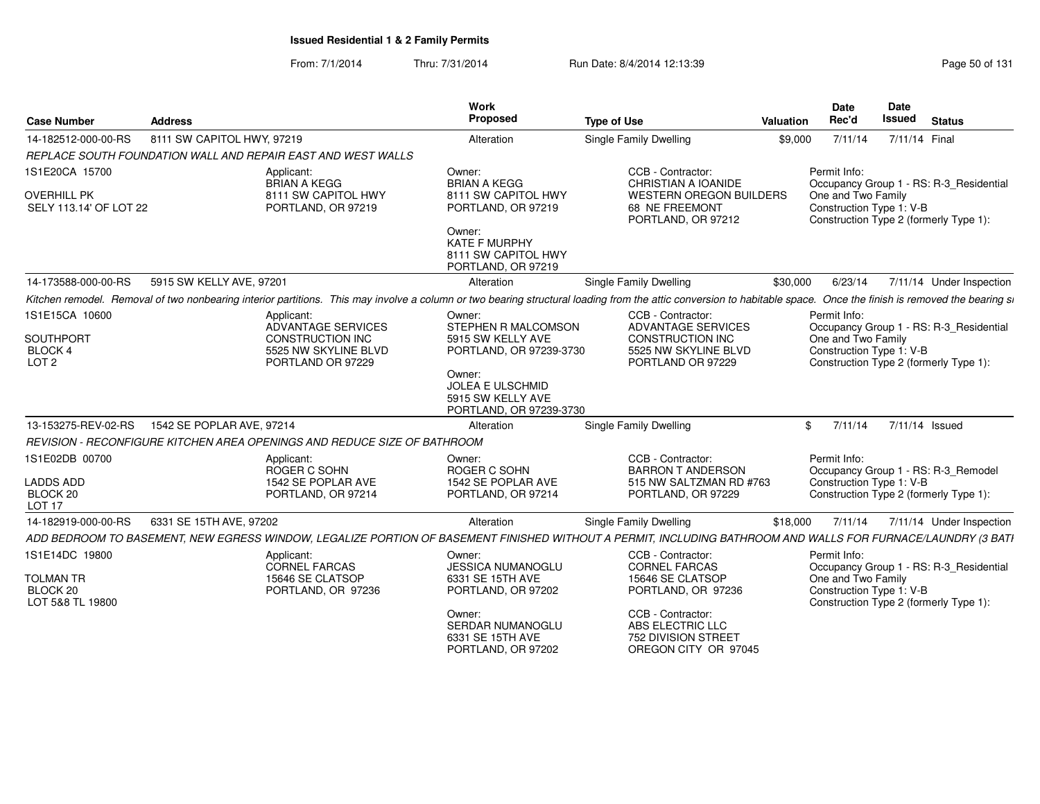**Issued Residential 1 & 2 Family Permits**

From: 7/1/2014 Thru: 7/31/2014 Run Date: 8/4/2014 12:13:39

| Case Number | Address | Work Proposed | Type of Use | Valuation | Date Rec'd | Date Issued | Status |
|---|---|---|---|---|---|---|---|
| 14-182512-000-00-RS | 8111 SW CAPITOL HWY, 97219 | Alteration | Single Family Dwelling | $9,000 | 7/11/14 | 7/11/14 | Final |

*REPLACE SOUTH FOUNDATION WALL AND REPAIR EAST AND WEST WALLS*

1S1E20CA 15700
OVERHILL PK
SELY 113.14' OF LOT 22

Applicant:
BRIAN A KEGG
8111 SW CAPITOL HWY
PORTLAND, OR 97219

Owner:
BRIAN A KEGG
8111 SW CAPITOL HWY
PORTLAND, OR 97219

Owner:
KATE F MURPHY
8111 SW CAPITOL HWY
PORTLAND, OR 97219

CCB - Contractor:
CHRISTIAN A IOANIDE
WESTERN OREGON BUILDERS
68 NE FREEMONT
PORTLAND, OR 97212

Permit Info:
Occupancy Group 1 - RS: R-3_Residential One and Two Family
Construction Type 1: V-B
Construction Type 2 (formerly Type 1):

| Case Number | Address | Work Proposed | Type of Use | Valuation | Date Rec'd | Date Issued | Status |
|---|---|---|---|---|---|---|---|
| 14-173588-000-00-RS | 5915 SW KELLY AVE, 97201 | Alteration | Single Family Dwelling | $30,000 | 6/23/14 | 7/11/14 | Under Inspection |

*Kitchen remodel. Removal of two nonbearing interior partitions. This may involve a column or two bearing structural loading from the attic conversion to habitable space. Once the finish is removed the bearing s*

1S1E15CA 10600
SOUTHPORT
BLOCK 4
LOT 2

Applicant:
ADVANTAGE SERVICES CONSTRUCTION INC
5525 NW SKYLINE BLVD
PORTLAND OR 97229

Owner:
STEPHEN R MALCOMSON
5915 SW KELLY AVE
PORTLAND, OR 97239-3730

Owner:
JOLEA E ULSCHMID
5915 SW KELLY AVE
PORTLAND, OR 97239-3730

CCB - Contractor:
ADVANTAGE SERVICES CONSTRUCTION INC
5525 NW SKYLINE BLVD
PORTLAND OR 97229

Permit Info:
Occupancy Group 1 - RS: R-3_Residential One and Two Family
Construction Type 1: V-B
Construction Type 2 (formerly Type 1):

| Case Number | Address | Work Proposed | Type of Use | Valuation | Date Rec'd | Date Issued | Status |
|---|---|---|---|---|---|---|---|
| 13-153275-REV-02-RS | 1542 SE POPLAR AVE, 97214 | Alteration | Single Family Dwelling | $ | 7/11/14 | 7/11/14 | Issued |

*REVISION - RECONFIGURE KITCHEN AREA OPENINGS AND REDUCE SIZE OF BATHROOM*

1S1E02DB 00700
LADDS ADD
BLOCK 20
LOT 17

Applicant:
ROGER C SOHN
1542 SE POPLAR AVE
PORTLAND, OR 97214

Owner:
ROGER C SOHN
1542 SE POPLAR AVE
PORTLAND, OR 97214

CCB - Contractor:
BARRON T ANDERSON
515 NW SALTZMAN RD #763
PORTLAND, OR 97229

Permit Info:
Occupancy Group 1 - RS: R-3_Remodel
Construction Type 1: V-B
Construction Type 2 (formerly Type 1):

| Case Number | Address | Work Proposed | Type of Use | Valuation | Date Rec'd | Date Issued | Status |
|---|---|---|---|---|---|---|---|
| 14-182919-000-00-RS | 6331 SE 15TH AVE, 97202 | Alteration | Single Family Dwelling | $18,000 | 7/11/14 | 7/11/14 | Under Inspection |

*ADD BEDROOM TO BASEMENT, NEW EGRESS WINDOW, LEGALIZE PORTION OF BASEMENT FINISHED WITHOUT A PERMIT, INCLUDING BATHROOM AND WALLS FOR FURNACE/LAUNDRY (3 BAT*

1S1E14DC 19800
TOLMAN TR
BLOCK 20
LOT 5&8 TL 19800

Applicant:
CORNEL FARCAS
15646 SE CLATSOP
PORTLAND, OR 97236

Owner:
JESSICA NUMANOGLU
6331 SE 15TH AVE
PORTLAND, OR 97202

Owner:
SERDAR NUMANOGLU
6331 SE 15TH AVE
PORTLAND, OR 97202

CCB - Contractor:
CORNEL FARCAS
15646 SE CLATSOP
PORTLAND, OR 97236

CCB - Contractor:
ABS ELECTRIC LLC
752 DIVISION STREET
OREGON CITY OR 97045

Permit Info:
Occupancy Group 1 - RS: R-3_Residential One and Two Family
Construction Type 1: V-B
Construction Type 2 (formerly Type 1):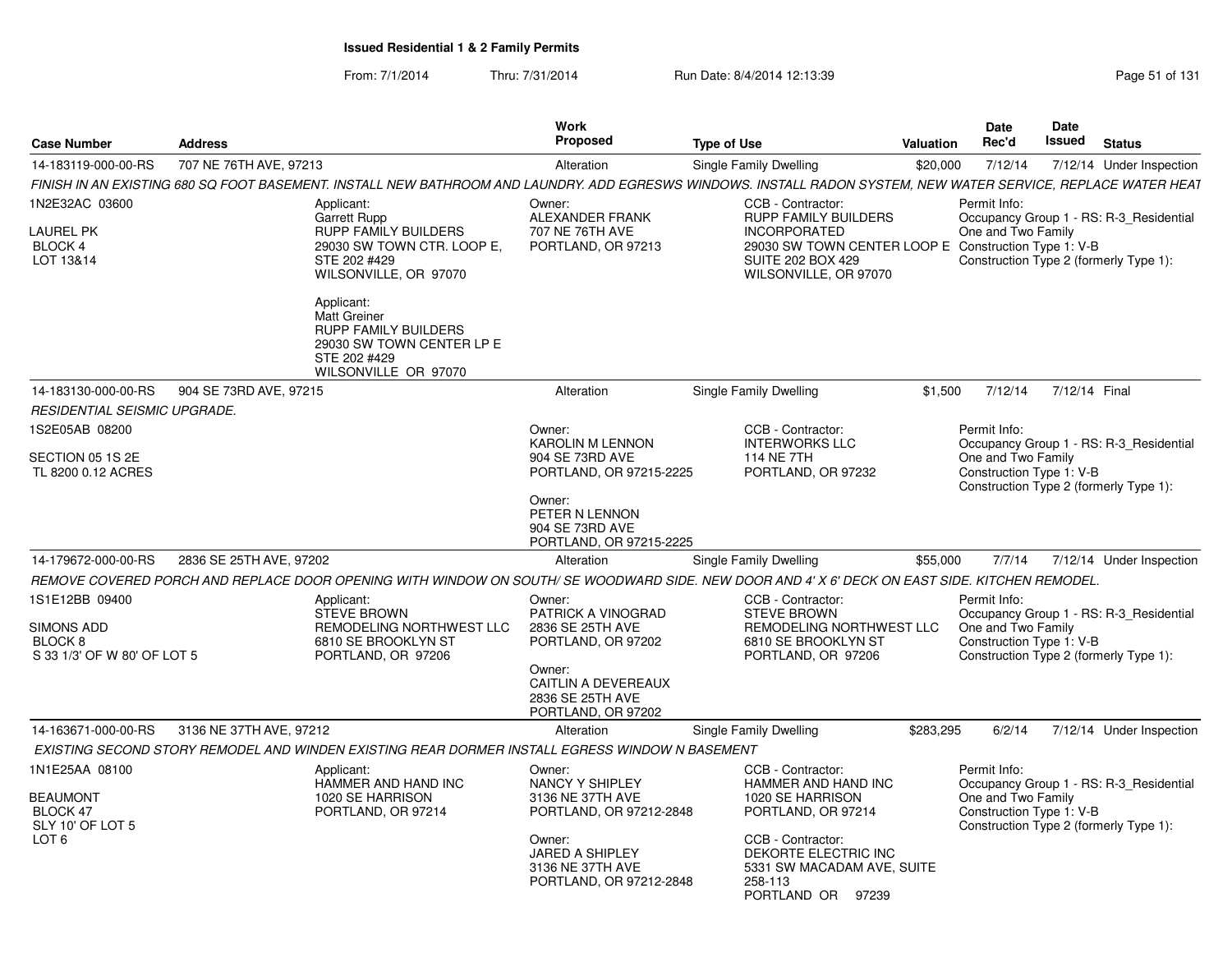## Issued Residential 1 & 2 Family Permits

From: 7/1/2014 Thru: 7/31/2014 Run Date: 8/4/2014 12:13:39

| Case Number | Address | Work Proposed | Type of Use | Valuation | Date Rec'd | Date Issued | Status |
|---|---|---|---|---|---|---|---|
| 14-183119-000-00-RS | 707 NE 76TH AVE, 97213 | Alteration | Single Family Dwelling | $20,000 | 7/12/14 | 7/12/14 | Under Inspection |

*FINISH IN AN EXISTING 680 SQ FOOT BASEMENT. INSTALL NEW BATHROOM AND LAUNDRY. ADD EGRESWS WINDOWS. INSTALL RADON SYSTEM, NEW WATER SERVICE, REPLACE WATER HEAT*

1N2E32AC 03600
LAUREL PK
BLOCK 4
LOT 13&14

Applicant:
Garrett Rupp
RUPP FAMILY BUILDERS
29030 SW TOWN CTR. LOOP E, STE 202 #429
WILSONVILLE, OR 97070

Applicant:
Matt Greiner
RUPP FAMILY BUILDERS
29030 SW TOWN CENTER LP E
STE 202 #429
WILSONVILLE OR 97070

Owner:
ALEXANDER FRANK
707 NE 76TH AVE
PORTLAND, OR 97213

CCB - Contractor:
RUPP FAMILY BUILDERS INCORPORATED
29030 SW TOWN CENTER LOOP E
SUITE 202 BOX 429
WILSONVILLE, OR 97070

Permit Info:
Occupancy Group 1 - RS: R-3_Residential One and Two Family
Construction Type 1: V-B
Construction Type 2 (formerly Type 1):

---

| Case Number | Address | Work Proposed | Type of Use | Valuation | Date Rec'd | Date Issued | Status |
|---|---|---|---|---|---|---|---|
| 14-183130-000-00-RS | 904 SE 73RD AVE, 97215 | Alteration | Single Family Dwelling | $1,500 | 7/12/14 | 7/12/14 | Final |

*RESIDENTIAL SEISMIC UPGRADE.*

1S2E05AB 08200
SECTION 05 1S 2E
TL 8200 0.12 ACRES

Owner:
KAROLIN M LENNON
904 SE 73RD AVE
PORTLAND, OR 97215-2225

Owner:
PETER N LENNON
904 SE 73RD AVE
PORTLAND, OR 97215-2225

CCB - Contractor:
INTERWORKS LLC
114 NE 7TH
PORTLAND, OR 97232

Permit Info:
Occupancy Group 1 - RS: R-3_Residential One and Two Family
Construction Type 1: V-B
Construction Type 2 (formerly Type 1):

---

| Case Number | Address | Work Proposed | Type of Use | Valuation | Date Rec'd | Date Issued | Status |
|---|---|---|---|---|---|---|---|
| 14-179672-000-00-RS | 2836 SE 25TH AVE, 97202 | Alteration | Single Family Dwelling | $55,000 | 7/7/14 | 7/12/14 | Under Inspection |

*REMOVE COVERED PORCH AND REPLACE DOOR OPENING WITH WINDOW ON SOUTH/ SE WOODWARD SIDE. NEW DOOR AND 4' X 6' DECK ON EAST SIDE. KITCHEN REMODEL.*

1S1E12BB 09400
SIMONS ADD
BLOCK 8
S 33 1/3' OF W 80' OF LOT 5

Applicant:
STEVE BROWN
REMODELING NORTHWEST LLC
6810 SE BROOKLYN ST
PORTLAND, OR 97206

Owner:
PATRICK A VINOGRAD
2836 SE 25TH AVE
PORTLAND, OR 97202

Owner:
CAITLIN A DEVEREAUX
2836 SE 25TH AVE
PORTLAND, OR 97202

CCB - Contractor:
STEVE BROWN
REMODELING NORTHWEST LLC
6810 SE BROOKLYN ST
PORTLAND, OR 97206

Permit Info:
Occupancy Group 1 - RS: R-3_Residential One and Two Family
Construction Type 1: V-B
Construction Type 2 (formerly Type 1):

---

| Case Number | Address | Work Proposed | Type of Use | Valuation | Date Rec'd | Date Issued | Status |
|---|---|---|---|---|---|---|---|
| 14-163671-000-00-RS | 3136 NE 37TH AVE, 97212 | Alteration | Single Family Dwelling | $283,295 | 6/2/14 | 7/12/14 | Under Inspection |

*EXISTING SECOND STORY REMODEL AND WINDEN EXISTING REAR DORMER INSTALL EGRESS WINDOW N BASEMENT*

1N1E25AA 08100
BEAUMONT
BLOCK 47
SLY 10' OF LOT 5
LOT 6

Applicant:
HAMMER AND HAND INC
1020 SE HARRISON
PORTLAND, OR 97214

Owner:
NANCY Y SHIPLEY
3136 NE 37TH AVE
PORTLAND, OR 97212-2848

Owner:
JARED A SHIPLEY
3136 NE 37TH AVE
PORTLAND, OR 97212-2848

CCB - Contractor:
HAMMER AND HAND INC
1020 SE HARRISON
PORTLAND, OR 97214

CCB - Contractor:
DEKORTE ELECTRIC INC
5331 SW MACADAM AVE, SUITE 258-113
PORTLAND OR 97239

Permit Info:
Occupancy Group 1 - RS: R-3_Residential One and Two Family
Construction Type 1: V-B
Construction Type 2 (formerly Type 1):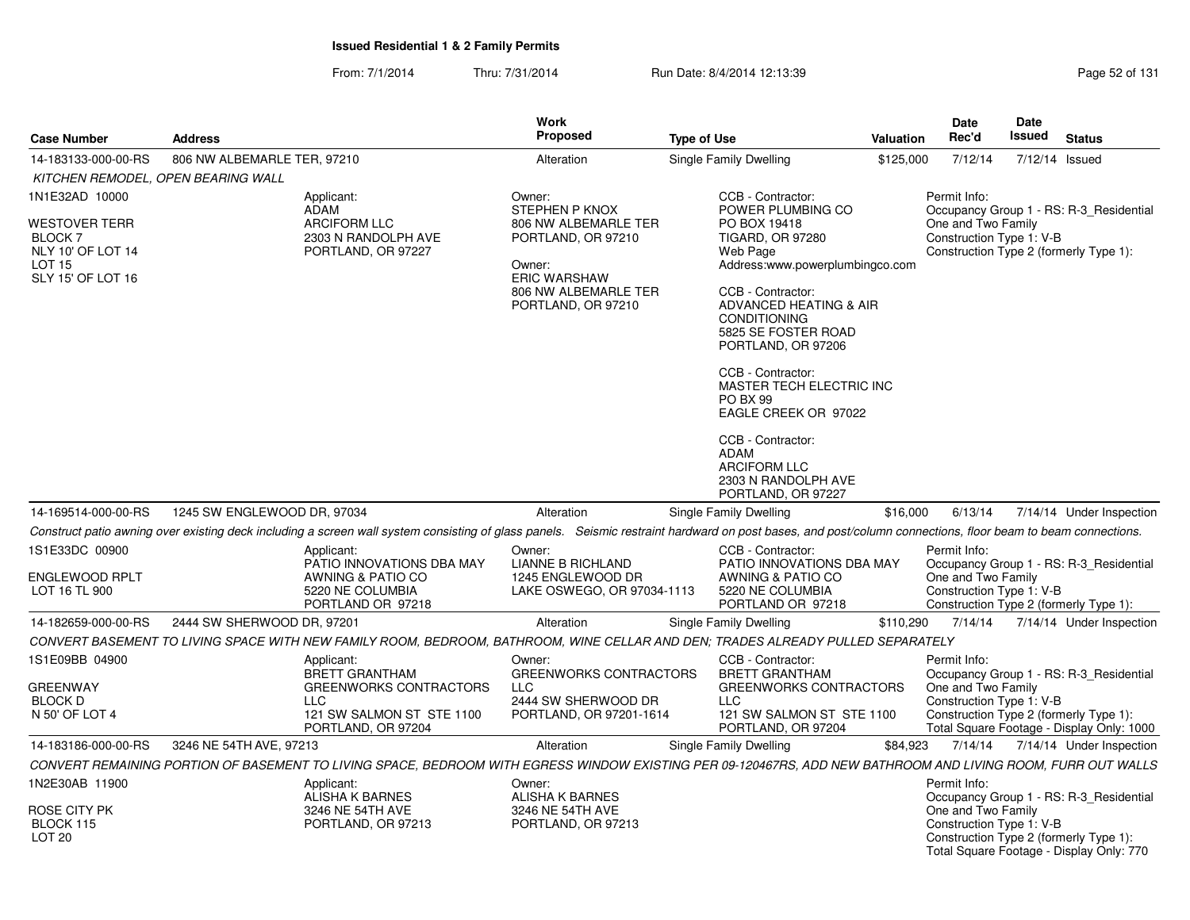**Issued Residential 1 & 2 Family Permits**

From: 7/1/2014 Thru: 7/31/2014 Run Date: 8/4/2014 12:13:39

| Case Number | Address | Work Proposed | Type of Use | Valuation | Date Rec'd | Date Issued | Status |
|---|---|---|---|---|---|---|---|
| 14-183133-000-00-RS | 806 NW ALBEMARLE TER, 97210 | Alteration | Single Family Dwelling | $125,000 | 7/12/14 | 7/12/14 | Issued |

*KITCHEN REMODEL, OPEN BEARING WALL*

1N1E32AD 10000
WESTOVER TERR
BLOCK 7
NLY 10' OF LOT 14
LOT 15
SLY 15' OF LOT 16

Applicant:
ADAM
ARCIFORM LLC
2303 N RANDOLPH AVE
PORTLAND, OR 97227

Owner:
STEPHEN P KNOX
806 NW ALBEMARLE TER
PORTLAND, OR 97210

Owner:
ERIC WARSHAW
806 NW ALBEMARLE TER
PORTLAND, OR 97210

CCB - Contractor:
POWER PLUMBING CO
PO BOX 19418
TIGARD, OR 97280
Web Page
Address:www.powerplumbingco.com

CCB - Contractor:
ADVANCED HEATING & AIR CONDITIONING
5825 SE FOSTER ROAD
PORTLAND, OR 97206

CCB - Contractor:
MASTER TECH ELECTRIC INC
PO BX 99
EAGLE CREEK OR 97022

CCB - Contractor:
ADAM
ARCIFORM LLC
2303 N RANDOLPH AVE
PORTLAND, OR 97227

Permit Info:
Occupancy Group 1 - RS: R-3_Residential One and Two Family
Construction Type 1: V-B
Construction Type 2 (formerly Type 1):

---

| Case Number | Address | Work Proposed | Type of Use | Valuation | Date Rec'd | Date Issued | Status |
|---|---|---|---|---|---|---|---|
| 14-169514-000-00-RS | 1245 SW ENGLEWOOD DR, 97034 | Alteration | Single Family Dwelling | $16,000 | 6/13/14 | 7/14/14 | Under Inspection |

*Construct patio awning over existing deck including a screen wall system consisting of glass panels. Seismic restraint hardware on post bases, and post/column connections, floor beam to beam connections.*

1S1E33DC 00900
ENGLEWOOD RPLT
LOT 16 TL 900

Applicant:
PATIO INNOVATIONS DBA MAY AWNING & PATIO CO
5220 NE COLUMBIA
PORTLAND OR 97218

Owner:
LIANNE B RICHLAND
1245 ENGLEWOOD DR
LAKE OSWEGO, OR 97034-1113

CCB - Contractor:
PATIO INNOVATIONS DBA MAY AWNING & PATIO CO
5220 NE COLUMBIA
PORTLAND OR 97218

Permit Info:
Occupancy Group 1 - RS: R-3_Residential One and Two Family
Construction Type 1: V-B
Construction Type 2 (formerly Type 1):

---

| Case Number | Address | Work Proposed | Type of Use | Valuation | Date Rec'd | Date Issued | Status |
|---|---|---|---|---|---|---|---|
| 14-182659-000-00-RS | 2444 SW SHERWOOD DR, 97201 | Alteration | Single Family Dwelling | $110,290 | 7/14/14 | 7/14/14 | Under Inspection |

*CONVERT BASEMENT TO LIVING SPACE WITH NEW FAMILY ROOM, BEDROOM, BATHROOM, WINE CELLAR AND DEN; TRADES ALREADY PULLED SEPARATELY*

1S1E09BB 04900
GREENWAY
BLOCK D
N 50' OF LOT 4

Applicant:
BRETT GRANTHAM
GREENWORKS CONTRACTORS LLC
121 SW SALMON ST STE 1100
PORTLAND, OR 97204

Owner:
GREENWORKS CONTRACTORS LLC
2444 SW SHERWOOD DR
PORTLAND, OR 97201-1614

CCB - Contractor:
BRETT GRANTHAM
GREENWORKS CONTRACTORS LLC
121 SW SALMON ST STE 1100
PORTLAND, OR 97204

Permit Info:
Occupancy Group 1 - RS: R-3_Residential One and Two Family
Construction Type 1: V-B
Construction Type 2 (formerly Type 1):
Total Square Footage - Display Only: 1000

---

| Case Number | Address | Work Proposed | Type of Use | Valuation | Date Rec'd | Date Issued | Status |
|---|---|---|---|---|---|---|---|
| 14-183186-000-00-RS | 3246 NE 54TH AVE, 97213 | Alteration | Single Family Dwelling | $84,923 | 7/14/14 | 7/14/14 | Under Inspection |

*CONVERT REMAINING PORTION OF BASEMENT TO LIVING SPACE, BEDROOM WITH EGRESS WINDOW EXISTING PER 09-120467RS, ADD NEW BATHROOM AND LIVING ROOM, FURR OUT WALLS*

1N2E30AB 11900
ROSE CITY PK
BLOCK 115
LOT 20

Applicant:
ALISHA K BARNES
3246 NE 54TH AVE
PORTLAND, OR 97213

Owner:
ALISHA K BARNES
3246 NE 54TH AVE
PORTLAND, OR 97213

Permit Info:
Occupancy Group 1 - RS: R-3_Residential One and Two Family
Construction Type 1: V-B
Construction Type 2 (formerly Type 1):
Total Square Footage - Display Only: 770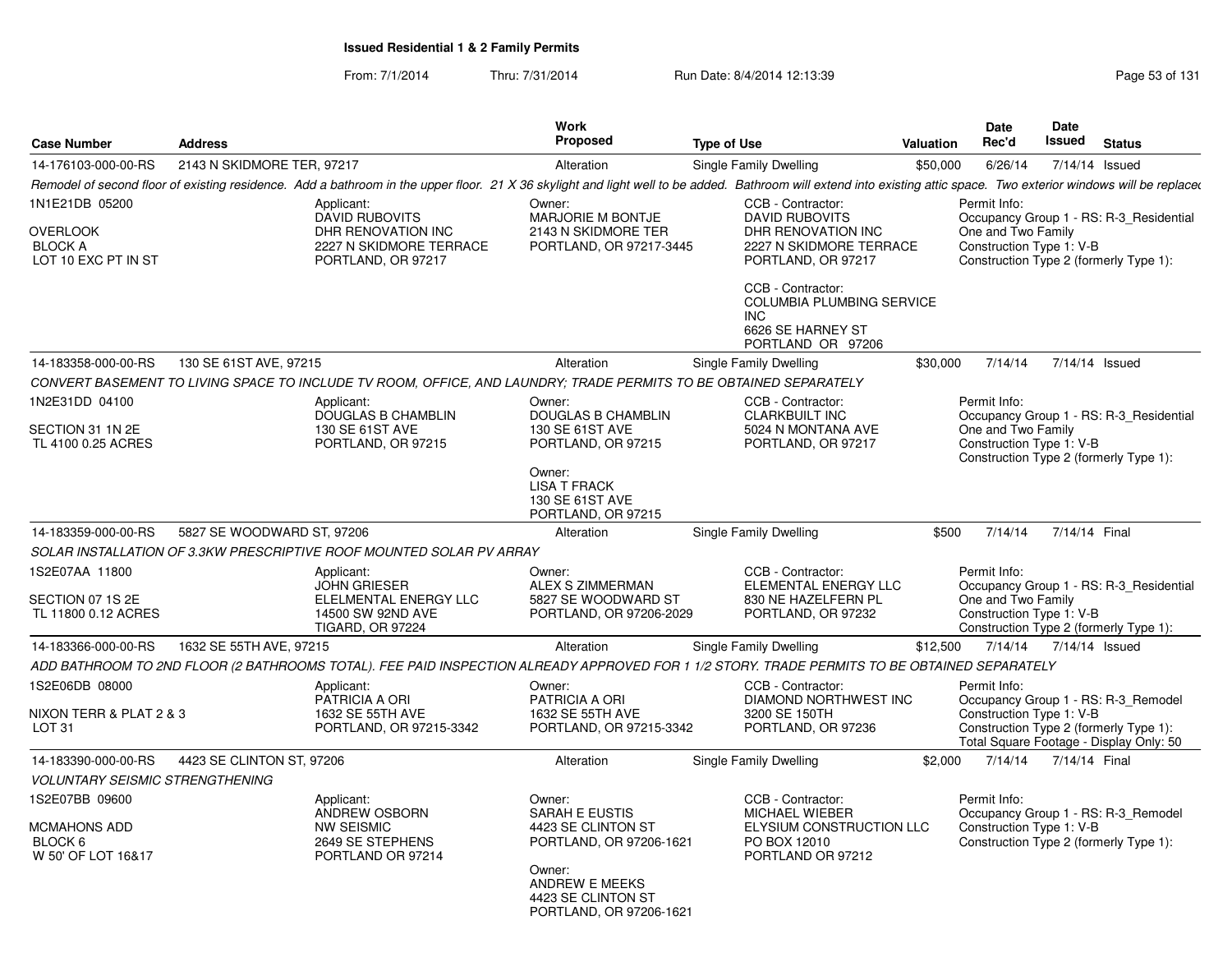**Issued Residential 1 & 2 Family Permits**

From: 7/1/2014 Thru: 7/31/2014 Run Date: 8/4/2014 12:13:39

| Case Number | Address | Work Proposed | Type of Use | Valuation | Date Rec'd | Date Issued | Status |
|---|---|---|---|---|---|---|---|
| 14-176103-000-00-RS | 2143 N SKIDMORE TER, 97217 | Alteration | Single Family Dwelling | $50,000 | 6/26/14 | 7/14/14 | Issued |

*Remodel of second floor of existing residence. Add a bathroom in the upper floor. 21 X 36 skylight and light well to be added. Bathroom will extend into existing attic space. Two exterior windows will be replaced*

1N1E21DB 05200
OVERLOOK
BLOCK A
LOT 10 EXC PT IN ST

Applicant: DAVID RUBOVITS, DHR RENOVATION INC, 2227 N SKIDMORE TERRACE, PORTLAND, OR 97217

Owner: MARJORIE M BONTJE, 2143 N SKIDMORE TER, PORTLAND, OR 97217-3445

CCB - Contractor: DAVID RUBOVITS, DHR RENOVATION INC, 2227 N SKIDMORE TERRACE, PORTLAND, OR 97217

CCB - Contractor: COLUMBIA PLUMBING SERVICE INC, 6626 SE HARNEY ST, PORTLAND OR 97206

Permit Info:
Occupancy Group 1 - RS: R-3_Residential One and Two Family
Construction Type 1: V-B
Construction Type 2 (formerly Type 1):

| Case Number | Address | Work Proposed | Type of Use | Valuation | Date Rec'd | Date Issued | Status |
|---|---|---|---|---|---|---|---|
| 14-183358-000-00-RS | 130 SE 61ST AVE, 97215 | Alteration | Single Family Dwelling | $30,000 | 7/14/14 | 7/14/14 | Issued |

*CONVERT BASEMENT TO LIVING SPACE TO INCLUDE TV ROOM, OFFICE, AND LAUNDRY; TRADE PERMITS TO BE OBTAINED SEPARATELY*

1N2E31DD 04100
SECTION 31 1N 2E
TL 4100 0.25 ACRES

Applicant: DOUGLAS B CHAMBLIN, 130 SE 61ST AVE, PORTLAND, OR 97215

Owner: DOUGLAS B CHAMBLIN, 130 SE 61ST AVE, PORTLAND, OR 97215

Owner: LISA T FRACK, 130 SE 61ST AVE, PORTLAND, OR 97215

CCB - Contractor: CLARKBUILT INC, 5024 N MONTANA AVE, PORTLAND, OR 97217

Permit Info:
Occupancy Group 1 - RS: R-3_Residential One and Two Family
Construction Type 1: V-B
Construction Type 2 (formerly Type 1):

| Case Number | Address | Work Proposed | Type of Use | Valuation | Date Rec'd | Date Issued | Status |
|---|---|---|---|---|---|---|---|
| 14-183359-000-00-RS | 5827 SE WOODWARD ST, 97206 | Alteration | Single Family Dwelling | $500 | 7/14/14 | 7/14/14 | Final |

*SOLAR INSTALLATION OF 3.3KW PRESCRIPTIVE ROOF MOUNTED SOLAR PV ARRAY*

1S2E07AA 11800
SECTION 07 1S 2E
TL 11800 0.12 ACRES

Applicant: JOHN GRIESER, ELELMENTAL ENERGY LLC, 14500 SW 92ND AVE, TIGARD, OR 97224

Owner: ALEX S ZIMMERMAN, 5827 SE WOODWARD ST, PORTLAND, OR 97206-2029

CCB - Contractor: ELEMENTAL ENERGY LLC, 830 NE HAZELFERN PL, PORTLAND, OR 97232

Permit Info:
Occupancy Group 1 - RS: R-3_Residential One and Two Family
Construction Type 1: V-B
Construction Type 2 (formerly Type 1):

| Case Number | Address | Work Proposed | Type of Use | Valuation | Date Rec'd | Date Issued | Status |
|---|---|---|---|---|---|---|---|
| 14-183366-000-00-RS | 1632 SE 55TH AVE, 97215 | Alteration | Single Family Dwelling | $12,500 | 7/14/14 | 7/14/14 | Issued |

*ADD BATHROOM TO 2ND FLOOR (2 BATHROOMS TOTAL). FEE PAID INSPECTION ALREADY APPROVED FOR 1 1/2 STORY. TRADE PERMITS TO BE OBTAINED SEPARATELY*

1S2E06DB 08000
NIXON TERR & PLAT 2 & 3
LOT 31

Applicant: PATRICIA A ORI, 1632 SE 55TH AVE, PORTLAND, OR 97215-3342

Owner: PATRICIA A ORI, 1632 SE 55TH AVE, PORTLAND, OR 97215-3342

CCB - Contractor: DIAMOND NORTHWEST INC, 3200 SE 150TH, PORTLAND, OR 97236

Permit Info:
Occupancy Group 1 - RS: R-3_Remodel
Construction Type 1: V-B
Construction Type 2 (formerly Type 1):
Total Square Footage - Display Only: 50

| Case Number | Address | Work Proposed | Type of Use | Valuation | Date Rec'd | Date Issued | Status |
|---|---|---|---|---|---|---|---|
| 14-183390-000-00-RS | 4423 SE CLINTON ST, 97206 | Alteration | Single Family Dwelling | $2,000 | 7/14/14 | 7/14/14 | Final |

*VOLUNTARY SEISMIC STRENGTHENING*

1S2E07BB 09600
MCMAHONS ADD
BLOCK 6
W 50' OF LOT 16&17

Applicant: ANDREW OSBORN, NW SEISMIC, 2649 SE STEPHENS, PORTLAND OR 97214

Owner: SARAH E EUSTIS, 4423 SE CLINTON ST, PORTLAND, OR 97206-1621

Owner: ANDREW E MEEKS, 4423 SE CLINTON ST, PORTLAND, OR 97206-1621

CCB - Contractor: MICHAEL WIEBER, ELYSIUM CONSTRUCTION LLC, PO BOX 12010, PORTLAND OR 97212

Permit Info:
Occupancy Group 1 - RS: R-3_Remodel
Construction Type 1: V-B
Construction Type 2 (formerly Type 1):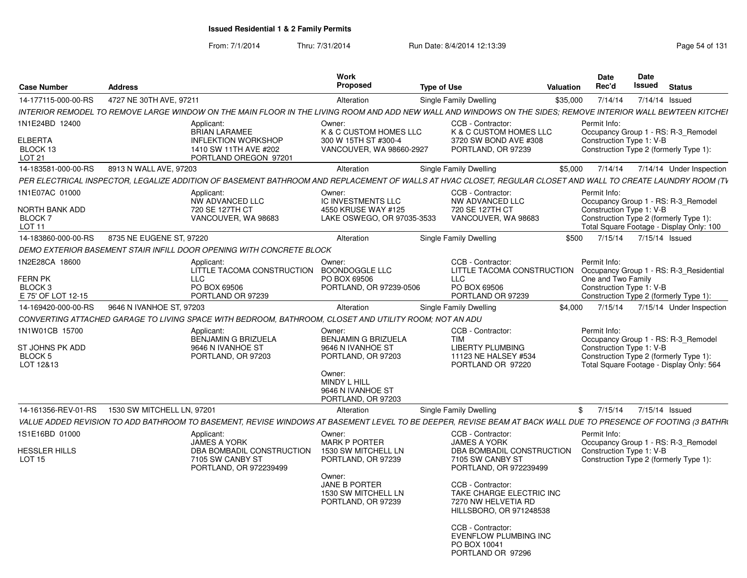**Issued Residential 1 & 2 Family Permits**

From: 7/1/2014 Thru: 7/31/2014 Run Date: 8/4/2014 12:13:39

| Case Number | Address | Work Proposed | Type of Use | Valuation | Date Rec'd | Date Issued | Status |
|---|---|---|---|---|---|---|---|
| 14-177115-000-00-RS | 4727 NE 30TH AVE, 97211 | Alteration | Single Family Dwelling | $35,000 | 7/14/14 | 7/14/14 | Issued |

INTERIOR REMODEL TO REMOVE LARGE WINDOW ON THE MAIN FLOOR IN THE LIVING ROOM AND ADD NEW WALL AND WINDOWS ON THE SIDES; REMOVE INTERIOR WALL BEWTEEN KITCHEI

1N1E24BD 12400
ELBERTA
BLOCK 13
LOT 21

Applicant:
BRIAN LARAMEE
INFLEKTION WORKSHOP
1410 SW 11TH AVE #202
PORTLAND OREGON 97201

Owner:
K & C CUSTOM HOMES LLC
300 W 15TH ST #300-4
VANCOUVER, WA 98660-2927

CCB - Contractor:
K & C CUSTOM HOMES LLC
3720 SW BOND AVE #308
PORTLAND, OR 97239

Permit Info:
Occupancy Group 1 - RS: R-3_Remodel
Construction Type 1: V-B
Construction Type 2 (formerly Type 1):

| Case Number | Address | Work Proposed | Type of Use | Valuation | Date Rec'd | Date Issued | Status |
|---|---|---|---|---|---|---|---|
| 14-183581-000-00-RS | 8913 N WALL AVE, 97203 | Alteration | Single Family Dwelling | $5,000 | 7/14/14 | 7/14/14 | Under Inspection |

PER ELECTRICAL INSPECTOR, LEGALIZE ADDITION OF BASEMENT BATHROOM AND REPLACEMENT OF WALLS AT HVAC CLOSET, REGULAR CLOSET AND WALL TO CREATE LAUNDRY ROOM (TV

1N1E07AC 01000
NORTH BANK ADD
BLOCK 7
LOT 11

Applicant:
NW ADVANCED LLC
720 SE 127TH CT
VANCOUVER, WA 98683

Owner:
IC INVESTMENTS LLC
4550 KRUSE WAY #125
LAKE OSWEGO, OR 97035-3533

CCB - Contractor:
NW ADVANCED LLC
720 SE 127TH CT
VANCOUVER, WA 98683

Permit Info:
Occupancy Group 1 - RS: R-3_Remodel
Construction Type 1: V-B
Construction Type 2 (formerly Type 1):
Total Square Footage - Display Only: 100

| Case Number | Address | Work Proposed | Type of Use | Valuation | Date Rec'd | Date Issued | Status |
|---|---|---|---|---|---|---|---|
| 14-183860-000-00-RS | 8735 NE EUGENE ST, 97220 | Alteration | Single Family Dwelling | $500 | 7/15/14 | 7/15/14 | Issued |

DEMO EXTERIOR BASEMENT STAIR INFILL DOOR OPENING WITH CONCRETE BLOCK

1N2E28CA 18600
FERN PK
BLOCK 3
E 75' OF LOT 12-15

Applicant:
LITTLE TACOMA CONSTRUCTION LLC
PO BOX 69506
PORTLAND OR 97239

Owner:
BOONDOGGLE LLC
PO BOX 69506
PORTLAND, OR 97239-0506

CCB - Contractor:
LITTLE TACOMA CONSTRUCTION LLC
PO BOX 69506
PORTLAND OR 97239

Permit Info:
Occupancy Group 1 - RS: R-3_Residential One and Two Family
Construction Type 1: V-B
Construction Type 2 (formerly Type 1):

| Case Number | Address | Work Proposed | Type of Use | Valuation | Date Rec'd | Date Issued | Status |
|---|---|---|---|---|---|---|---|
| 14-169420-000-00-RS | 9646 N IVANHOE ST, 97203 | Alteration | Single Family Dwelling | $4,000 | 7/15/14 | 7/15/14 | Under Inspection |

CONVERTING ATTACHED GARAGE TO LIVING SPACE WITH BEDROOM, BATHROOM, CLOSET AND UTILITY ROOM; NOT AN ADU

1N1W01CB 15700
ST JOHNS PK ADD
BLOCK 5
LOT 12&13

Applicant:
BENJAMIN G BRIZUELA
9646 N IVANHOE ST
PORTLAND, OR 97203

Owner:
BENJAMIN G BRIZUELA
9646 N IVANHOE ST
PORTLAND, OR 97203

Owner:
MINDY L HILL
9646 N IVANHOE ST
PORTLAND, OR 97203

CCB - Contractor:
TIM
LIBERTY PLUMBING
11123 NE HALSEY #534
PORTLAND OR 97220

Permit Info:
Occupancy Group 1 - RS: R-3_Remodel
Construction Type 1: V-B
Construction Type 2 (formerly Type 1):
Total Square Footage - Display Only: 564

| Case Number | Address | Work Proposed | Type of Use | Valuation | Date Rec'd | Date Issued | Status |
|---|---|---|---|---|---|---|---|
| 14-161356-REV-01-RS | 1530 SW MITCHELL LN, 97201 | Alteration | Single Family Dwelling | $ | 7/15/14 | 7/15/14 | Issued |

VALUE ADDED REVISION TO ADD BATHROOM TO BASEMENT, REVISE WINDOWS AT BASEMENT LEVEL TO BE DEEPER, REVISE BEAM AT BACK WALL DUE TO PRESENCE OF FOOTING (3 BATHR(

1S1E16BD 01000
HESSLER HILLS
LOT 15

Applicant:
JAMES A YORK
DBA BOMBADIL CONSTRUCTION
7105 SW CANBY ST
PORTLAND, OR 972239499

Owner:
MARK P PORTER
1530 SW MITCHELL LN
PORTLAND, OR 97239

Owner:
JANE B PORTER
1530 SW MITCHELL LN
PORTLAND, OR 97239

CCB - Contractor:
JAMES A YORK
DBA BOMBADIL CONSTRUCTION
7105 SW CANBY ST
PORTLAND, OR 972239499

CCB - Contractor:
TAKE CHARGE ELECTRIC INC
7270 NW HELVETIA RD
HILLSBORO, OR 971248538

CCB - Contractor:
EVENFLOW PLUMBING INC
PO BOX 10041
PORTLAND OR 97296

Permit Info:
Occupancy Group 1 - RS: R-3_Remodel
Construction Type 1: V-B
Construction Type 2 (formerly Type 1):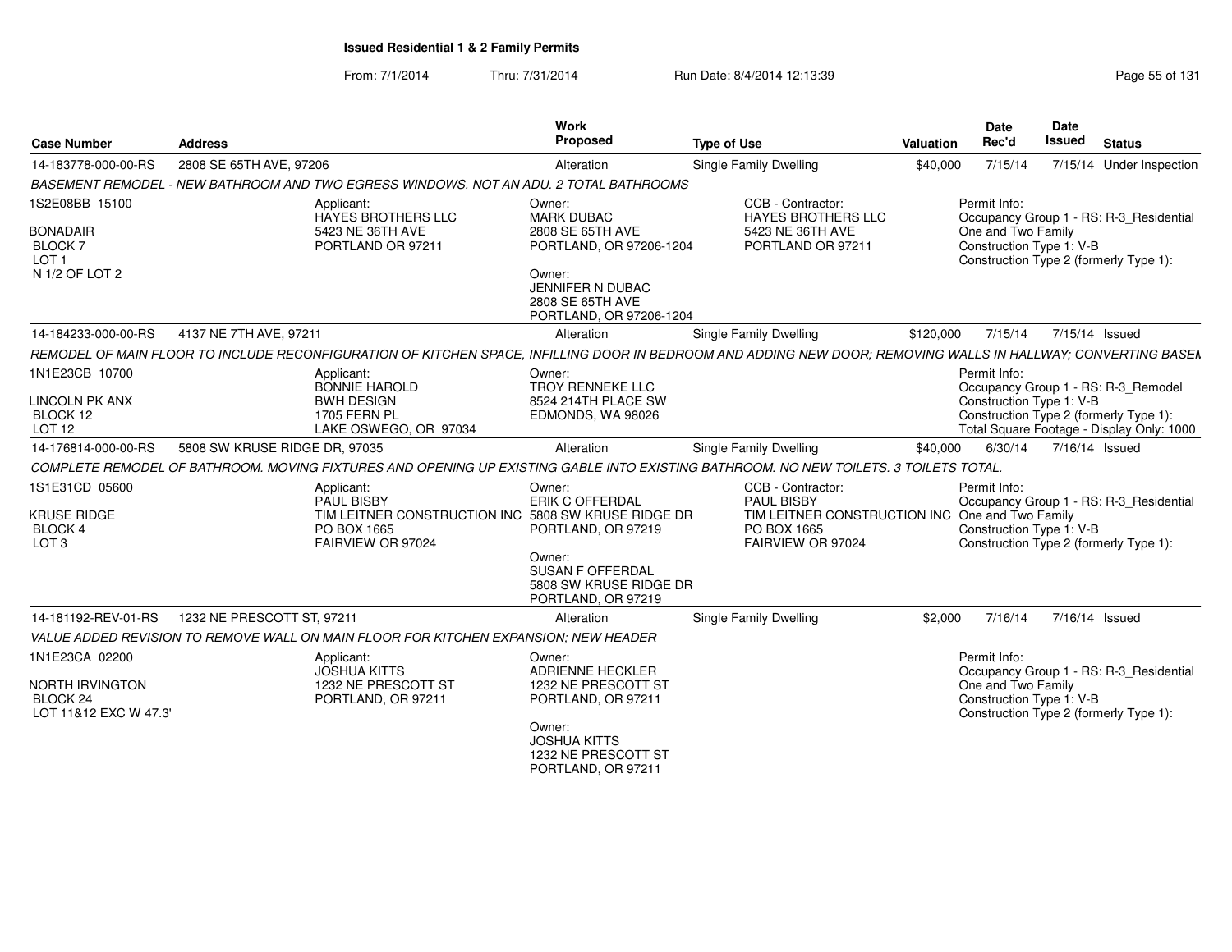**Issued Residential 1 & 2 Family Permits**

From: 7/1/2014 Thru: 7/31/2014 Run Date: 8/4/2014 12:13:39

| Case Number | Address | Work Proposed | Type of Use | Valuation | Date Rec'd | Date Issued | Status |
|---|---|---|---|---|---|---|---|
| 14-183778-000-00-RS | 2808 SE 65TH AVE, 97206 | Alteration | Single Family Dwelling | $40,000 | 7/15/14 | 7/15/14 | Under Inspection |

*BASEMENT REMODEL - NEW BATHROOM AND TWO EGRESS WINDOWS. NOT AN ADU. 2 TOTAL BATHROOMS*

1S2E08BB 15100
BONADAIR
BLOCK 7
LOT 1
N 1/2 OF LOT 2

Applicant:
HAYES BROTHERS LLC
5423 NE 36TH AVE
PORTLAND OR 97211

Owner:
MARK DUBAC
2808 SE 65TH AVE
PORTLAND, OR 97206-1204

Owner:
JENNIFER N DUBAC
2808 SE 65TH AVE
PORTLAND, OR 97206-1204

CCB - Contractor:
HAYES BROTHERS LLC
5423 NE 36TH AVE
PORTLAND OR 97211

Permit Info:
Occupancy Group 1 - RS: R-3_Residential One and Two Family
Construction Type 1: V-B
Construction Type 2 (formerly Type 1):

| Case Number | Address | Work Proposed | Type of Use | Valuation | Date Rec'd | Date Issued | Status |
|---|---|---|---|---|---|---|---|
| 14-184233-000-00-RS | 4137 NE 7TH AVE, 97211 | Alteration | Single Family Dwelling | $120,000 | 7/15/14 | 7/15/14 | Issued |

*REMODEL OF MAIN FLOOR TO INCLUDE RECONFIGURATION OF KITCHEN SPACE, INFILLING DOOR IN BEDROOM AND ADDING NEW DOOR; REMOVING WALLS IN HALLWAY; CONVERTING BASEM*

1N1E23CB 10700
LINCOLN PK ANX
BLOCK 12
LOT 12

Applicant:
BONNIE HAROLD
BWH DESIGN
1705 FERN PL
LAKE OSWEGO, OR 97034

Owner:
TROY RENNEKE LLC
8524 214TH PLACE SW
EDMONDS, WA 98026

Permit Info:
Occupancy Group 1 - RS: R-3_Remodel
Construction Type 1: V-B
Construction Type 2 (formerly Type 1):
Total Square Footage - Display Only: 1000

| Case Number | Address | Work Proposed | Type of Use | Valuation | Date Rec'd | Date Issued | Status |
|---|---|---|---|---|---|---|---|
| 14-176814-000-00-RS | 5808 SW KRUSE RIDGE DR, 97035 | Alteration | Single Family Dwelling | $40,000 | 6/30/14 | 7/16/14 | Issued |

*COMPLETE REMODEL OF BATHROOM. MOVING FIXTURES AND OPENING UP EXISTING GABLE INTO EXISTING BATHROOM. NO NEW TOILETS. 3 TOILETS TOTAL.*

1S1E31CD 05600
KRUSE RIDGE
BLOCK 4
LOT 3

Applicant:
PAUL BISBY
TIM LEITNER CONSTRUCTION INC
PO BOX 1665
FAIRVIEW OR 97024

Owner:
ERIK C OFFERDAL
5808 SW KRUSE RIDGE DR
PORTLAND, OR 97219

Owner:
SUSAN F OFFERDAL
5808 SW KRUSE RIDGE DR
PORTLAND, OR 97219

CCB - Contractor:
PAUL BISBY
TIM LEITNER CONSTRUCTION INC
PO BOX 1665
FAIRVIEW OR 97024

Permit Info:
Occupancy Group 1 - RS: R-3_Residential One and Two Family
Construction Type 1: V-B
Construction Type 2 (formerly Type 1):

| Case Number | Address | Work Proposed | Type of Use | Valuation | Date Rec'd | Date Issued | Status |
|---|---|---|---|---|---|---|---|
| 14-181192-REV-01-RS | 1232 NE PRESCOTT ST, 97211 | Alteration | Single Family Dwelling | $2,000 | 7/16/14 | 7/16/14 | Issued |

*VALUE ADDED REVISION TO REMOVE WALL ON MAIN FLOOR FOR KITCHEN EXPANSION; NEW HEADER*

1N1E23CA 02200
NORTH IRVINGTON
BLOCK 24
LOT 11&12 EXC W 47.3'

Applicant:
JOSHUA KITTS
1232 NE PRESCOTT ST
PORTLAND, OR 97211

Owner:
ADRIENNE HECKLER
1232 NE PRESCOTT ST
PORTLAND, OR 97211

Owner:
JOSHUA KITTS
1232 NE PRESCOTT ST
PORTLAND, OR 97211

Permit Info:
Occupancy Group 1 - RS: R-3_Residential One and Two Family
Construction Type 1: V-B
Construction Type 2 (formerly Type 1):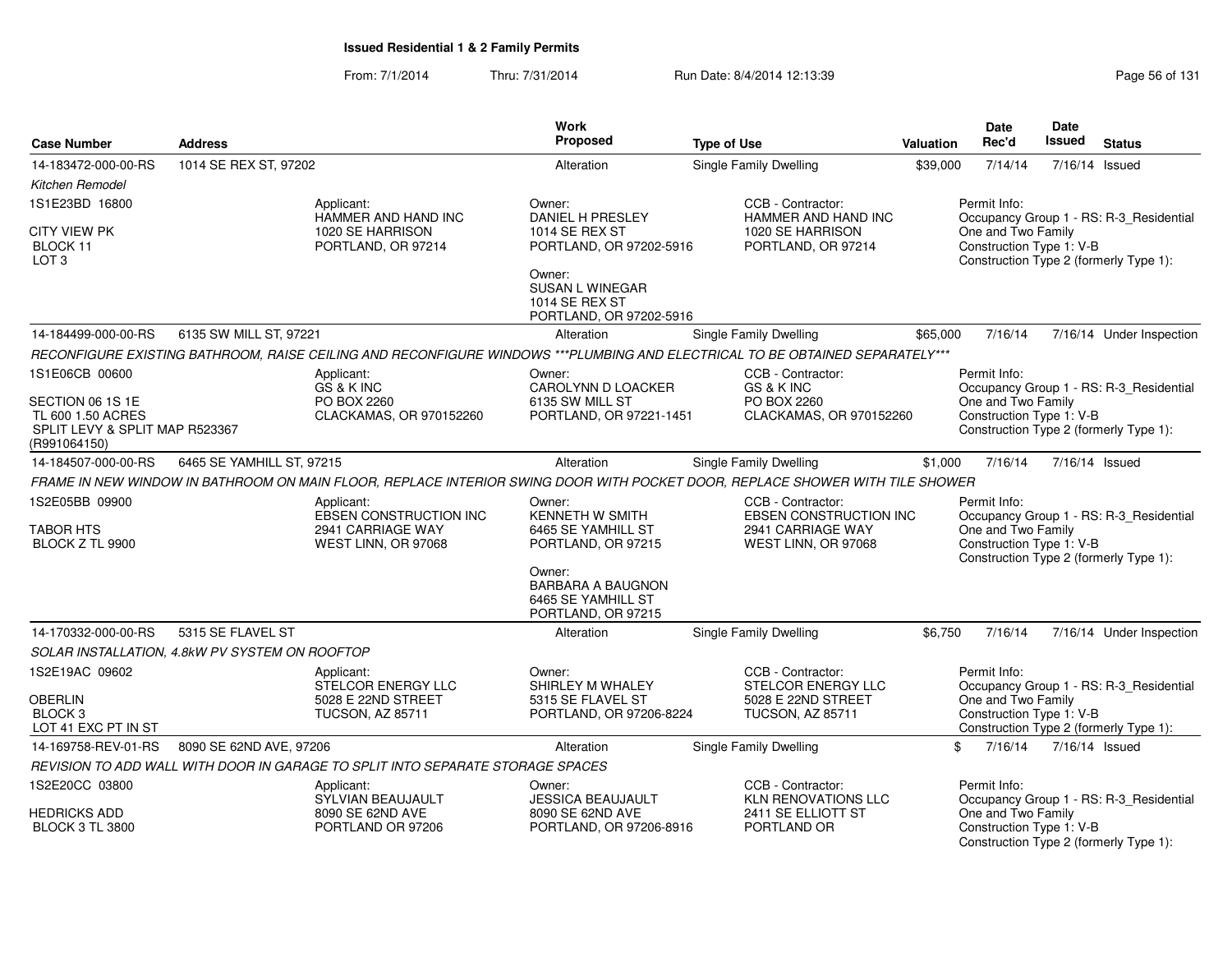**Issued Residential 1 & 2 Family Permits**

From: 7/1/2014 Thru: 7/31/2014 Run Date: 8/4/2014 12:13:39

| Case Number | Address | Work Proposed | Type of Use | Valuation | Date Rec'd | Date Issued | Status |
|---|---|---|---|---|---|---|---|
| 14-183472-000-00-RS | 1014 SE REX ST, 97202 | Alteration | Single Family Dwelling | $39,000 | 7/14/14 | 7/16/14 | Issued |

*Kitchen Remodel*

1S1E23BD 16800
CITY VIEW PK
BLOCK 11
LOT 3

Applicant:
HAMMER AND HAND INC
1020 SE HARRISON
PORTLAND, OR 97214

Owner:
DANIEL H PRESLEY
1014 SE REX ST
PORTLAND, OR 97202-5916

Owner:
SUSAN L WINEGAR
1014 SE REX ST
PORTLAND, OR 97202-5916

CCB - Contractor:
HAMMER AND HAND INC
1020 SE HARRISON
PORTLAND, OR 97214

Permit Info:
Occupancy Group 1 - RS: R-3_Residential One and Two Family
Construction Type 1: V-B
Construction Type 2 (formerly Type 1):

| Case Number | Address | Work Proposed | Type of Use | Valuation | Date Rec'd | Date Issued | Status |
|---|---|---|---|---|---|---|---|
| 14-184499-000-00-RS | 6135 SW MILL ST, 97221 | Alteration | Single Family Dwelling | $65,000 | 7/16/14 | 7/16/14 | Under Inspection |

*RECONFIGURE EXISTING BATHROOM, RAISE CEILING AND RECONFIGURE WINDOWS ***PLUMBING AND ELECTRICAL TO BE OBTAINED SEPARATELY****

1S1E06CB 00600
SECTION 06 1S 1E
TL 600 1.50 ACRES
SPLIT LEVY & SPLIT MAP R523367 (R991064150)

Applicant:
GS & K INC
PO BOX 2260
CLACKAMAS, OR 970152260

Owner:
CAROLYNN D LOACKER
6135 SW MILL ST
PORTLAND, OR 97221-1451

CCB - Contractor:
GS & K INC
PO BOX 2260
CLACKAMAS, OR 970152260

Permit Info:
Occupancy Group 1 - RS: R-3_Residential One and Two Family
Construction Type 1: V-B
Construction Type 2 (formerly Type 1):

| Case Number | Address | Work Proposed | Type of Use | Valuation | Date Rec'd | Date Issued | Status |
|---|---|---|---|---|---|---|---|
| 14-184507-000-00-RS | 6465 SE YAMHILL ST, 97215 | Alteration | Single Family Dwelling | $1,000 | 7/16/14 | 7/16/14 | Issued |

*FRAME IN NEW WINDOW IN BATHROOM ON MAIN FLOOR, REPLACE INTERIOR SWING DOOR WITH POCKET DOOR, REPLACE SHOWER WITH TILE SHOWER*

1S2E05BB 09900
TABOR HTS
BLOCK Z TL 9900

Applicant:
EBSEN CONSTRUCTION INC
2941 CARRIAGE WAY
WEST LINN, OR 97068

Owner:
KENNETH W SMITH
6465 SE YAMHILL ST
PORTLAND, OR 97215

Owner:
BARBARA A BAUGNON
6465 SE YAMHILL ST
PORTLAND, OR 97215

CCB - Contractor:
EBSEN CONSTRUCTION INC
2941 CARRIAGE WAY
WEST LINN, OR 97068

Permit Info:
Occupancy Group 1 - RS: R-3_Residential One and Two Family
Construction Type 1: V-B
Construction Type 2 (formerly Type 1):

| Case Number | Address | Work Proposed | Type of Use | Valuation | Date Rec'd | Date Issued | Status |
|---|---|---|---|---|---|---|---|
| 14-170332-000-00-RS | 5315 SE FLAVEL ST | Alteration | Single Family Dwelling | $6,750 | 7/16/14 | 7/16/14 | Under Inspection |

*SOLAR INSTALLATION, 4.8kW PV SYSTEM ON ROOFTOP*

1S2E19AC 09602
OBERLIN
BLOCK 3
LOT 41 EXC PT IN ST

Applicant:
STELCOR ENERGY LLC
5028 E 22ND STREET
TUCSON, AZ 85711

Owner:
SHIRLEY M WHALEY
5315 SE FLAVEL ST
PORTLAND, OR 97206-8224

CCB - Contractor:
STELCOR ENERGY LLC
5028 E 22ND STREET
TUCSON, AZ 85711

Permit Info:
Occupancy Group 1 - RS: R-3_Residential One and Two Family
Construction Type 1: V-B
Construction Type 2 (formerly Type 1):

| Case Number | Address | Work Proposed | Type of Use | Valuation | Date Rec'd | Date Issued | Status |
|---|---|---|---|---|---|---|---|
| 14-169758-REV-01-RS | 8090 SE 62ND AVE, 97206 | Alteration | Single Family Dwelling | $ | 7/16/14 | 7/16/14 | Issued |

*REVISION TO ADD WALL WITH DOOR IN GARAGE TO SPLIT INTO SEPARATE STORAGE SPACES*

1S2E20CC 03800
HEDRICKS ADD
BLOCK 3 TL 3800

Applicant:
SYLVIAN BEAUJAULT
8090 SE 62ND AVE
PORTLAND OR 97206

Owner:
JESSICA BEAUJAULT
8090 SE 62ND AVE
PORTLAND, OR 97206-8916

CCB - Contractor:
KLN RENOVATIONS LLC
2411 SE ELLIOTT ST
PORTLAND OR

Permit Info:
Occupancy Group 1 - RS: R-3_Residential One and Two Family
Construction Type 1: V-B
Construction Type 2 (formerly Type 1):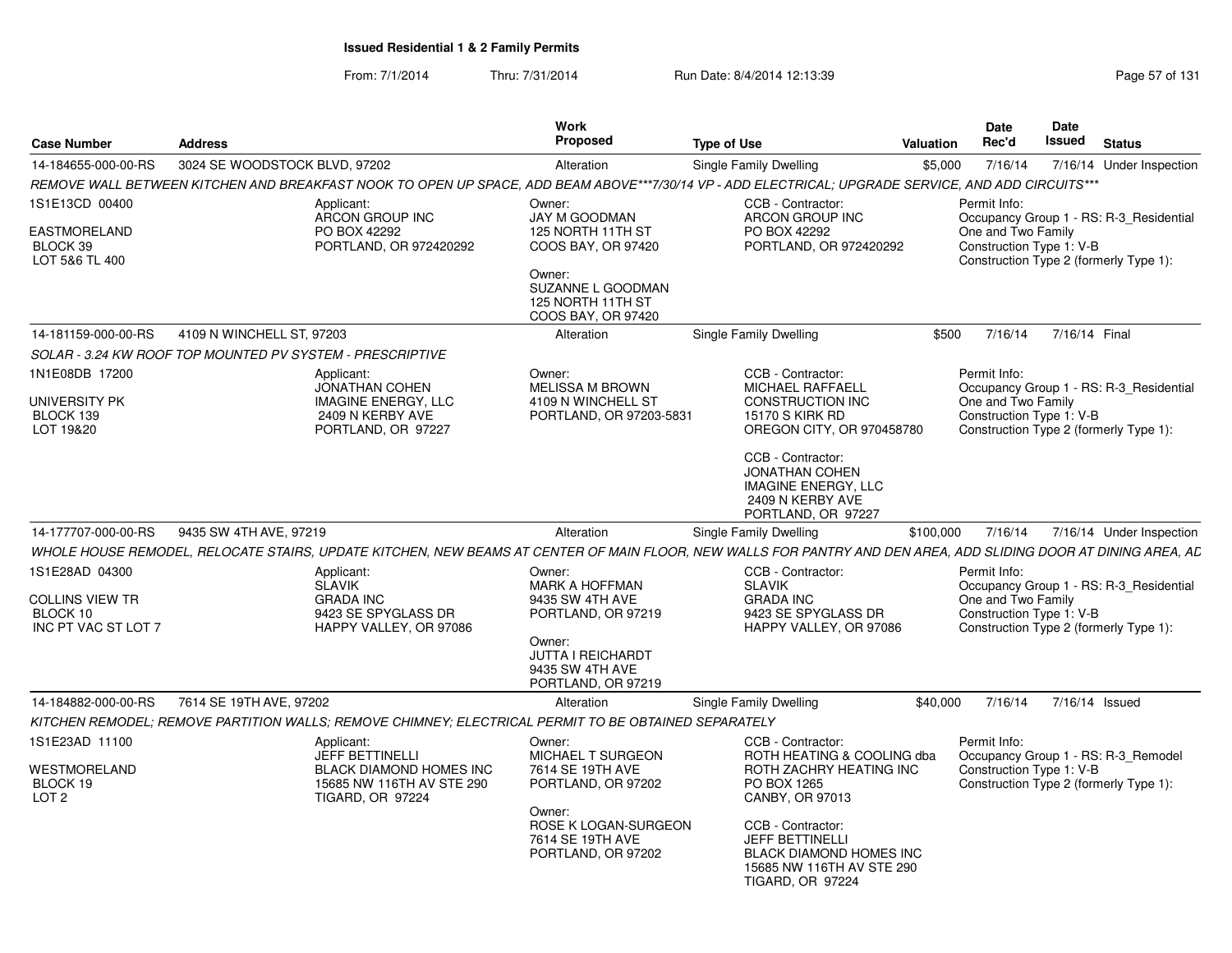**Issued Residential 1 & 2 Family Permits**

From: 7/1/2014 Thru: 7/31/2014 Run Date: 8/4/2014 12:13:39

| Case Number | Address | Work Proposed | Type of Use | Valuation | Date Rec'd | Date Issued | Status |
|---|---|---|---|---|---|---|---|
| 14-184655-000-00-RS | 3024 SE WOODSTOCK BLVD, 97202 | Alteration | Single Family Dwelling | $5,000 | 7/16/14 | 7/16/14 | Under Inspection |

*REMOVE WALL BETWEEN KITCHEN AND BREAKFAST NOOK TO OPEN UP SPACE, ADD BEAM ABOVE***7/30/14 VP - ADD ELECTRICAL; UPGRADE SERVICE, AND ADD CIRCUITS****

1S1E13CD 00400
EASTMORELAND
BLOCK 39
LOT 5&6 TL 400

Applicant:
ARCON GROUP INC
PO BOX 42292
PORTLAND, OR 972420292

Owner:
JAY M GOODMAN
125 NORTH 11TH ST
COOS BAY, OR 97420

Owner:
SUZANNE L GOODMAN
125 NORTH 11TH ST
COOS BAY, OR 97420

CCB - Contractor:
ARCON GROUP INC
PO BOX 42292
PORTLAND, OR 972420292

Permit Info:
Occupancy Group 1 - RS: R-3_Residential One and Two Family
Construction Type 1: V-B
Construction Type 2 (formerly Type 1):

| Case Number | Address | Work Proposed | Type of Use | Valuation | Date Rec'd | Date Issued | Status |
|---|---|---|---|---|---|---|---|
| 14-181159-000-00-RS | 4109 N WINCHELL ST, 97203 | Alteration | Single Family Dwelling | $500 | 7/16/14 | 7/16/14 | Final |

*SOLAR - 3.24 KW ROOF TOP MOUNTED PV SYSTEM - PRESCRIPTIVE*

1N1E08DB 17200
UNIVERSITY PK
BLOCK 139
LOT 19&20

Applicant:
JONATHAN COHEN
IMAGINE ENERGY, LLC
2409 N KERBY AVE
PORTLAND, OR 97227

Owner:
MELISSA M BROWN
4109 N WINCHELL ST
PORTLAND, OR 97203-5831

CCB - Contractor:
MICHAEL RAFFAELL
CONSTRUCTION INC
15170 S KIRK RD
OREGON CITY, OR 970458780

CCB - Contractor:
JONATHAN COHEN
IMAGINE ENERGY, LLC
2409 N KERBY AVE
PORTLAND, OR 97227

Permit Info:
Occupancy Group 1 - RS: R-3_Residential One and Two Family
Construction Type 1: V-B
Construction Type 2 (formerly Type 1):

| Case Number | Address | Work Proposed | Type of Use | Valuation | Date Rec'd | Date Issued | Status |
|---|---|---|---|---|---|---|---|
| 14-177707-000-00-RS | 9435 SW 4TH AVE, 97219 | Alteration | Single Family Dwelling | $100,000 | 7/16/14 | 7/16/14 | Under Inspection |

*WHOLE HOUSE REMODEL, RELOCATE STAIRS, UPDATE KITCHEN, NEW BEAMS AT CENTER OF MAIN FLOOR, NEW WALLS FOR PANTRY AND DEN AREA, ADD SLIDING DOOR AT DINING AREA, AD*

1S1E28AD 04300
COLLINS VIEW TR
BLOCK 10
INC PT VAC ST LOT 7

Applicant:
SLAVIK
GRADA INC
9423 SE SPYGLASS DR
HAPPY VALLEY, OR 97086

Owner:
MARK A HOFFMAN
9435 SW 4TH AVE
PORTLAND, OR 97219

Owner:
JUTTA I REICHARDT
9435 SW 4TH AVE
PORTLAND, OR 97219

CCB - Contractor:
SLAVIK
GRADA INC
9423 SE SPYGLASS DR
HAPPY VALLEY, OR 97086

Permit Info:
Occupancy Group 1 - RS: R-3_Residential One and Two Family
Construction Type 1: V-B
Construction Type 2 (formerly Type 1):

| Case Number | Address | Work Proposed | Type of Use | Valuation | Date Rec'd | Date Issued | Status |
|---|---|---|---|---|---|---|---|
| 14-184882-000-00-RS | 7614 SE 19TH AVE, 97202 | Alteration | Single Family Dwelling | $40,000 | 7/16/14 | 7/16/14 | Issued |

*KITCHEN REMODEL; REMOVE PARTITION WALLS; REMOVE CHIMNEY; ELECTRICAL PERMIT TO BE OBTAINED SEPARATELY*

1S1E23AD 11100
WESTMORELAND
BLOCK 19
LOT 2

Applicant:
JEFF BETTINELLI
BLACK DIAMOND HOMES INC
15685 NW 116TH AV STE 290
TIGARD, OR 97224

Owner:
MICHAEL T SURGEON
7614 SE 19TH AVE
PORTLAND, OR 97202

Owner:
ROSE K LOGAN-SURGEON
7614 SE 19TH AVE
PORTLAND, OR 97202

CCB - Contractor:
ROTH HEATING & COOLING dba
ROTH ZACHRY HEATING INC
PO BOX 1265
CANBY, OR 97013

CCB - Contractor:
JEFF BETTINELLI
BLACK DIAMOND HOMES INC
15685 NW 116TH AV STE 290
TIGARD, OR 97224

Permit Info:
Occupancy Group 1 - RS: R-3_Remodel
Construction Type 1: V-B
Construction Type 2 (formerly Type 1):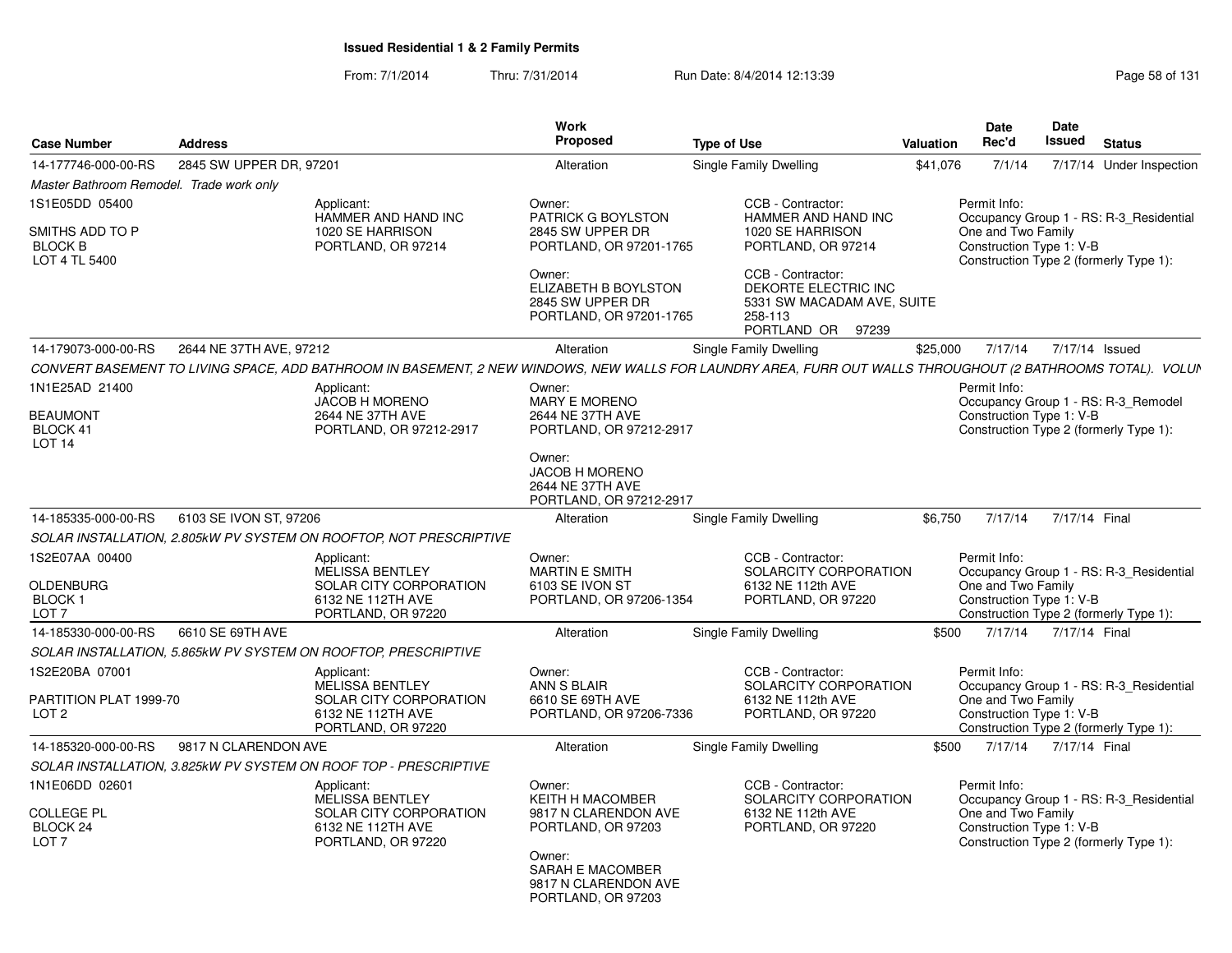## Issued Residential 1 & 2 Family Permits

From: 7/1/2014 Thru: 7/31/2014 Run Date: 8/4/2014 12:13:39

| Case Number | Address | Work Proposed | Type of Use | Valuation | Date Rec'd | Date Issued | Status |
|---|---|---|---|---|---|---|---|
| 14-177746-000-00-RS | 2845 SW UPPER DR, 97201 | Alteration | Single Family Dwelling | $41,076 | 7/1/14 | 7/17/14 | Under Inspection |

*Master Bathroom Remodel. Trade work only*

1S1E05DD 05400
SMITHS ADD TO P
BLOCK B
LOT 4 TL 5400

Applicant:
HAMMER AND HAND INC
1020 SE HARRISON
PORTLAND, OR 97214

Owner:
PATRICK G BOYLSTON
2845 SW UPPER DR
PORTLAND, OR 97201-1765

Owner:
ELIZABETH B BOYLSTON
2845 SW UPPER DR
PORTLAND, OR 97201-1765

CCB - Contractor:
HAMMER AND HAND INC
1020 SE HARRISON
PORTLAND, OR 97214

CCB - Contractor:
DEKORTE ELECTRIC INC
5331 SW MACADAM AVE, SUITE 258-113
PORTLAND OR 97239

Permit Info:
Occupancy Group 1 - RS: R-3_Residential One and Two Family
Construction Type 1: V-B
Construction Type 2 (formerly Type 1):

| Case Number | Address | Work Proposed | Type of Use | Valuation | Date Rec'd | Date Issued | Status |
|---|---|---|---|---|---|---|---|
| 14-179073-000-00-RS | 2644 NE 37TH AVE, 97212 | Alteration | Single Family Dwelling | $25,000 | 7/17/14 | 7/17/14 | Issued |

*CONVERT BASEMENT TO LIVING SPACE, ADD BATHROOM IN BASEMENT, 2 NEW WINDOWS, NEW WALLS FOR LAUNDRY AREA, FURR OUT WALLS THROUGHOUT (2 BATHROOMS TOTAL). VOLUN*

1N1E25AD 21400
BEAUMONT
BLOCK 41
LOT 14

Applicant:
JACOB H MORENO
2644 NE 37TH AVE
PORTLAND, OR 97212-2917

Owner:
MARY E MORENO
2644 NE 37TH AVE
PORTLAND, OR 97212-2917

Owner:
JACOB H MORENO
2644 NE 37TH AVE
PORTLAND, OR 97212-2917

Permit Info:
Occupancy Group 1 - RS: R-3_Remodel
Construction Type 1: V-B
Construction Type 2 (formerly Type 1):

| Case Number | Address | Work Proposed | Type of Use | Valuation | Date Rec'd | Date Issued | Status |
|---|---|---|---|---|---|---|---|
| 14-185335-000-00-RS | 6103 SE IVON ST, 97206 | Alteration | Single Family Dwelling | $6,750 | 7/17/14 | 7/17/14 | Final |

*SOLAR INSTALLATION, 2.805kW PV SYSTEM ON ROOFTOP, NOT PRESCRIPTIVE*

1S2E07AA 00400
OLDENBURG
BLOCK 1
LOT 7

Applicant:
MELISSA BENTLEY
SOLAR CITY CORPORATION
6132 NE 112TH AVE
PORTLAND, OR 97220

Owner:
MARTIN E SMITH
6103 SE IVON ST
PORTLAND, OR 97206-1354

CCB - Contractor:
SOLARCITY CORPORATION
6132 NE 112th AVE
PORTLAND, OR 97220

Permit Info:
Occupancy Group 1 - RS: R-3_Residential One and Two Family
Construction Type 1: V-B
Construction Type 2 (formerly Type 1):

| Case Number | Address | Work Proposed | Type of Use | Valuation | Date Rec'd | Date Issued | Status |
|---|---|---|---|---|---|---|---|
| 14-185330-000-00-RS | 6610 SE 69TH AVE | Alteration | Single Family Dwelling | $500 | 7/17/14 | 7/17/14 | Final |

*SOLAR INSTALLATION, 5.865kW PV SYSTEM ON ROOFTOP, PRESCRIPTIVE*

1S2E20BA 07001
PARTITION PLAT 1999-70
LOT 2

Applicant:
MELISSA BENTLEY
SOLAR CITY CORPORATION
6132 NE 112TH AVE
PORTLAND, OR 97220

Owner:
ANN S BLAIR
6610 SE 69TH AVE
PORTLAND, OR 97206-7336

CCB - Contractor:
SOLARCITY CORPORATION
6132 NE 112th AVE
PORTLAND, OR 97220

Permit Info:
Occupancy Group 1 - RS: R-3_Residential One and Two Family
Construction Type 1: V-B
Construction Type 2 (formerly Type 1):

| Case Number | Address | Work Proposed | Type of Use | Valuation | Date Rec'd | Date Issued | Status |
|---|---|---|---|---|---|---|---|
| 14-185320-000-00-RS | 9817 N CLARENDON AVE | Alteration | Single Family Dwelling | $500 | 7/17/14 | 7/17/14 | Final |

*SOLAR INSTALLATION, 3.825kW PV SYSTEM ON ROOF TOP - PRESCRIPTIVE*

1N1E06DD 02601
COLLEGE PL
BLOCK 24
LOT 7

Applicant:
MELISSA BENTLEY
SOLAR CITY CORPORATION
6132 NE 112TH AVE
PORTLAND, OR 97220

Owner:
KEITH H MACOMBER
9817 N CLARENDON AVE
PORTLAND, OR 97203

Owner:
SARAH E MACOMBER
9817 N CLARENDON AVE
PORTLAND, OR 97203

CCB - Contractor:
SOLARCITY CORPORATION
6132 NE 112th AVE
PORTLAND, OR 97220

Permit Info:
Occupancy Group 1 - RS: R-3_Residential One and Two Family
Construction Type 1: V-B
Construction Type 2 (formerly Type 1):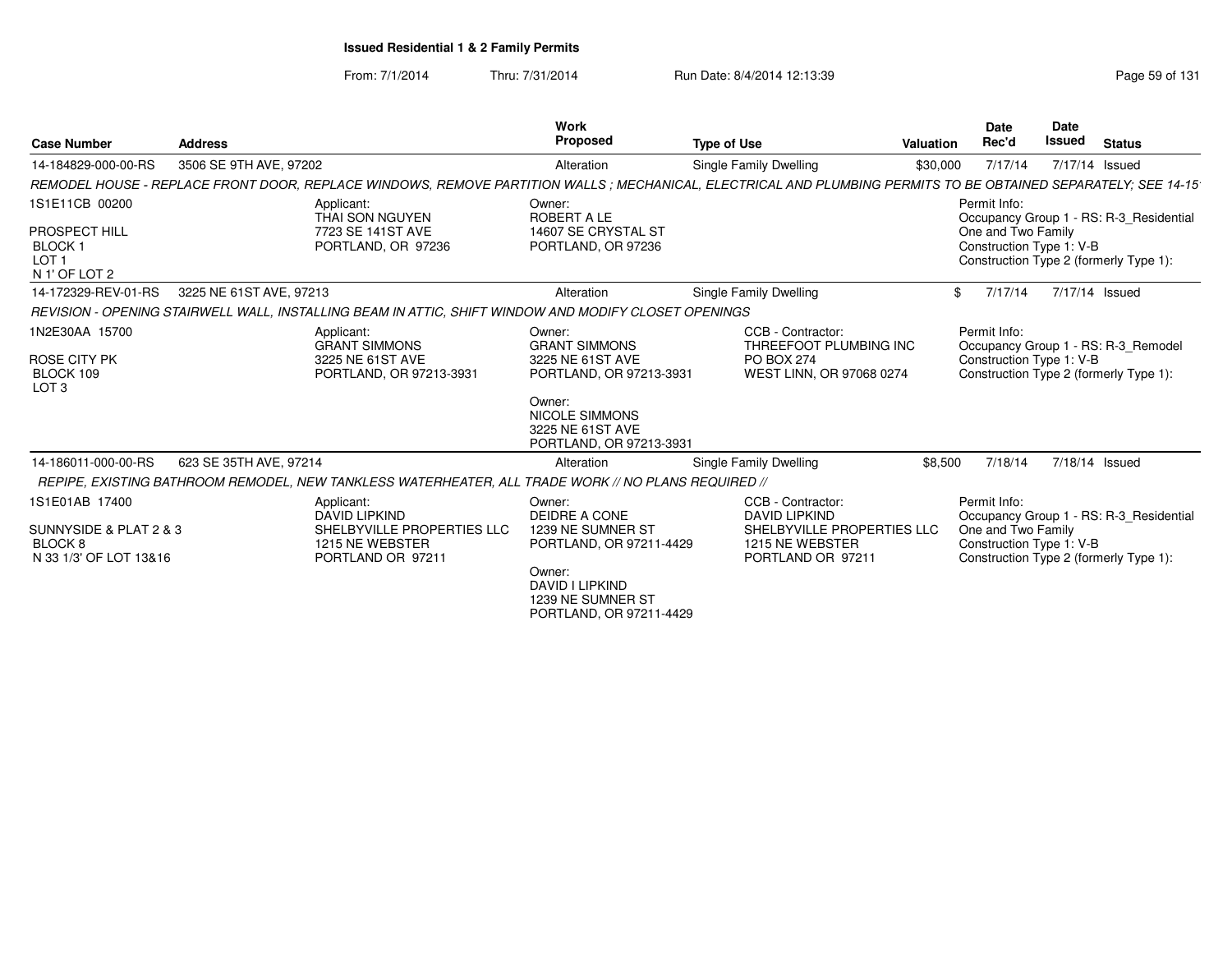**Issued Residential 1 & 2 Family Permits**

From: 7/1/2014 Thru: 7/31/2014 Run Date: 8/4/2014 12:13:39

| Case Number | Address | Work Proposed | Type of Use | Valuation | Date Rec'd | Date Issued | Status |
|---|---|---|---|---|---|---|---|
| 14-184829-000-00-RS | 3506 SE 9TH AVE, 97202 | Alteration | Single Family Dwelling | $30,000 | 7/17/14 | 7/17/14 | Issued |

*REMODEL HOUSE - REPLACE FRONT DOOR, REPLACE WINDOWS, REMOVE PARTITION WALLS ; MECHANICAL, ELECTRICAL AND PLUMBING PERMITS TO BE OBTAINED SEPARATELY; SEE 14-15*

1S1E11CB 00200
PROSPECT HILL
BLOCK 1
LOT 1
N 1' OF LOT 2

Applicant:
THAI SON NGUYEN
7723 SE 141ST AVE
PORTLAND, OR 97236

Owner:
ROBERT A LE
14607 SE CRYSTAL ST
PORTLAND, OR 97236

Permit Info:
Occupancy Group 1 - RS: R-3_Residential
One and Two Family
Construction Type 1: V-B
Construction Type 2 (formerly Type 1):

| Case Number | Address | Work Proposed | Type of Use | Valuation | Date Rec'd | Date Issued | Status |
|---|---|---|---|---|---|---|---|
| 14-172329-REV-01-RS | 3225 NE 61ST AVE, 97213 | Alteration | Single Family Dwelling | $ | 7/17/14 | 7/17/14 | Issued |

*REVISION - OPENING STAIRWELL WALL, INSTALLING BEAM IN ATTIC, SHIFT WINDOW AND MODIFY CLOSET OPENINGS*

1N2E30AA 15700
ROSE CITY PK
BLOCK 109
LOT 3

Applicant:
GRANT SIMMONS
3225 NE 61ST AVE
PORTLAND, OR 97213-3931

Owner:
GRANT SIMMONS
3225 NE 61ST AVE
PORTLAND, OR 97213-3931

Owner:
NICOLE SIMMONS
3225 NE 61ST AVE
PORTLAND, OR 97213-3931

CCB - Contractor:
THREEFOOT PLUMBING INC
PO BOX 274
WEST LINN, OR 97068 0274

Permit Info:
Occupancy Group 1 - RS: R-3_Remodel
Construction Type 1: V-B
Construction Type 2 (formerly Type 1):

| Case Number | Address | Work Proposed | Type of Use | Valuation | Date Rec'd | Date Issued | Status |
|---|---|---|---|---|---|---|---|
| 14-186011-000-00-RS | 623 SE 35TH AVE, 97214 | Alteration | Single Family Dwelling | $8,500 | 7/18/14 | 7/18/14 | Issued |

*REPIPE, EXISTING BATHROOM REMODEL, NEW TANKLESS WATERHEATER, ALL TRADE WORK // NO PLANS REQUIRED //*

1S1E01AB 17400
SUNNYSIDE & PLAT 2 & 3
BLOCK 8
N 33 1/3' OF LOT 13&16

Applicant:
DAVID LIPKIND
SHELBYVILLE PROPERTIES LLC
1215 NE WEBSTER
PORTLAND OR 97211

Owner:
DEIDRE A CONE
1239 NE SUMNER ST
PORTLAND, OR 97211-4429

Owner:
DAVID I LIPKIND
1239 NE SUMNER ST
PORTLAND, OR 97211-4429

CCB - Contractor:
DAVID LIPKIND
SHELBYVILLE PROPERTIES LLC
1215 NE WEBSTER
PORTLAND OR 97211

Permit Info:
Occupancy Group 1 - RS: R-3_Residential
One and Two Family
Construction Type 1: V-B
Construction Type 2 (formerly Type 1):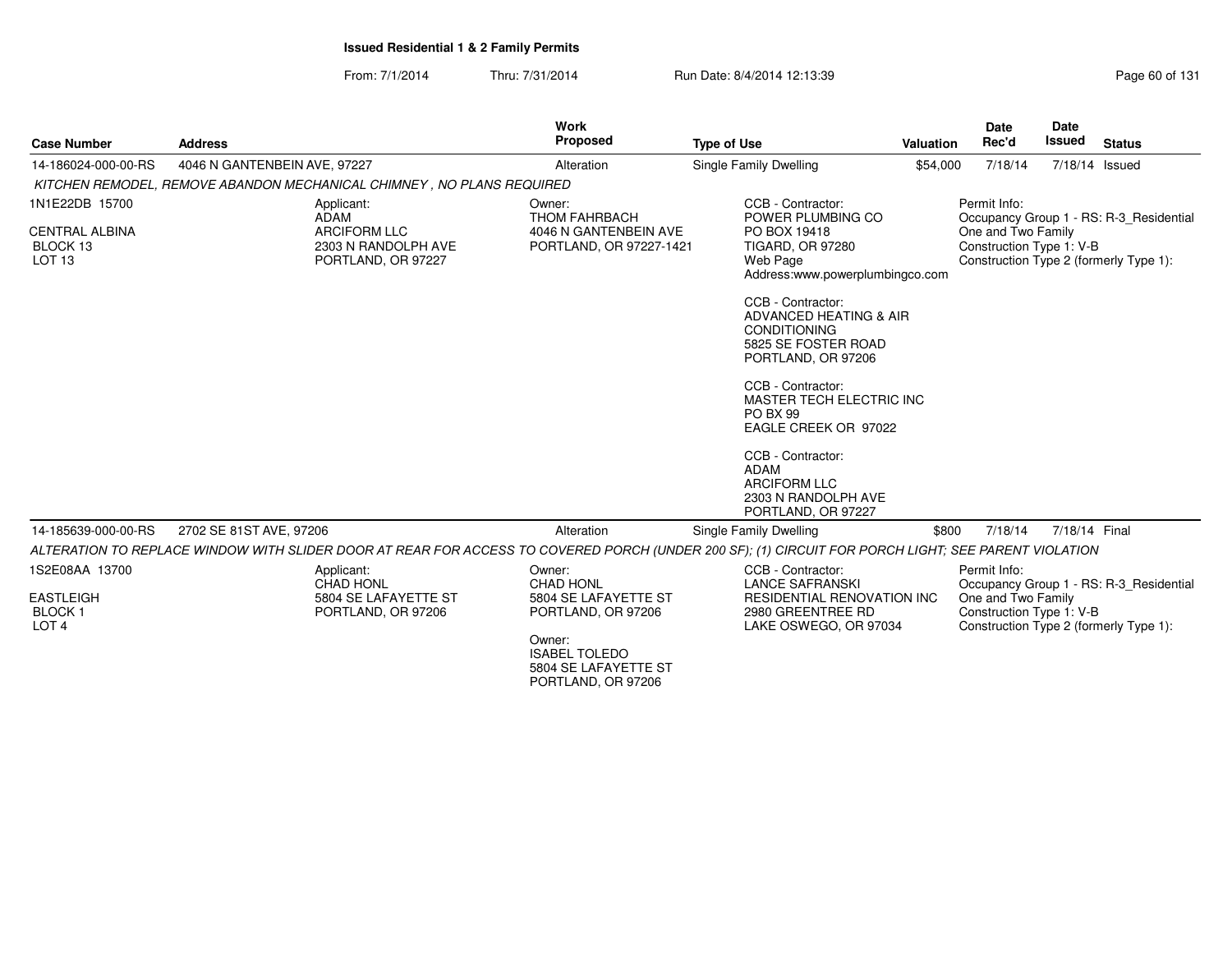**Issued Residential 1 & 2 Family Permits**

From: 7/1/2014 Thru: 7/31/2014 Run Date: 8/4/2014 12:13:39

| Case Number | Address | Work Proposed | Type of Use | Valuation | Date Rec'd | Date Issued | Status |
|---|---|---|---|---|---|---|---|
| 14-186024-000-00-RS | 4046 N GANTENBEIN AVE, 97227 | Alteration | Single Family Dwelling | $54,000 | 7/18/14 | 7/18/14 | Issued |

*KITCHEN REMODEL, REMOVE ABANDON MECHANICAL CHIMNEY , NO PLANS REQUIRED*

1N1E22DB 15700
CENTRAL ALBINA
BLOCK 13
LOT 13

Applicant:
ADAM
ARCIFORM LLC
2303 N RANDOLPH AVE
PORTLAND, OR 97227

Owner:
THOM FAHRBACH
4046 N GANTENBEIN AVE
PORTLAND, OR 97227-1421

CCB - Contractor:
POWER PLUMBING CO
PO BOX 19418
TIGARD, OR 97280
Web Page
Address:www.powerplumbingco.com

CCB - Contractor:
ADVANCED HEATING & AIR CONDITIONING
5825 SE FOSTER ROAD
PORTLAND, OR 97206

CCB - Contractor:
MASTER TECH ELECTRIC INC
PO BX 99
EAGLE CREEK OR 97022

CCB - Contractor:
ADAM
ARCIFORM LLC
2303 N RANDOLPH AVE
PORTLAND, OR 97227

Permit Info:
Occupancy Group 1 - RS: R-3_Residential One and Two Family
Construction Type 1: V-B
Construction Type 2 (formerly Type 1):

| Case Number | Address | Work Proposed | Type of Use | Valuation | Date Rec'd | Date Issued | Status |
|---|---|---|---|---|---|---|---|
| 14-185639-000-00-RS | 2702 SE 81ST AVE, 97206 | Alteration | Single Family Dwelling | $800 | 7/18/14 | 7/18/14 | Final |

*ALTERATION TO REPLACE WINDOW WITH SLIDER DOOR AT REAR FOR ACCESS TO COVERED PORCH (UNDER 200 SF); (1) CIRCUIT FOR PORCH LIGHT; SEE PARENT VIOLATION*

1S2E08AA 13700
EASTLEIGH
BLOCK 1
LOT 4

Applicant:
CHAD HONL
5804 SE LAFAYETTE ST
PORTLAND, OR 97206

Owner:
CHAD HONL
5804 SE LAFAYETTE ST
PORTLAND, OR 97206

Owner:
ISABEL TOLEDO
5804 SE LAFAYETTE ST
PORTLAND, OR 97206

CCB - Contractor:
LANCE SAFRANSKI
RESIDENTIAL RENOVATION INC
2980 GREENTREE RD
LAKE OSWEGO, OR 97034

Permit Info:
Occupancy Group 1 - RS: R-3_Residential One and Two Family
Construction Type 1: V-B
Construction Type 2 (formerly Type 1):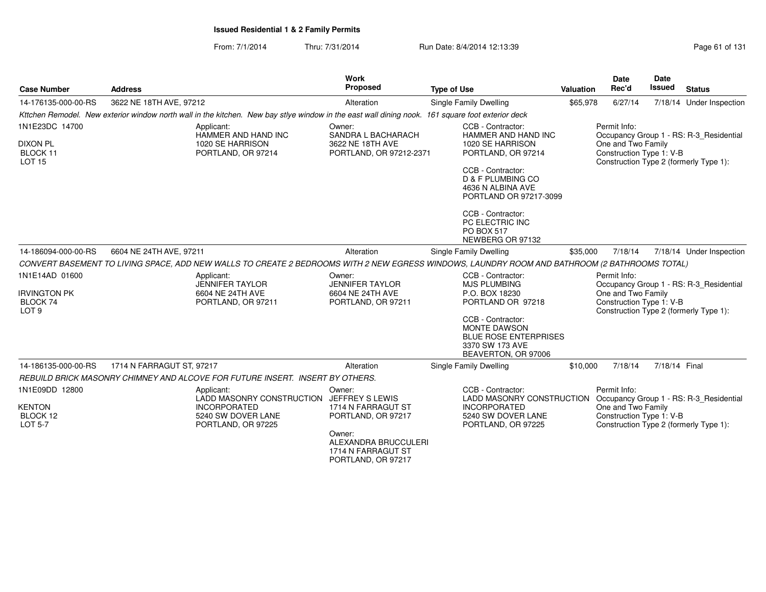**Issued Residential 1 & 2 Family Permits**

From: 7/1/2014 Thru: 7/31/2014 Run Date: 8/4/2014 12:13:39

| Case Number | Address | Work Proposed | Type of Use | Valuation | Date Rec'd | Date Issued | Status |
|---|---|---|---|---|---|---|---|
| 14-176135-000-00-RS | 3622 NE 18TH AVE, 97212 | Alteration | Single Family Dwelling | $65,978 | 6/27/14 | 7/18/14 | Under Inspection |

*Kttchen Remodel. New exterior window north wall in the kitchen. New bay stlye window in the east wall dining nook. 161 square foot exterior deck*

1N1E23DC 14700
DIXON PL
BLOCK 11
LOT 15

Applicant:
HAMMER AND HAND INC
1020 SE HARRISON
PORTLAND, OR 97214

Owner:
SANDRA L BACHARACH
3622 NE 18TH AVE
PORTLAND, OR 97212-2371

CCB - Contractor:
HAMMER AND HAND INC
1020 SE HARRISON
PORTLAND, OR 97214

CCB - Contractor:
D & F PLUMBING CO
4636 N ALBINA AVE
PORTLAND OR 97217-3099

CCB - Contractor:
PC ELECTRIC INC
PO BOX 517
NEWBERG OR 97132

Permit Info:
Occupancy Group 1 - RS: R-3_Residential One and Two Family
Construction Type 1: V-B
Construction Type 2 (formerly Type 1):

| Case Number | Address | Work Proposed | Type of Use | Valuation | Date Rec'd | Date Issued | Status |
|---|---|---|---|---|---|---|---|
| 14-186094-000-00-RS | 6604 NE 24TH AVE, 97211 | Alteration | Single Family Dwelling | $35,000 | 7/18/14 | 7/18/14 | Under Inspection |

*CONVERT BASEMENT TO LIVING SPACE, ADD NEW WALLS TO CREATE 2 BEDROOMS WITH 2 NEW EGRESS WINDOWS, LAUNDRY ROOM AND BATHROOM (2 BATHROOMS TOTAL)*

1N1E14AD 01600
IRVINGTON PK
BLOCK 74
LOT 9

Applicant:
JENNIFER TAYLOR
6604 NE 24TH AVE
PORTLAND, OR 97211

Owner:
JENNIFER TAYLOR
6604 NE 24TH AVE
PORTLAND, OR 97211

CCB - Contractor:
MJS PLUMBING
P.O. BOX 18230
PORTLAND OR 97218

CCB - Contractor:
MONTE DAWSON
BLUE ROSE ENTERPRISES
3370 SW 173 AVE
BEAVERTON, OR 97006

Permit Info:
Occupancy Group 1 - RS: R-3_Residential One and Two Family
Construction Type 1: V-B
Construction Type 2 (formerly Type 1):

| Case Number | Address | Work Proposed | Type of Use | Valuation | Date Rec'd | Date Issued | Status |
|---|---|---|---|---|---|---|---|
| 14-186135-000-00-RS | 1714 N FARRAGUT ST, 97217 | Alteration | Single Family Dwelling | $10,000 | 7/18/14 | 7/18/14 | Final |

*REBUILD BRICK MASONRY CHIMNEY AND ALCOVE FOR FUTURE INSERT. INSERT BY OTHERS.*

1N1E09DD 12800
KENTON
BLOCK 12
LOT 5-7

Applicant:
LADD MASONRY CONSTRUCTION INCORPORATED
5240 SW DOVER LANE
PORTLAND, OR 97225

Owner:
JEFFREY S LEWIS
1714 N FARRAGUT ST
PORTLAND, OR 97217

Owner:
ALEXANDRA BRUCCULERI
1714 N FARRAGUT ST
PORTLAND, OR 97217

CCB - Contractor:
LADD MASONRY CONSTRUCTION INCORPORATED
5240 SW DOVER LANE
PORTLAND, OR 97225

Permit Info:
Occupancy Group 1 - RS: R-3_Residential One and Two Family
Construction Type 1: V-B
Construction Type 2 (formerly Type 1):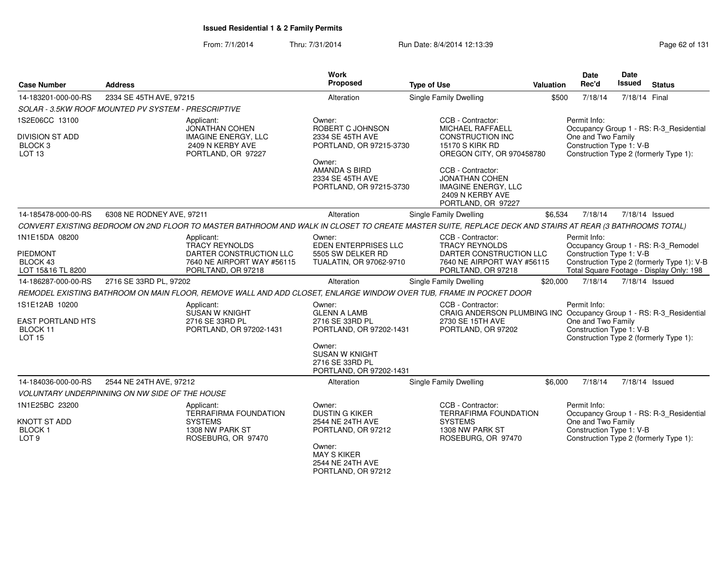# Issued Residential 1 & 2 Family Permits

From: 7/1/2014 Thru: 7/31/2014 Run Date: 8/4/2014 12:13:39

| Case Number | Address | Work Proposed | Type of Use | Valuation | Date Rec'd | Date Issued | Status |
|---|---|---|---|---|---|---|---|
| 14-183201-000-00-RS | 2334 SE 45TH AVE, 97215 | Alteration | Single Family Dwelling | $500 | 7/18/14 | 7/18/14 | Final |

*SOLAR - 3.5KW ROOF MOUNTED PV SYSTEM - PRESCRIPTIVE*

1S2E06CC 13100
DIVISION ST ADD
BLOCK 3
LOT 13

Applicant:
JONATHAN COHEN
IMAGINE ENERGY, LLC
2409 N KERBY AVE
PORTLAND, OR 97227

Owner:
ROBERT C JOHNSON
2334 SE 45TH AVE
PORTLAND, OR 97215-3730

Owner:
AMANDA S BIRD
2334 SE 45TH AVE
PORTLAND, OR 97215-3730

CCB - Contractor:
MICHAEL RAFFAELL
CONSTRUCTION INC
15170 S KIRK RD
OREGON CITY, OR 970458780

CCB - Contractor:
JONATHAN COHEN
IMAGINE ENERGY, LLC
2409 N KERBY AVE
PORTLAND, OR 97227

Permit Info:
Occupancy Group 1 - RS: R-3_Residential One and Two Family
Construction Type 1: V-B
Construction Type 2 (formerly Type 1):

| Case Number | Address | Work Proposed | Type of Use | Valuation | Date Rec'd | Date Issued | Status |
|---|---|---|---|---|---|---|---|
| 14-185478-000-00-RS | 6308 NE RODNEY AVE, 97211 | Alteration | Single Family Dwelling | $6,534 | 7/18/14 | 7/18/14 | Issued |

*CONVERT EXISTING BEDROOM ON 2ND FLOOR TO MASTER BATHROOM AND WALK IN CLOSET TO CREATE MASTER SUITE, REPLACE DECK AND STAIRS AT REAR (3 BATHROOMS TOTAL)*

1N1E15DA 08200
PIEDMONT
BLOCK 43
LOT 15&16 TL 8200

Applicant:
TRACY REYNOLDS
DARTER CONSTRUCTION LLC
7640 NE AIRPORT WAY #56115
PORLTAND, OR 97218

Owner:
EDEN ENTERPRISES LLC
5505 SW DELKER RD
TUALATIN, OR 97062-9710

CCB - Contractor:
TRACY REYNOLDS
DARTER CONSTRUCTION LLC
7640 NE AIRPORT WAY #56115
PORLTAND, OR 97218

Permit Info:
Occupancy Group 1 - RS: R-3_Remodel
Construction Type 1: V-B
Construction Type 2 (formerly Type 1): V-B
Total Square Footage - Display Only: 198

| Case Number | Address | Work Proposed | Type of Use | Valuation | Date Rec'd | Date Issued | Status |
|---|---|---|---|---|---|---|---|
| 14-186287-000-00-RS | 2716 SE 33RD PL, 97202 | Alteration | Single Family Dwelling | $20,000 | 7/18/14 | 7/18/14 | Issued |

*REMODEL EXISTING BATHROOM ON MAIN FLOOR, REMOVE WALL AND ADD CLOSET, ENLARGE WINDOW OVER TUB, FRAME IN POCKET DOOR*

1S1E12AB 10200
EAST PORTLAND HTS
BLOCK 11
LOT 15

Applicant:
SUSAN W KNIGHT
2716 SE 33RD PL
PORTLAND, OR 97202-1431

Owner:
GLENN A LAMB
2716 SE 33RD PL
PORTLAND, OR 97202-1431

Owner:
SUSAN W KNIGHT
2716 SE 33RD PL
PORTLAND, OR 97202-1431

CCB - Contractor:
CRAIG ANDERSON PLUMBING INC
2730 SE 15TH AVE
PORTLAND, OR 97202

Permit Info:
Occupancy Group 1 - RS: R-3_Residential One and Two Family
Construction Type 1: V-B
Construction Type 2 (formerly Type 1):

| Case Number | Address | Work Proposed | Type of Use | Valuation | Date Rec'd | Date Issued | Status |
|---|---|---|---|---|---|---|---|
| 14-184036-000-00-RS | 2544 NE 24TH AVE, 97212 | Alteration | Single Family Dwelling | $6,000 | 7/18/14 | 7/18/14 | Issued |

*VOLUNTARY UNDERPINNING ON NW SIDE OF THE HOUSE*

1N1E25BC 23200
KNOTT ST ADD
BLOCK 1
LOT 9

Applicant:
TERRAFIRMA FOUNDATION SYSTEMS
1308 NW PARK ST
ROSEBURG, OR 97470

Owner:
DUSTIN G KIKER
2544 NE 24TH AVE
PORTLAND, OR 97212

Owner:
MAY S KIKER
2544 NE 24TH AVE
PORTLAND, OR 97212

CCB - Contractor:
TERRAFIRMA FOUNDATION SYSTEMS
1308 NW PARK ST
ROSEBURG, OR 97470

Permit Info:
Occupancy Group 1 - RS: R-3_Residential One and Two Family
Construction Type 1: V-B
Construction Type 2 (formerly Type 1):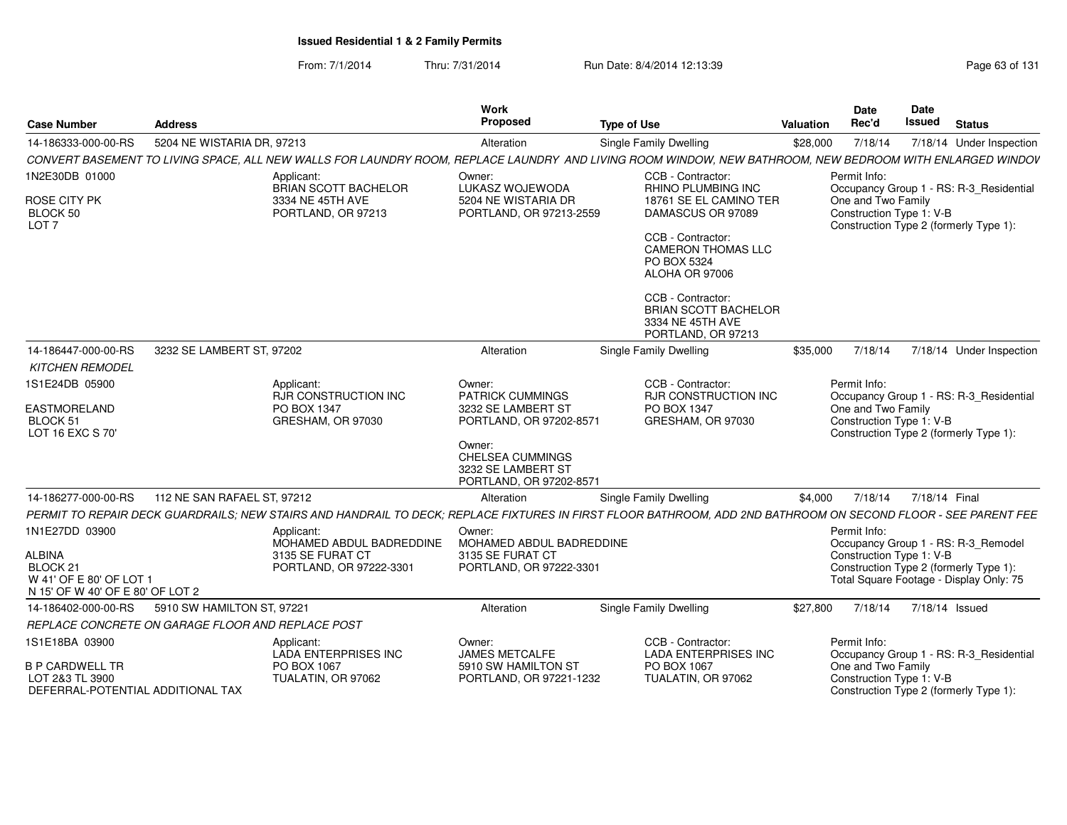# Issued Residential 1 & 2 Family Permits

From: 7/1/2014 Thru: 7/31/2014 Run Date: 8/4/2014 12:13:39

| Case Number | Address | Work Proposed | Type of Use | Valuation | Date Rec'd | Date Issued | Status |
|---|---|---|---|---|---|---|---|
| 14-186333-000-00-RS | 5204 NE WISTARIA DR, 97213 | Alteration | Single Family Dwelling | $28,000 | 7/18/14 | 7/18/14 | Under Inspection |

*CONVERT BASEMENT TO LIVING SPACE, ALL NEW WALLS FOR LAUNDRY ROOM, REPLACE LAUNDRY AND LIVING ROOM WINDOW, NEW BATHROOM, NEW BEDROOM WITH ENLARGED WINDOV*

1N2E30DB 01000
ROSE CITY PK
BLOCK 50
LOT 7

Applicant:
BRIAN SCOTT BACHELOR
3334 NE 45TH AVE
PORTLAND, OR 97213

Owner:
LUKASZ WOJEWODA
5204 NE WISTARIA DR
PORTLAND, OR 97213-2559

CCB - Contractor:
RHINO PLUMBING INC
18761 SE EL CAMINO TER
DAMASCUS OR 97089

CCB - Contractor:
CAMERON THOMAS LLC
PO BOX 5324
ALOHA OR 97006

CCB - Contractor:
BRIAN SCOTT BACHELOR
3334 NE 45TH AVE
PORTLAND, OR 97213

Permit Info:
Occupancy Group 1 - RS: R-3_Residential One and Two Family
Construction Type 1: V-B
Construction Type 2 (formerly Type 1):

| Case Number | Address | Work Proposed | Type of Use | Valuation | Date Rec'd | Date Issued | Status |
|---|---|---|---|---|---|---|---|
| 14-186447-000-00-RS | 3232 SE LAMBERT ST, 97202 | Alteration | Single Family Dwelling | $35,000 | 7/18/14 | 7/18/14 | Under Inspection |

*KITCHEN REMODEL*

1S1E24DB 05900
EASTMORELAND
BLOCK 51
LOT 16 EXC S 70'

Applicant:
RJR CONSTRUCTION INC
PO BOX 1347
GRESHAM, OR 97030

Owner:
PATRICK CUMMINGS
3232 SE LAMBERT ST
PORTLAND, OR 97202-8571

Owner:
CHELSEA CUMMINGS
3232 SE LAMBERT ST
PORTLAND, OR 97202-8571

CCB - Contractor:
RJR CONSTRUCTION INC
PO BOX 1347
GRESHAM, OR 97030

Permit Info:
Occupancy Group 1 - RS: R-3_Residential One and Two Family
Construction Type 1: V-B
Construction Type 2 (formerly Type 1):

| Case Number | Address | Work Proposed | Type of Use | Valuation | Date Rec'd | Date Issued | Status |
|---|---|---|---|---|---|---|---|
| 14-186277-000-00-RS | 112 NE SAN RAFAEL ST, 97212 | Alteration | Single Family Dwelling | $4,000 | 7/18/14 | 7/18/14 | Final |

*PERMIT TO REPAIR DECK GUARDRAILS; NEW STAIRS AND HANDRAIL TO DECK; REPLACE FIXTURES IN FIRST FLOOR BATHROOM, ADD 2ND BATHROOM ON SECOND FLOOR - SEE PARENT FEE*

1N1E27DD 03900
ALBINA
BLOCK 21
W 41' OF E 80' OF LOT 1
N 15' OF W 40' OF E 80' OF LOT 2

Applicant:
MOHAMED ABDUL BADREDDINE
3135 SE FURAT CT
PORTLAND, OR 97222-3301

Owner:
MOHAMED ABDUL BADREDDINE
3135 SE FURAT CT
PORTLAND, OR 97222-3301

Permit Info:
Occupancy Group 1 - RS: R-3_Remodel
Construction Type 1: V-B
Construction Type 2 (formerly Type 1):
Total Square Footage - Display Only: 75

| Case Number | Address | Work Proposed | Type of Use | Valuation | Date Rec'd | Date Issued | Status |
|---|---|---|---|---|---|---|---|
| 14-186402-000-00-RS | 5910 SW HAMILTON ST, 97221 | Alteration | Single Family Dwelling | $27,800 | 7/18/14 | 7/18/14 | Issued |

*REPLACE CONCRETE ON GARAGE FLOOR AND REPLACE POST*

1S1E18BA 03900
B P CARDWELL TR
LOT 2&3 TL 3900
DEFERRAL-POTENTIAL ADDITIONAL TAX

Applicant:
LADA ENTERPRISES INC
PO BOX 1067
TUALATIN, OR 97062

Owner:
JAMES METCALFE
5910 SW HAMILTON ST
PORTLAND, OR 97221-1232

CCB - Contractor:
LADA ENTERPRISES INC
PO BOX 1067
TUALATIN, OR 97062

Permit Info:
Occupancy Group 1 - RS: R-3_Residential One and Two Family
Construction Type 1: V-B
Construction Type 2 (formerly Type 1):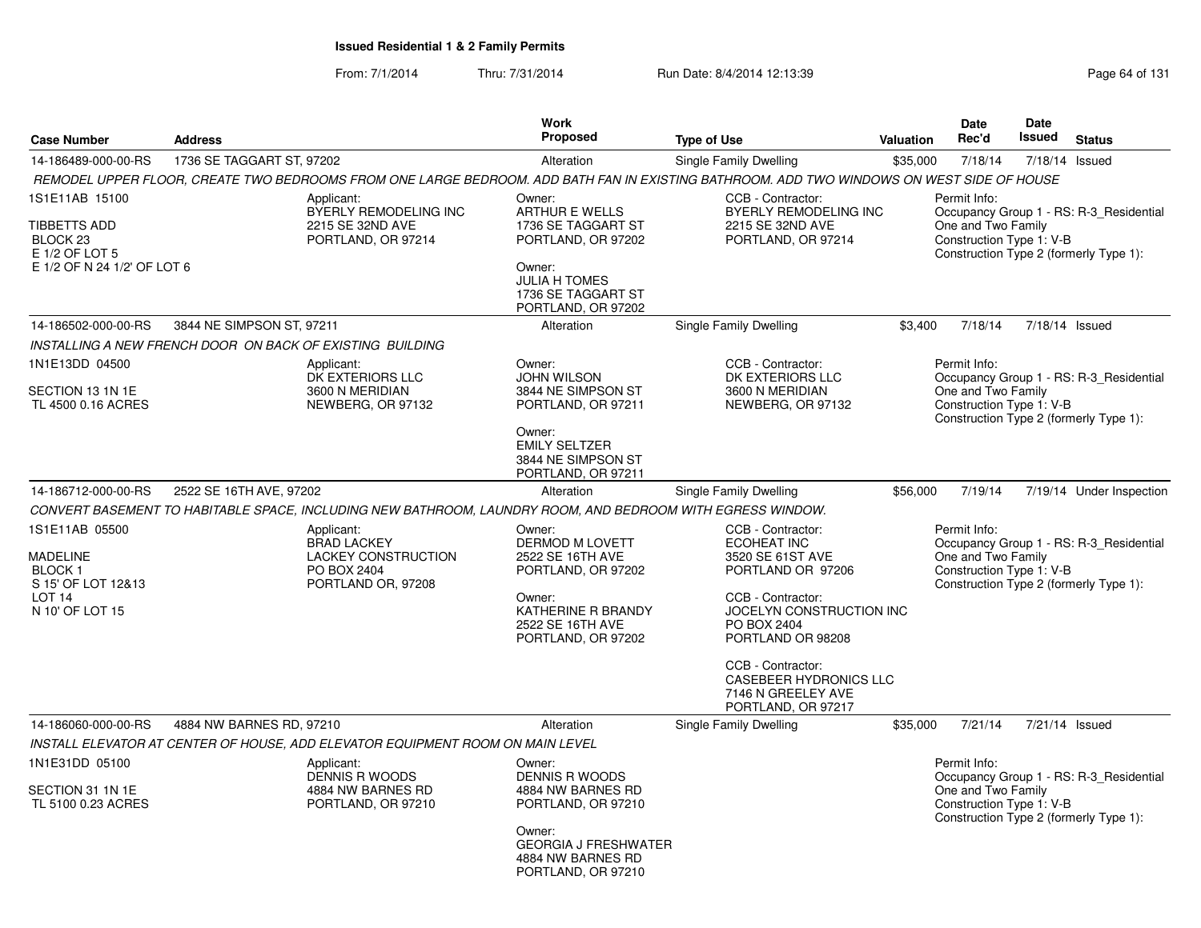**Issued Residential 1 & 2 Family Permits**

From: 7/1/2014 Thru: 7/31/2014 Run Date: 8/4/2014 12:13:39

| Case Number | Address | Work Proposed | Type of Use | Valuation | Date Rec'd | Date Issued | Status |
|---|---|---|---|---|---|---|---|
| 14-186489-000-00-RS | 1736 SE TAGGART ST, 97202 | Alteration | Single Family Dwelling | $35,000 | 7/18/14 | 7/18/14 | Issued |

*REMODEL UPPER FLOOR, CREATE TWO BEDROOMS FROM ONE LARGE BEDROOM. ADD BATH FAN IN EXISTING BATHROOM. ADD TWO WINDOWS ON WEST SIDE OF HOUSE*

1S1E11AB 15100
TIBBETTS ADD
BLOCK 23
E 1/2 OF LOT 5
E 1/2 OF N 24 1/2' OF LOT 6

Applicant: BYERLY REMODELING INC, 2215 SE 32ND AVE, PORTLAND, OR 97214

Owner: ARTHUR E WELLS, 1736 SE TAGGART ST, PORTLAND, OR 97202
Owner: JULIA H TOMES, 1736 SE TAGGART ST, PORTLAND, OR 97202

CCB - Contractor: BYERLY REMODELING INC, 2215 SE 32ND AVE, PORTLAND, OR 97214

Permit Info: Occupancy Group 1 - RS: R-3_Residential One and Two Family; Construction Type 1: V-B; Construction Type 2 (formerly Type 1):

| Case Number | Address | Work Proposed | Type of Use | Valuation | Date Rec'd | Date Issued | Status |
|---|---|---|---|---|---|---|---|
| 14-186502-000-00-RS | 3844 NE SIMPSON ST, 97211 | Alteration | Single Family Dwelling | $3,400 | 7/18/14 | 7/18/14 | Issued |

*INSTALLING A NEW FRENCH DOOR ON BACK OF EXISTING BUILDING*

1N1E13DD 04500
SECTION 13 1N 1E
TL 4500 0.16 ACRES

Applicant: DK EXTERIORS LLC, 3600 N MERIDIAN, NEWBERG, OR 97132

Owner: JOHN WILSON, 3844 NE SIMPSON ST, PORTLAND, OR 97211
Owner: EMILY SELTZER, 3844 NE SIMPSON ST, PORTLAND, OR 97211

CCB - Contractor: DK EXTERIORS LLC, 3600 N MERIDIAN, NEWBERG, OR 97132

Permit Info: Occupancy Group 1 - RS: R-3_Residential One and Two Family; Construction Type 1: V-B; Construction Type 2 (formerly Type 1):

| Case Number | Address | Work Proposed | Type of Use | Valuation | Date Rec'd | Date Issued | Status |
|---|---|---|---|---|---|---|---|
| 14-186712-000-00-RS | 2522 SE 16TH AVE, 97202 | Alteration | Single Family Dwelling | $56,000 | 7/19/14 | 7/19/14 | Under Inspection |

*CONVERT BASEMENT TO HABITABLE SPACE, INCLUDING NEW BATHROOM, LAUNDRY ROOM, AND BEDROOM WITH EGRESS WINDOW.*

1S1E11AB 05500
MADELINE
BLOCK 1
S 15' OF LOT 12&13
LOT 14
N 10' OF LOT 15

Applicant: BRAD LACKEY, LACKEY CONSTRUCTION, PO BOX 2404, PORTLAND OR, 97208

Owner: DERMOD M LOVETT, 2522 SE 16TH AVE, PORTLAND, OR 97202
Owner: KATHERINE R BRANDY, 2522 SE 16TH AVE, PORTLAND, OR 97202

CCB - Contractor: ECOHEAT INC, 3520 SE 61ST AVE, PORTLAND OR 97206
CCB - Contractor: JOCELYN CONSTRUCTION INC, PO BOX 2404, PORTLAND OR 98208
CCB - Contractor: CASEBEER HYDRONICS LLC, 7146 N GREELEY AVE, PORTLAND, OR 97217

Permit Info: Occupancy Group 1 - RS: R-3_Residential One and Two Family; Construction Type 1: V-B; Construction Type 2 (formerly Type 1):

| Case Number | Address | Work Proposed | Type of Use | Valuation | Date Rec'd | Date Issued | Status |
|---|---|---|---|---|---|---|---|
| 14-186060-000-00-RS | 4884 NW BARNES RD, 97210 | Alteration | Single Family Dwelling | $35,000 | 7/21/14 | 7/21/14 | Issued |

*INSTALL ELEVATOR AT CENTER OF HOUSE, ADD ELEVATOR EQUIPMENT ROOM ON MAIN LEVEL*

1N1E31DD 05100
SECTION 31 1N 1E
TL 5100 0.23 ACRES

Applicant: DENNIS R WOODS, 4884 NW BARNES RD, PORTLAND, OR 97210

Owner: DENNIS R WOODS, 4884 NW BARNES RD, PORTLAND, OR 97210
Owner: GEORGIA J FRESHWATER, 4884 NW BARNES RD, PORTLAND, OR 97210

Permit Info: Occupancy Group 1 - RS: R-3_Residential One and Two Family; Construction Type 1: V-B; Construction Type 2 (formerly Type 1):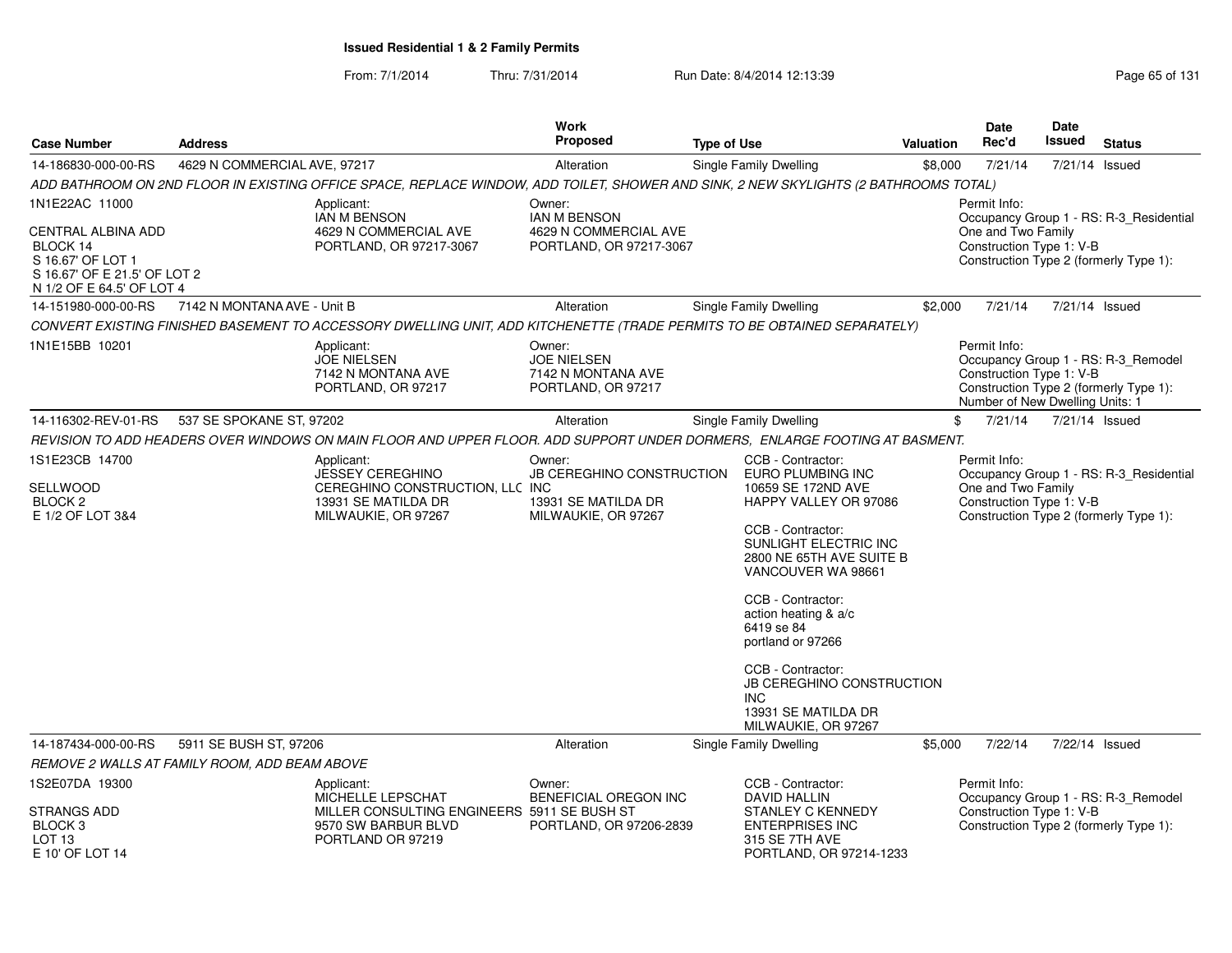**Issued Residential 1 & 2 Family Permits**

From: 7/1/2014 Thru: 7/31/2014 Run Date: 8/4/2014 12:13:39

| Case Number | Address | Work Proposed | Type of Use | Valuation | Date Rec'd | Date Issued | Status |
|---|---|---|---|---|---|---|---|
| 14-186830-000-00-RS | 4629 N COMMERCIAL AVE, 97217 | Alteration | Single Family Dwelling | $8,000 | 7/21/14 | 7/21/14 | Issued |

*ADD BATHROOM ON 2ND FLOOR IN EXISTING OFFICE SPACE, REPLACE WINDOW, ADD TOILET, SHOWER AND SINK, 2 NEW SKYLIGHTS (2 BATHROOMS TOTAL)*

1N1E22AC 11000
CENTRAL ALBINA ADD
BLOCK 14
S 16.67' OF LOT 1
S 16.67' OF E 21.5' OF LOT 2
N 1/2 OF E 64.5' OF LOT 4

Applicant:
IAN M BENSON
4629 N COMMERCIAL AVE
PORTLAND, OR 97217-3067

Owner:
IAN M BENSON
4629 N COMMERCIAL AVE
PORTLAND, OR 97217-3067

Permit Info:
Occupancy Group 1 - RS: R-3_Residential One and Two Family
Construction Type 1: V-B
Construction Type 2 (formerly Type 1):

| Case Number | Address | Work Proposed | Type of Use | Valuation | Date Rec'd | Date Issued | Status |
|---|---|---|---|---|---|---|---|
| 14-151980-000-00-RS | 7142 N MONTANA AVE - Unit B | Alteration | Single Family Dwelling | $2,000 | 7/21/14 | 7/21/14 | Issued |

*CONVERT EXISTING FINISHED BASEMENT TO ACCESSORY DWELLING UNIT, ADD KITCHENETTE (TRADE PERMITS TO BE OBTAINED SEPARATELY)*

1N1E15BB 10201

Applicant:
JOE NIELSEN
7142 N MONTANA AVE
PORTLAND, OR 97217

Owner:
JOE NIELSEN
7142 N MONTANA AVE
PORTLAND, OR 97217

Permit Info:
Occupancy Group 1 - RS: R-3_Remodel
Construction Type 1: V-B
Construction Type 2 (formerly Type 1):
Number of New Dwelling Units: 1

| Case Number | Address | Work Proposed | Type of Use | Valuation | Date Rec'd | Date Issued | Status |
|---|---|---|---|---|---|---|---|
| 14-116302-REV-01-RS | 537 SE SPOKANE ST, 97202 | Alteration | Single Family Dwelling | $ | 7/21/14 | 7/21/14 | Issued |

*REVISION TO ADD HEADERS OVER WINDOWS ON MAIN FLOOR AND UPPER FLOOR. ADD SUPPORT UNDER DORMERS, ENLARGE FOOTING AT BASEMENT.*

1S1E23CB 14700
SELLWOOD
BLOCK 2
E 1/2 OF LOT 3&4

Applicant:
JESSEY CEREGHINO
CEREGHINO CONSTRUCTION, LLC
13931 SE MATILDA DR
MILWAUKIE, OR 97267

Owner:
JB CEREGHINO CONSTRUCTION INC
13931 SE MATILDA DR
MILWAUKIE, OR 97267

CCB - Contractor:
EURO PLUMBING INC
10659 SE 172ND AVE
HAPPY VALLEY OR 97086

CCB - Contractor:
SUNLIGHT ELECTRIC INC
2800 NE 65TH AVE SUITE B
VANCOUVER WA 98661

CCB - Contractor:
action heating & a/c
6419 se 84
portland or 97266

CCB - Contractor:
JB CEREGHINO CONSTRUCTION INC
13931 SE MATILDA DR
MILWAUKIE, OR 97267

Permit Info:
Occupancy Group 1 - RS: R-3_Residential One and Two Family
Construction Type 1: V-B
Construction Type 2 (formerly Type 1):

| Case Number | Address | Work Proposed | Type of Use | Valuation | Date Rec'd | Date Issued | Status |
|---|---|---|---|---|---|---|---|
| 14-187434-000-00-RS | 5911 SE BUSH ST, 97206 | Alteration | Single Family Dwelling | $5,000 | 7/22/14 | 7/22/14 | Issued |

*REMOVE 2 WALLS AT FAMILY ROOM, ADD BEAM ABOVE*

1S2E07DA 19300
STRANGS ADD
BLOCK 3
LOT 13
E 10' OF LOT 14

Applicant:
MICHELLE LEPSCHAT
MILLER CONSULTING ENGINEERS
9570 SW BARBUR BLVD
PORTLAND OR 97219

Owner:
BENEFICIAL OREGON INC
5911 SE BUSH ST
PORTLAND, OR 97206-2839

CCB - Contractor:
DAVID HALLIN
STANLEY C KENNEDY ENTERPRISES INC
315 SE 7TH AVE
PORTLAND, OR 97214-1233

Permit Info:
Occupancy Group 1 - RS: R-3_Remodel
Construction Type 1: V-B
Construction Type 2 (formerly Type 1):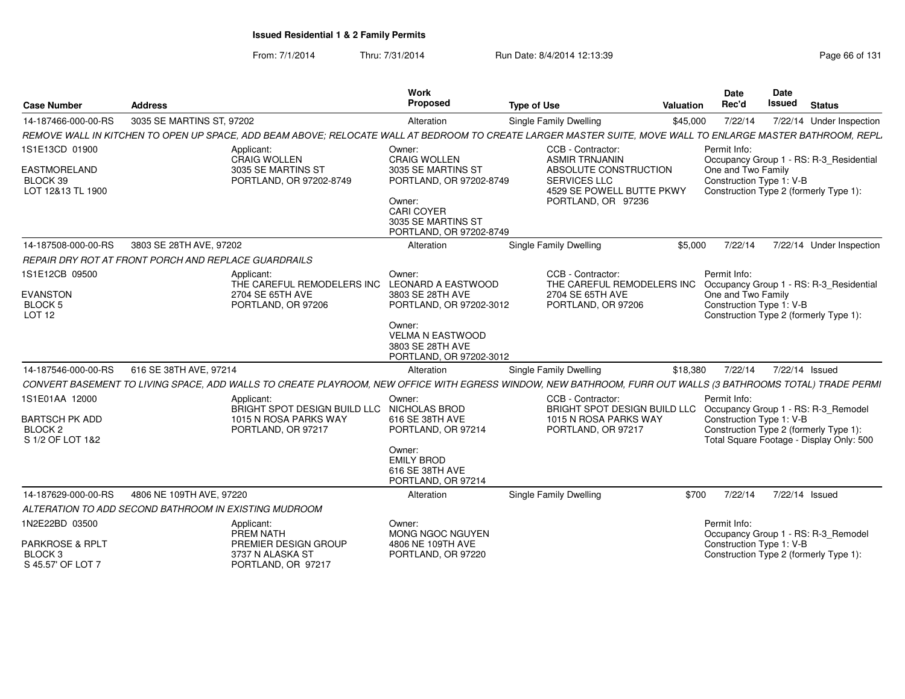# Issued Residential 1 & 2 Family Permits

From: 7/1/2014 Thru: 7/31/2014 Run Date: 8/4/2014 12:13:39

| Case Number | Address | Work Proposed | Type of Use | Valuation | Date Rec'd | Date Issued | Status |
|---|---|---|---|---|---|---|---|
| 14-187466-000-00-RS | 3035 SE MARTINS ST, 97202 | Alteration | Single Family Dwelling | $45,000 | 7/22/14 | 7/22/14 | Under Inspection |

*REMOVE WALL IN KITCHEN TO OPEN UP SPACE, ADD BEAM ABOVE; RELOCATE WALL AT BEDROOM TO CREATE LARGER MASTER SUITE, MOVE WALL TO ENLARGE MASTER BATHROOM, REPL*

1S1E13CD 01900
EASTMORELAND
BLOCK 39
LOT 12&13 TL 1900

Applicant: CRAIG WOLLEN, 3035 SE MARTINS ST, PORTLAND, OR 97202-8749

Owner: CRAIG WOLLEN, 3035 SE MARTINS ST, PORTLAND, OR 97202-8749
Owner: CARI COYER, 3035 SE MARTINS ST, PORTLAND, OR 97202-8749

CCB - Contractor: ASMIR TRNJANIN, ABSOLUTE CONSTRUCTION SERVICES LLC, 4529 SE POWELL BUTTE PKWY, PORTLAND, OR 97236

Permit Info: Occupancy Group 1 - RS: R-3_Residential One and Two Family; Construction Type 1: V-B; Construction Type 2 (formerly Type 1):

| Case Number | Address | Work Proposed | Type of Use | Valuation | Date Rec'd | Date Issued | Status |
|---|---|---|---|---|---|---|---|
| 14-187508-000-00-RS | 3803 SE 28TH AVE, 97202 | Alteration | Single Family Dwelling | $5,000 | 7/22/14 | 7/22/14 | Under Inspection |

*REPAIR DRY ROT AT FRONT PORCH AND REPLACE GUARDRAILS*

1S1E12CB 09500
EVANSTON
BLOCK 5
LOT 12

Applicant: THE CAREFUL REMODELERS INC, 2704 SE 65TH AVE, PORTLAND, OR 97206

Owner: LEONARD A EASTWOOD, 3803 SE 28TH AVE, PORTLAND, OR 97202-3012
Owner: VELMA N EASTWOOD, 3803 SE 28TH AVE, PORTLAND, OR 97202-3012

CCB - Contractor: THE CAREFUL REMODELERS INC, 2704 SE 65TH AVE, PORTLAND, OR 97206

Permit Info: Occupancy Group 1 - RS: R-3_Residential One and Two Family; Construction Type 1: V-B; Construction Type 2 (formerly Type 1):

| Case Number | Address | Work Proposed | Type of Use | Valuation | Date Rec'd | Date Issued | Status |
|---|---|---|---|---|---|---|---|
| 14-187546-000-00-RS | 616 SE 38TH AVE, 97214 | Alteration | Single Family Dwelling | $18,380 | 7/22/14 | 7/22/14 | Issued |

*CONVERT BASEMENT TO LIVING SPACE, ADD WALLS TO CREATE PLAYROOM, NEW OFFICE WITH EGRESS WINDOW, NEW BATHROOM, FURR OUT WALLS (3 BATHROOMS TOTAL) TRADE PERMI*

1S1E01AA 12000
BARTSCH PK ADD
BLOCK 2
S 1/2 OF LOT 1&2

Applicant: BRIGHT SPOT DESIGN BUILD LLC, 1015 N ROSA PARKS WAY, PORTLAND, OR 97217

Owner: NICHOLAS BROD, 616 SE 38TH AVE, PORTLAND, OR 97214
Owner: EMILY BROD, 616 SE 38TH AVE, PORTLAND, OR 97214

CCB - Contractor: BRIGHT SPOT DESIGN BUILD LLC, 1015 N ROSA PARKS WAY, PORTLAND, OR 97217

Permit Info: Occupancy Group 1 - RS: R-3_Remodel; Construction Type 1: V-B; Construction Type 2 (formerly Type 1):; Total Square Footage - Display Only: 500

| Case Number | Address | Work Proposed | Type of Use | Valuation | Date Rec'd | Date Issued | Status |
|---|---|---|---|---|---|---|---|
| 14-187629-000-00-RS | 4806 NE 109TH AVE, 97220 | Alteration | Single Family Dwelling | $700 | 7/22/14 | 7/22/14 | Issued |

*ALTERATION TO ADD SECOND BATHROOM IN EXISTING MUDROOM*

1N2E22BD 03500
PARKROSE & RPLT
BLOCK 3
S 45.57' OF LOT 7

Applicant: PREM NATH, PREMIER DESIGN GROUP, 3737 N ALASKA ST, PORTLAND, OR 97217

Owner: MONG NGOC NGUYEN, 4806 NE 109TH AVE, PORTLAND, OR 97220

Permit Info: Occupancy Group 1 - RS: R-3_Remodel; Construction Type 1: V-B; Construction Type 2 (formerly Type 1):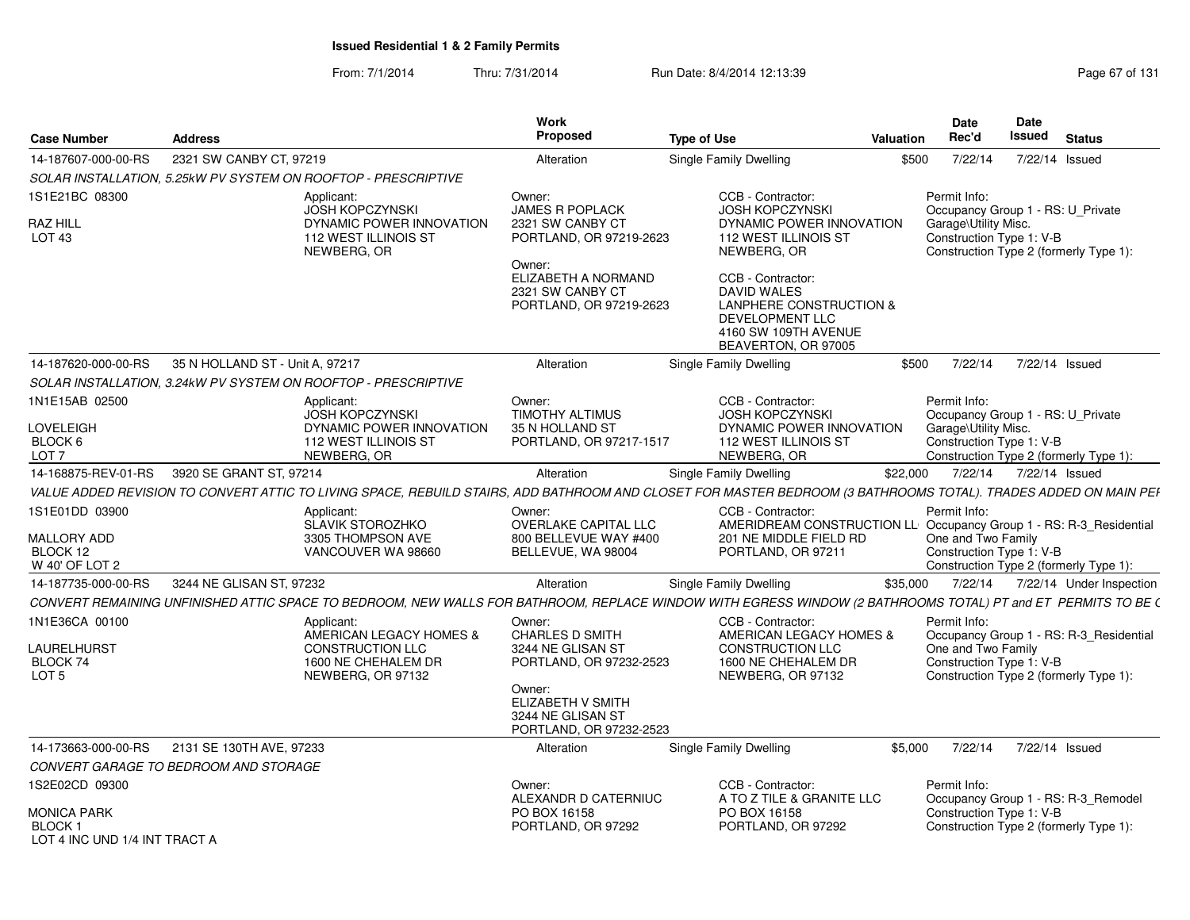# Issued Residential 1 & 2 Family Permits

From: 7/1/2014 Thru: 7/31/2014 Run Date: 8/4/2014 12:13:39

| Case Number | Address | Work Proposed | Type of Use | Valuation | Date Rec'd | Date Issued | Status |
|---|---|---|---|---|---|---|---|
| 14-187607-000-00-RS | 2321 SW CANBY CT, 97219 | Alteration | Single Family Dwelling | $500 | 7/22/14 | 7/22/14 | Issued |

*SOLAR INSTALLATION, 5.25kW PV SYSTEM ON ROOFTOP - PRESCRIPTIVE*

1S1E21BC 08300
RAZ HILL
LOT 43

Applicant:
JOSH KOPCZYNSKI
DYNAMIC POWER INNOVATION
112 WEST ILLINOIS ST
NEWBERG, OR

Owner:
JAMES R POPLACK
2321 SW CANBY CT
PORTLAND, OR 97219-2623

Owner:
ELIZABETH A NORMAND
2321 SW CANBY CT
PORTLAND, OR 97219-2623

CCB - Contractor:
JOSH KOPCZYNSKI
DYNAMIC POWER INNOVATION
112 WEST ILLINOIS ST
NEWBERG, OR

CCB - Contractor:
DAVID WALES
LANPHERE CONSTRUCTION & DEVELOPMENT LLC
4160 SW 109TH AVENUE
BEAVERTON, OR 97005

Permit Info:
Occupancy Group 1 - RS: U_Private Garage\Utility Misc.
Construction Type 1: V-B
Construction Type 2 (formerly Type 1):

---

| Case Number | Address | Work Proposed | Type of Use | Valuation | Date Rec'd | Date Issued | Status |
|---|---|---|---|---|---|---|---|
| 14-187620-000-00-RS | 35 N HOLLAND ST - Unit A, 97217 | Alteration | Single Family Dwelling | $500 | 7/22/14 | 7/22/14 | Issued |

*SOLAR INSTALLATION, 3.24kW PV SYSTEM ON ROOFTOP - PRESCRIPTIVE*

1N1E15AB 02500
LOVELEIGH
BLOCK 6
LOT 7

Applicant:
JOSH KOPCZYNSKI
DYNAMIC POWER INNOVATION
112 WEST ILLINOIS ST
NEWBERG, OR

Owner:
TIMOTHY ALTIMUS
35 N HOLLAND ST
PORTLAND, OR 97217-1517

CCB - Contractor:
JOSH KOPCZYNSKI
DYNAMIC POWER INNOVATION
112 WEST ILLINOIS ST
NEWBERG, OR

Permit Info:
Occupancy Group 1 - RS: U_Private Garage\Utility Misc.
Construction Type 1: V-B
Construction Type 2 (formerly Type 1):

---

| Case Number | Address | Work Proposed | Type of Use | Valuation | Date Rec'd | Date Issued | Status |
|---|---|---|---|---|---|---|---|
| 14-168875-REV-01-RS | 3920 SE GRANT ST, 97214 | Alteration | Single Family Dwelling | $22,000 | 7/22/14 | 7/22/14 | Issued |

*VALUE ADDED REVISION TO CONVERT ATTIC TO LIVING SPACE, REBUILD STAIRS, ADD BATHROOM AND CLOSET FOR MASTER BEDROOM (3 BATHROOMS TOTAL). TRADES ADDED ON MAIN PEI*

1S1E01DD 03900
MALLORY ADD
BLOCK 12
W 40' OF LOT 2

Applicant:
SLAVIK STOROZHKO
3305 THOMPSON AVE
VANCOUVER WA 98660

Owner:
OVERLAKE CAPITAL LLC
800 BELLEVUE WAY #400
BELLEVUE, WA 98004

CCB - Contractor:
AMERIDREAM CONSTRUCTION LL
201 NE MIDDLE FIELD RD
PORTLAND, OR 97211

Permit Info:
Occupancy Group 1 - RS: R-3_Residential One and Two Family
Construction Type 1: V-B
Construction Type 2 (formerly Type 1):

---

| Case Number | Address | Work Proposed | Type of Use | Valuation | Date Rec'd | Date Issued | Status |
|---|---|---|---|---|---|---|---|
| 14-187735-000-00-RS | 3244 NE GLISAN ST, 97232 | Alteration | Single Family Dwelling | $35,000 | 7/22/14 | 7/22/14 | Under Inspection |

*CONVERT REMAINING UNFINISHED ATTIC SPACE TO BEDROOM, NEW WALLS FOR BATHROOM, REPLACE WINDOW WITH EGRESS WINDOW (2 BATHROOMS TOTAL) PT and ET PERMITS TO BE C*

1N1E36CA 00100
LAURELHURST
BLOCK 74
LOT 5

Applicant:
AMERICAN LEGACY HOMES & CONSTRUCTION LLC
1600 NE CHEHALEM DR
NEWBERG, OR 97132

Owner:
CHARLES D SMITH
3244 NE GLISAN ST
PORTLAND, OR 97232-2523

Owner:
ELIZABETH V SMITH
3244 NE GLISAN ST
PORTLAND, OR 97232-2523

CCB - Contractor:
AMERICAN LEGACY HOMES & CONSTRUCTION LLC
1600 NE CHEHALEM DR
NEWBERG, OR 97132

Permit Info:
Occupancy Group 1 - RS: R-3_Residential One and Two Family
Construction Type 1: V-B
Construction Type 2 (formerly Type 1):

---

| Case Number | Address | Work Proposed | Type of Use | Valuation | Date Rec'd | Date Issued | Status |
|---|---|---|---|---|---|---|---|
| 14-173663-000-00-RS | 2131 SE 130TH AVE, 97233 | Alteration | Single Family Dwelling | $5,000 | 7/22/14 | 7/22/14 | Issued |

*CONVERT GARAGE TO BEDROOM AND STORAGE*

1S2E02CD 09300
MONICA PARK
BLOCK 1
LOT 4 INC UND 1/4 INT TRACT A

Owner:
ALEXANDR D CATERNIUC
PO BOX 16158
PORTLAND, OR 97292

CCB - Contractor:
A TO Z TILE & GRANITE LLC
PO BOX 16158
PORTLAND, OR 97292

Permit Info:
Occupancy Group 1 - RS: R-3_Remodel
Construction Type 1: V-B
Construction Type 2 (formerly Type 1):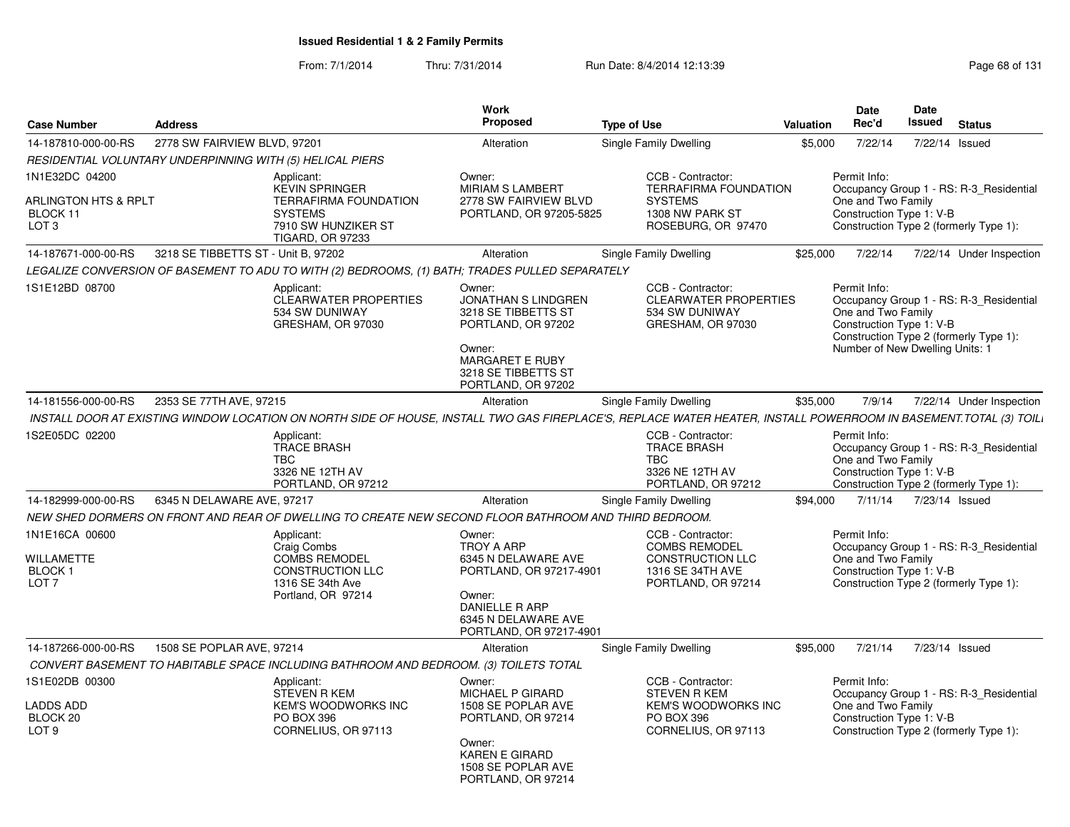**Issued Residential 1 & 2 Family Permits**

From: 7/1/2014 Thru: 7/31/2014 Run Date: 8/4/2014 12:13:39

| Case Number | Address | Work Proposed | Type of Use | Valuation | Date Rec'd | Date Issued | Status |
|---|---|---|---|---|---|---|---|
| 14-187810-000-00-RS | 2778 SW FAIRVIEW BLVD, 97201 | Alteration | Single Family Dwelling | $5,000 | 7/22/14 | 7/22/14 | Issued |

*RESIDENTIAL VOLUNTARY UNDERPINNING WITH (5) HELICAL PIERS*

1N1E32DC 04200
ARLINGTON HTS & RPLT
BLOCK 11
LOT 3

Applicant: KEVIN SPRINGER, TERRAFIRMA FOUNDATION SYSTEMS, 7910 SW HUNZIKER ST, TIGARD, OR 97233

Owner: MIRIAM S LAMBERT, 2778 SW FAIRVIEW BLVD, PORTLAND, OR 97205-5825

CCB - Contractor: TERRAFIRMA FOUNDATION SYSTEMS, 1308 NW PARK ST, ROSEBURG, OR 97470

Permit Info: Occupancy Group 1 - RS: R-3_Residential One and Two Family; Construction Type 1: V-B; Construction Type 2 (formerly Type 1):

| Case Number | Address | Work Proposed | Type of Use | Valuation | Date Rec'd | Date Issued | Status |
|---|---|---|---|---|---|---|---|
| 14-187671-000-00-RS | 3218 SE TIBBETTS ST - Unit B, 97202 | Alteration | Single Family Dwelling | $25,000 | 7/22/14 | 7/22/14 | Under Inspection |

*LEGALIZE CONVERSION OF BASEMENT TO ADU TO WITH (2) BEDROOMS, (1) BATH; TRADES PULLED SEPARATELY*

1S1E12BD 08700

Applicant: CLEARWATER PROPERTIES, 534 SW DUNIWAY, GRESHAM, OR 97030

Owner: JONATHAN S LINDGREN, 3218 SE TIBBETTS ST, PORTLAND, OR 97202

Owner: MARGARET E RUBY, 3218 SE TIBBETTS ST, PORTLAND, OR 97202

CCB - Contractor: CLEARWATER PROPERTIES, 534 SW DUNIWAY, GRESHAM, OR 97030

Permit Info: Occupancy Group 1 - RS: R-3_Residential One and Two Family; Construction Type 1: V-B; Construction Type 2 (formerly Type 1):; Number of New Dwelling Units: 1

| Case Number | Address | Work Proposed | Type of Use | Valuation | Date Rec'd | Date Issued | Status |
|---|---|---|---|---|---|---|---|
| 14-181556-000-00-RS | 2353 SE 77TH AVE, 97215 | Alteration | Single Family Dwelling | $35,000 | 7/9/14 | 7/22/14 | Under Inspection |

*INSTALL DOOR AT EXISTING WINDOW LOCATION ON NORTH SIDE OF HOUSE, INSTALL TWO GAS FIREPLACE'S, REPLACE WATER HEATER, INSTALL POWERROOM IN BASEMENT.TOTAL (3) TOIL*

1S2E05DC 02200

Applicant: TRACE BRASH, TBC, 3326 NE 12TH AV, PORTLAND, OR 97212

CCB - Contractor: TRACE BRASH, TBC, 3326 NE 12TH AV, PORTLAND, OR 97212

Permit Info: Occupancy Group 1 - RS: R-3_Residential One and Two Family; Construction Type 1: V-B; Construction Type 2 (formerly Type 1):

| Case Number | Address | Work Proposed | Type of Use | Valuation | Date Rec'd | Date Issued | Status |
|---|---|---|---|---|---|---|---|
| 14-182999-000-00-RS | 6345 N DELAWARE AVE, 97217 | Alteration | Single Family Dwelling | $94,000 | 7/11/14 | 7/23/14 | Issued |

*NEW SHED DORMERS ON FRONT AND REAR OF DWELLING TO CREATE NEW SECOND FLOOR BATHROOM AND THIRD BEDROOM.*

1N1E16CA 00600
WILLAMETTE
BLOCK 1
LOT 7

Applicant: Craig Combs, COMBS REMODEL CONSTRUCTION LLC, 1316 SE 34th Ave, Portland, OR 97214

Owner: TROY A ARP, 6345 N DELAWARE AVE, PORTLAND, OR 97217-4901

Owner: DANIELLE R ARP, 6345 N DELAWARE AVE, PORTLAND, OR 97217-4901

CCB - Contractor: COMBS REMODEL CONSTRUCTION LLC, 1316 SE 34TH AVE, PORTLAND, OR 97214

Permit Info: Occupancy Group 1 - RS: R-3_Residential One and Two Family; Construction Type 1: V-B; Construction Type 2 (formerly Type 1):

| Case Number | Address | Work Proposed | Type of Use | Valuation | Date Rec'd | Date Issued | Status |
|---|---|---|---|---|---|---|---|
| 14-187266-000-00-RS | 1508 SE POPLAR AVE, 97214 | Alteration | Single Family Dwelling | $95,000 | 7/21/14 | 7/23/14 | Issued |

*CONVERT BASEMENT TO HABITABLE SPACE INCLUDING BATHROOM AND BEDROOM. (3) TOILETS TOTAL*

1S1E02DB 00300
LADDS ADD
BLOCK 20
LOT 9

Applicant: STEVEN R KEM, KEM'S WOODWORKS INC, PO BOX 396, CORNELIUS, OR 97113

Owner: MICHAEL P GIRARD, 1508 SE POPLAR AVE, PORTLAND, OR 97214

Owner: KAREN E GIRARD, 1508 SE POPLAR AVE, PORTLAND, OR 97214

CCB - Contractor: STEVEN R KEM, KEM'S WOODWORKS INC, PO BOX 396, CORNELIUS, OR 97113

Permit Info: Occupancy Group 1 - RS: R-3_Residential One and Two Family; Construction Type 1: V-B; Construction Type 2 (formerly Type 1):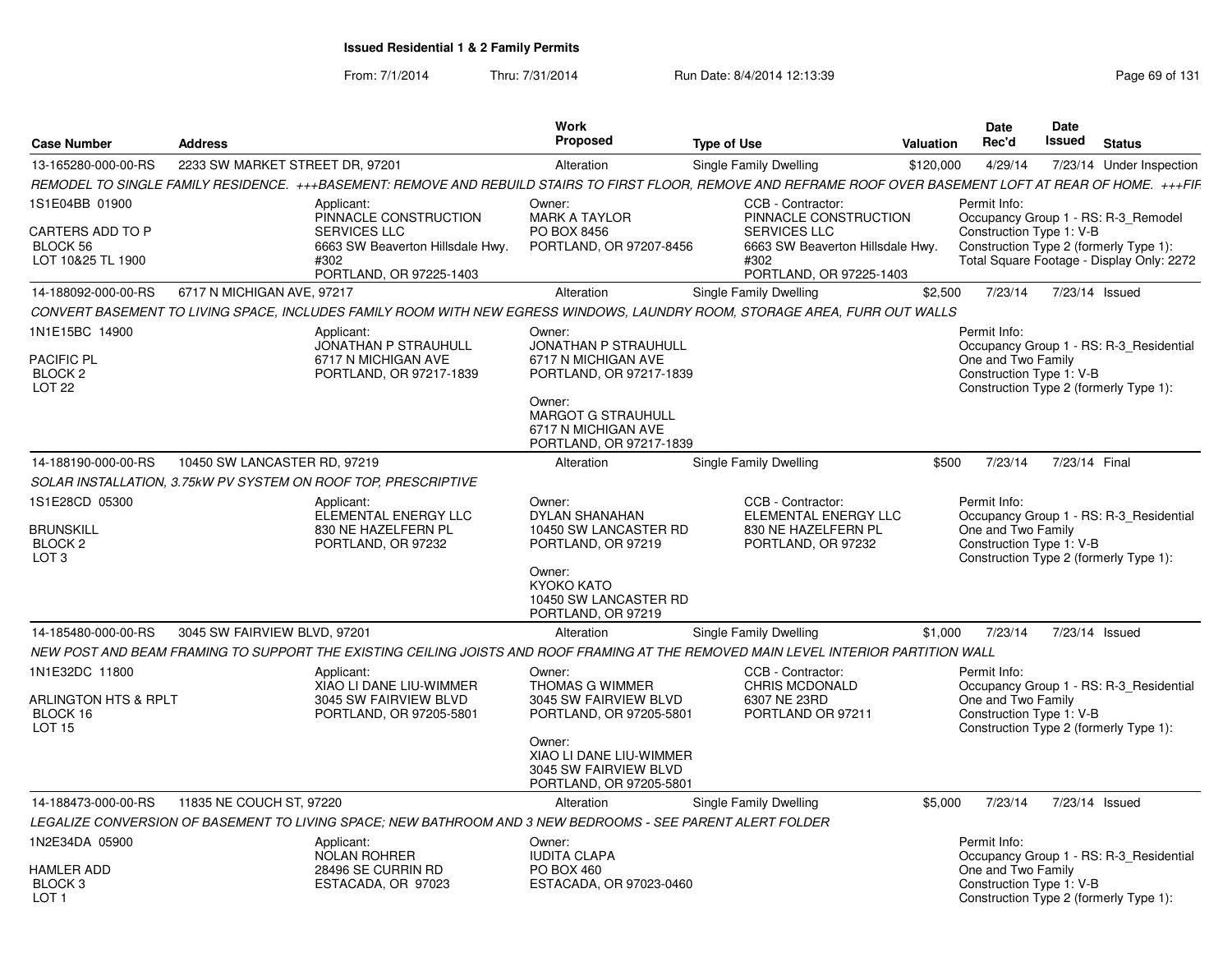**Issued Residential 1 & 2 Family Permits**

From: 7/1/2014 Thru: 7/31/2014 Run Date: 8/4/2014 12:13:39

| Case Number | Address | Work Proposed | Type of Use | Valuation | Date Rec'd | Date Issued | Status |
|---|---|---|---|---|---|---|---|
| 13-165280-000-00-RS | 2233 SW MARKET STREET DR, 97201 | Alteration | Single Family Dwelling | $120,000 | 4/29/14 | 7/23/14 | Under Inspection |

REMODEL TO SINGLE FAMILY RESIDENCE. +++BASEMENT: REMOVE AND REBUILD STAIRS TO FIRST FLOOR, REMOVE AND REFRAME ROOF OVER BASEMENT LOFT AT REAR OF HOME. +++FIF

1S1E04BB 01900
CARTERS ADD TO P
BLOCK 56
LOT 10&25 TL 1900

Applicant: PINNACLE CONSTRUCTION SERVICES LLC, 6663 SW Beaverton Hillsdale Hwy. #302, PORTLAND, OR 97225-1403

Owner: MARK A TAYLOR, PO BOX 8456, PORTLAND, OR 97207-8456

CCB - Contractor: PINNACLE CONSTRUCTION SERVICES LLC, 6663 SW Beaverton Hillsdale Hwy. #302, PORTLAND, OR 97225-1403

Permit Info: Occupancy Group 1 - RS: R-3_Remodel; Construction Type 1: V-B; Construction Type 2 (formerly Type 1):; Total Square Footage - Display Only: 2272

| Case Number | Address | Work Proposed | Type of Use | Valuation | Date Rec'd | Date Issued | Status |
|---|---|---|---|---|---|---|---|
| 14-188092-000-00-RS | 6717 N MICHIGAN AVE, 97217 | Alteration | Single Family Dwelling | $2,500 | 7/23/14 | 7/23/14 | Issued |

CONVERT BASEMENT TO LIVING SPACE, INCLUDES FAMILY ROOM WITH NEW EGRESS WINDOWS, LAUNDRY ROOM, STORAGE AREA, FURR OUT WALLS

1N1E15BC 14900
PACIFIC PL
BLOCK 2
LOT 22

Applicant: JONATHAN P STRAUHULL, 6717 N MICHIGAN AVE, PORTLAND, OR 97217-1839

Owner: JONATHAN P STRAUHULL, 6717 N MICHIGAN AVE, PORTLAND, OR 97217-1839

Owner: MARGOT G STRAUHULL, 6717 N MICHIGAN AVE, PORTLAND, OR 97217-1839

Permit Info: Occupancy Group 1 - RS: R-3_Residential One and Two Family; Construction Type 1: V-B; Construction Type 2 (formerly Type 1):

| Case Number | Address | Work Proposed | Type of Use | Valuation | Date Rec'd | Date Issued | Status |
|---|---|---|---|---|---|---|---|
| 14-188190-000-00-RS | 10450 SW LANCASTER RD, 97219 | Alteration | Single Family Dwelling | $500 | 7/23/14 | 7/23/14 | Final |

SOLAR INSTALLATION, 3.75kW PV SYSTEM ON ROOF TOP, PRESCRIPTIVE

1S1E28CD 05300
BRUNSKILL
BLOCK 2
LOT 3

Applicant: ELEMENTAL ENERGY LLC, 830 NE HAZELFERN PL, PORTLAND, OR 97232

Owner: DYLAN SHANAHAN, 10450 SW LANCASTER RD, PORTLAND, OR 97219

Owner: KYOKO KATO, 10450 SW LANCASTER RD, PORTLAND, OR 97219

CCB - Contractor: ELEMENTAL ENERGY LLC, 830 NE HAZELFERN PL, PORTLAND, OR 97232

Permit Info: Occupancy Group 1 - RS: R-3_Residential One and Two Family; Construction Type 1: V-B; Construction Type 2 (formerly Type 1):

| Case Number | Address | Work Proposed | Type of Use | Valuation | Date Rec'd | Date Issued | Status |
|---|---|---|---|---|---|---|---|
| 14-185480-000-00-RS | 3045 SW FAIRVIEW BLVD, 97201 | Alteration | Single Family Dwelling | $1,000 | 7/23/14 | 7/23/14 | Issued |

NEW POST AND BEAM FRAMING TO SUPPORT THE EXISTING CEILING JOISTS AND ROOF FRAMING AT THE REMOVED MAIN LEVEL INTERIOR PARTITION WALL

1N1E32DC 11800
ARLINGTON HTS & RPLT
BLOCK 16
LOT 15

Applicant: XIAO LI DANE LIU-WIMMER, 3045 SW FAIRVIEW BLVD, PORTLAND, OR 97205-5801

Owner: THOMAS G WIMMER, 3045 SW FAIRVIEW BLVD, PORTLAND, OR 97205-5801

Owner: XIAO LI DANE LIU-WIMMER, 3045 SW FAIRVIEW BLVD, PORTLAND, OR 97205-5801

CCB - Contractor: CHRIS MCDONALD, 6307 NE 23RD, PORTLAND OR 97211

Permit Info: Occupancy Group 1 - RS: R-3_Residential One and Two Family; Construction Type 1: V-B; Construction Type 2 (formerly Type 1):

| Case Number | Address | Work Proposed | Type of Use | Valuation | Date Rec'd | Date Issued | Status |
|---|---|---|---|---|---|---|---|
| 14-188473-000-00-RS | 11835 NE COUCH ST, 97220 | Alteration | Single Family Dwelling | $5,000 | 7/23/14 | 7/23/14 | Issued |

LEGALIZE CONVERSION OF BASEMENT TO LIVING SPACE; NEW BATHROOM AND 3 NEW BEDROOMS - SEE PARENT ALERT FOLDER

1N2E34DA 05900
HAMLER ADD
BLOCK 3
LOT 1

Applicant: NOLAN ROHRER, 28496 SE CURRIN RD, ESTACADA, OR 97023

Owner: IUDITA CLAPA, PO BOX 460, ESTACADA, OR 97023-0460

Permit Info: Occupancy Group 1 - RS: R-3_Residential One and Two Family; Construction Type 1: V-B; Construction Type 2 (formerly Type 1):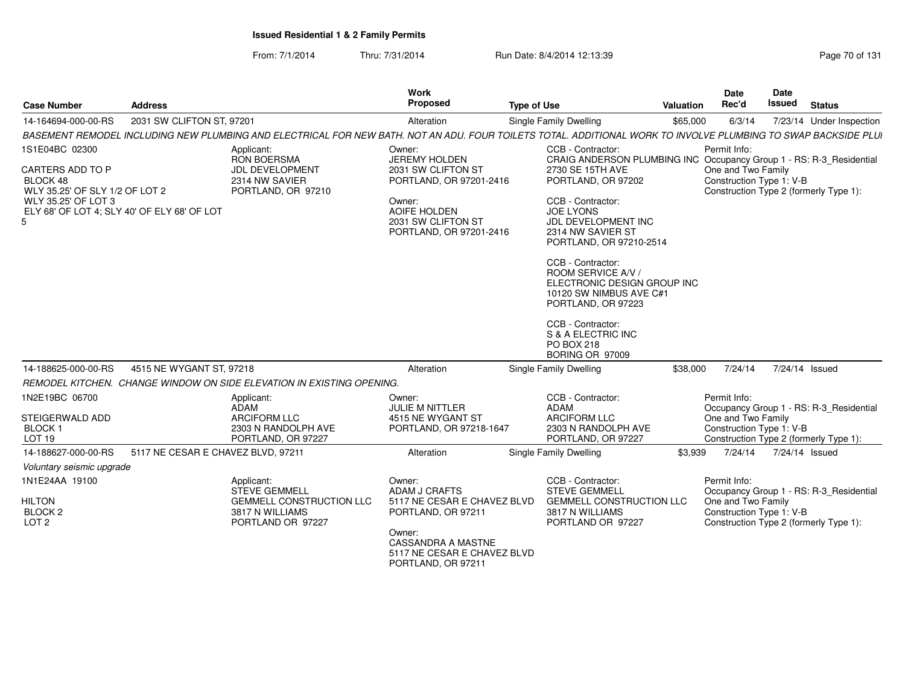**Issued Residential 1 & 2 Family Permits**

From: 7/1/2014 Thru: 7/31/2014 Run Date: 8/4/2014 12:13:39

| Case Number | Address | Work Proposed | Type of Use | Valuation | Date Rec'd | Date Issued | Status |
|---|---|---|---|---|---|---|---|
| 14-164694-000-00-RS | 2031 SW CLIFTON ST, 97201 | Alteration | Single Family Dwelling | $65,000 | 6/3/14 | 7/23/14 | Under Inspection |

*BASEMENT REMODEL INCLUDING NEW PLUMBING AND ELECTRICAL FOR NEW BATH. NOT AN ADU. FOUR TOILETS TOTAL. ADDITIONAL WORK TO INVOLVE PLUMBING TO SWAP BACKSIDE PLUI*

1S1E04BC 02300

CARTERS ADD TO P
BLOCK 48
WLY 35.25' OF SLY 1/2 OF LOT 2
WLY 35.25' OF LOT 3
ELY 68' OF LOT 4; SLY 40' OF ELY 68' OF LOT 5

Applicant:
RON BOERSMA
JDL DEVELOPMENT
2314 NW SAVIER
PORTLAND, OR 97210

Owner:
JEREMY HOLDEN
2031 SW CLIFTON ST
PORTLAND, OR 97201-2416

Owner:
AOIFE HOLDEN
2031 SW CLIFTON ST
PORTLAND, OR 97201-2416

CCB - Contractor:
CRAIG ANDERSON PLUMBING INC
2730 SE 15TH AVE
PORTLAND, OR 97202

CCB - Contractor:
JOE LYONS
JDL DEVELOPMENT INC
2314 NW SAVIER ST
PORTLAND, OR 97210-2514

CCB - Contractor:
ROOM SERVICE A/V /
ELECTRONIC DESIGN GROUP INC
10120 SW NIMBUS AVE C#1
PORTLAND, OR 97223

CCB - Contractor:
S & A ELECTRIC INC
PO BOX 218
BORING OR 97009

Permit Info:
Occupancy Group 1 - RS: R-3_Residential One and Two Family
Construction Type 1: V-B
Construction Type 2 (formerly Type 1):

| Case Number | Address | Work Proposed | Type of Use | Valuation | Date Rec'd | Date Issued | Status |
|---|---|---|---|---|---|---|---|
| 14-188625-000-00-RS | 4515 NE WYGANT ST, 97218 | Alteration | Single Family Dwelling | $38,000 | 7/24/14 | 7/24/14 | Issued |

*REMODEL KITCHEN. CHANGE WINDOW ON SIDE ELEVATION IN EXISTING OPENING.*

1N2E19BC 06700

STEIGERWALD ADD
BLOCK 1
LOT 19

Applicant:
ADAM
ARCIFORM LLC
2303 N RANDOLPH AVE
PORTLAND, OR 97227

Owner:
JULIE M NITTLER
4515 NE WYGANT ST
PORTLAND, OR 97218-1647

CCB - Contractor:
ADAM
ARCIFORM LLC
2303 N RANDOLPH AVE
PORTLAND, OR 97227

Permit Info:
Occupancy Group 1 - RS: R-3_Residential One and Two Family
Construction Type 1: V-B
Construction Type 2 (formerly Type 1):

| Case Number | Address | Work Proposed | Type of Use | Valuation | Date Rec'd | Date Issued | Status |
|---|---|---|---|---|---|---|---|
| 14-188627-000-00-RS | 5117 NE CESAR E CHAVEZ BLVD, 97211 | Alteration | Single Family Dwelling | $3,939 | 7/24/14 | 7/24/14 | Issued |

*Voluntary seismic upgrade*

1N1E24AA 19100

HILTON
BLOCK 2
LOT 2

Applicant:
STEVE GEMMELL
GEMMELL CONSTRUCTION LLC
3817 N WILLIAMS
PORTLAND OR 97227

Owner:
ADAM J CRAFTS
5117 NE CESAR E CHAVEZ BLVD
PORTLAND, OR 97211

Owner:
CASSANDRA A MASTNE
5117 NE CESAR E CHAVEZ BLVD
PORTLAND, OR 97211

CCB - Contractor:
STEVE GEMMELL
GEMMELL CONSTRUCTION LLC
3817 N WILLIAMS
PORTLAND OR 97227

Permit Info:
Occupancy Group 1 - RS: R-3_Residential One and Two Family
Construction Type 1: V-B
Construction Type 2 (formerly Type 1):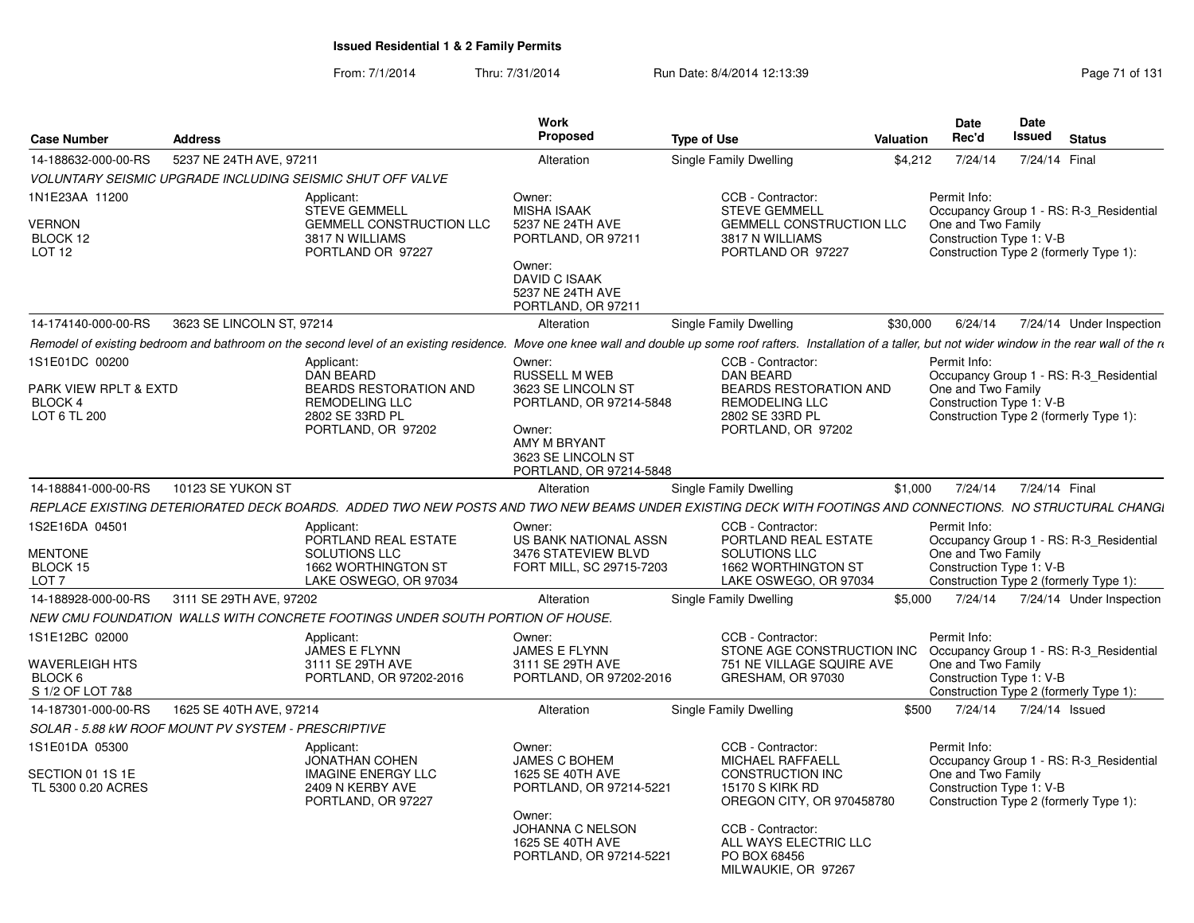**Issued Residential 1 & 2 Family Permits**

From: 7/1/2014 Thru: 7/31/2014 Run Date: 8/4/2014 12:13:39

| Case Number | Address | Work Proposed | Type of Use | Valuation | Date Rec'd | Date Issued | Status |
|---|---|---|---|---|---|---|---|
| 14-188632-000-00-RS | 5237 NE 24TH AVE, 97211 | Alteration | Single Family Dwelling | $4,212 | 7/24/14 | 7/24/14 | Final |

*VOLUNTARY SEISMIC UPGRADE INCLUDING SEISMIC SHUT OFF VALVE*

1N1E23AA 11200
VERNON
BLOCK 12
LOT 12

Applicant:
STEVE GEMMELL
GEMMELL CONSTRUCTION LLC
3817 N WILLIAMS
PORTLAND OR 97227

Owner:
MISHA ISAAK
5237 NE 24TH AVE
PORTLAND, OR 97211

Owner:
DAVID C ISAAK
5237 NE 24TH AVE
PORTLAND, OR 97211

CCB - Contractor:
STEVE GEMMELL
GEMMELL CONSTRUCTION LLC
3817 N WILLIAMS
PORTLAND OR 97227

Permit Info:
Occupancy Group 1 - RS: R-3_Residential One and Two Family
Construction Type 1: V-B
Construction Type 2 (formerly Type 1):

| Case Number | Address | Work Proposed | Type of Use | Valuation | Date Rec'd | Date Issued | Status |
|---|---|---|---|---|---|---|---|
| 14-174140-000-00-RS | 3623 SE LINCOLN ST, 97214 | Alteration | Single Family Dwelling | $30,000 | 6/24/14 | 7/24/14 | Under Inspection |

*Remodel of existing bedroom and bathroom on the second level of an existing residence. Move one knee wall and double up some roof rafters. Installation of a taller, but not wider window in the rear wall of the re*

1S1E01DC 00200
PARK VIEW RPLT & EXTD
BLOCK 4
LOT 6 TL 200

Applicant:
DAN BEARD
BEARDS RESTORATION AND REMODELING LLC
2802 SE 33RD PL
PORTLAND, OR 97202

Owner:
RUSSELL M WEB
3623 SE LINCOLN ST
PORTLAND, OR 97214-5848

Owner:
AMY M BRYANT
3623 SE LINCOLN ST
PORTLAND, OR 97214-5848

CCB - Contractor:
DAN BEARD
BEARDS RESTORATION AND REMODELING LLC
2802 SE 33RD PL
PORTLAND, OR 97202

Permit Info:
Occupancy Group 1 - RS: R-3_Residential One and Two Family
Construction Type 1: V-B
Construction Type 2 (formerly Type 1):

| Case Number | Address | Work Proposed | Type of Use | Valuation | Date Rec'd | Date Issued | Status |
|---|---|---|---|---|---|---|---|
| 14-188841-000-00-RS | 10123 SE YUKON ST | Alteration | Single Family Dwelling | $1,000 | 7/24/14 | 7/24/14 | Final |

*REPLACE EXISTING DETERIORATED DECK BOARDS. ADDED TWO NEW POSTS AND TWO NEW BEAMS UNDER EXISTING DECK WITH FOOTINGS AND CONNECTIONS. NO STRUCTURAL CHANGI*

1S2E16DA 04501
MENTONE
BLOCK 15
LOT 7

Applicant:
PORTLAND REAL ESTATE SOLUTIONS LLC
1662 WORTHINGTON ST
LAKE OSWEGO, OR 97034

Owner:
US BANK NATIONAL ASSN
3476 STATEVIEW BLVD
FORT MILL, SC 29715-7203

CCB - Contractor:
PORTLAND REAL ESTATE SOLUTIONS LLC
1662 WORTHINGTON ST
LAKE OSWEGO, OR 97034

Permit Info:
Occupancy Group 1 - RS: R-3_Residential One and Two Family
Construction Type 1: V-B
Construction Type 2 (formerly Type 1):

| Case Number | Address | Work Proposed | Type of Use | Valuation | Date Rec'd | Date Issued | Status |
|---|---|---|---|---|---|---|---|
| 14-188928-000-00-RS | 3111 SE 29TH AVE, 97202 | Alteration | Single Family Dwelling | $5,000 | 7/24/14 | 7/24/14 | Under Inspection |

*NEW CMU FOUNDATION WALLS WITH CONCRETE FOOTINGS UNDER SOUTH PORTION OF HOUSE.*

1S1E12BC 02000
WAVERLEIGH HTS
BLOCK 6
S 1/2 OF LOT 7&8

Applicant:
JAMES E FLYNN
3111 SE 29TH AVE
PORTLAND, OR 97202-2016

Owner:
JAMES E FLYNN
3111 SE 29TH AVE
PORTLAND, OR 97202-2016

CCB - Contractor:
STONE AGE CONSTRUCTION INC
751 NE VILLAGE SQUIRE AVE
GRESHAM, OR 97030

Permit Info:
Occupancy Group 1 - RS: R-3_Residential One and Two Family
Construction Type 1: V-B
Construction Type 2 (formerly Type 1):

| Case Number | Address | Work Proposed | Type of Use | Valuation | Date Rec'd | Date Issued | Status |
|---|---|---|---|---|---|---|---|
| 14-187301-000-00-RS | 1625 SE 40TH AVE, 97214 | Alteration | Single Family Dwelling | $500 | 7/24/14 | 7/24/14 | Issued |

*SOLAR - 5.88 kW ROOF MOUNT PV SYSTEM - PRESCRIPTIVE*

1S1E01DA 05300
SECTION 01 1S 1E
TL 5300 0.20 ACRES

Applicant:
JONATHAN COHEN
IMAGINE ENERGY LLC
2409 N KERBY AVE
PORTLAND, OR 97227

Owner:
JAMES C BOHEM
1625 SE 40TH AVE
PORTLAND, OR 97214-5221

Owner:
JOHANNA C NELSON
1625 SE 40TH AVE
PORTLAND, OR 97214-5221

CCB - Contractor:
MICHAEL RAFFAELL
CONSTRUCTION INC
15170 S KIRK RD
OREGON CITY, OR 970458780

CCB - Contractor:
ALL WAYS ELECTRIC LLC
PO BOX 68456
MILWAUKIE, OR 97267

Permit Info:
Occupancy Group 1 - RS: R-3_Residential One and Two Family
Construction Type 1: V-B
Construction Type 2 (formerly Type 1):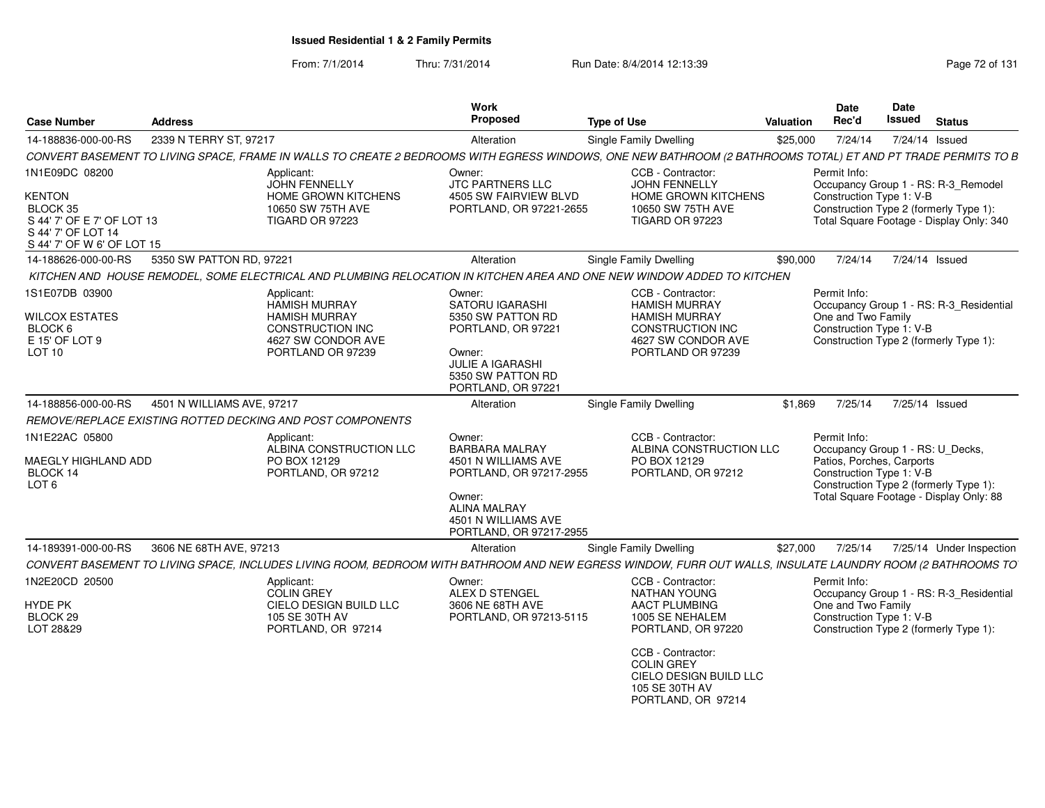**Issued Residential 1 & 2 Family Permits**

From: 7/1/2014 Thru: 7/31/2014 Run Date: 8/4/2014 12:13:39

| Case Number | Address | Work Proposed | Type of Use | Valuation | Date Rec'd | Date Issued | Status |
|---|---|---|---|---|---|---|---|
| 14-188836-000-00-RS | 2339 N TERRY ST, 97217 | Alteration | Single Family Dwelling | $25,000 | 7/24/14 | 7/24/14 | Issued |

*CONVERT BASEMENT TO LIVING SPACE, FRAME IN WALLS TO CREATE 2 BEDROOMS WITH EGRESS WINDOWS, ONE NEW BATHROOM (2 BATHROOMS TOTAL) ET AND PT TRADE PERMITS TO B*

1N1E09DC 08200
KENTON
BLOCK 35
S 44' 7' OF E 7' OF LOT 13
S 44' 7' OF LOT 14
S 44' 7' OF W 6' OF LOT 15

Applicant: JOHN FENNELLY, HOME GROWN KITCHENS, 10650 SW 75TH AVE, TIGARD OR 97223

Owner: JTC PARTNERS LLC, 4505 SW FAIRVIEW BLVD, PORTLAND, OR 97221-2655

CCB - Contractor: JOHN FENNELLY, HOME GROWN KITCHENS, 10650 SW 75TH AVE, TIGARD OR 97223

Permit Info: Occupancy Group 1 - RS: R-3_Remodel; Construction Type 1: V-B; Construction Type 2 (formerly Type 1):; Total Square Footage - Display Only: 340

| Case Number | Address | Work Proposed | Type of Use | Valuation | Date Rec'd | Date Issued | Status |
|---|---|---|---|---|---|---|---|
| 14-188626-000-00-RS | 5350 SW PATTON RD, 97221 | Alteration | Single Family Dwelling | $90,000 | 7/24/14 | 7/24/14 | Issued |

*KITCHEN AND HOUSE REMODEL, SOME ELECTRICAL AND PLUMBING RELOCATION IN KITCHEN AREA AND ONE NEW WINDOW ADDED TO KITCHEN*

1S1E07DB 03900
WILCOX ESTATES
BLOCK 6
E 15' OF LOT 9
LOT 10

Applicant: HAMISH MURRAY, HAMISH MURRAY CONSTRUCTION INC, 4627 SW CONDOR AVE, PORTLAND OR 97239

Owner: SATORU IGARASHI, 5350 SW PATTON RD, PORTLAND, OR 97221

Owner: JULIE A IGARASHI, 5350 SW PATTON RD, PORTLAND, OR 97221

CCB - Contractor: HAMISH MURRAY, HAMISH MURRAY CONSTRUCTION INC, 4627 SW CONDOR AVE, PORTLAND OR 97239

Permit Info: Occupancy Group 1 - RS: R-3_Residential One and Two Family; Construction Type 1: V-B; Construction Type 2 (formerly Type 1):

| Case Number | Address | Work Proposed | Type of Use | Valuation | Date Rec'd | Date Issued | Status |
|---|---|---|---|---|---|---|---|
| 14-188856-000-00-RS | 4501 N WILLIAMS AVE, 97217 | Alteration | Single Family Dwelling | $1,869 | 7/25/14 | 7/25/14 | Issued |

*REMOVE/REPLACE EXISTING ROTTED DECKING AND POST COMPONENTS*

1N1E22AC 05800
MAEGLY HIGHLAND ADD
BLOCK 14
LOT 6

Applicant: ALBINA CONSTRUCTION LLC, PO BOX 12129, PORTLAND, OR 97212

Owner: BARBARA MALRAY, 4501 N WILLIAMS AVE, PORTLAND, OR 97217-2955

Owner: ALINA MALRAY, 4501 N WILLIAMS AVE, PORTLAND, OR 97217-2955

CCB - Contractor: ALBINA CONSTRUCTION LLC, PO BOX 12129, PORTLAND, OR 97212

Permit Info: Occupancy Group 1 - RS: U_Decks, Patios, Porches, Carports; Construction Type 1: V-B; Construction Type 2 (formerly Type 1):; Total Square Footage - Display Only: 88

| Case Number | Address | Work Proposed | Type of Use | Valuation | Date Rec'd | Date Issued | Status |
|---|---|---|---|---|---|---|---|
| 14-189391-000-00-RS | 3606 NE 68TH AVE, 97213 | Alteration | Single Family Dwelling | $27,000 | 7/25/14 | 7/25/14 | Under Inspection |

*CONVERT BASEMENT TO LIVING SPACE, INCLUDES LIVING ROOM, BEDROOM WITH BATHROOM AND NEW EGRESS WINDOW, FURR OUT WALLS, INSULATE LAUNDRY ROOM (2 BATHROOMS TO*

1N2E20CD 20500
HYDE PK
BLOCK 29
LOT 28&29

Applicant: COLIN GREY, CIELO DESIGN BUILD LLC, 105 SE 30TH AV, PORTLAND, OR 97214

Owner: ALEX D STENGEL, 3606 NE 68TH AVE, PORTLAND, OR 97213-5115

CCB - Contractor: NATHAN YOUNG, AACT PLUMBING, 1005 SE NEHALEM, PORTLAND, OR 97220

CCB - Contractor: COLIN GREY, CIELO DESIGN BUILD LLC, 105 SE 30TH AV, PORTLAND, OR 97214

Permit Info: Occupancy Group 1 - RS: R-3_Residential One and Two Family; Construction Type 1: V-B; Construction Type 2 (formerly Type 1):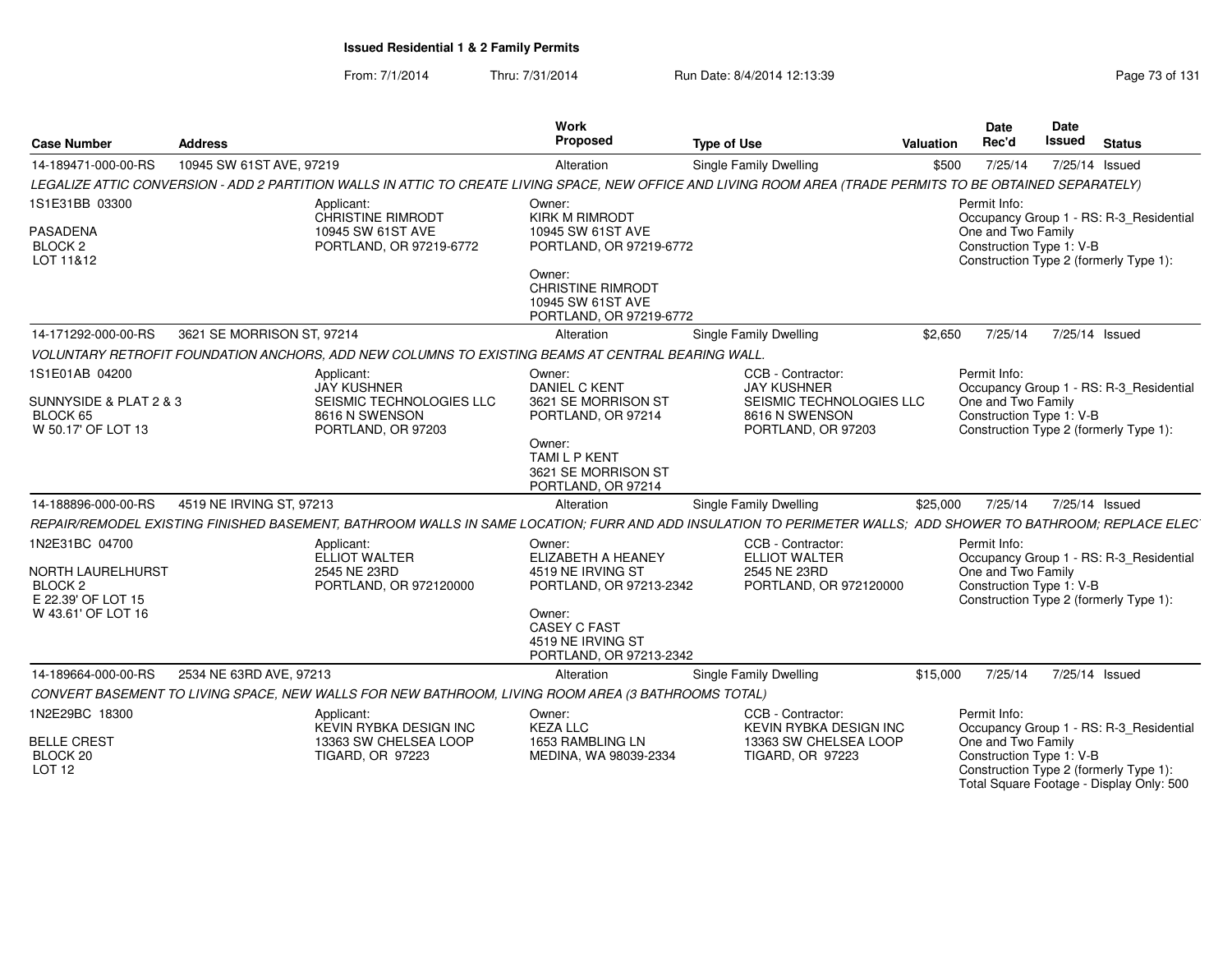**Issued Residential 1 & 2 Family Permits**

From: 7/1/2014 Thru: 7/31/2014 Run Date: 8/4/2014 12:13:39

| Case Number | Address | Work Proposed | Type of Use | Valuation | Date Rec'd | Date Issued | Status |
|---|---|---|---|---|---|---|---|
| 14-189471-000-00-RS | 10945 SW 61ST AVE, 97219 | Alteration | Single Family Dwelling | $500 | 7/25/14 | 7/25/14 | Issued |

*LEGALIZE ATTIC CONVERSION - ADD 2 PARTITION WALLS IN ATTIC TO CREATE LIVING SPACE, NEW OFFICE AND LIVING ROOM AREA (TRADE PERMITS TO BE OBTAINED SEPARATELY)*

1S1E31BB 03300
PASADENA
BLOCK 2
LOT 11&12

Applicant:
CHRISTINE RIMRODT
10945 SW 61ST AVE
PORTLAND, OR 97219-6772

Owner:
KIRK M RIMRODT
10945 SW 61ST AVE
PORTLAND, OR 97219-6772

Owner:
CHRISTINE RIMRODT
10945 SW 61ST AVE
PORTLAND, OR 97219-6772

Permit Info:
Occupancy Group 1 - RS: R-3_Residential One and Two Family
Construction Type 1: V-B
Construction Type 2 (formerly Type 1):

| Case Number | Address | Work Proposed | Type of Use | Valuation | Date Rec'd | Date Issued | Status |
|---|---|---|---|---|---|---|---|
| 14-171292-000-00-RS | 3621 SE MORRISON ST, 97214 | Alteration | Single Family Dwelling | $2,650 | 7/25/14 | 7/25/14 | Issued |

*VOLUNTARY RETROFIT FOUNDATION ANCHORS, ADD NEW COLUMNS TO EXISTING BEAMS AT CENTRAL BEARING WALL.*

1S1E01AB 04200
SUNNYSIDE & PLAT 2 & 3
BLOCK 65
W 50.17' OF LOT 13

Applicant:
JAY KUSHNER
SEISMIC TECHNOLOGIES LLC
8616 N SWENSON
PORTLAND, OR 97203

Owner:
DANIEL C KENT
3621 SE MORRISON ST
PORTLAND, OR 97214

Owner:
TAMI L P KENT
3621 SE MORRISON ST
PORTLAND, OR 97214

CCB - Contractor:
JAY KUSHNER
SEISMIC TECHNOLOGIES LLC
8616 N SWENSON
PORTLAND, OR 97203

Permit Info:
Occupancy Group 1 - RS: R-3_Residential One and Two Family
Construction Type 1: V-B
Construction Type 2 (formerly Type 1):

| Case Number | Address | Work Proposed | Type of Use | Valuation | Date Rec'd | Date Issued | Status |
|---|---|---|---|---|---|---|---|
| 14-188896-000-00-RS | 4519 NE IRVING ST, 97213 | Alteration | Single Family Dwelling | $25,000 | 7/25/14 | 7/25/14 | Issued |

*REPAIR/REMODEL EXISTING FINISHED BASEMENT, BATHROOM WALLS IN SAME LOCATION; FURR AND ADD INSULATION TO PERIMETER WALLS; ADD SHOWER TO BATHROOM; REPLACE ELEC*

1N2E31BC 04700
NORTH LAURELHURST
BLOCK 2
E 22.39' OF LOT 15
W 43.61' OF LOT 16

Applicant:
ELLIOT WALTER
2545 NE 23RD
PORTLAND, OR 972120000

Owner:
ELIZABETH A HEANEY
4519 NE IRVING ST
PORTLAND, OR 97213-2342

Owner:
CASEY C FAST
4519 NE IRVING ST
PORTLAND, OR 97213-2342

CCB - Contractor:
ELLIOT WALTER
2545 NE 23RD
PORTLAND, OR 972120000

Permit Info:
Occupancy Group 1 - RS: R-3_Residential One and Two Family
Construction Type 1: V-B
Construction Type 2 (formerly Type 1):

| Case Number | Address | Work Proposed | Type of Use | Valuation | Date Rec'd | Date Issued | Status |
|---|---|---|---|---|---|---|---|
| 14-189664-000-00-RS | 2534 NE 63RD AVE, 97213 | Alteration | Single Family Dwelling | $15,000 | 7/25/14 | 7/25/14 | Issued |

*CONVERT BASEMENT TO LIVING SPACE, NEW WALLS FOR NEW BATHROOM, LIVING ROOM AREA (3 BATHROOMS TOTAL)*

1N2E29BC 18300
BELLE CREST
BLOCK 20
LOT 12

Applicant:
KEVIN RYBKA DESIGN INC
13363 SW CHELSEA LOOP
TIGARD, OR 97223

Owner:
KEZA LLC
1653 RAMBLING LN
MEDINA, WA 98039-2334

CCB - Contractor:
KEVIN RYBKA DESIGN INC
13363 SW CHELSEA LOOP
TIGARD, OR 97223

Permit Info:
Occupancy Group 1 - RS: R-3_Residential One and Two Family
Construction Type 1: V-B
Construction Type 2 (formerly Type 1):
Total Square Footage - Display Only: 500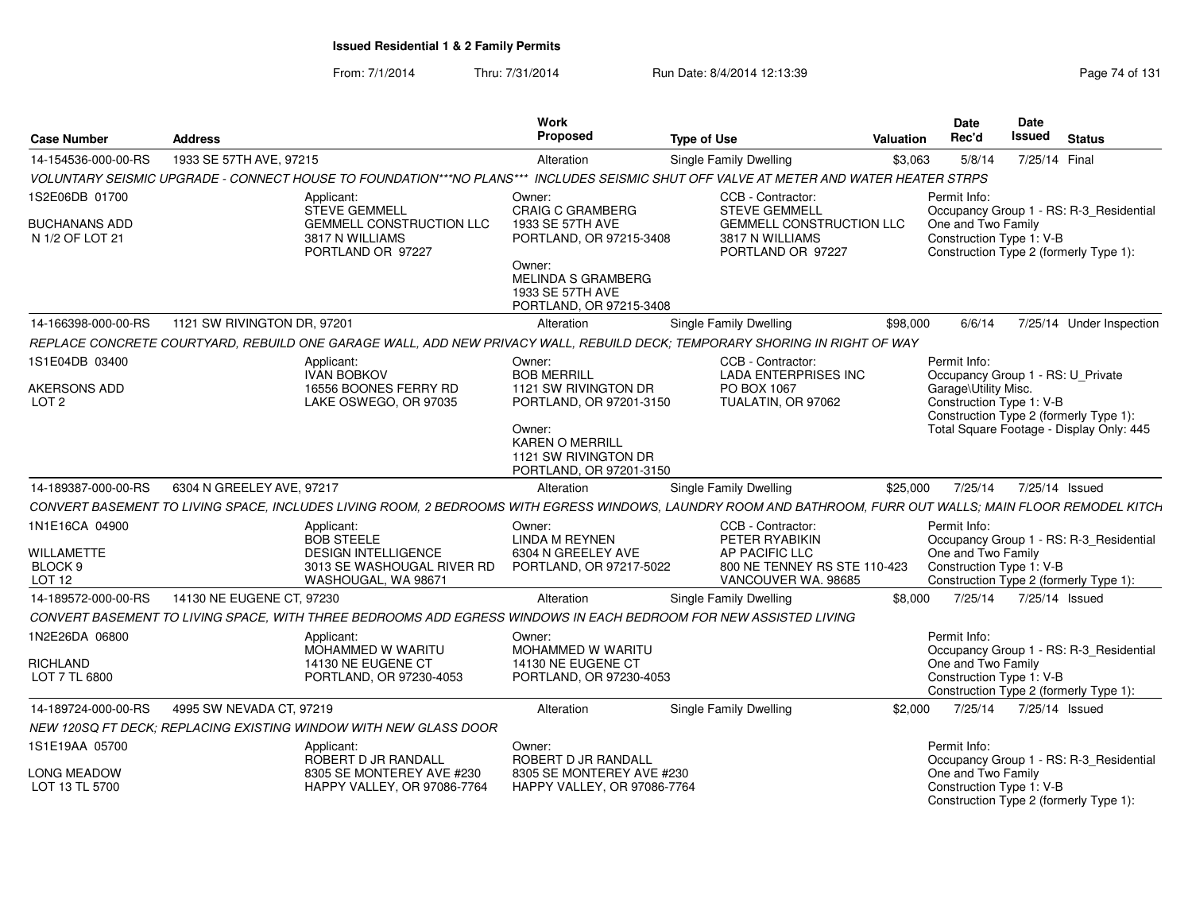# Issued Residential 1 & 2 Family Permits

From: 7/1/2014 Thru: 7/31/2014 Run Date: 8/4/2014 12:13:39

| Case Number | Address | Work Proposed | Type of Use | Valuation | Date Rec'd | Date Issued | Status |
|---|---|---|---|---|---|---|---|
| 14-154536-000-00-RS | 1933 SE 57TH AVE, 97215 | Alteration | Single Family Dwelling | $3,063 | 5/8/14 | 7/25/14 | Final |

VOLUNTARY SEISMIC UPGRADE - CONNECT HOUSE TO FOUNDATION***NO PLANS*** INCLUDES SEISMIC SHUT OFF VALVE AT METER AND WATER HEATER STRPS

1S2E06DB 01700
BUCHANANS ADD
N 1/2 OF LOT 21

Applicant:
STEVE GEMMELL
GEMMELL CONSTRUCTION LLC
3817 N WILLIAMS
PORTLAND OR 97227

Owner:
CRAIG C GRAMBERG
1933 SE 57TH AVE
PORTLAND, OR 97215-3408

Owner:
MELINDA S GRAMBERG
1933 SE 57TH AVE
PORTLAND, OR 97215-3408

CCB - Contractor:
STEVE GEMMELL
GEMMELL CONSTRUCTION LLC
3817 N WILLIAMS
PORTLAND OR 97227

Permit Info:
Occupancy Group 1 - RS: R-3_Residential One and Two Family
Construction Type 1: V-B
Construction Type 2 (formerly Type 1):

---

| Case Number | Address | Work Proposed | Type of Use | Valuation | Date Rec'd | Date Issued | Status |
|---|---|---|---|---|---|---|---|
| 14-166398-000-00-RS | 1121 SW RIVINGTON DR, 97201 | Alteration | Single Family Dwelling | $98,000 | 6/6/14 | 7/25/14 | Under Inspection |

REPLACE CONCRETE COURTYARD, REBUILD ONE GARAGE WALL, ADD NEW PRIVACY WALL, REBUILD DECK; TEMPORARY SHORING IN RIGHT OF WAY

1S1E04DB 03400
AKERSONS ADD
LOT 2

Applicant:
IVAN BOBKOV
16556 BOONES FERRY RD
LAKE OSWEGO, OR 97035

Owner:
BOB MERRILL
1121 SW RIVINGTON DR
PORTLAND, OR 97201-3150

Owner:
KAREN O MERRILL
1121 SW RIVINGTON DR
PORTLAND, OR 97201-3150

CCB - Contractor:
LADA ENTERPRISES INC
PO BOX 1067
TUALATIN, OR 97062

Permit Info:
Occupancy Group 1 - RS: U_Private Garage\Utility Misc.
Construction Type 1: V-B
Construction Type 2 (formerly Type 1):
Total Square Footage - Display Only: 445

---

| Case Number | Address | Work Proposed | Type of Use | Valuation | Date Rec'd | Date Issued | Status |
|---|---|---|---|---|---|---|---|
| 14-189387-000-00-RS | 6304 N GREELEY AVE, 97217 | Alteration | Single Family Dwelling | $25,000 | 7/25/14 | 7/25/14 | Issued |

CONVERT BASEMENT TO LIVING SPACE, INCLUDES LIVING ROOM, 2 BEDROOMS WITH EGRESS WINDOWS, LAUNDRY ROOM AND BATHROOM, FURR OUT WALLS; MAIN FLOOR REMODEL KITCH

1N1E16CA 04900
WILLAMETTE
BLOCK 9
LOT 12

Applicant:
BOB STEELE
DESIGN INTELLIGENCE
3013 SE WASHOUGAL RIVER RD
WASHOUGAL, WA 98671

Owner:
LINDA M REYNEN
6304 N GREELEY AVE
PORTLAND, OR 97217-5022

CCB - Contractor:
PETER RYABIKIN
AP PACIFIC LLC
800 NE TENNEY RS STE 110-423
VANCOUVER WA. 98685

Permit Info:
Occupancy Group 1 - RS: R-3_Residential One and Two Family
Construction Type 1: V-B
Construction Type 2 (formerly Type 1):

---

| Case Number | Address | Work Proposed | Type of Use | Valuation | Date Rec'd | Date Issued | Status |
|---|---|---|---|---|---|---|---|
| 14-189572-000-00-RS | 14130 NE EUGENE CT, 97230 | Alteration | Single Family Dwelling | $8,000 | 7/25/14 | 7/25/14 | Issued |

CONVERT BASEMENT TO LIVING SPACE, WITH THREE BEDROOMS ADD EGRESS WINDOWS IN EACH BEDROOM FOR NEW ASSISTED LIVING

1N2E26DA 06800
RICHLAND
LOT 7 TL 6800

Applicant:
MOHAMMED W WARITU
14130 NE EUGENE CT
PORTLAND, OR 97230-4053

Owner:
MOHAMMED W WARITU
14130 NE EUGENE CT
PORTLAND, OR 97230-4053

Permit Info:
Occupancy Group 1 - RS: R-3_Residential One and Two Family
Construction Type 1: V-B
Construction Type 2 (formerly Type 1):

---

| Case Number | Address | Work Proposed | Type of Use | Valuation | Date Rec'd | Date Issued | Status |
|---|---|---|---|---|---|---|---|
| 14-189724-000-00-RS | 4995 SW NEVADA CT, 97219 | Alteration | Single Family Dwelling | $2,000 | 7/25/14 | 7/25/14 | Issued |

NEW 120SQ FT DECK; REPLACING EXISTING WINDOW WITH NEW GLASS DOOR

1S1E19AA 05700
LONG MEADOW
LOT 13 TL 5700

Applicant:
ROBERT D JR RANDALL
8305 SE MONTEREY AVE #230
HAPPY VALLEY, OR 97086-7764

Owner:
ROBERT D JR RANDALL
8305 SE MONTEREY AVE #230
HAPPY VALLEY, OR 97086-7764

Permit Info:
Occupancy Group 1 - RS: R-3_Residential One and Two Family
Construction Type 1: V-B
Construction Type 2 (formerly Type 1):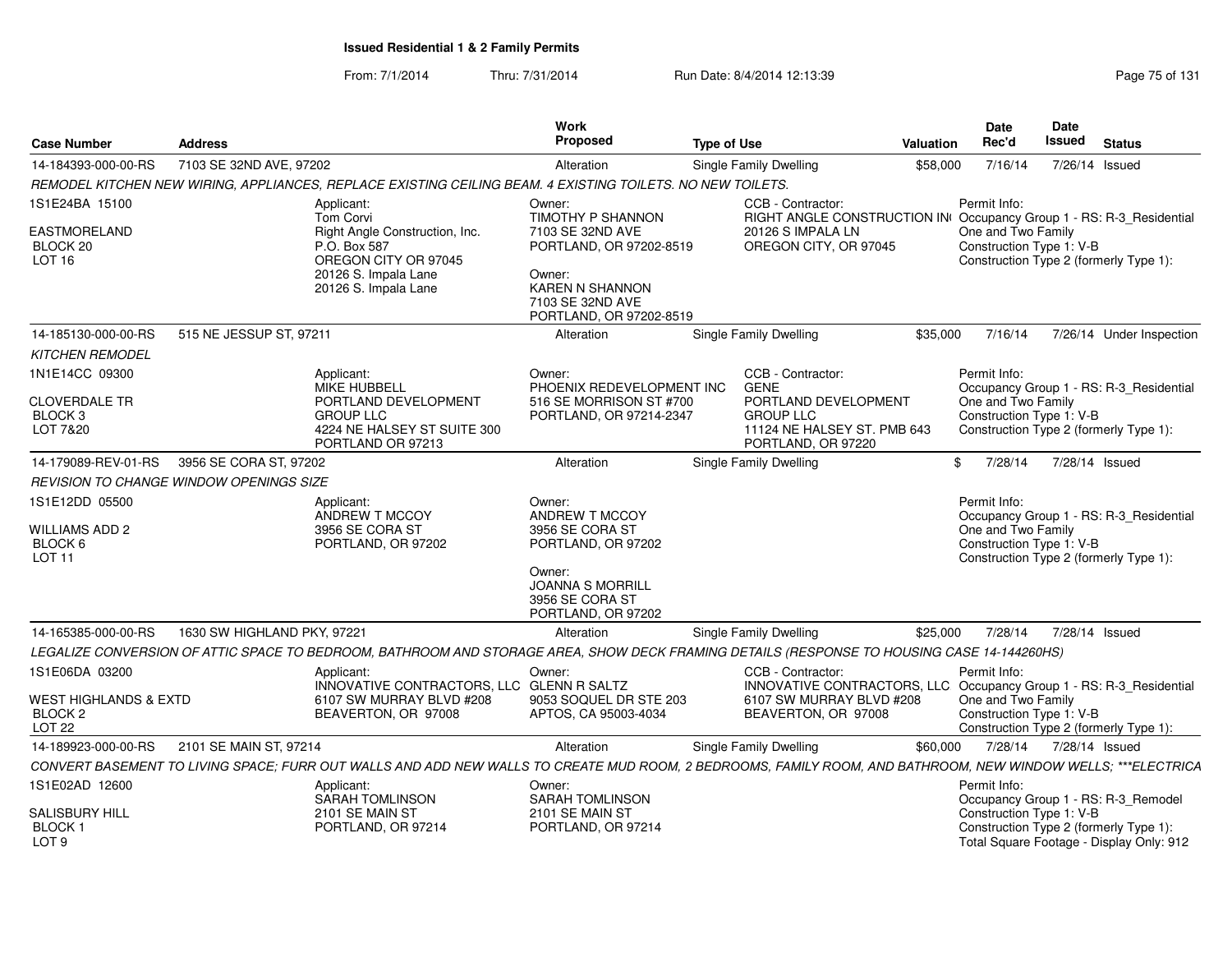**Issued Residential 1 & 2 Family Permits**

From: 7/1/2014 Thru: 7/31/2014 Run Date: 8/4/2014 12:13:39

| Case Number | Address | Work Proposed | Type of Use | Valuation | Date Rec'd | Date Issued | Status |
|---|---|---|---|---|---|---|---|
| 14-184393-000-00-RS | 7103 SE 32ND AVE, 97202 | Alteration | Single Family Dwelling | $58,000 | 7/16/14 | 7/26/14 | Issued |

*REMODEL KITCHEN NEW WIRING, APPLIANCES, REPLACE EXISTING CEILING BEAM. 4 EXISTING TOILETS. NO NEW TOILETS.*

1S1E24BA 15100
EASTMORELAND
BLOCK 20
LOT 16

Applicant:
Tom Corvi
Right Angle Construction, Inc.
P.O. Box 587
OREGON CITY OR 97045
20126 S. Impala Lane
20126 S. Impala Lane

Owner:
TIMOTHY P SHANNON
7103 SE 32ND AVE
PORTLAND, OR 97202-8519

Owner:
KAREN N SHANNON
7103 SE 32ND AVE
PORTLAND, OR 97202-8519

CCB - Contractor:
RIGHT ANGLE CONSTRUCTION IN
20126 S IMPALA LN
OREGON CITY, OR 97045

Permit Info:
Occupancy Group 1 - RS: R-3_Residential One and Two Family
Construction Type 1: V-B
Construction Type 2 (formerly Type 1):

---

| Case Number | Address | Work Proposed | Type of Use | Valuation | Date Rec'd | Date Issued | Status |
|---|---|---|---|---|---|---|---|
| 14-185130-000-00-RS | 515 NE JESSUP ST, 97211 | Alteration | Single Family Dwelling | $35,000 | 7/16/14 | 7/26/14 | Under Inspection |

*KITCHEN REMODEL*

1N1E14CC 09300
CLOVERDALE TR
BLOCK 3
LOT 7&20

Applicant:
MIKE HUBBELL
PORTLAND DEVELOPMENT GROUP LLC
4224 NE HALSEY ST SUITE 300
PORTLAND OR 97213

Owner:
PHOENIX REDEVELOPMENT INC
516 SE MORRISON ST #700
PORTLAND, OR 97214-2347

CCB - Contractor:
GENE
PORTLAND DEVELOPMENT GROUP LLC
11124 NE HALSEY ST. PMB 643
PORTLAND, OR 97220

Permit Info:
Occupancy Group 1 - RS: R-3_Residential One and Two Family
Construction Type 1: V-B
Construction Type 2 (formerly Type 1):

---

| Case Number | Address | Work Proposed | Type of Use | Valuation | Date Rec'd | Date Issued | Status |
|---|---|---|---|---|---|---|---|
| 14-179089-REV-01-RS | 3956 SE CORA ST, 97202 | Alteration | Single Family Dwelling | $ | 7/28/14 | 7/28/14 | Issued |

*REVISION TO CHANGE WINDOW OPENINGS SIZE*

1S1E12DD 05500
WILLIAMS ADD 2
BLOCK 6
LOT 11

Applicant:
ANDREW T MCCOY
3956 SE CORA ST
PORTLAND, OR 97202

Owner:
ANDREW T MCCOY
3956 SE CORA ST
PORTLAND, OR 97202

Owner:
JOANNA S MORRILL
3956 SE CORA ST
PORTLAND, OR 97202

Permit Info:
Occupancy Group 1 - RS: R-3_Residential One and Two Family
Construction Type 1: V-B
Construction Type 2 (formerly Type 1):

---

| Case Number | Address | Work Proposed | Type of Use | Valuation | Date Rec'd | Date Issued | Status |
|---|---|---|---|---|---|---|---|
| 14-165385-000-00-RS | 1630 SW HIGHLAND PKY, 97221 | Alteration | Single Family Dwelling | $25,000 | 7/28/14 | 7/28/14 | Issued |

*LEGALIZE CONVERSION OF ATTIC SPACE TO BEDROOM, BATHROOM AND STORAGE AREA, SHOW DECK FRAMING DETAILS (RESPONSE TO HOUSING CASE 14-144260HS)*

1S1E06DA 03200
WEST HIGHLANDS & EXTD
BLOCK 2
LOT 22

Applicant:
INNOVATIVE CONTRACTORS, LLC
6107 SW MURRAY BLVD #208
BEAVERTON, OR 97008

Owner:
GLENN R SALTZ
9053 SOQUEL DR STE 203
APTOS, CA 95003-4034

CCB - Contractor:
INNOVATIVE CONTRACTORS, LLC
6107 SW MURRAY BLVD #208
BEAVERTON, OR 97008

Permit Info:
Occupancy Group 1 - RS: R-3_Residential One and Two Family
Construction Type 1: V-B
Construction Type 2 (formerly Type 1):

---

| Case Number | Address | Work Proposed | Type of Use | Valuation | Date Rec'd | Date Issued | Status |
|---|---|---|---|---|---|---|---|
| 14-189923-000-00-RS | 2101 SE MAIN ST, 97214 | Alteration | Single Family Dwelling | $60,000 | 7/28/14 | 7/28/14 | Issued |

*CONVERT BASEMENT TO LIVING SPACE; FURR OUT WALLS AND ADD NEW WALLS TO CREATE MUD ROOM, 2 BEDROOMS, FAMILY ROOM, AND BATHROOM, NEW WINDOW WELLS; ***ELECTRICA*

1S1E02AD 12600
SALISBURY HILL
BLOCK 1
LOT 9

Applicant:
SARAH TOMLINSON
2101 SE MAIN ST
PORTLAND, OR 97214

Owner:
SARAH TOMLINSON
2101 SE MAIN ST
PORTLAND, OR 97214

Permit Info:
Occupancy Group 1 - RS: R-3_Remodel
Construction Type 1: V-B
Construction Type 2 (formerly Type 1):
Total Square Footage - Display Only: 912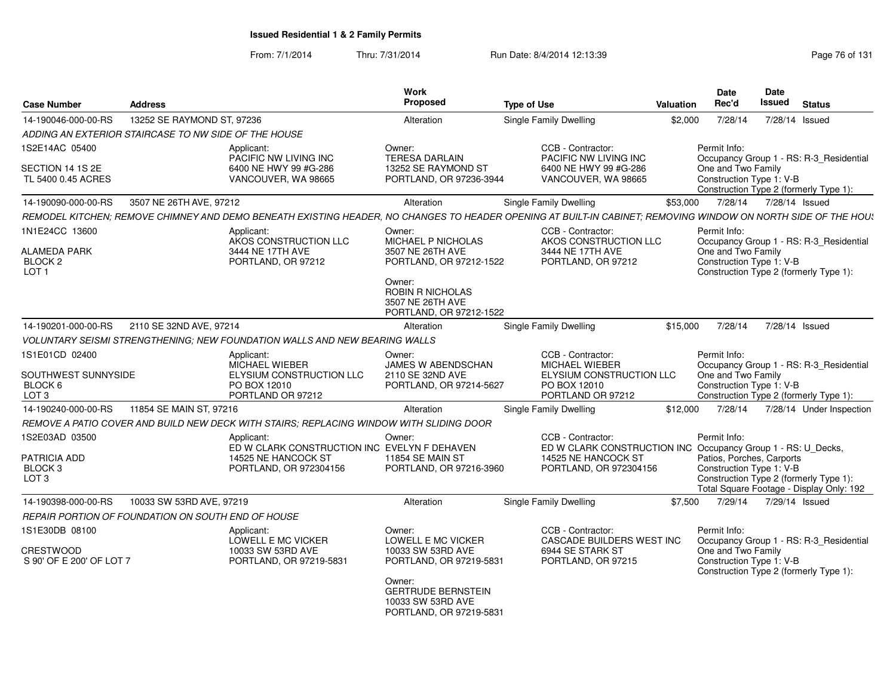# Issued Residential 1 & 2 Family Permits

From: 7/1/2014 Thru: 7/31/2014 Run Date: 8/4/2014 12:13:39

| Case Number | Address | Work Proposed | Type of Use | Valuation | Date Rec'd | Date Issued | Status |
|---|---|---|---|---|---|---|---|
| 14-190046-000-00-RS | 13252 SE RAYMOND ST, 97236 | Alteration | Single Family Dwelling | $2,000 | 7/28/14 | 7/28/14 | Issued |

*ADDING AN EXTERIOR STAIRCASE TO NW SIDE OF THE HOUSE*

1S2E14AC 05400
SECTION 14 1S 2E
TL 5400 0.45 ACRES

Applicant:
PACIFIC NW LIVING INC
6400 NE HWY 99 #G-286
VANCOUVER, WA 98665

Owner:
TERESA DARLAIN
13252 SE RAYMOND ST
PORTLAND, OR 97236-3944

CCB - Contractor:
PACIFIC NW LIVING INC
6400 NE HWY 99 #G-286
VANCOUVER, WA 98665

Permit Info:
Occupancy Group 1 - RS: R-3_Residential One and Two Family
Construction Type 1: V-B
Construction Type 2 (formerly Type 1):

---

| Case Number | Address | Work Proposed | Type of Use | Valuation | Date Rec'd | Date Issued | Status |
|---|---|---|---|---|---|---|---|
| 14-190090-000-00-RS | 3507 NE 26TH AVE, 97212 | Alteration | Single Family Dwelling | $53,000 | 7/28/14 | 7/28/14 | Issued |

*REMODEL KITCHEN; REMOVE CHIMNEY AND DEMO BENEATH EXISTING HEADER, NO CHANGES TO HEADER OPENING AT BUILT-IN CABINET; REMOVING WINDOW ON NORTH SIDE OF THE HOUS*

1N1E24CC 13600
ALAMEDA PARK
BLOCK 2
LOT 1

Applicant:
AKOS CONSTRUCTION LLC
3444 NE 17TH AVE
PORTLAND, OR 97212

Owner:
MICHAEL P NICHOLAS
3507 NE 26TH AVE
PORTLAND, OR 97212-1522

Owner:
ROBIN R NICHOLAS
3507 NE 26TH AVE
PORTLAND, OR 97212-1522

CCB - Contractor:
AKOS CONSTRUCTION LLC
3444 NE 17TH AVE
PORTLAND, OR 97212

Permit Info:
Occupancy Group 1 - RS: R-3_Residential One and Two Family
Construction Type 1: V-B
Construction Type 2 (formerly Type 1):

---

| Case Number | Address | Work Proposed | Type of Use | Valuation | Date Rec'd | Date Issued | Status |
|---|---|---|---|---|---|---|---|
| 14-190201-000-00-RS | 2110 SE 32ND AVE, 97214 | Alteration | Single Family Dwelling | $15,000 | 7/28/14 | 7/28/14 | Issued |

*VOLUNTARY SEISMI STRENGTHENING; NEW FOUNDATION WALLS AND NEW BEARING WALLS*

1S1E01CD 02400
SOUTHWEST SUNNYSIDE
BLOCK 6
LOT 3

Applicant:
MICHAEL WIEBER
ELYSIUM CONSTRUCTION LLC
PO BOX 12010
PORTLAND OR 97212

Owner:
JAMES W ABENDSCHAN
2110 SE 32ND AVE
PORTLAND, OR 97214-5627

CCB - Contractor:
MICHAEL WIEBER
ELYSIUM CONSTRUCTION LLC
PO BOX 12010
PORTLAND OR 97212

Permit Info:
Occupancy Group 1 - RS: R-3_Residential One and Two Family
Construction Type 1: V-B
Construction Type 2 (formerly Type 1):

---

| Case Number | Address | Work Proposed | Type of Use | Valuation | Date Rec'd | Date Issued | Status |
|---|---|---|---|---|---|---|---|
| 14-190240-000-00-RS | 11854 SE MAIN ST, 97216 | Alteration | Single Family Dwelling | $12,000 | 7/28/14 | 7/28/14 | Under Inspection |

*REMOVE A PATIO COVER AND BUILD NEW DECK WITH STAIRS; REPLACING WINDOW WITH SLIDING DOOR*

1S2E03AD 03500
PATRICIA ADD
BLOCK 3
LOT 3

Applicant:
ED W CLARK CONSTRUCTION INC
14525 NE HANCOCK ST
PORTLAND, OR 972304156

Owner:
EVELYN F DEHAVEN
11854 SE MAIN ST
PORTLAND, OR 97216-3960

CCB - Contractor:
ED W CLARK CONSTRUCTION INC
14525 NE HANCOCK ST
PORTLAND, OR 972304156

Permit Info:
Occupancy Group 1 - RS: U_Decks, Patios, Porches, Carports
Construction Type 1: V-B
Construction Type 2 (formerly Type 1):
Total Square Footage - Display Only: 192

---

| Case Number | Address | Work Proposed | Type of Use | Valuation | Date Rec'd | Date Issued | Status |
|---|---|---|---|---|---|---|---|
| 14-190398-000-00-RS | 10033 SW 53RD AVE, 97219 | Alteration | Single Family Dwelling | $7,500 | 7/29/14 | 7/29/14 | Issued |

*REPAIR PORTION OF FOUNDATION ON SOUTH END OF HOUSE*

1S1E30DB 08100
CRESTWOOD
S 90' OF E 200' OF LOT 7

Applicant:
LOWELL E MC VICKER
10033 SW 53RD AVE
PORTLAND, OR 97219-5831

Owner:
LOWELL E MC VICKER
10033 SW 53RD AVE
PORTLAND, OR 97219-5831

Owner:
GERTRUDE BERNSTEIN
10033 SW 53RD AVE
PORTLAND, OR 97219-5831

CCB - Contractor:
CASCADE BUILDERS WEST INC
6944 SE STARK ST
PORTLAND, OR 97215

Permit Info:
Occupancy Group 1 - RS: R-3_Residential One and Two Family
Construction Type 1: V-B
Construction Type 2 (formerly Type 1):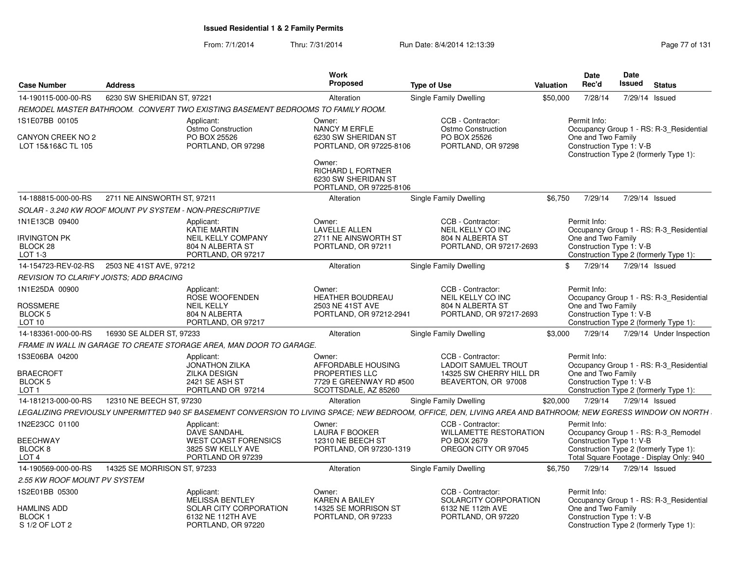**Issued Residential 1 & 2 Family Permits**

From: 7/1/2014 Thru: 7/31/2014 Run Date: 8/4/2014 12:13:39

| Case Number | Address | Work Proposed | Type of Use | Valuation | Date Rec'd | Date Issued | Status |
|---|---|---|---|---|---|---|---|
| 14-190115-000-00-RS | 6230 SW SHERIDAN ST, 97221 | Alteration | Single Family Dwelling | $50,000 | 7/28/14 | 7/29/14 | Issued |

REMODEL MASTER BATHROOM. CONVERT TWO EXISTING BASEMENT BEDROOMS TO FAMILY ROOM.

1S1E07BB 00105
CANYON CREEK NO 2
LOT 15&16&C TL 105

Applicant: Ostmo Construction, PO BOX 25526, PORTLAND, OR 97298
Owner: NANCY M ERFLE, 6230 SW SHERIDAN ST, PORTLAND, OR 97225-8106
Owner: RICHARD L FORTNER, 6230 SW SHERIDAN ST, PORTLAND, OR 97225-8106
CCB - Contractor: Ostmo Construction, PO BOX 25526, PORTLAND, OR 97298
Permit Info: Occupancy Group 1 - RS: R-3_Residential One and Two Family; Construction Type 1: V-B; Construction Type 2 (formerly Type 1):

| Case Number | Address | Work Proposed | Type of Use | Valuation | Date Rec'd | Date Issued | Status |
|---|---|---|---|---|---|---|---|
| 14-188815-000-00-RS | 2711 NE AINSWORTH ST, 97211 | Alteration | Single Family Dwelling | $6,750 | 7/29/14 | 7/29/14 | Issued |

SOLAR - 3.240 KW ROOF MOUNT PV SYSTEM - NON-PRESCRIPTIVE

1N1E13CB 09400
IRVINGTON PK
BLOCK 28
LOT 1-3

Applicant: KATIE MARTIN, NEIL KELLY COMPANY, 804 N ALBERTA ST, PORTLAND, OR 97217
Owner: LAVELLE ALLEN, 2711 NE AINSWORTH ST, PORTLAND, OR 97211
CCB - Contractor: NEIL KELLY CO INC, 804 N ALBERTA ST, PORTLAND, OR 97217-2693
Permit Info: Occupancy Group 1 - RS: R-3_Residential One and Two Family; Construction Type 1: V-B; Construction Type 2 (formerly Type 1):

| Case Number | Address | Work Proposed | Type of Use | Valuation | Date Rec'd | Date Issued | Status |
|---|---|---|---|---|---|---|---|
| 14-154723-REV-02-RS | 2503 NE 41ST AVE, 97212 | Alteration | Single Family Dwelling | $ | 7/29/14 | 7/29/14 | Issued |

REVISION TO CLARIFY JOISTS; ADD BRACING

1N1E25DA 00900
ROSSMERE
BLOCK 5
LOT 10

Applicant: ROSE WOOFENDEN, NEIL KELLY, 804 N ALBERTA, PORTLAND, OR 97217
Owner: HEATHER BOUDREAU, 2503 NE 41ST AVE, PORTLAND, OR 97212-2941
CCB - Contractor: NEIL KELLY CO INC, 804 N ALBERTA ST, PORTLAND, OR 97217-2693
Permit Info: Occupancy Group 1 - RS: R-3_Residential One and Two Family; Construction Type 1: V-B; Construction Type 2 (formerly Type 1):

| Case Number | Address | Work Proposed | Type of Use | Valuation | Date Rec'd | Date Issued | Status |
|---|---|---|---|---|---|---|---|
| 14-183361-000-00-RS | 16930 SE ALDER ST, 97233 | Alteration | Single Family Dwelling | $3,000 | 7/29/14 | 7/29/14 | Under Inspection |

FRAME IN WALL IN GARAGE TO CREATE STORAGE AREA, MAN DOOR TO GARAGE.

1S3E06BA 04200
BRAECROFT
BLOCK 5
LOT 1

Applicant: JONATHON ZILKA, ZILKA DESIGN, 2421 SE ASH ST, PORTLAND OR 97214
Owner: AFFORDABLE HOUSING PROPERTIES LLC, 7729 E GREENWAY RD #500, SCOTTSDALE, AZ 85260
CCB - Contractor: LADOIT SAMUEL TROUT, 14325 SW CHERRY HILL DR, BEAVERTON, OR 97008
Permit Info: Occupancy Group 1 - RS: R-3_Residential One and Two Family; Construction Type 1: V-B; Construction Type 2 (formerly Type 1):

| Case Number | Address | Work Proposed | Type of Use | Valuation | Date Rec'd | Date Issued | Status |
|---|---|---|---|---|---|---|---|
| 14-181213-000-00-RS | 12310 NE BEECH ST, 97230 | Alteration | Single Family Dwelling | $20,000 | 7/29/14 | 7/29/14 | Issued |

LEGALIZING PREVIOUSLY UNPERMITTED 940 SF BASEMENT CONVERSION TO LIVING SPACE; NEW BEDROOM, OFFICE, DEN, LIVING AREA AND BATHROOM; NEW EGRESS WINDOW ON NORTH

1N2E23CC 01100
BEECHWAY
BLOCK 8
LOT 4

Applicant: DAVE SANDAHL, WEST COAST FORENSICS, 3825 SW KELLY AVE, PORTLAND OR 97239
Owner: LAURA F BOOKER, 12310 NE BEECH ST, PORTLAND, OR 97230-1319
CCB - Contractor: WILLAMETTE RESTORATION, PO BOX 2679, OREGON CITY OR 97045
Permit Info: Occupancy Group 1 - RS: R-3_Remodel; Construction Type 1: V-B; Construction Type 2 (formerly Type 1):; Total Square Footage - Display Only: 940

| Case Number | Address | Work Proposed | Type of Use | Valuation | Date Rec'd | Date Issued | Status |
|---|---|---|---|---|---|---|---|
| 14-190569-000-00-RS | 14325 SE MORRISON ST, 97233 | Alteration | Single Family Dwelling | $6,750 | 7/29/14 | 7/29/14 | Issued |

2.55 KW ROOF MOUNT PV SYSTEM

1S2E01BB 05300
HAMLINS ADD
BLOCK 1
S 1/2 OF LOT 2

Applicant: MELISSA BENTLEY, SOLAR CITY CORPORATION, 6132 NE 112TH AVE, PORTLAND, OR 97220
Owner: KAREN A BAILEY, 14325 SE MORRISON ST, PORTLAND, OR 97233
CCB - Contractor: SOLARCITY CORPORATION, 6132 NE 112th AVE, PORTLAND, OR 97220
Permit Info: Occupancy Group 1 - RS: R-3_Residential One and Two Family; Construction Type 1: V-B; Construction Type 2 (formerly Type 1):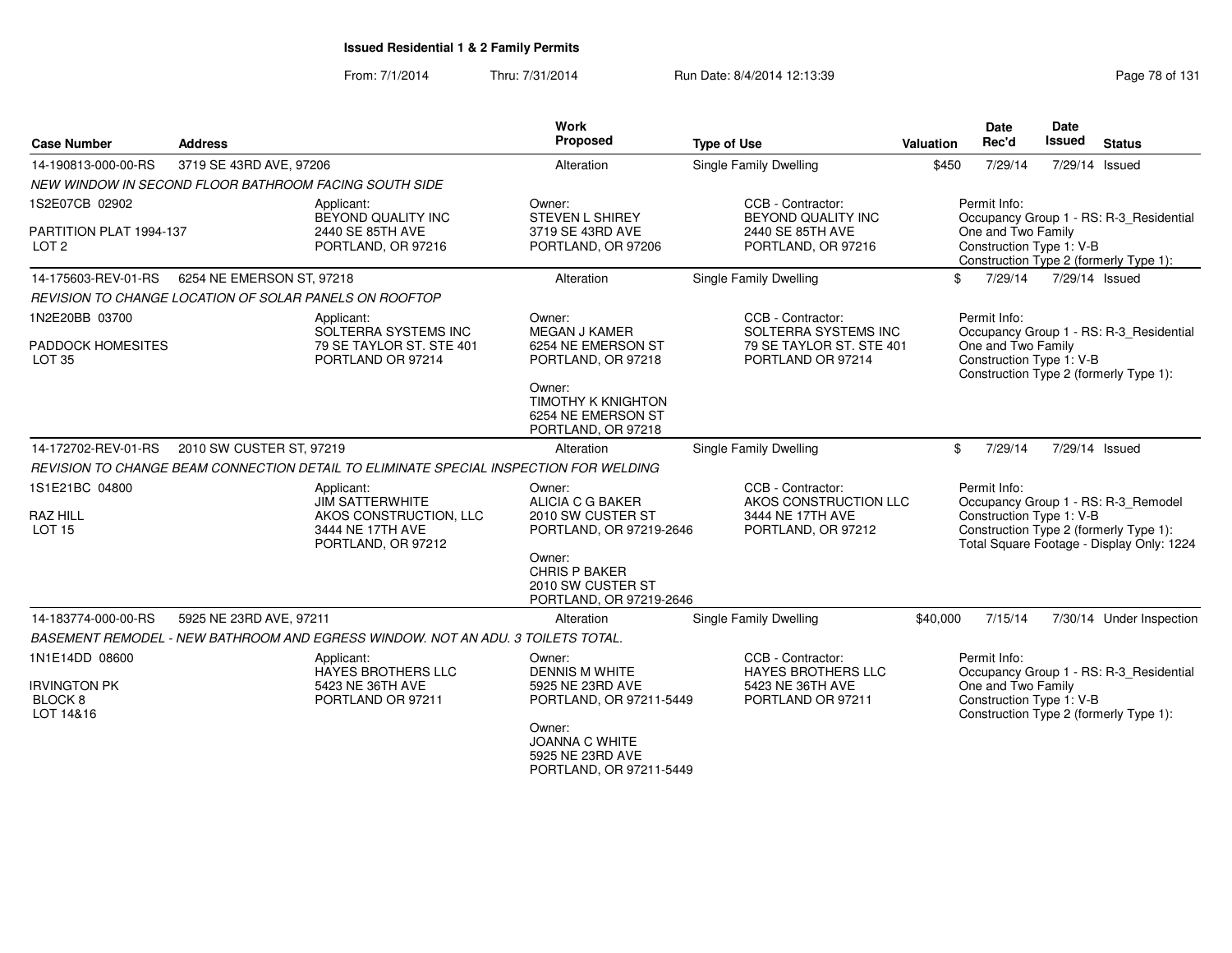# Issued Residential 1 & 2 Family Permits

From: 7/1/2014 Thru: 7/31/2014 Run Date: 8/4/2014 12:13:39

| Case Number | Address | Work Proposed | Type of Use | Valuation | Date Rec'd | Date Issued | Status |
|---|---|---|---|---|---|---|---|
| 14-190813-000-00-RS | 3719 SE 43RD AVE, 97206 | Alteration | Single Family Dwelling | $450 | 7/29/14 | 7/29/14 | Issued |

*NEW WINDOW IN SECOND FLOOR BATHROOM FACING SOUTH SIDE*

1S2E07CB 02902
PARTITION PLAT 1994-137
LOT 2

Applicant: BEYOND QUALITY INC, 2440 SE 85TH AVE, PORTLAND, OR 97216

Owner: STEVEN L SHIREY, 3719 SE 43RD AVE, PORTLAND, OR 97206

CCB - Contractor: BEYOND QUALITY INC, 2440 SE 85TH AVE, PORTLAND, OR 97216

Permit Info: Occupancy Group 1 - RS: R-3_Residential One and Two Family; Construction Type 1: V-B; Construction Type 2 (formerly Type 1):

---

| Case Number | Address | Work Proposed | Type of Use | Valuation | Date Rec'd | Date Issued | Status |
|---|---|---|---|---|---|---|---|
| 14-175603-REV-01-RS | 6254 NE EMERSON ST, 97218 | Alteration | Single Family Dwelling | $ | 7/29/14 | 7/29/14 | Issued |

*REVISION TO CHANGE LOCATION OF SOLAR PANELS ON ROOFTOP*

1N2E20BB 03700
PADDOCK HOMESITES
LOT 35

Applicant: SOLTERRA SYSTEMS INC, 79 SE TAYLOR ST. STE 401, PORTLAND OR 97214

Owner: MEGAN J KAMER, 6254 NE EMERSON ST, PORTLAND, OR 97218

Owner: TIMOTHY K KNIGHTON, 6254 NE EMERSON ST, PORTLAND, OR 97218

CCB - Contractor: SOLTERRA SYSTEMS INC, 79 SE TAYLOR ST. STE 401, PORTLAND OR 97214

Permit Info: Occupancy Group 1 - RS: R-3_Residential One and Two Family; Construction Type 1: V-B; Construction Type 2 (formerly Type 1):

---

| Case Number | Address | Work Proposed | Type of Use | Valuation | Date Rec'd | Date Issued | Status |
|---|---|---|---|---|---|---|---|
| 14-172702-REV-01-RS | 2010 SW CUSTER ST, 97219 | Alteration | Single Family Dwelling | $ | 7/29/14 | 7/29/14 | Issued |

*REVISION TO CHANGE BEAM CONNECTION DETAIL TO ELIMINATE SPECIAL INSPECTION FOR WELDING*

1S1E21BC 04800
RAZ HILL
LOT 15

Applicant: JIM SATTERWHITE, AKOS CONSTRUCTION, LLC, 3444 NE 17TH AVE, PORTLAND, OR 97212

Owner: ALICIA C G BAKER, 2010 SW CUSTER ST, PORTLAND, OR 97219-2646

Owner: CHRIS P BAKER, 2010 SW CUSTER ST, PORTLAND, OR 97219-2646

CCB - Contractor: AKOS CONSTRUCTION LLC, 3444 NE 17TH AVE, PORTLAND, OR 97212

Permit Info: Occupancy Group 1 - RS: R-3_Remodel; Construction Type 1: V-B; Construction Type 2 (formerly Type 1):; Total Square Footage - Display Only: 1224

---

| Case Number | Address | Work Proposed | Type of Use | Valuation | Date Rec'd | Date Issued | Status |
|---|---|---|---|---|---|---|---|
| 14-183774-000-00-RS | 5925 NE 23RD AVE, 97211 | Alteration | Single Family Dwelling | $40,000 | 7/15/14 | 7/30/14 | Under Inspection |

*BASEMENT REMODEL - NEW BATHROOM AND EGRESS WINDOW. NOT AN ADU. 3 TOILETS TOTAL.*

1N1E14DD 08600
IRVINGTON PK
BLOCK 8
LOT 14&16

Applicant: HAYES BROTHERS LLC, 5423 NE 36TH AVE, PORTLAND OR 97211

Owner: DENNIS M WHITE, 5925 NE 23RD AVE, PORTLAND, OR 97211-5449

Owner: JOANNA C WHITE, 5925 NE 23RD AVE, PORTLAND, OR 97211-5449

CCB - Contractor: HAYES BROTHERS LLC, 5423 NE 36TH AVE, PORTLAND OR 97211

Permit Info: Occupancy Group 1 - RS: R-3_Residential One and Two Family; Construction Type 1: V-B; Construction Type 2 (formerly Type 1):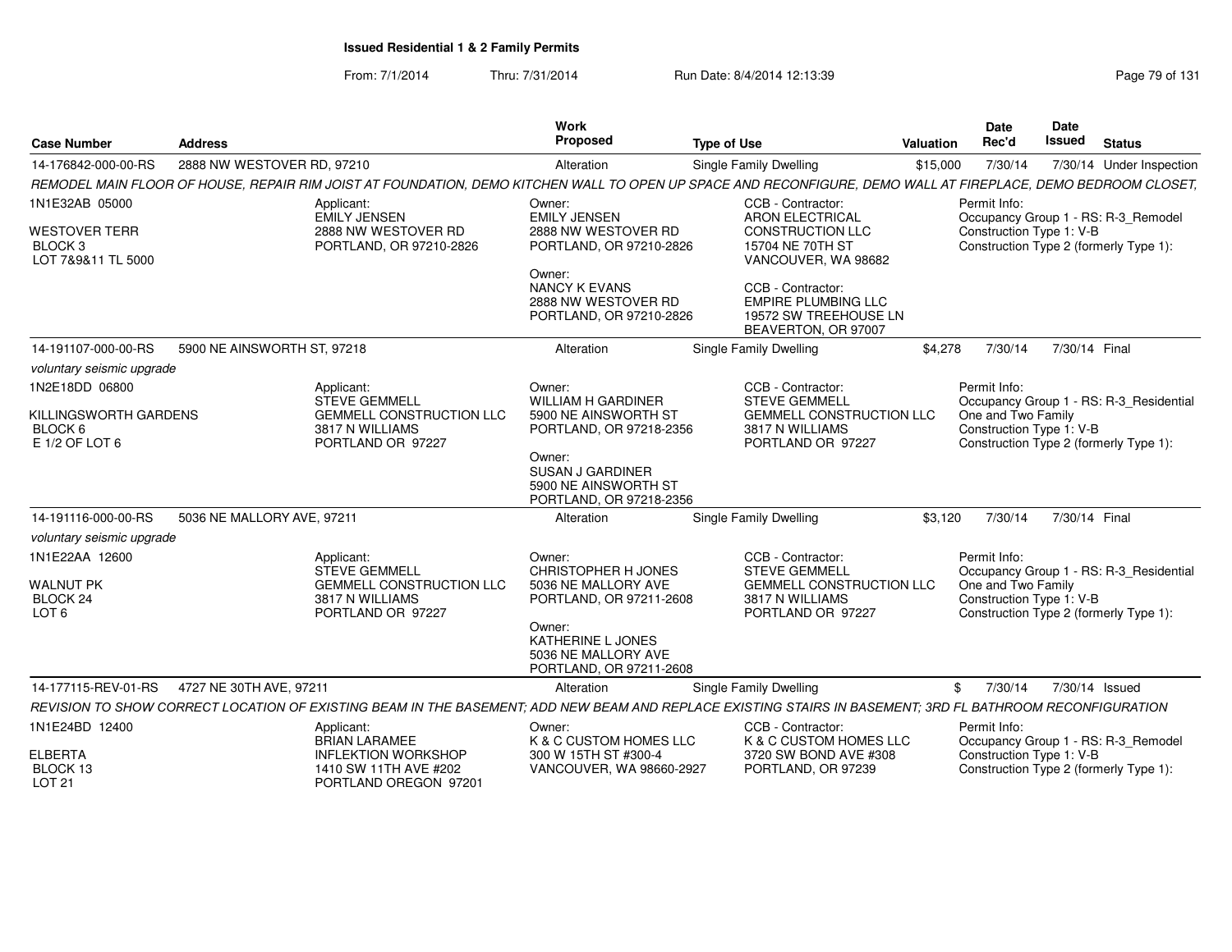**Issued Residential 1 & 2 Family Permits**

From: 7/1/2014 Thru: 7/31/2014 Run Date: 8/4/2014 12:13:39

| Case Number | Address | Work Proposed | Type of Use | Valuation | Date Rec'd | Date Issued | Status |
|---|---|---|---|---|---|---|---|
| 14-176842-000-00-RS | 2888 NW WESTOVER RD, 97210 | Alteration | Single Family Dwelling | $15,000 | 7/30/14 | 7/30/14 | Under Inspection |

*REMODEL MAIN FLOOR OF HOUSE, REPAIR RIM JOIST AT FOUNDATION, DEMO KITCHEN WALL TO OPEN UP SPACE AND RECONFIGURE, DEMO WALL AT FIREPLACE, DEMO BEDROOM CLOSET,*

1N1E32AB 05000
WESTOVER TERR
BLOCK 3
LOT 7&9&11 TL 5000

Applicant: EMILY JENSEN, 2888 NW WESTOVER RD, PORTLAND, OR 97210-2826

Owner: EMILY JENSEN, 2888 NW WESTOVER RD, PORTLAND, OR 97210-2826
Owner: NANCY K EVANS, 2888 NW WESTOVER RD, PORTLAND, OR 97210-2826

CCB - Contractor: ARON ELECTRICAL CONSTRUCTION LLC, 15704 NE 70TH ST, VANCOUVER, WA 98682
CCB - Contractor: EMPIRE PLUMBING LLC, 19572 SW TREEHOUSE LN, BEAVERTON, OR 97007

Permit Info: Occupancy Group 1 - RS: R-3_Remodel; Construction Type 1: V-B; Construction Type 2 (formerly Type 1):

| Case Number | Address | Work Proposed | Type of Use | Valuation | Date Rec'd | Date Issued | Status |
|---|---|---|---|---|---|---|---|
| 14-191107-000-00-RS | 5900 NE AINSWORTH ST, 97218 | Alteration | Single Family Dwelling | $4,278 | 7/30/14 | 7/30/14 | Final |

*voluntary seismic upgrade*

1N2E18DD 06800
KILLINGSWORTH GARDENS
BLOCK 6
E 1/2 OF LOT 6

Applicant: STEVE GEMMELL, GEMMELL CONSTRUCTION LLC, 3817 N WILLIAMS, PORTLAND OR 97227

Owner: WILLIAM H GARDINER, 5900 NE AINSWORTH ST, PORTLAND, OR 97218-2356
Owner: SUSAN J GARDINER, 5900 NE AINSWORTH ST, PORTLAND, OR 97218-2356

CCB - Contractor: STEVE GEMMELL, GEMMELL CONSTRUCTION LLC, 3817 N WILLIAMS, PORTLAND OR 97227

Permit Info: Occupancy Group 1 - RS: R-3_Residential One and Two Family; Construction Type 1: V-B; Construction Type 2 (formerly Type 1):

| Case Number | Address | Work Proposed | Type of Use | Valuation | Date Rec'd | Date Issued | Status |
|---|---|---|---|---|---|---|---|
| 14-191116-000-00-RS | 5036 NE MALLORY AVE, 97211 | Alteration | Single Family Dwelling | $3,120 | 7/30/14 | 7/30/14 | Final |

*voluntary seismic upgrade*

1N1E22AA 12600
WALNUT PK
BLOCK 24
LOT 6

Applicant: STEVE GEMMELL, GEMMELL CONSTRUCTION LLC, 3817 N WILLIAMS, PORTLAND OR 97227

Owner: CHRISTOPHER H JONES, 5036 NE MALLORY AVE, PORTLAND, OR 97211-2608
Owner: KATHERINE L JONES, 5036 NE MALLORY AVE, PORTLAND, OR 97211-2608

CCB - Contractor: STEVE GEMMELL, GEMMELL CONSTRUCTION LLC, 3817 N WILLIAMS, PORTLAND OR 97227

Permit Info: Occupancy Group 1 - RS: R-3_Residential One and Two Family; Construction Type 1: V-B; Construction Type 2 (formerly Type 1):

| Case Number | Address | Work Proposed | Type of Use | Valuation | Date Rec'd | Date Issued | Status |
|---|---|---|---|---|---|---|---|
| 14-177115-REV-01-RS | 4727 NE 30TH AVE, 97211 | Alteration | Single Family Dwelling | $ | 7/30/14 | 7/30/14 | Issued |

*REVISION TO SHOW CORRECT LOCATION OF EXISTING BEAM IN THE BASEMENT; ADD NEW BEAM AND REPLACE EXISTING STAIRS IN BASEMENT; 3RD FL BATHROOM RECONFIGURATION*

1N1E24BD 12400
ELBERTA
BLOCK 13
LOT 21

Applicant: BRIAN LARAMEE, INFLEKTION WORKSHOP, 1410 SW 11TH AVE #202, PORTLAND OREGON 97201

Owner: K & C CUSTOM HOMES LLC, 300 W 15TH ST #300-4, VANCOUVER, WA 98660-2927

CCB - Contractor: K & C CUSTOM HOMES LLC, 3720 SW BOND AVE #308, PORTLAND, OR 97239

Permit Info: Occupancy Group 1 - RS: R-3_Remodel; Construction Type 1: V-B; Construction Type 2 (formerly Type 1):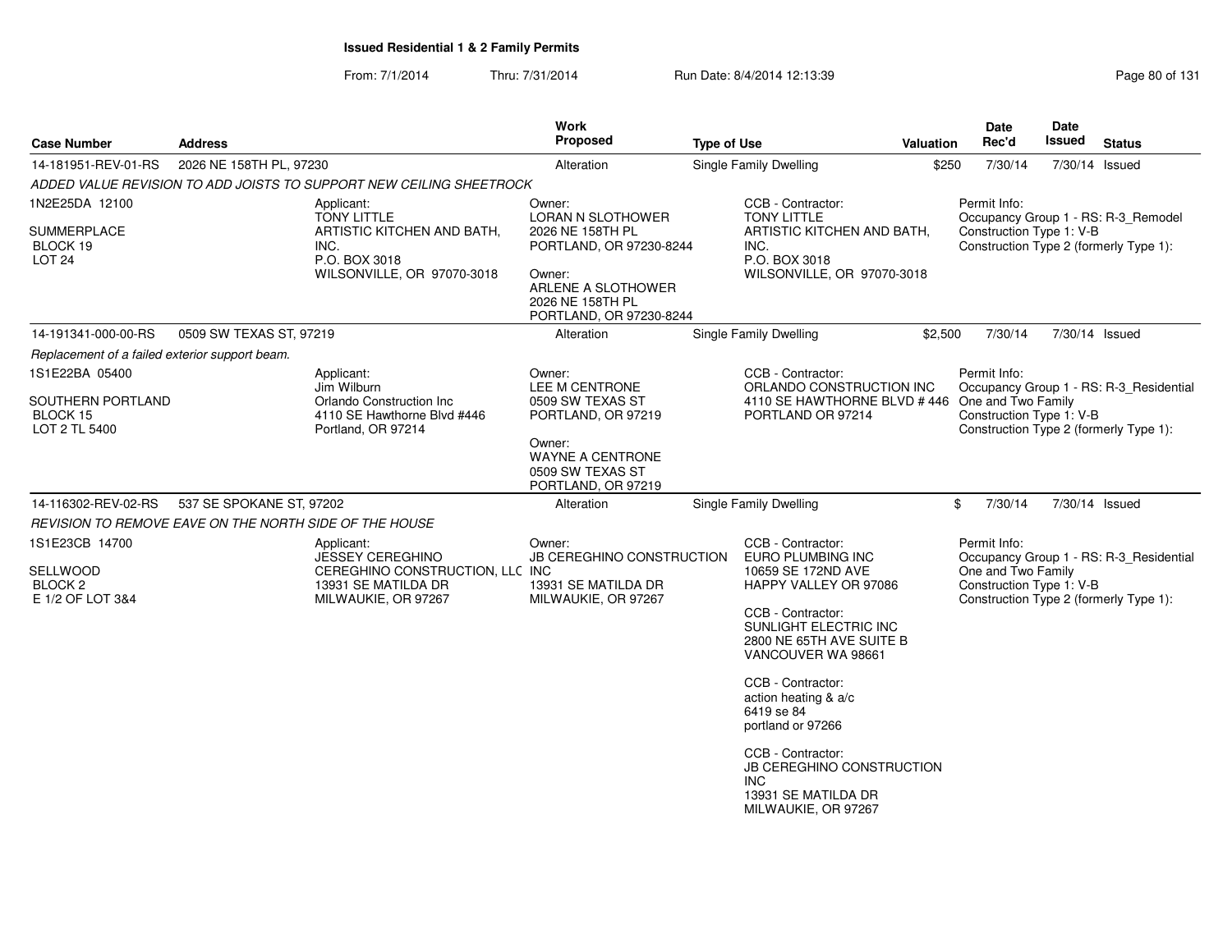## Issued Residential 1 & 2 Family Permits

From: 7/1/2014 Thru: 7/31/2014 Run Date: 8/4/2014 12:13:39

| Case Number | Address | Work Proposed | Type of Use | Valuation | Date Rec'd | Date Issued | Status |
|---|---|---|---|---|---|---|---|
| 14-181951-REV-01-RS | 2026 NE 158TH PL, 97230 | Alteration | Single Family Dwelling | $250 | 7/30/14 | 7/30/14 | Issued |

*ADDED VALUE REVISION TO ADD JOISTS TO SUPPORT NEW CEILING SHEETROCK*

1N2E25DA 12100
SUMMERPLACE
BLOCK 19
LOT 24

Applicant:
TONY LITTLE
ARTISTIC KITCHEN AND BATH, INC.
P.O. BOX 3018
WILSONVILLE, OR 97070-3018

Owner:
LORAN N SLOTHOWER
2026 NE 158TH PL
PORTLAND, OR 97230-8244

Owner:
ARLENE A SLOTHOWER
2026 NE 158TH PL
PORTLAND, OR 97230-8244

CCB - Contractor:
TONY LITTLE
ARTISTIC KITCHEN AND BATH, INC.
P.O. BOX 3018
WILSONVILLE, OR 97070-3018

Permit Info:
Occupancy Group 1 - RS: R-3_Remodel
Construction Type 1: V-B
Construction Type 2 (formerly Type 1):

| Case Number | Address | Work Proposed | Type of Use | Valuation | Date Rec'd | Date Issued | Status |
|---|---|---|---|---|---|---|---|
| 14-191341-000-00-RS | 0509 SW TEXAS ST, 97219 | Alteration | Single Family Dwelling | $2,500 | 7/30/14 | 7/30/14 | Issued |

*Replacement of a failed exterior support beam.*

1S1E22BA 05400
SOUTHERN PORTLAND
BLOCK 15
LOT 2 TL 5400

Applicant:
Jim Wilburn
Orlando Construction Inc
4110 SE Hawthorne Blvd #446
Portland, OR 97214

Owner:
LEE M CENTRONE
0509 SW TEXAS ST
PORTLAND, OR 97219

Owner:
WAYNE A CENTRONE
0509 SW TEXAS ST
PORTLAND, OR 97219

CCB - Contractor:
ORLANDO CONSTRUCTION INC
4110 SE HAWTHORNE BLVD # 446
PORTLAND OR 97214

Permit Info:
Occupancy Group 1 - RS: R-3_Residential One and Two Family
Construction Type 1: V-B
Construction Type 2 (formerly Type 1):

| Case Number | Address | Work Proposed | Type of Use | Valuation | Date Rec'd | Date Issued | Status |
|---|---|---|---|---|---|---|---|
| 14-116302-REV-02-RS | 537 SE SPOKANE ST, 97202 | Alteration | Single Family Dwelling | $ | 7/30/14 | 7/30/14 | Issued |

*REVISION TO REMOVE EAVE ON THE NORTH SIDE OF THE HOUSE*

1S1E23CB 14700
SELLWOOD
BLOCK 2
E 1/2 OF LOT 3&4

Applicant:
JESSEY CEREGHINO
CEREGHINO CONSTRUCTION, LLC
13931 SE MATILDA DR
MILWAUKIE, OR 97267

Owner:
JB CEREGHINO CONSTRUCTION INC
13931 SE MATILDA DR
MILWAUKIE, OR 97267

CCB - Contractor:
EURO PLUMBING INC
10659 SE 172ND AVE
HAPPY VALLEY OR 97086

CCB - Contractor:
SUNLIGHT ELECTRIC INC
2800 NE 65TH AVE SUITE B
VANCOUVER WA 98661

CCB - Contractor:
action heating & a/c
6419 se 84
portland or 97266

CCB - Contractor:
JB CEREGHINO CONSTRUCTION INC
13931 SE MATILDA DR
MILWAUKIE, OR 97267

Permit Info:
Occupancy Group 1 - RS: R-3_Residential One and Two Family
Construction Type 1: V-B
Construction Type 2 (formerly Type 1):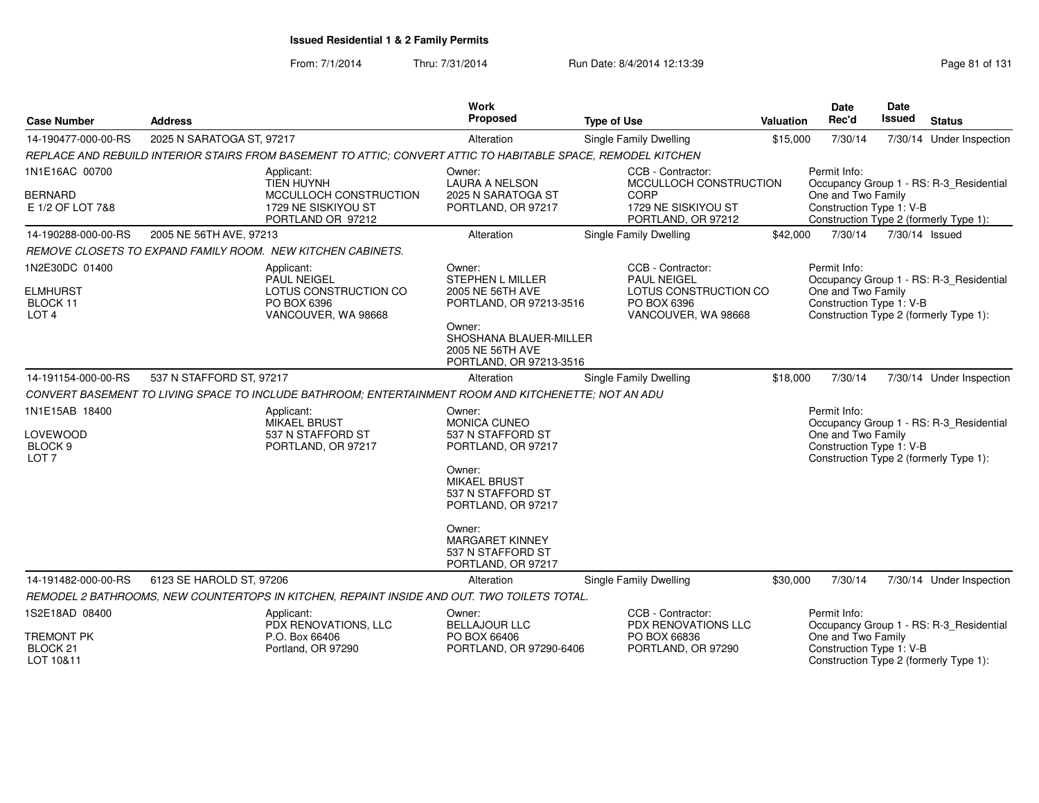# Issued Residential 1 & 2 Family Permits

From: 7/1/2014 Thru: 7/31/2014 Run Date: 8/4/2014 12:13:39

| Case Number | Address | Work Proposed | Type of Use | Valuation | Date Rec'd | Date Issued | Status |
|---|---|---|---|---|---|---|---|
| 14-190477-000-00-RS | 2025 N SARATOGA ST, 97217 | Alteration | Single Family Dwelling | $15,000 | 7/30/14 | 7/30/14 | Under Inspection |

*REPLACE AND REBUILD INTERIOR STAIRS FROM BASEMENT TO ATTIC; CONVERT ATTIC TO HABITABLE SPACE, REMODEL KITCHEN*

1N1E16AC 00700
BERNARD
E 1/2 OF LOT 7&8

Applicant:
TIEN HUYNH
MCCULLOCH CONSTRUCTION
1729 NE SISKIYOU ST
PORTLAND OR 97212

Owner:
LAURA A NELSON
2025 N SARATOGA ST
PORTLAND, OR 97217

CCB - Contractor:
MCCULLOCH CONSTRUCTION CORP
1729 NE SISKIYOU ST
PORTLAND, OR 97212

Permit Info:
Occupancy Group 1 - RS: R-3_Residential One and Two Family
Construction Type 1: V-B
Construction Type 2 (formerly Type 1):

| Case Number | Address | Work Proposed | Type of Use | Valuation | Date Rec'd | Date Issued | Status |
|---|---|---|---|---|---|---|---|
| 14-190288-000-00-RS | 2005 NE 56TH AVE, 97213 | Alteration | Single Family Dwelling | $42,000 | 7/30/14 | 7/30/14 | Issued |

*REMOVE CLOSETS TO EXPAND FAMILY ROOM. NEW KITCHEN CABINETS.*

1N2E30DC 01400
ELMHURST
BLOCK 11
LOT 4

Applicant:
PAUL NEIGEL
LOTUS CONSTRUCTION CO
PO BOX 6396
VANCOUVER, WA 98668

Owner:
STEPHEN L MILLER
2005 NE 56TH AVE
PORTLAND, OR 97213-3516

Owner:
SHOSHANA BLAUER-MILLER
2005 NE 56TH AVE
PORTLAND, OR 97213-3516

CCB - Contractor:
PAUL NEIGEL
LOTUS CONSTRUCTION CO
PO BOX 6396
VANCOUVER, WA 98668

Permit Info:
Occupancy Group 1 - RS: R-3_Residential One and Two Family
Construction Type 1: V-B
Construction Type 2 (formerly Type 1):

| Case Number | Address | Work Proposed | Type of Use | Valuation | Date Rec'd | Date Issued | Status |
|---|---|---|---|---|---|---|---|
| 14-191154-000-00-RS | 537 N STAFFORD ST, 97217 | Alteration | Single Family Dwelling | $18,000 | 7/30/14 | 7/30/14 | Under Inspection |

*CONVERT BASEMENT TO LIVING SPACE TO INCLUDE BATHROOM; ENTERTAINMENT ROOM AND KITCHENETTE; NOT AN ADU*

1N1E15AB 18400
LOVEWOOD
BLOCK 9
LOT 7

Applicant:
MIKAEL BRUST
537 N STAFFORD ST
PORTLAND, OR 97217

Owner:
MONICA CUNEO
537 N STAFFORD ST
PORTLAND, OR 97217

Owner:
MIKAEL BRUST
537 N STAFFORD ST
PORTLAND, OR 97217

Owner:
MARGARET KINNEY
537 N STAFFORD ST
PORTLAND, OR 97217

Permit Info:
Occupancy Group 1 - RS: R-3_Residential One and Two Family
Construction Type 1: V-B
Construction Type 2 (formerly Type 1):

| Case Number | Address | Work Proposed | Type of Use | Valuation | Date Rec'd | Date Issued | Status |
|---|---|---|---|---|---|---|---|
| 14-191482-000-00-RS | 6123 SE HAROLD ST, 97206 | Alteration | Single Family Dwelling | $30,000 | 7/30/14 | 7/30/14 | Under Inspection |

*REMODEL 2 BATHROOMS, NEW COUNTERTOPS IN KITCHEN, REPAINT INSIDE AND OUT. TWO TOILETS TOTAL.*

1S2E18AD 08400
TREMONT PK
BLOCK 21
LOT 10&11

Applicant:
PDX RENOVATIONS, LLC
P.O. Box 66406
Portland, OR 97290

Owner:
BELLAJOUR LLC
PO BOX 66406
PORTLAND, OR 97290-6406

CCB - Contractor:
PDX RENOVATIONS LLC
PO BOX 66836
PORTLAND, OR 97290

Permit Info:
Occupancy Group 1 - RS: R-3_Residential One and Two Family
Construction Type 1: V-B
Construction Type 2 (formerly Type 1):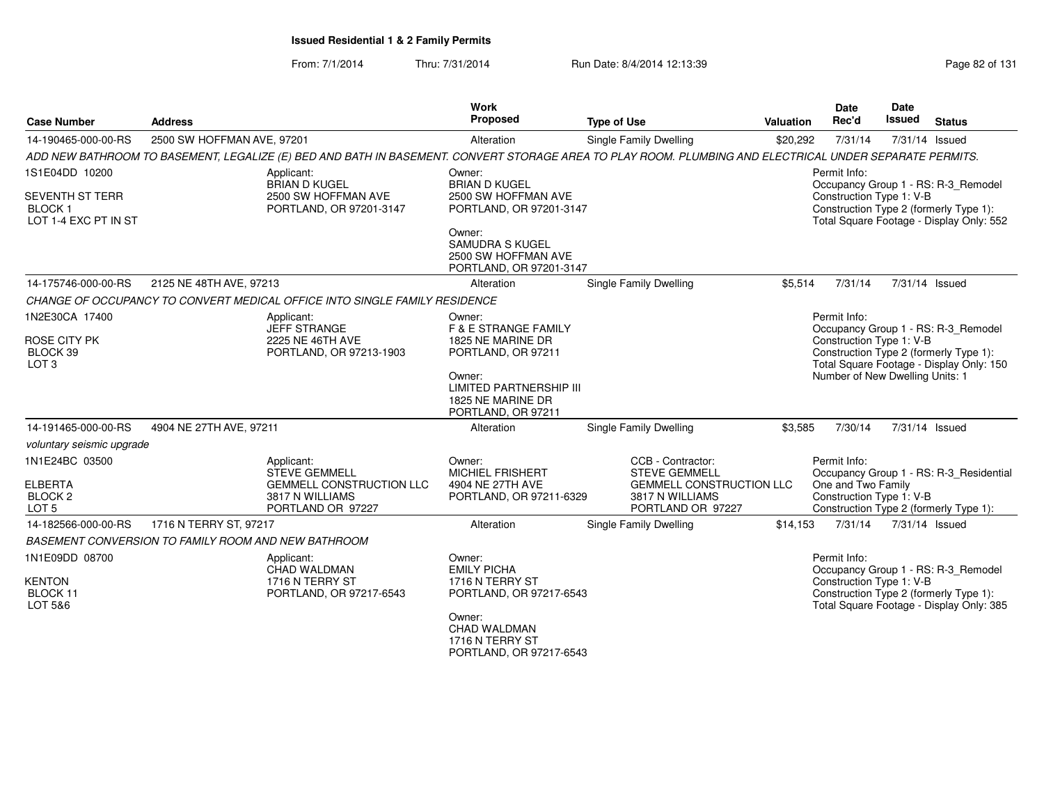# Issued Residential 1 & 2 Family Permits

From: 7/1/2014 Thru: 7/31/2014 Run Date: 8/4/2014 12:13:39

| Case Number | Address | Work Proposed | Type of Use | Valuation | Date Rec'd | Date Issued | Status |
|---|---|---|---|---|---|---|---|
| 14-190465-000-00-RS | 2500 SW HOFFMAN AVE, 97201 | Alteration | Single Family Dwelling | $20,292 | 7/31/14 | 7/31/14 | Issued |

*ADD NEW BATHROOM TO BASEMENT, LEGALIZE (E) BED AND BATH IN BASEMENT. CONVERT STORAGE AREA TO PLAY ROOM. PLUMBING AND ELECTRICAL UNDER SEPARATE PERMITS.*

1S1E04DD 10200
SEVENTH ST TERR
BLOCK 1
LOT 1-4 EXC PT IN ST

Applicant:
BRIAN D KUGEL
2500 SW HOFFMAN AVE
PORTLAND, OR 97201-3147

Owner:
BRIAN D KUGEL
2500 SW HOFFMAN AVE
PORTLAND, OR 97201-3147

Owner:
SAMUDRA S KUGEL
2500 SW HOFFMAN AVE
PORTLAND, OR 97201-3147

Permit Info:
Occupancy Group 1 - RS: R-3_Remodel
Construction Type 1: V-B
Construction Type 2 (formerly Type 1):
Total Square Footage - Display Only: 552

| Case Number | Address | Work Proposed | Type of Use | Valuation | Date Rec'd | Date Issued | Status |
|---|---|---|---|---|---|---|---|
| 14-175746-000-00-RS | 2125 NE 48TH AVE, 97213 | Alteration | Single Family Dwelling | $5,514 | 7/31/14 | 7/31/14 | Issued |

*CHANGE OF OCCUPANCY TO CONVERT MEDICAL OFFICE INTO SINGLE FAMILY RESIDENCE*

1N2E30CA 17400
ROSE CITY PK
BLOCK 39
LOT 3

Applicant:
JEFF STRANGE
2225 NE 46TH AVE
PORTLAND, OR 97213-1903

Owner:
F & E STRANGE FAMILY
1825 NE MARINE DR
PORTLAND, OR 97211

Owner:
LIMITED PARTNERSHIP III
1825 NE MARINE DR
PORTLAND, OR 97211

Permit Info:
Occupancy Group 1 - RS: R-3_Remodel
Construction Type 1: V-B
Construction Type 2 (formerly Type 1):
Total Square Footage - Display Only: 150
Number of New Dwelling Units: 1

| Case Number | Address | Work Proposed | Type of Use | Valuation | Date Rec'd | Date Issued | Status |
|---|---|---|---|---|---|---|---|
| 14-191465-000-00-RS | 4904 NE 27TH AVE, 97211 | Alteration | Single Family Dwelling | $3,585 | 7/30/14 | 7/31/14 | Issued |

*voluntary seismic upgrade*

1N1E24BC 03500
ELBERTA
BLOCK 2
LOT 5

Applicant:
STEVE GEMMELL
GEMMELL CONSTRUCTION LLC
3817 N WILLIAMS
PORTLAND OR 97227

Owner:
MICHIEL FRISHERT
4904 NE 27TH AVE
PORTLAND, OR 97211-6329

CCB - Contractor:
STEVE GEMMELL
GEMMELL CONSTRUCTION LLC
3817 N WILLIAMS
PORTLAND OR 97227

Permit Info:
Occupancy Group 1 - RS: R-3_Residential One and Two Family
Construction Type 1: V-B
Construction Type 2 (formerly Type 1):

| Case Number | Address | Work Proposed | Type of Use | Valuation | Date Rec'd | Date Issued | Status |
|---|---|---|---|---|---|---|---|
| 14-182566-000-00-RS | 1716 N TERRY ST, 97217 | Alteration | Single Family Dwelling | $14,153 | 7/31/14 | 7/31/14 | Issued |

*BASEMENT CONVERSION TO FAMILY ROOM AND NEW BATHROOM*

1N1E09DD 08700
KENTON
BLOCK 11
LOT 5&6

Applicant:
CHAD WALDMAN
1716 N TERRY ST
PORTLAND, OR 97217-6543

Owner:
EMILY PICHA
1716 N TERRY ST
PORTLAND, OR 97217-6543

Owner:
CHAD WALDMAN
1716 N TERRY ST
PORTLAND, OR 97217-6543

Permit Info:
Occupancy Group 1 - RS: R-3_Remodel
Construction Type 1: V-B
Construction Type 2 (formerly Type 1):
Total Square Footage - Display Only: 385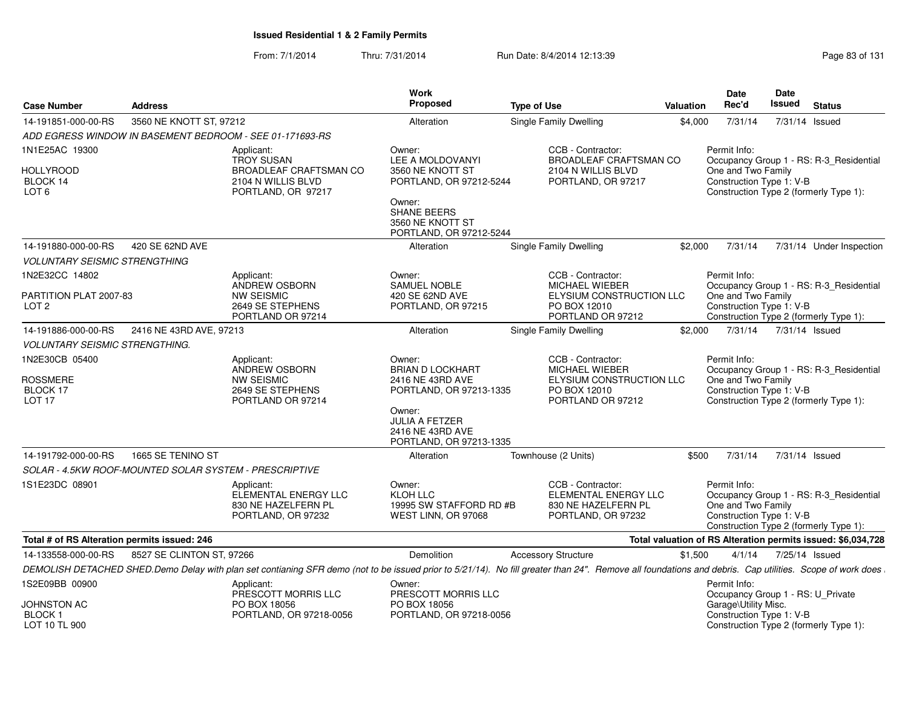**Issued Residential 1 & 2 Family Permits**

From: 7/1/2014 Thru: 7/31/2014 Run Date: 8/4/2014 12:13:39

| Case Number | Address | Work Proposed | Type of Use | Valuation | Date Rec'd | Date Issued | Status |
|---|---|---|---|---|---|---|---|
| 14-191851-000-00-RS | 3560 NE KNOTT ST, 97212 | Alteration | Single Family Dwelling | $4,000 | 7/31/14 | 7/31/14 | Issued |

*ADD EGRESS WINDOW IN BASEMENT BEDROOM - SEE 01-171693-RS*

1N1E25AC 19300
HOLLYROOD
BLOCK 14
LOT 6

Applicant: TROY SUSAN, BROADLEAF CRAFTSMAN CO, 2104 N WILLIS BLVD, PORTLAND, OR 97217

Owner: LEE A MOLDOVANYI, 3560 NE KNOTT ST, PORTLAND, OR 97212-5244
Owner: SHANE BEERS, 3560 NE KNOTT ST, PORTLAND, OR 97212-5244

CCB - Contractor: BROADLEAF CRAFTSMAN CO, 2104 N WILLIS BLVD, PORTLAND, OR 97217

Permit Info: Occupancy Group 1 - RS: R-3_Residential One and Two Family; Construction Type 1: V-B; Construction Type 2 (formerly Type 1):

| Case Number | Address | Work Proposed | Type of Use | Valuation | Date Rec'd | Date Issued | Status |
|---|---|---|---|---|---|---|---|
| 14-191880-000-00-RS | 420 SE 62ND AVE | Alteration | Single Family Dwelling | $2,000 | 7/31/14 | 7/31/14 | Under Inspection |

*VOLUNTARY SEISMIC STRENGTHING*

1N2E32CC 14802
PARTITION PLAT 2007-83
LOT 2

Applicant: ANDREW OSBORN, NW SEISMIC, 2649 SE STEPHENS, PORTLAND OR 97214

Owner: SAMUEL NOBLE, 420 SE 62ND AVE, PORTLAND, OR 97215

CCB - Contractor: MICHAEL WIEBER, ELYSIUM CONSTRUCTION LLC, PO BOX 12010, PORTLAND OR 97212

Permit Info: Occupancy Group 1 - RS: R-3_Residential One and Two Family; Construction Type 1: V-B; Construction Type 2 (formerly Type 1):

| Case Number | Address | Work Proposed | Type of Use | Valuation | Date Rec'd | Date Issued | Status |
|---|---|---|---|---|---|---|---|
| 14-191886-000-00-RS | 2416 NE 43RD AVE, 97213 | Alteration | Single Family Dwelling | $2,000 | 7/31/14 | 7/31/14 | Issued |

*VOLUNTARY SEISMIC STRENGTHING.*

1N2E30CB 05400
ROSSMERE
BLOCK 17
LOT 17

Applicant: ANDREW OSBORN, NW SEISMIC, 2649 SE STEPHENS, PORTLAND OR 97214

Owner: BRIAN D LOCKHART, 2416 NE 43RD AVE, PORTLAND, OR 97213-1335
Owner: JULIA A FETZER, 2416 NE 43RD AVE, PORTLAND, OR 97213-1335

CCB - Contractor: MICHAEL WIEBER, ELYSIUM CONSTRUCTION LLC, PO BOX 12010, PORTLAND OR 97212

Permit Info: Occupancy Group 1 - RS: R-3_Residential One and Two Family; Construction Type 1: V-B; Construction Type 2 (formerly Type 1):

| Case Number | Address | Work Proposed | Type of Use | Valuation | Date Rec'd | Date Issued | Status |
|---|---|---|---|---|---|---|---|
| 14-191792-000-00-RS | 1665 SE TENINO ST | Alteration | Townhouse (2 Units) | $500 | 7/31/14 | 7/31/14 | Issued |

*SOLAR - 4.5KW ROOF-MOUNTED SOLAR SYSTEM - PRESCRIPTIVE*

1S1E23DC 08901

Applicant: ELEMENTAL ENERGY LLC, 830 NE HAZELFERN PL, PORTLAND, OR 97232

Owner: KLOH LLC, 19995 SW STAFFORD RD #B, WEST LINN, OR 97068

CCB - Contractor: ELEMENTAL ENERGY LLC, 830 NE HAZELFERN PL, PORTLAND, OR 97232

Permit Info: Occupancy Group 1 - RS: R-3_Residential One and Two Family; Construction Type 1: V-B; Construction Type 2 (formerly Type 1):

**Total # of RS Alteration permits issued: 246** — **Total valuation of RS Alteration permits issued: $6,034,728**

| Case Number | Address | Work Proposed | Type of Use | Valuation | Date Rec'd | Date Issued | Status |
|---|---|---|---|---|---|---|---|
| 14-133558-000-00-RS | 8527 SE CLINTON ST, 97266 | Demolition | Accessory Structure | $1,500 | 4/1/14 | 7/25/14 | Issued |

*DEMOLISH DETACHED SHED.Demo Delay with plan set contianing SFR demo (not to be issued prior to 5/21/14). No fill greater than 24". Remove all foundations and debris. Cap utilities. Scope of work does*

1S2E09BB 00900
JOHNSTON AC
BLOCK 1
LOT 10 TL 900

Applicant: PRESCOTT MORRIS LLC, PO BOX 18056, PORTLAND, OR 97218-0056

Owner: PRESCOTT MORRIS LLC, PO BOX 18056, PORTLAND, OR 97218-0056

Permit Info: Occupancy Group 1 - RS: U_Private Garage\Utility Misc.; Construction Type 1: V-B; Construction Type 2 (formerly Type 1):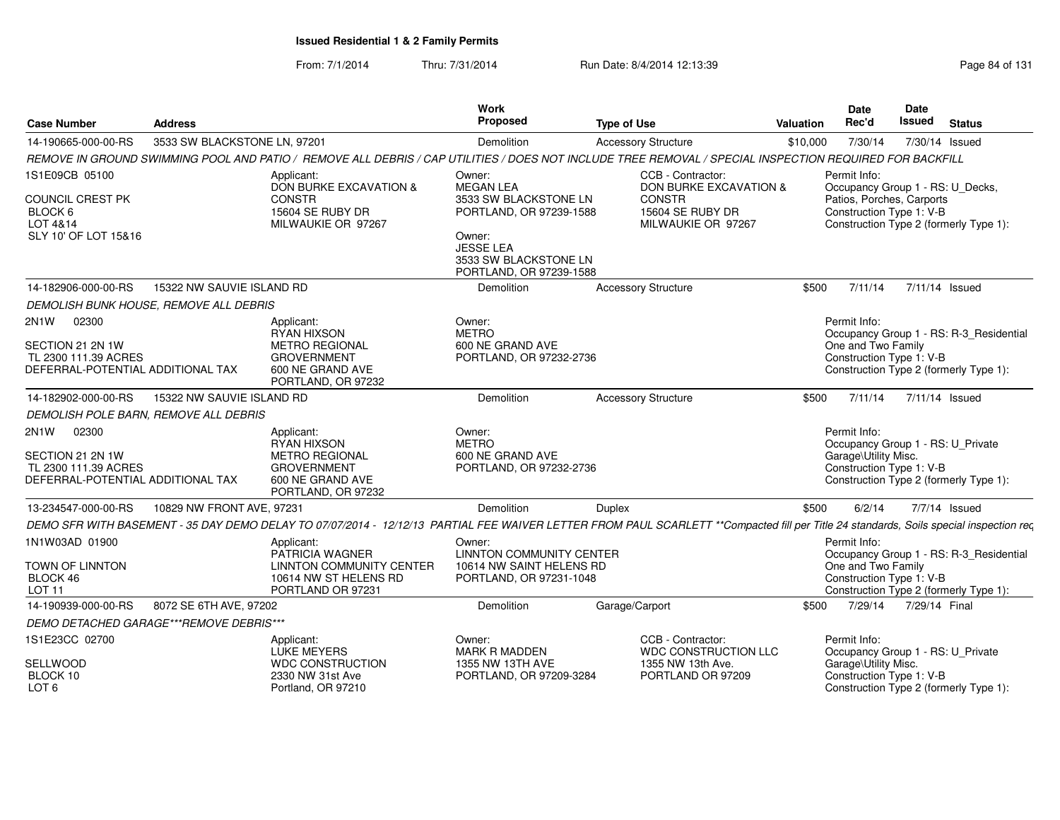**Issued Residential 1 & 2 Family Permits**

From: 7/1/2014 Thru: 7/31/2014 Run Date: 8/4/2014 12:13:39

| Case Number | Address | Work Proposed | Type of Use | Valuation | Date Rec'd | Date Issued | Status |
|---|---|---|---|---|---|---|---|
| 14-190665-000-00-RS | 3533 SW BLACKSTONE LN, 97201 | Demolition | Accessory Structure | $10,000 | 7/30/14 | 7/30/14 | Issued |

REMOVE IN GROUND SWIMMING POOL AND PATIO / REMOVE ALL DEBRIS / CAP UTILITIES / DOES NOT INCLUDE TREE REMOVAL / SPECIAL INSPECTION REQUIRED FOR BACKFILL

1S1E09CB 05100
COUNCIL CREST PK
BLOCK 6
LOT 4&14
SLY 10' OF LOT 15&16

Applicant: DON BURKE EXCAVATION & CONSTR, 15604 SE RUBY DR, MILWAUKIE OR 97267

Owner: MEGAN LEA, 3533 SW BLACKSTONE LN, PORTLAND, OR 97239-1588

Owner: JESSE LEA, 3533 SW BLACKSTONE LN, PORTLAND, OR 97239-1588

CCB - Contractor: DON BURKE EXCAVATION & CONSTR, 15604 SE RUBY DR, MILWAUKIE OR 97267

Permit Info: Occupancy Group 1 - RS: U_Decks, Patios, Porches, Carports; Construction Type 1: V-B; Construction Type 2 (formerly Type 1):

| Case Number | Address | Work Proposed | Type of Use | Valuation | Date Rec'd | Date Issued | Status |
|---|---|---|---|---|---|---|---|
| 14-182906-000-00-RS | 15322 NW SAUVIE ISLAND RD | Demolition | Accessory Structure | $500 | 7/11/14 | 7/11/14 | Issued |

DEMOLISH BUNK HOUSE, REMOVE ALL DEBRIS

2N1W 02300
SECTION 21 2N 1W
TL 2300 111.39 ACRES
DEFERRAL-POTENTIAL ADDITIONAL TAX

Applicant: RYAN HIXSON, METRO REGIONAL GROVERNMENT, 600 NE GRAND AVE, PORTLAND, OR 97232

Owner: METRO, 600 NE GRAND AVE, PORTLAND, OR 97232-2736

Permit Info: Occupancy Group 1 - RS: R-3_Residential One and Two Family; Construction Type 1: V-B; Construction Type 2 (formerly Type 1):

| Case Number | Address | Work Proposed | Type of Use | Valuation | Date Rec'd | Date Issued | Status |
|---|---|---|---|---|---|---|---|
| 14-182902-000-00-RS | 15322 NW SAUVIE ISLAND RD | Demolition | Accessory Structure | $500 | 7/11/14 | 7/11/14 | Issued |

DEMOLISH POLE BARN, REMOVE ALL DEBRIS

2N1W 02300
SECTION 21 2N 1W
TL 2300 111.39 ACRES
DEFERRAL-POTENTIAL ADDITIONAL TAX

Applicant: RYAN HIXSON, METRO REGIONAL GROVERNMENT, 600 NE GRAND AVE, PORTLAND, OR 97232

Owner: METRO, 600 NE GRAND AVE, PORTLAND, OR 97232-2736

Permit Info: Occupancy Group 1 - RS: U_Private Garage\Utility Misc.; Construction Type 1: V-B; Construction Type 2 (formerly Type 1):

| Case Number | Address | Work Proposed | Type of Use | Valuation | Date Rec'd | Date Issued | Status |
|---|---|---|---|---|---|---|---|
| 13-234547-000-00-RS | 10829 NW FRONT AVE, 97231 | Demolition | Duplex | $500 | 6/2/14 | 7/7/14 | Issued |

DEMO SFR WITH BASEMENT - 35 DAY DEMO DELAY TO 07/07/2014 - 12/12/13 PARTIAL FEE WAIVER LETTER FROM PAUL SCARLETT **Compacted fill per Title 24 standards, Soils special inspection req

1N1W03AD 01900
TOWN OF LINNTON
BLOCK 46
LOT 11

Applicant: PATRICIA WAGNER, LINNTON COMMUNITY CENTER, 10614 NW ST HELENS RD, PORTLAND OR 97231

Owner: LINNTON COMMUNITY CENTER, 10614 NW SAINT HELENS RD, PORTLAND, OR 97231-1048

Permit Info: Occupancy Group 1 - RS: R-3_Residential One and Two Family; Construction Type 1: V-B; Construction Type 2 (formerly Type 1):

| Case Number | Address | Work Proposed | Type of Use | Valuation | Date Rec'd | Date Issued | Status |
|---|---|---|---|---|---|---|---|
| 14-190939-000-00-RS | 8072 SE 6TH AVE, 97202 | Demolition | Garage/Carport | $500 | 7/29/14 | 7/29/14 | Final |

DEMO DETACHED GARAGE***REMOVE DEBRIS***

1S1E23CC 02700
SELLWOOD
BLOCK 10
LOT 6

Applicant: LUKE MEYERS, WDC CONSTRUCTION, 2330 NW 31st Ave, Portland, OR 97210

Owner: MARK R MADDEN, 1355 NW 13TH AVE, PORTLAND, OR 97209-3284

CCB - Contractor: WDC CONSTRUCTION LLC, 1355 NW 13th Ave., PORTLAND OR 97209

Permit Info: Occupancy Group 1 - RS: U_Private Garage\Utility Misc.; Construction Type 1: V-B; Construction Type 2 (formerly Type 1):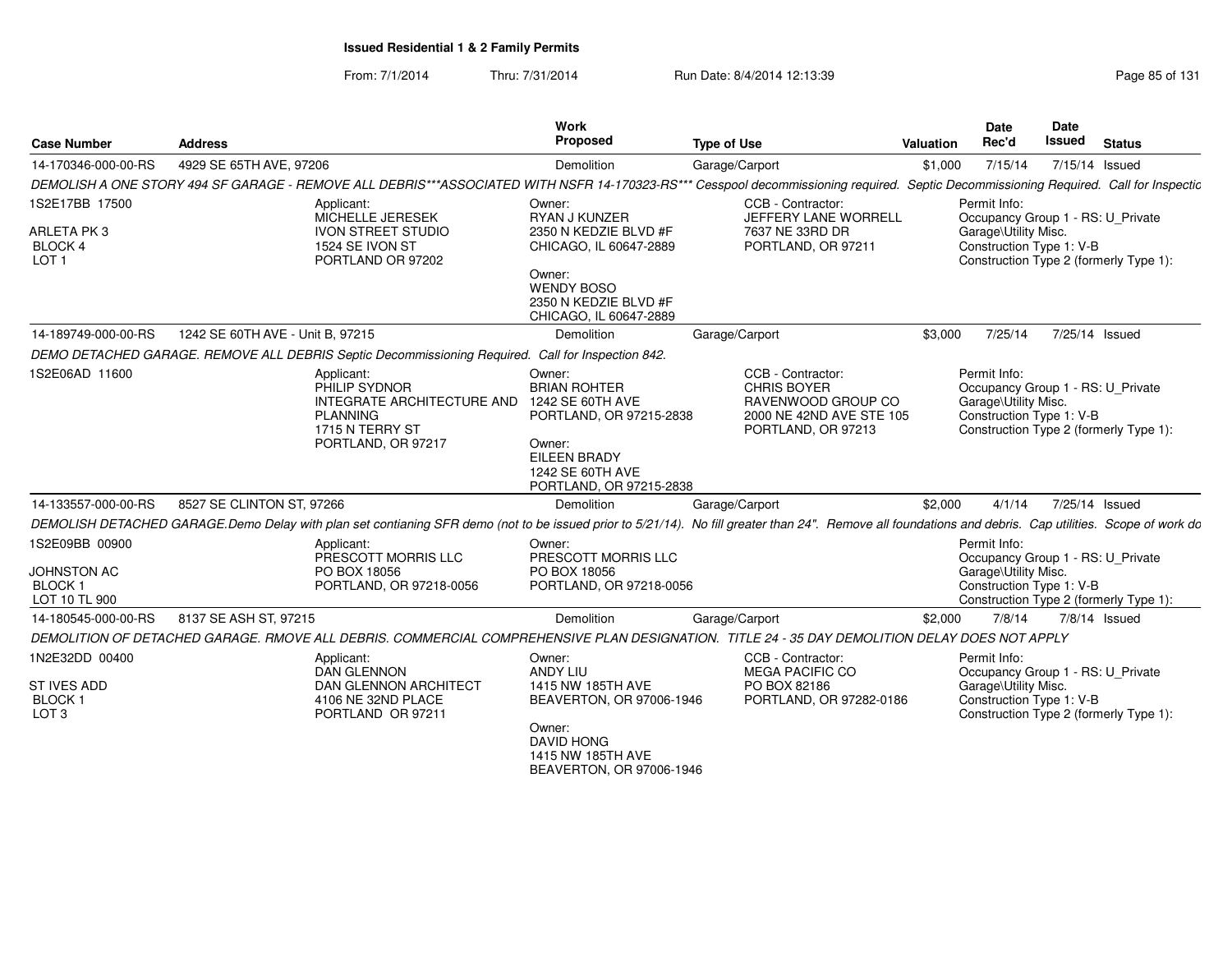**Issued Residential 1 & 2 Family Permits**

From: 7/1/2014 Thru: 7/31/2014 Run Date: 8/4/2014 12:13:39

| Case Number | Address | Work Proposed | Type of Use | Valuation | Date Rec'd | Date Issued | Status |
|---|---|---|---|---|---|---|---|
| 14-170346-000-00-RS | 4929 SE 65TH AVE, 97206 | Demolition | Garage/Carport | $1,000 | 7/15/14 | 7/15/14 | Issued |

*DEMOLISH A ONE STORY 494 SF GARAGE - REMOVE ALL DEBRIS\*\*\*ASSOCIATED WITH NSFR 14-170323-RS\*\*\* Cesspool decommissioning required. Septic Decommissioning Required. Call for Inspectic*

1S2E17BB 17500
ARLETA PK 3
BLOCK 4
LOT 1

Applicant:
MICHELLE JERESEK
IVON STREET STUDIO
1524 SE IVON ST
PORTLAND OR 97202

Owner:
RYAN J KUNZER
2350 N KEDZIE BLVD #F
CHICAGO, IL 60647-2889

Owner:
WENDY BOSO
2350 N KEDZIE BLVD #F
CHICAGO, IL 60647-2889

CCB - Contractor:
JEFFERY LANE WORRELL
7637 NE 33RD DR
PORTLAND, OR 97211

Permit Info:
Occupancy Group 1 - RS: U_Private Garage\Utility Misc.
Construction Type 1: V-B
Construction Type 2 (formerly Type 1):

| Case Number | Address | Work Proposed | Type of Use | Valuation | Date Rec'd | Date Issued | Status |
|---|---|---|---|---|---|---|---|
| 14-189749-000-00-RS | 1242 SE 60TH AVE - Unit B, 97215 | Demolition | Garage/Carport | $3,000 | 7/25/14 | 7/25/14 | Issued |

*DEMO DETACHED GARAGE. REMOVE ALL DEBRIS Septic Decommissioning Required. Call for Inspection 842.*

1S2E06AD 11600

Applicant:
PHILIP SYDNOR
INTEGRATE ARCHITECTURE AND PLANNING
1715 N TERRY ST
PORTLAND, OR 97217

Owner:
BRIAN ROHTER
1242 SE 60TH AVE
PORTLAND, OR 97215-2838

Owner:
EILEEN BRADY
1242 SE 60TH AVE
PORTLAND, OR 97215-2838

CCB - Contractor:
CHRIS BOYER
RAVENWOOD GROUP CO
2000 NE 42ND AVE STE 105
PORTLAND, OR 97213

Permit Info:
Occupancy Group 1 - RS: U_Private Garage\Utility Misc.
Construction Type 1: V-B
Construction Type 2 (formerly Type 1):

| Case Number | Address | Work Proposed | Type of Use | Valuation | Date Rec'd | Date Issued | Status |
|---|---|---|---|---|---|---|---|
| 14-133557-000-00-RS | 8527 SE CLINTON ST, 97266 | Demolition | Garage/Carport | $2,000 | 4/1/14 | 7/25/14 | Issued |

*DEMOLISH DETACHED GARAGE.Demo Delay with plan set contianing SFR demo (not to be issued prior to 5/21/14). No fill greater than 24". Remove all foundations and debris. Cap utilities. Scope of work do*

1S2E09BB 00900
JOHNSTON AC
BLOCK 1
LOT 10 TL 900

Applicant:
PRESCOTT MORRIS LLC
PO BOX 18056
PORTLAND, OR 97218-0056

Owner:
PRESCOTT MORRIS LLC
PO BOX 18056
PORTLAND, OR 97218-0056

Permit Info:
Occupancy Group 1 - RS: U_Private Garage\Utility Misc.
Construction Type 1: V-B
Construction Type 2 (formerly Type 1):

| Case Number | Address | Work Proposed | Type of Use | Valuation | Date Rec'd | Date Issued | Status |
|---|---|---|---|---|---|---|---|
| 14-180545-000-00-RS | 8137 SE ASH ST, 97215 | Demolition | Garage/Carport | $2,000 | 7/8/14 | 7/8/14 | Issued |

*DEMOLITION OF DETACHED GARAGE. RMOVE ALL DEBRIS. COMMERCIAL COMPREHENSIVE PLAN DESIGNATION. TITLE 24 - 35 DAY DEMOLITION DELAY DOES NOT APPLY*

1N2E32DD 00400
ST IVES ADD
BLOCK 1
LOT 3

Applicant:
DAN GLENNON
DAN GLENNON ARCHITECT
4106 NE 32ND PLACE
PORTLAND OR 97211

Owner:
ANDY LIU
1415 NW 185TH AVE
BEAVERTON, OR 97006-1946

Owner:
DAVID HONG
1415 NW 185TH AVE
BEAVERTON, OR 97006-1946

CCB - Contractor:
MEGA PACIFIC CO
PO BOX 82186
PORTLAND, OR 97282-0186

Permit Info:
Occupancy Group 1 - RS: U_Private Garage\Utility Misc.
Construction Type 1: V-B
Construction Type 2 (formerly Type 1):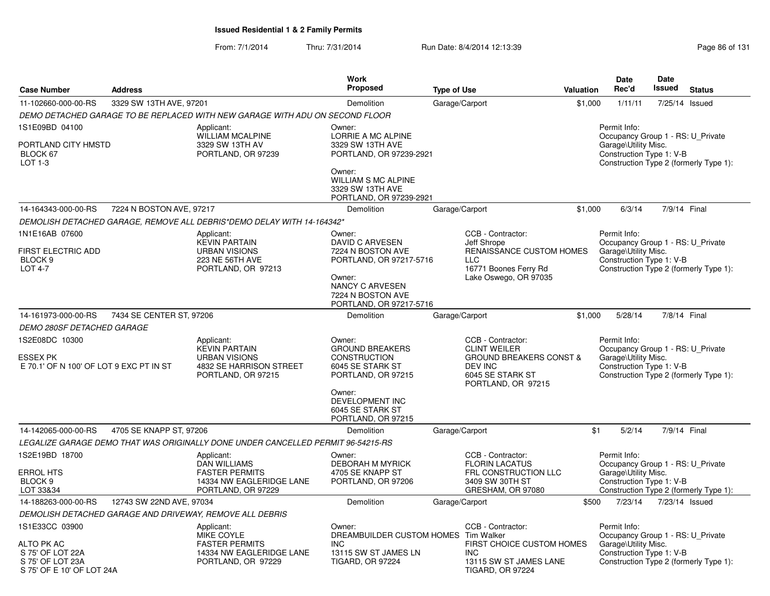**Issued Residential 1 & 2 Family Permits**

From: 7/1/2014 Thru: 7/31/2014 Run Date: 8/4/2014 12:13:39

| Case Number | Address | Work Proposed | Type of Use | Valuation | Date Rec'd | Date Issued | Status |
|---|---|---|---|---|---|---|---|
| 11-102660-000-00-RS | 3329 SW 13TH AVE, 97201 | Demolition | Garage/Carport | $1,000 | 1/11/11 | 7/25/14 | Issued |

*DEMO DETACHED GARAGE TO BE REPLACED WITH NEW GARAGE WITH ADU ON SECOND FLOOR*

1S1E09BD 04100
PORTLAND CITY HMSTD
BLOCK 67
LOT 1-3

Applicant: WILLIAM MCALPINE, 3329 SW 13TH AV, PORTLAND, OR 97239

Owner: LORRIE A MC ALPINE, 3329 SW 13TH AVE, PORTLAND, OR 97239-2921

Owner: WILLIAM S MC ALPINE, 3329 SW 13TH AVE, PORTLAND, OR 97239-2921

Permit Info: Occupancy Group 1 - RS: U_Private Garage\Utility Misc. Construction Type 1: V-B Construction Type 2 (formerly Type 1):

| Case Number | Address | Work Proposed | Type of Use | Valuation | Date Rec'd | Date Issued | Status |
|---|---|---|---|---|---|---|---|
| 14-164343-000-00-RS | 7224 N BOSTON AVE, 97217 | Demolition | Garage/Carport | $1,000 | 6/3/14 | 7/9/14 | Final |

*DEMOLISH DETACHED GARAGE, REMOVE ALL DEBRIS*DEMO DELAY WITH 14-164342**

1N1E16AB 07600
FIRST ELECTRIC ADD
BLOCK 9
LOT 4-7

Applicant: KEVIN PARTAIN, URBAN VISIONS, 223 NE 56TH AVE, PORTLAND, OR 97213

Owner: DAVID C ARVESEN, 7224 N BOSTON AVE, PORTLAND, OR 97217-5716

Owner: NANCY C ARVESEN, 7224 N BOSTON AVE, PORTLAND, OR 97217-5716

CCB - Contractor: Jeff Shrope, RENAISSANCE CUSTOM HOMES LLC, 16771 Boones Ferry Rd, Lake Oswego, OR 97035

Permit Info: Occupancy Group 1 - RS: U_Private Garage\Utility Misc. Construction Type 1: V-B Construction Type 2 (formerly Type 1):

| Case Number | Address | Work Proposed | Type of Use | Valuation | Date Rec'd | Date Issued | Status |
|---|---|---|---|---|---|---|---|
| 14-161973-000-00-RS | 7434 SE CENTER ST, 97206 | Demolition | Garage/Carport | $1,000 | 5/28/14 | 7/8/14 | Final |

*DEMO 280SF DETACHED GARAGE*

1S2E08DC 10300
ESSEX PK
E 70.1' OF N 100' OF LOT 9 EXC PT IN ST

Applicant: KEVIN PARTAIN, URBAN VISIONS, 4832 SE HARRISON STREET, PORTLAND, OR 97215

Owner: GROUND BREAKERS CONSTRUCTION, 6045 SE STARK ST, PORTLAND, OR 97215

Owner: DEVELOPMENT INC, 6045 SE STARK ST, PORTLAND, OR 97215

CCB - Contractor: CLINT WEILER, GROUND BREAKERS CONST & DEV INC, 6045 SE STARK ST, PORTLAND, OR 97215

Permit Info: Occupancy Group 1 - RS: U_Private Garage\Utility Misc. Construction Type 1: V-B Construction Type 2 (formerly Type 1):

| Case Number | Address | Work Proposed | Type of Use | Valuation | Date Rec'd | Date Issued | Status |
|---|---|---|---|---|---|---|---|
| 14-142065-000-00-RS | 4705 SE KNAPP ST, 97206 | Demolition | Garage/Carport | $1 | 5/2/14 | 7/9/14 | Final |

*LEGALIZE GARAGE DEMO THAT WAS ORIGINALLY DONE UNDER CANCELLED PERMIT 96-54215-RS*

1S2E19BD 18700
ERROL HTS
BLOCK 9
LOT 33&34

Applicant: DAN WILLIAMS, FASTER PERMITS, 14334 NW EAGLERIDGE LANE, PORTLAND, OR 97229

Owner: DEBORAH M MYRICK, 4705 SE KNAPP ST, PORTLAND, OR 97206

CCB - Contractor: FLORIN LACATUS, FRL CONSTRUCTION LLC, 3409 SW 30TH ST, GRESHAM, OR 97080

Permit Info: Occupancy Group 1 - RS: U_Private Garage\Utility Misc. Construction Type 1: V-B Construction Type 2 (formerly Type 1):

| Case Number | Address | Work Proposed | Type of Use | Valuation | Date Rec'd | Date Issued | Status |
|---|---|---|---|---|---|---|---|
| 14-188263-000-00-RS | 12743 SW 22ND AVE, 97034 | Demolition | Garage/Carport | $500 | 7/23/14 | 7/23/14 | Issued |

*DEMOLISH DETACHED GARAGE AND DRIVEWAY, REMOVE ALL DEBRIS*

1S1E33CC 03900
ALTO PK AC
S 75' OF LOT 22A
S 75' OF LOT 23A
S 75' OF E 10' OF LOT 24A

Applicant: MIKE COYLE, FASTER PERMITS, 14334 NW EAGLERIDGE LANE, PORTLAND, OR 97229

Owner: DREAMBUILDER CUSTOM HOMES INC, 13115 SW ST JAMES LN, TIGARD, OR 97224

CCB - Contractor: Tim Walker, FIRST CHOICE CUSTOM HOMES INC, 13115 SW ST JAMES LANE, TIGARD, OR 97224

Permit Info: Occupancy Group 1 - RS: U_Private Garage\Utility Misc. Construction Type 1: V-B Construction Type 2 (formerly Type 1):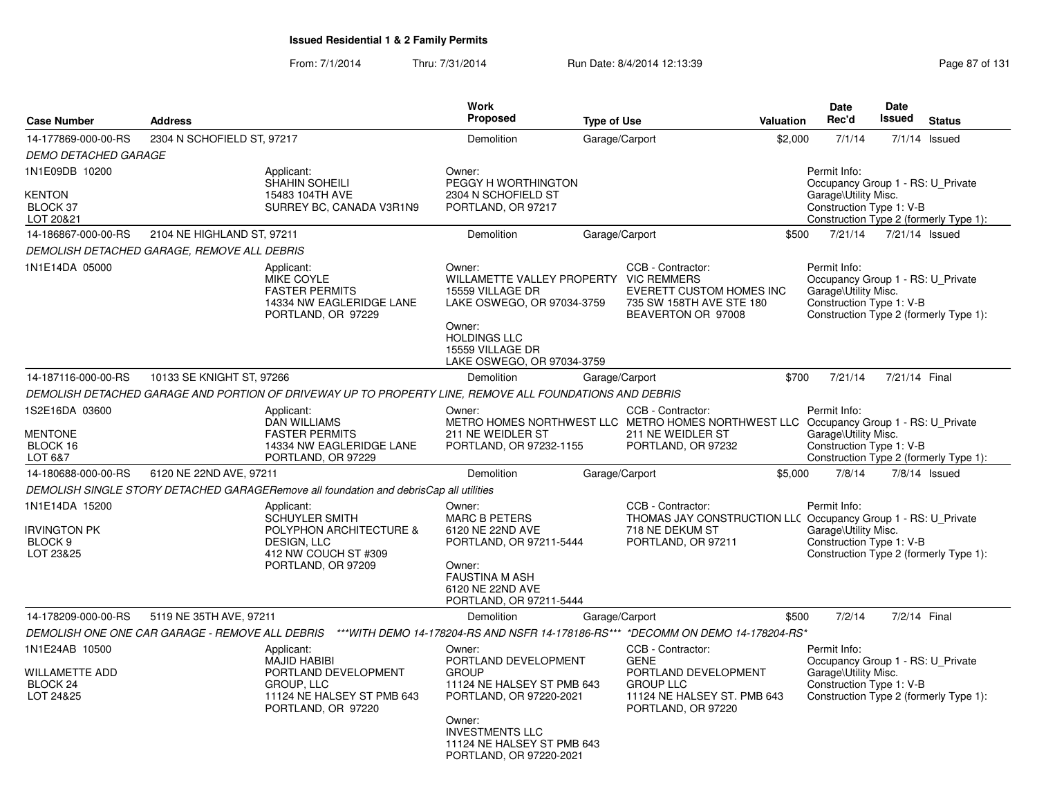# Issued Residential 1 & 2 Family Permits

From: 7/1/2014 Thru: 7/31/2014 Run Date: 8/4/2014 12:13:39

| Case Number | Address | Work Proposed | Type of Use | Valuation | Date Rec'd | Date Issued | Status |
|---|---|---|---|---|---|---|---|
| 14-177869-000-00-RS | 2304 N SCHOFIELD ST, 97217 | Demolition | Garage/Carport | $2,000 | 7/1/14 | 7/1/14 | Issued |

*DEMO DETACHED GARAGE*

1N1E09DB 10200
KENTON
BLOCK 37
LOT 20&21

Applicant:
SHAHIN SOHEILI
15483 104TH AVE
SURREY BC, CANADA V3R1N9

Owner:
PEGGY H WORTHINGTON
2304 N SCHOFIELD ST
PORTLAND, OR 97217

Permit Info:
Occupancy Group 1 - RS: U_Private Garage\Utility Misc.
Construction Type 1: V-B
Construction Type 2 (formerly Type 1):

---

| Case Number | Address | Work Proposed | Type of Use | Valuation | Date Rec'd | Date Issued | Status |
|---|---|---|---|---|---|---|---|
| 14-186867-000-00-RS | 2104 NE HIGHLAND ST, 97211 | Demolition | Garage/Carport | $500 | 7/21/14 | 7/21/14 | Issued |

*DEMOLISH DETACHED GARAGE, REMOVE ALL DEBRIS*

1N1E14DA 05000

Applicant:
MIKE COYLE
FASTER PERMITS
14334 NW EAGLERIDGE LANE
PORTLAND, OR 97229

Owner:
WILLAMETTE VALLEY PROPERTY
15559 VILLAGE DR
LAKE OSWEGO, OR 97034-3759

Owner:
HOLDINGS LLC
15559 VILLAGE DR
LAKE OSWEGO, OR 97034-3759

CCB - Contractor:
VIC REMMERS
EVERETT CUSTOM HOMES INC
735 SW 158TH AVE STE 180
BEAVERTON OR 97008

Permit Info:
Occupancy Group 1 - RS: U_Private Garage\Utility Misc.
Construction Type 1: V-B
Construction Type 2 (formerly Type 1):

---

| Case Number | Address | Work Proposed | Type of Use | Valuation | Date Rec'd | Date Issued | Status |
|---|---|---|---|---|---|---|---|
| 14-187116-000-00-RS | 10133 SE KNIGHT ST, 97266 | Demolition | Garage/Carport | $700 | 7/21/14 | 7/21/14 | Final |

*DEMOLISH DETACHED GARAGE AND PORTION OF DRIVEWAY UP TO PROPERTY LINE, REMOVE ALL FOUNDATIONS AND DEBRIS*

1S2E16DA 03600
MENTONE
BLOCK 16
LOT 6&7

Applicant:
DAN WILLIAMS
FASTER PERMITS
14334 NW EAGLERIDGE LANE
PORTLAND, OR 97229

Owner:
METRO HOMES NORTHWEST LLC
211 NE WEIDLER ST
PORTLAND, OR 97232-1155

CCB - Contractor:
METRO HOMES NORTHWEST LLC
211 NE WEIDLER ST
PORTLAND, OR 97232

Permit Info:
Occupancy Group 1 - RS: U_Private Garage\Utility Misc.
Construction Type 1: V-B
Construction Type 2 (formerly Type 1):

---

| Case Number | Address | Work Proposed | Type of Use | Valuation | Date Rec'd | Date Issued | Status |
|---|---|---|---|---|---|---|---|
| 14-180688-000-00-RS | 6120 NE 22ND AVE, 97211 | Demolition | Garage/Carport | $5,000 | 7/8/14 | 7/8/14 | Issued |

*DEMOLISH SINGLE STORY DETACHED GARAGERemove all foundation and debrisCap all utilities*

1N1E14DA 15200
IRVINGTON PK
BLOCK 9
LOT 23&25

Applicant:
SCHUYLER SMITH
POLYPHON ARCHITECTURE & DESIGN, LLC
412 NW COUCH ST #309
PORTLAND, OR 97209

Owner:
MARC B PETERS
6120 NE 22ND AVE
PORTLAND, OR 97211-5444

Owner:
FAUSTINA M ASH
6120 NE 22ND AVE
PORTLAND, OR 97211-5444

CCB - Contractor:
THOMAS JAY CONSTRUCTION LLC
718 NE DEKUM ST
PORTLAND, OR 97211

Permit Info:
Occupancy Group 1 - RS: U_Private Garage\Utility Misc.
Construction Type 1: V-B
Construction Type 2 (formerly Type 1):

---

| Case Number | Address | Work Proposed | Type of Use | Valuation | Date Rec'd | Date Issued | Status |
|---|---|---|---|---|---|---|---|
| 14-178209-000-00-RS | 5119 NE 35TH AVE, 97211 | Demolition | Garage/Carport | $500 | 7/2/14 | 7/2/14 | Final |

*DEMOLISH ONE ONE CAR GARAGE - REMOVE ALL DEBRIS ***WITH DEMO 14-178204-RS AND NSFR 14-178186-RS*** *DECOMM ON DEMO 14-178204-RS**

1N1E24AB 10500
WILLAMETTE ADD
BLOCK 24
LOT 24&25

Applicant:
MAJID HABIBI
PORTLAND DEVELOPMENT GROUP, LLC
11124 NE HALSEY ST PMB 643
PORTLAND, OR 97220

Owner:
PORTLAND DEVELOPMENT GROUP
11124 NE HALSEY ST PMB 643
PORTLAND, OR 97220-2021

Owner:
INVESTMENTS LLC
11124 NE HALSEY ST PMB 643
PORTLAND, OR 97220-2021

CCB - Contractor:
GENE
PORTLAND DEVELOPMENT GROUP LLC
11124 NE HALSEY ST. PMB 643
PORTLAND, OR 97220

Permit Info:
Occupancy Group 1 - RS: U_Private Garage\Utility Misc.
Construction Type 1: V-B
Construction Type 2 (formerly Type 1):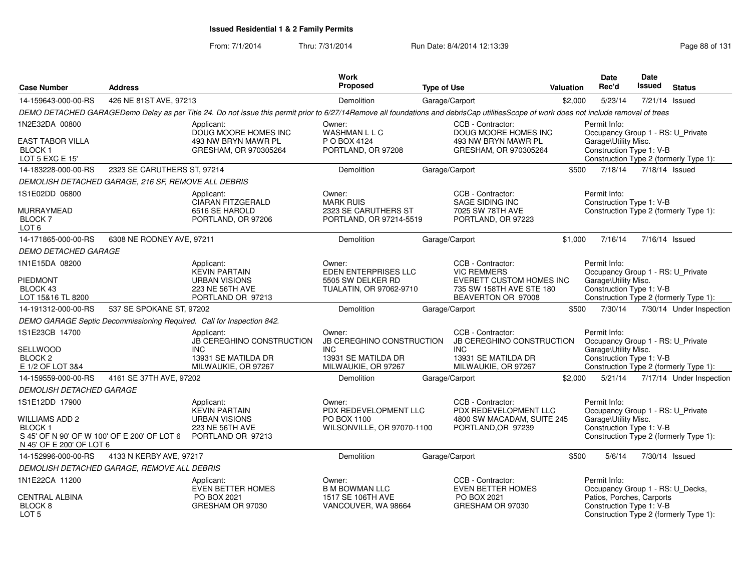# Issued Residential 1 & 2 Family Permits

From: 7/1/2014 Thru: 7/31/2014 Run Date: 8/4/2014 12:13:39

| Case Number | Address | Work Proposed | Type of Use | Valuation | Date Rec'd | Date Issued | Status |
|---|---|---|---|---|---|---|---|
| 14-159643-000-00-RS | 426 NE 81ST AVE, 97213 | Demolition | Garage/Carport | $2,000 | 5/23/14 | 7/21/14 | Issued |

*DEMO DETACHED GARAGEDemo Delay as per Title 24. Do not issue this permit prior to 6/27/14Remove all foundations and debrisCap utilitiesScope of work does not include removal of trees*

1N2E32DA 00800
EAST TABOR VILLA
BLOCK 1
LOT 5 EXC E 15'

Applicant: DOUG MOORE HOMES INC, 493 NW BRYN MAWR PL, GRESHAM, OR 970305264
Owner: WASHMAN L L C, P O BOX 4124, PORTLAND, OR 97208
CCB - Contractor: DOUG MOORE HOMES INC, 493 NW BRYN MAWR PL, GRESHAM, OR 970305264
Permit Info: Occupancy Group 1 - RS: U_Private Garage\Utility Misc. Construction Type 1: V-B Construction Type 2 (formerly Type 1):

| Case Number | Address | Work Proposed | Type of Use | Valuation | Date Rec'd | Date Issued | Status |
|---|---|---|---|---|---|---|---|
| 14-183228-000-00-RS | 2323 SE CARUTHERS ST, 97214 | Demolition | Garage/Carport | $500 | 7/18/14 | 7/18/14 | Issued |

*DEMOLISH DETACHED GARAGE, 216 SF, REMOVE ALL DEBRIS*

1S1E02DD 06800
MURRAYMEAD
BLOCK 7
LOT 6

Applicant: CIARAN FITZGERALD, 6516 SE HAROLD, PORTLAND, OR 97206
Owner: MARK RUIS, 2323 SE CARUTHERS ST, PORTLAND, OR 97214-5519
CCB - Contractor: SAGE SIDING INC, 7025 SW 78TH AVE, PORTLAND, OR 97223
Permit Info: Construction Type 1: V-B Construction Type 2 (formerly Type 1):

| Case Number | Address | Work Proposed | Type of Use | Valuation | Date Rec'd | Date Issued | Status |
|---|---|---|---|---|---|---|---|
| 14-171865-000-00-RS | 6308 NE RODNEY AVE, 97211 | Demolition | Garage/Carport | $1,000 | 7/16/14 | 7/16/14 | Issued |

*DEMO DETACHED GARAGE*

1N1E15DA 08200
PIEDMONT
BLOCK 43
LOT 15&16 TL 8200

Applicant: KEVIN PARTAIN, URBAN VISIONS, 223 NE 56TH AVE, PORTLAND OR 97213
Owner: EDEN ENTERPRISES LLC, 5505 SW DELKER RD, TUALATIN, OR 97062-9710
CCB - Contractor: VIC REMMERS, EVERETT CUSTOM HOMES INC, 735 SW 158TH AVE STE 180, BEAVERTON OR 97008
Permit Info: Occupancy Group 1 - RS: U_Private Garage\Utility Misc. Construction Type 1: V-B Construction Type 2 (formerly Type 1):

| Case Number | Address | Work Proposed | Type of Use | Valuation | Date Rec'd | Date Issued | Status |
|---|---|---|---|---|---|---|---|
| 14-191312-000-00-RS | 537 SE SPOKANE ST, 97202 | Demolition | Garage/Carport | $500 | 7/30/14 | 7/30/14 | Under Inspection |

*DEMO GARAGE Septic Decommissioning Required. Call for Inspection 842.*

1S1E23CB 14700
SELLWOOD
BLOCK 2
E 1/2 OF LOT 3&4

Applicant: JB CEREGHINO CONSTRUCTION INC, 13931 SE MATILDA DR, MILWAUKIE, OR 97267
Owner: JB CEREGHINO CONSTRUCTION INC, 13931 SE MATILDA DR, MILWAUKIE, OR 97267
CCB - Contractor: JB CEREGHINO CONSTRUCTION INC, 13931 SE MATILDA DR, MILWAUKIE, OR 97267
Permit Info: Occupancy Group 1 - RS: U_Private Garage\Utility Misc. Construction Type 1: V-B Construction Type 2 (formerly Type 1):

| Case Number | Address | Work Proposed | Type of Use | Valuation | Date Rec'd | Date Issued | Status |
|---|---|---|---|---|---|---|---|
| 14-159559-000-00-RS | 4161 SE 37TH AVE, 97202 | Demolition | Garage/Carport | $2,000 | 5/21/14 | 7/17/14 | Under Inspection |

*DEMOLISH DETACHED GARAGE*

1S1E12DD 17900
WILLIAMS ADD 2
BLOCK 1
S 45' OF N 90' OF W 100' OF E 200' OF LOT 6
N 45' OF E 200' OF LOT 6

Applicant: KEVIN PARTAIN, URBAN VISIONS, 223 NE 56TH AVE, PORTLAND OR 97213
Owner: PDX REDEVELOPMENT LLC, PO BOX 1100, WILSONVILLE, OR 97070-1100
CCB - Contractor: PDX REDEVELOPMENT LLC, 4800 SW MACADAM, SUITE 245, PORTLAND,OR 97239
Permit Info: Occupancy Group 1 - RS: U_Private Garage\Utility Misc. Construction Type 1: V-B Construction Type 2 (formerly Type 1):

| Case Number | Address | Work Proposed | Type of Use | Valuation | Date Rec'd | Date Issued | Status |
|---|---|---|---|---|---|---|---|
| 14-152996-000-00-RS | 4133 N KERBY AVE, 97217 | Demolition | Garage/Carport | $500 | 5/6/14 | 7/30/14 | Issued |

*DEMOLISH DETACHED GARAGE, REMOVE ALL DEBRIS*

1N1E22CA 11200
CENTRAL ALBINA
BLOCK 8
LOT 5

Applicant: EVEN BETTER HOMES, PO BOX 2021, GRESHAM OR 97030
Owner: B M BOWMAN LLC, 1517 SE 106TH AVE, VANCOUVER, WA 98664
CCB - Contractor: EVEN BETTER HOMES, PO BOX 2021, GRESHAM OR 97030
Permit Info: Occupancy Group 1 - RS: U_Decks, Patios, Porches, Carports Construction Type 1: V-B Construction Type 2 (formerly Type 1):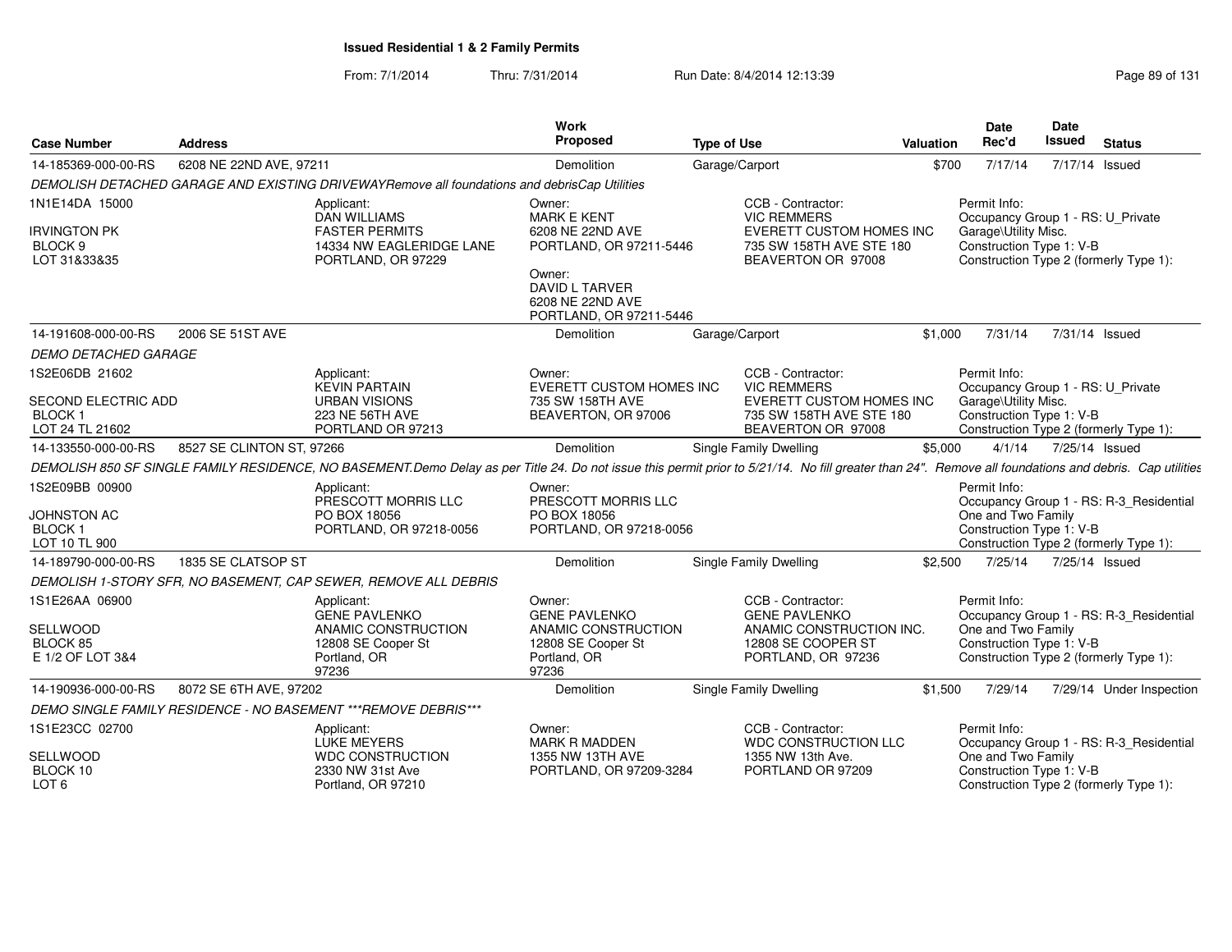**Issued Residential 1 & 2 Family Permits**

From: 7/1/2014 Thru: 7/31/2014 Run Date: 8/4/2014 12:13:39

| Case Number | Address | Work Proposed | Type of Use | Valuation | Date Rec'd | Date Issued | Status |
|---|---|---|---|---|---|---|---|
| 14-185369-000-00-RS | 6208 NE 22ND AVE, 97211 | Demolition | Garage/Carport | $700 | 7/17/14 | 7/17/14 | Issued |

DEMOLISH DETACHED GARAGE AND EXISTING DRIVEWAYRemove all foundations and debrisCap Utilities

1N1E14DA 15000
IRVINGTON PK
BLOCK 9
LOT 31&33&35

Applicant:
DAN WILLIAMS
FASTER PERMITS
14334 NW EAGLERIDGE LANE
PORTLAND, OR 97229

Owner:
MARK E KENT
6208 NE 22ND AVE
PORTLAND, OR 97211-5446

Owner:
DAVID L TARVER
6208 NE 22ND AVE
PORTLAND, OR 97211-5446

CCB - Contractor:
VIC REMMERS
EVERETT CUSTOM HOMES INC
735 SW 158TH AVE STE 180
BEAVERTON OR 97008

Permit Info:
Occupancy Group 1 - RS: U_Private Garage\Utility Misc.
Construction Type 1: V-B
Construction Type 2 (formerly Type 1):

| Case Number | Address | Work Proposed | Type of Use | Valuation | Date Rec'd | Date Issued | Status |
|---|---|---|---|---|---|---|---|
| 14-191608-000-00-RS | 2006 SE 51ST AVE | Demolition | Garage/Carport | $1,000 | 7/31/14 | 7/31/14 | Issued |

DEMO DETACHED GARAGE

1S2E06DB 21602
SECOND ELECTRIC ADD
BLOCK 1
LOT 24 TL 21602

Applicant:
KEVIN PARTAIN
URBAN VISIONS
223 NE 56TH AVE
PORTLAND OR 97213

Owner:
EVERETT CUSTOM HOMES INC
735 SW 158TH AVE
BEAVERTON, OR 97006

CCB - Contractor:
VIC REMMERS
EVERETT CUSTOM HOMES INC
735 SW 158TH AVE STE 180
BEAVERTON OR 97008

Permit Info:
Occupancy Group 1 - RS: U_Private Garage\Utility Misc.
Construction Type 1: V-B
Construction Type 2 (formerly Type 1):

| Case Number | Address | Work Proposed | Type of Use | Valuation | Date Rec'd | Date Issued | Status |
|---|---|---|---|---|---|---|---|
| 14-133550-000-00-RS | 8527 SE CLINTON ST, 97266 | Demolition | Single Family Dwelling | $5,000 | 4/1/14 | 7/25/14 | Issued |

DEMOLISH 850 SF SINGLE FAMILY RESIDENCE, NO BASEMENT.Demo Delay as per Title 24. Do not issue this permit prior to 5/21/14. No fill greater than 24". Remove all foundations and debris. Cap utilities

1S2E09BB 00900
JOHNSTON AC
BLOCK 1
LOT 10 TL 900

Applicant:
PRESCOTT MORRIS LLC
PO BOX 18056
PORTLAND, OR 97218-0056

Owner:
PRESCOTT MORRIS LLC
PO BOX 18056
PORTLAND, OR 97218-0056

Permit Info:
Occupancy Group 1 - RS: R-3_Residential One and Two Family
Construction Type 1: V-B
Construction Type 2 (formerly Type 1):

| Case Number | Address | Work Proposed | Type of Use | Valuation | Date Rec'd | Date Issued | Status |
|---|---|---|---|---|---|---|---|
| 14-189790-000-00-RS | 1835 SE CLATSOP ST | Demolition | Single Family Dwelling | $2,500 | 7/25/14 | 7/25/14 | Issued |

DEMOLISH 1-STORY SFR, NO BASEMENT, CAP SEWER, REMOVE ALL DEBRIS

1S1E26AA 06900
SELLWOOD
BLOCK 85
E 1/2 OF LOT 3&4

Applicant:
GENE PAVLENKO
ANAMIC CONSTRUCTION
12808 SE Cooper St
Portland, OR
97236

Owner:
GENE PAVLENKO
ANAMIC CONSTRUCTION
12808 SE Cooper St
Portland, OR
97236

CCB - Contractor:
GENE PAVLENKO
ANAMIC CONSTRUCTION INC.
12808 SE COOPER ST
PORTLAND, OR 97236

Permit Info:
Occupancy Group 1 - RS: R-3_Residential One and Two Family
Construction Type 1: V-B
Construction Type 2 (formerly Type 1):

| Case Number | Address | Work Proposed | Type of Use | Valuation | Date Rec'd | Date Issued | Status |
|---|---|---|---|---|---|---|---|
| 14-190936-000-00-RS | 8072 SE 6TH AVE, 97202 | Demolition | Single Family Dwelling | $1,500 | 7/29/14 | 7/29/14 | Under Inspection |

DEMO SINGLE FAMILY RESIDENCE - NO BASEMENT ***REMOVE DEBRIS***

1S1E23CC 02700
SELLWOOD
BLOCK 10
LOT 6

Applicant:
LUKE MEYERS
WDC CONSTRUCTION
2330 NW 31st Ave
Portland, OR 97210

Owner:
MARK R MADDEN
1355 NW 13TH AVE
PORTLAND, OR 97209-3284

CCB - Contractor:
WDC CONSTRUCTION LLC
1355 NW 13th Ave.
PORTLAND OR 97209

Permit Info:
Occupancy Group 1 - RS: R-3_Residential One and Two Family
Construction Type 1: V-B
Construction Type 2 (formerly Type 1):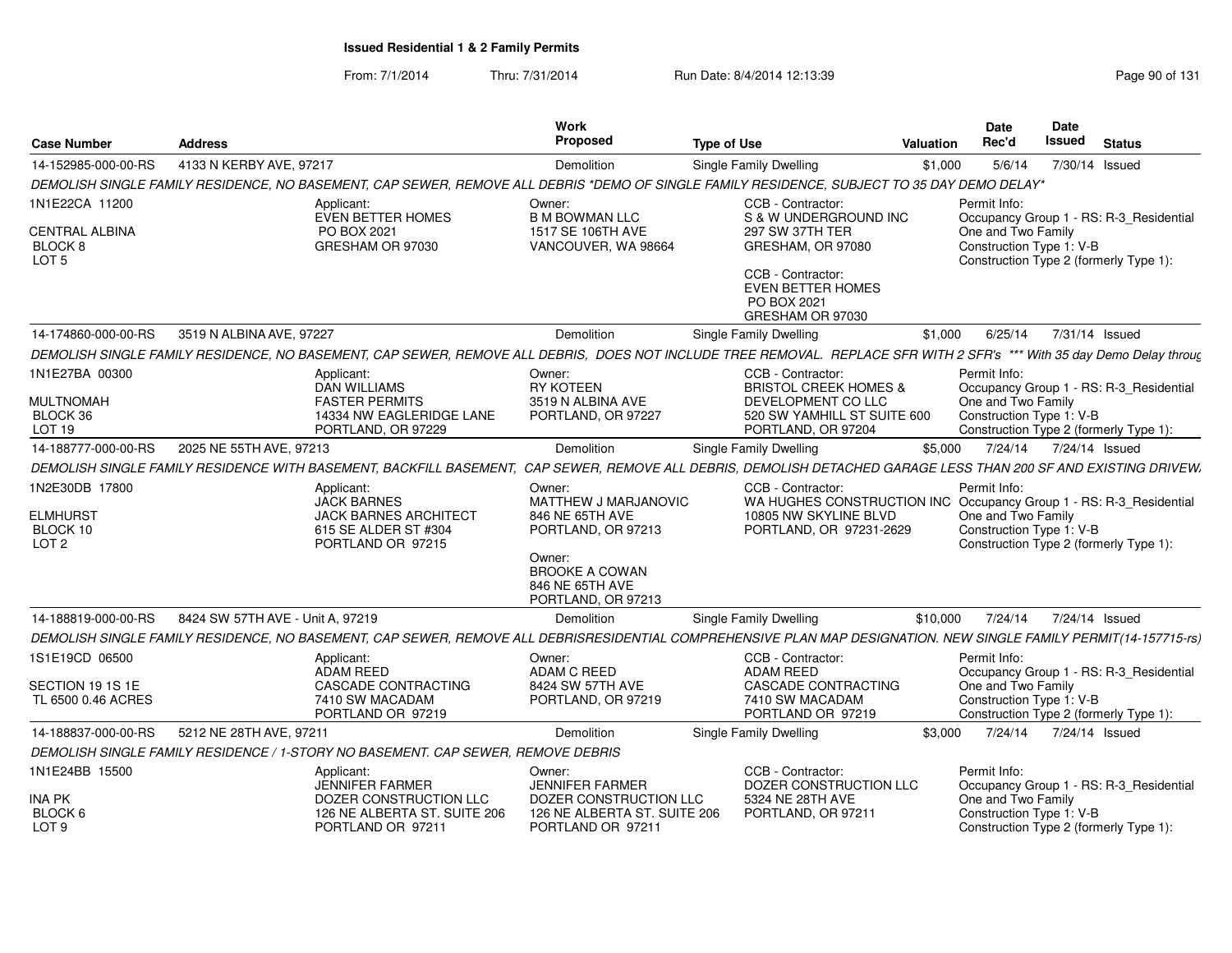**Issued Residential 1 & 2 Family Permits**

From: 7/1/2014 Thru: 7/31/2014 Run Date: 8/4/2014 12:13:39

| Case Number | Address | Work Proposed | Type of Use | Valuation | Date Rec'd | Date Issued | Status |
|---|---|---|---|---|---|---|---|
| 14-152985-000-00-RS | 4133 N KERBY AVE, 97217 | Demolition | Single Family Dwelling | $1,000 | 5/6/14 | 7/30/14 | Issued |

*DEMOLISH SINGLE FAMILY RESIDENCE, NO BASEMENT, CAP SEWER, REMOVE ALL DEBRIS *DEMO OF SINGLE FAMILY RESIDENCE, SUBJECT TO 35 DAY DEMO DELAY**

1N1E22CA 11200
CENTRAL ALBINA
BLOCK 8
LOT 5

Applicant: EVEN BETTER HOMES, PO BOX 2021, GRESHAM OR 97030

Owner: B M BOWMAN LLC, 1517 SE 106TH AVE, VANCOUVER, WA 98664

CCB - Contractor: S & W UNDERGROUND INC, 297 SW 37TH TER, GRESHAM, OR 97080

CCB - Contractor: EVEN BETTER HOMES, PO BOX 2021, GRESHAM OR 97030

Permit Info: Occupancy Group 1 - RS: R-3_Residential One and Two Family; Construction Type 1: V-B; Construction Type 2 (formerly Type 1):

| Case Number | Address | Work Proposed | Type of Use | Valuation | Date Rec'd | Date Issued | Status |
|---|---|---|---|---|---|---|---|
| 14-174860-000-00-RS | 3519 N ALBINA AVE, 97227 | Demolition | Single Family Dwelling | $1,000 | 6/25/14 | 7/31/14 | Issued |

*DEMOLISH SINGLE FAMILY RESIDENCE, NO BASEMENT, CAP SEWER, REMOVE ALL DEBRIS, DOES NOT INCLUDE TREE REMOVAL. REPLACE SFR WITH 2 SFR's *** With 35 day Demo Delay throug*

1N1E27BA 00300
MULTNOMAH
BLOCK 36
LOT 19

Applicant: DAN WILLIAMS, FASTER PERMITS, 14334 NW EAGLERIDGE LANE, PORTLAND, OR 97229

Owner: RY KOTEEN, 3519 N ALBINA AVE, PORTLAND, OR 97227

CCB - Contractor: BRISTOL CREEK HOMES & DEVELOPMENT CO LLC, 520 SW YAMHILL ST SUITE 600, PORTLAND, OR 97204

Permit Info: Occupancy Group 1 - RS: R-3_Residential One and Two Family; Construction Type 1: V-B; Construction Type 2 (formerly Type 1):

| Case Number | Address | Work Proposed | Type of Use | Valuation | Date Rec'd | Date Issued | Status |
|---|---|---|---|---|---|---|---|
| 14-188777-000-00-RS | 2025 NE 55TH AVE, 97213 | Demolition | Single Family Dwelling | $5,000 | 7/24/14 | 7/24/14 | Issued |

*DEMOLISH SINGLE FAMILY RESIDENCE WITH BASEMENT, BACKFILL BASEMENT, CAP SEWER, REMOVE ALL DEBRIS, DEMOLISH DETACHED GARAGE LESS THAN 200 SF AND EXISTING DRIVEW*

1N2E30DB 17800
ELMHURST
BLOCK 10
LOT 2

Applicant: JACK BARNES, JACK BARNES ARCHITECT, 615 SE ALDER ST #304, PORTLAND OR 97215

Owner: MATTHEW J MARJANOVIC, 846 NE 65TH AVE, PORTLAND, OR 97213

Owner: BROOKE A COWAN, 846 NE 65TH AVE, PORTLAND, OR 97213

CCB - Contractor: WA HUGHES CONSTRUCTION INC, 10805 NW SKYLINE BLVD, PORTLAND, OR 97231-2629

Permit Info: Occupancy Group 1 - RS: R-3_Residential One and Two Family; Construction Type 1: V-B; Construction Type 2 (formerly Type 1):

| Case Number | Address | Work Proposed | Type of Use | Valuation | Date Rec'd | Date Issued | Status |
|---|---|---|---|---|---|---|---|
| 14-188819-000-00-RS | 8424 SW 57TH AVE - Unit A, 97219 | Demolition | Single Family Dwelling | $10,000 | 7/24/14 | 7/24/14 | Issued |

*DEMOLISH SINGLE FAMILY RESIDENCE, NO BASEMENT, CAP SEWER, REMOVE ALL DEBRISRESIDENTIAL COMPREHENSIVE PLAN MAP DESIGNATION. NEW SINGLE FAMILY PERMIT(14-157715-rs)*

1S1E19CD 06500
SECTION 19 1S 1E
TL 6500 0.46 ACRES

Applicant: ADAM REED, CASCADE CONTRACTING, 7410 SW MACADAM, PORTLAND OR 97219

Owner: ADAM C REED, 8424 SW 57TH AVE, PORTLAND, OR 97219

CCB - Contractor: ADAM REED, CASCADE CONTRACTING, 7410 SW MACADAM, PORTLAND OR 97219

Permit Info: Occupancy Group 1 - RS: R-3_Residential One and Two Family; Construction Type 1: V-B; Construction Type 2 (formerly Type 1):

| Case Number | Address | Work Proposed | Type of Use | Valuation | Date Rec'd | Date Issued | Status |
|---|---|---|---|---|---|---|---|
| 14-188837-000-00-RS | 5212 NE 28TH AVE, 97211 | Demolition | Single Family Dwelling | $3,000 | 7/24/14 | 7/24/14 | Issued |

*DEMOLISH SINGLE FAMILY RESIDENCE / 1-STORY NO BASEMENT. CAP SEWER, REMOVE DEBRIS*

1N1E24BB 15500
INA PK
BLOCK 6
LOT 9

Applicant: JENNIFER FARMER, DOZER CONSTRUCTION LLC, 126 NE ALBERTA ST. SUITE 206, PORTLAND OR 97211

Owner: JENNIFER FARMER, DOZER CONSTRUCTION LLC, 126 NE ALBERTA ST. SUITE 206, PORTLAND OR 97211

CCB - Contractor: DOZER CONSTRUCTION LLC, 5324 NE 28TH AVE, PORTLAND, OR 97211

Permit Info: Occupancy Group 1 - RS: R-3_Residential One and Two Family; Construction Type 1: V-B; Construction Type 2 (formerly Type 1):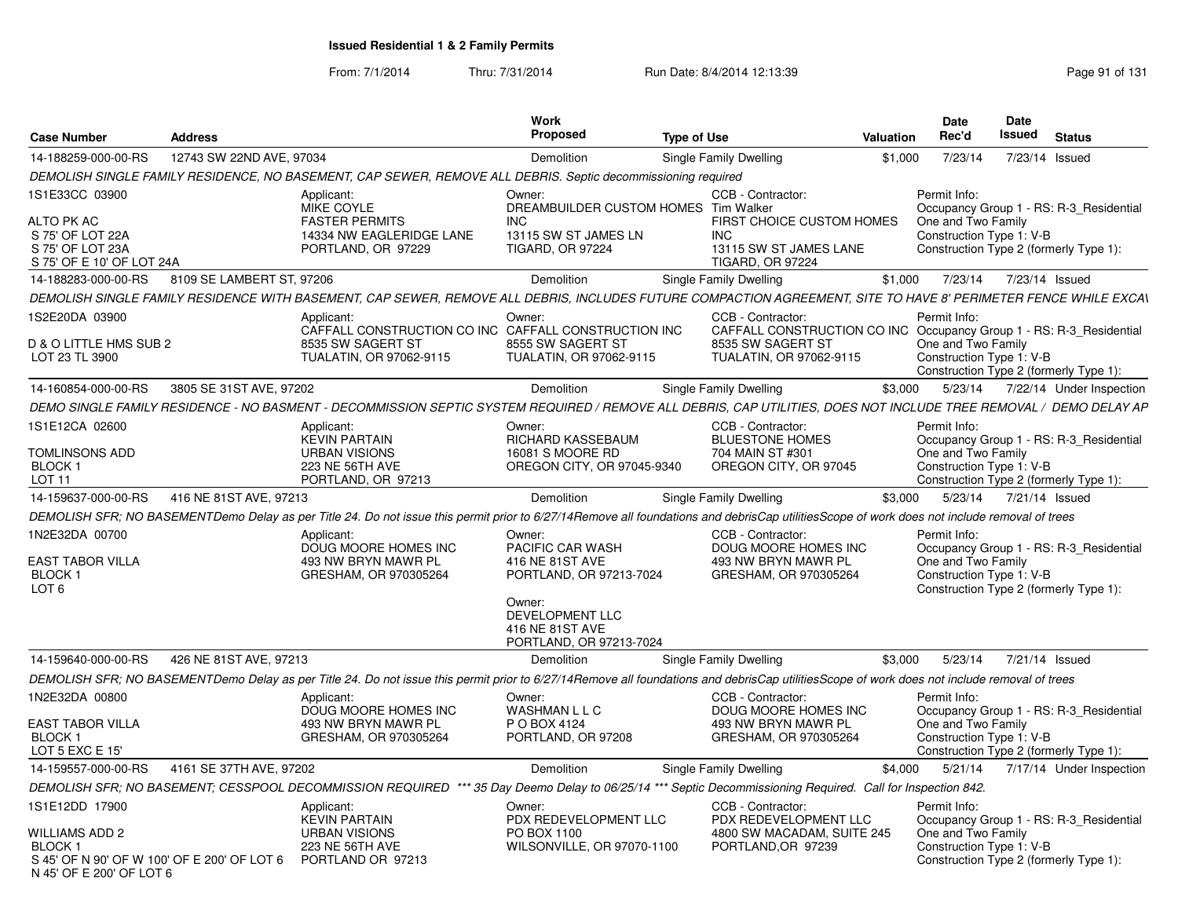# Issued Residential 1 & 2 Family Permits

From: 7/1/2014 Thru: 7/31/2014 Run Date: 8/4/2014 12:13:39

| Case Number | Address | Work Proposed | Type of Use | Valuation | Date Rec'd | Date Issued | Status |
|---|---|---|---|---|---|---|---|
| 14-188259-000-00-RS | 12743 SW 22ND AVE, 97034 | Demolition | Single Family Dwelling | $1,000 | 7/23/14 | 7/23/14 | Issued |

*DEMOLISH SINGLE FAMILY RESIDENCE, NO BASEMENT, CAP SEWER, REMOVE ALL DEBRIS. Septic decommissioning required*

1S1E33CC 03900
ALTO PK AC
S 75' OF LOT 22A
S 75' OF LOT 23A
S 75' OF E 10' OF LOT 24A

Applicant: MIKE COYLE, FASTER PERMITS, 14334 NW EAGLERIDGE LANE, PORTLAND, OR 97229

Owner: DREAMBUILDER CUSTOM HOMES INC, 13115 SW ST JAMES LN, TIGARD, OR 97224

CCB - Contractor: Tim Walker, FIRST CHOICE CUSTOM HOMES INC, 13115 SW ST JAMES LANE, TIGARD, OR 97224

Permit Info: Occupancy Group 1 - RS: R-3_Residential One and Two Family; Construction Type 1: V-B; Construction Type 2 (formerly Type 1):

| Case Number | Address | Work Proposed | Type of Use | Valuation | Date Rec'd | Date Issued | Status |
|---|---|---|---|---|---|---|---|
| 14-188283-000-00-RS | 8109 SE LAMBERT ST, 97206 | Demolition | Single Family Dwelling | $1,000 | 7/23/14 | 7/23/14 | Issued |

*DEMOLISH SINGLE FAMILY RESIDENCE WITH BASEMENT, CAP SEWER, REMOVE ALL DEBRIS, INCLUDES FUTURE COMPACTION AGREEMENT, SITE TO HAVE 8' PERIMETER FENCE WHILE EXCA\*

1S2E20DA 03900
D & O LITTLE HMS SUB 2
LOT 23 TL 3900

Applicant: CAFFALL CONSTRUCTION CO INC, 8535 SW SAGERT ST, TUALATIN, OR 97062-9115

Owner: CAFFALL CONSTRUCTION INC, 8555 SW SAGERT ST, TUALATIN, OR 97062-9115

CCB - Contractor: CAFFALL CONSTRUCTION CO INC, 8535 SW SAGERT ST, TUALATIN, OR 97062-9115

Permit Info: Occupancy Group 1 - RS: R-3_Residential One and Two Family; Construction Type 1: V-B; Construction Type 2 (formerly Type 1):

| Case Number | Address | Work Proposed | Type of Use | Valuation | Date Rec'd | Date Issued | Status |
|---|---|---|---|---|---|---|---|
| 14-160854-000-00-RS | 3805 SE 31ST AVE, 97202 | Demolition | Single Family Dwelling | $3,000 | 5/23/14 | 7/22/14 | Under Inspection |

*DEMO SINGLE FAMILY RESIDENCE - NO BASMENT - DECOMMISSION SEPTIC SYSTEM REQUIRED / REMOVE ALL DEBRIS, CAP UTILITIES, DOES NOT INCLUDE TREE REMOVAL / DEMO DELAY AP*

1S1E12CA 02600
TOMLINSONS ADD
BLOCK 1
LOT 11

Applicant: KEVIN PARTAIN, URBAN VISIONS, 223 NE 56TH AVE, PORTLAND, OR 97213

Owner: RICHARD KASSEBAUM, 16081 S MOORE RD, OREGON CITY, OR 97045-9340

CCB - Contractor: BLUESTONE HOMES, 704 MAIN ST #301, OREGON CITY, OR 97045

Permit Info: Occupancy Group 1 - RS: R-3_Residential One and Two Family; Construction Type 1: V-B; Construction Type 2 (formerly Type 1):

| Case Number | Address | Work Proposed | Type of Use | Valuation | Date Rec'd | Date Issued | Status |
|---|---|---|---|---|---|---|---|
| 14-159637-000-00-RS | 416 NE 81ST AVE, 97213 | Demolition | Single Family Dwelling | $3,000 | 5/23/14 | 7/21/14 | Issued |

*DEMOLISH SFR; NO BASEMENTDemo Delay as per Title 24. Do not issue this permit prior to 6/27/14Remove all foundations and debrisCap utilitiesScope of work does not include removal of trees*

1N2E32DA 00700
EAST TABOR VILLA
BLOCK 1
LOT 6

Applicant: DOUG MOORE HOMES INC, 493 NW BRYN MAWR PL, GRESHAM, OR 970305264

Owner: PACIFIC CAR WASH, 416 NE 81ST AVE, PORTLAND, OR 97213-7024

Owner: DEVELOPMENT LLC, 416 NE 81ST AVE, PORTLAND, OR 97213-7024

CCB - Contractor: DOUG MOORE HOMES INC, 493 NW BRYN MAWR PL, GRESHAM, OR 970305264

Permit Info: Occupancy Group 1 - RS: R-3_Residential One and Two Family; Construction Type 1: V-B; Construction Type 2 (formerly Type 1):

| Case Number | Address | Work Proposed | Type of Use | Valuation | Date Rec'd | Date Issued | Status |
|---|---|---|---|---|---|---|---|
| 14-159640-000-00-RS | 426 NE 81ST AVE, 97213 | Demolition | Single Family Dwelling | $3,000 | 5/23/14 | 7/21/14 | Issued |

*DEMOLISH SFR; NO BASEMENTDemo Delay as per Title 24. Do not issue this permit prior to 6/27/14Remove all foundations and debrisCap utilitiesScope of work does not include removal of trees*

1N2E32DA 00800
EAST TABOR VILLA
BLOCK 1
LOT 5 EXC E 15'

Applicant: DOUG MOORE HOMES INC, 493 NW BRYN MAWR PL, GRESHAM, OR 970305264

Owner: WASHMAN L L C, P O BOX 4124, PORTLAND, OR 97208

CCB - Contractor: DOUG MOORE HOMES INC, 493 NW BRYN MAWR PL, GRESHAM, OR 970305264

Permit Info: Occupancy Group 1 - RS: R-3_Residential One and Two Family; Construction Type 1: V-B; Construction Type 2 (formerly Type 1):

| Case Number | Address | Work Proposed | Type of Use | Valuation | Date Rec'd | Date Issued | Status |
|---|---|---|---|---|---|---|---|
| 14-159557-000-00-RS | 4161 SE 37TH AVE, 97202 | Demolition | Single Family Dwelling | $4,000 | 5/21/14 | 7/17/14 | Under Inspection |

*DEMOLISH SFR; NO BASEMENT; CESSPOOL DECOMMISSION REQUIRED \*\*\* 35 Day Deemo Delay to 06/25/14 \*\*\* Septic Decommissioning Required. Call for Inspection 842.*

1S1E12DD 17900
WILLIAMS ADD 2
BLOCK 1
S 45' OF N 90' OF W 100' OF E 200' OF LOT 6
N 45' OF E 200' OF LOT 6

Applicant: KEVIN PARTAIN, URBAN VISIONS, 223 NE 56TH AVE, PORTLAND OR 97213

Owner: PDX REDEVELOPMENT LLC, PO BOX 1100, WILSONVILLE, OR 97070-1100

CCB - Contractor: PDX REDEVELOPMENT LLC, 4800 SW MACADAM, SUITE 245, PORTLAND,OR 97239

Permit Info: Occupancy Group 1 - RS: R-3_Residential One and Two Family; Construction Type 1: V-B; Construction Type 2 (formerly Type 1):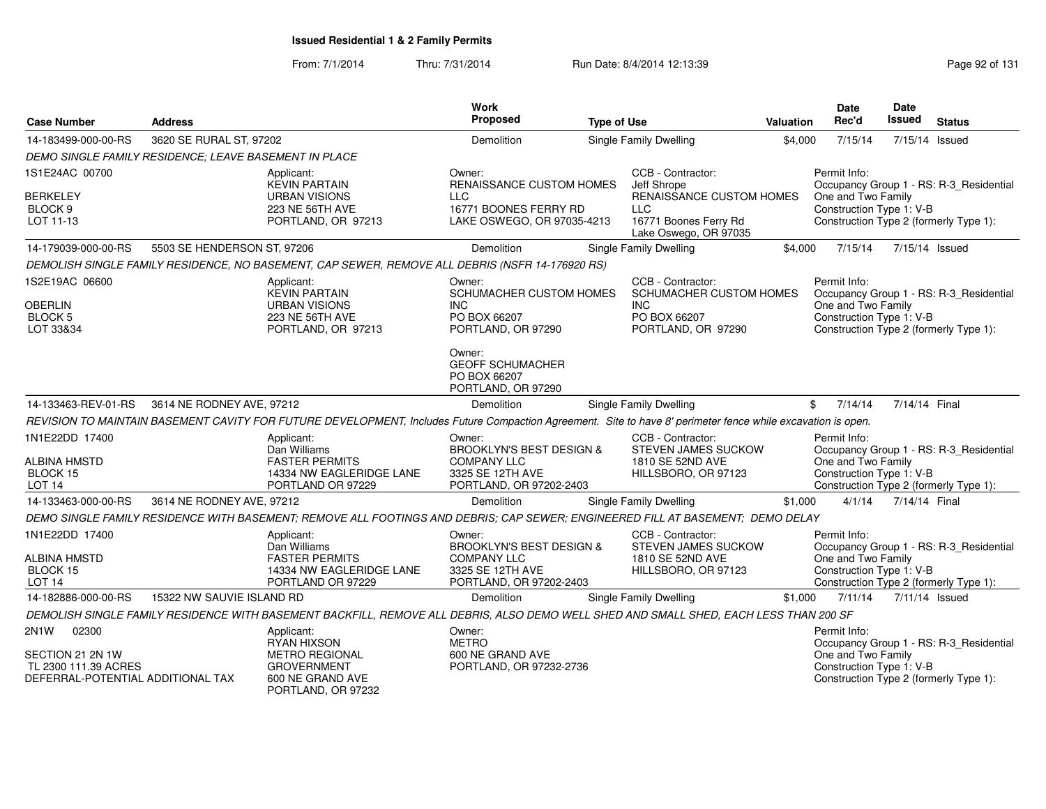**Issued Residential 1 & 2 Family Permits**

From: 7/1/2014 Thru: 7/31/2014 Run Date: 8/4/2014 12:13:39

| Case Number | Address | Work Proposed | Type of Use | Valuation | Date Rec'd | Date Issued | Status |
|---|---|---|---|---|---|---|---|
| 14-183499-000-00-RS | 3620 SE RURAL ST, 97202 | Demolition | Single Family Dwelling | $4,000 | 7/15/14 | 7/15/14 | Issued |

*DEMO SINGLE FAMILY RESIDENCE; LEAVE BASEMENT IN PLACE*

1S1E24AC 00700
BERKELEY
BLOCK 9
LOT 11-13

Applicant: KEVIN PARTAIN, URBAN VISIONS, 223 NE 56TH AVE, PORTLAND, OR 97213

Owner: RENAISSANCE CUSTOM HOMES LLC, 16771 BOONES FERRY RD, LAKE OSWEGO, OR 97035-4213

CCB - Contractor: Jeff Shrope, RENAISSANCE CUSTOM HOMES LLC, 16771 Boones Ferry Rd, Lake Oswego, OR 97035

Permit Info: Occupancy Group 1 - RS: R-3_Residential One and Two Family; Construction Type 1: V-B; Construction Type 2 (formerly Type 1):

| Case Number | Address | Work Proposed | Type of Use | Valuation | Date Rec'd | Date Issued | Status |
|---|---|---|---|---|---|---|---|
| 14-179039-000-00-RS | 5503 SE HENDERSON ST, 97206 | Demolition | Single Family Dwelling | $4,000 | 7/15/14 | 7/15/14 | Issued |

*DEMOLISH SINGLE FAMILY RESIDENCE, NO BASEMENT, CAP SEWER, REMOVE ALL DEBRIS (NSFR 14-176920 RS)*

1S2E19AC 06600
OBERLIN
BLOCK 5
LOT 33&34

Applicant: KEVIN PARTAIN, URBAN VISIONS, 223 NE 56TH AVE, PORTLAND, OR 97213

Owner: SCHUMACHER CUSTOM HOMES INC, PO BOX 66207, PORTLAND, OR 97290

Owner: GEOFF SCHUMACHER, PO BOX 66207, PORTLAND, OR 97290

CCB - Contractor: SCHUMACHER CUSTOM HOMES INC, PO BOX 66207, PORTLAND, OR 97290

Permit Info: Occupancy Group 1 - RS: R-3_Residential One and Two Family; Construction Type 1: V-B; Construction Type 2 (formerly Type 1):

| Case Number | Address | Work Proposed | Type of Use | Valuation | Date Rec'd | Date Issued | Status |
|---|---|---|---|---|---|---|---|
| 14-133463-REV-01-RS | 3614 NE RODNEY AVE, 97212 | Demolition | Single Family Dwelling | $ | 7/14/14 | 7/14/14 | Final |

*REVISION TO MAINTAIN BASEMENT CAVITY FOR FUTURE DEVELOPMENT, Includes Future Compaction Agreement. Site to have 8' perimeter fence while excavation is open.*

1N1E22DD 17400
ALBINA HMSTD
BLOCK 15
LOT 14

Applicant: Dan Williams, FASTER PERMITS, 14334 NW EAGLERIDGE LANE, PORTLAND OR 97229

Owner: BROOKLYN'S BEST DESIGN & COMPANY LLC, 3325 SE 12TH AVE, PORTLAND, OR 97202-2403

CCB - Contractor: STEVEN JAMES SUCKOW, 1810 SE 52ND AVE, HILLSBORO, OR 97123

Permit Info: Occupancy Group 1 - RS: R-3_Residential One and Two Family; Construction Type 1: V-B; Construction Type 2 (formerly Type 1):

| Case Number | Address | Work Proposed | Type of Use | Valuation | Date Rec'd | Date Issued | Status |
|---|---|---|---|---|---|---|---|
| 14-133463-000-00-RS | 3614 NE RODNEY AVE, 97212 | Demolition | Single Family Dwelling | $1,000 | 4/1/14 | 7/14/14 | Final |

*DEMO SINGLE FAMILY RESIDENCE WITH BASEMENT; REMOVE ALL FOOTINGS AND DEBRIS; CAP SEWER; ENGINEERED FILL AT BASEMENT; DEMO DELAY*

1N1E22DD 17400
ALBINA HMSTD
BLOCK 15
LOT 14

Applicant: Dan Williams, FASTER PERMITS, 14334 NW EAGLERIDGE LANE, PORTLAND OR 97229

Owner: BROOKLYN'S BEST DESIGN & COMPANY LLC, 3325 SE 12TH AVE, PORTLAND, OR 97202-2403

CCB - Contractor: STEVEN JAMES SUCKOW, 1810 SE 52ND AVE, HILLSBORO, OR 97123

Permit Info: Occupancy Group 1 - RS: R-3_Residential One and Two Family; Construction Type 1: V-B; Construction Type 2 (formerly Type 1):

| Case Number | Address | Work Proposed | Type of Use | Valuation | Date Rec'd | Date Issued | Status |
|---|---|---|---|---|---|---|---|
| 14-182886-000-00-RS | 15322 NW SAUVIE ISLAND RD | Demolition | Single Family Dwelling | $1,000 | 7/11/14 | 7/11/14 | Issued |

*DEMOLISH SINGLE FAMILY RESIDENCE WITH BASEMENT BACKFILL, REMOVE ALL DEBRIS, ALSO DEMO WELL SHED AND SMALL SHED, EACH LESS THAN 200 SF*

2N1W 02300
SECTION 21 2N 1W
TL 2300 111.39 ACRES
DEFERRAL-POTENTIAL ADDITIONAL TAX

Applicant: RYAN HIXSON, METRO REGIONAL GROVERNMENT, 600 NE GRAND AVE, PORTLAND, OR 97232

Owner: METRO, 600 NE GRAND AVE, PORTLAND, OR 97232-2736

Permit Info: Occupancy Group 1 - RS: R-3_Residential One and Two Family; Construction Type 1: V-B; Construction Type 2 (formerly Type 1):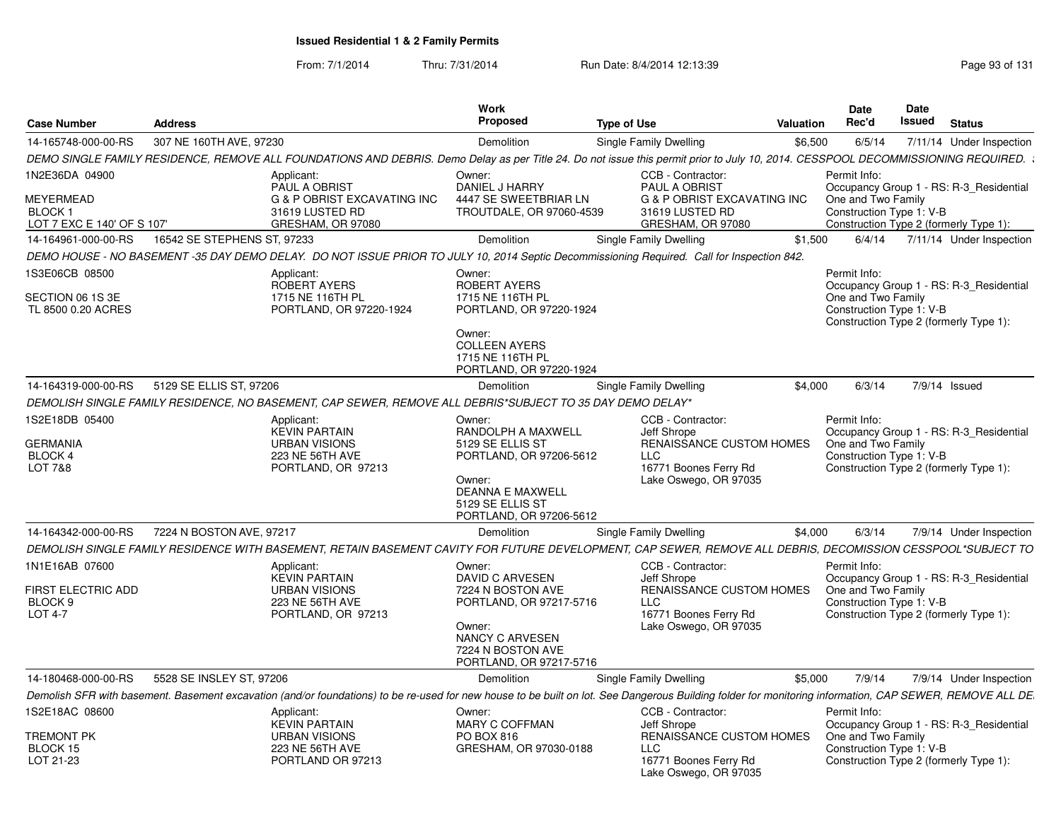# Issued Residential 1 & 2 Family Permits

From: 7/1/2014 Thru: 7/31/2014 Run Date: 8/4/2014 12:13:39

| Case Number | Address | Work Proposed | Type of Use | Valuation | Date Rec'd | Date Issued | Status |
|---|---|---|---|---|---|---|---|
| 14-165748-000-00-RS | 307 NE 160TH AVE, 97230 | Demolition | Single Family Dwelling | $6,500 | 6/5/14 | 7/11/14 | Under Inspection |

*DEMO SINGLE FAMILY RESIDENCE, REMOVE ALL FOUNDATIONS AND DEBRIS. Demo Delay as per Title 24. Do not issue this permit prior to July 10, 2014. CESSPOOL DECOMMISSIONING REQUIRED.*

1N2E36DA 04900
MEYERMEAD
BLOCK 1
LOT 7 EXC E 140' OF S 107'

Applicant: PAUL A OBRIST, G & P OBRIST EXCAVATING INC, 31619 LUSTED RD, GRESHAM, OR 97080

Owner: DANIEL J HARRY, 4447 SE SWEETBRIAR LN, TROUTDALE, OR 97060-4539

CCB - Contractor: PAUL A OBRIST, G & P OBRIST EXCAVATING INC, 31619 LUSTED RD, GRESHAM, OR 97080

Permit Info: Occupancy Group 1 - RS: R-3_Residential One and Two Family; Construction Type 1: V-B; Construction Type 2 (formerly Type 1):

| Case Number | Address | Work Proposed | Type of Use | Valuation | Date Rec'd | Date Issued | Status |
|---|---|---|---|---|---|---|---|
| 14-164961-000-00-RS | 16542 SE STEPHENS ST, 97233 | Demolition | Single Family Dwelling | $1,500 | 6/4/14 | 7/11/14 | Under Inspection |

*DEMO HOUSE - NO BASEMENT -35 DAY DEMO DELAY. DO NOT ISSUE PRIOR TO JULY 10, 2014 Septic Decommissioning Required. Call for Inspection 842.*

1S3E06CB 08500
SECTION 06 1S 3E
TL 8500 0.20 ACRES

Applicant: ROBERT AYERS, 1715 NE 116TH PL, PORTLAND, OR 97220-1924

Owner: ROBERT AYERS, 1715 NE 116TH PL, PORTLAND, OR 97220-1924

Owner: COLLEEN AYERS, 1715 NE 116TH PL, PORTLAND, OR 97220-1924

Permit Info: Occupancy Group 1 - RS: R-3_Residential One and Two Family; Construction Type 1: V-B; Construction Type 2 (formerly Type 1):

| Case Number | Address | Work Proposed | Type of Use | Valuation | Date Rec'd | Date Issued | Status |
|---|---|---|---|---|---|---|---|
| 14-164319-000-00-RS | 5129 SE ELLIS ST, 97206 | Demolition | Single Family Dwelling | $4,000 | 6/3/14 | 7/9/14 | Issued |

*DEMOLISH SINGLE FAMILY RESIDENCE, NO BASEMENT, CAP SEWER, REMOVE ALL DEBRIS*SUBJECT TO 35 DAY DEMO DELAY**

1S2E18DB 05400
GERMANIA
BLOCK 4
LOT 7&8

Applicant: KEVIN PARTAIN, URBAN VISIONS, 223 NE 56TH AVE, PORTLAND, OR 97213

Owner: RANDOLPH A MAXWELL, 5129 SE ELLIS ST, PORTLAND, OR 97206-5612

Owner: DEANNA E MAXWELL, 5129 SE ELLIS ST, PORTLAND, OR 97206-5612

CCB - Contractor: Jeff Shrope, RENAISSANCE CUSTOM HOMES LLC, 16771 Boones Ferry Rd, Lake Oswego, OR 97035

Permit Info: Occupancy Group 1 - RS: R-3_Residential One and Two Family; Construction Type 1: V-B; Construction Type 2 (formerly Type 1):

| Case Number | Address | Work Proposed | Type of Use | Valuation | Date Rec'd | Date Issued | Status |
|---|---|---|---|---|---|---|---|
| 14-164342-000-00-RS | 7224 N BOSTON AVE, 97217 | Demolition | Single Family Dwelling | $4,000 | 6/3/14 | 7/9/14 | Under Inspection |

*DEMOLISH SINGLE FAMILY RESIDENCE WITH BASEMENT, RETAIN BASEMENT CAVITY FOR FUTURE DEVELOPMENT, CAP SEWER, REMOVE ALL DEBRIS, DECOMISSION CESSPOOL*SUBJECT TO*

1N1E16AB 07600
FIRST ELECTRIC ADD
BLOCK 9
LOT 4-7

Applicant: KEVIN PARTAIN, URBAN VISIONS, 223 NE 56TH AVE, PORTLAND, OR 97213

Owner: DAVID C ARVESEN, 7224 N BOSTON AVE, PORTLAND, OR 97217-5716

Owner: NANCY C ARVESEN, 7224 N BOSTON AVE, PORTLAND, OR 97217-5716

CCB - Contractor: Jeff Shrope, RENAISSANCE CUSTOM HOMES LLC, 16771 Boones Ferry Rd, Lake Oswego, OR 97035

Permit Info: Occupancy Group 1 - RS: R-3_Residential One and Two Family; Construction Type 1: V-B; Construction Type 2 (formerly Type 1):

| Case Number | Address | Work Proposed | Type of Use | Valuation | Date Rec'd | Date Issued | Status |
|---|---|---|---|---|---|---|---|
| 14-180468-000-00-RS | 5528 SE INSLEY ST, 97206 | Demolition | Single Family Dwelling | $5,000 | 7/9/14 | 7/9/14 | Under Inspection |

*Demolish SFR with basement. Basement excavation (and/or foundations) to be re-used for new house to be built on lot. See Dangerous Building folder for monitoring information, CAP SEWER, REMOVE ALL DE*

1S2E18AC 08600
TREMONT PK
BLOCK 15
LOT 21-23

Applicant: KEVIN PARTAIN, URBAN VISIONS, 223 NE 56TH AVE, PORTLAND OR 97213

Owner: MARY C COFFMAN, PO BOX 816, GRESHAM, OR 97030-0188

CCB - Contractor: Jeff Shrope, RENAISSANCE CUSTOM HOMES LLC, 16771 Boones Ferry Rd, Lake Oswego, OR 97035

Permit Info: Occupancy Group 1 - RS: R-3_Residential One and Two Family; Construction Type 1: V-B; Construction Type 2 (formerly Type 1):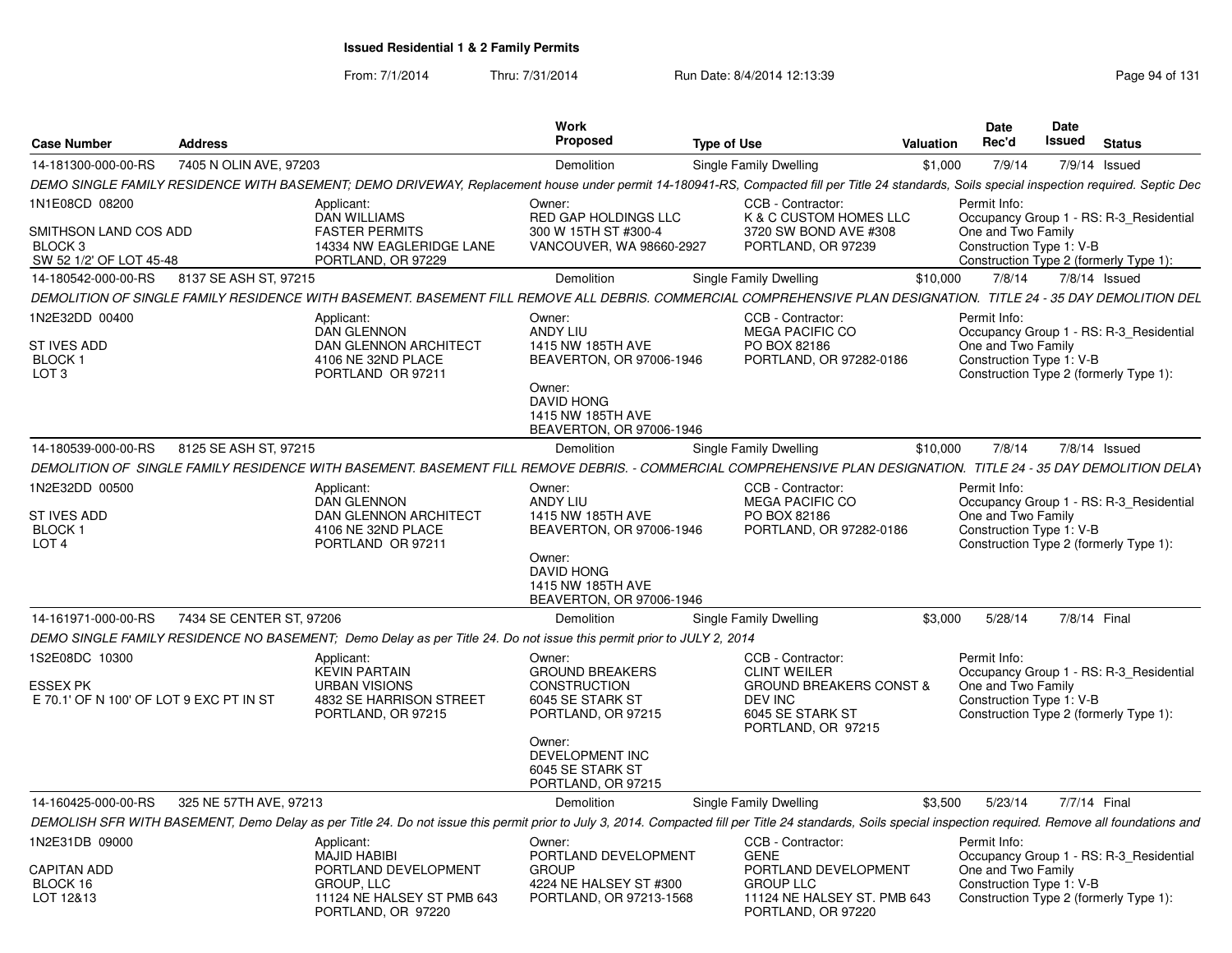# Issued Residential 1 & 2 Family Permits

From: 7/1/2014 Thru: 7/31/2014 Run Date: 8/4/2014 12:13:39

| Case Number | Address | Work Proposed | Type of Use | Valuation | Date Rec'd | Date Issued | Status |
|---|---|---|---|---|---|---|---|
| 14-181300-000-00-RS | 7405 N OLIN AVE, 97203 | Demolition | Single Family Dwelling | $1,000 | 7/9/14 | 7/9/14 | Issued |

DEMO SINGLE FAMILY RESIDENCE WITH BASEMENT; DEMO DRIVEWAY, Replacement house under permit 14-180941-RS, Compacted fill per Title 24 standards, Soils special inspection required. Septic Dec

1N1E08CD 08200
SMITHSON LAND COS ADD
BLOCK 3
SW 52 1/2' OF LOT 45-48

Applicant: DAN WILLIAMS, FASTER PERMITS, 14334 NW EAGLERIDGE LANE, PORTLAND, OR 97229

Owner: RED GAP HOLDINGS LLC, 300 W 15TH ST #300-4, VANCOUVER, WA 98660-2927

CCB - Contractor: K & C CUSTOM HOMES LLC, 3720 SW BOND AVE #308, PORTLAND, OR 97239

Permit Info: Occupancy Group 1 - RS: R-3_Residential One and Two Family; Construction Type 1: V-B; Construction Type 2 (formerly Type 1):

| Case Number | Address | Work Proposed | Type of Use | Valuation | Date Rec'd | Date Issued | Status |
|---|---|---|---|---|---|---|---|
| 14-180542-000-00-RS | 8137 SE ASH ST, 97215 | Demolition | Single Family Dwelling | $10,000 | 7/8/14 | 7/8/14 | Issued |

DEMOLITION OF SINGLE FAMILY RESIDENCE WITH BASEMENT. BASEMENT FILL REMOVE ALL DEBRIS. COMMERCIAL COMPREHENSIVE PLAN DESIGNATION. TITLE 24 - 35 DAY DEMOLITION DEL

1N2E32DD 00400
ST IVES ADD
BLOCK 1
LOT 3

Applicant: DAN GLENNON, DAN GLENNON ARCHITECT, 4106 NE 32ND PLACE, PORTLAND OR 97211

Owner: ANDY LIU, 1415 NW 185TH AVE, BEAVERTON, OR 97006-1946

Owner: DAVID HONG, 1415 NW 185TH AVE, BEAVERTON, OR 97006-1946

CCB - Contractor: MEGA PACIFIC CO, PO BOX 82186, PORTLAND, OR 97282-0186

Permit Info: Occupancy Group 1 - RS: R-3_Residential One and Two Family; Construction Type 1: V-B; Construction Type 2 (formerly Type 1):

| Case Number | Address | Work Proposed | Type of Use | Valuation | Date Rec'd | Date Issued | Status |
|---|---|---|---|---|---|---|---|
| 14-180539-000-00-RS | 8125 SE ASH ST, 97215 | Demolition | Single Family Dwelling | $10,000 | 7/8/14 | 7/8/14 | Issued |

DEMOLITION OF SINGLE FAMILY RESIDENCE WITH BASEMENT. BASEMENT FILL REMOVE DEBRIS. - COMMERCIAL COMPREHENSIVE PLAN DESIGNATION. TITLE 24 - 35 DAY DEMOLITION DELAY

1N2E32DD 00500
ST IVES ADD
BLOCK 1
LOT 4

Applicant: DAN GLENNON, DAN GLENNON ARCHITECT, 4106 NE 32ND PLACE, PORTLAND OR 97211

Owner: ANDY LIU, 1415 NW 185TH AVE, BEAVERTON, OR 97006-1946

Owner: DAVID HONG, 1415 NW 185TH AVE, BEAVERTON, OR 97006-1946

CCB - Contractor: MEGA PACIFIC CO, PO BOX 82186, PORTLAND, OR 97282-0186

Permit Info: Occupancy Group 1 - RS: R-3_Residential One and Two Family; Construction Type 1: V-B; Construction Type 2 (formerly Type 1):

| Case Number | Address | Work Proposed | Type of Use | Valuation | Date Rec'd | Date Issued | Status |
|---|---|---|---|---|---|---|---|
| 14-161971-000-00-RS | 7434 SE CENTER ST, 97206 | Demolition | Single Family Dwelling | $3,000 | 5/28/14 | 7/8/14 | Final |

DEMO SINGLE FAMILY RESIDENCE NO BASEMENT; Demo Delay as per Title 24. Do not issue this permit prior to JULY 2, 2014

1S2E08DC 10300
ESSEX PK
E 70.1' OF N 100' OF LOT 9 EXC PT IN ST

Applicant: KEVIN PARTAIN, URBAN VISIONS, 4832 SE HARRISON STREET, PORTLAND, OR 97215

Owner: GROUND BREAKERS CONSTRUCTION, 6045 SE STARK ST, PORTLAND, OR 97215

Owner: DEVELOPMENT INC, 6045 SE STARK ST, PORTLAND, OR 97215

CCB - Contractor: CLINT WEILER, GROUND BREAKERS CONST & DEV INC, 6045 SE STARK ST, PORTLAND, OR 97215

Permit Info: Occupancy Group 1 - RS: R-3_Residential One and Two Family; Construction Type 1: V-B; Construction Type 2 (formerly Type 1):

| Case Number | Address | Work Proposed | Type of Use | Valuation | Date Rec'd | Date Issued | Status |
|---|---|---|---|---|---|---|---|
| 14-160425-000-00-RS | 325 NE 57TH AVE, 97213 | Demolition | Single Family Dwelling | $3,500 | 5/23/14 | 7/7/14 | Final |

DEMOLISH SFR WITH BASEMENT, Demo Delay as per Title 24. Do not issue this permit prior to July 3, 2014. Compacted fill per Title 24 standards, Soils special inspection required. Remove all foundations and

1N2E31DB 09000
CAPITAN ADD
BLOCK 16
LOT 12&13

Applicant: MAJID HABIBI, PORTLAND DEVELOPMENT GROUP, LLC, 11124 NE HALSEY ST PMB 643, PORTLAND, OR 97220

Owner: PORTLAND DEVELOPMENT GROUP, 4224 NE HALSEY ST #300, PORTLAND, OR 97213-1568

CCB - Contractor: GENE, PORTLAND DEVELOPMENT GROUP LLC, 11124 NE HALSEY ST. PMB 643, PORTLAND, OR 97220

Permit Info: Occupancy Group 1 - RS: R-3_Residential One and Two Family; Construction Type 1: V-B; Construction Type 2 (formerly Type 1):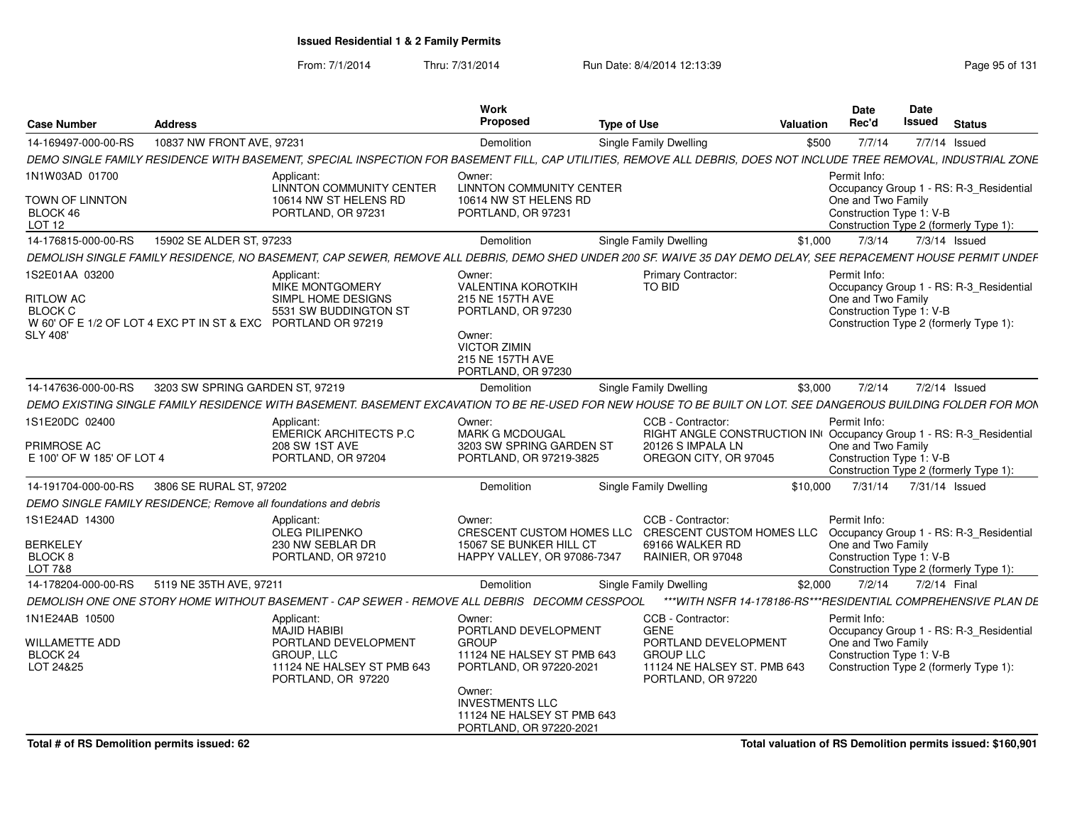**Issued Residential 1 & 2 Family Permits**

From: 7/1/2014 Thru: 7/31/2014 Run Date: 8/4/2014 12:13:39

| Case Number | Address | Work Proposed | Type of Use | Valuation | Date Rec'd | Date Issued | Status |
|---|---|---|---|---|---|---|---|
| 14-169497-000-00-RS | 10837 NW FRONT AVE, 97231 | Demolition | Single Family Dwelling | $500 | 7/7/14 | 7/7/14 | Issued |

DEMO SINGLE FAMILY RESIDENCE WITH BASEMENT, SPECIAL INSPECTION FOR BASEMENT FILL, CAP UTILITIES, REMOVE ALL DEBRIS, DOES NOT INCLUDE TREE REMOVAL, INDUSTRIAL ZONE

1N1W03AD 01700
TOWN OF LINNTON
BLOCK 46
LOT 12

Applicant: LINNTON COMMUNITY CENTER, 10614 NW ST HELENS RD, PORTLAND, OR 97231

Owner: LINNTON COMMUNITY CENTER, 10614 NW ST HELENS RD, PORTLAND, OR 97231

Permit Info: Occupancy Group 1 - RS: R-3_Residential One and Two Family; Construction Type 1: V-B; Construction Type 2 (formerly Type 1):

| Case Number | Address | Work Proposed | Type of Use | Valuation | Date Rec'd | Date Issued | Status |
|---|---|---|---|---|---|---|---|
| 14-176815-000-00-RS | 15902 SE ALDER ST, 97233 | Demolition | Single Family Dwelling | $1,000 | 7/3/14 | 7/3/14 | Issued |

DEMOLISH SINGLE FAMILY RESIDENCE, NO BASEMENT, CAP SEWER, REMOVE ALL DEBRIS, DEMO SHED UNDER 200 SF. WAIVE 35 DAY DEMO DELAY, SEE REPACEMENT HOUSE PERMIT UNDEF

1S2E01AA 03200
RITLOW AC
BLOCK C
W 60' OF E 1/2 OF LOT 4 EXC PT IN ST & EXC SLY 408'

Applicant: MIKE MONTGOMERY, SIMPL HOME DESIGNS, 5531 SW BUDDINGTON ST, PORTLAND OR 97219

Owner: VALENTINA KOROTKIH, 215 NE 157TH AVE, PORTLAND, OR 97230

Owner: VICTOR ZIMIN, 215 NE 157TH AVE, PORTLAND, OR 97230

Primary Contractor: TO BID

Permit Info: Occupancy Group 1 - RS: R-3_Residential One and Two Family; Construction Type 1: V-B; Construction Type 2 (formerly Type 1):

| Case Number | Address | Work Proposed | Type of Use | Valuation | Date Rec'd | Date Issued | Status |
|---|---|---|---|---|---|---|---|
| 14-147636-000-00-RS | 3203 SW SPRING GARDEN ST, 97219 | Demolition | Single Family Dwelling | $3,000 | 7/2/14 | 7/2/14 | Issued |

DEMO EXISTING SINGLE FAMILY RESIDENCE WITH BASEMENT. BASEMENT EXCAVATION TO BE RE-USED FOR NEW HOUSE TO BE BUILT ON LOT. SEE DANGEROUS BUILDING FOLDER FOR MON

1S1E20DC 02400
PRIMROSE AC
E 100' OF W 185' OF LOT 4

Applicant: EMERICK ARCHITECTS P.C, 208 SW 1ST AVE, PORTLAND, OR 97204

Owner: MARK G MCDOUGAL, 3203 SW SPRING GARDEN ST, PORTLAND, OR 97219-3825

CCB - Contractor: RIGHT ANGLE CONSTRUCTION IN(, 20126 S IMPALA LN, OREGON CITY, OR 97045

Permit Info: Occupancy Group 1 - RS: R-3_Residential One and Two Family; Construction Type 1: V-B; Construction Type 2 (formerly Type 1):

| Case Number | Address | Work Proposed | Type of Use | Valuation | Date Rec'd | Date Issued | Status |
|---|---|---|---|---|---|---|---|
| 14-191704-000-00-RS | 3806 SE RURAL ST, 97202 | Demolition | Single Family Dwelling | $10,000 | 7/31/14 | 7/31/14 | Issued |

DEMO SINGLE FAMILY RESIDENCE; Remove all foundations and debris

1S1E24AD 14300
BERKELEY
BLOCK 8
LOT 7&8

Applicant: OLEG PILIPENKO, 230 NW SEBLAR DR, PORTLAND, OR 97210

Owner: CRESCENT CUSTOM HOMES LLC, 15067 SE BUNKER HILL CT, HAPPY VALLEY, OR 97086-7347

CCB - Contractor: CRESCENT CUSTOM HOMES LLC, 69166 WALKER RD, RAINIER, OR 97048

Permit Info: Occupancy Group 1 - RS: R-3_Residential One and Two Family; Construction Type 1: V-B; Construction Type 2 (formerly Type 1):

| Case Number | Address | Work Proposed | Type of Use | Valuation | Date Rec'd | Date Issued | Status |
|---|---|---|---|---|---|---|---|
| 14-178204-000-00-RS | 5119 NE 35TH AVE, 97211 | Demolition | Single Family Dwelling | $2,000 | 7/2/14 | 7/2/14 | Final |

DEMOLISH ONE ONE STORY HOME WITHOUT BASEMENT - CAP SEWER - REMOVE ALL DEBRIS DECOMM CESSPOOL ***WITH NSFR 14-178186-RS***RESIDENTIAL COMPREHENSIVE PLAN DE

1N1E24AB 10500
WILLAMETTE ADD
BLOCK 24
LOT 24&25

Applicant: MAJID HABIBI, PORTLAND DEVELOPMENT GROUP, LLC, 11124 NE HALSEY ST PMB 643, PORTLAND, OR 97220

Owner: PORTLAND DEVELOPMENT GROUP, 11124 NE HALSEY ST PMB 643, PORTLAND, OR 97220-2021

Owner: INVESTMENTS LLC, 11124 NE HALSEY ST PMB 643, PORTLAND, OR 97220-2021

CCB - Contractor: GENE, PORTLAND DEVELOPMENT GROUP LLC, 11124 NE HALSEY ST. PMB 643, PORTLAND, OR 97220

Permit Info: Occupancy Group 1 - RS: R-3_Residential One and Two Family; Construction Type 1: V-B; Construction Type 2 (formerly Type 1):

**Total # of RS Demolition permits issued: 62**

**Total valuation of RS Demolition permits issued: $160,901**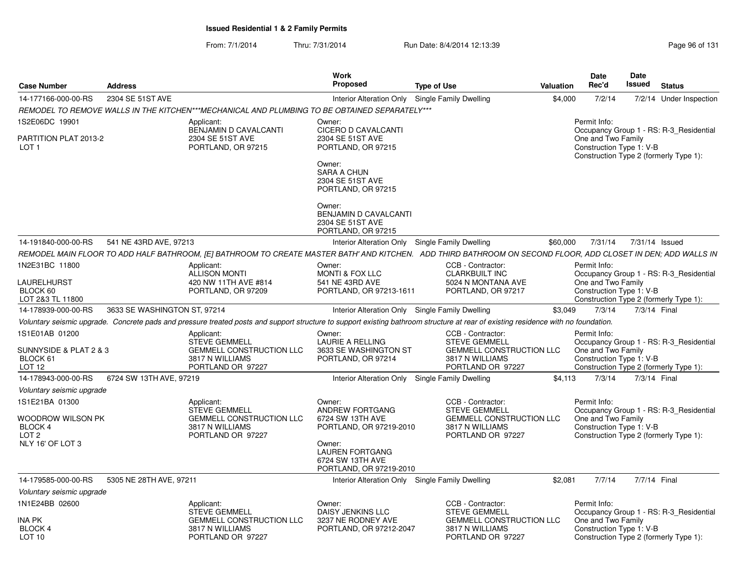**Issued Residential 1 & 2 Family Permits**

From: 7/1/2014 Thru: 7/31/2014 Run Date: 8/4/2014 12:13:39

| Case Number | Address | | Work Proposed | Type of Use | Valuation | Date Rec'd | Date Issued | Status |
|---|---|---|---|---|---|---|---|---|
| 14-177166-000-00-RS | 2304 SE 51ST AVE | | Interior Alteration Only | Single Family Dwelling | $4,000 | 7/2/14 | 7/2/14 | Under Inspection |
| *REMODEL TO REMOVE WALLS IN THE KITCHEN***MECHANICAL AND PLUMBING TO BE OBTAINED SEPARATELY**** | | | | | | | | |
| 1S2E06DC 19901<br><br>PARTITION PLAT 2013-2<br>LOT 1 | | Applicant:<br>BENJAMIN D CAVALCANTI<br>2304 SE 51ST AVE<br>PORTLAND, OR 97215 | Owner:<br>CICERO D CAVALCANTI<br>2304 SE 51ST AVE<br>PORTLAND, OR 97215<br><br>Owner:<br>SARA A CHUN<br>2304 SE 51ST AVE<br>PORTLAND, OR 97215<br><br>Owner:<br>BENJAMIN D CAVALCANTI<br>2304 SE 51ST AVE<br>PORTLAND, OR 97215 | | | Permit Info:<br>Occupancy Group 1 - RS: R-3_Residential One and Two Family<br>Construction Type 1: V-B<br>Construction Type 2 (formerly Type 1): | | |
| 14-191840-000-00-RS | 541 NE 43RD AVE, 97213 | | Interior Alteration Only | Single Family Dwelling | $60,000 | 7/31/14 | 7/31/14 | Issued |
| *REMODEL MAIN FLOOR TO ADD HALF BATHROOM, [E] BATHROOM TO CREATE MASTER BATH' AND KITCHEN. ADD THIRD BATHROOM ON SECOND FLOOR, ADD CLOSET IN DEN; ADD WALLS IN* | | | | | | | | |
| 1N2E31BC 11800<br><br>LAURELHURST<br>BLOCK 60<br>LOT 2&3 TL 11800 | | Applicant:<br>ALLISON MONTI<br>420 NW 11TH AVE #814<br>PORTLAND, OR 97209 | Owner:<br>MONTI & FOX LLC<br>541 NE 43RD AVE<br>PORTLAND, OR 97213-1611 | CCB - Contractor:<br>CLARKBUILT INC<br>5024 N MONTANA AVE<br>PORTLAND, OR 97217 | | Permit Info:<br>Occupancy Group 1 - RS: R-3_Residential One and Two Family<br>Construction Type 1: V-B<br>Construction Type 2 (formerly Type 1): | | |
| 14-178939-000-00-RS | 3633 SE WASHINGTON ST, 97214 | | Interior Alteration Only | Single Family Dwelling | $3,049 | 7/3/14 | 7/3/14 | Final |
| *Voluntary seismic upgrade. Concrete pads and pressure treated posts and support structure to support existing bathroom structure at rear of existing residence with no foundation.* | | | | | | | | |
| 1S1E01AB 01200<br><br>SUNNYSIDE & PLAT 2 & 3<br>BLOCK 61<br>LOT 12 | | Applicant:<br>STEVE GEMMELL<br>GEMMELL CONSTRUCTION LLC<br>3817 N WILLIAMS<br>PORTLAND OR 97227 | Owner:<br>LAURIE A RELLING<br>3633 SE WASHINGTON ST<br>PORTLAND, OR 97214 | CCB - Contractor:<br>STEVE GEMMELL<br>GEMMELL CONSTRUCTION LLC<br>3817 N WILLIAMS<br>PORTLAND OR 97227 | | Permit Info:<br>Occupancy Group 1 - RS: R-3_Residential One and Two Family<br>Construction Type 1: V-B<br>Construction Type 2 (formerly Type 1): | | |
| 14-178943-000-00-RS | 6724 SW 13TH AVE, 97219 | | Interior Alteration Only | Single Family Dwelling | $4,113 | 7/3/14 | 7/3/14 | Final |
| *Voluntary seismic upgrade* | | | | | | | | |
| 1S1E21BA 01300<br><br>WOODROW WILSON PK<br>BLOCK 4<br>LOT 2<br>NLY 16' OF LOT 3 | | Applicant:<br>STEVE GEMMELL<br>GEMMELL CONSTRUCTION LLC<br>3817 N WILLIAMS<br>PORTLAND OR 97227 | Owner:<br>ANDREW FORTGANG<br>6724 SW 13TH AVE<br>PORTLAND, OR 97219-2010<br><br>Owner:<br>LAUREN FORTGANG<br>6724 SW 13TH AVE<br>PORTLAND, OR 97219-2010 | CCB - Contractor:<br>STEVE GEMMELL<br>GEMMELL CONSTRUCTION LLC<br>3817 N WILLIAMS<br>PORTLAND OR 97227 | | Permit Info:<br>Occupancy Group 1 - RS: R-3_Residential One and Two Family<br>Construction Type 1: V-B<br>Construction Type 2 (formerly Type 1): | | |
| 14-179585-000-00-RS | 5305 NE 28TH AVE, 97211 | | Interior Alteration Only | Single Family Dwelling | $2,081 | 7/7/14 | 7/7/14 | Final |
| *Voluntary seismic upgrade* | | | | | | | | |
| 1N1E24BB 02600<br><br>INA PK<br>BLOCK 4<br>LOT 10 | | Applicant:<br>STEVE GEMMELL<br>GEMMELL CONSTRUCTION LLC<br>3817 N WILLIAMS<br>PORTLAND OR 97227 | Owner:<br>DAISY JENKINS LLC<br>3237 NE RODNEY AVE<br>PORTLAND, OR 97212-2047 | CCB - Contractor:<br>STEVE GEMMELL<br>GEMMELL CONSTRUCTION LLC<br>3817 N WILLIAMS<br>PORTLAND OR 97227 | | Permit Info:<br>Occupancy Group 1 - RS: R-3_Residential One and Two Family<br>Construction Type 1: V-B<br>Construction Type 2 (formerly Type 1): | | |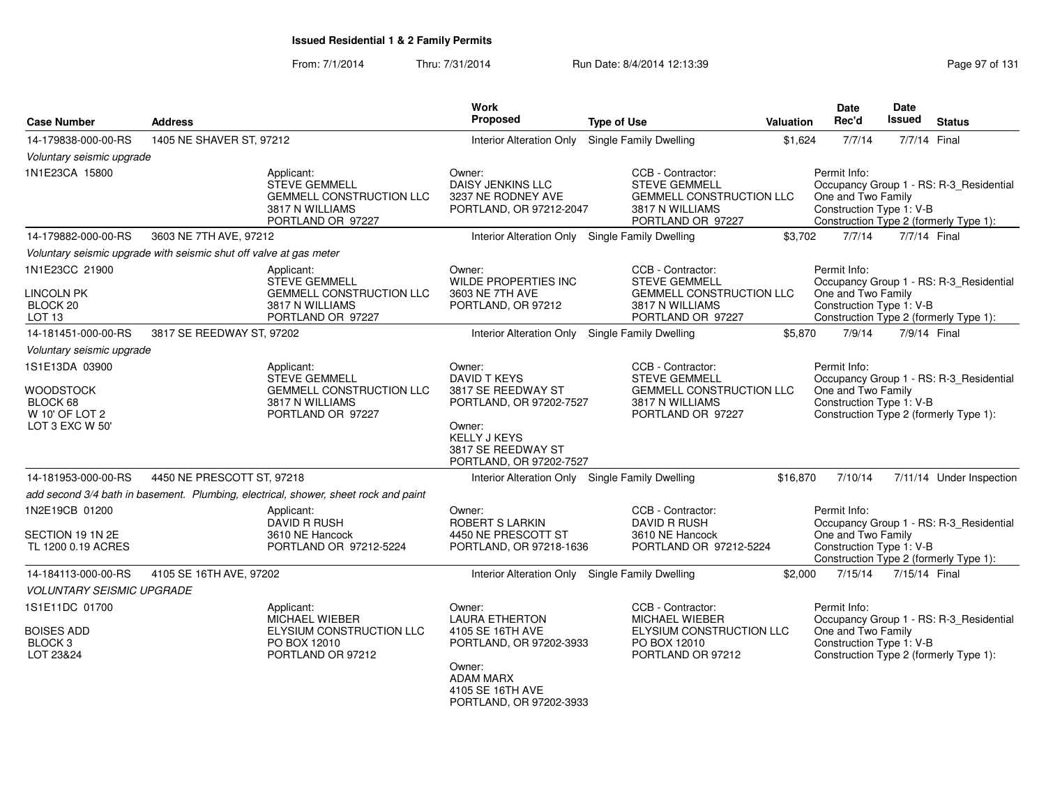## Issued Residential 1 & 2 Family Permits

From: 7/1/2014 Thru: 7/31/2014 Run Date: 8/4/2014 12:13:39

| Case Number | Address | Work Proposed | Type of Use | Valuation | Date Rec'd | Date Issued | Status |
|---|---|---|---|---|---|---|---|
| 14-179838-000-00-RS | 1405 NE SHAVER ST, 97212 | Interior Alteration Only | Single Family Dwelling | $1,624 | 7/7/14 | 7/7/14 | Final |

*Voluntary seismic upgrade*

1N1E23CA 15800

Applicant: STEVE GEMMELL, GEMMELL CONSTRUCTION LLC, 3817 N WILLIAMS, PORTLAND OR 97227

Owner: DAISY JENKINS LLC, 3237 NE RODNEY AVE, PORTLAND, OR 97212-2047

CCB - Contractor: STEVE GEMMELL, GEMMELL CONSTRUCTION LLC, 3817 N WILLIAMS, PORTLAND OR 97227

Permit Info: Occupancy Group 1 - RS: R-3_Residential One and Two Family; Construction Type 1: V-B; Construction Type 2 (formerly Type 1):

| Case Number | Address | Work Proposed | Type of Use | Valuation | Date Rec'd | Date Issued | Status |
|---|---|---|---|---|---|---|---|
| 14-179882-000-00-RS | 3603 NE 7TH AVE, 97212 | Interior Alteration Only | Single Family Dwelling | $3,702 | 7/7/14 | 7/7/14 | Final |

*Voluntary seismic upgrade with seismic shut off valve at gas meter*

1N1E23CC 21900
LINCOLN PK
BLOCK 20
LOT 13

Applicant: STEVE GEMMELL, GEMMELL CONSTRUCTION LLC, 3817 N WILLIAMS, PORTLAND OR 97227

Owner: WILDE PROPERTIES INC, 3603 NE 7TH AVE, PORTLAND, OR 97212

CCB - Contractor: STEVE GEMMELL, GEMMELL CONSTRUCTION LLC, 3817 N WILLIAMS, PORTLAND OR 97227

Permit Info: Occupancy Group 1 - RS: R-3_Residential One and Two Family; Construction Type 1: V-B; Construction Type 2 (formerly Type 1):

| Case Number | Address | Work Proposed | Type of Use | Valuation | Date Rec'd | Date Issued | Status |
|---|---|---|---|---|---|---|---|
| 14-181451-000-00-RS | 3817 SE REEDWAY ST, 97202 | Interior Alteration Only | Single Family Dwelling | $5,870 | 7/9/14 | 7/9/14 | Final |

*Voluntary seismic upgrade*

1S1E13DA 03900
WOODSTOCK
BLOCK 68
W 10' OF LOT 2
LOT 3 EXC W 50'

Applicant: STEVE GEMMELL, GEMMELL CONSTRUCTION LLC, 3817 N WILLIAMS, PORTLAND OR 97227

Owner: DAVID T KEYS, 3817 SE REEDWAY ST, PORTLAND, OR 97202-7527

Owner: KELLY J KEYS, 3817 SE REEDWAY ST, PORTLAND, OR 97202-7527

CCB - Contractor: STEVE GEMMELL, GEMMELL CONSTRUCTION LLC, 3817 N WILLIAMS, PORTLAND OR 97227

Permit Info: Occupancy Group 1 - RS: R-3_Residential One and Two Family; Construction Type 1: V-B; Construction Type 2 (formerly Type 1):

| Case Number | Address | Work Proposed | Type of Use | Valuation | Date Rec'd | Date Issued | Status |
|---|---|---|---|---|---|---|---|
| 14-181953-000-00-RS | 4450 NE PRESCOTT ST, 97218 | Interior Alteration Only | Single Family Dwelling | $16,870 | 7/10/14 | 7/11/14 | Under Inspection |

*add second 3/4 bath in basement. Plumbing, electrical, shower, sheet rock and paint*

1N2E19CB 01200
SECTION 19 1N 2E
TL 1200 0.19 ACRES

Applicant: DAVID R RUSH, 3610 NE Hancock, PORTLAND OR 97212-5224

Owner: ROBERT S LARKIN, 4450 NE PRESCOTT ST, PORTLAND, OR 97218-1636

CCB - Contractor: DAVID R RUSH, 3610 NE Hancock, PORTLAND OR 97212-5224

Permit Info: Occupancy Group 1 - RS: R-3_Residential One and Two Family; Construction Type 1: V-B; Construction Type 2 (formerly Type 1):

| Case Number | Address | Work Proposed | Type of Use | Valuation | Date Rec'd | Date Issued | Status |
|---|---|---|---|---|---|---|---|
| 14-184113-000-00-RS | 4105 SE 16TH AVE, 97202 | Interior Alteration Only | Single Family Dwelling | $2,000 | 7/15/14 | 7/15/14 | Final |

*VOLUNTARY SEISMIC UPGRADE*

1S1E11DC 01700
BOISES ADD
BLOCK 3
LOT 23&24

Applicant: MICHAEL WIEBER, ELYSIUM CONSTRUCTION LLC, PO BOX 12010, PORTLAND OR 97212

Owner: LAURA ETHERTON, 4105 SE 16TH AVE, PORTLAND, OR 97202-3933

Owner: ADAM MARX, 4105 SE 16TH AVE, PORTLAND, OR 97202-3933

CCB - Contractor: MICHAEL WIEBER, ELYSIUM CONSTRUCTION LLC, PO BOX 12010, PORTLAND OR 97212

Permit Info: Occupancy Group 1 - RS: R-3_Residential One and Two Family; Construction Type 1: V-B; Construction Type 2 (formerly Type 1):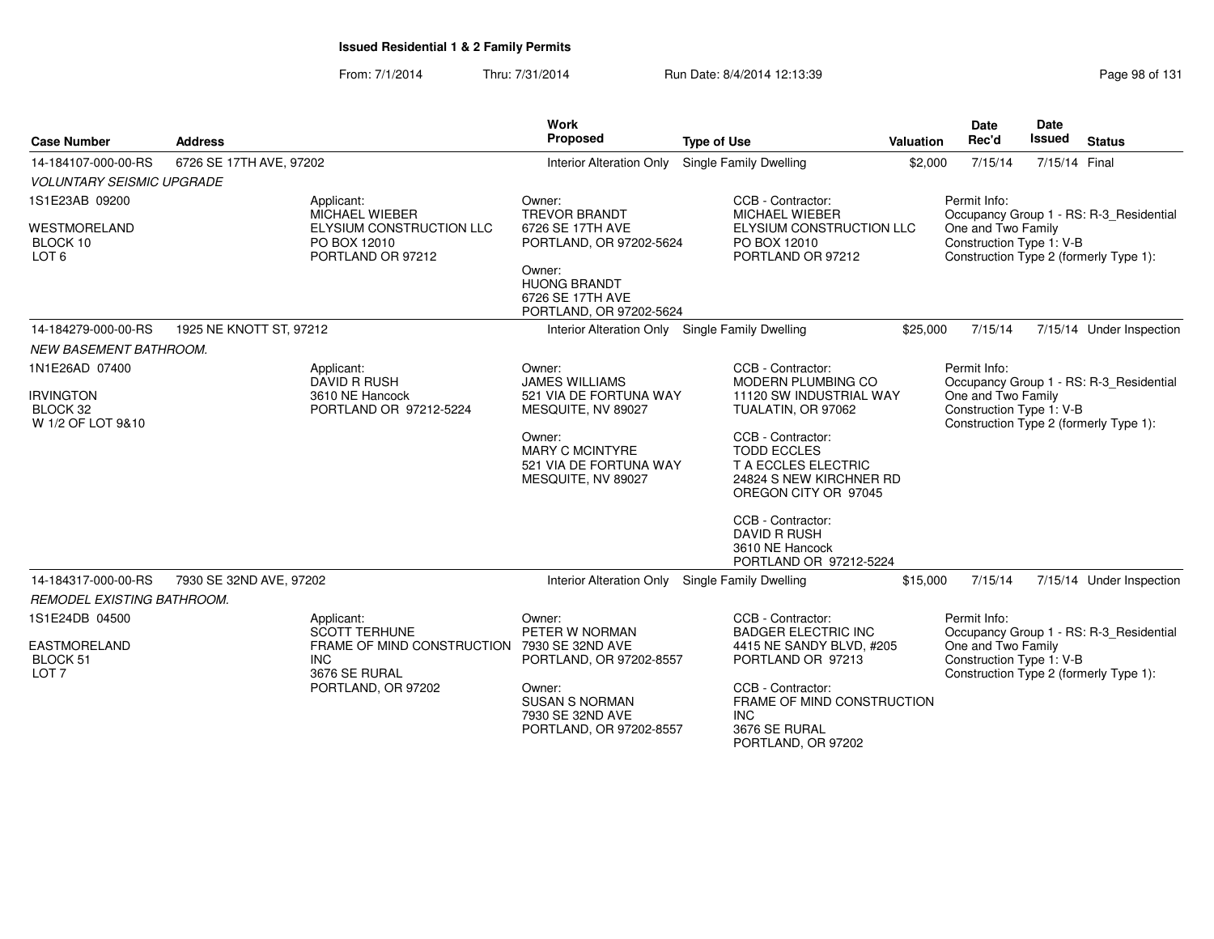## Issued Residential 1 & 2 Family Permits

From: 7/1/2014 Thru: 7/31/2014 Run Date: 8/4/2014 12:13:39

| Case Number | Address | Work Proposed | Type of Use | Valuation | Date Rec'd | Date Issued | Status |
|---|---|---|---|---|---|---|---|
| 14-184107-000-00-RS | 6726 SE 17TH AVE, 97202 | Interior Alteration Only | Single Family Dwelling | $2,000 | 7/15/14 | 7/15/14 | Final |

*VOLUNTARY SEISMIC UPGRADE*

1S1E23AB 09200
WESTMORELAND
BLOCK 10
LOT 6

Applicant:
MICHAEL WIEBER
ELYSIUM CONSTRUCTION LLC
PO BOX 12010
PORTLAND OR 97212

Owner:
TREVOR BRANDT
6726 SE 17TH AVE
PORTLAND, OR 97202-5624

Owner:
HUONG BRANDT
6726 SE 17TH AVE
PORTLAND, OR 97202-5624

CCB - Contractor:
MICHAEL WIEBER
ELYSIUM CONSTRUCTION LLC
PO BOX 12010
PORTLAND OR 97212

Permit Info:
Occupancy Group 1 - RS: R-3_Residential One and Two Family
Construction Type 1: V-B
Construction Type 2 (formerly Type 1):

| Case Number | Address | Work Proposed | Type of Use | Valuation | Date Rec'd | Date Issued | Status |
|---|---|---|---|---|---|---|---|
| 14-184279-000-00-RS | 1925 NE KNOTT ST, 97212 | Interior Alteration Only | Single Family Dwelling | $25,000 | 7/15/14 | 7/15/14 | Under Inspection |

*NEW BASEMENT BATHROOM.*

1N1E26AD 07400
IRVINGTON
BLOCK 32
W 1/2 OF LOT 9&10

Applicant:
DAVID R RUSH
3610 NE Hancock
PORTLAND OR 97212-5224

Owner:
JAMES WILLIAMS
521 VIA DE FORTUNA WAY
MESQUITE, NV 89027

Owner:
MARY C MCINTYRE
521 VIA DE FORTUNA WAY
MESQUITE, NV 89027

CCB - Contractor:
MODERN PLUMBING CO
11120 SW INDUSTRIAL WAY
TUALATIN, OR 97062

CCB - Contractor:
TODD ECCLES
T A ECCLES ELECTRIC
24824 S NEW KIRCHNER RD
OREGON CITY OR 97045

CCB - Contractor:
DAVID R RUSH
3610 NE Hancock
PORTLAND OR 97212-5224

Permit Info:
Occupancy Group 1 - RS: R-3_Residential One and Two Family
Construction Type 1: V-B
Construction Type 2 (formerly Type 1):

| Case Number | Address | Work Proposed | Type of Use | Valuation | Date Rec'd | Date Issued | Status |
|---|---|---|---|---|---|---|---|
| 14-184317-000-00-RS | 7930 SE 32ND AVE, 97202 | Interior Alteration Only | Single Family Dwelling | $15,000 | 7/15/14 | 7/15/14 | Under Inspection |

*REMODEL EXISTING BATHROOM.*

1S1E24DB 04500
EASTMORELAND
BLOCK 51
LOT 7

Applicant:
SCOTT TERHUNE
FRAME OF MIND CONSTRUCTION INC
3676 SE RURAL
PORTLAND, OR 97202

Owner:
PETER W NORMAN
7930 SE 32ND AVE
PORTLAND, OR 97202-8557

Owner:
SUSAN S NORMAN
7930 SE 32ND AVE
PORTLAND, OR 97202-8557

CCB - Contractor:
BADGER ELECTRIC INC
4415 NE SANDY BLVD, #205
PORTLAND OR 97213

CCB - Contractor:
FRAME OF MIND CONSTRUCTION INC
3676 SE RURAL
PORTLAND, OR 97202

Permit Info:
Occupancy Group 1 - RS: R-3_Residential One and Two Family
Construction Type 1: V-B
Construction Type 2 (formerly Type 1):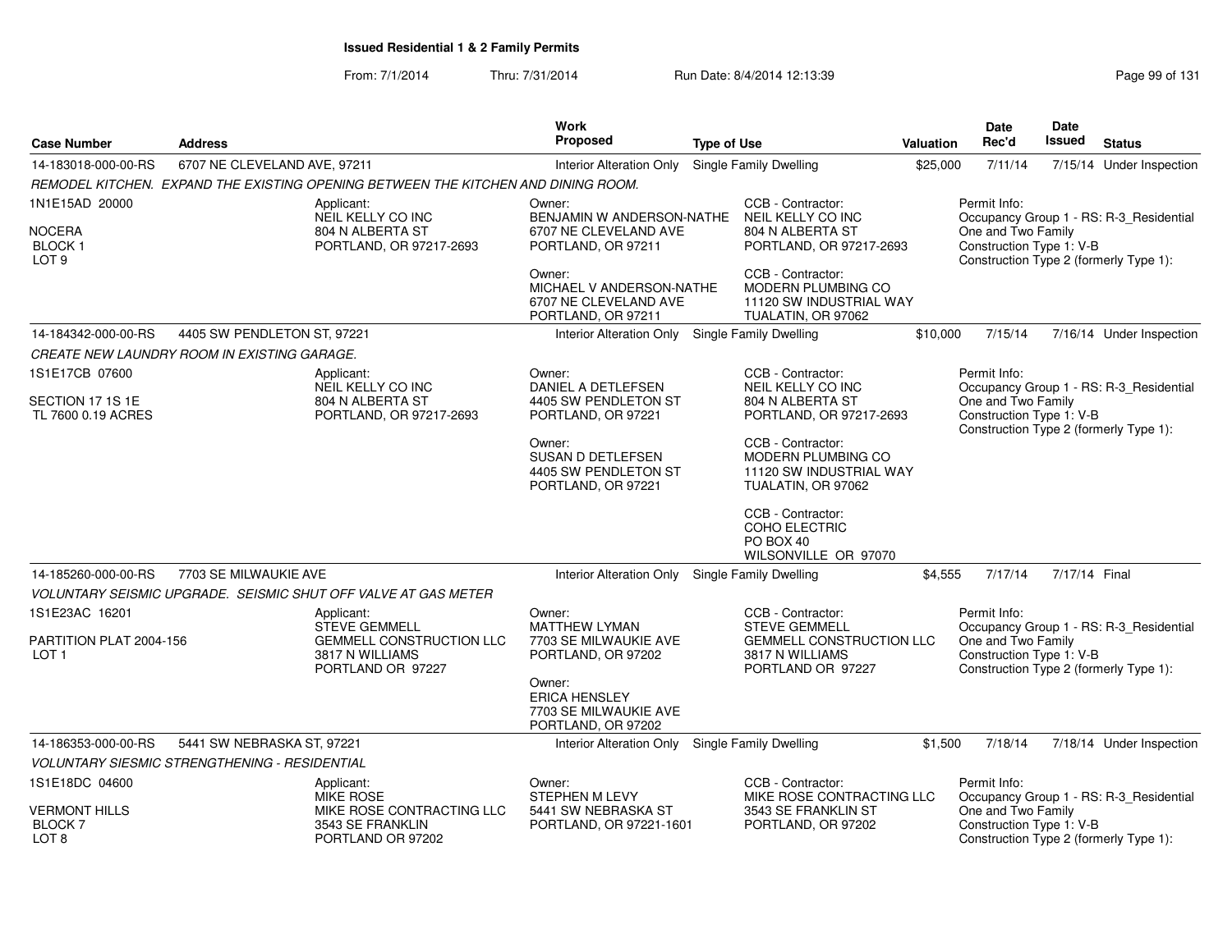# Issued Residential 1 & 2 Family Permits

From: 7/1/2014 Thru: 7/31/2014 Run Date: 8/4/2014 12:13:39

| Case Number | Address | Work Proposed | Type of Use | Valuation | Date Rec'd | Date Issued | Status |
|---|---|---|---|---|---|---|---|
| 14-183018-000-00-RS | 6707 NE CLEVELAND AVE, 97211 | Interior Alteration Only | Single Family Dwelling | $25,000 | 7/11/14 | 7/15/14 | Under Inspection |

*REMODEL KITCHEN. EXPAND THE EXISTING OPENING BETWEEN THE KITCHEN AND DINING ROOM.*

1N1E15AD 20000
NOCERA
BLOCK 1
LOT 9

Applicant:
NEIL KELLY CO INC
804 N ALBERTA ST
PORTLAND, OR 97217-2693

Owner:
BENJAMIN W ANDERSON-NATHE
6707 NE CLEVELAND AVE
PORTLAND, OR 97211

Owner:
MICHAEL V ANDERSON-NATHE
6707 NE CLEVELAND AVE
PORTLAND, OR 97211

CCB - Contractor:
NEIL KELLY CO INC
804 N ALBERTA ST
PORTLAND, OR 97217-2693

CCB - Contractor:
MODERN PLUMBING CO
11120 SW INDUSTRIAL WAY
TUALATIN, OR 97062

Permit Info:
Occupancy Group 1 - RS: R-3_Residential One and Two Family
Construction Type 1: V-B
Construction Type 2 (formerly Type 1):

| Case Number | Address | Work Proposed | Type of Use | Valuation | Date Rec'd | Date Issued | Status |
|---|---|---|---|---|---|---|---|
| 14-184342-000-00-RS | 4405 SW PENDLETON ST, 97221 | Interior Alteration Only | Single Family Dwelling | $10,000 | 7/15/14 | 7/16/14 | Under Inspection |

*CREATE NEW LAUNDRY ROOM IN EXISTING GARAGE.*

1S1E17CB 07600
SECTION 17 1S 1E
TL 7600 0.19 ACRES

Applicant:
NEIL KELLY CO INC
804 N ALBERTA ST
PORTLAND, OR 97217-2693

Owner:
DANIEL A DETLEFSEN
4405 SW PENDLETON ST
PORTLAND, OR 97221

Owner:
SUSAN D DETLEFSEN
4405 SW PENDLETON ST
PORTLAND, OR 97221

CCB - Contractor:
NEIL KELLY CO INC
804 N ALBERTA ST
PORTLAND, OR 97217-2693

CCB - Contractor:
MODERN PLUMBING CO
11120 SW INDUSTRIAL WAY
TUALATIN, OR 97062

CCB - Contractor:
COHO ELECTRIC
PO BOX 40
WILSONVILLE OR 97070

Permit Info:
Occupancy Group 1 - RS: R-3_Residential One and Two Family
Construction Type 1: V-B
Construction Type 2 (formerly Type 1):

| Case Number | Address | Work Proposed | Type of Use | Valuation | Date Rec'd | Date Issued | Status |
|---|---|---|---|---|---|---|---|
| 14-185260-000-00-RS | 7703 SE MILWAUKIE AVE | Interior Alteration Only | Single Family Dwelling | $4,555 | 7/17/14 | 7/17/14 | Final |

*VOLUNTARY SEISMIC UPGRADE. SEISMIC SHUT OFF VALVE AT GAS METER*

1S1E23AC 16201
PARTITION PLAT 2004-156
LOT 1

Applicant:
STEVE GEMMELL
GEMMELL CONSTRUCTION LLC
3817 N WILLIAMS
PORTLAND OR 97227

Owner:
MATTHEW LYMAN
7703 SE MILWAUKIE AVE
PORTLAND, OR 97202

Owner:
ERICA HENSLEY
7703 SE MILWAUKIE AVE
PORTLAND, OR 97202

CCB - Contractor:
STEVE GEMMELL
GEMMELL CONSTRUCTION LLC
3817 N WILLIAMS
PORTLAND OR 97227

Permit Info:
Occupancy Group 1 - RS: R-3_Residential One and Two Family
Construction Type 1: V-B
Construction Type 2 (formerly Type 1):

| Case Number | Address | Work Proposed | Type of Use | Valuation | Date Rec'd | Date Issued | Status |
|---|---|---|---|---|---|---|---|
| 14-186353-000-00-RS | 5441 SW NEBRASKA ST, 97221 | Interior Alteration Only | Single Family Dwelling | $1,500 | 7/18/14 | 7/18/14 | Under Inspection |

*VOLUNTARY SIESMIC STRENGTHENING - RESIDENTIAL*

1S1E18DC 04600
VERMONT HILLS
BLOCK 7
LOT 8

Applicant:
MIKE ROSE
MIKE ROSE CONTRACTING LLC
3543 SE FRANKLIN
PORTLAND OR 97202

Owner:
STEPHEN M LEVY
5441 SW NEBRASKA ST
PORTLAND, OR 97221-1601

CCB - Contractor:
MIKE ROSE CONTRACTING LLC
3543 SE FRANKLIN ST
PORTLAND, OR 97202

Permit Info:
Occupancy Group 1 - RS: R-3_Residential One and Two Family
Construction Type 1: V-B
Construction Type 2 (formerly Type 1):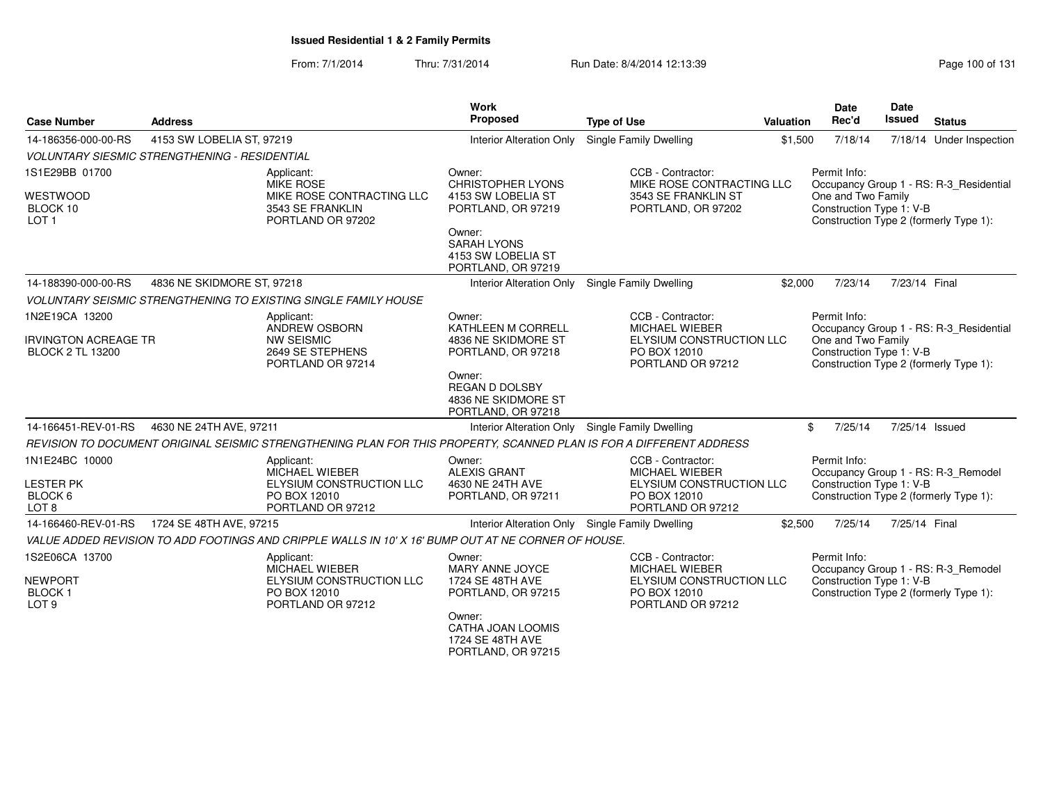**Issued Residential 1 & 2 Family Permits**

From: 7/1/2014 Thru: 7/31/2014 Run Date: 8/4/2014 12:13:39

| Case Number | Address | Work Proposed | Type of Use | Valuation | Date Rec'd | Date Issued | Status |
|---|---|---|---|---|---|---|---|
| 14-186356-000-00-RS | 4153 SW LOBELIA ST, 97219 | Interior Alteration Only | Single Family Dwelling | $1,500 | 7/18/14 | 7/18/14 | Under Inspection |

*VOLUNTARY SIESMIC STRENGTHENING - RESIDENTIAL*

1S1E29BB 01700
WESTWOOD
BLOCK 10
LOT 1

Applicant:
MIKE ROSE
MIKE ROSE CONTRACTING LLC
3543 SE FRANKLIN
PORTLAND OR 97202

Owner:
CHRISTOPHER LYONS
4153 SW LOBELIA ST
PORTLAND, OR 97219

Owner:
SARAH LYONS
4153 SW LOBELIA ST
PORTLAND, OR 97219

CCB - Contractor:
MIKE ROSE CONTRACTING LLC
3543 SE FRANKLIN ST
PORTLAND, OR 97202

Permit Info:
Occupancy Group 1 - RS: R-3_Residential One and Two Family
Construction Type 1: V-B
Construction Type 2 (formerly Type 1):

| Case Number | Address | Work Proposed | Type of Use | Valuation | Date Rec'd | Date Issued | Status |
|---|---|---|---|---|---|---|---|
| 14-188390-000-00-RS | 4836 NE SKIDMORE ST, 97218 | Interior Alteration Only | Single Family Dwelling | $2,000 | 7/23/14 | 7/23/14 | Final |

*VOLUNTARY SEISMIC STRENGTHENING TO EXISTING SINGLE FAMILY HOUSE*

1N2E19CA 13200
IRVINGTON ACREAGE TR
BLOCK 2 TL 13200

Applicant:
ANDREW OSBORN
NW SEISMIC
2649 SE STEPHENS
PORTLAND OR 97214

Owner:
KATHLEEN M CORRELL
4836 NE SKIDMORE ST
PORTLAND, OR 97218

Owner:
REGAN D DOLSBY
4836 NE SKIDMORE ST
PORTLAND, OR 97218

CCB - Contractor:
MICHAEL WIEBER
ELYSIUM CONSTRUCTION LLC
PO BOX 12010
PORTLAND OR 97212

Permit Info:
Occupancy Group 1 - RS: R-3_Residential One and Two Family
Construction Type 1: V-B
Construction Type 2 (formerly Type 1):

| Case Number | Address | Work Proposed | Type of Use | Valuation | Date Rec'd | Date Issued | Status |
|---|---|---|---|---|---|---|---|
| 14-166451-REV-01-RS | 4630 NE 24TH AVE, 97211 | Interior Alteration Only | Single Family Dwelling | $ | 7/25/14 | 7/25/14 | Issued |

*REVISION TO DOCUMENT ORIGINAL SEISMIC STRENGTHENING PLAN FOR THIS PROPERTY, SCANNED PLAN IS FOR A DIFFERENT ADDRESS*

1N1E24BC 10000
LESTER PK
BLOCK 6
LOT 8

Applicant:
MICHAEL WIEBER
ELYSIUM CONSTRUCTION LLC
PO BOX 12010
PORTLAND OR 97212

Owner:
ALEXIS GRANT
4630 NE 24TH AVE
PORTLAND, OR 97211

CCB - Contractor:
MICHAEL WIEBER
ELYSIUM CONSTRUCTION LLC
PO BOX 12010
PORTLAND OR 97212

Permit Info:
Occupancy Group 1 - RS: R-3_Remodel
Construction Type 1: V-B
Construction Type 2 (formerly Type 1):

| Case Number | Address | Work Proposed | Type of Use | Valuation | Date Rec'd | Date Issued | Status |
|---|---|---|---|---|---|---|---|
| 14-166460-REV-01-RS | 1724 SE 48TH AVE, 97215 | Interior Alteration Only | Single Family Dwelling | $2,500 | 7/25/14 | 7/25/14 | Final |

*VALUE ADDED REVISION TO ADD FOOTINGS AND CRIPPLE WALLS IN 10' X 16' BUMP OUT AT NE CORNER OF HOUSE.*

1S2E06CA 13700
NEWPORT
BLOCK 1
LOT 9

Applicant:
MICHAEL WIEBER
ELYSIUM CONSTRUCTION LLC
PO BOX 12010
PORTLAND OR 97212

Owner:
MARY ANNE JOYCE
1724 SE 48TH AVE
PORTLAND, OR 97215

Owner:
CATHA JOAN LOOMIS
1724 SE 48TH AVE
PORTLAND, OR 97215

CCB - Contractor:
MICHAEL WIEBER
ELYSIUM CONSTRUCTION LLC
PO BOX 12010
PORTLAND OR 97212

Permit Info:
Occupancy Group 1 - RS: R-3_Remodel
Construction Type 1: V-B
Construction Type 2 (formerly Type 1):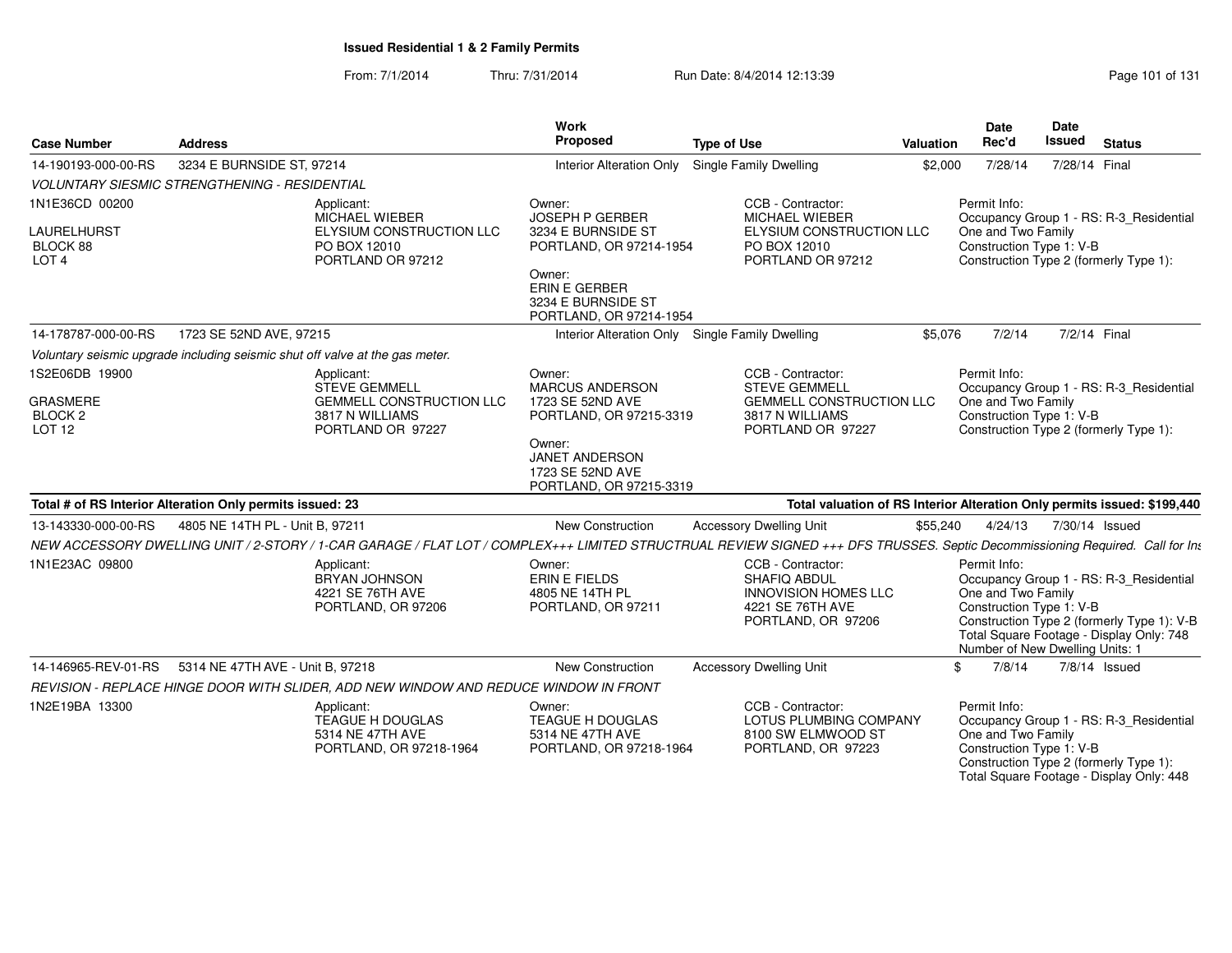# Issued Residential 1 & 2 Family Permits

From: 7/1/2014 Thru: 7/31/2014 Run Date: 8/4/2014 12:13:39

| Case Number | Address | Work Proposed | Type of Use | Valuation | Date Rec'd | Date Issued | Status |
|---|---|---|---|---|---|---|---|
| 14-190193-000-00-RS | 3234 E BURNSIDE ST, 97214 | Interior Alteration Only | Single Family Dwelling | $2,000 | 7/28/14 | 7/28/14 | Final |

*VOLUNTARY SIESMIC STRENGTHENING - RESIDENTIAL*

1N1E36CD 00200
LAURELHURST
BLOCK 88
LOT 4

Applicant:
MICHAEL WIEBER
ELYSIUM CONSTRUCTION LLC
PO BOX 12010
PORTLAND OR 97212

Owner:
JOSEPH P GERBER
3234 E BURNSIDE ST
PORTLAND, OR 97214-1954

Owner:
ERIN E GERBER
3234 E BURNSIDE ST
PORTLAND, OR 97214-1954

CCB - Contractor:
MICHAEL WIEBER
ELYSIUM CONSTRUCTION LLC
PO BOX 12010
PORTLAND OR 97212

Permit Info:
Occupancy Group 1 - RS: R-3_Residential One and Two Family
Construction Type 1: V-B
Construction Type 2 (formerly Type 1):

| Case Number | Address | Work Proposed | Type of Use | Valuation | Date Rec'd | Date Issued | Status |
|---|---|---|---|---|---|---|---|
| 14-178787-000-00-RS | 1723 SE 52ND AVE, 97215 | Interior Alteration Only | Single Family Dwelling | $5,076 | 7/2/14 | 7/2/14 | Final |

*Voluntary seismic upgrade including seismic shut off valve at the gas meter.*

1S2E06DB 19900
GRASMERE
BLOCK 2
LOT 12

Applicant:
STEVE GEMMELL
GEMMELL CONSTRUCTION LLC
3817 N WILLIAMS
PORTLAND OR 97227

Owner:
MARCUS ANDERSON
1723 SE 52ND AVE
PORTLAND, OR 97215-3319

Owner:
JANET ANDERSON
1723 SE 52ND AVE
PORTLAND, OR 97215-3319

CCB - Contractor:
STEVE GEMMELL
GEMMELL CONSTRUCTION LLC
3817 N WILLIAMS
PORTLAND OR 97227

Permit Info:
Occupancy Group 1 - RS: R-3_Residential One and Two Family
Construction Type 1: V-B
Construction Type 2 (formerly Type 1):

**Total # of RS Interior Alteration Only permits issued: 23**

**Total valuation of RS Interior Alteration Only permits issued: $199,440**

| Case Number | Address | Work Proposed | Type of Use | Valuation | Date Rec'd | Date Issued | Status |
|---|---|---|---|---|---|---|---|
| 13-143330-000-00-RS | 4805 NE 14TH PL - Unit B, 97211 | New Construction | Accessory Dwelling Unit | $55,240 | 4/24/13 | 7/30/14 | Issued |

*NEW ACCESSORY DWELLING UNIT / 2-STORY / 1-CAR GARAGE / FLAT LOT / COMPLEX+++ LIMITED STRUCTRUAL REVIEW SIGNED +++ DFS TRUSSES. Septic Decommissioning Required. Call for Ins*

1N1E23AC 09800

Applicant:
BRYAN JOHNSON
4221 SE 76TH AVE
PORTLAND, OR 97206

Owner:
ERIN E FIELDS
4805 NE 14TH PL
PORTLAND, OR 97211

CCB - Contractor:
SHAFIQ ABDUL
INNOVISION HOMES LLC
4221 SE 76TH AVE
PORTLAND, OR 97206

Permit Info:
Occupancy Group 1 - RS: R-3_Residential One and Two Family
Construction Type 1: V-B
Construction Type 2 (formerly Type 1): V-B
Total Square Footage - Display Only: 748
Number of New Dwelling Units: 1

| Case Number | Address | Work Proposed | Type of Use | Valuation | Date Rec'd | Date Issued | Status |
|---|---|---|---|---|---|---|---|
| 14-146965-REV-01-RS | 5314 NE 47TH AVE - Unit B, 97218 | New Construction | Accessory Dwelling Unit | $ | 7/8/14 | 7/8/14 | Issued |

*REVISION - REPLACE HINGE DOOR WITH SLIDER, ADD NEW WINDOW AND REDUCE WINDOW IN FRONT*

1N2E19BA 13300

Applicant:
TEAGUE H DOUGLAS
5314 NE 47TH AVE
PORTLAND, OR 97218-1964

Owner:
TEAGUE H DOUGLAS
5314 NE 47TH AVE
PORTLAND, OR 97218-1964

CCB - Contractor:
LOTUS PLUMBING COMPANY
8100 SW ELMWOOD ST
PORTLAND, OR 97223

Permit Info:
Occupancy Group 1 - RS: R-3_Residential One and Two Family
Construction Type 1: V-B
Construction Type 2 (formerly Type 1):
Total Square Footage - Display Only: 448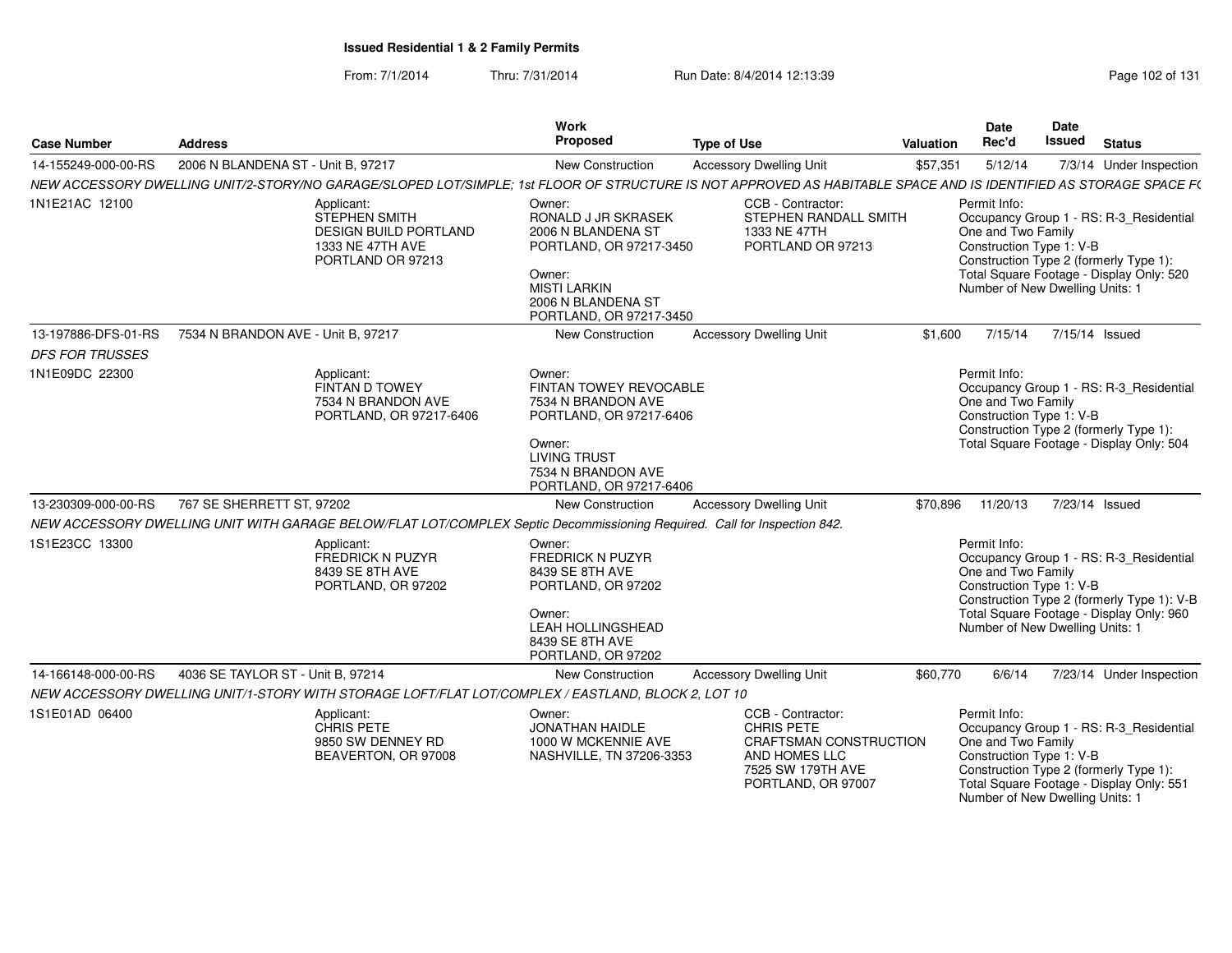**Issued Residential 1 & 2 Family Permits**

From: 7/1/2014 Thru: 7/31/2014 Run Date: 8/4/2014 12:13:39

| Case Number | Address | Work Proposed | Type of Use | Valuation | Date Rec'd | Date Issued | Status |
|---|---|---|---|---|---|---|---|
| 14-155249-000-00-RS | 2006 N BLANDENA ST - Unit B, 97217 | New Construction | Accessory Dwelling Unit | $57,351 | 5/12/14 | 7/3/14 | Under Inspection |

NEW ACCESSORY DWELLING UNIT/2-STORY/NO GARAGE/SLOPED LOT/SIMPLE; 1st FLOOR OF STRUCTURE IS NOT APPROVED AS HABITABLE SPACE AND IS IDENTIFIED AS STORAGE SPACE F(

1N1E21AC 12100

Applicant: STEPHEN SMITH, DESIGN BUILD PORTLAND, 1333 NE 47TH AVE, PORTLAND OR 97213

Owner: RONALD J JR SKRASEK, 2006 N BLANDENA ST, PORTLAND, OR 97217-3450

Owner: MISTI LARKIN, 2006 N BLANDENA ST, PORTLAND, OR 97217-3450

CCB - Contractor: STEPHEN RANDALL SMITH, 1333 NE 47TH, PORTLAND OR 97213

Permit Info: Occupancy Group 1 - RS: R-3_Residential One and Two Family; Construction Type 1: V-B; Construction Type 2 (formerly Type 1):; Total Square Footage - Display Only: 520; Number of New Dwelling Units: 1

| Case Number | Address | Work Proposed | Type of Use | Valuation | Date Rec'd | Date Issued | Status |
|---|---|---|---|---|---|---|---|
| 13-197886-DFS-01-RS | 7534 N BRANDON AVE - Unit B, 97217 | New Construction | Accessory Dwelling Unit | $1,600 | 7/15/14 | 7/15/14 | Issued |

*DFS FOR TRUSSES*

1N1E09DC 22300

Applicant: FINTAN D TOWEY, 7534 N BRANDON AVE, PORTLAND, OR 97217-6406

Owner: FINTAN TOWEY REVOCABLE, 7534 N BRANDON AVE, PORTLAND, OR 97217-6406

Owner: LIVING TRUST, 7534 N BRANDON AVE, PORTLAND, OR 97217-6406

Permit Info: Occupancy Group 1 - RS: R-3_Residential One and Two Family; Construction Type 1: V-B; Construction Type 2 (formerly Type 1):; Total Square Footage - Display Only: 504

| Case Number | Address | Work Proposed | Type of Use | Valuation | Date Rec'd | Date Issued | Status |
|---|---|---|---|---|---|---|---|
| 13-230309-000-00-RS | 767 SE SHERRETT ST, 97202 | New Construction | Accessory Dwelling Unit | $70,896 | 11/20/13 | 7/23/14 | Issued |

NEW ACCESSORY DWELLING UNIT WITH GARAGE BELOW/FLAT LOT/COMPLEX Septic Decommissioning Required. Call for Inspection 842.

1S1E23CC 13300

Applicant: FREDRICK N PUZYR, 8439 SE 8TH AVE, PORTLAND, OR 97202

Owner: FREDRICK N PUZYR, 8439 SE 8TH AVE, PORTLAND, OR 97202

Owner: LEAH HOLLINGSHEAD, 8439 SE 8TH AVE, PORTLAND, OR 97202

Permit Info: Occupancy Group 1 - RS: R-3_Residential One and Two Family; Construction Type 1: V-B; Construction Type 2 (formerly Type 1): V-B; Total Square Footage - Display Only: 960; Number of New Dwelling Units: 1

| Case Number | Address | Work Proposed | Type of Use | Valuation | Date Rec'd | Date Issued | Status |
|---|---|---|---|---|---|---|---|
| 14-166148-000-00-RS | 4036 SE TAYLOR ST - Unit B, 97214 | New Construction | Accessory Dwelling Unit | $60,770 | 6/6/14 | 7/23/14 | Under Inspection |

NEW ACCESSORY DWELLING UNIT/1-STORY WITH STORAGE LOFT/FLAT LOT/COMPLEX / EASTLAND, BLOCK 2, LOT 10

1S1E01AD 06400

Applicant: CHRIS PETE, 9850 SW DENNEY RD, BEAVERTON, OR 97008

Owner: JONATHAN HAIDLE, 1000 W MCKENNIE AVE, NASHVILLE, TN 37206-3353

CCB - Contractor: CHRIS PETE, CRAFTSMAN CONSTRUCTION AND HOMES LLC, 7525 SW 179TH AVE, PORTLAND, OR 97007

Permit Info: Occupancy Group 1 - RS: R-3_Residential One and Two Family; Construction Type 1: V-B; Construction Type 2 (formerly Type 1):; Total Square Footage - Display Only: 551; Number of New Dwelling Units: 1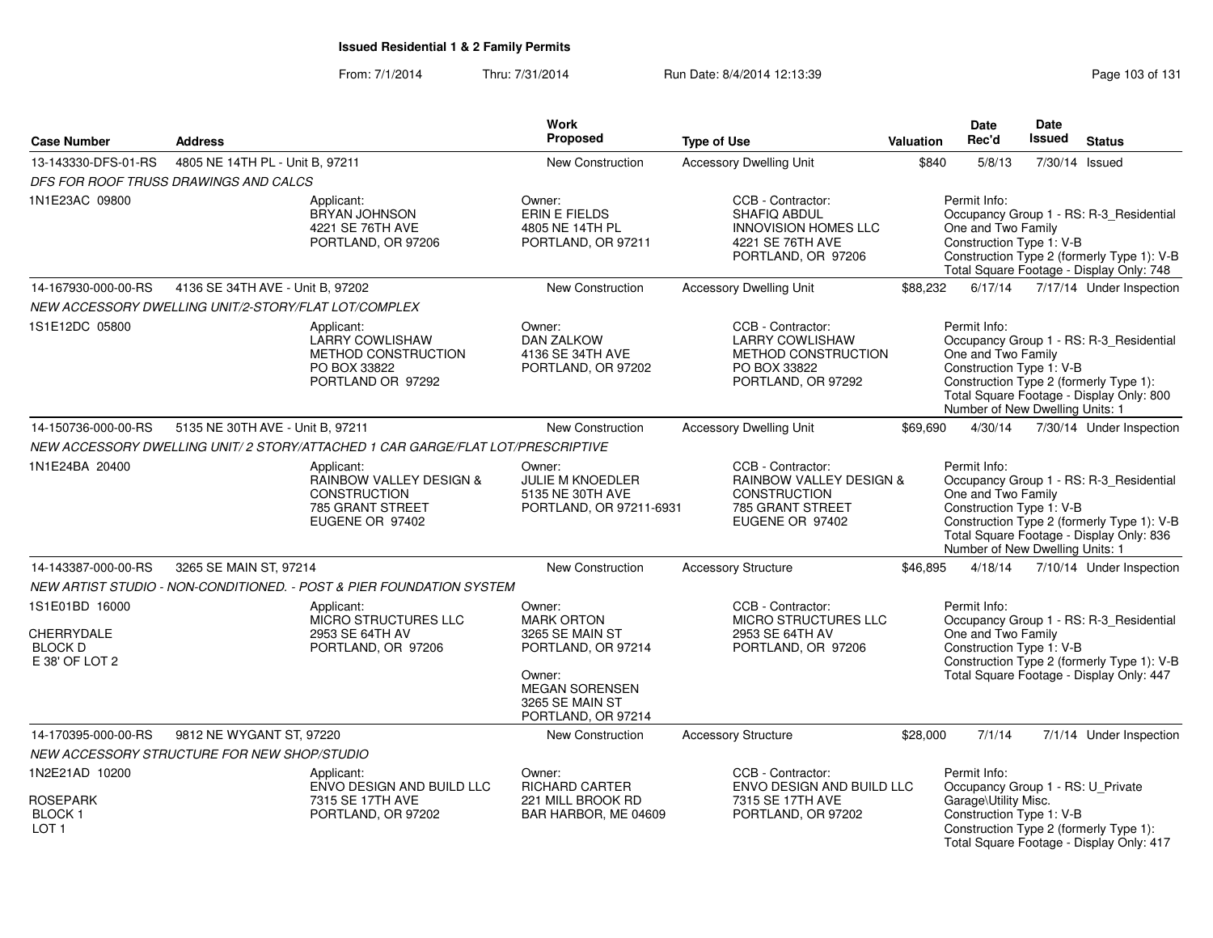# Issued Residential 1 & 2 Family Permits

From: 7/1/2014 Thru: 7/31/2014 Run Date: 8/4/2014 12:13:39

| Case Number | Address | Work Proposed | Type of Use | Valuation | Date Rec'd | Date Issued | Status |
|---|---|---|---|---|---|---|---|
| 13-143330-DFS-01-RS | 4805 NE 14TH PL - Unit B, 97211 | New Construction | Accessory Dwelling Unit | $840 | 5/8/13 | 7/30/14 | Issued |

*DFS FOR ROOF TRUSS DRAWINGS AND CALCS*

1N1E23AC 09800

Applicant: BRYAN JOHNSON, 4221 SE 76TH AVE, PORTLAND, OR 97206

Owner: ERIN E FIELDS, 4805 NE 14TH PL, PORTLAND, OR 97211

CCB - Contractor: SHAFIQ ABDUL, INNOVISION HOMES LLC, 4221 SE 76TH AVE, PORTLAND, OR 97206

Permit Info: Occupancy Group 1 - RS: R-3_Residential One and Two Family; Construction Type 1: V-B; Construction Type 2 (formerly Type 1): V-B; Total Square Footage - Display Only: 748

| Case Number | Address | Work Proposed | Type of Use | Valuation | Date Rec'd | Date Issued | Status |
|---|---|---|---|---|---|---|---|
| 14-167930-000-00-RS | 4136 SE 34TH AVE - Unit B, 97202 | New Construction | Accessory Dwelling Unit | $88,232 | 6/17/14 | 7/17/14 | Under Inspection |

*NEW ACCESSORY DWELLING UNIT/2-STORY/FLAT LOT/COMPLEX*

1S1E12DC 05800

Applicant: LARRY COWLISHAW, METHOD CONSTRUCTION, PO BOX 33822, PORTLAND OR 97292

Owner: DAN ZALKOW, 4136 SE 34TH AVE, PORTLAND, OR 97202

CCB - Contractor: LARRY COWLISHAW, METHOD CONSTRUCTION, PO BOX 33822, PORTLAND, OR 97292

Permit Info: Occupancy Group 1 - RS: R-3_Residential One and Two Family; Construction Type 1: V-B; Construction Type 2 (formerly Type 1):; Total Square Footage - Display Only: 800; Number of New Dwelling Units: 1

| Case Number | Address | Work Proposed | Type of Use | Valuation | Date Rec'd | Date Issued | Status |
|---|---|---|---|---|---|---|---|
| 14-150736-000-00-RS | 5135 NE 30TH AVE - Unit B, 97211 | New Construction | Accessory Dwelling Unit | $69,690 | 4/30/14 | 7/30/14 | Under Inspection |

*NEW ACCESSORY DWELLING UNIT/ 2 STORY/ATTACHED 1 CAR GARGE/FLAT LOT/PRESCRIPTIVE*

1N1E24BA 20400

Applicant: RAINBOW VALLEY DESIGN & CONSTRUCTION, 785 GRANT STREET, EUGENE OR 97402

Owner: JULIE M KNOEDLER, 5135 NE 30TH AVE, PORTLAND, OR 97211-6931

CCB - Contractor: RAINBOW VALLEY DESIGN & CONSTRUCTION, 785 GRANT STREET, EUGENE OR 97402

Permit Info: Occupancy Group 1 - RS: R-3_Residential One and Two Family; Construction Type 1: V-B; Construction Type 2 (formerly Type 1): V-B; Total Square Footage - Display Only: 836; Number of New Dwelling Units: 1

| Case Number | Address | Work Proposed | Type of Use | Valuation | Date Rec'd | Date Issued | Status |
|---|---|---|---|---|---|---|---|
| 14-143387-000-00-RS | 3265 SE MAIN ST, 97214 | New Construction | Accessory Structure | $46,895 | 4/18/14 | 7/10/14 | Under Inspection |

*NEW ARTIST STUDIO - NON-CONDITIONED. - POST & PIER FOUNDATION SYSTEM*

1S1E01BD 16000
CHERRYDALE
BLOCK D
E 38' OF LOT 2

Applicant: MICRO STRUCTURES LLC, 2953 SE 64TH AV, PORTLAND, OR 97206

Owner: MARK ORTON, 3265 SE MAIN ST, PORTLAND, OR 97214

Owner: MEGAN SORENSEN, 3265 SE MAIN ST, PORTLAND, OR 97214

CCB - Contractor: MICRO STRUCTURES LLC, 2953 SE 64TH AV, PORTLAND, OR 97206

Permit Info: Occupancy Group 1 - RS: R-3_Residential One and Two Family; Construction Type 1: V-B; Construction Type 2 (formerly Type 1): V-B; Total Square Footage - Display Only: 447

| Case Number | Address | Work Proposed | Type of Use | Valuation | Date Rec'd | Date Issued | Status |
|---|---|---|---|---|---|---|---|
| 14-170395-000-00-RS | 9812 NE WYGANT ST, 97220 | New Construction | Accessory Structure | $28,000 | 7/1/14 | 7/1/14 | Under Inspection |

*NEW ACCESSORY STRUCTURE FOR NEW SHOP/STUDIO*

1N2E21AD 10200
ROSEPARK
BLOCK 1
LOT 1

Applicant: ENVO DESIGN AND BUILD LLC, 7315 SE 17TH AVE, PORTLAND, OR 97202

Owner: RICHARD CARTER, 221 MILL BROOK RD, BAR HARBOR, ME 04609

CCB - Contractor: ENVO DESIGN AND BUILD LLC, 7315 SE 17TH AVE, PORTLAND, OR 97202

Permit Info: Occupancy Group 1 - RS: U_Private Garage\Utility Misc.; Construction Type 1: V-B; Construction Type 2 (formerly Type 1):; Total Square Footage - Display Only: 417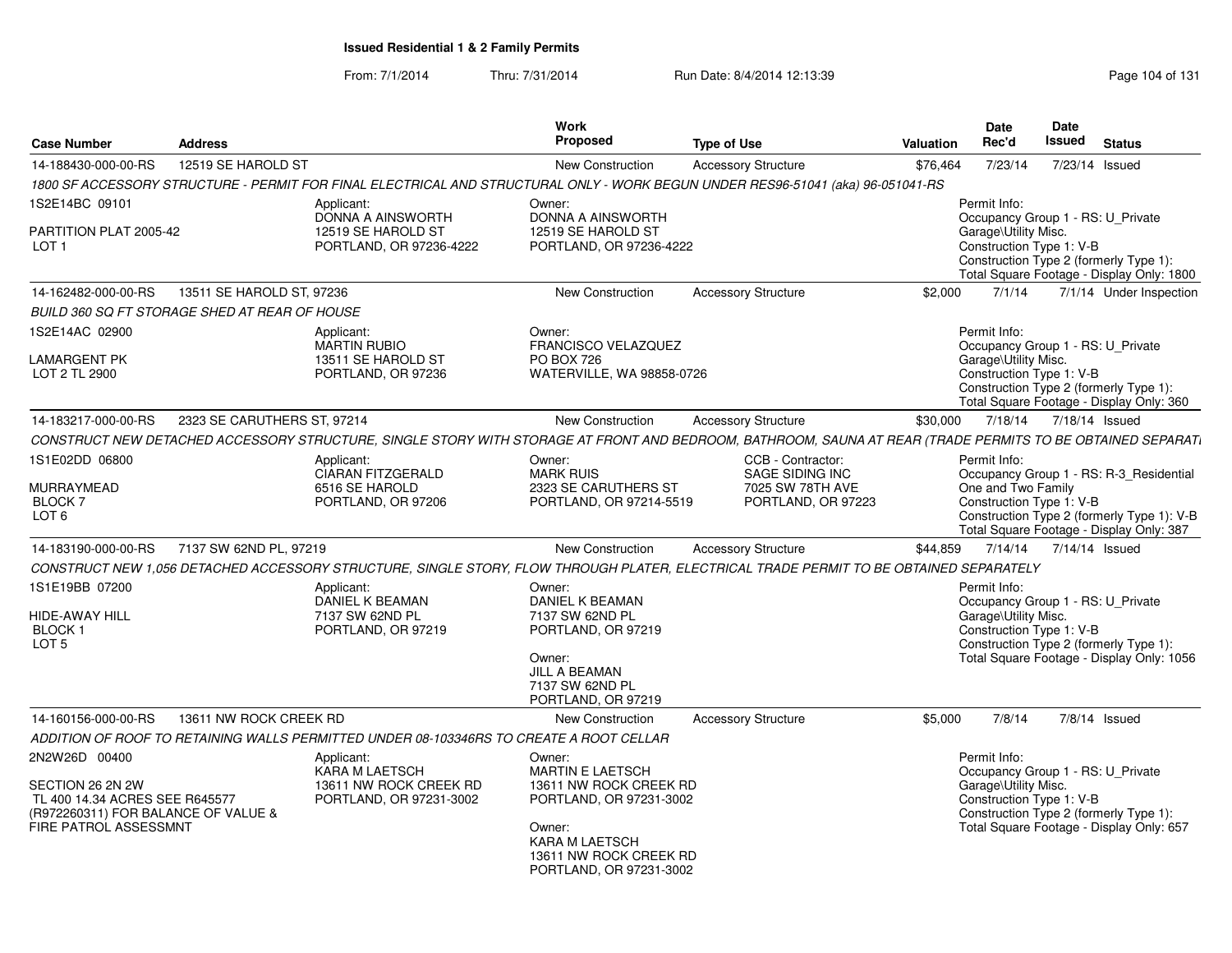**Issued Residential 1 & 2 Family Permits**

From: 7/1/2014 Thru: 7/31/2014 Run Date: 8/4/2014 12:13:39

| Case Number | Address | Work Proposed | Type of Use | Valuation | Date Rec'd | Date Issued | Status |
|---|---|---|---|---|---|---|---|
| 14-188430-000-00-RS | 12519 SE HAROLD ST | New Construction | Accessory Structure | $76,464 | 7/23/14 | 7/23/14 | Issued |

1800 SF ACCESSORY STRUCTURE - PERMIT FOR FINAL ELECTRICAL AND STRUCTURAL ONLY - WORK BEGUN UNDER RES96-51041 (aka) 96-051041-RS

1S2E14BC 09101
PARTITION PLAT 2005-42
LOT 1

Applicant:
DONNA A AINSWORTH
12519 SE HAROLD ST
PORTLAND, OR 97236-4222

Owner:
DONNA A AINSWORTH
12519 SE HAROLD ST
PORTLAND, OR 97236-4222

Permit Info:
Occupancy Group 1 - RS: U_Private Garage\Utility Misc.
Construction Type 1: V-B
Construction Type 2 (formerly Type 1):
Total Square Footage - Display Only: 1800

| Case Number | Address | Work Proposed | Type of Use | Valuation | Date Rec'd | Date Issued | Status |
|---|---|---|---|---|---|---|---|
| 14-162482-000-00-RS | 13511 SE HAROLD ST, 97236 | New Construction | Accessory Structure | $2,000 | 7/1/14 | 7/1/14 | Under Inspection |

BUILD 360 SQ FT STORAGE SHED AT REAR OF HOUSE

1S2E14AC 02900
LAMARGENT PK
LOT 2 TL 2900

Applicant:
MARTIN RUBIO
13511 SE HAROLD ST
PORTLAND, OR 97236

Owner:
FRANCISCO VELAZQUEZ
PO BOX 726
WATERVILLE, WA 98858-0726

Permit Info:
Occupancy Group 1 - RS: U_Private Garage\Utility Misc.
Construction Type 1: V-B
Construction Type 2 (formerly Type 1):
Total Square Footage - Display Only: 360

| Case Number | Address | Work Proposed | Type of Use | Valuation | Date Rec'd | Date Issued | Status |
|---|---|---|---|---|---|---|---|
| 14-183217-000-00-RS | 2323 SE CARUTHERS ST, 97214 | New Construction | Accessory Structure | $30,000 | 7/18/14 | 7/18/14 | Issued |

CONSTRUCT NEW DETACHED ACCESSORY STRUCTURE, SINGLE STORY WITH STORAGE AT FRONT AND BEDROOM, BATHROOM, SAUNA AT REAR (TRADE PERMITS TO BE OBTAINED SEPARATI

1S1E02DD 06800
MURRAYMEAD
BLOCK 7
LOT 6

Applicant:
CIARAN FITZGERALD
6516 SE HAROLD
PORTLAND, OR 97206

Owner:
MARK RUIS
2323 SE CARUTHERS ST
PORTLAND, OR 97214-5519

CCB - Contractor:
SAGE SIDING INC
7025 SW 78TH AVE
PORTLAND, OR 97223

Permit Info:
Occupancy Group 1 - RS: R-3_Residential One and Two Family
Construction Type 1: V-B
Construction Type 2 (formerly Type 1): V-B
Total Square Footage - Display Only: 387

| Case Number | Address | Work Proposed | Type of Use | Valuation | Date Rec'd | Date Issued | Status |
|---|---|---|---|---|---|---|---|
| 14-183190-000-00-RS | 7137 SW 62ND PL, 97219 | New Construction | Accessory Structure | $44,859 | 7/14/14 | 7/14/14 | Issued |

CONSTRUCT NEW 1,056 DETACHED ACCESSORY STRUCTURE, SINGLE STORY, FLOW THROUGH PLATER, ELECTRICAL TRADE PERMIT TO BE OBTAINED SEPARATELY

1S1E19BB 07200
HIDE-AWAY HILL
BLOCK 1
LOT 5

Applicant:
DANIEL K BEAMAN
7137 SW 62ND PL
PORTLAND, OR 97219

Owner:
DANIEL K BEAMAN
7137 SW 62ND PL
PORTLAND, OR 97219

Owner:
JILL A BEAMAN
7137 SW 62ND PL
PORTLAND, OR 97219

Permit Info:
Occupancy Group 1 - RS: U_Private Garage\Utility Misc.
Construction Type 1: V-B
Construction Type 2 (formerly Type 1):
Total Square Footage - Display Only: 1056

| Case Number | Address | Work Proposed | Type of Use | Valuation | Date Rec'd | Date Issued | Status |
|---|---|---|---|---|---|---|---|
| 14-160156-000-00-RS | 13611 NW ROCK CREEK RD | New Construction | Accessory Structure | $5,000 | 7/8/14 | 7/8/14 | Issued |

ADDITION OF ROOF TO RETAINING WALLS PERMITTED UNDER 08-103346RS TO CREATE A ROOT CELLAR

2N2W26D 00400
SECTION 26 2N 2W
TL 400 14.34 ACRES SEE R645577 (R972260311) FOR BALANCE OF VALUE & FIRE PATROL ASSESSMNT

Applicant:
KARA M LAETSCH
13611 NW ROCK CREEK RD
PORTLAND, OR 97231-3002

Owner:
MARTIN E LAETSCH
13611 NW ROCK CREEK RD
PORTLAND, OR 97231-3002

Owner:
KARA M LAETSCH
13611 NW ROCK CREEK RD
PORTLAND, OR 97231-3002

Permit Info:
Occupancy Group 1 - RS: U_Private Garage\Utility Misc.
Construction Type 1: V-B
Construction Type 2 (formerly Type 1):
Total Square Footage - Display Only: 657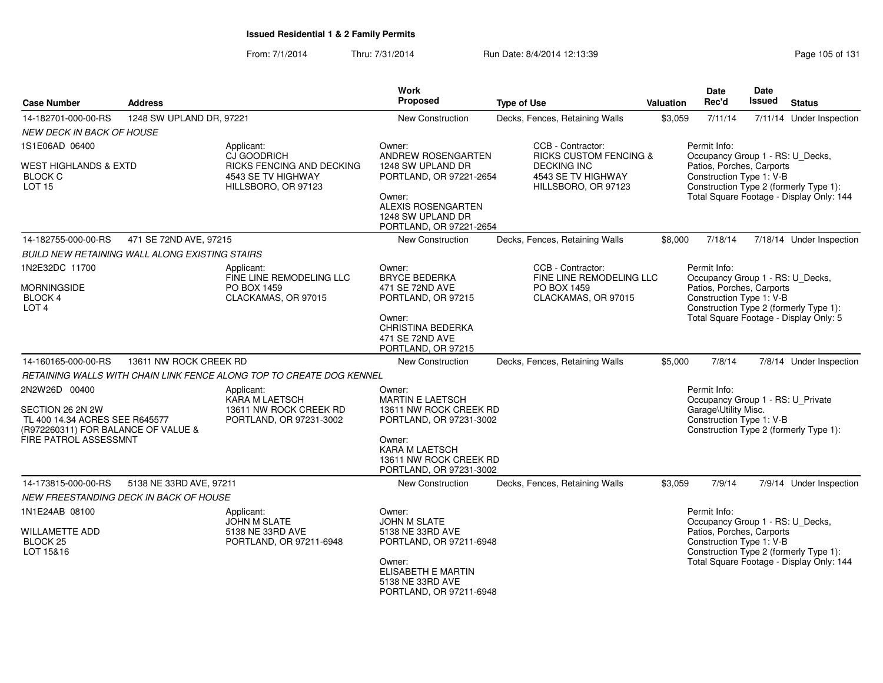**Issued Residential 1 & 2 Family Permits**

From: 7/1/2014 Thru: 7/31/2014 Run Date: 8/4/2014 12:13:39

| Case Number | Address | Work Proposed | Type of Use | Valuation | Date Rec'd | Date Issued | Status |
|---|---|---|---|---|---|---|---|
| 14-182701-000-00-RS | 1248 SW UPLAND DR, 97221 | New Construction | Decks, Fences, Retaining Walls | $3,059 | 7/11/14 | 7/11/14 | Under Inspection |

*NEW DECK IN BACK OF HOUSE*

1S1E06AD 06400

WEST HIGHLANDS & EXTD
BLOCK C
LOT 15

Applicant:
CJ GOODRICH
RICKS FENCING AND DECKING
4543 SE TV HIGHWAY
HILLSBORO, OR 97123

Owner:
ANDREW ROSENGARTEN
1248 SW UPLAND DR
PORTLAND, OR 97221-2654

Owner:
ALEXIS ROSENGARTEN
1248 SW UPLAND DR
PORTLAND, OR 97221-2654

CCB - Contractor:
RICKS CUSTOM FENCING & DECKING INC
4543 SE TV HIGHWAY
HILLSBORO, OR 97123

Permit Info:
Occupancy Group 1 - RS: U_Decks, Patios, Porches, Carports
Construction Type 1: V-B
Construction Type 2 (formerly Type 1):
Total Square Footage - Display Only: 144

| Case Number | Address | Work Proposed | Type of Use | Valuation | Date Rec'd | Date Issued | Status |
|---|---|---|---|---|---|---|---|
| 14-182755-000-00-RS | 471 SE 72ND AVE, 97215 | New Construction | Decks, Fences, Retaining Walls | $8,000 | 7/18/14 | 7/18/14 | Under Inspection |

*BUILD NEW RETAINING WALL ALONG EXISTING STAIRS*

1N2E32DC 11700

MORNINGSIDE
BLOCK 4
LOT 4

Applicant:
FINE LINE REMODELING LLC
PO BOX 1459
CLACKAMAS, OR 97015

Owner:
BRYCE BEDERKA
471 SE 72ND AVE
PORTLAND, OR 97215

Owner:
CHRISTINA BEDERKA
471 SE 72ND AVE
PORTLAND, OR 97215

CCB - Contractor:
FINE LINE REMODELING LLC
PO BOX 1459
CLACKAMAS, OR 97015

Permit Info:
Occupancy Group 1 - RS: U_Decks, Patios, Porches, Carports
Construction Type 1: V-B
Construction Type 2 (formerly Type 1):
Total Square Footage - Display Only: 5

| Case Number | Address | Work Proposed | Type of Use | Valuation | Date Rec'd | Date Issued | Status |
|---|---|---|---|---|---|---|---|
| 14-160165-000-00-RS | 13611 NW ROCK CREEK RD | New Construction | Decks, Fences, Retaining Walls | $5,000 | 7/8/14 | 7/8/14 | Under Inspection |

*RETAINING WALLS WITH CHAIN LINK FENCE ALONG TOP TO CREATE DOG KENNEL*

2N2W26D 00400

SECTION 26 2N 2W
TL 400 14.34 ACRES SEE R645577 (R972260311) FOR BALANCE OF VALUE & FIRE PATROL ASSESSMNT

Applicant:
KARA M LAETSCH
13611 NW ROCK CREEK RD
PORTLAND, OR 97231-3002

Owner:
MARTIN E LAETSCH
13611 NW ROCK CREEK RD
PORTLAND, OR 97231-3002

Owner:
KARA M LAETSCH
13611 NW ROCK CREEK RD
PORTLAND, OR 97231-3002

Permit Info:
Occupancy Group 1 - RS: U_Private Garage\Utility Misc.
Construction Type 1: V-B
Construction Type 2 (formerly Type 1):

| Case Number | Address | Work Proposed | Type of Use | Valuation | Date Rec'd | Date Issued | Status |
|---|---|---|---|---|---|---|---|
| 14-173815-000-00-RS | 5138 NE 33RD AVE, 97211 | New Construction | Decks, Fences, Retaining Walls | $3,059 | 7/9/14 | 7/9/14 | Under Inspection |

*NEW FREESTANDING DECK IN BACK OF HOUSE*

1N1E24AB 08100

WILLAMETTE ADD
BLOCK 25
LOT 15&16

Applicant:
JOHN M SLATE
5138 NE 33RD AVE
PORTLAND, OR 97211-6948

Owner:
JOHN M SLATE
5138 NE 33RD AVE
PORTLAND, OR 97211-6948

Owner:
ELISABETH E MARTIN
5138 NE 33RD AVE
PORTLAND, OR 97211-6948

Permit Info:
Occupancy Group 1 - RS: U_Decks, Patios, Porches, Carports
Construction Type 1: V-B
Construction Type 2 (formerly Type 1):
Total Square Footage - Display Only: 144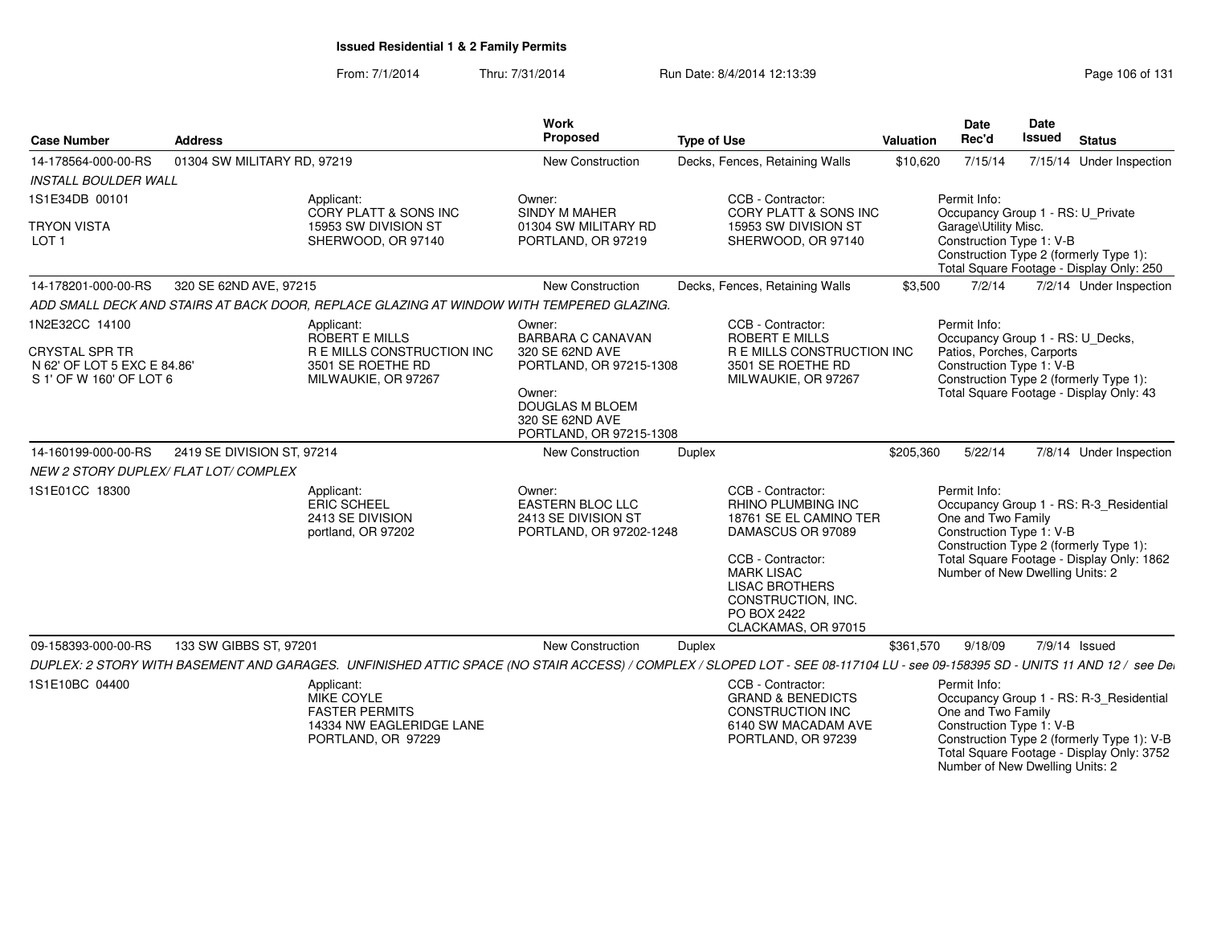**Issued Residential 1 & 2 Family Permits**

From: 7/1/2014 Thru: 7/31/2014 Run Date: 8/4/2014 12:13:39

| Case Number | Address | Work Proposed | Type of Use | Valuation | Date Rec'd | Date Issued | Status |
|---|---|---|---|---|---|---|---|
| 14-178564-000-00-RS | 01304 SW MILITARY RD, 97219 | New Construction | Decks, Fences, Retaining Walls | $10,620 | 7/15/14 | 7/15/14 | Under Inspection |

*INSTALL BOULDER WALL*

1S1E34DB 00101
TRYON VISTA
LOT 1

Applicant:
CORY PLATT & SONS INC
15953 SW DIVISION ST
SHERWOOD, OR 97140

Owner:
SINDY M MAHER
01304 SW MILITARY RD
PORTLAND, OR 97219

CCB - Contractor:
CORY PLATT & SONS INC
15953 SW DIVISION ST
SHERWOOD, OR 97140

Permit Info:
Occupancy Group 1 - RS: U_Private Garage\Utility Misc.
Construction Type 1: V-B
Construction Type 2 (formerly Type 1):
Total Square Footage - Display Only: 250

| Case Number | Address | Work Proposed | Type of Use | Valuation | Date Rec'd | Date Issued | Status |
|---|---|---|---|---|---|---|---|
| 14-178201-000-00-RS | 320 SE 62ND AVE, 97215 | New Construction | Decks, Fences, Retaining Walls | $3,500 | 7/2/14 | 7/2/14 | Under Inspection |

*ADD SMALL DECK AND STAIRS AT BACK DOOR, REPLACE GLAZING AT WINDOW WITH TEMPERED GLAZING.*

1N2E32CC 14100
CRYSTAL SPR TR
N 62' OF LOT 5 EXC E 84.86'
S 1' OF W 160' OF LOT 6

Applicant:
ROBERT E MILLS
R E MILLS CONSTRUCTION INC
3501 SE ROETHE RD
MILWAUKIE, OR 97267

Owner:
BARBARA C CANAVAN
320 SE 62ND AVE
PORTLAND, OR 97215-1308

Owner:
DOUGLAS M BLOEM
320 SE 62ND AVE
PORTLAND, OR 97215-1308

CCB - Contractor:
ROBERT E MILLS
R E MILLS CONSTRUCTION INC
3501 SE ROETHE RD
MILWAUKIE, OR 97267

Permit Info:
Occupancy Group 1 - RS: U_Decks, Patios, Porches, Carports
Construction Type 1: V-B
Construction Type 2 (formerly Type 1):
Total Square Footage - Display Only: 43

| Case Number | Address | Work Proposed | Type of Use | Valuation | Date Rec'd | Date Issued | Status |
|---|---|---|---|---|---|---|---|
| 14-160199-000-00-RS | 2419 SE DIVISION ST, 97214 | New Construction | Duplex | $205,360 | 5/22/14 | 7/8/14 | Under Inspection |

*NEW 2 STORY DUPLEX/ FLAT LOT/ COMPLEX*

1S1E01CC 18300

Applicant:
ERIC SCHEEL
2413 SE DIVISION
portland, OR 97202

Owner:
EASTERN BLOC LLC
2413 SE DIVISION ST
PORTLAND, OR 97202-1248

CCB - Contractor:
RHINO PLUMBING INC
18761 SE EL CAMINO TER
DAMASCUS OR 97089

CCB - Contractor:
MARK LISAC
LISAC BROTHERS CONSTRUCTION, INC.
PO BOX 2422
CLACKAMAS, OR 97015

Permit Info:
Occupancy Group 1 - RS: R-3_Residential One and Two Family
Construction Type 1: V-B
Construction Type 2 (formerly Type 1):
Total Square Footage - Display Only: 1862
Number of New Dwelling Units: 2

| Case Number | Address | Work Proposed | Type of Use | Valuation | Date Rec'd | Date Issued | Status |
|---|---|---|---|---|---|---|---|
| 09-158393-000-00-RS | 133 SW GIBBS ST, 97201 | New Construction | Duplex | $361,570 | 9/18/09 | 7/9/14 | Issued |

*DUPLEX: 2 STORY WITH BASEMENT AND GARAGES. UNFINISHED ATTIC SPACE (NO STAIR ACCESS) / COMPLEX / SLOPED LOT - SEE 08-117104 LU - see 09-158395 SD - UNITS 11 AND 12 / see De*

1S1E10BC 04400

Applicant:
MIKE COYLE
FASTER PERMITS
14334 NW EAGLERIDGE LANE
PORTLAND, OR 97229

CCB - Contractor:
GRAND & BENEDICTS CONSTRUCTION INC
6140 SW MACADAM AVE
PORTLAND, OR 97239

Permit Info:
Occupancy Group 1 - RS: R-3_Residential One and Two Family
Construction Type 1: V-B
Construction Type 2 (formerly Type 1): V-B
Total Square Footage - Display Only: 3752
Number of New Dwelling Units: 2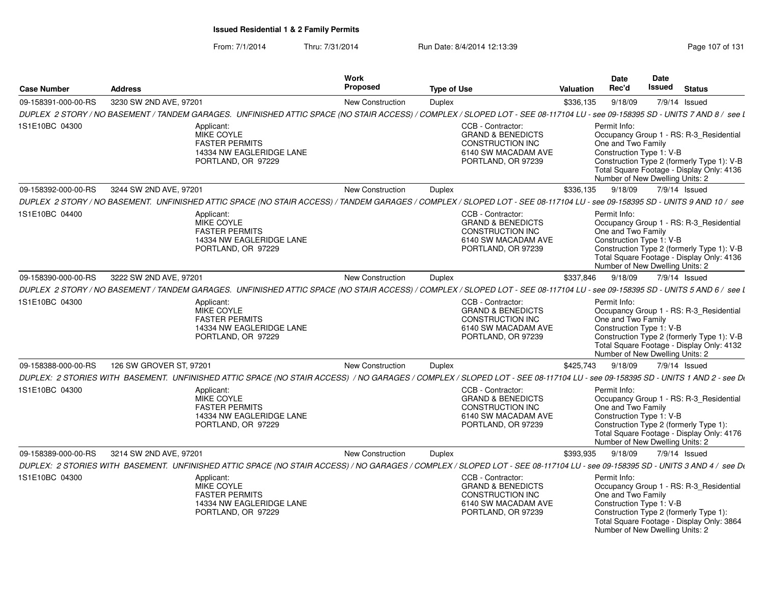**Issued Residential 1 & 2 Family Permits**

From: 7/1/2014 Thru: 7/31/2014 Run Date: 8/4/2014 12:13:39

| Case Number | Address | Work Proposed | Type of Use | Valuation | Date Rec'd | Date Issued | Status |
|---|---|---|---|---|---|---|---|
| 09-158391-000-00-RS | 3230 SW 2ND AVE, 97201 | New Construction | Duplex | $336,135 | 9/18/09 | 7/9/14 | Issued |

*DUPLEX 2 STORY / NO BASEMENT / TANDEM GARAGES. UNFINISHED ATTIC SPACE (NO STAIR ACCESS) / COMPLEX / SLOPED LOT - SEE 08-117104 LU - see 09-158395 SD - UNITS 7 AND 8 / see l*

1S1E10BC 04300

Applicant:
MIKE COYLE
FASTER PERMITS
14334 NW EAGLERIDGE LANE
PORTLAND, OR 97229

CCB - Contractor:
GRAND & BENEDICTS CONSTRUCTION INC
6140 SW MACADAM AVE
PORTLAND, OR 97239

Permit Info:
Occupancy Group 1 - RS: R-3_Residential One and Two Family
Construction Type 1: V-B
Construction Type 2 (formerly Type 1): V-B
Total Square Footage - Display Only: 4136
Number of New Dwelling Units: 2

| Case Number | Address | Work Proposed | Type of Use | Valuation | Date Rec'd | Date Issued | Status |
|---|---|---|---|---|---|---|---|
| 09-158392-000-00-RS | 3244 SW 2ND AVE, 97201 | New Construction | Duplex | $336,135 | 9/18/09 | 7/9/14 | Issued |

*DUPLEX 2 STORY / NO BASEMENT. UNFINISHED ATTIC SPACE (NO STAIR ACCESS) / TANDEM GARAGES / COMPLEX / SLOPED LOT - SEE 08-117104 LU - see 09-158395 SD - UNITS 9 AND 10 / see*

1S1E10BC 04400

Applicant:
MIKE COYLE
FASTER PERMITS
14334 NW EAGLERIDGE LANE
PORTLAND, OR 97229

CCB - Contractor:
GRAND & BENEDICTS CONSTRUCTION INC
6140 SW MACADAM AVE
PORTLAND, OR 97239

Permit Info:
Occupancy Group 1 - RS: R-3_Residential One and Two Family
Construction Type 1: V-B
Construction Type 2 (formerly Type 1): V-B
Total Square Footage - Display Only: 4136
Number of New Dwelling Units: 2

| Case Number | Address | Work Proposed | Type of Use | Valuation | Date Rec'd | Date Issued | Status |
|---|---|---|---|---|---|---|---|
| 09-158390-000-00-RS | 3222 SW 2ND AVE, 97201 | New Construction | Duplex | $337,846 | 9/18/09 | 7/9/14 | Issued |

*DUPLEX 2 STORY / NO BASEMENT / TANDEM GARAGES. UNFINISHED ATTIC SPACE (NO STAIR ACCESS) / COMPLEX / SLOPED LOT - SEE 08-117104 LU - see 09-158395 SD - UNITS 5 AND 6 / see l*

1S1E10BC 04300

Applicant:
MIKE COYLE
FASTER PERMITS
14334 NW EAGLERIDGE LANE
PORTLAND, OR 97229

CCB - Contractor:
GRAND & BENEDICTS CONSTRUCTION INC
6140 SW MACADAM AVE
PORTLAND, OR 97239

Permit Info:
Occupancy Group 1 - RS: R-3_Residential One and Two Family
Construction Type 1: V-B
Construction Type 2 (formerly Type 1): V-B
Total Square Footage - Display Only: 4132
Number of New Dwelling Units: 2

| Case Number | Address | Work Proposed | Type of Use | Valuation | Date Rec'd | Date Issued | Status |
|---|---|---|---|---|---|---|---|
| 09-158388-000-00-RS | 126 SW GROVER ST, 97201 | New Construction | Duplex | $425,743 | 9/18/09 | 7/9/14 | Issued |

*DUPLEX: 2 STORIES WITH BASEMENT. UNFINISHED ATTIC SPACE (NO STAIR ACCESS) / NO GARAGES / COMPLEX / SLOPED LOT - SEE 08-117104 LU - see 09-158395 SD - UNITS 1 AND 2 - see De*

1S1E10BC 04300

Applicant:
MIKE COYLE
FASTER PERMITS
14334 NW EAGLERIDGE LANE
PORTLAND, OR 97229

CCB - Contractor:
GRAND & BENEDICTS CONSTRUCTION INC
6140 SW MACADAM AVE
PORTLAND, OR 97239

Permit Info:
Occupancy Group 1 - RS: R-3_Residential One and Two Family
Construction Type 1: V-B
Construction Type 2 (formerly Type 1):
Total Square Footage - Display Only: 4176
Number of New Dwelling Units: 2

| Case Number | Address | Work Proposed | Type of Use | Valuation | Date Rec'd | Date Issued | Status |
|---|---|---|---|---|---|---|---|
| 09-158389-000-00-RS | 3214 SW 2ND AVE, 97201 | New Construction | Duplex | $393,935 | 9/18/09 | 7/9/14 | Issued |

*DUPLEX: 2 STORIES WITH BASEMENT. UNFINISHED ATTIC SPACE (NO STAIR ACCESS) / NO GARAGES / COMPLEX / SLOPED LOT - SEE 08-117104 LU - see 09-158395 SD - UNITS 3 AND 4 / see De*

1S1E10BC 04300

Applicant:
MIKE COYLE
FASTER PERMITS
14334 NW EAGLERIDGE LANE
PORTLAND, OR 97229

CCB - Contractor:
GRAND & BENEDICTS CONSTRUCTION INC
6140 SW MACADAM AVE
PORTLAND, OR 97239

Permit Info:
Occupancy Group 1 - RS: R-3_Residential One and Two Family
Construction Type 1: V-B
Construction Type 2 (formerly Type 1):
Total Square Footage - Display Only: 3864
Number of New Dwelling Units: 2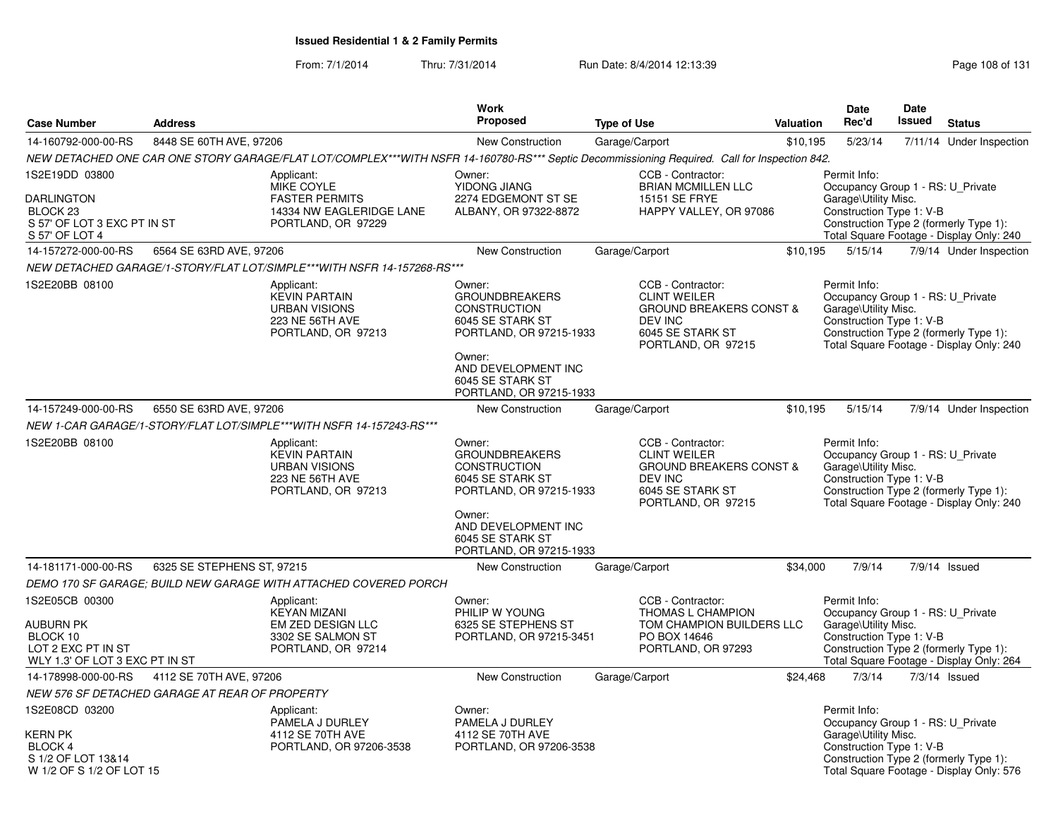**Issued Residential 1 & 2 Family Permits**

From: 7/1/2014 Thru: 7/31/2014 Run Date: 8/4/2014 12:13:39

| Case Number | Address | Work Proposed | Type of Use | Valuation | Date Rec'd | Date Issued | Status |
|---|---|---|---|---|---|---|---|
| 14-160792-000-00-RS | 8448 SE 60TH AVE, 97206 | New Construction | Garage/Carport | $10,195 | 5/23/14 | 7/11/14 | Under Inspection |

NEW DETACHED ONE CAR ONE STORY GARAGE/FLAT LOT/COMPLEX***WITH NSFR 14-160780-RS*** Septic Decommissioning Required. Call for Inspection 842.

1S2E19DD 03800
DARLINGTON
BLOCK 23
S 57' OF LOT 3 EXC PT IN ST
S 57' OF LOT 4

Applicant: MIKE COYLE, FASTER PERMITS, 14334 NW EAGLERIDGE LANE, PORTLAND, OR 97229

Owner: YIDONG JIANG, 2274 EDGEMONT ST SE, ALBANY, OR 97322-8872

CCB - Contractor: BRIAN MCMILLEN LLC, 15151 SE FRYE, HAPPY VALLEY, OR 97086

Permit Info: Occupancy Group 1 - RS: U_Private Garage\Utility Misc. Construction Type 1: V-B Construction Type 2 (formerly Type 1): Total Square Footage - Display Only: 240

| Case Number | Address | Work Proposed | Type of Use | Valuation | Date Rec'd | Date Issued | Status |
|---|---|---|---|---|---|---|---|
| 14-157272-000-00-RS | 6564 SE 63RD AVE, 97206 | New Construction | Garage/Carport | $10,195 | 5/15/14 | 7/9/14 | Under Inspection |

NEW DETACHED GARAGE/1-STORY/FLAT LOT/SIMPLE***WITH NSFR 14-157268-RS***

1S2E20BB 08100

Applicant: KEVIN PARTAIN, URBAN VISIONS, 223 NE 56TH AVE, PORTLAND, OR 97213

Owner: GROUNDBREAKERS CONSTRUCTION, 6045 SE STARK ST, PORTLAND, OR 97215-1933

Owner: AND DEVELOPMENT INC, 6045 SE STARK ST, PORTLAND, OR 97215-1933

CCB - Contractor: CLINT WEILER, GROUND BREAKERS CONST & DEV INC, 6045 SE STARK ST, PORTLAND, OR 97215

Permit Info: Occupancy Group 1 - RS: U_Private Garage\Utility Misc. Construction Type 1: V-B Construction Type 2 (formerly Type 1): Total Square Footage - Display Only: 240

| Case Number | Address | Work Proposed | Type of Use | Valuation | Date Rec'd | Date Issued | Status |
|---|---|---|---|---|---|---|---|
| 14-157249-000-00-RS | 6550 SE 63RD AVE, 97206 | New Construction | Garage/Carport | $10,195 | 5/15/14 | 7/9/14 | Under Inspection |

NEW 1-CAR GARAGE/1-STORY/FLAT LOT/SIMPLE***WITH NSFR 14-157243-RS***

1S2E20BB 08100

Applicant: KEVIN PARTAIN, URBAN VISIONS, 223 NE 56TH AVE, PORTLAND, OR 97213

Owner: GROUNDBREAKERS CONSTRUCTION, 6045 SE STARK ST, PORTLAND, OR 97215-1933

Owner: AND DEVELOPMENT INC, 6045 SE STARK ST, PORTLAND, OR 97215-1933

CCB - Contractor: CLINT WEILER, GROUND BREAKERS CONST & DEV INC, 6045 SE STARK ST, PORTLAND, OR 97215

Permit Info: Occupancy Group 1 - RS: U_Private Garage\Utility Misc. Construction Type 1: V-B Construction Type 2 (formerly Type 1): Total Square Footage - Display Only: 240

| Case Number | Address | Work Proposed | Type of Use | Valuation | Date Rec'd | Date Issued | Status |
|---|---|---|---|---|---|---|---|
| 14-181171-000-00-RS | 6325 SE STEPHENS ST, 97215 | New Construction | Garage/Carport | $34,000 | 7/9/14 | 7/9/14 | Issued |

DEMO 170 SF GARAGE; BUILD NEW GARAGE WITH ATTACHED COVERED PORCH

1S2E05CB 00300
AUBURN PK
BLOCK 10
LOT 2 EXC PT IN ST
WLY 1.3' OF LOT 3 EXC PT IN ST

Applicant: KEYAN MIZANI, EM ZED DESIGN LLC, 3302 SE SALMON ST, PORTLAND, OR 97214

Owner: PHILIP W YOUNG, 6325 SE STEPHENS ST, PORTLAND, OR 97215-3451

CCB - Contractor: THOMAS L CHAMPION, TOM CHAMPION BUILDERS LLC, PO BOX 14646, PORTLAND, OR 97293

Permit Info: Occupancy Group 1 - RS: U_Private Garage\Utility Misc. Construction Type 1: V-B Construction Type 2 (formerly Type 1): Total Square Footage - Display Only: 264

| Case Number | Address | Work Proposed | Type of Use | Valuation | Date Rec'd | Date Issued | Status |
|---|---|---|---|---|---|---|---|
| 14-178998-000-00-RS | 4112 SE 70TH AVE, 97206 | New Construction | Garage/Carport | $24,468 | 7/3/14 | 7/3/14 | Issued |

NEW 576 SF DETACHED GARAGE AT REAR OF PROPERTY

1S2E08CD 03200
KERN PK
BLOCK 4
S 1/2 OF LOT 13&14
W 1/2 OF S 1/2 OF LOT 15

Applicant: PAMELA J DURLEY, 4112 SE 70TH AVE, PORTLAND, OR 97206-3538

Owner: PAMELA J DURLEY, 4112 SE 70TH AVE, PORTLAND, OR 97206-3538

Permit Info: Occupancy Group 1 - RS: U_Private Garage\Utility Misc. Construction Type 1: V-B Construction Type 2 (formerly Type 1): Total Square Footage - Display Only: 576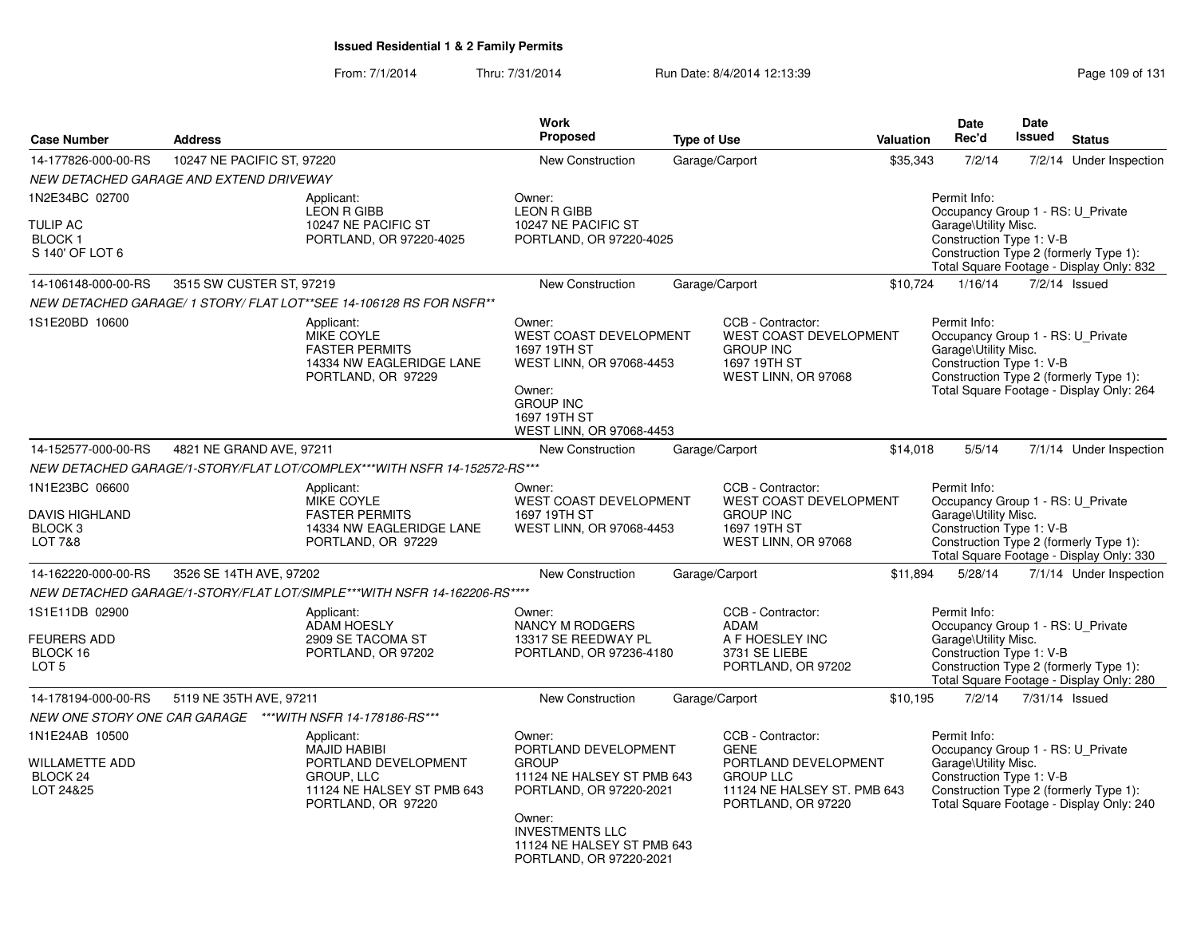**Issued Residential 1 & 2 Family Permits**

From: 7/1/2014 Thru: 7/31/2014 Run Date: 8/4/2014 12:13:39

| Case Number | Address | Work Proposed | Type of Use | Valuation | Date Rec'd | Date Issued | Status |
|---|---|---|---|---|---|---|---|
| 14-177826-000-00-RS | 10247 NE PACIFIC ST, 97220 | New Construction | Garage/Carport | $35,343 | 7/2/14 | 7/2/14 | Under Inspection |

*NEW DETACHED GARAGE AND EXTEND DRIVEWAY*

1N2E34BC 02700
TULIP AC
BLOCK 1
S 140' OF LOT 6

Applicant:
LEON R GIBB
10247 NE PACIFIC ST
PORTLAND, OR 97220-4025

Owner:
LEON R GIBB
10247 NE PACIFIC ST
PORTLAND, OR 97220-4025

Permit Info:
Occupancy Group 1 - RS: U_Private Garage\Utility Misc.
Construction Type 1: V-B
Construction Type 2 (formerly Type 1):
Total Square Footage - Display Only: 832

| Case Number | Address | Work Proposed | Type of Use | Valuation | Date Rec'd | Date Issued | Status |
|---|---|---|---|---|---|---|---|
| 14-106148-000-00-RS | 3515 SW CUSTER ST, 97219 | New Construction | Garage/Carport | $10,724 | 1/16/14 | 7/2/14 | Issued |

*NEW DETACHED GARAGE/ 1 STORY/ FLAT LOT**SEE 14-106128 RS FOR NSFR***

1S1E20BD 10600

Applicant:
MIKE COYLE
FASTER PERMITS
14334 NW EAGLERIDGE LANE
PORTLAND, OR 97229

Owner:
WEST COAST DEVELOPMENT
1697 19TH ST
WEST LINN, OR 97068-4453

Owner:
GROUP INC
1697 19TH ST
WEST LINN, OR 97068-4453

CCB - Contractor:
WEST COAST DEVELOPMENT
GROUP INC
1697 19TH ST
WEST LINN, OR 97068

Permit Info:
Occupancy Group 1 - RS: U_Private Garage\Utility Misc.
Construction Type 1: V-B
Construction Type 2 (formerly Type 1):
Total Square Footage - Display Only: 264

| Case Number | Address | Work Proposed | Type of Use | Valuation | Date Rec'd | Date Issued | Status |
|---|---|---|---|---|---|---|---|
| 14-152577-000-00-RS | 4821 NE GRAND AVE, 97211 | New Construction | Garage/Carport | $14,018 | 5/5/14 | 7/1/14 | Under Inspection |

*NEW DETACHED GARAGE/1-STORY/FLAT LOT/COMPLEX***WITH NSFR 14-152572-RS****

1N1E23BC 06600
DAVIS HIGHLAND
BLOCK 3
LOT 7&8

Applicant:
MIKE COYLE
FASTER PERMITS
14334 NW EAGLERIDGE LANE
PORTLAND, OR 97229

Owner:
WEST COAST DEVELOPMENT
1697 19TH ST
WEST LINN, OR 97068-4453

CCB - Contractor:
WEST COAST DEVELOPMENT
GROUP INC
1697 19TH ST
WEST LINN, OR 97068

Permit Info:
Occupancy Group 1 - RS: U_Private Garage\Utility Misc.
Construction Type 1: V-B
Construction Type 2 (formerly Type 1):
Total Square Footage - Display Only: 330

| Case Number | Address | Work Proposed | Type of Use | Valuation | Date Rec'd | Date Issued | Status |
|---|---|---|---|---|---|---|---|
| 14-162220-000-00-RS | 3526 SE 14TH AVE, 97202 | New Construction | Garage/Carport | $11,894 | 5/28/14 | 7/1/14 | Under Inspection |

*NEW DETACHED GARAGE/1-STORY/FLAT LOT/SIMPLE***WITH NSFR 14-162206-RS*****

1S1E11DB 02900
FEURERS ADD
BLOCK 16
LOT 5

Applicant:
ADAM HOESLY
2909 SE TACOMA ST
PORTLAND, OR 97202

Owner:
NANCY M RODGERS
13317 SE REEDWAY PL
PORTLAND, OR 97236-4180

CCB - Contractor:
ADAM
A F HOESLEY INC
3731 SE LIEBE
PORTLAND, OR 97202

Permit Info:
Occupancy Group 1 - RS: U_Private Garage\Utility Misc.
Construction Type 1: V-B
Construction Type 2 (formerly Type 1):
Total Square Footage - Display Only: 280

| Case Number | Address | Work Proposed | Type of Use | Valuation | Date Rec'd | Date Issued | Status |
|---|---|---|---|---|---|---|---|
| 14-178194-000-00-RS | 5119 NE 35TH AVE, 97211 | New Construction | Garage/Carport | $10,195 | 7/2/14 | 7/31/14 | Issued |

*NEW ONE STORY ONE CAR GARAGE ***WITH NSFR 14-178186-RS****

1N1E24AB 10500
WILLAMETTE ADD
BLOCK 24
LOT 24&25

Applicant:
MAJID HABIBI
PORTLAND DEVELOPMENT
GROUP, LLC
11124 NE HALSEY ST PMB 643
PORTLAND, OR 97220

Owner:
PORTLAND DEVELOPMENT
GROUP
11124 NE HALSEY ST PMB 643
PORTLAND, OR 97220-2021

Owner:
INVESTMENTS LLC
11124 NE HALSEY ST PMB 643
PORTLAND, OR 97220-2021

CCB - Contractor:
GENE
PORTLAND DEVELOPMENT
GROUP LLC
11124 NE HALSEY ST. PMB 643
PORTLAND, OR 97220

Permit Info:
Occupancy Group 1 - RS: U_Private Garage\Utility Misc.
Construction Type 1: V-B
Construction Type 2 (formerly Type 1):
Total Square Footage - Display Only: 240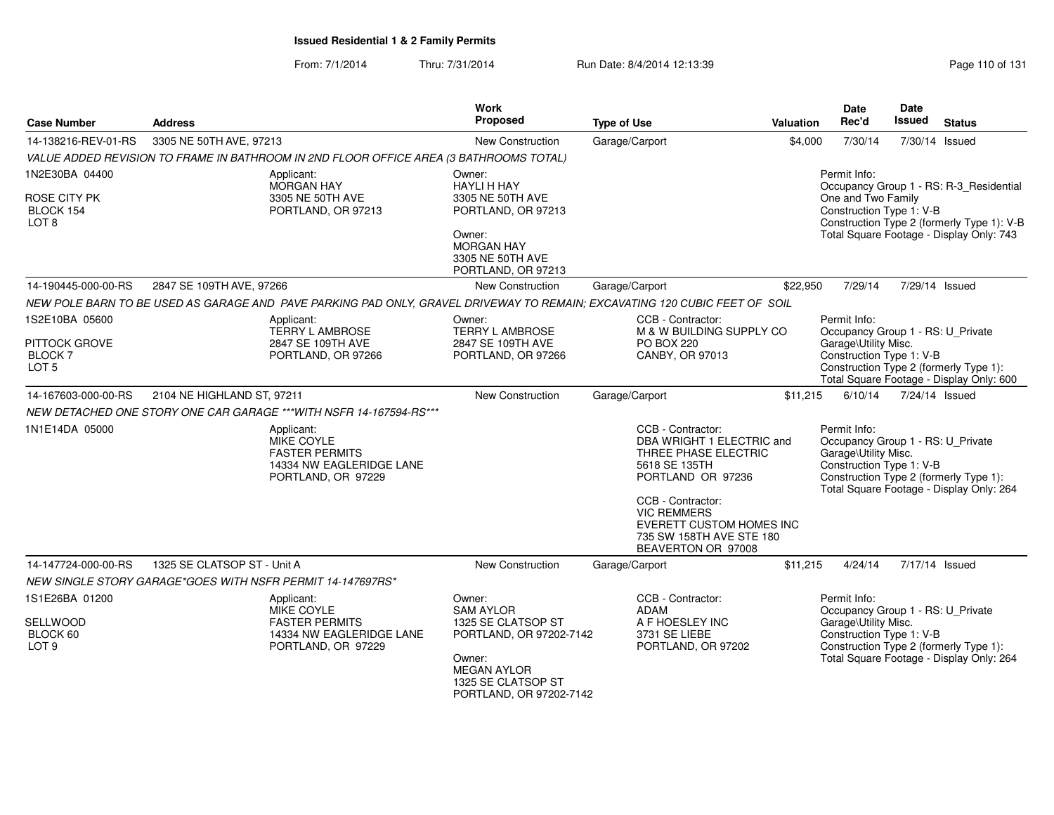**Issued Residential 1 & 2 Family Permits**

From: 7/1/2014 Thru: 7/31/2014 Run Date: 8/4/2014 12:13:39

| Case Number | Address | Work Proposed | Type of Use | Valuation | Date Rec'd | Date Issued | Status |
|---|---|---|---|---|---|---|---|
| 14-138216-REV-01-RS | 3305 NE 50TH AVE, 97213 | New Construction | Garage/Carport | $4,000 | 7/30/14 | 7/30/14 | Issued |

*VALUE ADDED REVISION TO FRAME IN BATHROOM IN 2ND FLOOR OFFICE AREA (3 BATHROOMS TOTAL)*

1N2E30BA 04400
ROSE CITY PK
BLOCK 154
LOT 8

Applicant:
MORGAN HAY
3305 NE 50TH AVE
PORTLAND, OR 97213

Owner:
HAYLI H HAY
3305 NE 50TH AVE
PORTLAND, OR 97213

Owner:
MORGAN HAY
3305 NE 50TH AVE
PORTLAND, OR 97213

Permit Info:
Occupancy Group 1 - RS: R-3_Residential One and Two Family
Construction Type 1: V-B
Construction Type 2 (formerly Type 1): V-B
Total Square Footage - Display Only: 743

| Case Number | Address | Work Proposed | Type of Use | Valuation | Date Rec'd | Date Issued | Status |
|---|---|---|---|---|---|---|---|
| 14-190445-000-00-RS | 2847 SE 109TH AVE, 97266 | New Construction | Garage/Carport | $22,950 | 7/29/14 | 7/29/14 | Issued |

*NEW POLE BARN TO BE USED AS GARAGE AND PAVE PARKING PAD ONLY, GRAVEL DRIVEWAY TO REMAIN; EXCAVATING 120 CUBIC FEET OF SOIL*

1S2E10BA 05600
PITTOCK GROVE
BLOCK 7
LOT 5

Applicant:
TERRY L AMBROSE
2847 SE 109TH AVE
PORTLAND, OR 97266

Owner:
TERRY L AMBROSE
2847 SE 109TH AVE
PORTLAND, OR 97266

CCB - Contractor:
M & W BUILDING SUPPLY CO
PO BOX 220
CANBY, OR 97013

Permit Info:
Occupancy Group 1 - RS: U_Private Garage\Utility Misc.
Construction Type 1: V-B
Construction Type 2 (formerly Type 1):
Total Square Footage - Display Only: 600

| Case Number | Address | Work Proposed | Type of Use | Valuation | Date Rec'd | Date Issued | Status |
|---|---|---|---|---|---|---|---|
| 14-167603-000-00-RS | 2104 NE HIGHLAND ST, 97211 | New Construction | Garage/Carport | $11,215 | 6/10/14 | 7/24/14 | Issued |

*NEW DETACHED ONE STORY ONE CAR GARAGE ***WITH NSFR 14-167594-RS****

1N1E14DA 05000

Applicant:
MIKE COYLE
FASTER PERMITS
14334 NW EAGLERIDGE LANE
PORTLAND, OR 97229

CCB - Contractor:
DBA WRIGHT 1 ELECTRIC and THREE PHASE ELECTRIC
5618 SE 135TH
PORTLAND OR 97236

CCB - Contractor:
VIC REMMERS
EVERETT CUSTOM HOMES INC
735 SW 158TH AVE STE 180
BEAVERTON OR 97008

Permit Info:
Occupancy Group 1 - RS: U_Private Garage\Utility Misc.
Construction Type 1: V-B
Construction Type 2 (formerly Type 1):
Total Square Footage - Display Only: 264

| Case Number | Address | Work Proposed | Type of Use | Valuation | Date Rec'd | Date Issued | Status |
|---|---|---|---|---|---|---|---|
| 14-147724-000-00-RS | 1325 SE CLATSOP ST - Unit A | New Construction | Garage/Carport | $11,215 | 4/24/14 | 7/17/14 | Issued |

*NEW SINGLE STORY GARAGE*GOES WITH NSFR PERMIT 14-147697RS*

1S1E26BA 01200
SELLWOOD
BLOCK 60
LOT 9

Applicant:
MIKE COYLE
FASTER PERMITS
14334 NW EAGLERIDGE LANE
PORTLAND, OR 97229

Owner:
SAM AYLOR
1325 SE CLATSOP ST
PORTLAND, OR 97202-7142

Owner:
MEGAN AYLOR
1325 SE CLATSOP ST
PORTLAND, OR 97202-7142

CCB - Contractor:
ADAM
A F HOESLEY INC
3731 SE LIEBE
PORTLAND, OR 97202

Permit Info:
Occupancy Group 1 - RS: U_Private Garage\Utility Misc.
Construction Type 1: V-B
Construction Type 2 (formerly Type 1):
Total Square Footage - Display Only: 264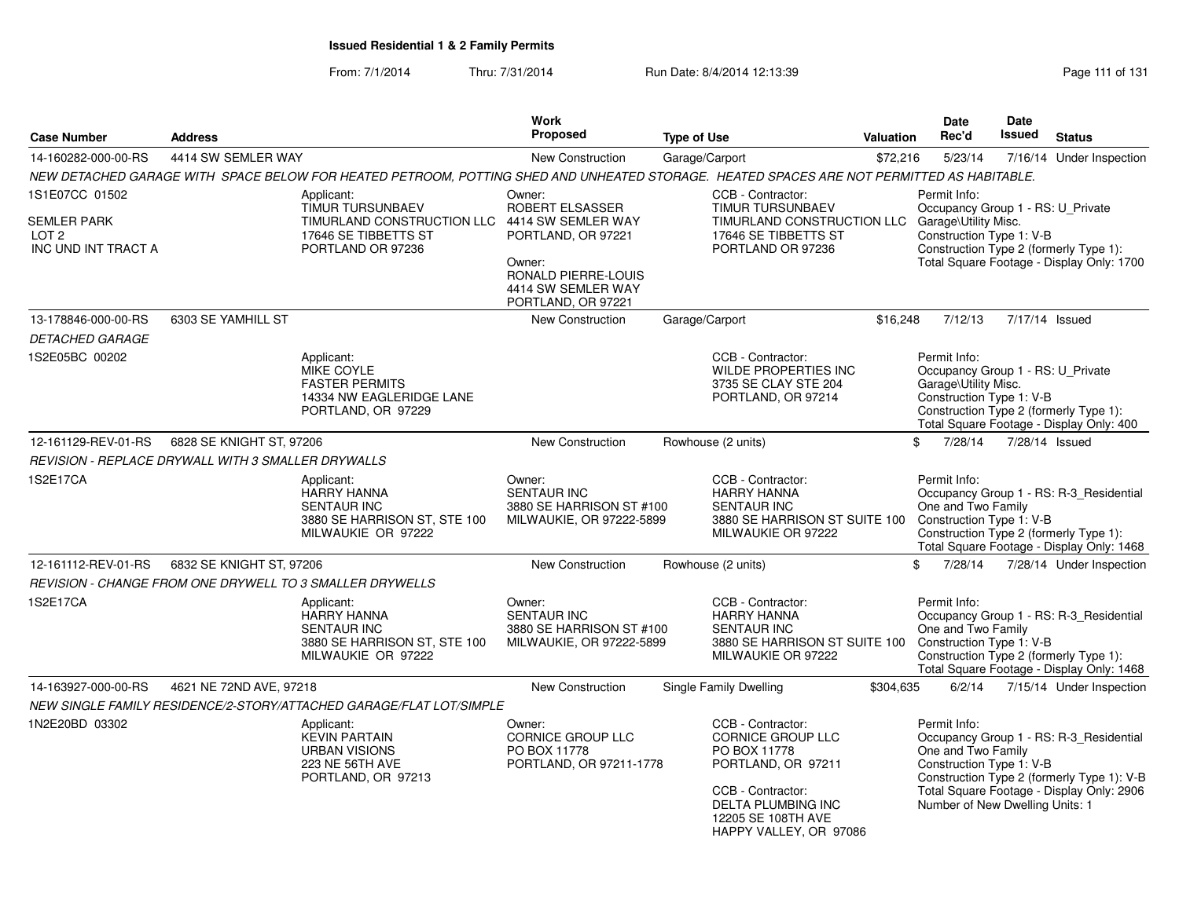**Issued Residential 1 & 2 Family Permits**

From: 7/1/2014 Thru: 7/31/2014 Run Date: 8/4/2014 12:13:39

| Case Number | Address | Work Proposed | Type of Use | Valuation | Date Rec'd | Date Issued | Status |
|---|---|---|---|---|---|---|---|
| 14-160282-000-00-RS | 4414 SW SEMLER WAY | New Construction | Garage/Carport | $72,216 | 5/23/14 | 7/16/14 | Under Inspection |

NEW DETACHED GARAGE WITH SPACE BELOW FOR HEATED PETROOM, POTTING SHED AND UNHEATED STORAGE. HEATED SPACES ARE NOT PERMITTED AS HABITABLE.

1S1E07CC 01502
SEMLER PARK
LOT 2
INC UND INT TRACT A

Applicant: TIMUR TURSUNBAEV, TIMURLAND CONSTRUCTION LLC, 17646 SE TIBBETTS ST, PORTLAND OR 97236

Owner: ROBERT ELSASSER, 4414 SW SEMLER WAY, PORTLAND, OR 97221
Owner: RONALD PIERRE-LOUIS, 4414 SW SEMLER WAY, PORTLAND, OR 97221

CCB - Contractor: TIMUR TURSUNBAEV, TIMURLAND CONSTRUCTION LLC, 17646 SE TIBBETTS ST, PORTLAND OR 97236

Permit Info:
Occupancy Group 1 - RS: U_Private Garage\Utility Misc.
Construction Type 1: V-B
Construction Type 2 (formerly Type 1):
Total Square Footage - Display Only: 1700

| Case Number | Address | Work Proposed | Type of Use | Valuation | Date Rec'd | Date Issued | Status |
|---|---|---|---|---|---|---|---|
| 13-178846-000-00-RS | 6303 SE YAMHILL ST | New Construction | Garage/Carport | $16,248 | 7/12/13 | 7/17/14 | Issued |

DETACHED GARAGE

1S2E05BC 00202

Applicant: MIKE COYLE, FASTER PERMITS, 14334 NW EAGLERIDGE LANE, PORTLAND, OR 97229

CCB - Contractor: WILDE PROPERTIES INC, 3735 SE CLAY STE 204, PORTLAND, OR 97214

Permit Info:
Occupancy Group 1 - RS: U_Private Garage\Utility Misc.
Construction Type 1: V-B
Construction Type 2 (formerly Type 1):
Total Square Footage - Display Only: 400

| Case Number | Address | Work Proposed | Type of Use | Valuation | Date Rec'd | Date Issued | Status |
|---|---|---|---|---|---|---|---|
| 12-161129-REV-01-RS | 6828 SE KNIGHT ST, 97206 | New Construction | Rowhouse (2 units) | $ | 7/28/14 | 7/28/14 | Issued |

REVISION - REPLACE DRYWALL WITH 3 SMALLER DRYWALLS

1S2E17CA

Applicant: HARRY HANNA, SENTAUR INC, 3880 SE HARRISON ST, STE 100, MILWAUKIE OR 97222

Owner: SENTAUR INC, 3880 SE HARRISON ST #100, MILWAUKIE, OR 97222-5899

CCB - Contractor: HARRY HANNA, SENTAUR INC, 3880 SE HARRISON ST SUITE 100, MILWAUKIE OR 97222

Permit Info:
Occupancy Group 1 - RS: R-3_Residential One and Two Family
Construction Type 1: V-B
Construction Type 2 (formerly Type 1):
Total Square Footage - Display Only: 1468

| Case Number | Address | Work Proposed | Type of Use | Valuation | Date Rec'd | Date Issued | Status |
|---|---|---|---|---|---|---|---|
| 12-161112-REV-01-RS | 6832 SE KNIGHT ST, 97206 | New Construction | Rowhouse (2 units) | $ | 7/28/14 | 7/28/14 | Under Inspection |

REVISION - CHANGE FROM ONE DRYWELL TO 3 SMALLER DRYWELLS

1S2E17CA

Applicant: HARRY HANNA, SENTAUR INC, 3880 SE HARRISON ST, STE 100, MILWAUKIE OR 97222

Owner: SENTAUR INC, 3880 SE HARRISON ST #100, MILWAUKIE, OR 97222-5899

CCB - Contractor: HARRY HANNA, SENTAUR INC, 3880 SE HARRISON ST SUITE 100, MILWAUKIE OR 97222

Permit Info:
Occupancy Group 1 - RS: R-3_Residential One and Two Family
Construction Type 1: V-B
Construction Type 2 (formerly Type 1):
Total Square Footage - Display Only: 1468

| Case Number | Address | Work Proposed | Type of Use | Valuation | Date Rec'd | Date Issued | Status |
|---|---|---|---|---|---|---|---|
| 14-163927-000-00-RS | 4621 NE 72ND AVE, 97218 | New Construction | Single Family Dwelling | $304,635 | 6/2/14 | 7/15/14 | Under Inspection |

NEW SINGLE FAMILY RESIDENCE/2-STORY/ATTACHED GARAGE/FLAT LOT/SIMPLE

1N2E20BD 03302

Applicant: KEVIN PARTAIN, URBAN VISIONS, 223 NE 56TH AVE, PORTLAND, OR 97213

Owner: CORNICE GROUP LLC, PO BOX 11778, PORTLAND, OR 97211-1778

CCB - Contractor: CORNICE GROUP LLC, PO BOX 11778, PORTLAND, OR 97211
CCB - Contractor: DELTA PLUMBING INC, 12205 SE 108TH AVE, HAPPY VALLEY, OR 97086

Permit Info:
Occupancy Group 1 - RS: R-3_Residential One and Two Family
Construction Type 1: V-B
Construction Type 2 (formerly Type 1): V-B
Total Square Footage - Display Only: 2906
Number of New Dwelling Units: 1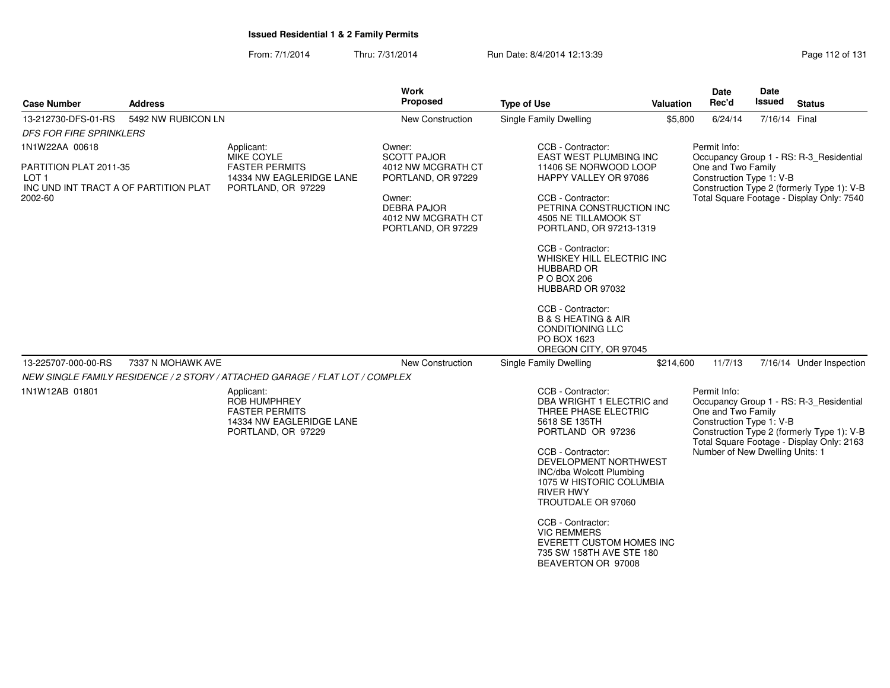**Issued Residential 1 & 2 Family Permits**

From: 7/1/2014 Thru: 7/31/2014 Run Date: 8/4/2014 12:13:39

| Case Number | Address | Work Proposed | Type of Use | Valuation | Date Rec'd | Date Issued | Status |
|---|---|---|---|---|---|---|---|
| 13-212730-DFS-01-RS | 5492 NW RUBICON LN | New Construction | Single Family Dwelling | $5,800 | 6/24/14 | 7/16/14 | Final |

*DFS FOR FIRE SPRINKLERS*

1N1W22AA 00618

PARTITION PLAT 2011-35
LOT 1
INC UND INT TRACT A OF PARTITION PLAT 2002-60

Applicant:
MIKE COYLE
FASTER PERMITS
14334 NW EAGLERIDGE LANE
PORTLAND, OR 97229

Owner:
SCOTT PAJOR
4012 NW MCGRATH CT
PORTLAND, OR 97229

Owner:
DEBRA PAJOR
4012 NW MCGRATH CT
PORTLAND, OR 97229

CCB - Contractor:
EAST WEST PLUMBING INC
11406 SE NORWOOD LOOP
HAPPY VALLEY OR 97086

CCB - Contractor:
PETRINA CONSTRUCTION INC
4505 NE TILLAMOOK ST
PORTLAND, OR 97213-1319

CCB - Contractor:
WHISKEY HILL ELECTRIC INC
HUBBARD OR
P O BOX 206
HUBBARD OR 97032

CCB - Contractor:
B & S HEATING & AIR CONDITIONING LLC
PO BOX 1623
OREGON CITY, OR 97045

Permit Info:
Occupancy Group 1 - RS: R-3_Residential One and Two Family
Construction Type 1: V-B
Construction Type 2 (formerly Type 1): V-B
Total Square Footage - Display Only: 7540

| Case Number | Address | Work Proposed | Type of Use | Valuation | Date Rec'd | Date Issued | Status |
|---|---|---|---|---|---|---|---|
| 13-225707-000-00-RS | 7337 N MOHAWK AVE | New Construction | Single Family Dwelling | $214,600 | 11/7/13 | 7/16/14 | Under Inspection |

*NEW SINGLE FAMILY RESIDENCE / 2 STORY / ATTACHED GARAGE / FLAT LOT / COMPLEX*

1N1W12AB 01801

Applicant:
ROB HUMPHREY
FASTER PERMITS
14334 NW EAGLERIDGE LANE
PORTLAND, OR 97229

CCB - Contractor:
DBA WRIGHT 1 ELECTRIC and THREE PHASE ELECTRIC
5618 SE 135TH
PORTLAND OR 97236

CCB - Contractor:
DEVELOPMENT NORTHWEST INC/dba Wolcott Plumbing
1075 W HISTORIC COLUMBIA RIVER HWY
TROUTDALE OR 97060

CCB - Contractor:
VIC REMMERS
EVERETT CUSTOM HOMES INC
735 SW 158TH AVE STE 180
BEAVERTON OR 97008

Permit Info:
Occupancy Group 1 - RS: R-3_Residential One and Two Family
Construction Type 1: V-B
Construction Type 2 (formerly Type 1): V-B
Total Square Footage - Display Only: 2163
Number of New Dwelling Units: 1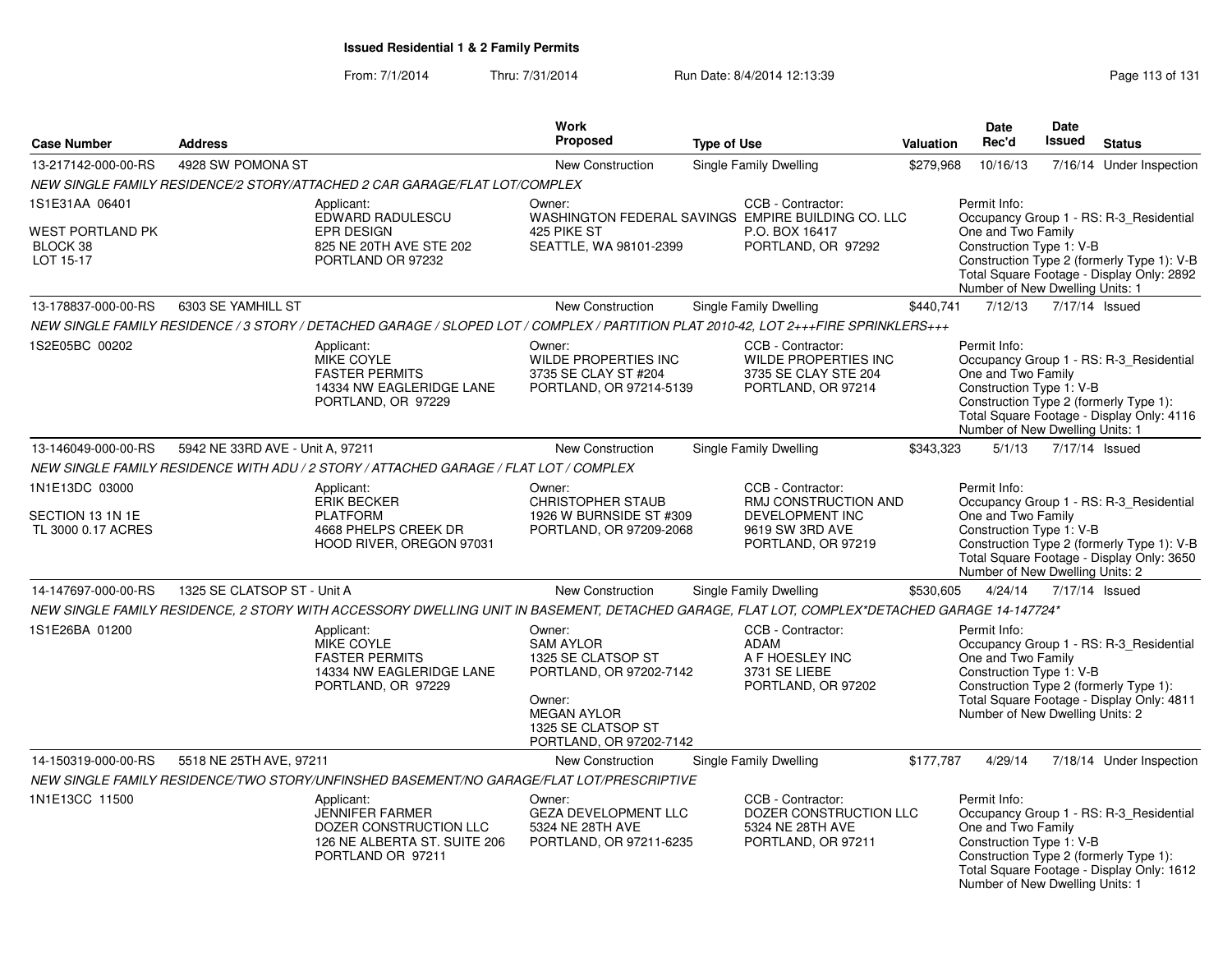**Issued Residential 1 & 2 Family Permits**

From: 7/1/2014 Thru: 7/31/2014 Run Date: 8/4/2014 12:13:39

| Case Number | Address | Work Proposed | Type of Use | Valuation | Date Rec'd | Date Issued | Status |
|---|---|---|---|---|---|---|---|
| 13-217142-000-00-RS | 4928 SW POMONA ST | New Construction | Single Family Dwelling | $279,968 | 10/16/13 | 7/16/14 | Under Inspection |

NEW SINGLE FAMILY RESIDENCE/2 STORY/ATTACHED 2 CAR GARAGE/FLAT LOT/COMPLEX

1S1E31AA 06401
WEST PORTLAND PK
BLOCK 38
LOT 15-17

Applicant:
EDWARD RADULESCU
EPR DESIGN
825 NE 20TH AVE STE 202
PORTLAND OR 97232

Owner:
WASHINGTON FEDERAL SAVINGS
425 PIKE ST
SEATTLE, WA 98101-2399

CCB - Contractor:
EMPIRE BUILDING CO. LLC
P.O. BOX 16417
PORTLAND, OR 97292

Permit Info:
Occupancy Group 1 - RS: R-3_Residential One and Two Family
Construction Type 1: V-B
Construction Type 2 (formerly Type 1): V-B
Total Square Footage - Display Only: 2892
Number of New Dwelling Units: 1

| Case Number | Address | Work Proposed | Type of Use | Valuation | Date Rec'd | Date Issued | Status |
|---|---|---|---|---|---|---|---|
| 13-178837-000-00-RS | 6303 SE YAMHILL ST | New Construction | Single Family Dwelling | $440,741 | 7/12/13 | 7/17/14 | Issued |

NEW SINGLE FAMILY RESIDENCE / 3 STORY / DETACHED GARAGE / SLOPED LOT / COMPLEX / PARTITION PLAT 2010-42, LOT 2+++FIRE SPRINKLERS+++

1S2E05BC 00202

Applicant:
MIKE COYLE
FASTER PERMITS
14334 NW EAGLERIDGE LANE
PORTLAND, OR 97229

Owner:
WILDE PROPERTIES INC
3735 SE CLAY ST #204
PORTLAND, OR 97214-5139

CCB - Contractor:
WILDE PROPERTIES INC
3735 SE CLAY STE 204
PORTLAND, OR 97214

Permit Info:
Occupancy Group 1 - RS: R-3_Residential One and Two Family
Construction Type 1: V-B
Construction Type 2 (formerly Type 1):
Total Square Footage - Display Only: 4116
Number of New Dwelling Units: 1

| Case Number | Address | Work Proposed | Type of Use | Valuation | Date Rec'd | Date Issued | Status |
|---|---|---|---|---|---|---|---|
| 13-146049-000-00-RS | 5942 NE 33RD AVE - Unit A, 97211 | New Construction | Single Family Dwelling | $343,323 | 5/1/13 | 7/17/14 | Issued |

NEW SINGLE FAMILY RESIDENCE WITH ADU / 2 STORY / ATTACHED GARAGE / FLAT LOT / COMPLEX

1N1E13DC 03000
SECTION 13 1N 1E
TL 3000 0.17 ACRES

Applicant:
ERIK BECKER
PLATFORM
4668 PHELPS CREEK DR
HOOD RIVER, OREGON 97031

Owner:
CHRISTOPHER STAUB
1926 W BURNSIDE ST #309
PORTLAND, OR 97209-2068

CCB - Contractor:
RMJ CONSTRUCTION AND DEVELOPMENT INC
9619 SW 3RD AVE
PORTLAND, OR 97219

Permit Info:
Occupancy Group 1 - RS: R-3_Residential One and Two Family
Construction Type 1: V-B
Construction Type 2 (formerly Type 1): V-B
Total Square Footage - Display Only: 3650
Number of New Dwelling Units: 2

| Case Number | Address | Work Proposed | Type of Use | Valuation | Date Rec'd | Date Issued | Status |
|---|---|---|---|---|---|---|---|
| 14-147697-000-00-RS | 1325 SE CLATSOP ST - Unit A | New Construction | Single Family Dwelling | $530,605 | 4/24/14 | 7/17/14 | Issued |

NEW SINGLE FAMILY RESIDENCE, 2 STORY WITH ACCESSORY DWELLING UNIT IN BASEMENT, DETACHED GARAGE, FLAT LOT, COMPLEX*DETACHED GARAGE 14-147724*

1S1E26BA 01200

Applicant:
MIKE COYLE
FASTER PERMITS
14334 NW EAGLERIDGE LANE
PORTLAND, OR 97229

Owner:
SAM AYLOR
1325 SE CLATSOP ST
PORTLAND, OR 97202-7142

Owner:
MEGAN AYLOR
1325 SE CLATSOP ST
PORTLAND, OR 97202-7142

CCB - Contractor:
ADAM
A F HOESLEY INC
3731 SE LIEBE
PORTLAND, OR 97202

Permit Info:
Occupancy Group 1 - RS: R-3_Residential One and Two Family
Construction Type 1: V-B
Construction Type 2 (formerly Type 1):
Total Square Footage - Display Only: 4811
Number of New Dwelling Units: 2

| Case Number | Address | Work Proposed | Type of Use | Valuation | Date Rec'd | Date Issued | Status |
|---|---|---|---|---|---|---|---|
| 14-150319-000-00-RS | 5518 NE 25TH AVE, 97211 | New Construction | Single Family Dwelling | $177,787 | 4/29/14 | 7/18/14 | Under Inspection |

NEW SINGLE FAMILY RESIDENCE/TWO STORY/UNFINSHED BASEMENT/NO GARAGE/FLAT LOT/PRESCRIPTIVE

1N1E13CC 11500

Applicant:
JENNIFER FARMER
DOZER CONSTRUCTION LLC
126 NE ALBERTA ST. SUITE 206
PORTLAND OR 97211

Owner:
GEZA DEVELOPMENT LLC
5324 NE 28TH AVE
PORTLAND, OR 97211-6235

CCB - Contractor:
DOZER CONSTRUCTION LLC
5324 NE 28TH AVE
PORTLAND, OR 97211

Permit Info:
Occupancy Group 1 - RS: R-3_Residential One and Two Family
Construction Type 1: V-B
Construction Type 2 (formerly Type 1):
Total Square Footage - Display Only: 1612
Number of New Dwelling Units: 1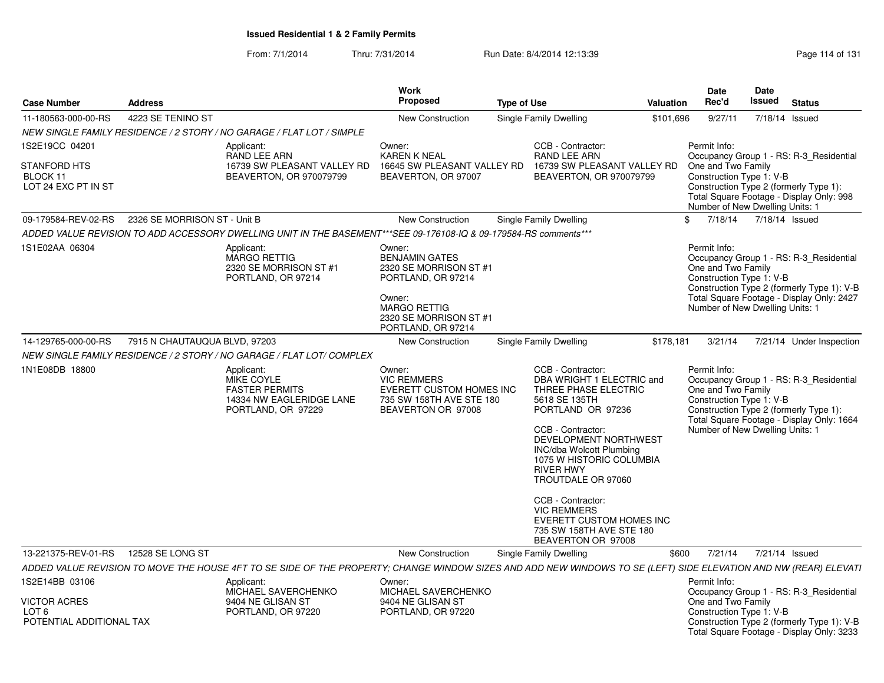**Issued Residential 1 & 2 Family Permits**

From: 7/1/2014 Thru: 7/31/2014 Run Date: 8/4/2014 12:13:39

| Case Number | Address | Work Proposed | Type of Use | Valuation | Date Rec'd | Date Issued | Status |
|---|---|---|---|---|---|---|---|
| 11-180563-000-00-RS | 4223 SE TENINO ST | New Construction | Single Family Dwelling | $101,696 | 9/27/11 | 7/18/14 | Issued |

NEW SINGLE FAMILY RESIDENCE / 2 STORY / NO GARAGE / FLAT LOT / SIMPLE

1S2E19CC 04201
STANFORD HTS
BLOCK 11
LOT 24 EXC PT IN ST

Applicant:
RAND LEE ARN
16739 SW PLEASANT VALLEY RD
BEAVERTON, OR 970079799

Owner:
KAREN K NEAL
16645 SW PLEASANT VALLEY RD
BEAVERTON, OR 97007

CCB - Contractor:
RAND LEE ARN
16739 SW PLEASANT VALLEY RD
BEAVERTON, OR 970079799

Permit Info:
Occupancy Group 1 - RS: R-3_Residential One and Two Family
Construction Type 1: V-B
Construction Type 2 (formerly Type 1):
Total Square Footage - Display Only: 998
Number of New Dwelling Units: 1

| Case Number | Address | Work Proposed | Type of Use | Valuation | Date Rec'd | Date Issued | Status |
|---|---|---|---|---|---|---|---|
| 09-179584-REV-02-RS | 2326 SE MORRISON ST - Unit B | New Construction | Single Family Dwelling | $ | 7/18/14 | 7/18/14 | Issued |

ADDED VALUE REVISION TO ADD ACCESSORY DWELLING UNIT IN THE BASEMENT***SEE 09-176108-IQ & 09-179584-RS comments***

1S1E02AA 06304

Applicant:
MARGO RETTIG
2320 SE MORRISON ST #1
PORTLAND, OR 97214

Owner:
BENJAMIN GATES
2320 SE MORRISON ST #1
PORTLAND, OR 97214

Owner:
MARGO RETTIG
2320 SE MORRISON ST #1
PORTLAND, OR 97214

Permit Info:
Occupancy Group 1 - RS: R-3_Residential One and Two Family
Construction Type 1: V-B
Construction Type 2 (formerly Type 1): V-B
Total Square Footage - Display Only: 2427
Number of New Dwelling Units: 1

| Case Number | Address | Work Proposed | Type of Use | Valuation | Date Rec'd | Date Issued | Status |
|---|---|---|---|---|---|---|---|
| 14-129765-000-00-RS | 7915 N CHAUTAUQUA BLVD, 97203 | New Construction | Single Family Dwelling | $178,181 | 3/21/14 | 7/21/14 | Under Inspection |

NEW SINGLE FAMILY RESIDENCE / 2 STORY / NO GARAGE / FLAT LOT/ COMPLEX

1N1E08DB 18800

Applicant:
MIKE COYLE
FASTER PERMITS
14334 NW EAGLERIDGE LANE
PORTLAND, OR 97229

Owner:
VIC REMMERS
EVERETT CUSTOM HOMES INC
735 SW 158TH AVE STE 180
BEAVERTON OR 97008

CCB - Contractor:
DBA WRIGHT 1 ELECTRIC and THREE PHASE ELECTRIC
5618 SE 135TH
PORTLAND OR 97236

CCB - Contractor:
DEVELOPMENT NORTHWEST INC/dba Wolcott Plumbing
1075 W HISTORIC COLUMBIA RIVER HWY
TROUTDALE OR 97060

CCB - Contractor:
VIC REMMERS
EVERETT CUSTOM HOMES INC
735 SW 158TH AVE STE 180
BEAVERTON OR 97008

Permit Info:
Occupancy Group 1 - RS: R-3_Residential One and Two Family
Construction Type 1: V-B
Construction Type 2 (formerly Type 1):
Total Square Footage - Display Only: 1664
Number of New Dwelling Units: 1

| Case Number | Address | Work Proposed | Type of Use | Valuation | Date Rec'd | Date Issued | Status |
|---|---|---|---|---|---|---|---|
| 13-221375-REV-01-RS | 12528 SE LONG ST | New Construction | Single Family Dwelling | $600 | 7/21/14 | 7/21/14 | Issued |

ADDED VALUE REVISION TO MOVE THE HOUSE 4FT TO SE SIDE OF THE PROPERTY; CHANGE WINDOW SIZES AND ADD NEW WINDOWS TO SE (LEFT) SIDE ELEVATION AND NW (REAR) ELEVATI

1S2E14BB 03106
VICTOR ACRES
LOT 6
POTENTIAL ADDITIONAL TAX

Applicant:
MICHAEL SAVERCHENKO
9404 NE GLISAN ST
PORTLAND, OR 97220

Owner:
MICHAEL SAVERCHENKO
9404 NE GLISAN ST
PORTLAND, OR 97220

Permit Info:
Occupancy Group 1 - RS: R-3_Residential One and Two Family
Construction Type 1: V-B
Construction Type 2 (formerly Type 1): V-B
Total Square Footage - Display Only: 3233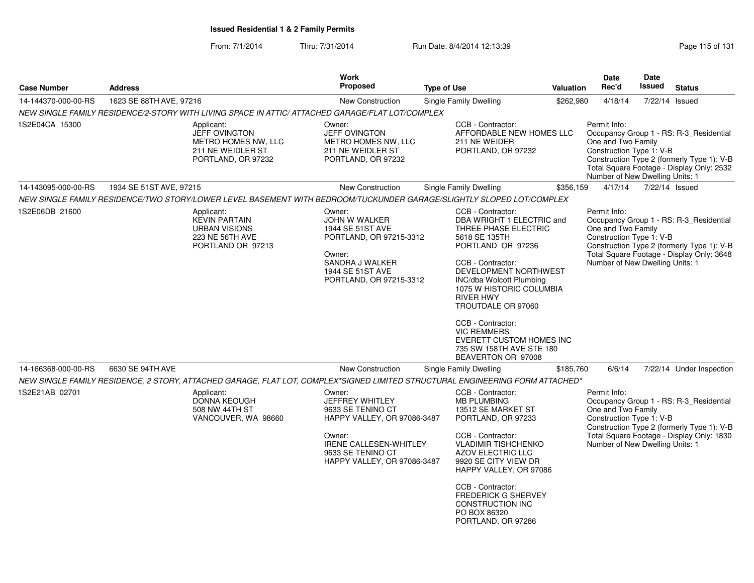**Issued Residential 1 & 2 Family Permits**

From: 7/1/2014 Thru: 7/31/2014 Run Date: 8/4/2014 12:13:39

| Case Number | Address | Work Proposed | Type of Use | Valuation | Date Rec'd | Date Issued | Status |
|---|---|---|---|---|---|---|---|
| 14-144370-000-00-RS | 1623 SE 88TH AVE, 97216 | New Construction | Single Family Dwelling | $262,980 | 4/18/14 | 7/22/14 | Issued |

*NEW SINGLE FAMILY RESIDENCE/2-STORY WITH LIVING SPACE IN ATTIC/ ATTACHED GARAGE/FLAT LOT/COMPLEX*

1S2E04CA 15300

Applicant:
JEFF OVINGTON
METRO HOMES NW, LLC
211 NE WEIDLER ST
PORTLAND, OR 97232

Owner:
JEFF OVINGTON
METRO HOMES NW, LLC
211 NE WEIDLER ST
PORTLAND, OR 97232

CCB - Contractor:
AFFORDABLE NEW HOMES LLC
211 NE WEIDER
PORTLAND, OR 97232

Permit Info:
Occupancy Group 1 - RS: R-3_Residential One and Two Family
Construction Type 1: V-B
Construction Type 2 (formerly Type 1): V-B
Total Square Footage - Display Only: 2532
Number of New Dwelling Units: 1

| Case Number | Address | Work Proposed | Type of Use | Valuation | Date Rec'd | Date Issued | Status |
|---|---|---|---|---|---|---|---|
| 14-143095-000-00-RS | 1934 SE 51ST AVE, 97215 | New Construction | Single Family Dwelling | $356,159 | 4/17/14 | 7/22/14 | Issued |

*NEW SINGLE FAMILY RESIDENCE/TWO STORY/LOWER LEVEL BASEMENT WITH BEDROOM/TUCKUNDER GARAGE/SLIGHTLY SLOPED LOT/COMPLEX*

1S2E06DB 21600

Applicant:
KEVIN PARTAIN
URBAN VISIONS
223 NE 56TH AVE
PORTLAND OR 97213

Owner:
JOHN W WALKER
1944 SE 51ST AVE
PORTLAND, OR 97215-3312

Owner:
SANDRA J WALKER
1944 SE 51ST AVE
PORTLAND, OR 97215-3312

CCB - Contractor:
DBA WRIGHT 1 ELECTRIC and THREE PHASE ELECTRIC
5618 SE 135TH
PORTLAND OR 97236

CCB - Contractor:
DEVELOPMENT NORTHWEST INC/dba Wolcott Plumbing
1075 W HISTORIC COLUMBIA RIVER HWY
TROUTDALE OR 97060

CCB - Contractor:
VIC REMMERS
EVERETT CUSTOM HOMES INC
735 SW 158TH AVE STE 180
BEAVERTON OR 97008

Permit Info:
Occupancy Group 1 - RS: R-3_Residential One and Two Family
Construction Type 1: V-B
Construction Type 2 (formerly Type 1): V-B
Total Square Footage - Display Only: 3648
Number of New Dwelling Units: 1

| Case Number | Address | Work Proposed | Type of Use | Valuation | Date Rec'd | Date Issued | Status |
|---|---|---|---|---|---|---|---|
| 14-166368-000-00-RS | 6630 SE 94TH AVE | New Construction | Single Family Dwelling | $185,760 | 6/6/14 | 7/22/14 | Under Inspection |

*NEW SINGLE FAMILY RESIDENCE, 2 STORY, ATTACHED GARAGE, FLAT LOT, COMPLEX*SIGNED LIMITED STRUCTURAL ENGINEERING FORM ATTACHED**

1S2E21AB 02701

Applicant:
DONNA KEOUGH
508 NW 44TH ST
VANCOUVER, WA 98660

Owner:
JEFFREY WHITLEY
9633 SE TENINO CT
HAPPY VALLEY, OR 97086-3487

Owner:
IRENE CALLESEN-WHITLEY
9633 SE TENINO CT
HAPPY VALLEY, OR 97086-3487

CCB - Contractor:
MB PLUMBING
13512 SE MARKET ST
PORTLAND, OR 97233

CCB - Contractor:
VLADIMIR TISHCHENKO
AZOV ELECTRIC LLC
9920 SE CITY VIEW DR
HAPPY VALLEY, OR 97086

CCB - Contractor:
FREDERICK G SHERVEY CONSTRUCTION INC
PO BOX 86320
PORTLAND, OR 97286

Permit Info:
Occupancy Group 1 - RS: R-3_Residential One and Two Family
Construction Type 1: V-B
Construction Type 2 (formerly Type 1): V-B
Total Square Footage - Display Only: 1830
Number of New Dwelling Units: 1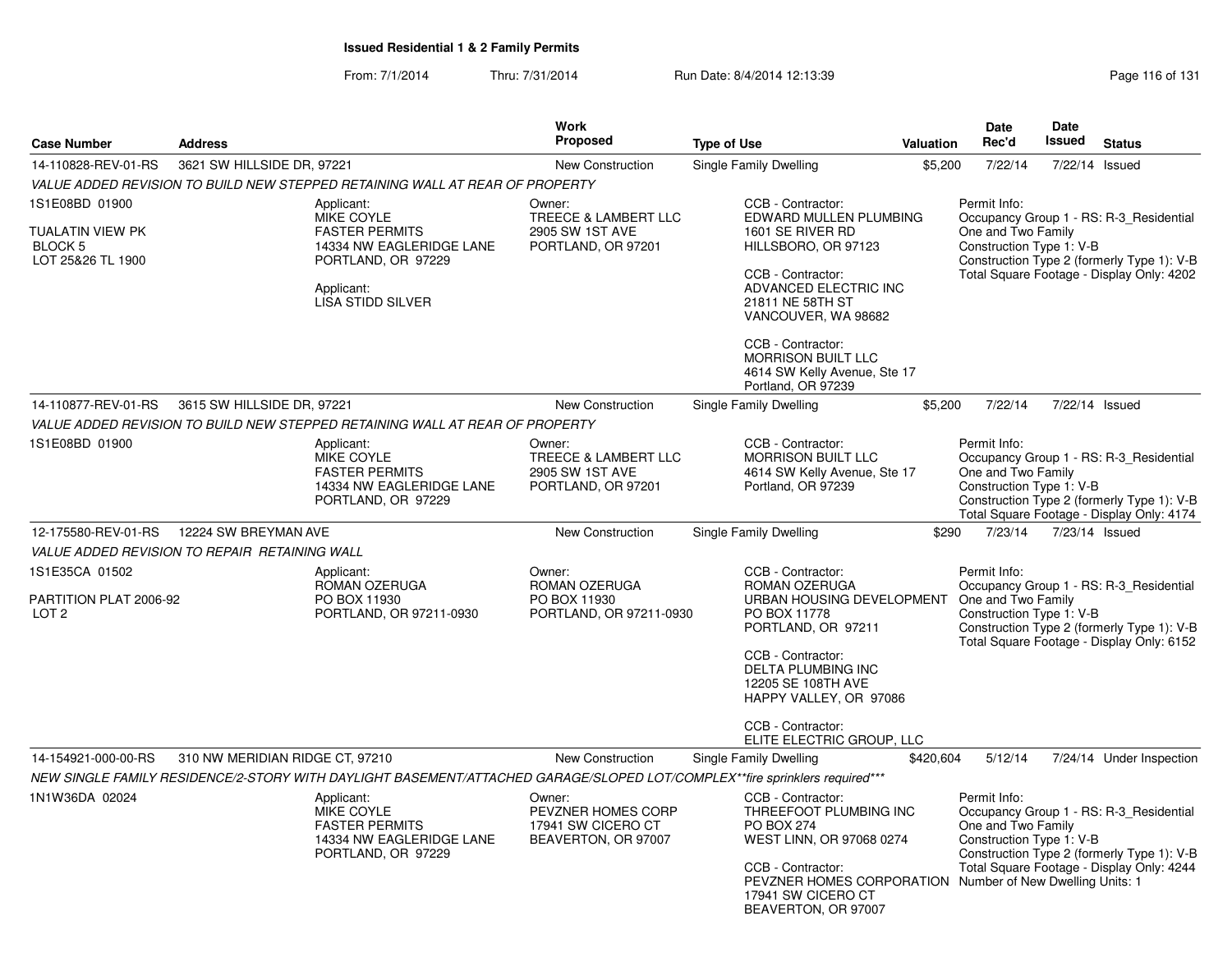**Issued Residential 1 & 2 Family Permits**

From: 7/1/2014 Thru: 7/31/2014 Run Date: 8/4/2014 12:13:39

| Case Number | Address | Work Proposed | Type of Use | Valuation | Date Rec'd | Date Issued | Status |
|---|---|---|---|---|---|---|---|
| 14-110828-REV-01-RS | 3621 SW HILLSIDE DR, 97221 | New Construction | Single Family Dwelling | $5,200 | 7/22/14 | 7/22/14 | Issued |

*VALUE ADDED REVISION TO BUILD NEW STEPPED RETAINING WALL AT REAR OF PROPERTY*

1S1E08BD 01900

TUALATIN VIEW PK
BLOCK 5
LOT 25&26 TL 1900

Applicant:
MIKE COYLE
FASTER PERMITS
14334 NW EAGLERIDGE LANE
PORTLAND, OR 97229

Applicant:
LISA STIDD SILVER

Owner:
TREECE & LAMBERT LLC
2905 SW 1ST AVE
PORTLAND, OR 97201

CCB - Contractor:
EDWARD MULLEN PLUMBING
1601 SE RIVER RD
HILLSBORO, OR 97123

CCB - Contractor:
ADVANCED ELECTRIC INC
21811 NE 58TH ST
VANCOUVER, WA 98682

CCB - Contractor:
MORRISON BUILT LLC
4614 SW Kelly Avenue, Ste 17
Portland, OR 97239

Permit Info:
Occupancy Group 1 - RS: R-3_Residential One and Two Family
Construction Type 1: V-B
Construction Type 2 (formerly Type 1): V-B
Total Square Footage - Display Only: 4202

| Case Number | Address | Work Proposed | Type of Use | Valuation | Date Rec'd | Date Issued | Status |
|---|---|---|---|---|---|---|---|
| 14-110877-REV-01-RS | 3615 SW HILLSIDE DR, 97221 | New Construction | Single Family Dwelling | $5,200 | 7/22/14 | 7/22/14 | Issued |

*VALUE ADDED REVISION TO BUILD NEW STEPPED RETAINING WALL AT REAR OF PROPERTY*

1S1E08BD 01900

Applicant:
MIKE COYLE
FASTER PERMITS
14334 NW EAGLERIDGE LANE
PORTLAND, OR 97229

Owner:
TREECE & LAMBERT LLC
2905 SW 1ST AVE
PORTLAND, OR 97201

CCB - Contractor:
MORRISON BUILT LLC
4614 SW Kelly Avenue, Ste 17
Portland, OR 97239

Permit Info:
Occupancy Group 1 - RS: R-3_Residential One and Two Family
Construction Type 1: V-B
Construction Type 2 (formerly Type 1): V-B
Total Square Footage - Display Only: 4174

| Case Number | Address | Work Proposed | Type of Use | Valuation | Date Rec'd | Date Issued | Status |
|---|---|---|---|---|---|---|---|
| 12-175580-REV-01-RS | 12224 SW BREYMAN AVE | New Construction | Single Family Dwelling | $290 | 7/23/14 | 7/23/14 | Issued |

*VALUE ADDED REVISION TO REPAIR RETAINING WALL*

1S1E35CA 01502

PARTITION PLAT 2006-92
LOT 2

Applicant:
ROMAN OZERUGA
PO BOX 11930
PORTLAND, OR 97211-0930

Owner:
ROMAN OZERUGA
PO BOX 11930
PORTLAND, OR 97211-0930

CCB - Contractor:
ROMAN OZERUGA
URBAN HOUSING DEVELOPMENT
PO BOX 11778
PORTLAND, OR 97211

CCB - Contractor:
DELTA PLUMBING INC
12205 SE 108TH AVE
HAPPY VALLEY, OR 97086

CCB - Contractor:
ELITE ELECTRIC GROUP, LLC

Permit Info:
Occupancy Group 1 - RS: R-3_Residential One and Two Family
Construction Type 1: V-B
Construction Type 2 (formerly Type 1): V-B
Total Square Footage - Display Only: 6152

| Case Number | Address | Work Proposed | Type of Use | Valuation | Date Rec'd | Date Issued | Status |
|---|---|---|---|---|---|---|---|
| 14-154921-000-00-RS | 310 NW MERIDIAN RIDGE CT, 97210 | New Construction | Single Family Dwelling | $420,604 | 5/12/14 | 7/24/14 | Under Inspection |

*NEW SINGLE FAMILY RESIDENCE/2-STORY WITH DAYLIGHT BASEMENT/ATTACHED GARAGE/SLOPED LOT/COMPLEX**fire sprinklers required****

1N1W36DA 02024

Applicant:
MIKE COYLE
FASTER PERMITS
14334 NW EAGLERIDGE LANE
PORTLAND, OR 97229

Owner:
PEVZNER HOMES CORP
17941 SW CICERO CT
BEAVERTON, OR 97007

CCB - Contractor:
THREEFOOT PLUMBING INC
PO BOX 274
WEST LINN, OR 97068 0274

CCB - Contractor:
PEVZNER HOMES CORPORATION
17941 SW CICERO CT
BEAVERTON, OR 97007

Permit Info:
Occupancy Group 1 - RS: R-3_Residential One and Two Family
Construction Type 1: V-B
Construction Type 2 (formerly Type 1): V-B
Total Square Footage - Display Only: 4244
Number of New Dwelling Units: 1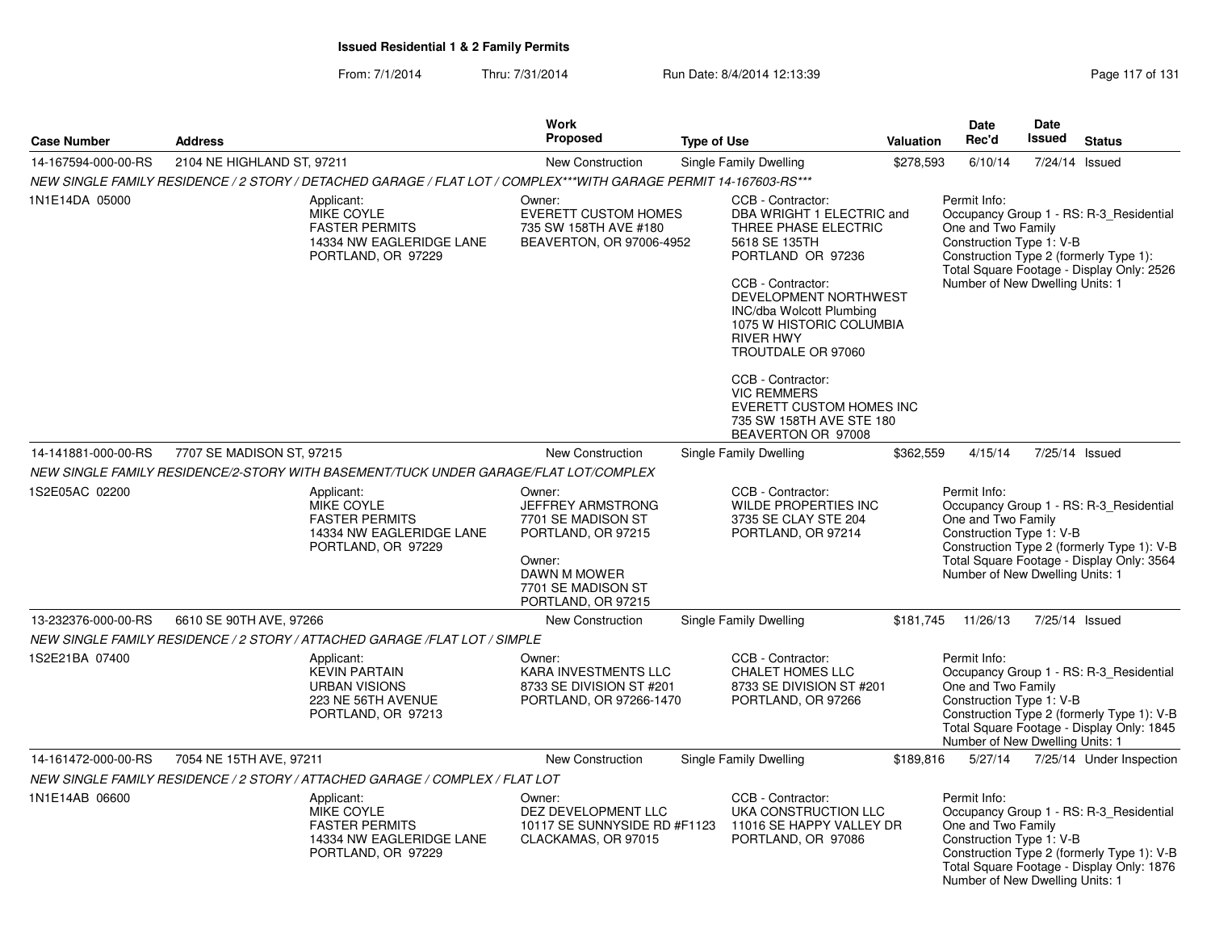## Issued Residential 1 & 2 Family Permits

From: 7/1/2014 Thru: 7/31/2014 Run Date: 8/4/2014 12:13:39

| Case Number | Address | Work Proposed | Type of Use | Valuation | Date Rec'd | Date Issued | Status |
|---|---|---|---|---|---|---|---|
| 14-167594-000-00-RS | 2104 NE HIGHLAND ST, 97211 | New Construction | Single Family Dwelling | $278,593 | 6/10/14 | 7/24/14 | Issued |

NEW SINGLE FAMILY RESIDENCE / 2 STORY / DETACHED GARAGE / FLAT LOT / COMPLEX***WITH GARAGE PERMIT 14-167603-RS***

1N1E14DA 05000

Applicant: MIKE COYLE, FASTER PERMITS, 14334 NW EAGLERIDGE LANE, PORTLAND, OR 97229

Owner: EVERETT CUSTOM HOMES, 735 SW 158TH AVE #180, BEAVERTON, OR 97006-4952

CCB - Contractor: DBA WRIGHT 1 ELECTRIC and THREE PHASE ELECTRIC, 5618 SE 135TH, PORTLAND OR 97236

CCB - Contractor: DEVELOPMENT NORTHWEST INC/dba Wolcott Plumbing, 1075 W HISTORIC COLUMBIA RIVER HWY, TROUTDALE OR 97060

CCB - Contractor: VIC REMMERS, EVERETT CUSTOM HOMES INC, 735 SW 158TH AVE STE 180, BEAVERTON OR 97008

Permit Info: Occupancy Group 1 - RS: R-3_Residential One and Two Family; Construction Type 1: V-B; Construction Type 2 (formerly Type 1):; Total Square Footage - Display Only: 2526; Number of New Dwelling Units: 1

| Case Number | Address | Work Proposed | Type of Use | Valuation | Date Rec'd | Date Issued | Status |
|---|---|---|---|---|---|---|---|
| 14-141881-000-00-RS | 7707 SE MADISON ST, 97215 | New Construction | Single Family Dwelling | $362,559 | 4/15/14 | 7/25/14 | Issued |

NEW SINGLE FAMILY RESIDENCE/2-STORY WITH BASEMENT/TUCK UNDER GARAGE/FLAT LOT/COMPLEX

1S2E05AC 02200

Applicant: MIKE COYLE, FASTER PERMITS, 14334 NW EAGLERIDGE LANE, PORTLAND, OR 97229

Owner: JEFFREY ARMSTRONG, 7701 SE MADISON ST, PORTLAND, OR 97215

Owner: DAWN M MOWER, 7701 SE MADISON ST, PORTLAND, OR 97215

CCB - Contractor: WILDE PROPERTIES INC, 3735 SE CLAY STE 204, PORTLAND, OR 97214

Permit Info: Occupancy Group 1 - RS: R-3_Residential One and Two Family; Construction Type 1: V-B; Construction Type 2 (formerly Type 1): V-B; Total Square Footage - Display Only: 3564; Number of New Dwelling Units: 1

| Case Number | Address | Work Proposed | Type of Use | Valuation | Date Rec'd | Date Issued | Status |
|---|---|---|---|---|---|---|---|
| 13-232376-000-00-RS | 6610 SE 90TH AVE, 97266 | New Construction | Single Family Dwelling | $181,745 | 11/26/13 | 7/25/14 | Issued |

NEW SINGLE FAMILY RESIDENCE / 2 STORY / ATTACHED GARAGE /FLAT LOT / SIMPLE

1S2E21BA 07400

Applicant: KEVIN PARTAIN, URBAN VISIONS, 223 NE 56TH AVENUE, PORTLAND, OR 97213

Owner: KARA INVESTMENTS LLC, 8733 SE DIVISION ST #201, PORTLAND, OR 97266-1470

CCB - Contractor: CHALET HOMES LLC, 8733 SE DIVISION ST #201, PORTLAND, OR 97266

Permit Info: Occupancy Group 1 - RS: R-3_Residential One and Two Family; Construction Type 1: V-B; Construction Type 2 (formerly Type 1): V-B; Total Square Footage - Display Only: 1845; Number of New Dwelling Units: 1

| Case Number | Address | Work Proposed | Type of Use | Valuation | Date Rec'd | Date Issued | Status |
|---|---|---|---|---|---|---|---|
| 14-161472-000-00-RS | 7054 NE 15TH AVE, 97211 | New Construction | Single Family Dwelling | $189,816 | 5/27/14 | 7/25/14 | Under Inspection |

NEW SINGLE FAMILY RESIDENCE / 2 STORY / ATTACHED GARAGE / COMPLEX / FLAT LOT

1N1E14AB 06600

Applicant: MIKE COYLE, FASTER PERMITS, 14334 NW EAGLERIDGE LANE, PORTLAND, OR 97229

Owner: DEZ DEVELOPMENT LLC, 10117 SE SUNNYSIDE RD #F1123, CLACKAMAS, OR 97015

CCB - Contractor: UKA CONSTRUCTION LLC, 11016 SE HAPPY VALLEY DR, PORTLAND, OR 97086

Permit Info: Occupancy Group 1 - RS: R-3_Residential One and Two Family; Construction Type 1: V-B; Construction Type 2 (formerly Type 1): V-B; Total Square Footage - Display Only: 1876; Number of New Dwelling Units: 1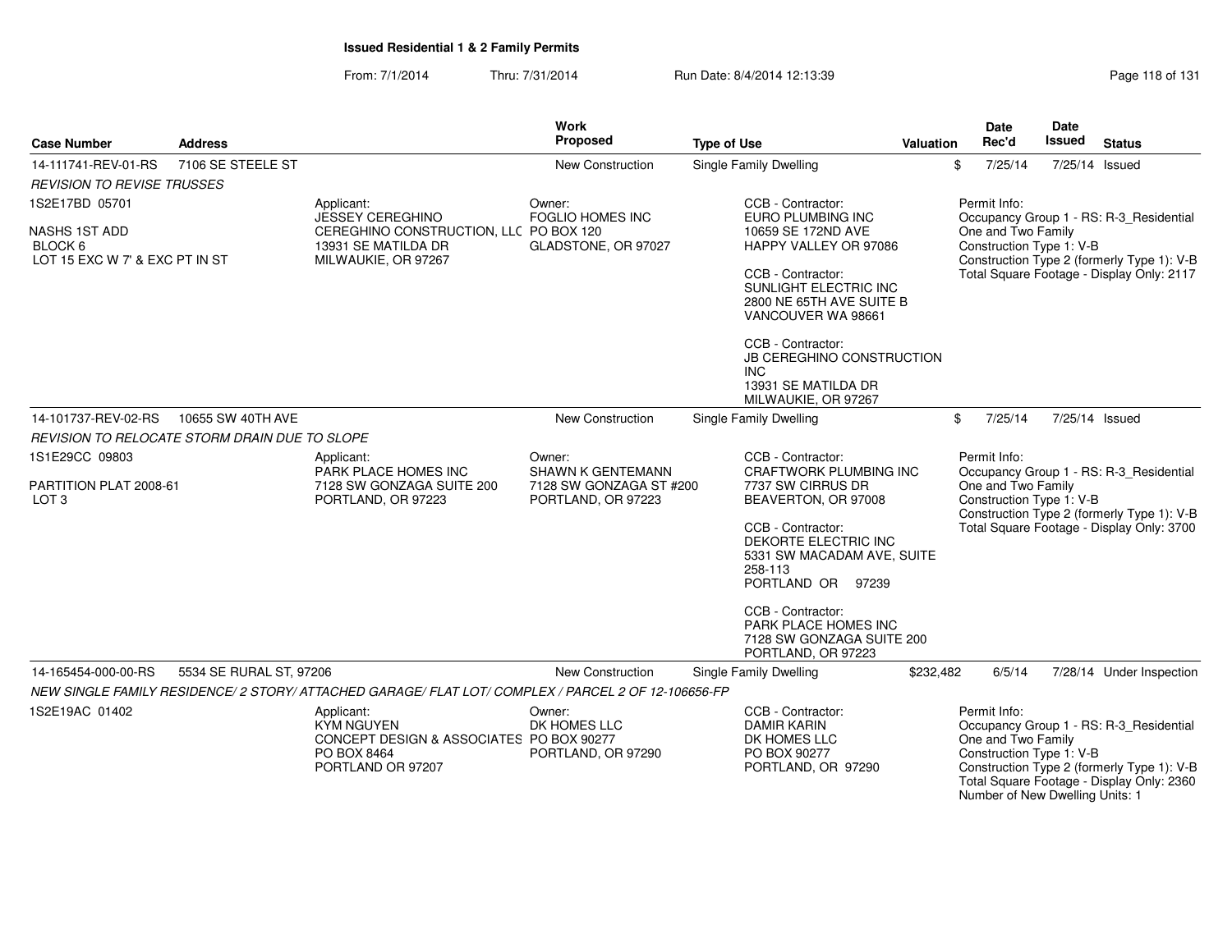**Issued Residential 1 & 2 Family Permits**

From: 7/1/2014 Thru: 7/31/2014 Run Date: 8/4/2014 12:13:39

| Case Number | Address | Work Proposed | Type of Use | Valuation | Date Rec'd | Date Issued | Status |
|---|---|---|---|---|---|---|---|
| 14-111741-REV-01-RS | 7106 SE STEELE ST | New Construction | Single Family Dwelling | $ | 7/25/14 | 7/25/14 | Issued |

*REVISION TO REVISE TRUSSES*

1S2E17BD 05701

NASHS 1ST ADD
BLOCK 6
LOT 15 EXC W 7' & EXC PT IN ST

Applicant:
JESSEY CEREGHINO
CEREGHINO CONSTRUCTION, LLC
13931 SE MATILDA DR
MILWAUKIE, OR 97267

Owner:
FOGLIO HOMES INC
PO BOX 120
GLADSTONE, OR 97027

CCB - Contractor:
EURO PLUMBING INC
10659 SE 172ND AVE
HAPPY VALLEY OR 97086

CCB - Contractor:
SUNLIGHT ELECTRIC INC
2800 NE 65TH AVE SUITE B
VANCOUVER WA 98661

CCB - Contractor:
JB CEREGHINO CONSTRUCTION INC
13931 SE MATILDA DR
MILWAUKIE, OR 97267

Permit Info:
Occupancy Group 1 - RS: R-3_Residential One and Two Family
Construction Type 1: V-B
Construction Type 2 (formerly Type 1): V-B
Total Square Footage - Display Only: 2117

| Case Number | Address | Work Proposed | Type of Use | Valuation | Date Rec'd | Date Issued | Status |
|---|---|---|---|---|---|---|---|
| 14-101737-REV-02-RS | 10655 SW 40TH AVE | New Construction | Single Family Dwelling | $ | 7/25/14 | 7/25/14 | Issued |

*REVISION TO RELOCATE STORM DRAIN DUE TO SLOPE*

1S1E29CC 09803

PARTITION PLAT 2008-61
LOT 3

Applicant:
PARK PLACE HOMES INC
7128 SW GONZAGA SUITE 200
PORTLAND, OR 97223

Owner:
SHAWN K GENTEMANN
7128 SW GONZAGA ST #200
PORTLAND, OR 97223

CCB - Contractor:
CRAFTWORK PLUMBING INC
7737 SW CIRRUS DR
BEAVERTON, OR 97008

CCB - Contractor:
DEKORTE ELECTRIC INC
5331 SW MACADAM AVE, SUITE 258-113
PORTLAND OR 97239

CCB - Contractor:
PARK PLACE HOMES INC
7128 SW GONZAGA SUITE 200
PORTLAND, OR 97223

Permit Info:
Occupancy Group 1 - RS: R-3_Residential One and Two Family
Construction Type 1: V-B
Construction Type 2 (formerly Type 1): V-B
Total Square Footage - Display Only: 3700

| Case Number | Address | Work Proposed | Type of Use | Valuation | Date Rec'd | Date Issued | Status |
|---|---|---|---|---|---|---|---|
| 14-165454-000-00-RS | 5534 SE RURAL ST, 97206 | New Construction | Single Family Dwelling | $232,482 | 6/5/14 | 7/28/14 | Under Inspection |

*NEW SINGLE FAMILY RESIDENCE/ 2 STORY/ ATTACHED GARAGE/ FLAT LOT/ COMPLEX / PARCEL 2 OF 12-106656-FP*

1S2E19AC 01402

Applicant:
KYM NGUYEN
CONCEPT DESIGN & ASSOCIATES
PO BOX 8464
PORTLAND OR 97207

Owner:
DK HOMES LLC
PO BOX 90277
PORTLAND, OR 97290

CCB - Contractor:
DAMIR KARIN
DK HOMES LLC
PO BOX 90277
PORTLAND, OR 97290

Permit Info:
Occupancy Group 1 - RS: R-3_Residential One and Two Family
Construction Type 1: V-B
Construction Type 2 (formerly Type 1): V-B
Total Square Footage - Display Only: 2360
Number of New Dwelling Units: 1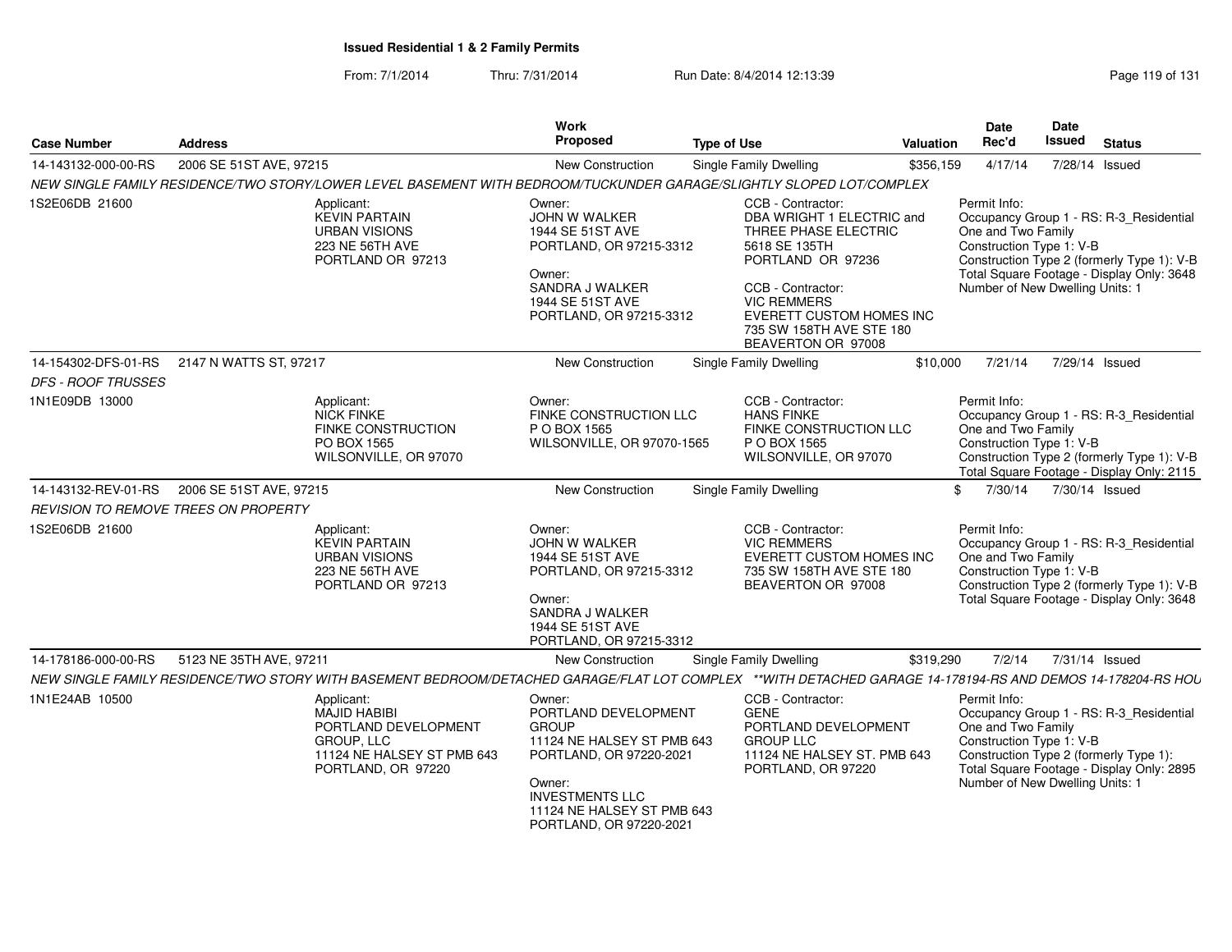## Issued Residential 1 & 2 Family Permits

From: 7/1/2014 Thru: 7/31/2014 Run Date: 8/4/2014 12:13:39

| Case Number | Address | Work Proposed | Type of Use | Valuation | Date Rec'd | Date Issued | Status |
|---|---|---|---|---|---|---|---|
| 14-143132-000-00-RS | 2006 SE 51ST AVE, 97215 | New Construction | Single Family Dwelling | $356,159 | 4/17/14 | 7/28/14 | Issued |

NEW SINGLE FAMILY RESIDENCE/TWO STORY/LOWER LEVEL BASEMENT WITH BEDROOM/TUCKUNDER GARAGE/SLIGHTLY SLOPED LOT/COMPLEX

1S2E06DB 21600

Applicant: KEVIN PARTAIN, URBAN VISIONS, 223 NE 56TH AVE, PORTLAND OR 97213

Owner: JOHN W WALKER, 1944 SE 51ST AVE, PORTLAND, OR 97215-3312
Owner: SANDRA J WALKER, 1944 SE 51ST AVE, PORTLAND, OR 97215-3312

CCB - Contractor: DBA WRIGHT 1 ELECTRIC and THREE PHASE ELECTRIC, 5618 SE 135TH, PORTLAND OR 97236
CCB - Contractor: VIC REMMERS, EVERETT CUSTOM HOMES INC, 735 SW 158TH AVE STE 180, BEAVERTON OR 97008

Permit Info: Occupancy Group 1 - RS: R-3_Residential One and Two Family; Construction Type 1: V-B; Construction Type 2 (formerly Type 1): V-B; Total Square Footage - Display Only: 3648; Number of New Dwelling Units: 1

| Case Number | Address | Work Proposed | Type of Use | Valuation | Date Rec'd | Date Issued | Status |
|---|---|---|---|---|---|---|---|
| 14-154302-DFS-01-RS | 2147 N WATTS ST, 97217 | New Construction | Single Family Dwelling | $10,000 | 7/21/14 | 7/29/14 | Issued |

*DFS - ROOF TRUSSES*

1N1E09DB 13000

Applicant: NICK FINKE, FINKE CONSTRUCTION, PO BOX 1565, WILSONVILLE, OR 97070

Owner: FINKE CONSTRUCTION LLC, P O BOX 1565, WILSONVILLE, OR 97070-1565

CCB - Contractor: HANS FINKE, FINKE CONSTRUCTION LLC, P O BOX 1565, WILSONVILLE, OR 97070

Permit Info: Occupancy Group 1 - RS: R-3_Residential One and Two Family; Construction Type 1: V-B; Construction Type 2 (formerly Type 1): V-B; Total Square Footage - Display Only: 2115

| Case Number | Address | Work Proposed | Type of Use | Valuation | Date Rec'd | Date Issued | Status |
|---|---|---|---|---|---|---|---|
| 14-143132-REV-01-RS | 2006 SE 51ST AVE, 97215 | New Construction | Single Family Dwelling | $ | 7/30/14 | 7/30/14 | Issued |

*REVISION TO REMOVE TREES ON PROPERTY*

1S2E06DB 21600

Applicant: KEVIN PARTAIN, URBAN VISIONS, 223 NE 56TH AVE, PORTLAND OR 97213

Owner: JOHN W WALKER, 1944 SE 51ST AVE, PORTLAND, OR 97215-3312
Owner: SANDRA J WALKER, 1944 SE 51ST AVE, PORTLAND, OR 97215-3312

CCB - Contractor: VIC REMMERS, EVERETT CUSTOM HOMES INC, 735 SW 158TH AVE STE 180, BEAVERTON OR 97008

Permit Info: Occupancy Group 1 - RS: R-3_Residential One and Two Family; Construction Type 1: V-B; Construction Type 2 (formerly Type 1): V-B; Total Square Footage - Display Only: 3648

| Case Number | Address | Work Proposed | Type of Use | Valuation | Date Rec'd | Date Issued | Status |
|---|---|---|---|---|---|---|---|
| 14-178186-000-00-RS | 5123 NE 35TH AVE, 97211 | New Construction | Single Family Dwelling | $319,290 | 7/2/14 | 7/31/14 | Issued |

NEW SINGLE FAMILY RESIDENCE/TWO STORY WITH BASEMENT BEDROOM/DETACHED GARAGE/FLAT LOT COMPLEX **WITH DETACHED GARAGE 14-178194-RS AND DEMOS 14-178204-RS HOU

1N1E24AB 10500

Applicant: MAJID HABIBI, PORTLAND DEVELOPMENT GROUP, LLC, 11124 NE HALSEY ST PMB 643, PORTLAND, OR 97220

Owner: PORTLAND DEVELOPMENT GROUP, 11124 NE HALSEY ST PMB 643, PORTLAND, OR 97220-2021
Owner: INVESTMENTS LLC, 11124 NE HALSEY ST PMB 643, PORTLAND, OR 97220-2021

CCB - Contractor: GENE, PORTLAND DEVELOPMENT GROUP LLC, 11124 NE HALSEY ST. PMB 643, PORTLAND, OR 97220

Permit Info: Occupancy Group 1 - RS: R-3_Residential One and Two Family; Construction Type 1: V-B; Construction Type 2 (formerly Type 1):; Total Square Footage - Display Only: 2895; Number of New Dwelling Units: 1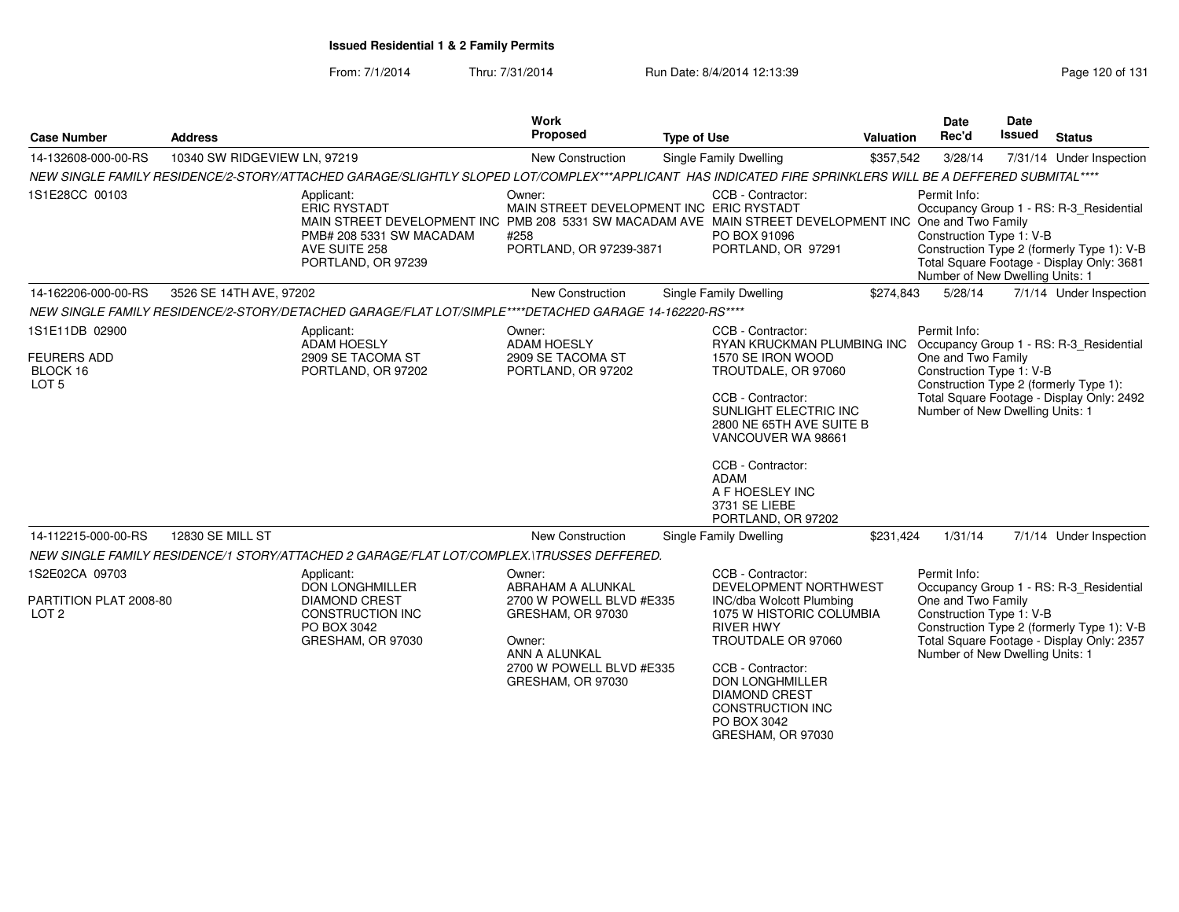## Issued Residential 1 & 2 Family Permits

From: 7/1/2014 Thru: 7/31/2014 Run Date: 8/4/2014 12:13:39

| Case Number | Address | Work Proposed | Type of Use | Valuation | Date Rec'd | Date Issued | Status |
|---|---|---|---|---|---|---|---|
| 14-132608-000-00-RS | 10340 SW RIDGEVIEW LN, 97219 | New Construction | Single Family Dwelling | $357,542 | 3/28/14 | 7/31/14 | Under Inspection |

NEW SINGLE FAMILY RESIDENCE/2-STORY/ATTACHED GARAGE/SLIGHTLY SLOPED LOT/COMPLEX***APPLICANT HAS INDICATED FIRE SPRINKLERS WILL BE A DEFFERED SUBMITAL****

1S1E28CC 00103

Applicant:
ERIC RYSTADT
MAIN STREET DEVELOPMENT INC
PMB# 208 5331 SW MACADAM AVE SUITE 258
PORTLAND, OR 97239

Owner:
MAIN STREET DEVELOPMENT INC
PMB 208 5331 SW MACADAM AVE #258
PORTLAND, OR 97239-3871

CCB - Contractor:
ERIC RYSTADT
MAIN STREET DEVELOPMENT INC
PO BOX 91096
PORTLAND, OR 97291

Permit Info:
Occupancy Group 1 - RS: R-3_Residential One and Two Family
Construction Type 1: V-B
Construction Type 2 (formerly Type 1): V-B
Total Square Footage - Display Only: 3681
Number of New Dwelling Units: 1

| Case Number | Address | Work Proposed | Type of Use | Valuation | Date Rec'd | Date Issued | Status |
|---|---|---|---|---|---|---|---|
| 14-162206-000-00-RS | 3526 SE 14TH AVE, 97202 | New Construction | Single Family Dwelling | $274,843 | 5/28/14 | 7/1/14 | Under Inspection |

NEW SINGLE FAMILY RESIDENCE/2-STORY/DETACHED GARAGE/FLAT LOT/SIMPLE****DETACHED GARAGE 14-162220-RS****

1S1E11DB 02900
FEURERS ADD
BLOCK 16
LOT 5

Applicant:
ADAM HOESLY
2909 SE TACOMA ST
PORTLAND, OR 97202

Owner:
ADAM HOESLY
2909 SE TACOMA ST
PORTLAND, OR 97202

CCB - Contractor:
RYAN KRUCKMAN PLUMBING INC
1570 SE IRON WOOD
TROUTDALE, OR 97060

CCB - Contractor:
SUNLIGHT ELECTRIC INC
2800 NE 65TH AVE SUITE B
VANCOUVER WA 98661

CCB - Contractor:
ADAM
A F HOESLEY INC
3731 SE LIEBE
PORTLAND, OR 97202

Permit Info:
Occupancy Group 1 - RS: R-3_Residential One and Two Family
Construction Type 1: V-B
Construction Type 2 (formerly Type 1):
Total Square Footage - Display Only: 2492
Number of New Dwelling Units: 1

| Case Number | Address | Work Proposed | Type of Use | Valuation | Date Rec'd | Date Issued | Status |
|---|---|---|---|---|---|---|---|
| 14-112215-000-00-RS | 12830 SE MILL ST | New Construction | Single Family Dwelling | $231,424 | 1/31/14 | 7/1/14 | Under Inspection |

NEW SINGLE FAMILY RESIDENCE/1 STORY/ATTACHED 2 GARAGE/FLAT LOT/COMPLEX.\TRUSSES DEFFERED.

1S2E02CA 09703
PARTITION PLAT 2008-80
LOT 2

Applicant:
DON LONGHMILLER
DIAMOND CREST CONSTRUCTION INC
PO BOX 3042
GRESHAM, OR 97030

Owner:
ABRAHAM A ALUNKAL
2700 W POWELL BLVD #E335
GRESHAM, OR 97030

Owner:
ANN A ALUNKAL
2700 W POWELL BLVD #E335
GRESHAM, OR 97030

CCB - Contractor:
DEVELOPMENT NORTHWEST INC/dba Wolcott Plumbing
1075 W HISTORIC COLUMBIA RIVER HWY
TROUTDALE OR 97060

CCB - Contractor:
DON LONGHMILLER
DIAMOND CREST CONSTRUCTION INC
PO BOX 3042
GRESHAM, OR 97030

Permit Info:
Occupancy Group 1 - RS: R-3_Residential One and Two Family
Construction Type 1: V-B
Construction Type 2 (formerly Type 1): V-B
Total Square Footage - Display Only: 2357
Number of New Dwelling Units: 1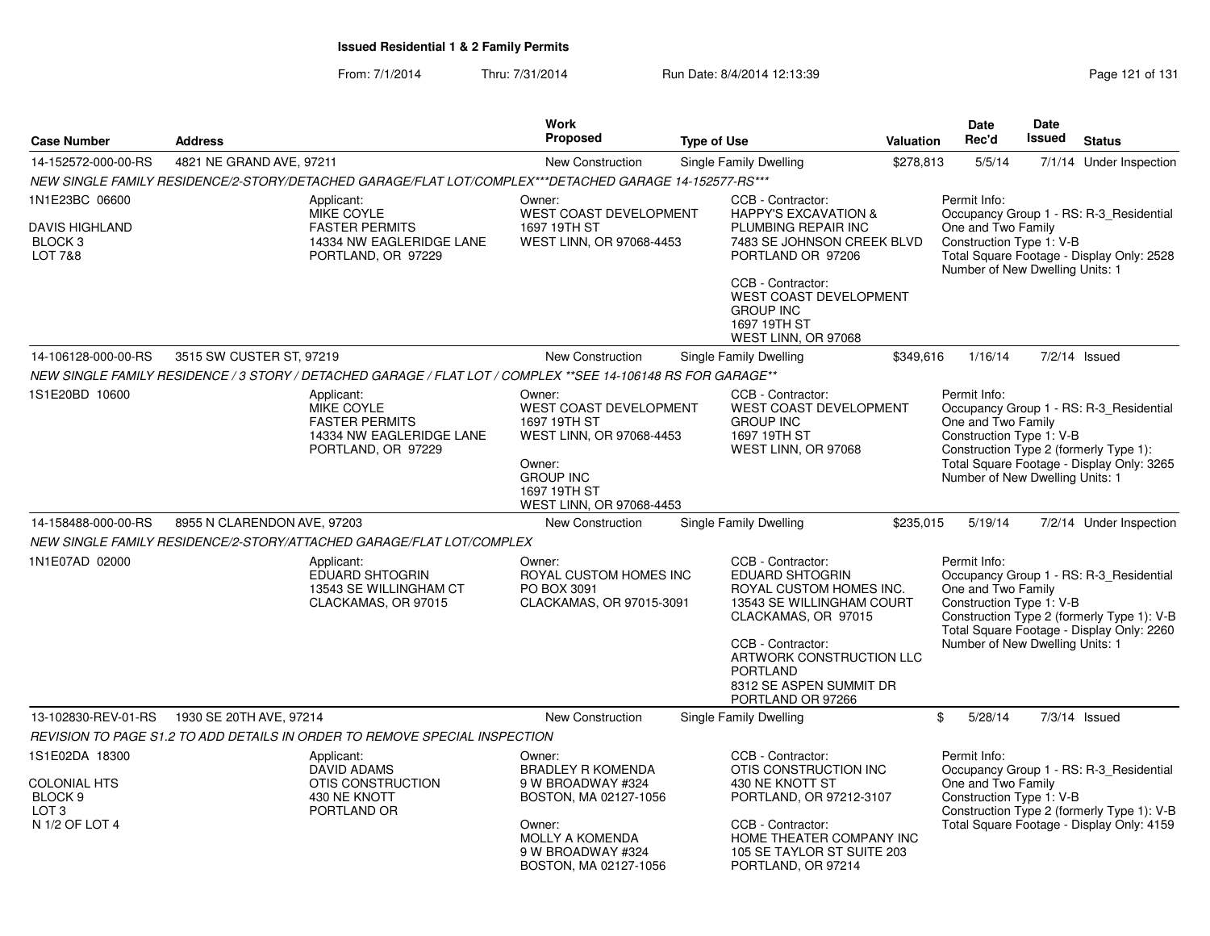**Issued Residential 1 & 2 Family Permits**

From: 7/1/2014 Thru: 7/31/2014 Run Date: 8/4/2014 12:13:39

| Case Number | Address | Work Proposed | Type of Use | Valuation | Date Rec'd | Date Issued | Status |
|---|---|---|---|---|---|---|---|
| 14-152572-000-00-RS | 4821 NE GRAND AVE, 97211 | New Construction | Single Family Dwelling | $278,813 | 5/5/14 | 7/1/14 | Under Inspection |

NEW SINGLE FAMILY RESIDENCE/2-STORY/DETACHED GARAGE/FLAT LOT/COMPLEX***DETACHED GARAGE 14-152577-RS***

1N1E23BC 06600

DAVIS HIGHLAND
BLOCK 3
LOT 7&8

Applicant:
MIKE COYLE
FASTER PERMITS
14334 NW EAGLERIDGE LANE
PORTLAND, OR 97229

Owner:
WEST COAST DEVELOPMENT
1697 19TH ST
WEST LINN, OR 97068-4453

CCB - Contractor:
HAPPY'S EXCAVATION & PLUMBING REPAIR INC
7483 SE JOHNSON CREEK BLVD
PORTLAND OR 97206

CCB - Contractor:
WEST COAST DEVELOPMENT GROUP INC
1697 19TH ST
WEST LINN, OR 97068

Permit Info:
Occupancy Group 1 - RS: R-3_Residential One and Two Family
Construction Type 1: V-B
Total Square Footage - Display Only: 2528
Number of New Dwelling Units: 1

| Case Number | Address | Work Proposed | Type of Use | Valuation | Date Rec'd | Date Issued | Status |
|---|---|---|---|---|---|---|---|
| 14-106128-000-00-RS | 3515 SW CUSTER ST, 97219 | New Construction | Single Family Dwelling | $349,616 | 1/16/14 | 7/2/14 | Issued |

NEW SINGLE FAMILY RESIDENCE / 3 STORY / DETACHED GARAGE / FLAT LOT / COMPLEX **SEE 14-106148 RS FOR GARAGE**

1S1E20BD 10600

Applicant:
MIKE COYLE
FASTER PERMITS
14334 NW EAGLERIDGE LANE
PORTLAND, OR 97229

Owner:
WEST COAST DEVELOPMENT
1697 19TH ST
WEST LINN, OR 97068-4453

Owner:
GROUP INC
1697 19TH ST
WEST LINN, OR 97068-4453

CCB - Contractor:
WEST COAST DEVELOPMENT GROUP INC
1697 19TH ST
WEST LINN, OR 97068

Permit Info:
Occupancy Group 1 - RS: R-3_Residential One and Two Family
Construction Type 1: V-B
Construction Type 2 (formerly Type 1):
Total Square Footage - Display Only: 3265
Number of New Dwelling Units: 1

| Case Number | Address | Work Proposed | Type of Use | Valuation | Date Rec'd | Date Issued | Status |
|---|---|---|---|---|---|---|---|
| 14-158488-000-00-RS | 8955 N CLARENDON AVE, 97203 | New Construction | Single Family Dwelling | $235,015 | 5/19/14 | 7/2/14 | Under Inspection |

NEW SINGLE FAMILY RESIDENCE/2-STORY/ATTACHED GARAGE/FLAT LOT/COMPLEX

1N1E07AD 02000

Applicant:
EDUARD SHTOGRIN
13543 SE WILLINGHAM CT
CLACKAMAS, OR 97015

Owner:
ROYAL CUSTOM HOMES INC
PO BOX 3091
CLACKAMAS, OR 97015-3091

CCB - Contractor:
EDUARD SHTOGRIN
ROYAL CUSTOM HOMES INC.
13543 SE WILLINGHAM COURT
CLACKAMAS, OR 97015

CCB - Contractor:
ARTWORK CONSTRUCTION LLC PORTLAND
8312 SE ASPEN SUMMIT DR
PORTLAND OR 97266

Permit Info:
Occupancy Group 1 - RS: R-3_Residential One and Two Family
Construction Type 1: V-B
Construction Type 2 (formerly Type 1): V-B
Total Square Footage - Display Only: 2260
Number of New Dwelling Units: 1

| Case Number | Address | Work Proposed | Type of Use | Valuation | Date Rec'd | Date Issued | Status |
|---|---|---|---|---|---|---|---|
| 13-102830-REV-01-RS | 1930 SE 20TH AVE, 97214 | New Construction | Single Family Dwelling | $ | 5/28/14 | 7/3/14 | Issued |

REVISION TO PAGE S1.2 TO ADD DETAILS IN ORDER TO REMOVE SPECIAL INSPECTION

1S1E02DA 18300

COLONIAL HTS
BLOCK 9
LOT 3
N 1/2 OF LOT 4

Applicant:
DAVID ADAMS
OTIS CONSTRUCTION
430 NE KNOTT
PORTLAND OR

Owner:
BRADLEY R KOMENDA
9 W BROADWAY #324
BOSTON, MA 02127-1056

Owner:
MOLLY A KOMENDA
9 W BROADWAY #324
BOSTON, MA 02127-1056

CCB - Contractor:
OTIS CONSTRUCTION INC
430 NE KNOTT ST
PORTLAND, OR 97212-3107

CCB - Contractor:
HOME THEATER COMPANY INC
105 SE TAYLOR ST SUITE 203
PORTLAND, OR 97214

Permit Info:
Occupancy Group 1 - RS: R-3_Residential One and Two Family
Construction Type 1: V-B
Construction Type 2 (formerly Type 1): V-B
Total Square Footage - Display Only: 4159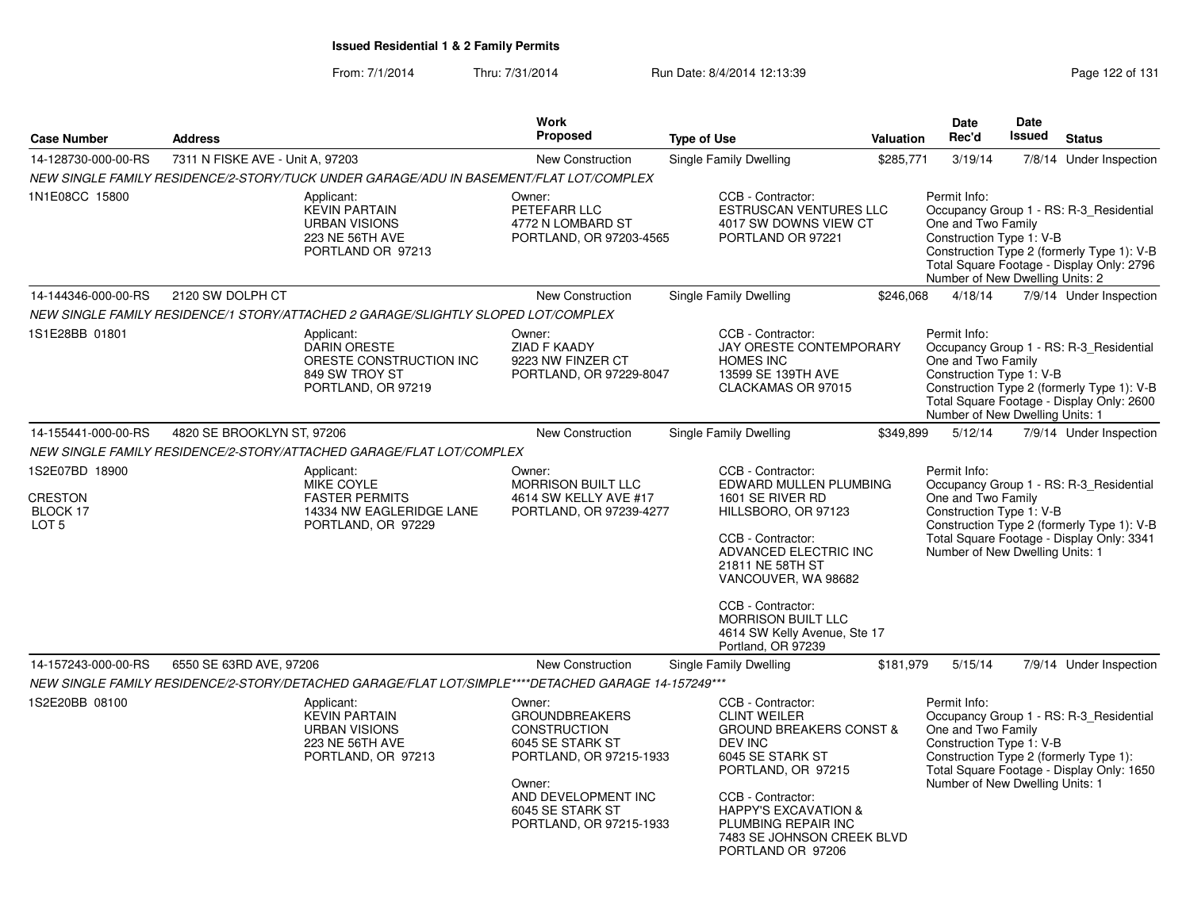**Issued Residential 1 & 2 Family Permits**

From: 7/1/2014 Thru: 7/31/2014 Run Date: 8/4/2014 12:13:39

| Case Number | Address | Work Proposed | Type of Use | Valuation | Date Rec'd | Date Issued | Status |
|---|---|---|---|---|---|---|---|
| 14-128730-000-00-RS | 7311 N FISKE AVE - Unit A, 97203 | New Construction | Single Family Dwelling | $285,771 | 3/19/14 | 7/8/14 | Under Inspection |

NEW SINGLE FAMILY RESIDENCE/2-STORY/TUCK UNDER GARAGE/ADU IN BASEMENT/FLAT LOT/COMPLEX

1N1E08CC 15800

Applicant: KEVIN PARTAIN, URBAN VISIONS, 223 NE 56TH AVE, PORTLAND OR 97213

Owner: PETEFARR LLC, 4772 N LOMBARD ST, PORTLAND, OR 97203-4565

CCB - Contractor: ESTRUSCAN VENTURES LLC, 4017 SW DOWNS VIEW CT, PORTLAND OR 97221

Permit Info: Occupancy Group 1 - RS: R-3_Residential One and Two Family; Construction Type 1: V-B; Construction Type 2 (formerly Type 1): V-B; Total Square Footage - Display Only: 2796; Number of New Dwelling Units: 2

| Case Number | Address | Work Proposed | Type of Use | Valuation | Date Rec'd | Date Issued | Status |
|---|---|---|---|---|---|---|---|
| 14-144346-000-00-RS | 2120 SW DOLPH CT | New Construction | Single Family Dwelling | $246,068 | 4/18/14 | 7/9/14 | Under Inspection |

NEW SINGLE FAMILY RESIDENCE/1 STORY/ATTACHED 2 GARAGE/SLIGHTLY SLOPED LOT/COMPLEX

1S1E28BB 01801

Applicant: DARIN ORESTE, ORESTE CONSTRUCTION INC, 849 SW TROY ST, PORTLAND, OR 97219

Owner: ZIAD F KAADY, 9223 NW FINZER CT, PORTLAND, OR 97229-8047

CCB - Contractor: JAY ORESTE CONTEMPORARY HOMES INC, 13599 SE 139TH AVE, CLACKAMAS OR 97015

Permit Info: Occupancy Group 1 - RS: R-3_Residential One and Two Family; Construction Type 1: V-B; Construction Type 2 (formerly Type 1): V-B; Total Square Footage - Display Only: 2600; Number of New Dwelling Units: 1

| Case Number | Address | Work Proposed | Type of Use | Valuation | Date Rec'd | Date Issued | Status |
|---|---|---|---|---|---|---|---|
| 14-155441-000-00-RS | 4820 SE BROOKLYN ST, 97206 | New Construction | Single Family Dwelling | $349,899 | 5/12/14 | 7/9/14 | Under Inspection |

NEW SINGLE FAMILY RESIDENCE/2-STORY/ATTACHED GARAGE/FLAT LOT/COMPLEX

1S2E07BD 18900, CRESTON, BLOCK 17, LOT 5

Applicant: MIKE COYLE, FASTER PERMITS, 14334 NW EAGLERIDGE LANE, PORTLAND, OR 97229

Owner: MORRISON BUILT LLC, 4614 SW KELLY AVE #17, PORTLAND, OR 97239-4277

CCB - Contractor: EDWARD MULLEN PLUMBING, 1601 SE RIVER RD, HILLSBORO, OR 97123

CCB - Contractor: ADVANCED ELECTRIC INC, 21811 NE 58TH ST, VANCOUVER, WA 98682

CCB - Contractor: MORRISON BUILT LLC, 4614 SW Kelly Avenue, Ste 17, Portland, OR 97239

Permit Info: Occupancy Group 1 - RS: R-3_Residential One and Two Family; Construction Type 1: V-B; Construction Type 2 (formerly Type 1): V-B; Total Square Footage - Display Only: 3341; Number of New Dwelling Units: 1

| Case Number | Address | Work Proposed | Type of Use | Valuation | Date Rec'd | Date Issued | Status |
|---|---|---|---|---|---|---|---|
| 14-157243-000-00-RS | 6550 SE 63RD AVE, 97206 | New Construction | Single Family Dwelling | $181,979 | 5/15/14 | 7/9/14 | Under Inspection |

NEW SINGLE FAMILY RESIDENCE/2-STORY/DETACHED GARAGE/FLAT LOT/SIMPLE****DETACHED GARAGE 14-157249***

1S2E20BB 08100

Applicant: KEVIN PARTAIN, URBAN VISIONS, 223 NE 56TH AVE, PORTLAND, OR 97213

Owner: GROUNDBREAKERS CONSTRUCTION, 6045 SE STARK ST, PORTLAND, OR 97215-1933

Owner: AND DEVELOPMENT INC, 6045 SE STARK ST, PORTLAND, OR 97215-1933

CCB - Contractor: CLINT WEILER, GROUND BREAKERS CONST & DEV INC, 6045 SE STARK ST, PORTLAND, OR 97215

CCB - Contractor: HAPPY'S EXCAVATION & PLUMBING REPAIR INC, 7483 SE JOHNSON CREEK BLVD, PORTLAND OR 97206

Permit Info: Occupancy Group 1 - RS: R-3_Residential One and Two Family; Construction Type 1: V-B; Construction Type 2 (formerly Type 1):; Total Square Footage - Display Only: 1650; Number of New Dwelling Units: 1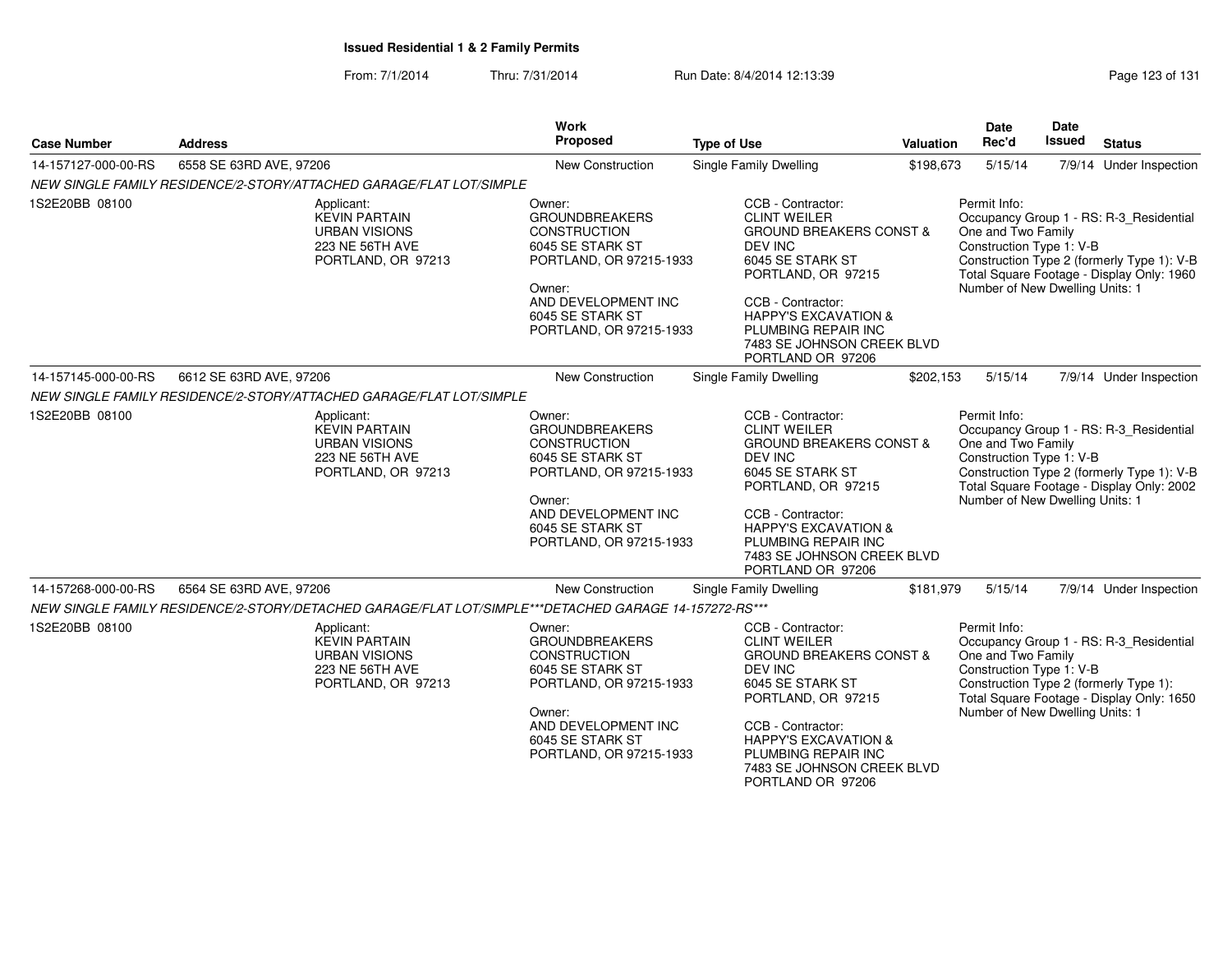**Issued Residential 1 & 2 Family Permits**

From: 7/1/2014 Thru: 7/31/2014 Run Date: 8/4/2014 12:13:39

| Case Number | Address | Work Proposed | Type of Use | Valuation | Date Rec'd | Date Issued | Status |
|---|---|---|---|---|---|---|---|
| 14-157127-000-00-RS | 6558 SE 63RD AVE, 97206 | New Construction | Single Family Dwelling | $198,673 | 5/15/14 | 7/9/14 | Under Inspection |

*NEW SINGLE FAMILY RESIDENCE/2-STORY/ATTACHED GARAGE/FLAT LOT/SIMPLE*

1S2E20BB 08100

Applicant:
KEVIN PARTAIN
URBAN VISIONS
223 NE 56TH AVE
PORTLAND, OR 97213

Owner:
GROUNDBREAKERS CONSTRUCTION
6045 SE STARK ST
PORTLAND, OR 97215-1933

Owner:
AND DEVELOPMENT INC
6045 SE STARK ST
PORTLAND, OR 97215-1933

CCB - Contractor:
CLINT WEILER
GROUND BREAKERS CONST & DEV INC
6045 SE STARK ST
PORTLAND, OR 97215

CCB - Contractor:
HAPPY'S EXCAVATION & PLUMBING REPAIR INC
7483 SE JOHNSON CREEK BLVD
PORTLAND OR 97206

Permit Info:
Occupancy Group 1 - RS: R-3_Residential One and Two Family
Construction Type 1: V-B
Construction Type 2 (formerly Type 1): V-B
Total Square Footage - Display Only: 1960
Number of New Dwelling Units: 1

| Case Number | Address | Work Proposed | Type of Use | Valuation | Date Rec'd | Date Issued | Status |
|---|---|---|---|---|---|---|---|
| 14-157145-000-00-RS | 6612 SE 63RD AVE, 97206 | New Construction | Single Family Dwelling | $202,153 | 5/15/14 | 7/9/14 | Under Inspection |

*NEW SINGLE FAMILY RESIDENCE/2-STORY/ATTACHED GARAGE/FLAT LOT/SIMPLE*

1S2E20BB 08100

Applicant:
KEVIN PARTAIN
URBAN VISIONS
223 NE 56TH AVE
PORTLAND, OR 97213

Owner:
GROUNDBREAKERS CONSTRUCTION
6045 SE STARK ST
PORTLAND, OR 97215-1933

Owner:
AND DEVELOPMENT INC
6045 SE STARK ST
PORTLAND, OR 97215-1933

CCB - Contractor:
CLINT WEILER
GROUND BREAKERS CONST & DEV INC
6045 SE STARK ST
PORTLAND, OR 97215

CCB - Contractor:
HAPPY'S EXCAVATION & PLUMBING REPAIR INC
7483 SE JOHNSON CREEK BLVD
PORTLAND OR 97206

Permit Info:
Occupancy Group 1 - RS: R-3_Residential One and Two Family
Construction Type 1: V-B
Construction Type 2 (formerly Type 1): V-B
Total Square Footage - Display Only: 2002
Number of New Dwelling Units: 1

| Case Number | Address | Work Proposed | Type of Use | Valuation | Date Rec'd | Date Issued | Status |
|---|---|---|---|---|---|---|---|
| 14-157268-000-00-RS | 6564 SE 63RD AVE, 97206 | New Construction | Single Family Dwelling | $181,979 | 5/15/14 | 7/9/14 | Under Inspection |

*NEW SINGLE FAMILY RESIDENCE/2-STORY/DETACHED GARAGE/FLAT LOT/SIMPLE***DETACHED GARAGE 14-157272-RS****

1S2E20BB 08100

Applicant:
KEVIN PARTAIN
URBAN VISIONS
223 NE 56TH AVE
PORTLAND, OR 97213

Owner:
GROUNDBREAKERS CONSTRUCTION
6045 SE STARK ST
PORTLAND, OR 97215-1933

Owner:
AND DEVELOPMENT INC
6045 SE STARK ST
PORTLAND, OR 97215-1933

CCB - Contractor:
CLINT WEILER
GROUND BREAKERS CONST & DEV INC
6045 SE STARK ST
PORTLAND, OR 97215

CCB - Contractor:
HAPPY'S EXCAVATION & PLUMBING REPAIR INC
7483 SE JOHNSON CREEK BLVD
PORTLAND OR 97206

Permit Info:
Occupancy Group 1 - RS: R-3_Residential One and Two Family
Construction Type 1: V-B
Construction Type 2 (formerly Type 1):
Total Square Footage - Display Only: 1650
Number of New Dwelling Units: 1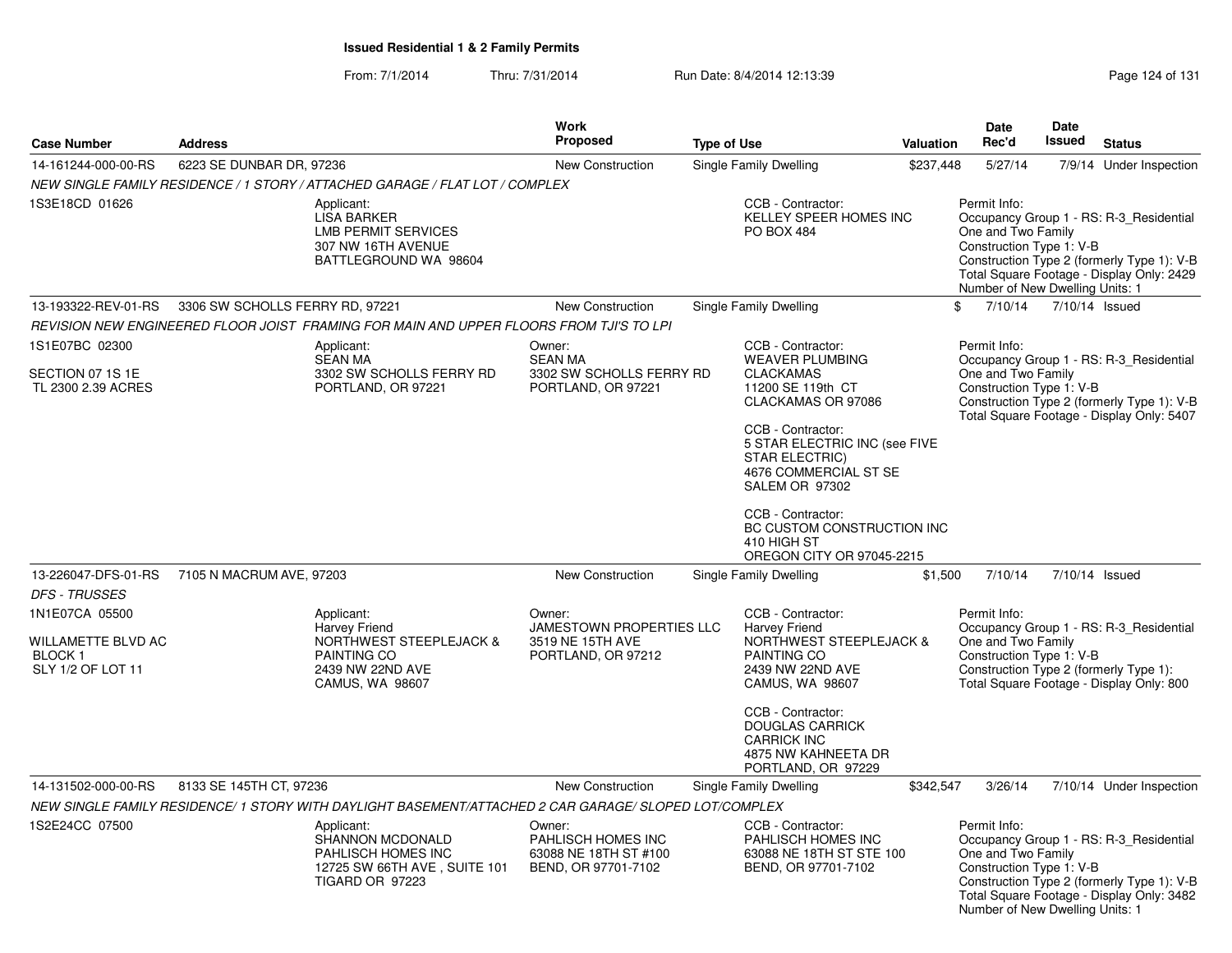**Issued Residential 1 & 2 Family Permits**

From: 7/1/2014 Thru: 7/31/2014 Run Date: 8/4/2014 12:13:39

| Case Number | Address | Work Proposed | Type of Use | Valuation | Date Rec'd | Date Issued | Status |
|---|---|---|---|---|---|---|---|
| 14-161244-000-00-RS | 6223 SE DUNBAR DR, 97236 | New Construction | Single Family Dwelling | $237,448 | 5/27/14 | 7/9/14 | Under Inspection |

*NEW SINGLE FAMILY RESIDENCE / 1 STORY / ATTACHED GARAGE / FLAT LOT / COMPLEX*

1S3E18CD 01626

Applicant: LISA BARKER, LMB PERMIT SERVICES, 307 NW 16TH AVENUE, BATTLEGROUND WA 98604

CCB - Contractor: KELLEY SPEER HOMES INC, PO BOX 484

Permit Info: Occupancy Group 1 - RS: R-3_Residential One and Two Family; Construction Type 1: V-B; Construction Type 2 (formerly Type 1): V-B; Total Square Footage - Display Only: 2429; Number of New Dwelling Units: 1

| Case Number | Address | Work Proposed | Type of Use | Valuation | Date Rec'd | Date Issued | Status |
|---|---|---|---|---|---|---|---|
| 13-193322-REV-01-RS | 3306 SW SCHOLLS FERRY RD, 97221 | New Construction | Single Family Dwelling | $ | 7/10/14 | 7/10/14 | Issued |

*REVISION NEW ENGINEERED FLOOR JOIST FRAMING FOR MAIN AND UPPER FLOORS FROM TJI'S TO LPI*

1S1E07BC 02300
SECTION 07 1S 1E
TL 2300 2.39 ACRES

Applicant: SEAN MA, 3302 SW SCHOLLS FERRY RD, PORTLAND, OR 97221

Owner: SEAN MA, 3302 SW SCHOLLS FERRY RD, PORTLAND, OR 97221

CCB - Contractor: WEAVER PLUMBING CLACKAMAS, 11200 SE 119th CT, CLACKAMAS OR 97086

CCB - Contractor: 5 STAR ELECTRIC INC (see FIVE STAR ELECTRIC), 4676 COMMERCIAL ST SE, SALEM OR 97302

CCB - Contractor: BC CUSTOM CONSTRUCTION INC, 410 HIGH ST, OREGON CITY OR 97045-2215

Permit Info: Occupancy Group 1 - RS: R-3_Residential One and Two Family; Construction Type 1: V-B; Construction Type 2 (formerly Type 1): V-B; Total Square Footage - Display Only: 5407

| Case Number | Address | Work Proposed | Type of Use | Valuation | Date Rec'd | Date Issued | Status |
|---|---|---|---|---|---|---|---|
| 13-226047-DFS-01-RS | 7105 N MACRUM AVE, 97203 | New Construction | Single Family Dwelling | $1,500 | 7/10/14 | 7/10/14 | Issued |

*DFS - TRUSSES*

1N1E07CA 05500
WILLAMETTE BLVD AC
BLOCK 1
SLY 1/2 OF LOT 11

Applicant: Harvey Friend, NORTHWEST STEEPLEJACK & PAINTING CO, 2439 NW 22ND AVE, CAMUS, WA 98607

Owner: JAMESTOWN PROPERTIES LLC, 3519 NE 15TH AVE, PORTLAND, OR 97212

CCB - Contractor: Harvey Friend, NORTHWEST STEEPLEJACK & PAINTING CO, 2439 NW 22ND AVE, CAMUS, WA 98607

CCB - Contractor: DOUGLAS CARRICK, CARRICK INC, 4875 NW KAHNEETA DR, PORTLAND, OR 97229

Permit Info: Occupancy Group 1 - RS: R-3_Residential One and Two Family; Construction Type 1: V-B; Construction Type 2 (formerly Type 1):; Total Square Footage - Display Only: 800

| Case Number | Address | Work Proposed | Type of Use | Valuation | Date Rec'd | Date Issued | Status |
|---|---|---|---|---|---|---|---|
| 14-131502-000-00-RS | 8133 SE 145TH CT, 97236 | New Construction | Single Family Dwelling | $342,547 | 3/26/14 | 7/10/14 | Under Inspection |

*NEW SINGLE FAMILY RESIDENCE/ 1 STORY WITH DAYLIGHT BASEMENT/ATTACHED 2 CAR GARAGE/ SLOPED LOT/COMPLEX*

1S2E24CC 07500

Applicant: SHANNON MCDONALD, PAHLISCH HOMES INC, 12725 SW 66TH AVE , SUITE 101, TIGARD OR 97223

Owner: PAHLISCH HOMES INC, 63088 NE 18TH ST #100, BEND, OR 97701-7102

CCB - Contractor: PAHLISCH HOMES INC, 63088 NE 18TH ST STE 100, BEND, OR 97701-7102

Permit Info: Occupancy Group 1 - RS: R-3_Residential One and Two Family; Construction Type 1: V-B; Construction Type 2 (formerly Type 1): V-B; Total Square Footage - Display Only: 3482; Number of New Dwelling Units: 1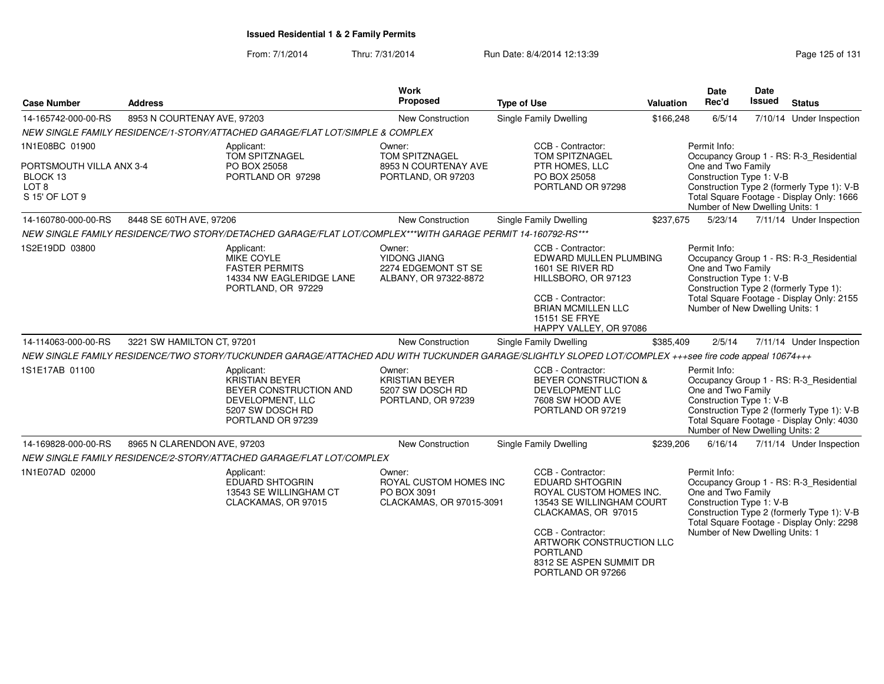# Issued Residential 1 & 2 Family Permits

From: 7/1/2014 Thru: 7/31/2014 Run Date: 8/4/2014 12:13:39

| Case Number | Address | Work Proposed | Type of Use | Valuation | Date Rec'd | Date Issued | Status |
|---|---|---|---|---|---|---|---|
| 14-165742-000-00-RS | 8953 N COURTENAY AVE, 97203 | New Construction | Single Family Dwelling | $166,248 | 6/5/14 | 7/10/14 | Under Inspection |

NEW SINGLE FAMILY RESIDENCE/1-STORY/ATTACHED GARAGE/FLAT LOT/SIMPLE & COMPLEX

1N1E08BC 01900
PORTSMOUTH VILLA ANX 3-4
BLOCK 13
LOT 8
S 15' OF LOT 9

Applicant:
TOM SPITZNAGEL
PO BOX 25058
PORTLAND OR 97298

Owner:
TOM SPITZNAGEL
8953 N COURTENAY AVE
PORTLAND, OR 97203

CCB - Contractor:
TOM SPITZNAGEL
PTR HOMES, LLC
PO BOX 25058
PORTLAND OR 97298

Permit Info:
Occupancy Group 1 - RS: R-3_Residential One and Two Family
Construction Type 1: V-B
Construction Type 2 (formerly Type 1): V-B
Total Square Footage - Display Only: 1666
Number of New Dwelling Units: 1

| Case Number | Address | Work Proposed | Type of Use | Valuation | Date Rec'd | Date Issued | Status |
|---|---|---|---|---|---|---|---|
| 14-160780-000-00-RS | 8448 SE 60TH AVE, 97206 | New Construction | Single Family Dwelling | $237,675 | 5/23/14 | 7/11/14 | Under Inspection |

NEW SINGLE FAMILY RESIDENCE/TWO STORY/DETACHED GARAGE/FLAT LOT/COMPLEX***WITH GARAGE PERMIT 14-160792-RS***

1S2E19DD 03800

Applicant:
MIKE COYLE
FASTER PERMITS
14334 NW EAGLERIDGE LANE
PORTLAND, OR 97229

Owner:
YIDONG JIANG
2274 EDGEMONT ST SE
ALBANY, OR 97322-8872

CCB - Contractor:
EDWARD MULLEN PLUMBING
1601 SE RIVER RD
HILLSBORO, OR 97123

CCB - Contractor:
BRIAN MCMILLEN LLC
15151 SE FRYE
HAPPY VALLEY, OR 97086

Permit Info:
Occupancy Group 1 - RS: R-3_Residential One and Two Family
Construction Type 1: V-B
Construction Type 2 (formerly Type 1):
Total Square Footage - Display Only: 2155
Number of New Dwelling Units: 1

| Case Number | Address | Work Proposed | Type of Use | Valuation | Date Rec'd | Date Issued | Status |
|---|---|---|---|---|---|---|---|
| 14-114063-000-00-RS | 3221 SW HAMILTON CT, 97201 | New Construction | Single Family Dwelling | $385,409 | 2/5/14 | 7/11/14 | Under Inspection |

NEW SINGLE FAMILY RESIDENCE/TWO STORY/TUCKUNDER GARAGE/ATTACHED ADU WITH TUCKUNDER GARAGE/SLIGHTLY SLOPED LOT/COMPLEX +++see fire code appeal 10674+++

1S1E17AB 01100

Applicant:
KRISTIAN BEYER
BEYER CONSTRUCTION AND DEVELOPMENT, LLC
5207 SW DOSCH RD
PORTLAND OR 97239

Owner:
KRISTIAN BEYER
5207 SW DOSCH RD
PORTLAND, OR 97239

CCB - Contractor:
BEYER CONSTRUCTION & DEVELOPMENT LLC
7608 SW HOOD AVE
PORTLAND OR 97219

Permit Info:
Occupancy Group 1 - RS: R-3_Residential One and Two Family
Construction Type 1: V-B
Construction Type 2 (formerly Type 1): V-B
Total Square Footage - Display Only: 4030
Number of New Dwelling Units: 2

| Case Number | Address | Work Proposed | Type of Use | Valuation | Date Rec'd | Date Issued | Status |
|---|---|---|---|---|---|---|---|
| 14-169828-000-00-RS | 8965 N CLARENDON AVE, 97203 | New Construction | Single Family Dwelling | $239,206 | 6/16/14 | 7/11/14 | Under Inspection |

NEW SINGLE FAMILY RESIDENCE/2-STORY/ATTACHED GARAGE/FLAT LOT/COMPLEX

1N1E07AD 02000

Applicant:
EDUARD SHTOGRIN
13543 SE WILLINGHAM CT
CLACKAMAS, OR 97015

Owner:
ROYAL CUSTOM HOMES INC
PO BOX 3091
CLACKAMAS, OR 97015-3091

CCB - Contractor:
EDUARD SHTOGRIN
ROYAL CUSTOM HOMES INC.
13543 SE WILLINGHAM COURT
CLACKAMAS, OR 97015

CCB - Contractor:
ARTWORK CONSTRUCTION LLC
PORTLAND
8312 SE ASPEN SUMMIT DR
PORTLAND OR 97266

Permit Info:
Occupancy Group 1 - RS: R-3_Residential One and Two Family
Construction Type 1: V-B
Construction Type 2 (formerly Type 1): V-B
Total Square Footage - Display Only: 2298
Number of New Dwelling Units: 1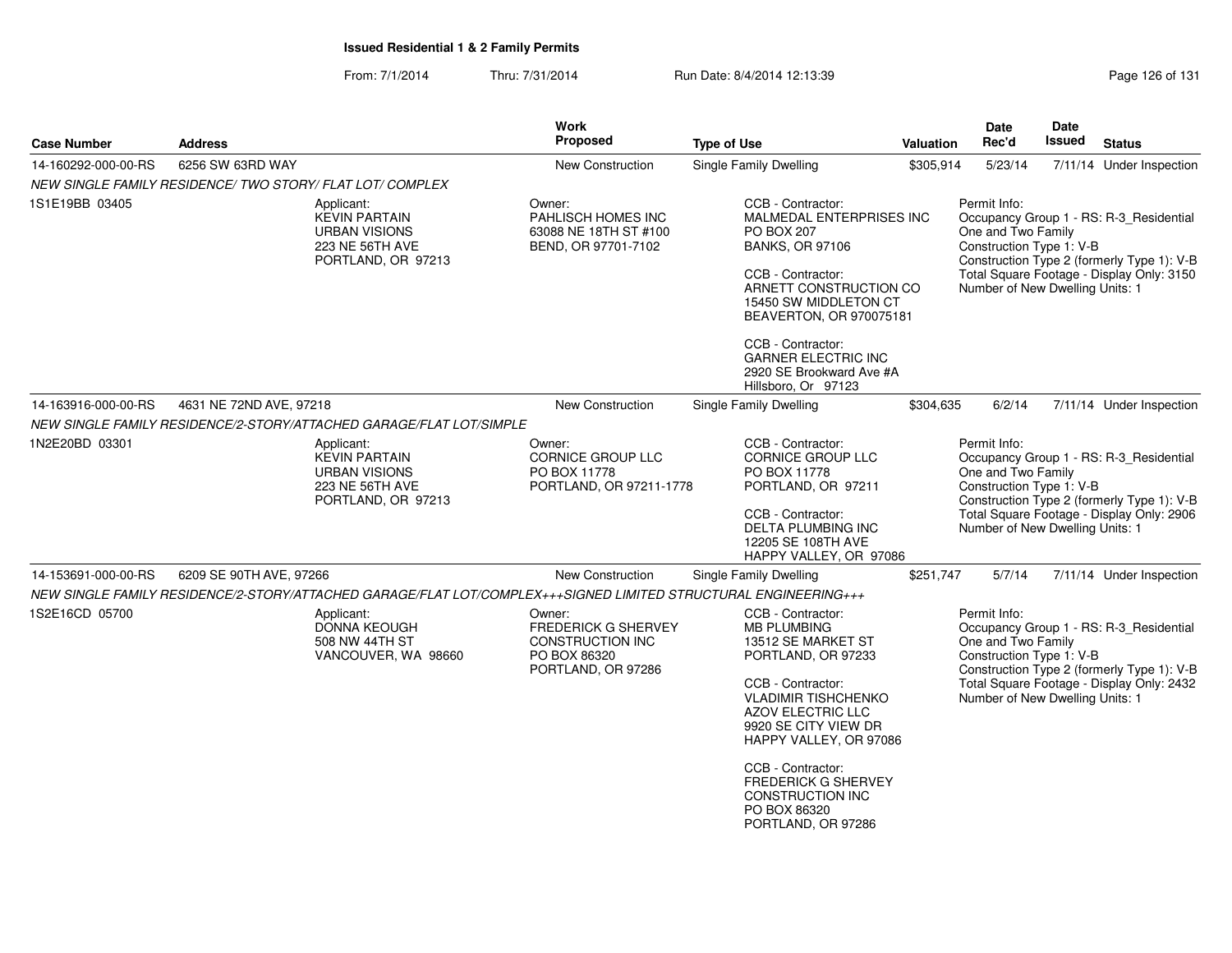## Issued Residential 1 & 2 Family Permits

From: 7/1/2014 Thru: 7/31/2014 Run Date: 8/4/2014 12:13:39

| Case Number | Address | Work Proposed | Type of Use | Valuation | Date Rec'd | Date Issued | Status |
|---|---|---|---|---|---|---|---|
| 14-160292-000-00-RS | 6256 SW 63RD WAY | New Construction | Single Family Dwelling | $305,914 | 5/23/14 | 7/11/14 | Under Inspection |

*NEW SINGLE FAMILY RESIDENCE/ TWO STORY/ FLAT LOT/ COMPLEX*

1S1E19BB 03405

Applicant:
KEVIN PARTAIN
URBAN VISIONS
223 NE 56TH AVE
PORTLAND, OR 97213

Owner:
PAHLISCH HOMES INC
63088 NE 18TH ST #100
BEND, OR 97701-7102

CCB - Contractor:
MALMEDAL ENTERPRISES INC
PO BOX 207
BANKS, OR 97106

CCB - Contractor:
ARNETT CONSTRUCTION CO
15450 SW MIDDLETON CT
BEAVERTON, OR 970075181

CCB - Contractor:
GARNER ELECTRIC INC
2920 SE Brookward Ave #A
Hillsboro, Or 97123

Permit Info:
Occupancy Group 1 - RS: R-3_Residential One and Two Family
Construction Type 1: V-B
Construction Type 2 (formerly Type 1): V-B
Total Square Footage - Display Only: 3150
Number of New Dwelling Units: 1

| Case Number | Address | Work Proposed | Type of Use | Valuation | Date Rec'd | Date Issued | Status |
|---|---|---|---|---|---|---|---|
| 14-163916-000-00-RS | 4631 NE 72ND AVE, 97218 | New Construction | Single Family Dwelling | $304,635 | 6/2/14 | 7/11/14 | Under Inspection |

*NEW SINGLE FAMILY RESIDENCE/2-STORY/ATTACHED GARAGE/FLAT LOT/SIMPLE*

1N2E20BD 03301

Applicant:
KEVIN PARTAIN
URBAN VISIONS
223 NE 56TH AVE
PORTLAND, OR 97213

Owner:
CORNICE GROUP LLC
PO BOX 11778
PORTLAND, OR 97211-1778

CCB - Contractor:
CORNICE GROUP LLC
PO BOX 11778
PORTLAND, OR 97211

CCB - Contractor:
DELTA PLUMBING INC
12205 SE 108TH AVE
HAPPY VALLEY, OR 97086

Permit Info:
Occupancy Group 1 - RS: R-3_Residential One and Two Family
Construction Type 1: V-B
Construction Type 2 (formerly Type 1): V-B
Total Square Footage - Display Only: 2906
Number of New Dwelling Units: 1

| Case Number | Address | Work Proposed | Type of Use | Valuation | Date Rec'd | Date Issued | Status |
|---|---|---|---|---|---|---|---|
| 14-153691-000-00-RS | 6209 SE 90TH AVE, 97266 | New Construction | Single Family Dwelling | $251,747 | 5/7/14 | 7/11/14 | Under Inspection |

*NEW SINGLE FAMILY RESIDENCE/2-STORY/ATTACHED GARAGE/FLAT LOT/COMPLEX+++SIGNED LIMITED STRUCTURAL ENGINEERING+++*

1S2E16CD 05700

Applicant:
DONNA KEOUGH
508 NW 44TH ST
VANCOUVER, WA 98660

Owner:
FREDERICK G SHERVEY CONSTRUCTION INC
PO BOX 86320
PORTLAND, OR 97286

CCB - Contractor:
MB PLUMBING
13512 SE MARKET ST
PORTLAND, OR 97233

CCB - Contractor:
VLADIMIR TISHCHENKO
AZOV ELECTRIC LLC
9920 SE CITY VIEW DR
HAPPY VALLEY, OR 97086

CCB - Contractor:
FREDERICK G SHERVEY CONSTRUCTION INC
PO BOX 86320
PORTLAND, OR 97286

Permit Info:
Occupancy Group 1 - RS: R-3_Residential One and Two Family
Construction Type 1: V-B
Construction Type 2 (formerly Type 1): V-B
Total Square Footage - Display Only: 2432
Number of New Dwelling Units: 1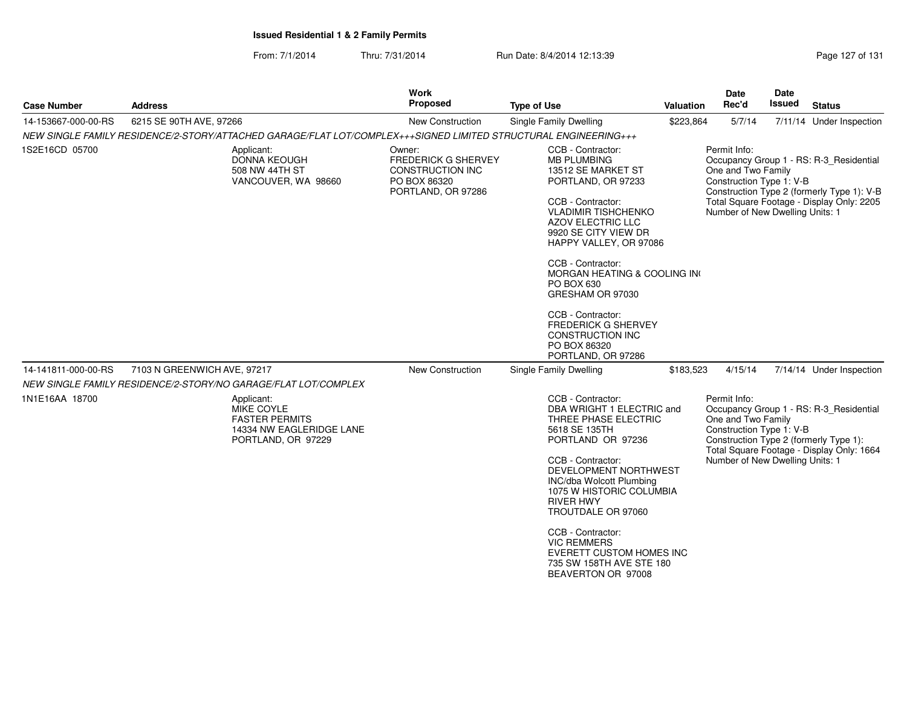**Issued Residential 1 & 2 Family Permits**

From: 7/1/2014 Thru: 7/31/2014 Run Date: 8/4/2014 12:13:39

| Case Number | Address | Work Proposed | Type of Use | Valuation | Date Rec'd | Date Issued | Status |
|---|---|---|---|---|---|---|---|
| 14-153667-000-00-RS | 6215 SE 90TH AVE, 97266 | New Construction | Single Family Dwelling | $223,864 | 5/7/14 | 7/11/14 | Under Inspection |

NEW SINGLE FAMILY RESIDENCE/2-STORY/ATTACHED GARAGE/FLAT LOT/COMPLEX+++SIGNED LIMITED STRUCTURAL ENGINEERING+++

1S2E16CD 05700

Applicant:
DONNA KEOUGH
508 NW 44TH ST
VANCOUVER, WA 98660

Owner:
FREDERICK G SHERVEY CONSTRUCTION INC
PO BOX 86320
PORTLAND, OR 97286

CCB - Contractor:
MB PLUMBING
13512 SE MARKET ST
PORTLAND, OR 97233

CCB - Contractor:
VLADIMIR TISHCHENKO
AZOV ELECTRIC LLC
9920 SE CITY VIEW DR
HAPPY VALLEY, OR 97086

CCB - Contractor:
MORGAN HEATING & COOLING IN(
PO BOX 630
GRESHAM OR 97030

CCB - Contractor:
FREDERICK G SHERVEY CONSTRUCTION INC
PO BOX 86320
PORTLAND, OR 97286

Permit Info:
Occupancy Group 1 - RS: R-3_Residential One and Two Family
Construction Type 1: V-B
Construction Type 2 (formerly Type 1): V-B
Total Square Footage - Display Only: 2205
Number of New Dwelling Units: 1

| Case Number | Address | Work Proposed | Type of Use | Valuation | Date Rec'd | Date Issued | Status |
|---|---|---|---|---|---|---|---|
| 14-141811-000-00-RS | 7103 N GREENWICH AVE, 97217 | New Construction | Single Family Dwelling | $183,523 | 4/15/14 | 7/14/14 | Under Inspection |

NEW SINGLE FAMILY RESIDENCE/2-STORY/NO GARAGE/FLAT LOT/COMPLEX

1N1E16AA 18700

Applicant:
MIKE COYLE
FASTER PERMITS
14334 NW EAGLERIDGE LANE
PORTLAND, OR 97229

CCB - Contractor:
DBA WRIGHT 1 ELECTRIC and THREE PHASE ELECTRIC
5618 SE 135TH
PORTLAND OR 97236

CCB - Contractor:
DEVELOPMENT NORTHWEST INC/dba Wolcott Plumbing
1075 W HISTORIC COLUMBIA RIVER HWY
TROUTDALE OR 97060

CCB - Contractor:
VIC REMMERS
EVERETT CUSTOM HOMES INC
735 SW 158TH AVE STE 180
BEAVERTON OR 97008

Permit Info:
Occupancy Group 1 - RS: R-3_Residential One and Two Family
Construction Type 1: V-B
Construction Type 2 (formerly Type 1):
Total Square Footage - Display Only: 1664
Number of New Dwelling Units: 1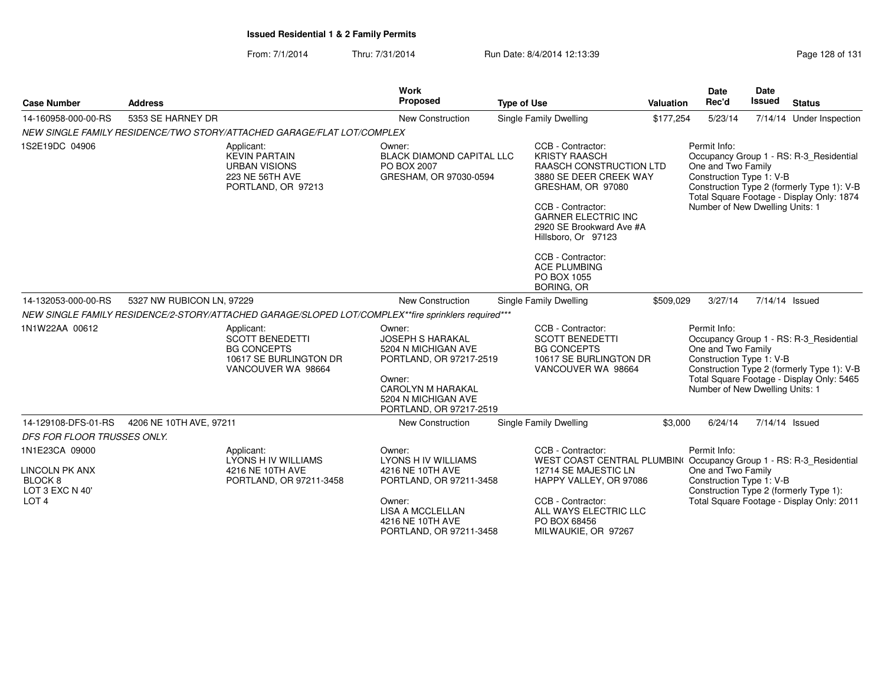## Issued Residential 1 & 2 Family Permits

From: 7/1/2014 Thru: 7/31/2014 Run Date: 8/4/2014 12:13:39

| Case Number | Address | Work Proposed | Type of Use | Valuation | Date Rec'd | Date Issued | Status |
|---|---|---|---|---|---|---|---|
| 14-160958-000-00-RS | 5353 SE HARNEY DR | New Construction | Single Family Dwelling | $177,254 | 5/23/14 | 7/14/14 | Under Inspection |

*NEW SINGLE FAMILY RESIDENCE/TWO STORY/ATTACHED GARAGE/FLAT LOT/COMPLEX*

1S2E19DC 04906

Applicant:
KEVIN PARTAIN
URBAN VISIONS
223 NE 56TH AVE
PORTLAND, OR 97213

Owner:
BLACK DIAMOND CAPITAL LLC
PO BOX 2007
GRESHAM, OR 97030-0594

CCB - Contractor:
KRISTY RAASCH
RAASCH CONSTRUCTION LTD
3880 SE DEER CREEK WAY
GRESHAM, OR 97080

CCB - Contractor:
GARNER ELECTRIC INC
2920 SE Brookward Ave #A
Hillsboro, Or 97123

CCB - Contractor:
ACE PLUMBING
PO BOX 1055
BORING, OR

Permit Info:
Occupancy Group 1 - RS: R-3_Residential One and Two Family
Construction Type 1: V-B
Construction Type 2 (formerly Type 1): V-B
Total Square Footage - Display Only: 1874
Number of New Dwelling Units: 1

| Case Number | Address | Work Proposed | Type of Use | Valuation | Date Rec'd | Date Issued | Status |
|---|---|---|---|---|---|---|---|
| 14-132053-000-00-RS | 5327 NW RUBICON LN, 97229 | New Construction | Single Family Dwelling | $509,029 | 3/27/14 | 7/14/14 | Issued |

*NEW SINGLE FAMILY RESIDENCE/2-STORY/ATTACHED GARAGE/SLOPED LOT/COMPLEX**fire sprinklers required****

1N1W22AA 00612

Applicant:
SCOTT BENEDETTI
BG CONCEPTS
10617 SE BURLINGTON DR
VANCOUVER WA 98664

Owner:
JOSEPH S HARAKAL
5204 N MICHIGAN AVE
PORTLAND, OR 97217-2519

Owner:
CAROLYN M HARAKAL
5204 N MICHIGAN AVE
PORTLAND, OR 97217-2519

CCB - Contractor:
SCOTT BENEDETTI
BG CONCEPTS
10617 SE BURLINGTON DR
VANCOUVER WA 98664

Permit Info:
Occupancy Group 1 - RS: R-3_Residential One and Two Family
Construction Type 1: V-B
Construction Type 2 (formerly Type 1): V-B
Total Square Footage - Display Only: 5465
Number of New Dwelling Units: 1

| Case Number | Address | Work Proposed | Type of Use | Valuation | Date Rec'd | Date Issued | Status |
|---|---|---|---|---|---|---|---|
| 14-129108-DFS-01-RS | 4206 NE 10TH AVE, 97211 | New Construction | Single Family Dwelling | $3,000 | 6/24/14 | 7/14/14 | Issued |

*DFS FOR FLOOR TRUSSES ONLY.*

1N1E23CA 09000

LINCOLN PK ANX
BLOCK 8
LOT 3 EXC N 40'
LOT 4

Applicant:
LYONS H IV WILLIAMS
4216 NE 10TH AVE
PORTLAND, OR 97211-3458

Owner:
LYONS H IV WILLIAMS
4216 NE 10TH AVE
PORTLAND, OR 97211-3458

Owner:
LISA A MCCLELLAN
4216 NE 10TH AVE
PORTLAND, OR 97211-3458

CCB - Contractor:
WEST COAST CENTRAL PLUMBIN(
12714 SE MAJESTIC LN
HAPPY VALLEY, OR 97086

CCB - Contractor:
ALL WAYS ELECTRIC LLC
PO BOX 68456
MILWAUKIE, OR 97267

Permit Info:
Occupancy Group 1 - RS: R-3_Residential One and Two Family
Construction Type 1: V-B
Construction Type 2 (formerly Type 1):
Total Square Footage - Display Only: 2011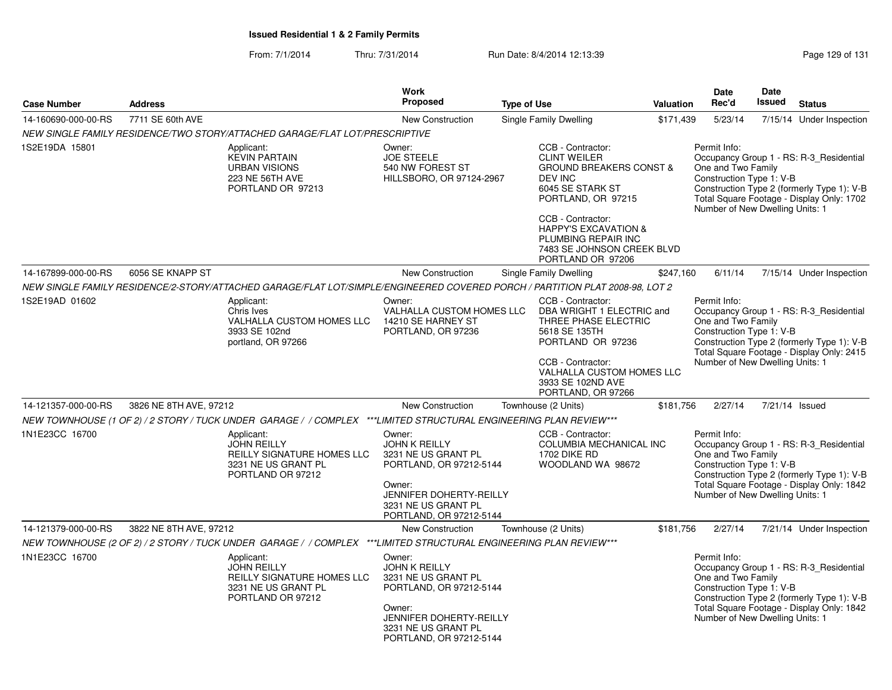**Issued Residential 1 & 2 Family Permits**

From: 7/1/2014 Thru: 7/31/2014 Run Date: 8/4/2014 12:13:39

| Case Number | Address | Work Proposed | Type of Use | Valuation | Date Rec'd | Date Issued | Status |
|---|---|---|---|---|---|---|---|
| 14-160690-000-00-RS | 7711 SE 60th AVE | New Construction | Single Family Dwelling | $171,439 | 5/23/14 | 7/15/14 | Under Inspection |

*NEW SINGLE FAMILY RESIDENCE/TWO STORY/ATTACHED GARAGE/FLAT LOT/PRESCRIPTIVE*

1S2E19DA 15801

Applicant:
KEVIN PARTAIN
URBAN VISIONS
223 NE 56TH AVE
PORTLAND OR 97213

Owner:
JOE STEELE
540 NW FOREST ST
HILLSBORO, OR 97124-2967

CCB - Contractor:
CLINT WEILER
GROUND BREAKERS CONST & DEV INC
6045 SE STARK ST
PORTLAND, OR 97215

CCB - Contractor:
HAPPY'S EXCAVATION & PLUMBING REPAIR INC
7483 SE JOHNSON CREEK BLVD
PORTLAND OR 97206

Permit Info:
Occupancy Group 1 - RS: R-3_Residential One and Two Family
Construction Type 1: V-B
Construction Type 2 (formerly Type 1): V-B
Total Square Footage - Display Only: 1702
Number of New Dwelling Units: 1

| Case Number | Address | Work Proposed | Type of Use | Valuation | Date Rec'd | Date Issued | Status |
|---|---|---|---|---|---|---|---|
| 14-167899-000-00-RS | 6056 SE KNAPP ST | New Construction | Single Family Dwelling | $247,160 | 6/11/14 | 7/15/14 | Under Inspection |

*NEW SINGLE FAMILY RESIDENCE/2-STORY/ATTACHED GARAGE/FLAT LOT/SIMPLE/ENGINEERED COVERED PORCH / PARTITION PLAT 2008-98, LOT 2*

1S2E19AD 01602

Applicant:
Chris Ives
VALHALLA CUSTOM HOMES LLC
3933 SE 102nd
portland, OR 97266

Owner:
VALHALLA CUSTOM HOMES LLC
14210 SE HARNEY ST
PORTLAND, OR 97236

CCB - Contractor:
DBA WRIGHT 1 ELECTRIC and THREE PHASE ELECTRIC
5618 SE 135TH
PORTLAND OR 97236

CCB - Contractor:
VALHALLA CUSTOM HOMES LLC
3933 SE 102ND AVE
PORTLAND, OR 97266

Permit Info:
Occupancy Group 1 - RS: R-3_Residential One and Two Family
Construction Type 1: V-B
Construction Type 2 (formerly Type 1): V-B
Total Square Footage - Display Only: 2415
Number of New Dwelling Units: 1

| Case Number | Address | Work Proposed | Type of Use | Valuation | Date Rec'd | Date Issued | Status |
|---|---|---|---|---|---|---|---|
| 14-121357-000-00-RS | 3826 NE 8TH AVE, 97212 | New Construction | Townhouse (2 Units) | $181,756 | 2/27/14 | 7/21/14 | Issued |

*NEW TOWNHOUSE (1 OF 2) / 2 STORY / TUCK UNDER GARAGE / / COMPLEX ***LIMITED STRUCTURAL ENGINEERING PLAN REVIEW****

1N1E23CC 16700

Applicant:
JOHN REILLY
REILLY SIGNATURE HOMES LLC
3231 NE US GRANT PL
PORTLAND OR 97212

Owner:
JOHN K REILLY
3231 NE US GRANT PL
PORTLAND, OR 97212-5144

Owner:
JENNIFER DOHERTY-REILLY
3231 NE US GRANT PL
PORTLAND, OR 97212-5144

CCB - Contractor:
COLUMBIA MECHANICAL INC
1702 DIKE RD
WOODLAND WA 98672

Permit Info:
Occupancy Group 1 - RS: R-3_Residential One and Two Family
Construction Type 1: V-B
Construction Type 2 (formerly Type 1): V-B
Total Square Footage - Display Only: 1842
Number of New Dwelling Units: 1

| Case Number | Address | Work Proposed | Type of Use | Valuation | Date Rec'd | Date Issued | Status |
|---|---|---|---|---|---|---|---|
| 14-121379-000-00-RS | 3822 NE 8TH AVE, 97212 | New Construction | Townhouse (2 Units) | $181,756 | 2/27/14 | 7/21/14 | Under Inspection |

*NEW TOWNHOUSE (2 OF 2) / 2 STORY / TUCK UNDER GARAGE / / COMPLEX ***LIMITED STRUCTURAL ENGINEERING PLAN REVIEW****

1N1E23CC 16700

Applicant:
JOHN REILLY
REILLY SIGNATURE HOMES LLC
3231 NE US GRANT PL
PORTLAND OR 97212

Owner:
JOHN K REILLY
3231 NE US GRANT PL
PORTLAND, OR 97212-5144

Owner:
JENNIFER DOHERTY-REILLY
3231 NE US GRANT PL
PORTLAND, OR 97212-5144

Permit Info:
Occupancy Group 1 - RS: R-3_Residential One and Two Family
Construction Type 1: V-B
Construction Type 2 (formerly Type 1): V-B
Total Square Footage - Display Only: 1842
Number of New Dwelling Units: 1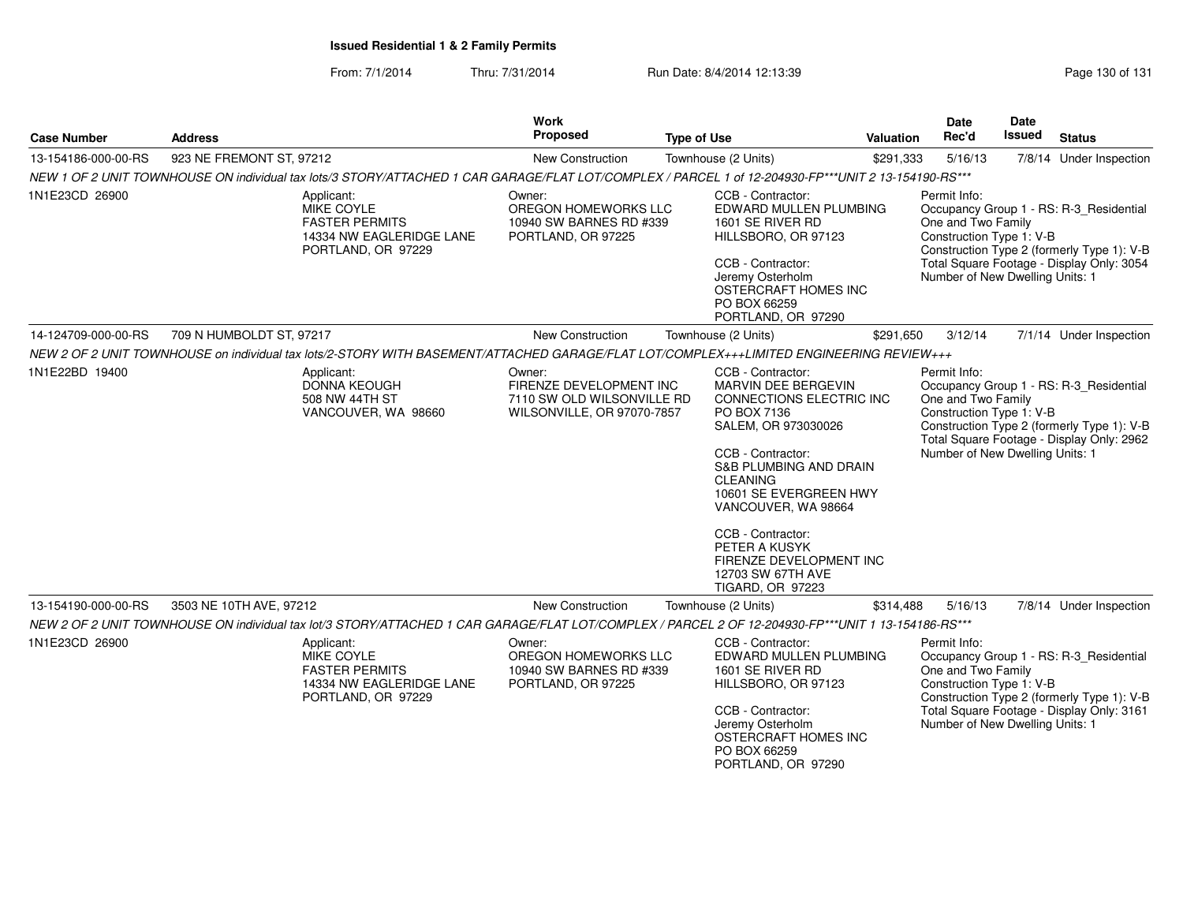**Issued Residential 1 & 2 Family Permits**

From: 7/1/2014 Thru: 7/31/2014 Run Date: 8/4/2014 12:13:39

| Case Number | Address | Work Proposed | Type of Use | Valuation | Date Rec'd | Date Issued | Status |
|---|---|---|---|---|---|---|---|
| 13-154186-000-00-RS | 923 NE FREMONT ST, 97212 | New Construction | Townhouse (2 Units) | $291,333 | 5/16/13 | 7/8/14 | Under Inspection |

*NEW 1 OF 2 UNIT TOWNHOUSE ON individual tax lots/3 STORY/ATTACHED 1 CAR GARAGE/FLAT LOT/COMPLEX / PARCEL 1 of 12-204930-FP***UNIT 2 13-154190-RS****

1N1E23CD 26900

Applicant:
MIKE COYLE
FASTER PERMITS
14334 NW EAGLERIDGE LANE
PORTLAND, OR 97229

Owner:
OREGON HOMEWORKS LLC
10940 SW BARNES RD #339
PORTLAND, OR 97225

CCB - Contractor:
EDWARD MULLEN PLUMBING
1601 SE RIVER RD
HILLSBORO, OR 97123

CCB - Contractor:
Jeremy Osterholm
OSTERCRAFT HOMES INC
PO BOX 66259
PORTLAND, OR 97290

Permit Info:
Occupancy Group 1 - RS: R-3_Residential One and Two Family
Construction Type 1: V-B
Construction Type 2 (formerly Type 1): V-B
Total Square Footage - Display Only: 3054
Number of New Dwelling Units: 1

| Case Number | Address | Work Proposed | Type of Use | Valuation | Date Rec'd | Date Issued | Status |
|---|---|---|---|---|---|---|---|
| 14-124709-000-00-RS | 709 N HUMBOLDT ST, 97217 | New Construction | Townhouse (2 Units) | $291,650 | 3/12/14 | 7/1/14 | Under Inspection |

*NEW 2 OF 2 UNIT TOWNHOUSE on individual tax lots/2-STORY WITH BASEMENT/ATTACHED GARAGE/FLAT LOT/COMPLEX+++LIMITED ENGINEERING REVIEW+++*

1N1E22BD 19400

Applicant:
DONNA KEOUGH
508 NW 44TH ST
VANCOUVER, WA 98660

Owner:
FIRENZE DEVELOPMENT INC
7110 SW OLD WILSONVILLE RD
WILSONVILLE, OR 97070-7857

CCB - Contractor:
MARVIN DEE BERGEVIN
CONNECTIONS ELECTRIC INC
PO BOX 7136
SALEM, OR 973030026

CCB - Contractor:
S&B PLUMBING AND DRAIN CLEANING
10601 SE EVERGREEN HWY
VANCOUVER, WA 98664

CCB - Contractor:
PETER A KUSYK
FIRENZE DEVELOPMENT INC
12703 SW 67TH AVE
TIGARD, OR 97223

Permit Info:
Occupancy Group 1 - RS: R-3_Residential One and Two Family
Construction Type 1: V-B
Construction Type 2 (formerly Type 1): V-B
Total Square Footage - Display Only: 2962
Number of New Dwelling Units: 1

| Case Number | Address | Work Proposed | Type of Use | Valuation | Date Rec'd | Date Issued | Status |
|---|---|---|---|---|---|---|---|
| 13-154190-000-00-RS | 3503 NE 10TH AVE, 97212 | New Construction | Townhouse (2 Units) | $314,488 | 5/16/13 | 7/8/14 | Under Inspection |

*NEW 2 OF 2 UNIT TOWNHOUSE ON individual tax lot/3 STORY/ATTACHED 1 CAR GARAGE/FLAT LOT/COMPLEX / PARCEL 2 OF 12-204930-FP***UNIT 1 13-154186-RS****

1N1E23CD 26900

Applicant:
MIKE COYLE
FASTER PERMITS
14334 NW EAGLERIDGE LANE
PORTLAND, OR 97229

Owner:
OREGON HOMEWORKS LLC
10940 SW BARNES RD #339
PORTLAND, OR 97225

CCB - Contractor:
EDWARD MULLEN PLUMBING
1601 SE RIVER RD
HILLSBORO, OR 97123

CCB - Contractor:
Jeremy Osterholm
OSTERCRAFT HOMES INC
PO BOX 66259
PORTLAND, OR 97290

Permit Info:
Occupancy Group 1 - RS: R-3_Residential One and Two Family
Construction Type 1: V-B
Construction Type 2 (formerly Type 1): V-B
Total Square Footage - Display Only: 3161
Number of New Dwelling Units: 1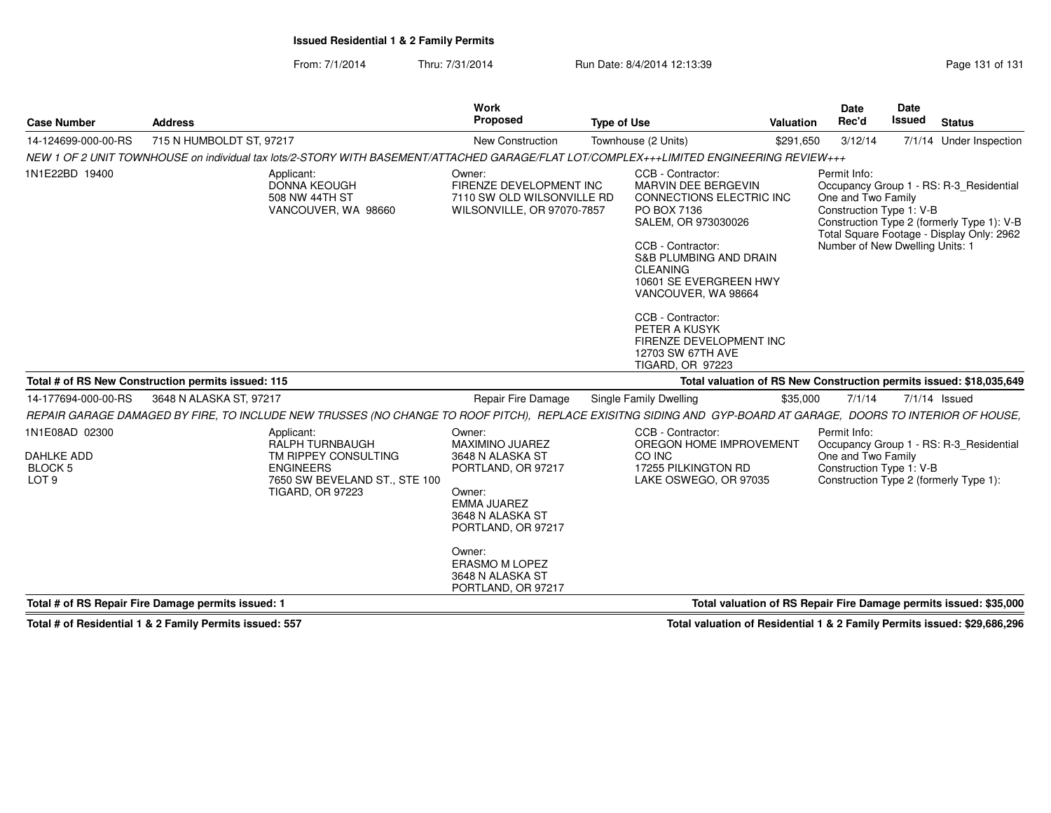**Issued Residential 1 & 2 Family Permits**

From: 7/1/2014 Thru: 7/31/2014 Run Date: 8/4/2014 12:13:39

| Case Number | Address | Work Proposed | Type of Use | Valuation | Date Rec'd | Date Issued | Status |
|---|---|---|---|---|---|---|---|
| 14-124699-000-00-RS | 715 N HUMBOLDT ST, 97217 | New Construction | Townhouse (2 Units) | $291,650 | 3/12/14 | 7/1/14 | Under Inspection |

*NEW 1 OF 2 UNIT TOWNHOUSE on individual tax lots/2-STORY WITH BASEMENT/ATTACHED GARAGE/FLAT LOT/COMPLEX+++LIMITED ENGINEERING REVIEW+++*

1N1E22BD 19400

Applicant:
DONNA KEOUGH
508 NW 44TH ST
VANCOUVER, WA 98660

Owner:
FIRENZE DEVELOPMENT INC
7110 SW OLD WILSONVILLE RD
WILSONVILLE, OR 97070-7857

CCB - Contractor:
MARVIN DEE BERGEVIN
CONNECTIONS ELECTRIC INC
PO BOX 7136
SALEM, OR 973030026

CCB - Contractor:
S&B PLUMBING AND DRAIN CLEANING
10601 SE EVERGREEN HWY
VANCOUVER, WA 98664

CCB - Contractor:
PETER A KUSYK
FIRENZE DEVELOPMENT INC
12703 SW 67TH AVE
TIGARD, OR 97223

Permit Info:
Occupancy Group 1 - RS: R-3_Residential One and Two Family
Construction Type 1: V-B
Construction Type 2 (formerly Type 1): V-B
Total Square Footage - Display Only: 2962
Number of New Dwelling Units: 1

**Total # of RS New Construction permits issued: 115** — **Total valuation of RS New Construction permits issued: $18,035,649**

| Case Number | Address | Work Proposed | Type of Use | Valuation | Date Rec'd | Date Issued | Status |
|---|---|---|---|---|---|---|---|
| 14-177694-000-00-RS | 3648 N ALASKA ST, 97217 | Repair Fire Damage | Single Family Dwelling | $35,000 | 7/1/14 | 7/1/14 | Issued |

*REPAIR GARAGE DAMAGED BY FIRE, TO INCLUDE NEW TRUSSES (NO CHANGE TO ROOF PITCH), REPLACE EXISITNG SIDING AND GYP-BOARD AT GARAGE, DOORS TO INTERIOR OF HOUSE,*

1N1E08AD 02300

DAHLKE ADD
BLOCK 5
LOT 9

Applicant:
RALPH TURNBAUGH
TM RIPPEY CONSULTING ENGINEERS
7650 SW BEVELAND ST., STE 100
TIGARD, OR 97223

Owner:
MAXIMINO JUAREZ
3648 N ALASKA ST
PORTLAND, OR 97217

Owner:
EMMA JUAREZ
3648 N ALASKA ST
PORTLAND, OR 97217

Owner:
ERASMO M LOPEZ
3648 N ALASKA ST
PORTLAND, OR 97217

CCB - Contractor:
OREGON HOME IMPROVEMENT CO INC
17255 PILKINGTON RD
LAKE OSWEGO, OR 97035

Permit Info:
Occupancy Group 1 - RS: R-3_Residential One and Two Family
Construction Type 1: V-B
Construction Type 2 (formerly Type 1):

**Total # of RS Repair Fire Damage permits issued: 1** — **Total valuation of RS Repair Fire Damage permits issued: $35,000**

**Total # of Residential 1 & 2 Family Permits issued: 557** — **Total valuation of Residential 1 & 2 Family Permits issued: $29,686,296**